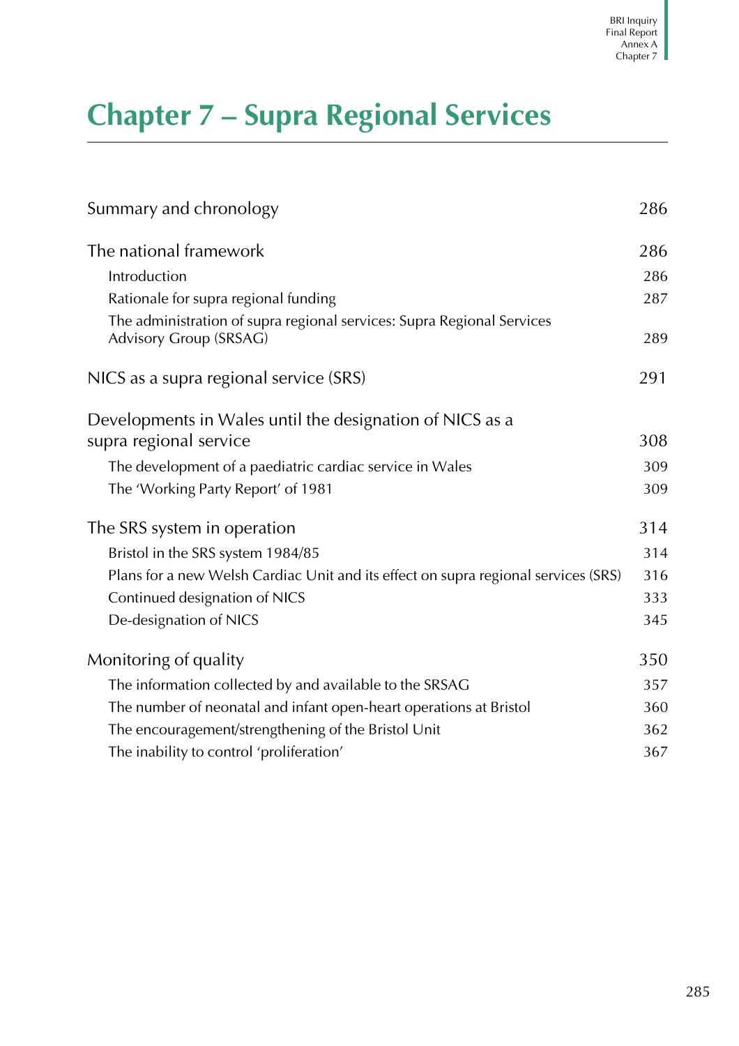# Chapter 7 – Supra Regional Services

| | |
|---|---|
| Summary and chronology | 286 |
| The national framework | 286 |
| Introduction | 286 |
| Rationale for supra regional funding | 287 |
| The administration of supra regional services: Supra Regional Services Advisory Group (SRSAG) | 289 |
| NICS as a supra regional service (SRS) | 291 |
| Developments in Wales until the designation of NICS as a supra regional service | 308 |
| The development of a paediatric cardiac service in Wales | 309 |
| The 'Working Party Report' of 1981 | 309 |
| The SRS system in operation | 314 |
| Bristol in the SRS system 1984/85 | 314 |
| Plans for a new Welsh Cardiac Unit and its effect on supra regional services (SRS) | 316 |
| Continued designation of NICS | 333 |
| De-designation of NICS | 345 |
| Monitoring of quality | 350 |
| The information collected by and available to the SRSAG | 357 |
| The number of neonatal and infant open-heart operations at Bristol | 360 |
| The encouragement/strengthening of the Bristol Unit | 362 |
| The inability to control 'proliferation' | 367 |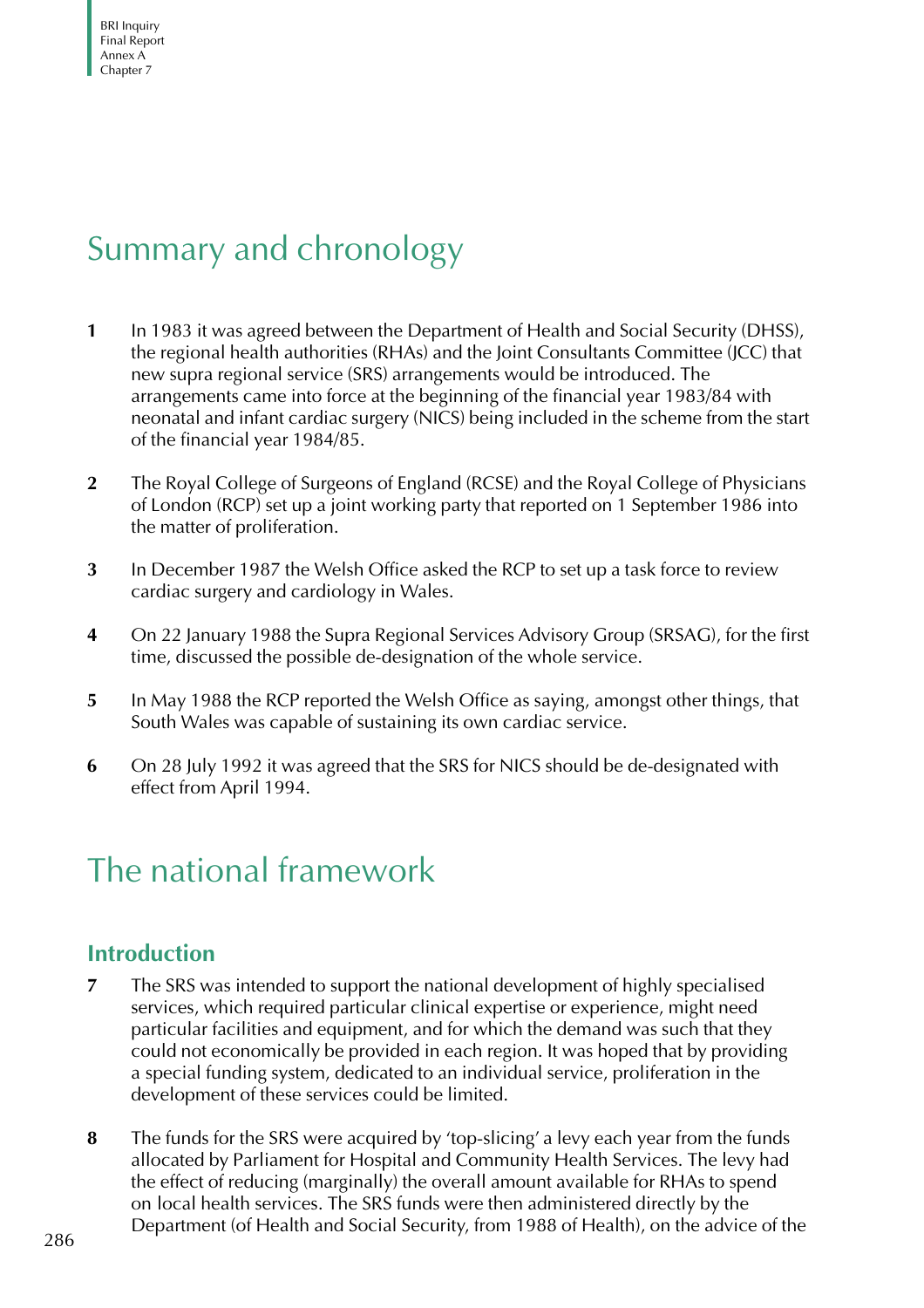# Summary and chronology

**1** In 1983 it was agreed between the Department of Health and Social Security (DHSS), the regional health authorities (RHAs) and the Joint Consultants Committee (JCC) that new supra regional service (SRS) arrangements would be introduced. The arrangements came into force at the beginning of the financial year 1983/84 with neonatal and infant cardiac surgery (NICS) being included in the scheme from the start of the financial year 1984/85.

**2** The Royal College of Surgeons of England (RCSE) and the Royal College of Physicians of London (RCP) set up a joint working party that reported on 1 September 1986 into the matter of proliferation.

**3** In December 1987 the Welsh Office asked the RCP to set up a task force to review cardiac surgery and cardiology in Wales.

**4** On 22 January 1988 the Supra Regional Services Advisory Group (SRSAG), for the first time, discussed the possible de-designation of the whole service.

**5** In May 1988 the RCP reported the Welsh Office as saying, amongst other things, that South Wales was capable of sustaining its own cardiac service.

**6** On 28 July 1992 it was agreed that the SRS for NICS should be de-designated with effect from April 1994.

# The national framework

## Introduction

**7** The SRS was intended to support the national development of highly specialised services, which required particular clinical expertise or experience, might need particular facilities and equipment, and for which the demand was such that they could not economically be provided in each region. It was hoped that by providing a special funding system, dedicated to an individual service, proliferation in the development of these services could be limited.

**8** The funds for the SRS were acquired by 'top-slicing' a levy each year from the funds allocated by Parliament for Hospital and Community Health Services. The levy had the effect of reducing (marginally) the overall amount available for RHAs to spend on local health services. The SRS funds were then administered directly by the Department (of Health and Social Security, from 1988 of Health), on the advice of the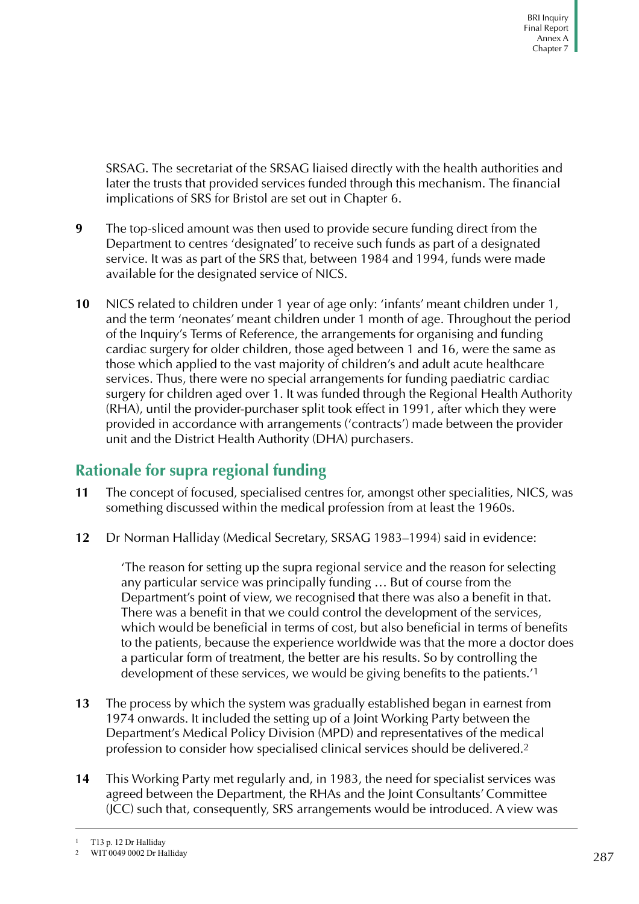SRSAG. The secretariat of the SRSAG liaised directly with the health authorities and later the trusts that provided services funded through this mechanism. The financial implications of SRS for Bristol are set out in Chapter 6.

**9** The top-sliced amount was then used to provide secure funding direct from the Department to centres 'designated' to receive such funds as part of a designated service. It was as part of the SRS that, between 1984 and 1994, funds were made available for the designated service of NICS.

**10** NICS related to children under 1 year of age only: 'infants' meant children under 1, and the term 'neonates' meant children under 1 month of age. Throughout the period of the Inquiry's Terms of Reference, the arrangements for organising and funding cardiac surgery for older children, those aged between 1 and 16, were the same as those which applied to the vast majority of children's and adult acute healthcare services. Thus, there were no special arrangements for funding paediatric cardiac surgery for children aged over 1. It was funded through the Regional Health Authority (RHA), until the provider-purchaser split took effect in 1991, after which they were provided in accordance with arrangements ('contracts') made between the provider unit and the District Health Authority (DHA) purchasers.

## Rationale for supra regional funding

**11** The concept of focused, specialised centres for, amongst other specialities, NICS, was something discussed within the medical profession from at least the 1960s.

**12** Dr Norman Halliday (Medical Secretary, SRSAG 1983–1994) said in evidence:

> 'The reason for setting up the supra regional service and the reason for selecting any particular service was principally funding … But of course from the Department's point of view, we recognised that there was also a benefit in that. There was a benefit in that we could control the development of the services, which would be beneficial in terms of cost, but also beneficial in terms of benefits to the patients, because the experience worldwide was that the more a doctor does a particular form of treatment, the better are his results. So by controlling the development of these services, we would be giving benefits to the patients.'[1]

**13** The process by which the system was gradually established began in earnest from 1974 onwards. It included the setting up of a Joint Working Party between the Department's Medical Policy Division (MPD) and representatives of the medical profession to consider how specialised clinical services should be delivered.[2]

**14** This Working Party met regularly and, in 1983, the need for specialist services was agreed between the Department, the RHAs and the Joint Consultants' Committee (JCC) such that, consequently, SRS arrangements would be introduced. A view was

---

[1] T13 p. 12 Dr Halliday

[2] WIT 0049 0002 Dr Halliday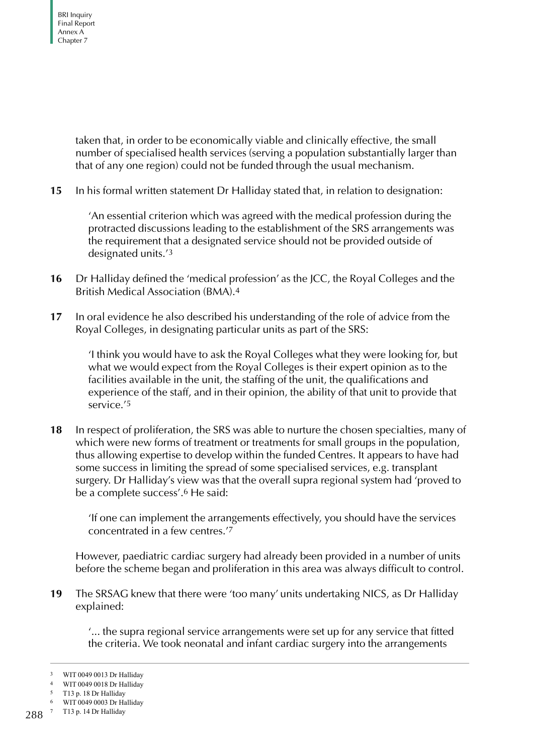taken that, in order to be economically viable and clinically effective, the small number of specialised health services (serving a population substantially larger than that of any one region) could not be funded through the usual mechanism.

**15** In his formal written statement Dr Halliday stated that, in relation to designation:

> 'An essential criterion which was agreed with the medical profession during the protracted discussions leading to the establishment of the SRS arrangements was the requirement that a designated service should not be provided outside of designated units.'[3]

**16** Dr Halliday defined the 'medical profession' as the JCC, the Royal Colleges and the British Medical Association (BMA).[4]

**17** In oral evidence he also described his understanding of the role of advice from the Royal Colleges, in designating particular units as part of the SRS:

> 'I think you would have to ask the Royal Colleges what they were looking for, but what we would expect from the Royal Colleges is their expert opinion as to the facilities available in the unit, the staffing of the unit, the qualifications and experience of the staff, and in their opinion, the ability of that unit to provide that service.'[5]

**18** In respect of proliferation, the SRS was able to nurture the chosen specialties, many of which were new forms of treatment or treatments for small groups in the population, thus allowing expertise to develop within the funded Centres. It appears to have had some success in limiting the spread of some specialised services, e.g. transplant surgery. Dr Halliday's view was that the overall supra regional system had 'proved to be a complete success'.[6] He said:

> 'If one can implement the arrangements effectively, you should have the services concentrated in a few centres.'[7]

However, paediatric cardiac surgery had already been provided in a number of units before the scheme began and proliferation in this area was always difficult to control.

**19** The SRSAG knew that there were 'too many' units undertaking NICS, as Dr Halliday explained:

> '... the supra regional service arrangements were set up for any service that fitted the criteria. We took neonatal and infant cardiac surgery into the arrangements

---

[3] WIT 0049 0013 Dr Halliday

[4] WIT 0049 0018 Dr Halliday

[5] T13 p. 18 Dr Halliday

[6] WIT 0049 0003 Dr Halliday

[7] T13 p. 14 Dr Halliday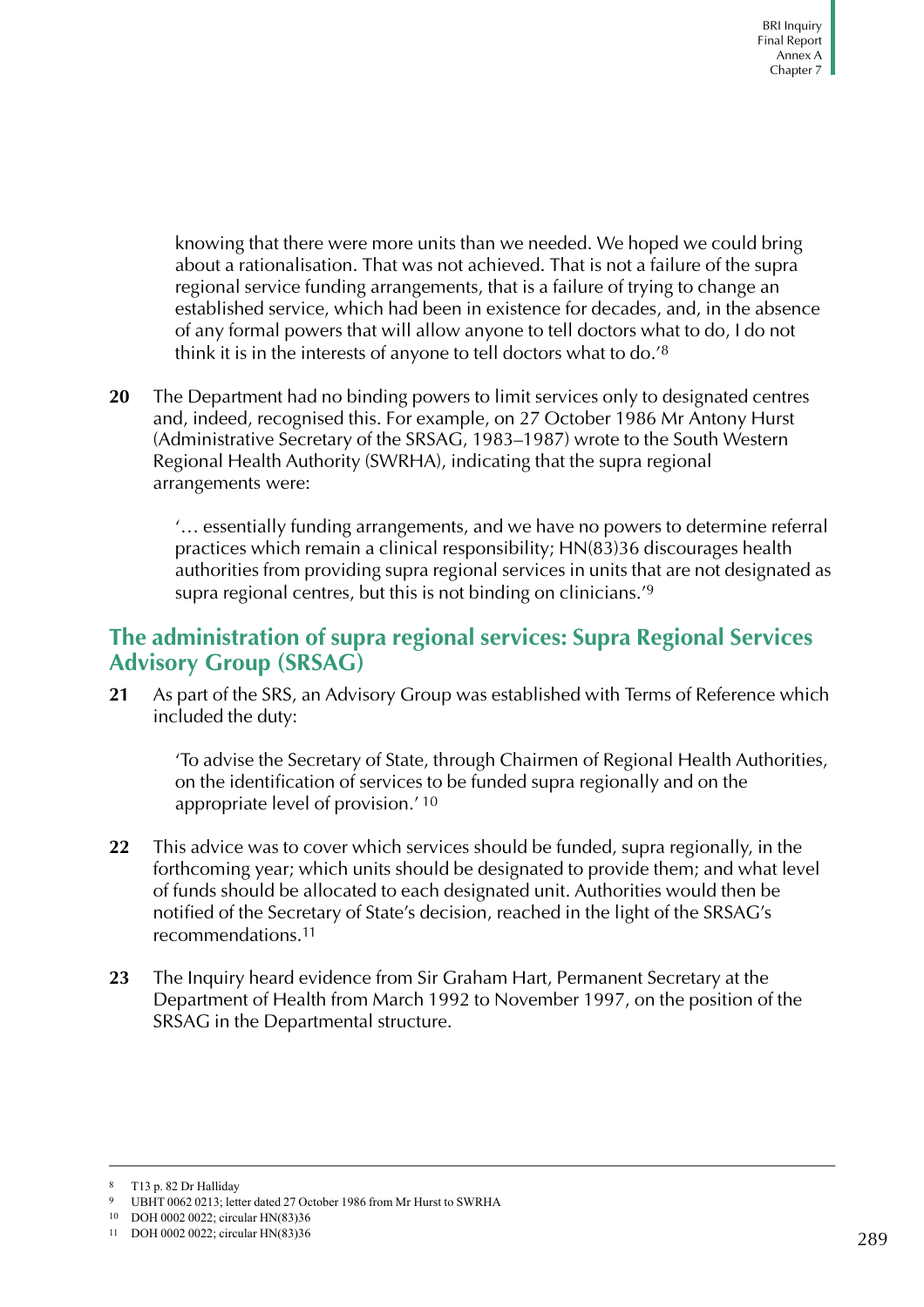knowing that there were more units than we needed. We hoped we could bring about a rationalisation. That was not achieved. That is not a failure of the supra regional service funding arrangements, that is a failure of trying to change an established service, which had been in existence for decades, and, in the absence of any formal powers that will allow anyone to tell doctors what to do, I do not think it is in the interests of anyone to tell doctors what to do.'[8]

**20** The Department had no binding powers to limit services only to designated centres and, indeed, recognised this. For example, on 27 October 1986 Mr Antony Hurst (Administrative Secretary of the SRSAG, 1983–1987) wrote to the South Western Regional Health Authority (SWRHA), indicating that the supra regional arrangements were:

> '… essentially funding arrangements, and we have no powers to determine referral practices which remain a clinical responsibility; HN(83)36 discourages health authorities from providing supra regional services in units that are not designated as supra regional centres, but this is not binding on clinicians.'[9]

## The administration of supra regional services: Supra Regional Services Advisory Group (SRSAG)

**21** As part of the SRS, an Advisory Group was established with Terms of Reference which included the duty:

> 'To advise the Secretary of State, through Chairmen of Regional Health Authorities, on the identification of services to be funded supra regionally and on the appropriate level of provision.'[10]

**22** This advice was to cover which services should be funded, supra regionally, in the forthcoming year; which units should be designated to provide them; and what level of funds should be allocated to each designated unit. Authorities would then be notified of the Secretary of State's decision, reached in the light of the SRSAG's recommendations.[11]

**23** The Inquiry heard evidence from Sir Graham Hart, Permanent Secretary at the Department of Health from March 1992 to November 1997, on the position of the SRSAG in the Departmental structure.

---

[8] T13 p. 82 Dr Halliday
[9] UBHT 0062 0213; letter dated 27 October 1986 from Mr Hurst to SWRHA
[10] DOH 0002 0022; circular HN(83)36
[11] DOH 0002 0022; circular HN(83)36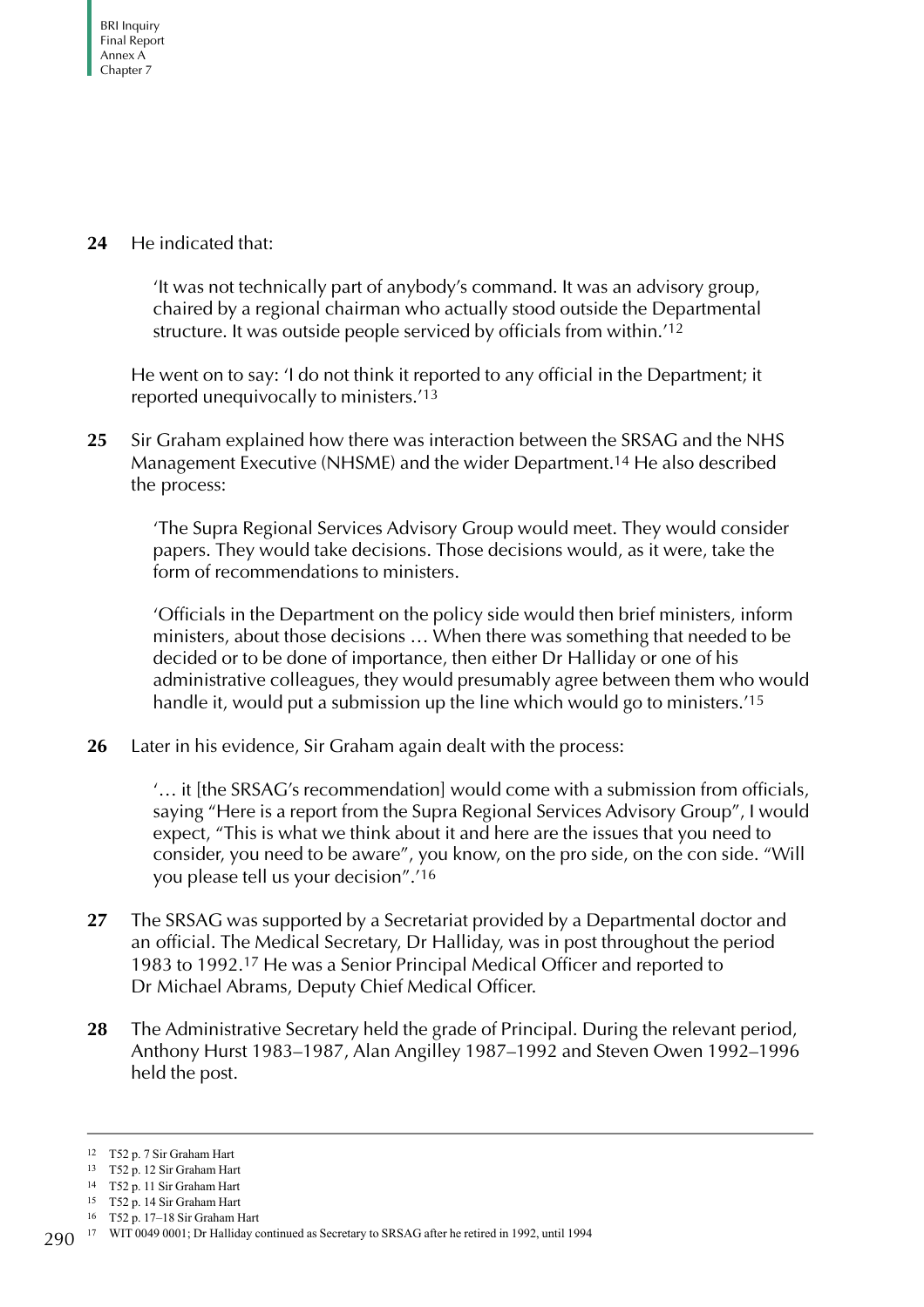**24** He indicated that:

> 'It was not technically part of anybody's command. It was an advisory group, chaired by a regional chairman who actually stood outside the Departmental structure. It was outside people serviced by officials from within.'[12]

He went on to say: 'I do not think it reported to any official in the Department; it reported unequivocally to ministers.'[13]

**25** Sir Graham explained how there was interaction between the SRSAG and the NHS Management Executive (NHSME) and the wider Department.[14] He also described the process:

> 'The Supra Regional Services Advisory Group would meet. They would consider papers. They would take decisions. Those decisions would, as it were, take the form of recommendations to ministers.
>
> 'Officials in the Department on the policy side would then brief ministers, inform ministers, about those decisions … When there was something that needed to be decided or to be done of importance, then either Dr Halliday or one of his administrative colleagues, they would presumably agree between them who would handle it, would put a submission up the line which would go to ministers.'[15]

**26** Later in his evidence, Sir Graham again dealt with the process:

> '… it [the SRSAG's recommendation] would come with a submission from officials, saying "Here is a report from the Supra Regional Services Advisory Group", I would expect, "This is what we think about it and here are the issues that you need to consider, you need to be aware", you know, on the pro side, on the con side. "Will you please tell us your decision".'[16]

**27** The SRSAG was supported by a Secretariat provided by a Departmental doctor and an official. The Medical Secretary, Dr Halliday, was in post throughout the period 1983 to 1992.[17] He was a Senior Principal Medical Officer and reported to Dr Michael Abrams, Deputy Chief Medical Officer.

**28** The Administrative Secretary held the grade of Principal. During the relevant period, Anthony Hurst 1983–1987, Alan Angilley 1987–1992 and Steven Owen 1992–1996 held the post.

---

[12] T52 p. 7 Sir Graham Hart

[13] T52 p. 12 Sir Graham Hart

[14] T52 p. 11 Sir Graham Hart

[15] T52 p. 14 Sir Graham Hart

[16] T52 p. 17–18 Sir Graham Hart

[17] WIT 0049 0001; Dr Halliday continued as Secretary to SRSAG after he retired in 1992, until 1994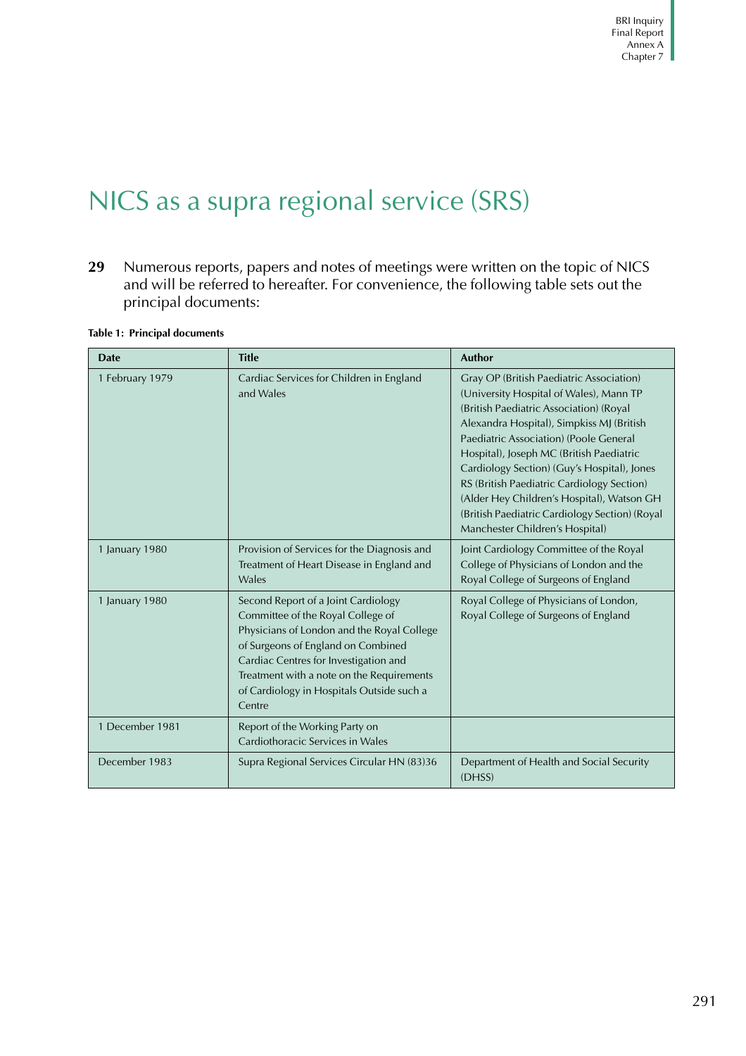# NICS as a supra regional service (SRS)

**29** Numerous reports, papers and notes of meetings were written on the topic of NICS and will be referred to hereafter. For convenience, the following table sets out the principal documents:

**Table 1: Principal documents**

| Date | Title | Author |
|---|---|---|
| 1 February 1979 | Cardiac Services for Children in England and Wales | Gray OP (British Paediatric Association) (University Hospital of Wales), Mann TP (British Paediatric Association) (Royal Alexandra Hospital), Simpkiss MJ (British Paediatric Association) (Poole General Hospital), Joseph MC (British Paediatric Cardiology Section) (Guy's Hospital), Jones RS (British Paediatric Cardiology Section) (Alder Hey Children's Hospital), Watson GH (British Paediatric Cardiology Section) (Royal Manchester Children's Hospital) |
| 1 January 1980 | Provision of Services for the Diagnosis and Treatment of Heart Disease in England and Wales | Joint Cardiology Committee of the Royal College of Physicians of London and the Royal College of Surgeons of England |
| 1 January 1980 | Second Report of a Joint Cardiology Committee of the Royal College of Physicians of London and the Royal College of Surgeons of England on Combined Cardiac Centres for Investigation and Treatment with a note on the Requirements of Cardiology in Hospitals Outside such a Centre | Royal College of Physicians of London, Royal College of Surgeons of England |
| 1 December 1981 | Report of the Working Party on Cardiothoracic Services in Wales | |
| December 1983 | Supra Regional Services Circular HN (83)36 | Department of Health and Social Security (DHSS) |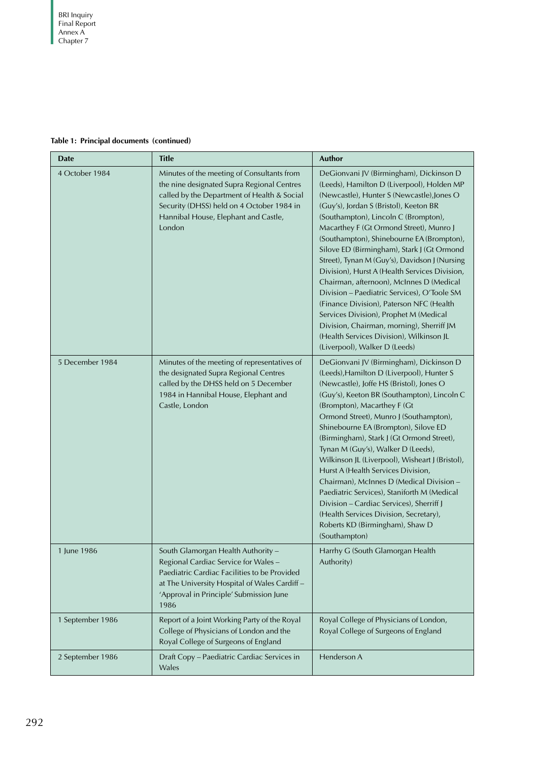**Table 1: Principal documents (continued)**

| Date | Title | Author |
|---|---|---|
| 4 October 1984 | Minutes of the meeting of Consultants from the nine designated Supra Regional Centres called by the Department of Health & Social Security (DHSS) held on 4 October 1984 in Hannibal House, Elephant and Castle, London | DeGionvani JV (Birmingham), Dickinson D (Leeds), Hamilton D (Liverpool), Holden MP (Newcastle), Hunter S (Newcastle),Jones O (Guy's), Jordan S (Bristol), Keeton BR (Southampton), Lincoln C (Brompton), Macarthey F (Gt Ormond Street), Munro J (Southampton), Shinebourne EA (Brompton), Silove ED (Birmingham), Stark J (Gt Ormond Street), Tynan M (Guy's), Davidson J (Nursing Division), Hurst A (Health Services Division, Chairman, afternoon), McInnes D (Medical Division – Paediatric Services), O'Toole SM (Finance Division), Paterson NFC (Health Services Division), Prophet M (Medical Division, Chairman, morning), Sherriff JM (Health Services Division), Wilkinson JL (Liverpool), Walker D (Leeds) |
| 5 December 1984 | Minutes of the meeting of representatives of the designated Supra Regional Centres called by the DHSS held on 5 December 1984 in Hannibal House, Elephant and Castle, London | DeGionvani JV (Birmingham), Dickinson D (Leeds),Hamilton D (Liverpool), Hunter S (Newcastle), Joffe HS (Bristol), Jones O (Guy's), Keeton BR (Southampton), Lincoln C (Brompton), Macarthey F (Gt Ormond Street), Munro J (Southampton), Shinebourne EA (Brompton), Silove ED (Birmingham), Stark J (Gt Ormond Street), Tynan M (Guy's), Walker D (Leeds), Wilkinson JL (Liverpool), Wisheart J (Bristol), Hurst A (Health Services Division, Chairman), McInnes D (Medical Division – Paediatric Services), Staniforth M (Medical Division – Cardiac Services), Sherriff J (Health Services Division, Secretary), Roberts KD (Birmingham), Shaw D (Southampton) |
| 1 June 1986 | South Glamorgan Health Authority – Regional Cardiac Service for Wales – Paediatric Cardiac Facilities to be Provided at The University Hospital of Wales Cardiff – 'Approval in Principle' Submission June 1986 | Harrhy G (South Glamorgan Health Authority) |
| 1 September 1986 | Report of a Joint Working Party of the Royal College of Physicians of London and the Royal College of Surgeons of England | Royal College of Physicians of London, Royal College of Surgeons of England |
| 2 September 1986 | Draft Copy – Paediatric Cardiac Services in Wales | Henderson A |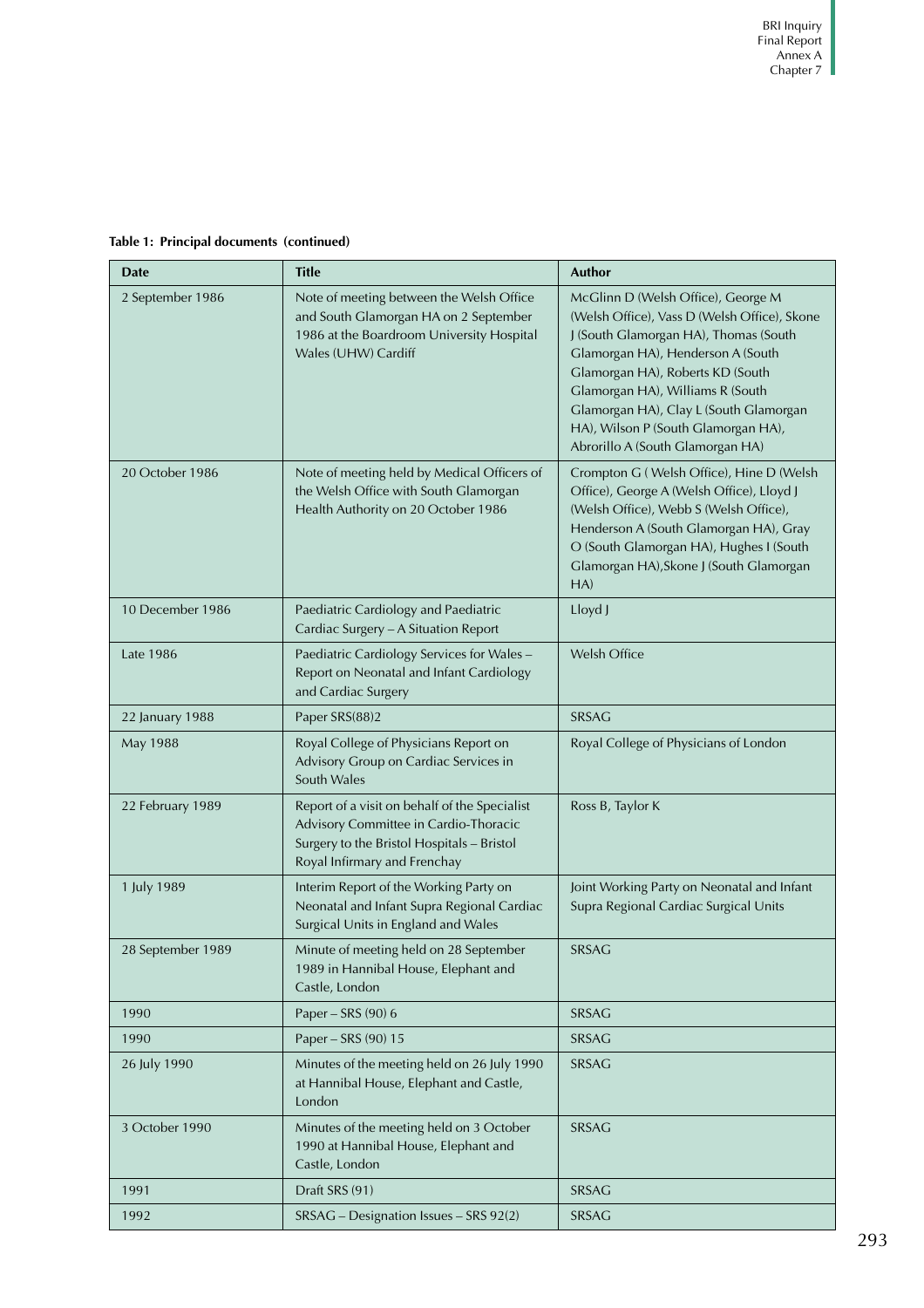**Table 1: Principal documents (continued)**

| Date | Title | Author |
|---|---|---|
| 2 September 1986 | Note of meeting between the Welsh Office and South Glamorgan HA on 2 September 1986 at the Boardroom University Hospital Wales (UHW) Cardiff | McGlinn D (Welsh Office), George M (Welsh Office), Vass D (Welsh Office), Skone J (South Glamorgan HA), Thomas (South Glamorgan HA), Henderson A (South Glamorgan HA), Roberts KD (South Glamorgan HA), Williams R (South Glamorgan HA), Clay L (South Glamorgan HA), Wilson P (South Glamorgan HA), Abrorillo A (South Glamorgan HA) |
| 20 October 1986 | Note of meeting held by Medical Officers of the Welsh Office with South Glamorgan Health Authority on 20 October 1986 | Crompton G ( Welsh Office), Hine D (Welsh Office), George A (Welsh Office), Lloyd J (Welsh Office), Webb S (Welsh Office), Henderson A (South Glamorgan HA), Gray O (South Glamorgan HA), Hughes I (South Glamorgan HA),Skone J (South Glamorgan HA) |
| 10 December 1986 | Paediatric Cardiology and Paediatric Cardiac Surgery – A Situation Report | Lloyd J |
| Late 1986 | Paediatric Cardiology Services for Wales – Report on Neonatal and Infant Cardiology and Cardiac Surgery | Welsh Office |
| 22 January 1988 | Paper SRS(88)2 | SRSAG |
| May 1988 | Royal College of Physicians Report on Advisory Group on Cardiac Services in South Wales | Royal College of Physicians of London |
| 22 February 1989 | Report of a visit on behalf of the Specialist Advisory Committee in Cardio-Thoracic Surgery to the Bristol Hospitals – Bristol Royal Infirmary and Frenchay | Ross B, Taylor K |
| 1 July 1989 | Interim Report of the Working Party on Neonatal and Infant Supra Regional Cardiac Surgical Units in England and Wales | Joint Working Party on Neonatal and Infant Supra Regional Cardiac Surgical Units |
| 28 September 1989 | Minute of meeting held on 28 September 1989 in Hannibal House, Elephant and Castle, London | SRSAG |
| 1990 | Paper – SRS (90) 6 | SRSAG |
| 1990 | Paper – SRS (90) 15 | SRSAG |
| 26 July 1990 | Minutes of the meeting held on 26 July 1990 at Hannibal House, Elephant and Castle, London | SRSAG |
| 3 October 1990 | Minutes of the meeting held on 3 October 1990 at Hannibal House, Elephant and Castle, London | SRSAG |
| 1991 | Draft SRS (91) | SRSAG |
| 1992 | SRSAG – Designation Issues – SRS 92(2) | SRSAG |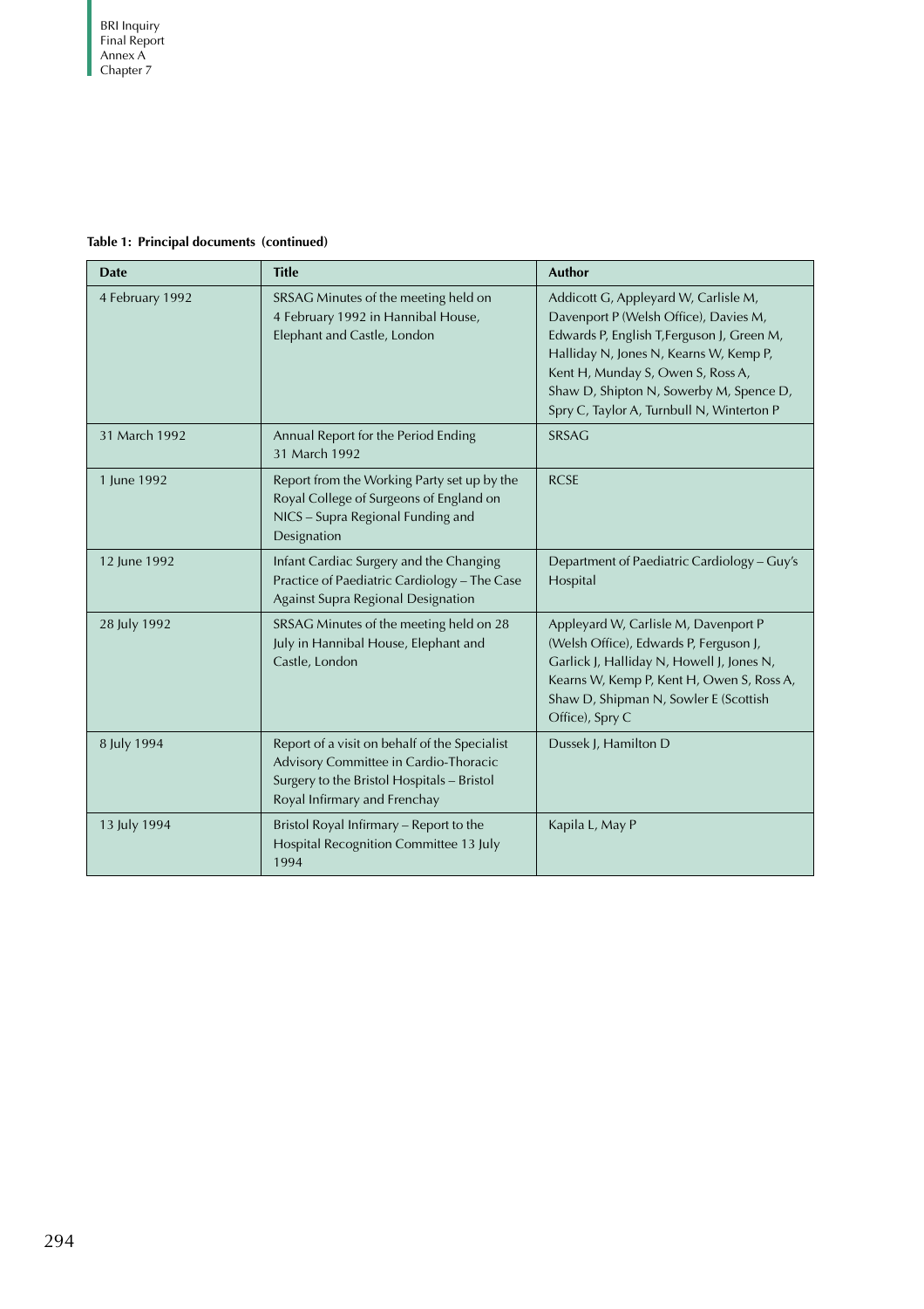**Table 1: Principal documents (continued)**

| Date | Title | Author |
|---|---|---|
| 4 February 1992 | SRSAG Minutes of the meeting held on 4 February 1992 in Hannibal House, Elephant and Castle, London | Addicott G, Appleyard W, Carlisle M, Davenport P (Welsh Office), Davies M, Edwards P, English T,Ferguson J, Green M, Halliday N, Jones N, Kearns W, Kemp P, Kent H, Munday S, Owen S, Ross A, Shaw D, Shipton N, Sowerby M, Spence D, Spry C, Taylor A, Turnbull N, Winterton P |
| 31 March 1992 | Annual Report for the Period Ending 31 March 1992 | SRSAG |
| 1 June 1992 | Report from the Working Party set up by the Royal College of Surgeons of England on NICS – Supra Regional Funding and Designation | RCSE |
| 12 June 1992 | Infant Cardiac Surgery and the Changing Practice of Paediatric Cardiology – The Case Against Supra Regional Designation | Department of Paediatric Cardiology – Guy's Hospital |
| 28 July 1992 | SRSAG Minutes of the meeting held on 28 July in Hannibal House, Elephant and Castle, London | Appleyard W, Carlisle M, Davenport P (Welsh Office), Edwards P, Ferguson J, Garlick J, Halliday N, Howell J, Jones N, Kearns W, Kemp P, Kent H, Owen S, Ross A, Shaw D, Shipman N, Sowler E (Scottish Office), Spry C |
| 8 July 1994 | Report of a visit on behalf of the Specialist Advisory Committee in Cardio-Thoracic Surgery to the Bristol Hospitals – Bristol Royal Infirmary and Frenchay | Dussek J, Hamilton D |
| 13 July 1994 | Bristol Royal Infirmary – Report to the Hospital Recognition Committee 13 July 1994 | Kapila L, May P |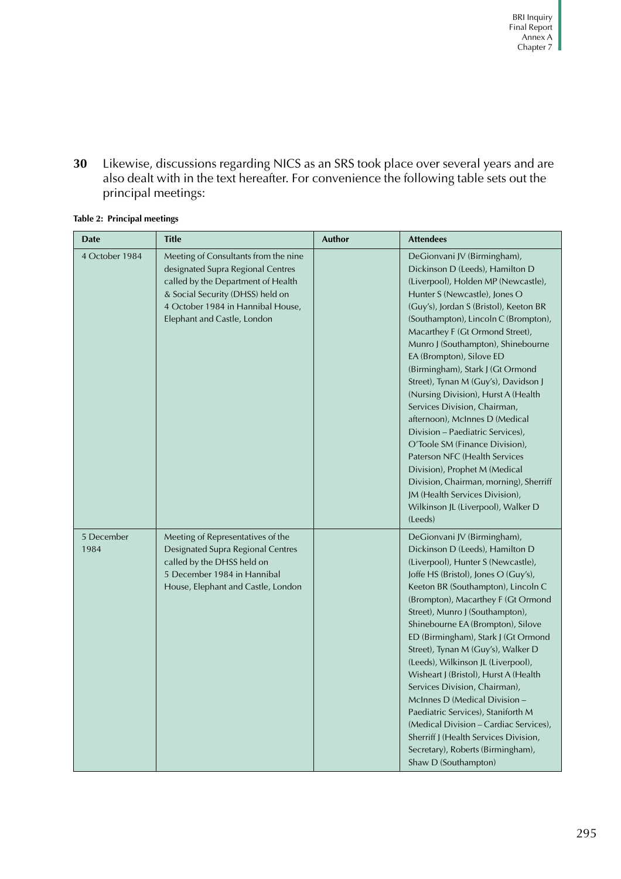**30** Likewise, discussions regarding NICS as an SRS took place over several years and are also dealt with in the text hereafter. For convenience the following table sets out the principal meetings:

**Table 2: Principal meetings**

| Date | Title | Author | Attendees |
|---|---|---|---|
| 4 October 1984 | Meeting of Consultants from the nine designated Supra Regional Centres called by the Department of Health & Social Security (DHSS) held on 4 October 1984 in Hannibal House, Elephant and Castle, London | | DeGionvani JV (Birmingham), Dickinson D (Leeds), Hamilton D (Liverpool), Holden MP (Newcastle), Hunter S (Newcastle), Jones O (Guy's), Jordan S (Bristol), Keeton BR (Southampton), Lincoln C (Brompton), Macarthey F (Gt Ormond Street), Munro J (Southampton), Shinebourne EA (Brompton), Silove ED (Birmingham), Stark J (Gt Ormond Street), Tynan M (Guy's), Davidson J (Nursing Division), Hurst A (Health Services Division, Chairman, afternoon), McInnes D (Medical Division – Paediatric Services), O'Toole SM (Finance Division), Paterson NFC (Health Services Division), Prophet M (Medical Division, Chairman, morning), Sherriff JM (Health Services Division), Wilkinson JL (Liverpool), Walker D (Leeds) |
| 5 December 1984 | Meeting of Representatives of the Designated Supra Regional Centres called by the DHSS held on 5 December 1984 in Hannibal House, Elephant and Castle, London | | DeGionvani JV (Birmingham), Dickinson D (Leeds), Hamilton D (Liverpool), Hunter S (Newcastle), Joffe HS (Bristol), Jones O (Guy's), Keeton BR (Southampton), Lincoln C (Brompton), Macarthey F (Gt Ormond Street), Munro J (Southampton), Shinebourne EA (Brompton), Silove ED (Birmingham), Stark J (Gt Ormond Street), Tynan M (Guy's), Walker D (Leeds), Wilkinson JL (Liverpool), Wisheart J (Bristol), Hurst A (Health Services Division, Chairman), McInnes D (Medical Division – Paediatric Services), Staniforth M (Medical Division – Cardiac Services), Sherriff J (Health Services Division, Secretary), Roberts (Birmingham), Shaw D (Southampton) |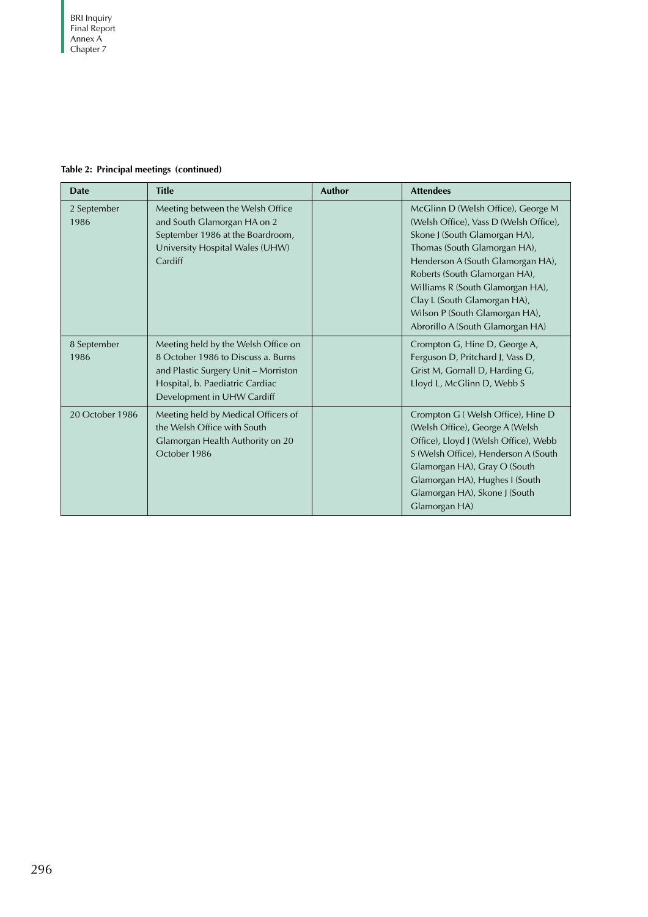**Table 2: Principal meetings (continued)**

| Date | Title | Author | Attendees |
|---|---|---|---|
| 2 September 1986 | Meeting between the Welsh Office and South Glamorgan HA on 2 September 1986 at the Boardroom, University Hospital Wales (UHW) Cardiff | | McGlinn D (Welsh Office), George M (Welsh Office), Vass D (Welsh Office), Skone J (South Glamorgan HA), Thomas (South Glamorgan HA), Henderson A (South Glamorgan HA), Roberts (South Glamorgan HA), Williams R (South Glamorgan HA), Clay L (South Glamorgan HA), Wilson P (South Glamorgan HA), Abrorillo A (South Glamorgan HA) |
| 8 September 1986 | Meeting held by the Welsh Office on 8 October 1986 to Discuss a. Burns and Plastic Surgery Unit – Morriston Hospital, b. Paediatric Cardiac Development in UHW Cardiff | | Crompton G, Hine D, George A, Ferguson D, Pritchard J, Vass D, Grist M, Gornall D, Harding G, Lloyd L, McGlinn D, Webb S |
| 20 October 1986 | Meeting held by Medical Officers of the Welsh Office with South Glamorgan Health Authority on 20 October 1986 | | Crompton G ( Welsh Office), Hine D (Welsh Office), George A (Welsh Office), Lloyd J (Welsh Office), Webb S (Welsh Office), Henderson A (South Glamorgan HA), Gray O (South Glamorgan HA), Hughes I (South Glamorgan HA), Skone J (South Glamorgan HA) |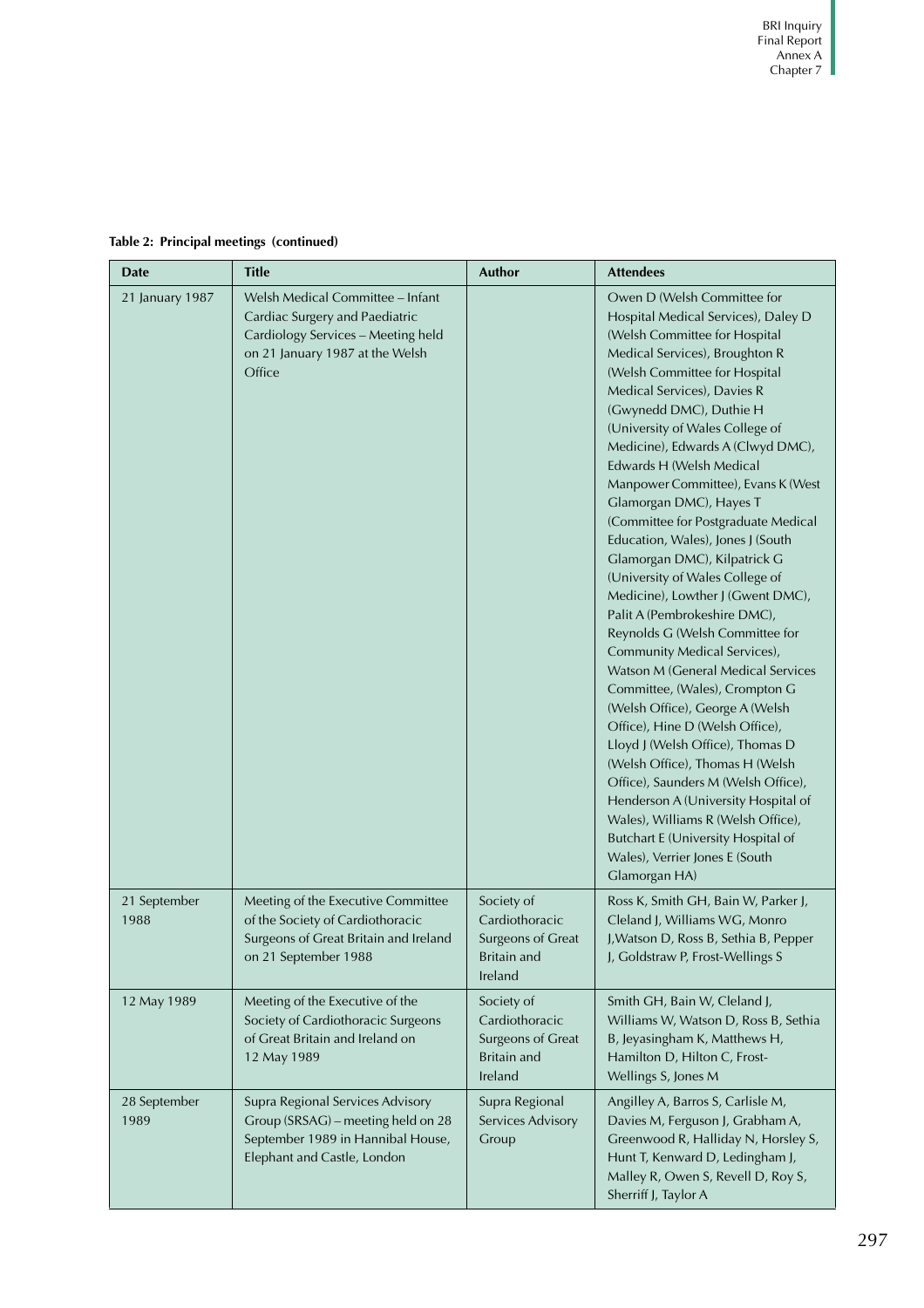**Table 2: Principal meetings (continued)**

| Date | Title | Author | Attendees |
| --- | --- | --- | --- |
| 21 January 1987 | Welsh Medical Committee – Infant Cardiac Surgery and Paediatric Cardiology Services – Meeting held on 21 January 1987 at the Welsh Office | | Owen D (Welsh Committee for Hospital Medical Services), Daley D (Welsh Committee for Hospital Medical Services), Broughton R (Welsh Committee for Hospital Medical Services), Davies R (Gwynedd DMC), Duthie H (University of Wales College of Medicine), Edwards A (Clwyd DMC), Edwards H (Welsh Medical Manpower Committee), Evans K (West Glamorgan DMC), Hayes T (Committee for Postgraduate Medical Education, Wales), Jones J (South Glamorgan DMC), Kilpatrick G (University of Wales College of Medicine), Lowther J (Gwent DMC), Palit A (Pembrokeshire DMC), Reynolds G (Welsh Committee for Community Medical Services), Watson M (General Medical Services Committee, (Wales), Crompton G (Welsh Office), George A (Welsh Office), Hine D (Welsh Office), Lloyd J (Welsh Office), Thomas D (Welsh Office), Thomas H (Welsh Office), Saunders M (Welsh Office), Henderson A (University Hospital of Wales), Williams R (Welsh Office), Butchart E (University Hospital of Wales), Verrier Jones E (South Glamorgan HA) |
| 21 September 1988 | Meeting of the Executive Committee of the Society of Cardiothoracic Surgeons of Great Britain and Ireland on 21 September 1988 | Society of Cardiothoracic Surgeons of Great Britain and Ireland | Ross K, Smith GH, Bain W, Parker J, Cleland J, Williams WG, Monro J,Watson D, Ross B, Sethia B, Pepper J, Goldstraw P, Frost-Wellings S |
| 12 May 1989 | Meeting of the Executive of the Society of Cardiothoracic Surgeons of Great Britain and Ireland on 12 May 1989 | Society of Cardiothoracic Surgeons of Great Britain and Ireland | Smith GH, Bain W, Cleland J, Williams W, Watson D, Ross B, Sethia B, Jeyasingham K, Matthews H, Hamilton D, Hilton C, Frost-Wellings S, Jones M |
| 28 September 1989 | Supra Regional Services Advisory Group (SRSAG) – meeting held on 28 September 1989 in Hannibal House, Elephant and Castle, London | Supra Regional Services Advisory Group | Angilley A, Barros S, Carlisle M, Davies M, Ferguson J, Grabham A, Greenwood R, Halliday N, Horsley S, Hunt T, Kenward D, Ledingham J, Malley R, Owen S, Revell D, Roy S, Sherriff J, Taylor A |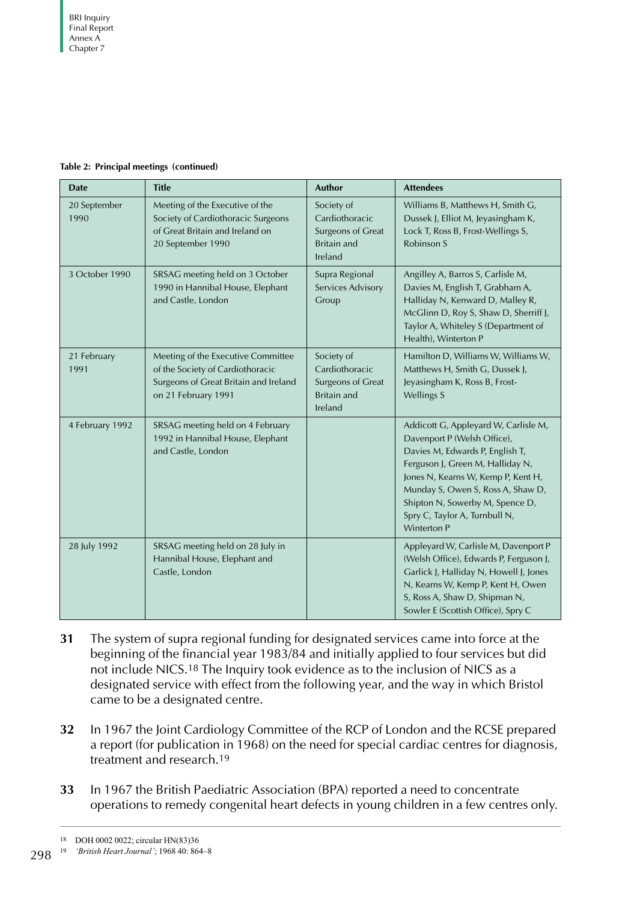**Table 2: Principal meetings (continued)**

| Date | Title | Author | Attendees |
|---|---|---|---|
| 20 September 1990 | Meeting of the Executive of the Society of Cardiothoracic Surgeons of Great Britain and Ireland on 20 September 1990 | Society of Cardiothoracic Surgeons of Great Britain and Ireland | Williams B, Matthews H, Smith G, Dussek J, Elliot M, Jeyasingham K, Lock T, Ross B, Frost-Wellings S, Robinson S |
| 3 October 1990 | SRSAG meeting held on 3 October 1990 in Hannibal House, Elephant and Castle, London | Supra Regional Services Advisory Group | Angilley A, Barros S, Carlisle M, Davies M, English T, Grabham A, Halliday N, Kenward D, Malley R, McGlinn D, Roy S, Shaw D, Sherriff J, Taylor A, Whiteley S (Department of Health), Winterton P |
| 21 February 1991 | Meeting of the Executive Committee of the Society of Cardiothoracic Surgeons of Great Britain and Ireland on 21 February 1991 | Society of Cardiothoracic Surgeons of Great Britain and Ireland | Hamilton D, Williams W, Williams W, Matthews H, Smith G, Dussek J, Jeyasingham K, Ross B, Frost-Wellings S |
| 4 February 1992 | SRSAG meeting held on 4 February 1992 in Hannibal House, Elephant and Castle, London | | Addicott G, Appleyard W, Carlisle M, Davenport P (Welsh Office), Davies M, Edwards P, English T, Ferguson J, Green M, Halliday N, Jones N, Kearns W, Kemp P, Kent H, Munday S, Owen S, Ross A, Shaw D, Shipton N, Sowerby M, Spence D, Spry C, Taylor A, Turnbull N, Winterton P |
| 28 July 1992 | SRSAG meeting held on 28 July in Hannibal House, Elephant and Castle, London | | Appleyard W, Carlisle M, Davenport P (Welsh Office), Edwards P, Ferguson J, Garlick J, Halliday N, Howell J, Jones N, Kearns W, Kemp P, Kent H, Owen S, Ross A, Shaw D, Shipman N, Sowler E (Scottish Office), Spry C |

**31** The system of supra regional funding for designated services came into force at the beginning of the financial year 1983/84 and initially applied to four services but did not include NICS.[18] The Inquiry took evidence as to the inclusion of NICS as a designated service with effect from the following year, and the way in which Bristol came to be a designated centre.

**32** In 1967 the Joint Cardiology Committee of the RCP of London and the RCSE prepared a report (for publication in 1968) on the need for special cardiac centres for diagnosis, treatment and research.[19]

**33** In 1967 the British Paediatric Association (BPA) reported a need to concentrate operations to remedy congenital heart defects in young children in a few centres only.

---

[18] DOH 0002 0022; circular HN(83)36

[19] *'British Heart Journal'*; 1968 40: 864–8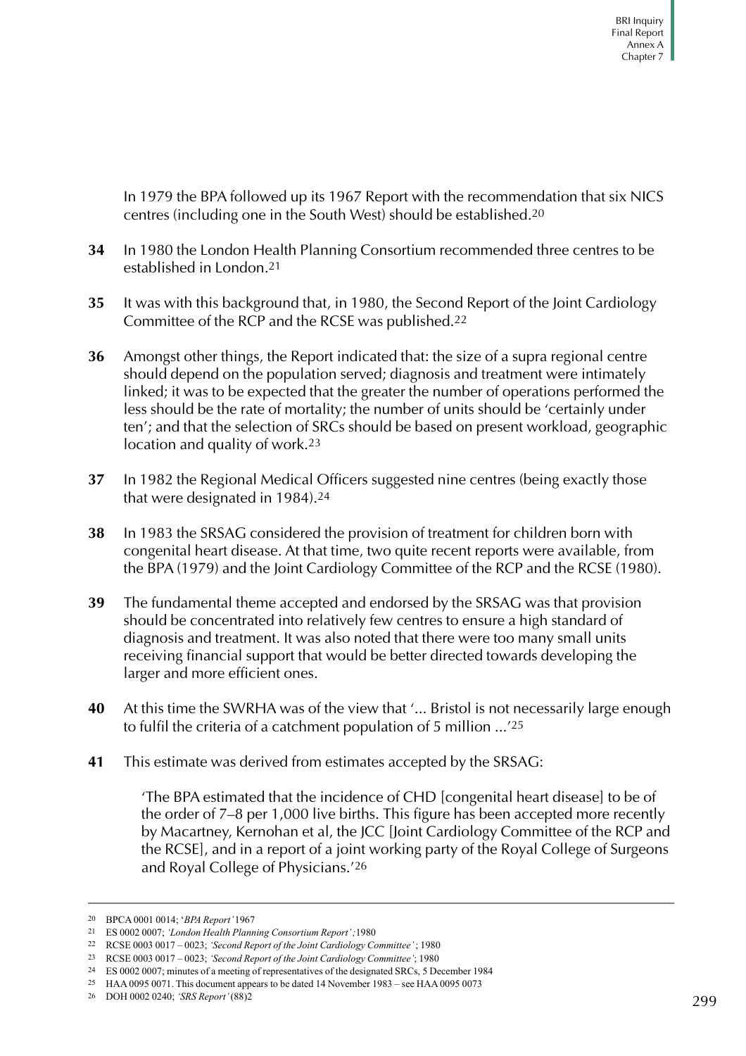In 1979 the BPA followed up its 1967 Report with the recommendation that six NICS centres (including one in the South West) should be established.[20]

**34** In 1980 the London Health Planning Consortium recommended three centres to be established in London.[21]

**35** It was with this background that, in 1980, the Second Report of the Joint Cardiology Committee of the RCP and the RCSE was published.[22]

**36** Amongst other things, the Report indicated that: the size of a supra regional centre should depend on the population served; diagnosis and treatment were intimately linked; it was to be expected that the greater the number of operations performed the less should be the rate of mortality; the number of units should be 'certainly under ten'; and that the selection of SRCs should be based on present workload, geographic location and quality of work.[23]

**37** In 1982 the Regional Medical Officers suggested nine centres (being exactly those that were designated in 1984).[24]

**38** In 1983 the SRSAG considered the provision of treatment for children born with congenital heart disease. At that time, two quite recent reports were available, from the BPA (1979) and the Joint Cardiology Committee of the RCP and the RCSE (1980).

**39** The fundamental theme accepted and endorsed by the SRSAG was that provision should be concentrated into relatively few centres to ensure a high standard of diagnosis and treatment. It was also noted that there were too many small units receiving financial support that would be better directed towards developing the larger and more efficient ones.

**40** At this time the SWRHA was of the view that '... Bristol is not necessarily large enough to fulfil the criteria of a catchment population of 5 million ...'[25]

**41** This estimate was derived from estimates accepted by the SRSAG:

> 'The BPA estimated that the incidence of CHD [congenital heart disease] to be of the order of 7–8 per 1,000 live births. This figure has been accepted more recently by Macartney, Kernohan et al, the JCC [Joint Cardiology Committee of the RCP and the RCSE], and in a report of a joint working party of the Royal College of Surgeons and Royal College of Physicians.'[26]

---

[20] BPCA 0001 0014; '*BPA Report*' 1967

[21] ES 0002 0007; *'London Health Planning Consortium Report'*; 1980

[22] RCSE 0003 0017 – 0023; *'Second Report of the Joint Cardiology Committee'*; 1980

[23] RCSE 0003 0017 – 0023; *'Second Report of the Joint Cardiology Committee'*; 1980

[24] ES 0002 0007; minutes of a meeting of representatives of the designated SRCs, 5 December 1984

[25] HAA 0095 0071. This document appears to be dated 14 November 1983 – see HAA 0095 0073

[26] DOH 0002 0240; *'SRS Report'* (88)2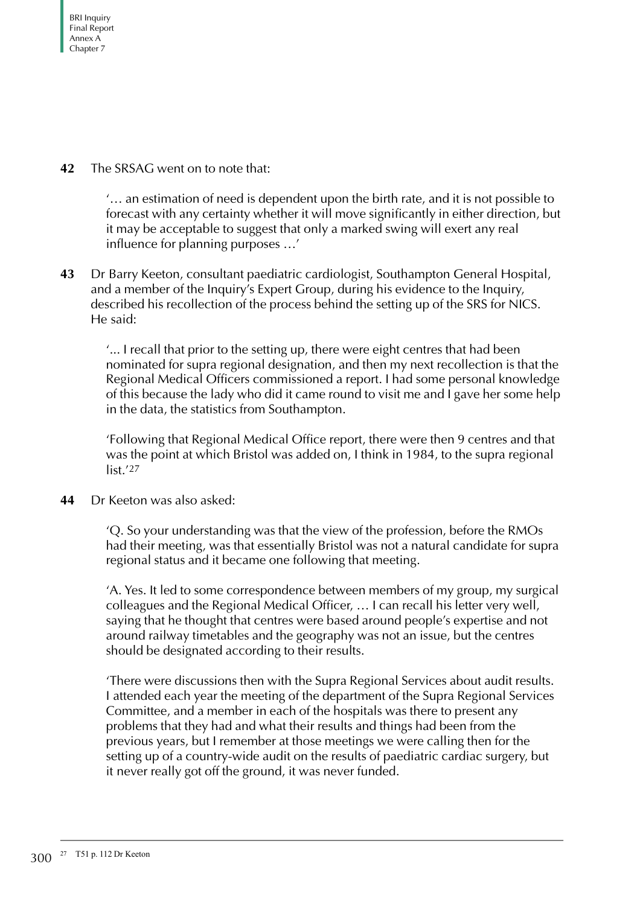**42** The SRSAG went on to note that:

> '… an estimation of need is dependent upon the birth rate, and it is not possible to forecast with any certainty whether it will move significantly in either direction, but it may be acceptable to suggest that only a marked swing will exert any real influence for planning purposes …'

**43** Dr Barry Keeton, consultant paediatric cardiologist, Southampton General Hospital, and a member of the Inquiry's Expert Group, during his evidence to the Inquiry, described his recollection of the process behind the setting up of the SRS for NICS. He said:

> '... I recall that prior to the setting up, there were eight centres that had been nominated for supra regional designation, and then my next recollection is that the Regional Medical Officers commissioned a report. I had some personal knowledge of this because the lady who did it came round to visit me and I gave her some help in the data, the statistics from Southampton.
>
> 'Following that Regional Medical Office report, there were then 9 centres and that was the point at which Bristol was added on, I think in 1984, to the supra regional list.'[27]

**44** Dr Keeton was also asked:

> 'Q. So your understanding was that the view of the profession, before the RMOs had their meeting, was that essentially Bristol was not a natural candidate for supra regional status and it became one following that meeting.
>
> 'A. Yes. It led to some correspondence between members of my group, my surgical colleagues and the Regional Medical Officer, … I can recall his letter very well, saying that he thought that centres were based around people's expertise and not around railway timetables and the geography was not an issue, but the centres should be designated according to their results.
>
> 'There were discussions then with the Supra Regional Services about audit results. I attended each year the meeting of the department of the Supra Regional Services Committee, and a member in each of the hospitals was there to present any problems that they had and what their results and things had been from the previous years, but I remember at those meetings we were calling then for the setting up of a country-wide audit on the results of paediatric cardiac surgery, but it never really got off the ground, it was never funded.

[27] T51 p. 112 Dr Keeton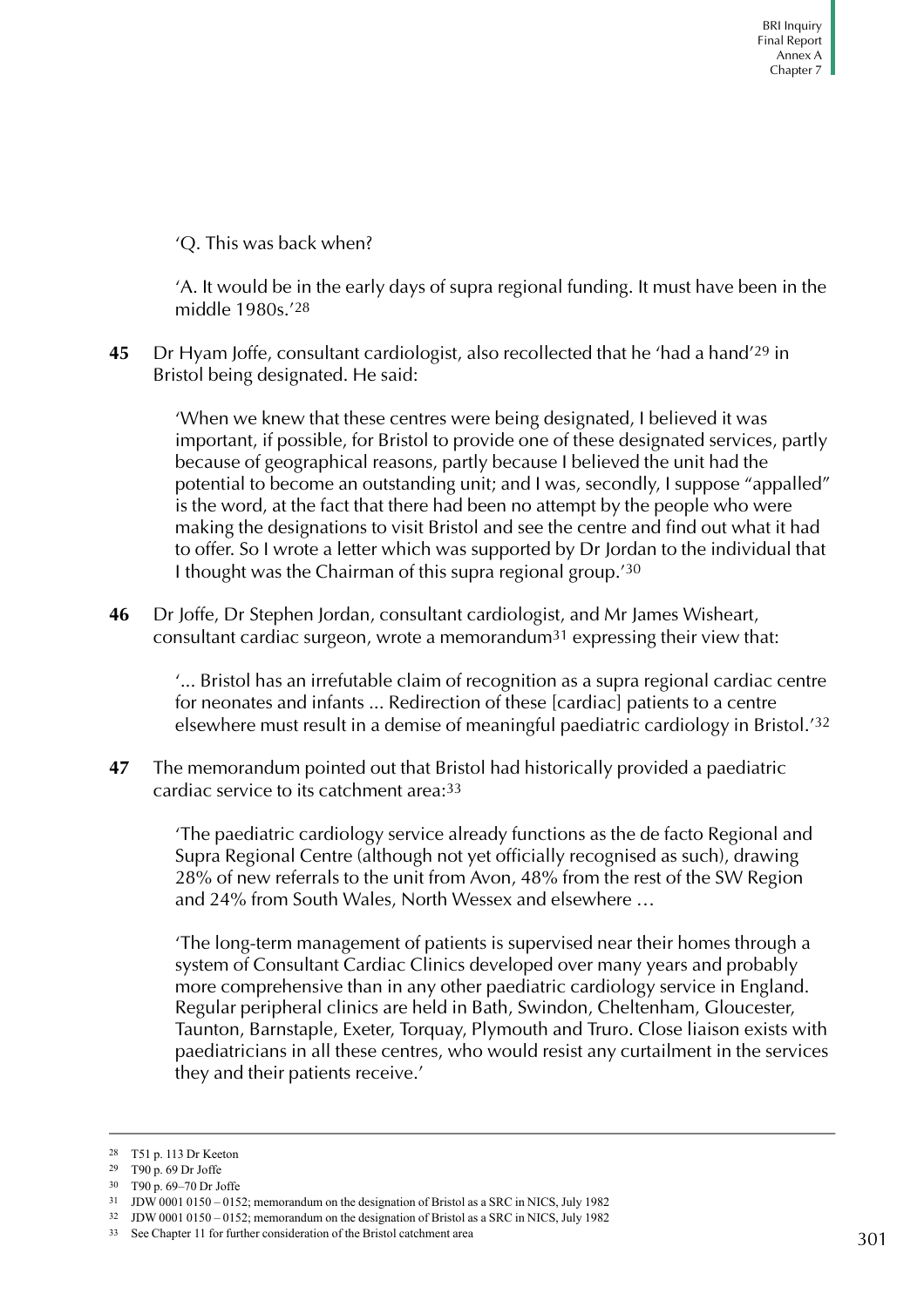'Q. This was back when?

'A. It would be in the early days of supra regional funding. It must have been in the middle 1980s.'[28]

**45** Dr Hyam Joffe, consultant cardiologist, also recollected that he 'had a hand'[29] in Bristol being designated. He said:

> 'When we knew that these centres were being designated, I believed it was important, if possible, for Bristol to provide one of these designated services, partly because of geographical reasons, partly because I believed the unit had the potential to become an outstanding unit; and I was, secondly, I suppose "appalled" is the word, at the fact that there had been no attempt by the people who were making the designations to visit Bristol and see the centre and find out what it had to offer. So I wrote a letter which was supported by Dr Jordan to the individual that I thought was the Chairman of this supra regional group.'[30]

**46** Dr Joffe, Dr Stephen Jordan, consultant cardiologist, and Mr James Wisheart, consultant cardiac surgeon, wrote a memorandum[31] expressing their view that:

> '... Bristol has an irrefutable claim of recognition as a supra regional cardiac centre for neonates and infants ... Redirection of these [cardiac] patients to a centre elsewhere must result in a demise of meaningful paediatric cardiology in Bristol.'[32]

**47** The memorandum pointed out that Bristol had historically provided a paediatric cardiac service to its catchment area:[33]

> 'The paediatric cardiology service already functions as the de facto Regional and Supra Regional Centre (although not yet officially recognised as such), drawing 28% of new referrals to the unit from Avon, 48% from the rest of the SW Region and 24% from South Wales, North Wessex and elsewhere …
>
> 'The long-term management of patients is supervised near their homes through a system of Consultant Cardiac Clinics developed over many years and probably more comprehensive than in any other paediatric cardiology service in England. Regular peripheral clinics are held in Bath, Swindon, Cheltenham, Gloucester, Taunton, Barnstaple, Exeter, Torquay, Plymouth and Truro. Close liaison exists with paediatricians in all these centres, who would resist any curtailment in the services they and their patients receive.'

---

28 T51 p. 113 Dr Keeton

29 T90 p. 69 Dr Joffe

30 T90 p. 69–70 Dr Joffe

31 JDW 0001 0150 – 0152; memorandum on the designation of Bristol as a SRC in NICS, July 1982

32 JDW 0001 0150 – 0152; memorandum on the designation of Bristol as a SRC in NICS, July 1982

33 See Chapter 11 for further consideration of the Bristol catchment area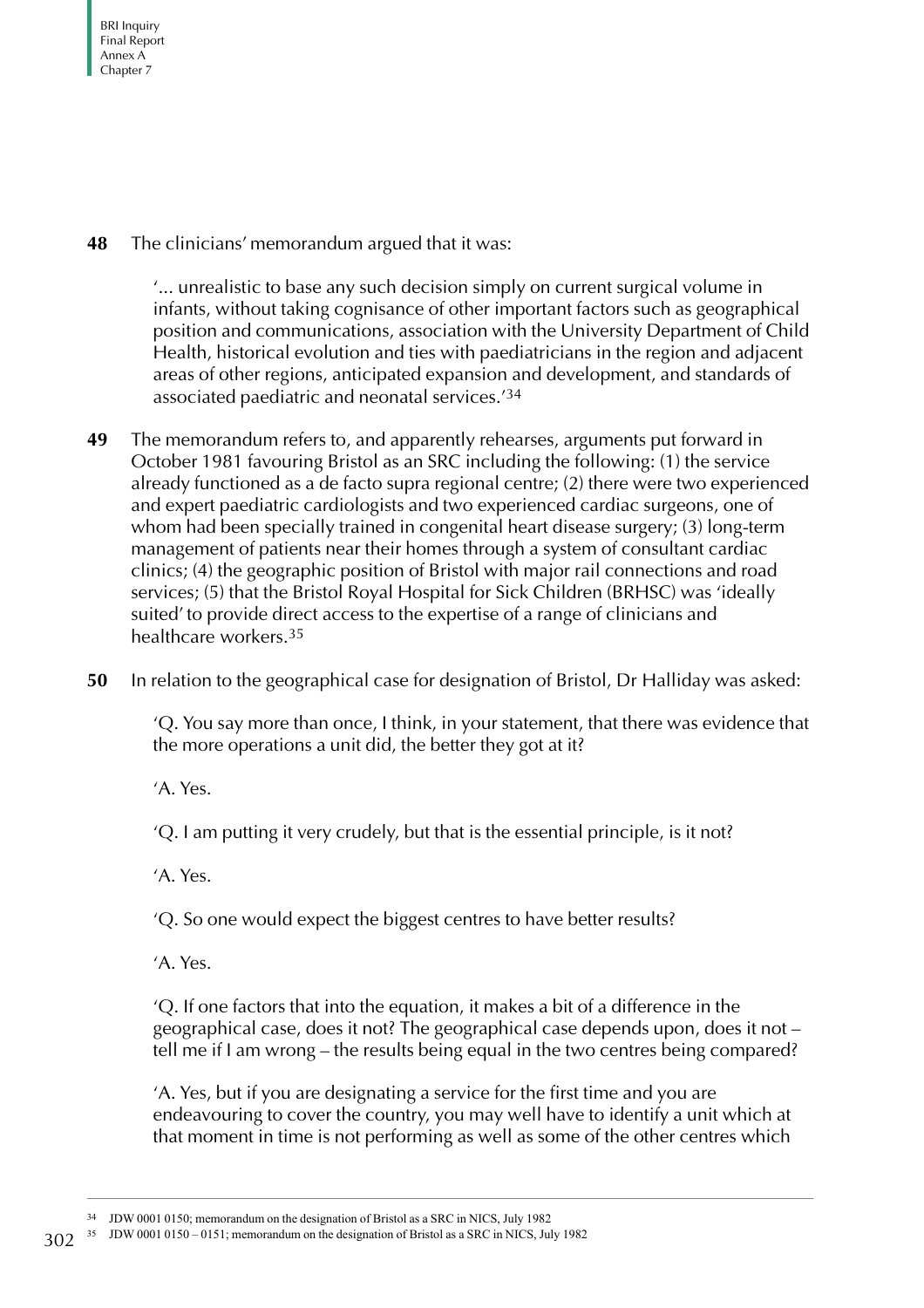**48** The clinicians' memorandum argued that it was:

> '... unrealistic to base any such decision simply on current surgical volume in infants, without taking cognisance of other important factors such as geographical position and communications, association with the University Department of Child Health, historical evolution and ties with paediatricians in the region and adjacent areas of other regions, anticipated expansion and development, and standards of associated paediatric and neonatal services.'[34]

**49** The memorandum refers to, and apparently rehearses, arguments put forward in October 1981 favouring Bristol as an SRC including the following: (1) the service already functioned as a de facto supra regional centre; (2) there were two experienced and expert paediatric cardiologists and two experienced cardiac surgeons, one of whom had been specially trained in congenital heart disease surgery; (3) long-term management of patients near their homes through a system of consultant cardiac clinics; (4) the geographic position of Bristol with major rail connections and road services; (5) that the Bristol Royal Hospital for Sick Children (BRHSC) was 'ideally suited' to provide direct access to the expertise of a range of clinicians and healthcare workers.[35]

**50** In relation to the geographical case for designation of Bristol, Dr Halliday was asked:

> 'Q. You say more than once, I think, in your statement, that there was evidence that the more operations a unit did, the better they got at it?
>
> 'A. Yes.
>
> 'Q. I am putting it very crudely, but that is the essential principle, is it not?
>
> 'A. Yes.
>
> 'Q. So one would expect the biggest centres to have better results?
>
> 'A. Yes.
>
> 'Q. If one factors that into the equation, it makes a bit of a difference in the geographical case, does it not? The geographical case depends upon, does it not – tell me if I am wrong – the results being equal in the two centres being compared?
>
> 'A. Yes, but if you are designating a service for the first time and you are endeavouring to cover the country, you may well have to identify a unit which at that moment in time is not performing as well as some of the other centres which

---

[34] JDW 0001 0150; memorandum on the designation of Bristol as a SRC in NICS, July 1982

[35] JDW 0001 0150 – 0151; memorandum on the designation of Bristol as a SRC in NICS, July 1982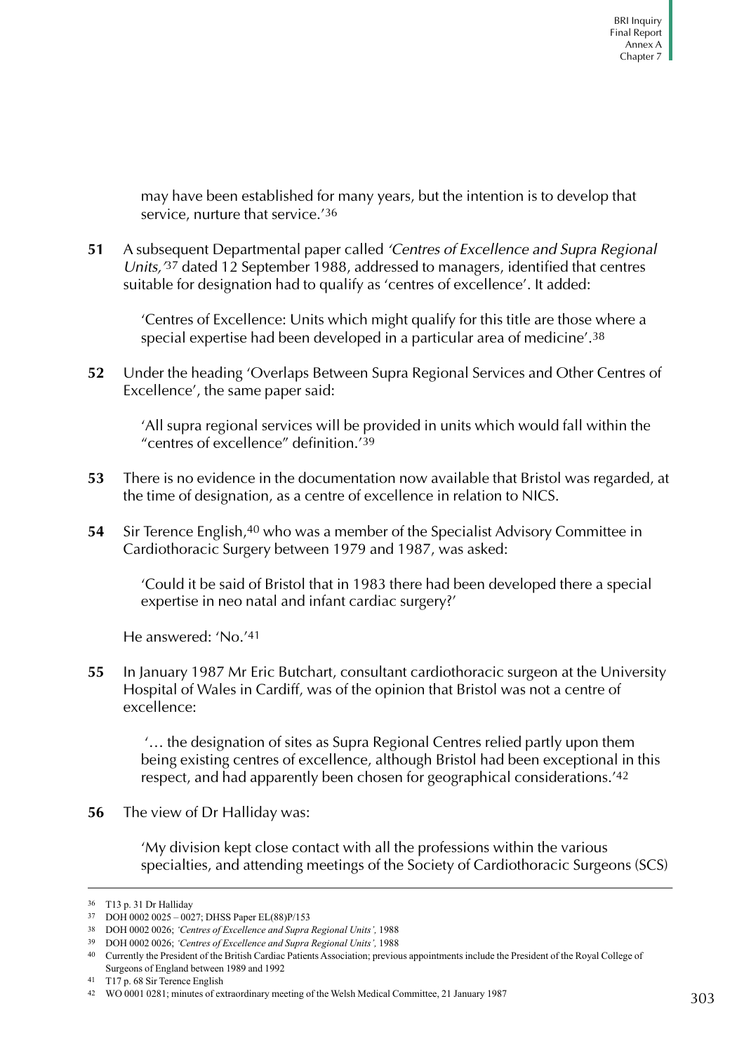may have been established for many years, but the intention is to develop that service, nurture that service.'[36]

**51** A subsequent Departmental paper called *'Centres of Excellence and Supra Regional Units,'*[37] dated 12 September 1988, addressed to managers, identified that centres suitable for designation had to qualify as 'centres of excellence'. It added:

> 'Centres of Excellence: Units which might qualify for this title are those where a special expertise had been developed in a particular area of medicine'.[38]

**52** Under the heading 'Overlaps Between Supra Regional Services and Other Centres of Excellence', the same paper said:

> 'All supra regional services will be provided in units which would fall within the "centres of excellence" definition.'[39]

**53** There is no evidence in the documentation now available that Bristol was regarded, at the time of designation, as a centre of excellence in relation to NICS.

**54** Sir Terence English,[40] who was a member of the Specialist Advisory Committee in Cardiothoracic Surgery between 1979 and 1987, was asked:

> 'Could it be said of Bristol that in 1983 there had been developed there a special expertise in neo natal and infant cardiac surgery?'

He answered: 'No.'[41]

**55** In January 1987 Mr Eric Butchart, consultant cardiothoracic surgeon at the University Hospital of Wales in Cardiff, was of the opinion that Bristol was not a centre of excellence:

> '… the designation of sites as Supra Regional Centres relied partly upon them being existing centres of excellence, although Bristol had been exceptional in this respect, and had apparently been chosen for geographical considerations.'[42]

**56** The view of Dr Halliday was:

> 'My division kept close contact with all the professions within the various specialties, and attending meetings of the Society of Cardiothoracic Surgeons (SCS)

---

[36] T13 p. 31 Dr Halliday

[37] DOH 0002 0025 – 0027; DHSS Paper EL(88)P/153

[38] DOH 0002 0026; *'Centres of Excellence and Supra Regional Units',* 1988

[39] DOH 0002 0026; *'Centres of Excellence and Supra Regional Units',* 1988

[40] Currently the President of the British Cardiac Patients Association; previous appointments include the President of the Royal College of Surgeons of England between 1989 and 1992

[41] T17 p. 68 Sir Terence English

[42] WO 0001 0281; minutes of extraordinary meeting of the Welsh Medical Committee, 21 January 1987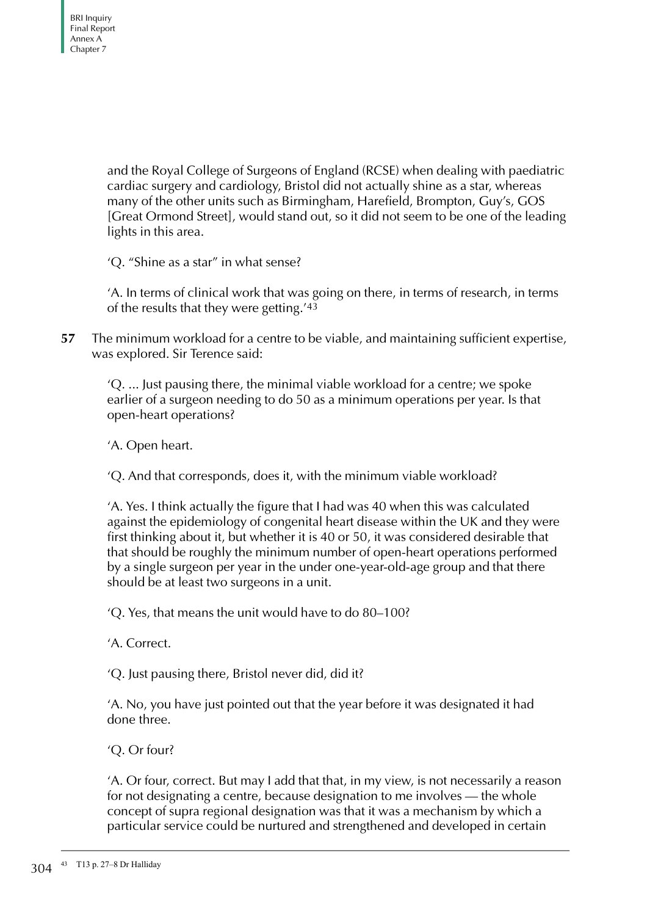and the Royal College of Surgeons of England (RCSE) when dealing with paediatric cardiac surgery and cardiology, Bristol did not actually shine as a star, whereas many of the other units such as Birmingham, Harefield, Brompton, Guy's, GOS [Great Ormond Street], would stand out, so it did not seem to be one of the leading lights in this area.

'Q. "Shine as a star" in what sense?

'A. In terms of clinical work that was going on there, in terms of research, in terms of the results that they were getting.'[43]

**57** The minimum workload for a centre to be viable, and maintaining sufficient expertise, was explored. Sir Terence said:

'Q. ... Just pausing there, the minimal viable workload for a centre; we spoke earlier of a surgeon needing to do 50 as a minimum operations per year. Is that open-heart operations?

'A. Open heart.

'Q. And that corresponds, does it, with the minimum viable workload?

'A. Yes. I think actually the figure that I had was 40 when this was calculated against the epidemiology of congenital heart disease within the UK and they were first thinking about it, but whether it is 40 or 50, it was considered desirable that that should be roughly the minimum number of open-heart operations performed by a single surgeon per year in the under one-year-old-age group and that there should be at least two surgeons in a unit.

'Q. Yes, that means the unit would have to do 80–100?

'A. Correct.

'Q. Just pausing there, Bristol never did, did it?

'A. No, you have just pointed out that the year before it was designated it had done three.

'Q. Or four?

'A. Or four, correct. But may I add that that, in my view, is not necessarily a reason for not designating a centre, because designation to me involves — the whole concept of supra regional designation was that it was a mechanism by which a particular service could be nurtured and strengthened and developed in certain

[43] T13 p. 27–8 Dr Halliday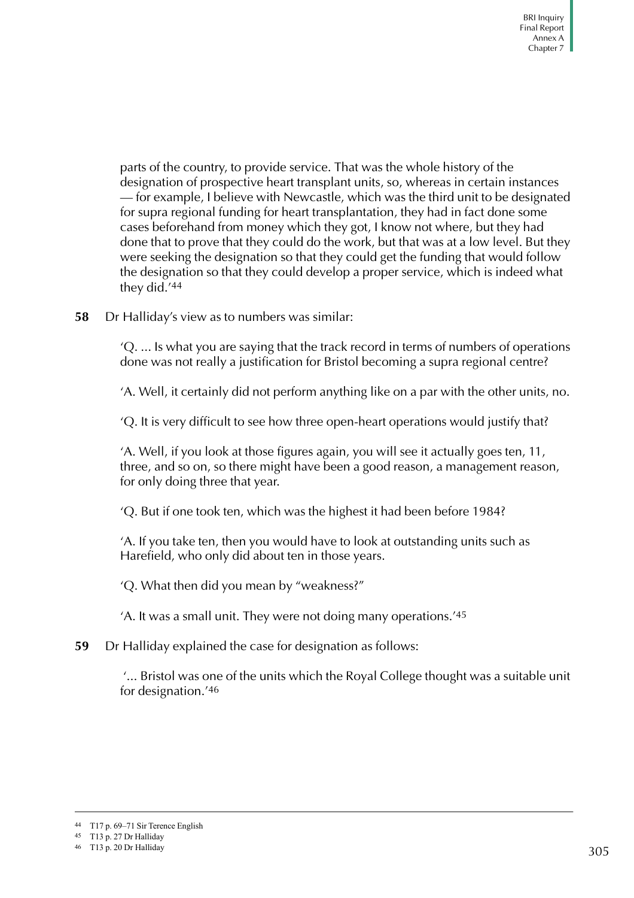parts of the country, to provide service. That was the whole history of the designation of prospective heart transplant units, so, whereas in certain instances — for example, I believe with Newcastle, which was the third unit to be designated for supra regional funding for heart transplantation, they had in fact done some cases beforehand from money which they got, I know not where, but they had done that to prove that they could do the work, but that was at a low level. But they were seeking the designation so that they could get the funding that would follow the designation so that they could develop a proper service, which is indeed what they did.'[44]

**58** Dr Halliday's view as to numbers was similar:

> 'Q. ... Is what you are saying that the track record in terms of numbers of operations done was not really a justification for Bristol becoming a supra regional centre?
>
> 'A. Well, it certainly did not perform anything like on a par with the other units, no.
>
> 'Q. It is very difficult to see how three open-heart operations would justify that?
>
> 'A. Well, if you look at those figures again, you will see it actually goes ten, 11, three, and so on, so there might have been a good reason, a management reason, for only doing three that year.
>
> 'Q. But if one took ten, which was the highest it had been before 1984?
>
> 'A. If you take ten, then you would have to look at outstanding units such as Harefield, who only did about ten in those years.
>
> 'Q. What then did you mean by "weakness?"
>
> 'A. It was a small unit. They were not doing many operations.'[45]

**59** Dr Halliday explained the case for designation as follows:

> '... Bristol was one of the units which the Royal College thought was a suitable unit for designation.'[46]

---

[44] T17 p. 69–71 Sir Terence English

[45] T13 p. 27 Dr Halliday

[46] T13 p. 20 Dr Halliday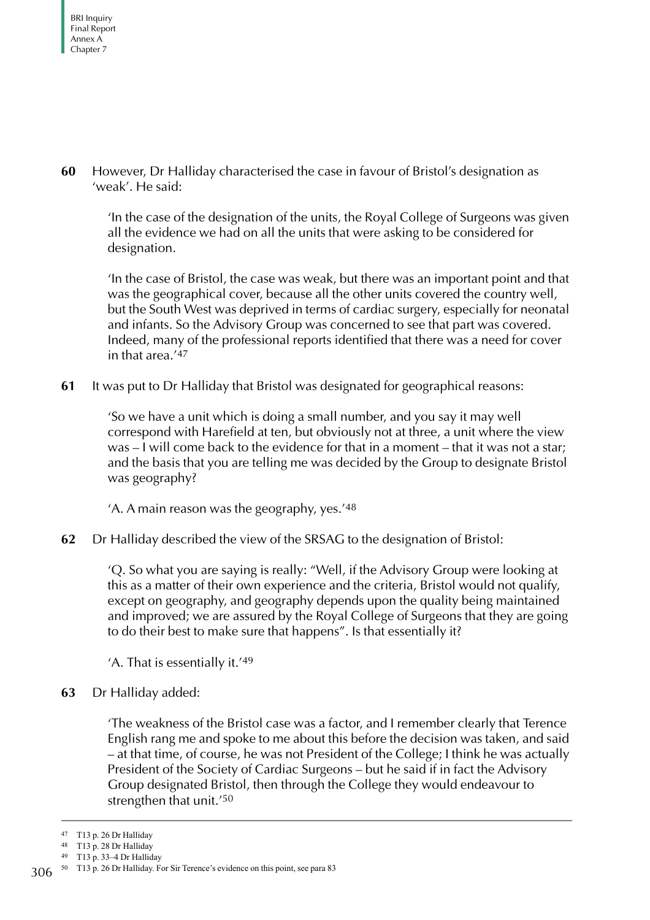**60** However, Dr Halliday characterised the case in favour of Bristol's designation as 'weak'. He said:

> 'In the case of the designation of the units, the Royal College of Surgeons was given all the evidence we had on all the units that were asking to be considered for designation.
>
> 'In the case of Bristol, the case was weak, but there was an important point and that was the geographical cover, because all the other units covered the country well, but the South West was deprived in terms of cardiac surgery, especially for neonatal and infants. So the Advisory Group was concerned to see that part was covered. Indeed, many of the professional reports identified that there was a need for cover in that area.'[47]

**61** It was put to Dr Halliday that Bristol was designated for geographical reasons:

> 'So we have a unit which is doing a small number, and you say it may well correspond with Harefield at ten, but obviously not at three, a unit where the view was – I will come back to the evidence for that in a moment – that it was not a star; and the basis that you are telling me was decided by the Group to designate Bristol was geography?
>
> 'A. A main reason was the geography, yes.'[48]

**62** Dr Halliday described the view of the SRSAG to the designation of Bristol:

> 'Q. So what you are saying is really: "Well, if the Advisory Group were looking at this as a matter of their own experience and the criteria, Bristol would not qualify, except on geography, and geography depends upon the quality being maintained and improved; we are assured by the Royal College of Surgeons that they are going to do their best to make sure that happens". Is that essentially it?
>
> 'A. That is essentially it.'[49]

**63** Dr Halliday added:

> 'The weakness of the Bristol case was a factor, and I remember clearly that Terence English rang me and spoke to me about this before the decision was taken, and said – at that time, of course, he was not President of the College; I think he was actually President of the Society of Cardiac Surgeons – but he said if in fact the Advisory Group designated Bristol, then through the College they would endeavour to strengthen that unit.'[50]

---

[47] T13 p. 26 Dr Halliday

[48] T13 p. 28 Dr Halliday

[49] T13 p. 33–4 Dr Halliday

[50] T13 p. 26 Dr Halliday. For Sir Terence's evidence on this point, see para 83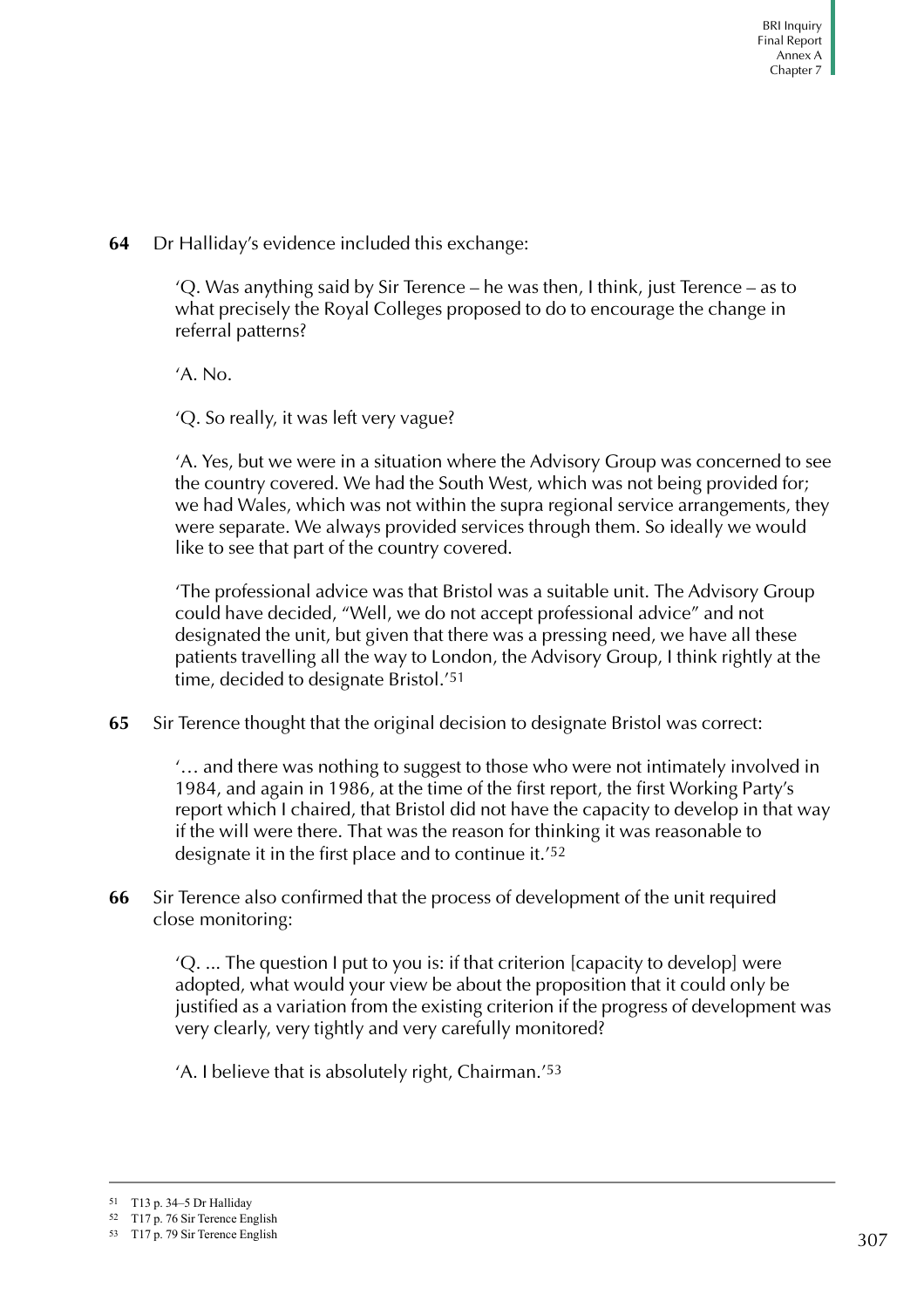**64** Dr Halliday's evidence included this exchange:

> 'Q. Was anything said by Sir Terence – he was then, I think, just Terence – as to what precisely the Royal Colleges proposed to do to encourage the change in referral patterns?
>
> 'A. No.
>
> 'Q. So really, it was left very vague?
>
> 'A. Yes, but we were in a situation where the Advisory Group was concerned to see the country covered. We had the South West, which was not being provided for; we had Wales, which was not within the supra regional service arrangements, they were separate. We always provided services through them. So ideally we would like to see that part of the country covered.
>
> 'The professional advice was that Bristol was a suitable unit. The Advisory Group could have decided, "Well, we do not accept professional advice" and not designated the unit, but given that there was a pressing need, we have all these patients travelling all the way to London, the Advisory Group, I think rightly at the time, decided to designate Bristol.'[51]

**65** Sir Terence thought that the original decision to designate Bristol was correct:

> '… and there was nothing to suggest to those who were not intimately involved in 1984, and again in 1986, at the time of the first report, the first Working Party's report which I chaired, that Bristol did not have the capacity to develop in that way if the will were there. That was the reason for thinking it was reasonable to designate it in the first place and to continue it.'[52]

**66** Sir Terence also confirmed that the process of development of the unit required close monitoring:

> 'Q. ... The question I put to you is: if that criterion [capacity to develop] were adopted, what would your view be about the proposition that it could only be justified as a variation from the existing criterion if the progress of development was very clearly, very tightly and very carefully monitored?
>
> 'A. I believe that is absolutely right, Chairman.'[53]

---

[51] T13 p. 34–5 Dr Halliday

[52] T17 p. 76 Sir Terence English

[53] T17 p. 79 Sir Terence English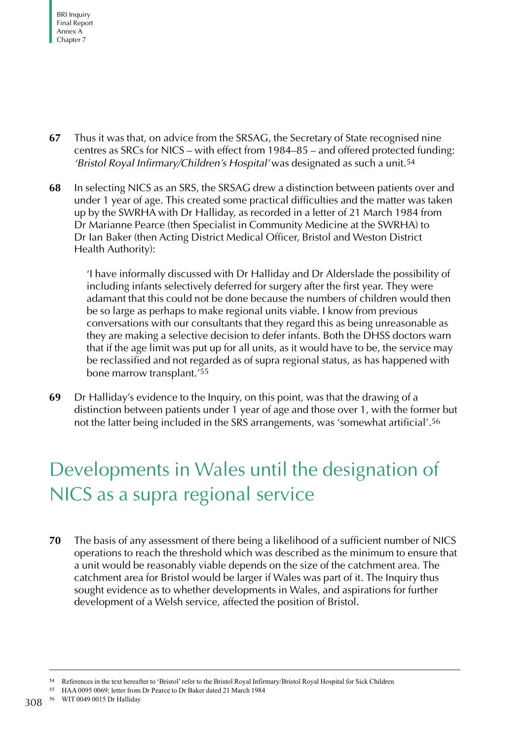**67** Thus it was that, on advice from the SRSAG, the Secretary of State recognised nine centres as SRCs for NICS – with effect from 1984–85 – and offered protected funding: *'Bristol Royal Infirmary/Children's Hospital'* was designated as such a unit.[54]

**68** In selecting NICS as an SRS, the SRSAG drew a distinction between patients over and under 1 year of age. This created some practical difficulties and the matter was taken up by the SWRHA with Dr Halliday, as recorded in a letter of 21 March 1984 from Dr Marianne Pearce (then Specialist in Community Medicine at the SWRHA) to Dr Ian Baker (then Acting District Medical Officer, Bristol and Weston District Health Authority):

> 'I have informally discussed with Dr Halliday and Dr Alderslade the possibility of including infants selectively deferred for surgery after the first year. They were adamant that this could not be done because the numbers of children would then be so large as perhaps to make regional units viable. I know from previous conversations with our consultants that they regard this as being unreasonable as they are making a selective decision to defer infants. Both the DHSS doctors warn that if the age limit was put up for all units, as it would have to be, the service may be reclassified and not regarded as of supra regional status, as has happened with bone marrow transplant.'[55]

**69** Dr Halliday's evidence to the Inquiry, on this point, was that the drawing of a distinction between patients under 1 year of age and those over 1, with the former but not the latter being included in the SRS arrangements, was 'somewhat artificial'.[56]

## Developments in Wales until the designation of NICS as a supra regional service

**70** The basis of any assessment of there being a likelihood of a sufficient number of NICS operations to reach the threshold which was described as the minimum to ensure that a unit would be reasonably viable depends on the size of the catchment area. The catchment area for Bristol would be larger if Wales was part of it. The Inquiry thus sought evidence as to whether developments in Wales, and aspirations for further development of a Welsh service, affected the position of Bristol.

---

[54] References in the text hereafter to 'Bristol' refer to the Bristol Royal Infirmary/Bristol Royal Hospital for Sick Children

[55] HAA 0095 0069; letter from Dr Pearce to Dr Baker dated 21 March 1984

[56] WIT 0049 0015 Dr Halliday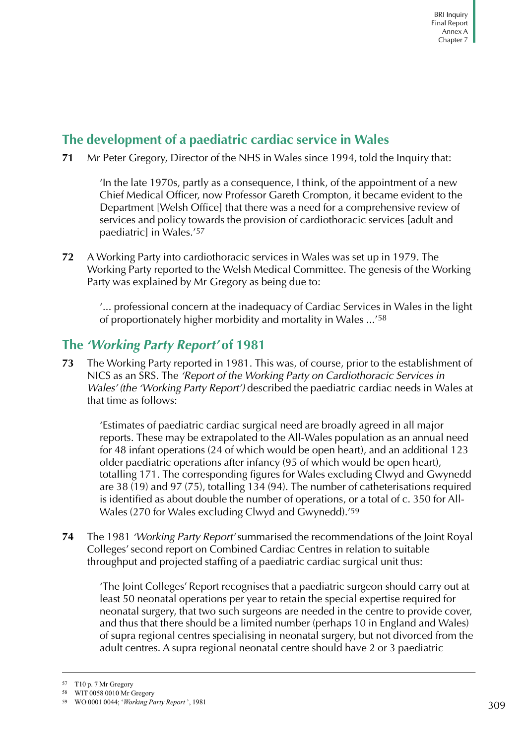## The development of a paediatric cardiac service in Wales

**71** Mr Peter Gregory, Director of the NHS in Wales since 1994, told the Inquiry that:

> 'In the late 1970s, partly as a consequence, I think, of the appointment of a new Chief Medical Officer, now Professor Gareth Crompton, it became evident to the Department [Welsh Office] that there was a need for a comprehensive review of services and policy towards the provision of cardiothoracic services [adult and paediatric] in Wales.'[57]

**72** A Working Party into cardiothoracic services in Wales was set up in 1979. The Working Party reported to the Welsh Medical Committee. The genesis of the Working Party was explained by Mr Gregory as being due to:

> '... professional concern at the inadequacy of Cardiac Services in Wales in the light of proportionately higher morbidity and mortality in Wales ...'[58]

## The *'Working Party Report'* of 1981

**73** The Working Party reported in 1981. This was, of course, prior to the establishment of NICS as an SRS. The *'Report of the Working Party on Cardiothoracic Services in Wales' (the 'Working Party Report')* described the paediatric cardiac needs in Wales at that time as follows:

> 'Estimates of paediatric cardiac surgical need are broadly agreed in all major reports. These may be extrapolated to the All-Wales population as an annual need for 48 infant operations (24 of which would be open heart), and an additional 123 older paediatric operations after infancy (95 of which would be open heart), totalling 171. The corresponding figures for Wales excluding Clwyd and Gwynedd are 38 (19) and 97 (75), totalling 134 (94). The number of catheterisations required is identified as about double the number of operations, or a total of c. 350 for All-Wales (270 for Wales excluding Clwyd and Gwynedd).'[59]

**74** The 1981 *'Working Party Report'* summarised the recommendations of the Joint Royal Colleges' second report on Combined Cardiac Centres in relation to suitable throughput and projected staffing of a paediatric cardiac surgical unit thus:

> 'The Joint Colleges' Report recognises that a paediatric surgeon should carry out at least 50 neonatal operations per year to retain the special expertise required for neonatal surgery, that two such surgeons are needed in the centre to provide cover, and thus that there should be a limited number (perhaps 10 in England and Wales) of supra regional centres specialising in neonatal surgery, but not divorced from the adult centres. A supra regional neonatal centre should have 2 or 3 paediatric

---

[57] T10 p. 7 Mr Gregory

[58] WIT 0058 0010 Mr Gregory

[59] WO 0001 0044; '*Working Party Report*', 1981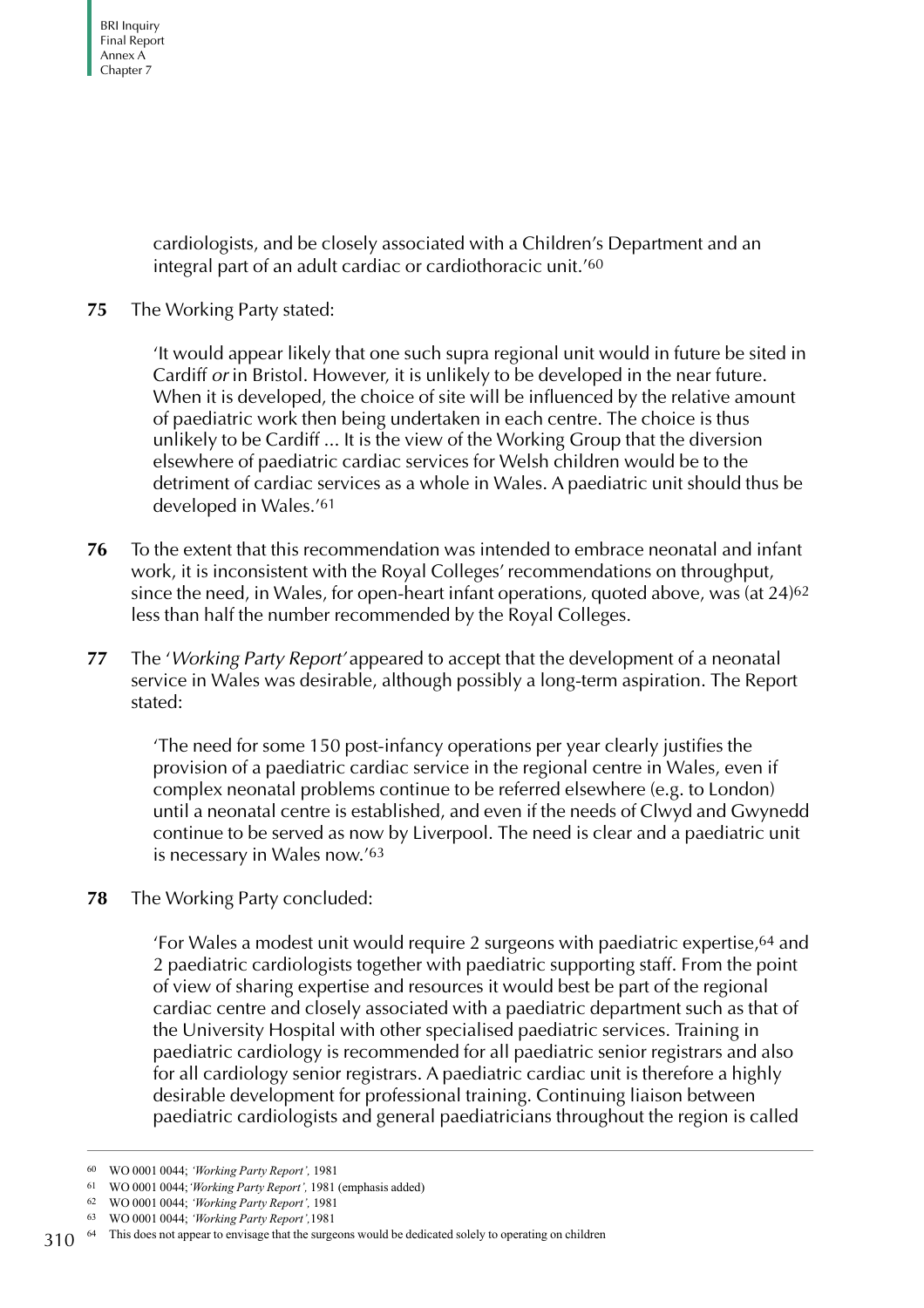cardiologists, and be closely associated with a Children's Department and an integral part of an adult cardiac or cardiothoracic unit.'[60]

**75** The Working Party stated:

> 'It would appear likely that one such supra regional unit would in future be sited in Cardiff *or* in Bristol. However, it is unlikely to be developed in the near future. When it is developed, the choice of site will be influenced by the relative amount of paediatric work then being undertaken in each centre. The choice is thus unlikely to be Cardiff ... It is the view of the Working Group that the diversion elsewhere of paediatric cardiac services for Welsh children would be to the detriment of cardiac services as a whole in Wales. A paediatric unit should thus be developed in Wales.'[61]

**76** To the extent that this recommendation was intended to embrace neonatal and infant work, it is inconsistent with the Royal Colleges' recommendations on throughput, since the need, in Wales, for open-heart infant operations, quoted above, was (at 24)[62] less than half the number recommended by the Royal Colleges.

**77** The '*Working Party Report*' appeared to accept that the development of a neonatal service in Wales was desirable, although possibly a long-term aspiration. The Report stated:

> 'The need for some 150 post-infancy operations per year clearly justifies the provision of a paediatric cardiac service in the regional centre in Wales, even if complex neonatal problems continue to be referred elsewhere (e.g. to London) until a neonatal centre is established, and even if the needs of Clwyd and Gwynedd continue to be served as now by Liverpool. The need is clear and a paediatric unit is necessary in Wales now.'[63]

**78** The Working Party concluded:

> 'For Wales a modest unit would require 2 surgeons with paediatric expertise,[64] and 2 paediatric cardiologists together with paediatric supporting staff. From the point of view of sharing expertise and resources it would best be part of the regional cardiac centre and closely associated with a paediatric department such as that of the University Hospital with other specialised paediatric services. Training in paediatric cardiology is recommended for all paediatric senior registrars and also for all cardiology senior registrars. A paediatric cardiac unit is therefore a highly desirable development for professional training. Continuing liaison between paediatric cardiologists and general paediatricians throughout the region is called

---

60 WO 0001 0044; *'Working Party Report',* 1981

61 WO 0001 0044; *'Working Party Report',* 1981 (emphasis added)

62 WO 0001 0044; *'Working Party Report',* 1981

63 WO 0001 0044; *'Working Party Report',* 1981

64 This does not appear to envisage that the surgeons would be dedicated solely to operating on children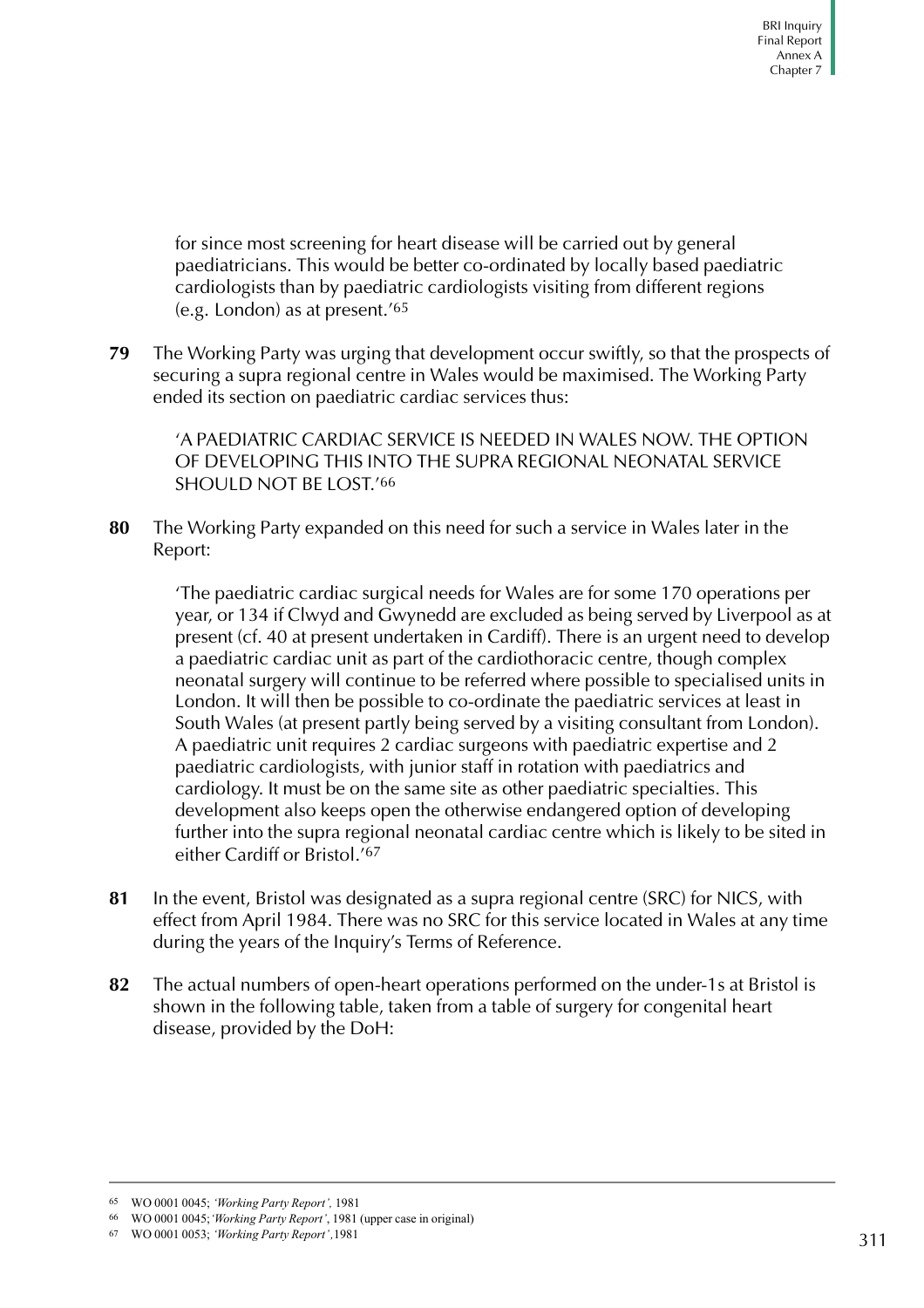for since most screening for heart disease will be carried out by general paediatricians. This would be better co-ordinated by locally based paediatric cardiologists than by paediatric cardiologists visiting from different regions (e.g. London) as at present.'[65]

**79** The Working Party was urging that development occur swiftly, so that the prospects of securing a supra regional centre in Wales would be maximised. The Working Party ended its section on paediatric cardiac services thus:

> 'A PAEDIATRIC CARDIAC SERVICE IS NEEDED IN WALES NOW. THE OPTION OF DEVELOPING THIS INTO THE SUPRA REGIONAL NEONATAL SERVICE SHOULD NOT BE LOST.'[66]

**80** The Working Party expanded on this need for such a service in Wales later in the Report:

> 'The paediatric cardiac surgical needs for Wales are for some 170 operations per year, or 134 if Clwyd and Gwynedd are excluded as being served by Liverpool as at present (cf. 40 at present undertaken in Cardiff). There is an urgent need to develop a paediatric cardiac unit as part of the cardiothoracic centre, though complex neonatal surgery will continue to be referred where possible to specialised units in London. It will then be possible to co-ordinate the paediatric services at least in South Wales (at present partly being served by a visiting consultant from London). A paediatric unit requires 2 cardiac surgeons with paediatric expertise and 2 paediatric cardiologists, with junior staff in rotation with paediatrics and cardiology. It must be on the same site as other paediatric specialties. This development also keeps open the otherwise endangered option of developing further into the supra regional neonatal cardiac centre which is likely to be sited in either Cardiff or Bristol.'[67]

**81** In the event, Bristol was designated as a supra regional centre (SRC) for NICS, with effect from April 1984. There was no SRC for this service located in Wales at any time during the years of the Inquiry's Terms of Reference.

**82** The actual numbers of open-heart operations performed on the under-1s at Bristol is shown in the following table, taken from a table of surgery for congenital heart disease, provided by the DoH:

---

[65] WO 0001 0045; *'Working Party Report'*, 1981

[66] WO 0001 0045; *'Working Party Report'*, 1981 (upper case in original)

[67] WO 0001 0053; *'Working Party Report'*, 1981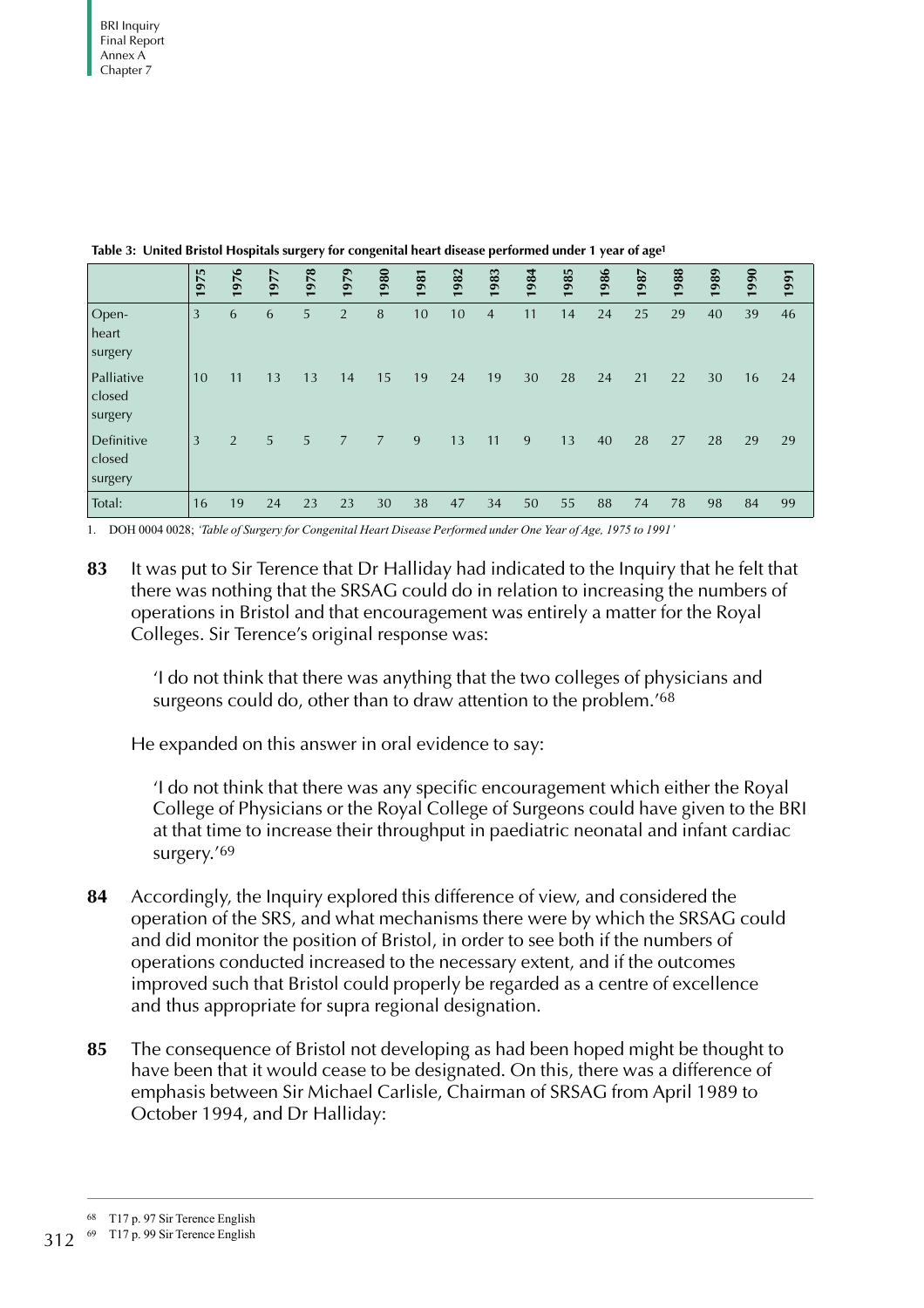**Table 3: United Bristol Hospitals surgery for congenital heart disease performed under 1 year of age[1]**

| | 1975 | 1976 | 1977 | 1978 | 1979 | 1980 | 1981 | 1982 | 1983 | 1984 | 1985 | 1986 | 1987 | 1988 | 1989 | 1990 | 1991 |
|---|---|---|---|---|---|---|---|---|---|---|---|---|---|---|---|---|---|
| Open-heart surgery | 3 | 6 | 6 | 5 | 2 | 8 | 10 | 10 | 4 | 11 | 14 | 24 | 25 | 29 | 40 | 39 | 46 |
| Palliative closed surgery | 10 | 11 | 13 | 13 | 14 | 15 | 19 | 24 | 19 | 30 | 28 | 24 | 21 | 22 | 30 | 16 | 24 |
| Definitive closed surgery | 3 | 2 | 5 | 5 | 7 | 7 | 9 | 13 | 11 | 9 | 13 | 40 | 28 | 27 | 28 | 29 | 29 |
| Total: | 16 | 19 | 24 | 23 | 23 | 30 | 38 | 47 | 34 | 50 | 55 | 88 | 74 | 78 | 98 | 84 | 99 |

1. DOH 0004 0028; *'Table of Surgery for Congenital Heart Disease Performed under One Year of Age, 1975 to 1991'*

**83** It was put to Sir Terence that Dr Halliday had indicated to the Inquiry that he felt that there was nothing that the SRSAG could do in relation to increasing the numbers of operations in Bristol and that encouragement was entirely a matter for the Royal Colleges. Sir Terence's original response was:

> 'I do not think that there was anything that the two colleges of physicians and surgeons could do, other than to draw attention to the problem.'[68]

He expanded on this answer in oral evidence to say:

> 'I do not think that there was any specific encouragement which either the Royal College of Physicians or the Royal College of Surgeons could have given to the BRI at that time to increase their throughput in paediatric neonatal and infant cardiac surgery.'[69]

**84** Accordingly, the Inquiry explored this difference of view, and considered the operation of the SRS, and what mechanisms there were by which the SRSAG could and did monitor the position of Bristol, in order to see both if the numbers of operations conducted increased to the necessary extent, and if the outcomes improved such that Bristol could properly be regarded as a centre of excellence and thus appropriate for supra regional designation.

**85** The consequence of Bristol not developing as had been hoped might be thought to have been that it would cease to be designated. On this, there was a difference of emphasis between Sir Michael Carlisle, Chairman of SRSAG from April 1989 to October 1994, and Dr Halliday:

[68] T17 p. 97 Sir Terence English

[69] T17 p. 99 Sir Terence English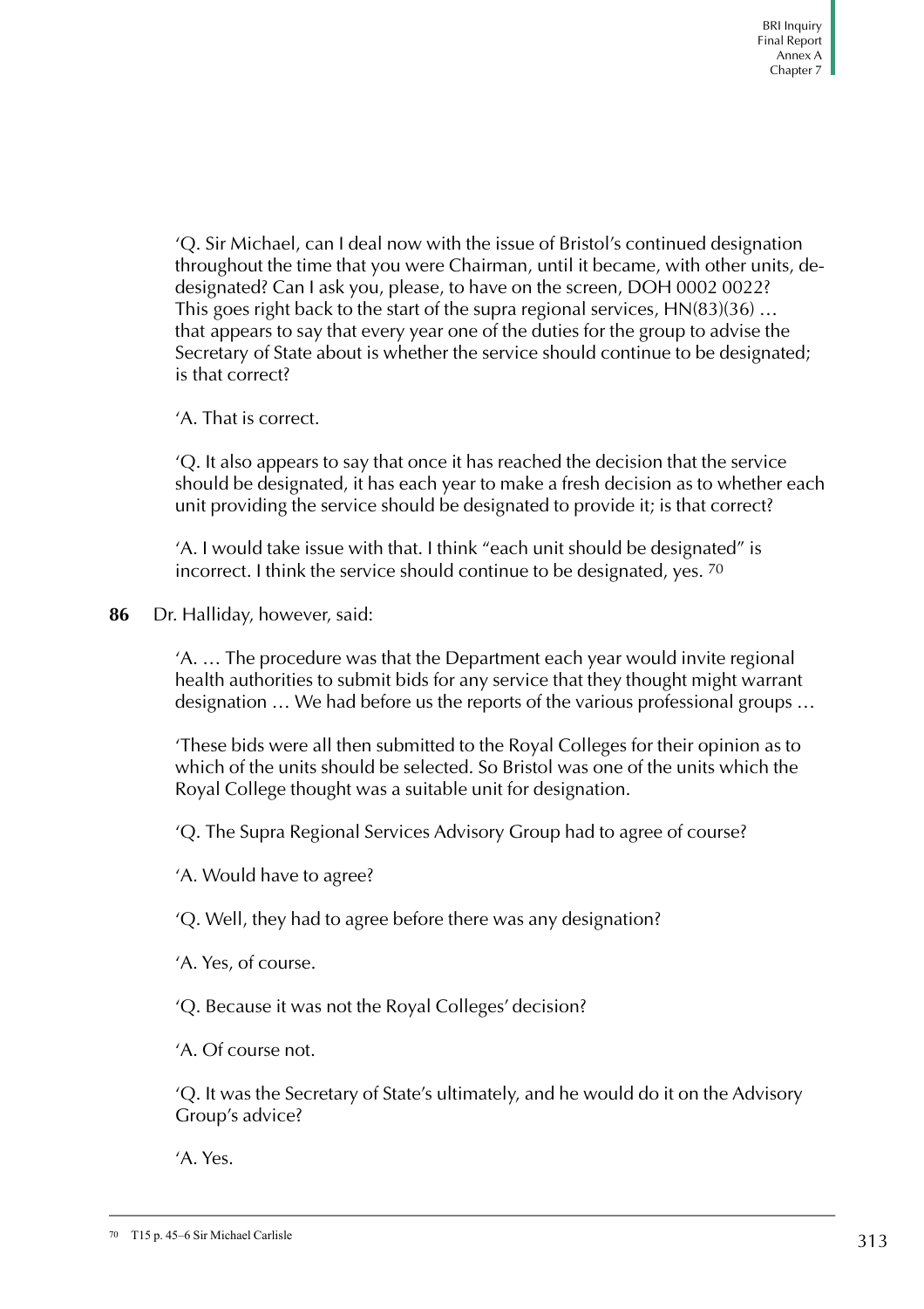'Q. Sir Michael, can I deal now with the issue of Bristol's continued designation throughout the time that you were Chairman, until it became, with other units, de-designated? Can I ask you, please, to have on the screen, DOH 0002 0022? This goes right back to the start of the supra regional services, HN(83)(36) … that appears to say that every year one of the duties for the group to advise the Secretary of State about is whether the service should continue to be designated; is that correct?

'A. That is correct.

'Q. It also appears to say that once it has reached the decision that the service should be designated, it has each year to make a fresh decision as to whether each unit providing the service should be designated to provide it; is that correct?

'A. I would take issue with that. I think "each unit should be designated" is incorrect. I think the service should continue to be designated, yes. [70]

**86** Dr. Halliday, however, said:

'A. … The procedure was that the Department each year would invite regional health authorities to submit bids for any service that they thought might warrant designation … We had before us the reports of the various professional groups …

'These bids were all then submitted to the Royal Colleges for their opinion as to which of the units should be selected. So Bristol was one of the units which the Royal College thought was a suitable unit for designation.

'Q. The Supra Regional Services Advisory Group had to agree of course?

'A. Would have to agree?

'Q. Well, they had to agree before there was any designation?

'A. Yes, of course.

'Q. Because it was not the Royal Colleges' decision?

'A. Of course not.

'Q. It was the Secretary of State's ultimately, and he would do it on the Advisory Group's advice?

'A. Yes.

---

[70] T15 p. 45–6 Sir Michael Carlisle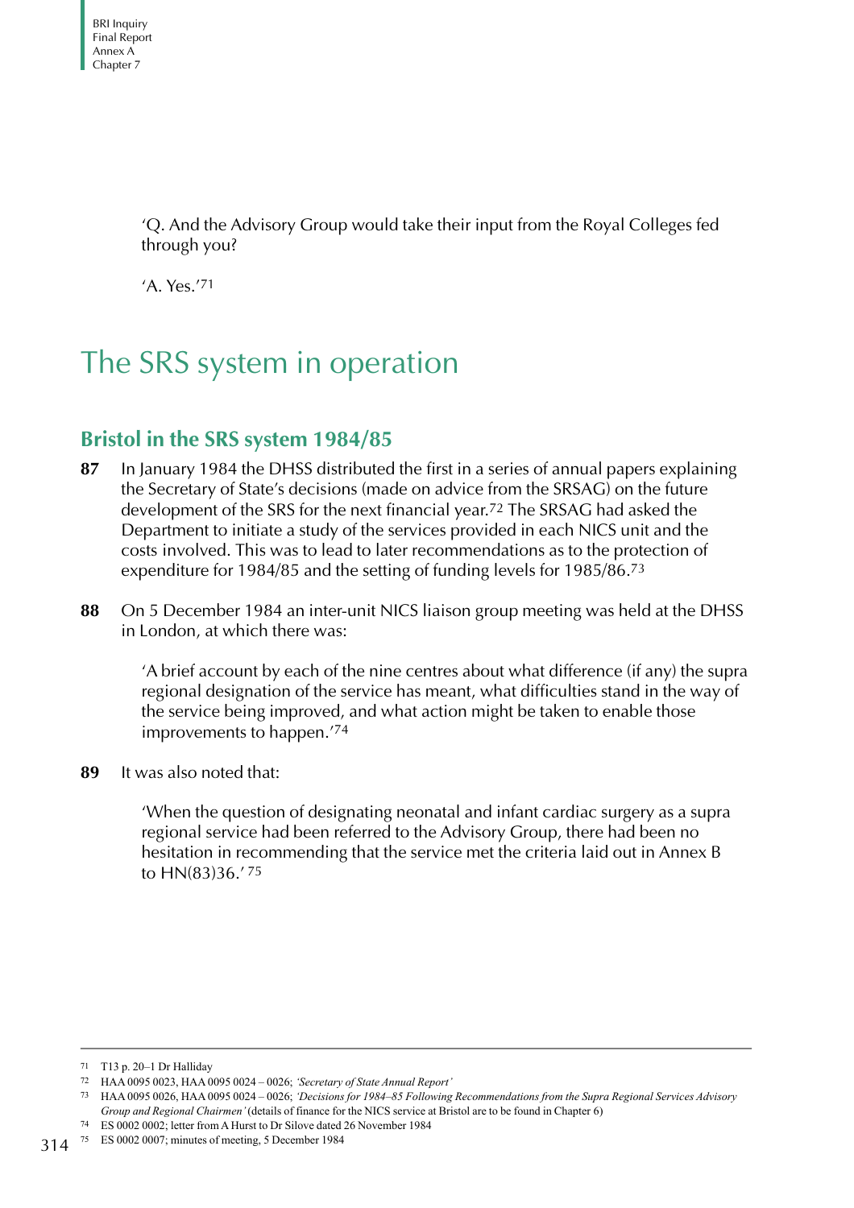'Q. And the Advisory Group would take their input from the Royal Colleges fed through you?

'A. Yes.'[71]

# The SRS system in operation

## Bristol in the SRS system 1984/85

**87** In January 1984 the DHSS distributed the first in a series of annual papers explaining the Secretary of State's decisions (made on advice from the SRSAG) on the future development of the SRS for the next financial year.[72] The SRSAG had asked the Department to initiate a study of the services provided in each NICS unit and the costs involved. This was to lead to later recommendations as to the protection of expenditure for 1984/85 and the setting of funding levels for 1985/86.[73]

**88** On 5 December 1984 an inter-unit NICS liaison group meeting was held at the DHSS in London, at which there was:

> 'A brief account by each of the nine centres about what difference (if any) the supra regional designation of the service has meant, what difficulties stand in the way of the service being improved, and what action might be taken to enable those improvements to happen.'[74]

**89** It was also noted that:

> 'When the question of designating neonatal and infant cardiac surgery as a supra regional service had been referred to the Advisory Group, there had been no hesitation in recommending that the service met the criteria laid out in Annex B to HN(83)36.'[75]

---

[71] T13 p. 20–1 Dr Halliday

[72] HAA 0095 0023, HAA 0095 0024 – 0026; *'Secretary of State Annual Report'*

[73] HAA 0095 0026, HAA 0095 0024 – 0026; *'Decisions for 1984–85 Following Recommendations from the Supra Regional Services Advisory Group and Regional Chairmen'* (details of finance for the NICS service at Bristol are to be found in Chapter 6)

[74] ES 0002 0002; letter from A Hurst to Dr Silove dated 26 November 1984

[75] ES 0002 0007; minutes of meeting, 5 December 1984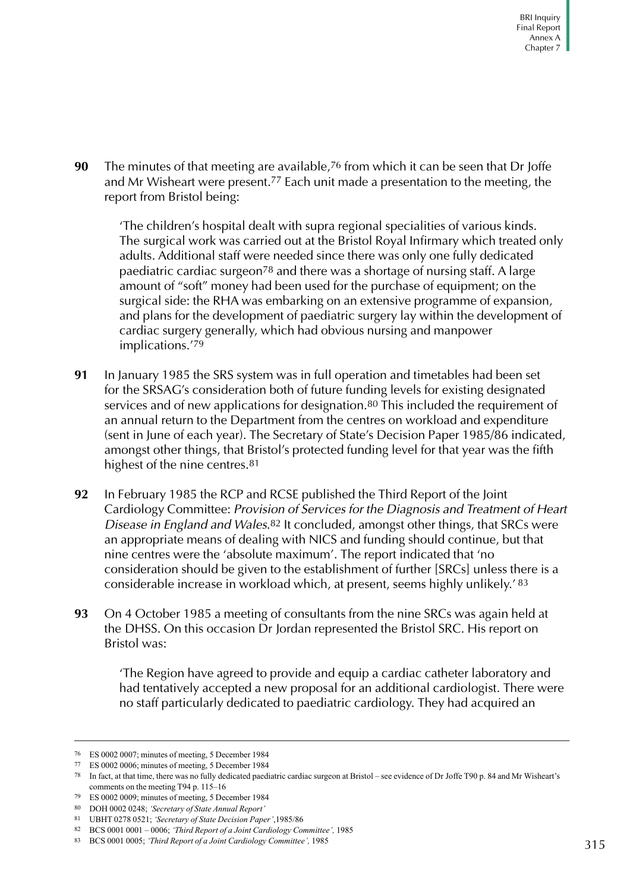**90** The minutes of that meeting are available,[76] from which it can be seen that Dr Joffe and Mr Wisheart were present.[77] Each unit made a presentation to the meeting, the report from Bristol being:

> 'The children's hospital dealt with supra regional specialities of various kinds. The surgical work was carried out at the Bristol Royal Infirmary which treated only adults. Additional staff were needed since there was only one fully dedicated paediatric cardiac surgeon[78] and there was a shortage of nursing staff. A large amount of "soft" money had been used for the purchase of equipment; on the surgical side: the RHA was embarking on an extensive programme of expansion, and plans for the development of paediatric surgery lay within the development of cardiac surgery generally, which had obvious nursing and manpower implications.'[79]

**91** In January 1985 the SRS system was in full operation and timetables had been set for the SRSAG's consideration both of future funding levels for existing designated services and of new applications for designation.[80] This included the requirement of an annual return to the Department from the centres on workload and expenditure (sent in June of each year). The Secretary of State's Decision Paper 1985/86 indicated, amongst other things, that Bristol's protected funding level for that year was the fifth highest of the nine centres.[81]

**92** In February 1985 the RCP and RCSE published the Third Report of the Joint Cardiology Committee: *Provision of Services for the Diagnosis and Treatment of Heart Disease in England and Wales*.[82] It concluded, amongst other things, that SRCs were an appropriate means of dealing with NICS and funding should continue, but that nine centres were the 'absolute maximum'. The report indicated that 'no consideration should be given to the establishment of further [SRCs] unless there is a considerable increase in workload which, at present, seems highly unlikely.'[83]

**93** On 4 October 1985 a meeting of consultants from the nine SRCs was again held at the DHSS. On this occasion Dr Jordan represented the Bristol SRC. His report on Bristol was:

> 'The Region have agreed to provide and equip a cardiac catheter laboratory and had tentatively accepted a new proposal for an additional cardiologist. There were no staff particularly dedicated to paediatric cardiology. They had acquired an

---

76 ES 0002 0007; minutes of meeting, 5 December 1984

77 ES 0002 0006; minutes of meeting, 5 December 1984

78 In fact, at that time, there was no fully dedicated paediatric cardiac surgeon at Bristol – see evidence of Dr Joffe T90 p. 84 and Mr Wisheart's comments on the meeting T94 p. 115–16

79 ES 0002 0009; minutes of meeting, 5 December 1984

80 DOH 0002 0248; *'Secretary of State Annual Report'*

81 UBHT 0278 0521; *'Secretary of State Decision Paper'*,1985/86

82 BCS 0001 0001 – 0006; *'Third Report of a Joint Cardiology Committee',* 1985

83 BCS 0001 0005; *'Third Report of a Joint Cardiology Committee',* 1985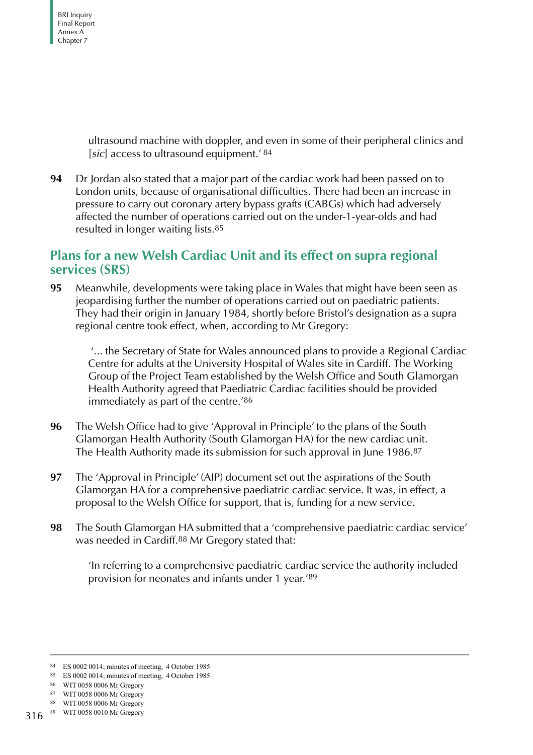ultrasound machine with doppler, and even in some of their peripheral clinics and [*sic*] access to ultrasound equipment.' [84]

**94** Dr Jordan also stated that a major part of the cardiac work had been passed on to London units, because of organisational difficulties. There had been an increase in pressure to carry out coronary artery bypass grafts (CABGs) which had adversely affected the number of operations carried out on the under-1-year-olds and had resulted in longer waiting lists.[85]

## Plans for a new Welsh Cardiac Unit and its effect on supra regional services (SRS)

**95** Meanwhile, developments were taking place in Wales that might have been seen as jeopardising further the number of operations carried out on paediatric patients. They had their origin in January 1984, shortly before Bristol's designation as a supra regional centre took effect, when, according to Mr Gregory:

> '... the Secretary of State for Wales announced plans to provide a Regional Cardiac Centre for adults at the University Hospital of Wales site in Cardiff. The Working Group of the Project Team established by the Welsh Office and South Glamorgan Health Authority agreed that Paediatric Cardiac facilities should be provided immediately as part of the centre.'[86]

**96** The Welsh Office had to give 'Approval in Principle' to the plans of the South Glamorgan Health Authority (South Glamorgan HA) for the new cardiac unit. The Health Authority made its submission for such approval in June 1986.[87]

**97** The 'Approval in Principle' (AIP) document set out the aspirations of the South Glamorgan HA for a comprehensive paediatric cardiac service. It was, in effect, a proposal to the Welsh Office for support, that is, funding for a new service.

**98** The South Glamorgan HA submitted that a 'comprehensive paediatric cardiac service' was needed in Cardiff.[88] Mr Gregory stated that:

> 'In referring to a comprehensive paediatric cardiac service the authority included provision for neonates and infants under 1 year.'[89]

---

84 ES 0002 0014; minutes of meeting, 4 October 1985
85 ES 0002 0014; minutes of meeting, 4 October 1985
86 WIT 0058 0006 Mr Gregory
87 WIT 0058 0006 Mr Gregory
88 WIT 0058 0006 Mr Gregory
89 WIT 0058 0010 Mr Gregory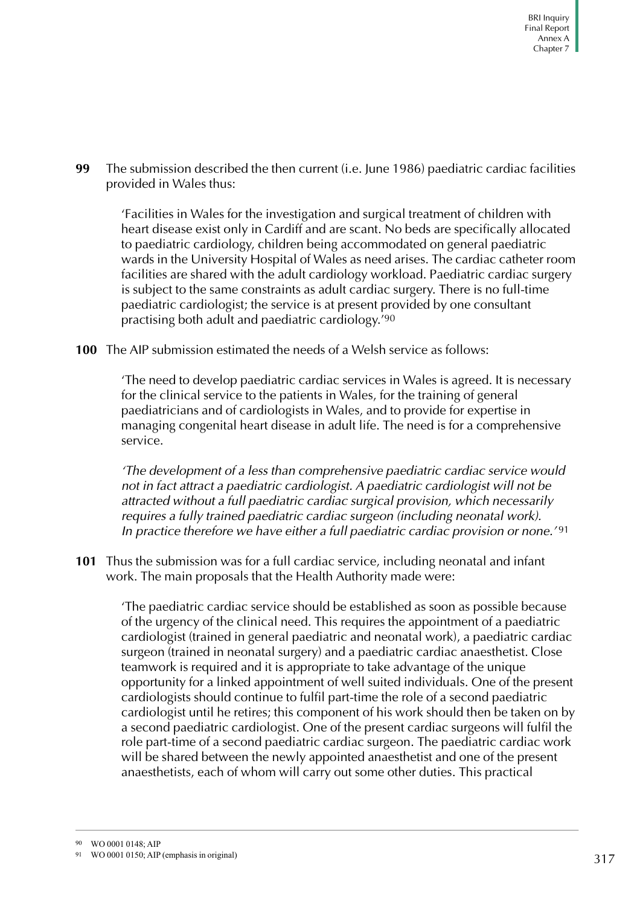**99** The submission described the then current (i.e. June 1986) paediatric cardiac facilities provided in Wales thus:

> 'Facilities in Wales for the investigation and surgical treatment of children with heart disease exist only in Cardiff and are scant. No beds are specifically allocated to paediatric cardiology, children being accommodated on general paediatric wards in the University Hospital of Wales as need arises. The cardiac catheter room facilities are shared with the adult cardiology workload. Paediatric cardiac surgery is subject to the same constraints as adult cardiac surgery. There is no full-time paediatric cardiologist; the service is at present provided by one consultant practising both adult and paediatric cardiology.'[90]

**100** The AIP submission estimated the needs of a Welsh service as follows:

> 'The need to develop paediatric cardiac services in Wales is agreed. It is necessary for the clinical service to the patients in Wales, for the training of general paediatricians and of cardiologists in Wales, and to provide for expertise in managing congenital heart disease in adult life. The need is for a comprehensive service.
>
> *'The development of a less than comprehensive paediatric cardiac service would not in fact attract a paediatric cardiologist. A paediatric cardiologist will not be attracted without a full paediatric cardiac surgical provision, which necessarily requires a fully trained paediatric cardiac surgeon (including neonatal work). In practice therefore we have either a full paediatric cardiac provision or none.'*[91]

**101** Thus the submission was for a full cardiac service, including neonatal and infant work. The main proposals that the Health Authority made were:

> 'The paediatric cardiac service should be established as soon as possible because of the urgency of the clinical need. This requires the appointment of a paediatric cardiologist (trained in general paediatric and neonatal work), a paediatric cardiac surgeon (trained in neonatal surgery) and a paediatric cardiac anaesthetist. Close teamwork is required and it is appropriate to take advantage of the unique opportunity for a linked appointment of well suited individuals. One of the present cardiologists should continue to fulfil part-time the role of a second paediatric cardiologist until he retires; this component of his work should then be taken on by a second paediatric cardiologist. One of the present cardiac surgeons will fulfil the role part-time of a second paediatric cardiac surgeon. The paediatric cardiac work will be shared between the newly appointed anaesthetist and one of the present anaesthetists, each of whom will carry out some other duties. This practical

---

[90] WO 0001 0148; AIP

[91] WO 0001 0150; AIP (emphasis in original)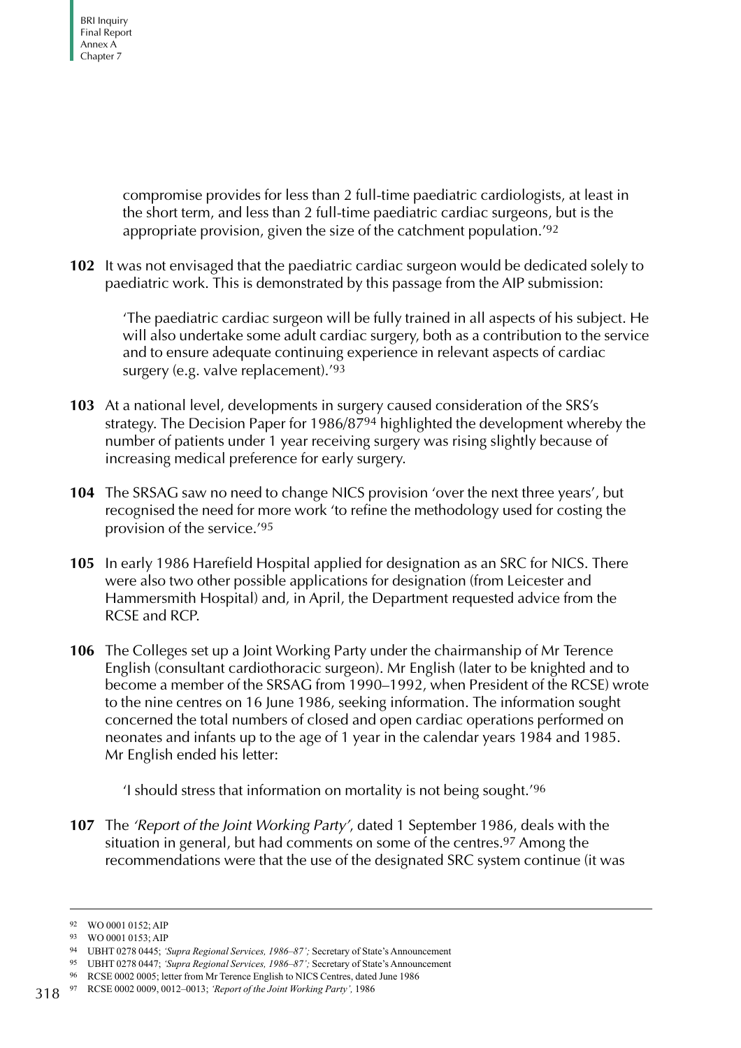compromise provides for less than 2 full-time paediatric cardiologists, at least in the short term, and less than 2 full-time paediatric cardiac surgeons, but is the appropriate provision, given the size of the catchment population.'[92]

**102** It was not envisaged that the paediatric cardiac surgeon would be dedicated solely to paediatric work. This is demonstrated by this passage from the AIP submission:

> 'The paediatric cardiac surgeon will be fully trained in all aspects of his subject. He will also undertake some adult cardiac surgery, both as a contribution to the service and to ensure adequate continuing experience in relevant aspects of cardiac surgery (e.g. valve replacement).'[93]

**103** At a national level, developments in surgery caused consideration of the SRS's strategy. The Decision Paper for 1986/87[94] highlighted the development whereby the number of patients under 1 year receiving surgery was rising slightly because of increasing medical preference for early surgery.

**104** The SRSAG saw no need to change NICS provision 'over the next three years', but recognised the need for more work 'to refine the methodology used for costing the provision of the service.'[95]

**105** In early 1986 Harefield Hospital applied for designation as an SRC for NICS. There were also two other possible applications for designation (from Leicester and Hammersmith Hospital) and, in April, the Department requested advice from the RCSE and RCP.

**106** The Colleges set up a Joint Working Party under the chairmanship of Mr Terence English (consultant cardiothoracic surgeon). Mr English (later to be knighted and to become a member of the SRSAG from 1990–1992, when President of the RCSE) wrote to the nine centres on 16 June 1986, seeking information. The information sought concerned the total numbers of closed and open cardiac operations performed on neonates and infants up to the age of 1 year in the calendar years 1984 and 1985. Mr English ended his letter:

> 'I should stress that information on mortality is not being sought.'[96]

**107** The *'Report of the Joint Working Party'*, dated 1 September 1986, deals with the situation in general, but had comments on some of the centres.[97] Among the recommendations were that the use of the designated SRC system continue (it was

---

[92] WO 0001 0152; AIP
[93] WO 0001 0153; AIP
[94] UBHT 0278 0445; *'Supra Regional Services, 1986–87';* Secretary of State's Announcement
[95] UBHT 0278 0447; *'Supra Regional Services, 1986–87';* Secretary of State's Announcement
[96] RCSE 0002 0005; letter from Mr Terence English to NICS Centres, dated June 1986
[97] RCSE 0002 0009, 0012–0013; *'Report of the Joint Working Party',* 1986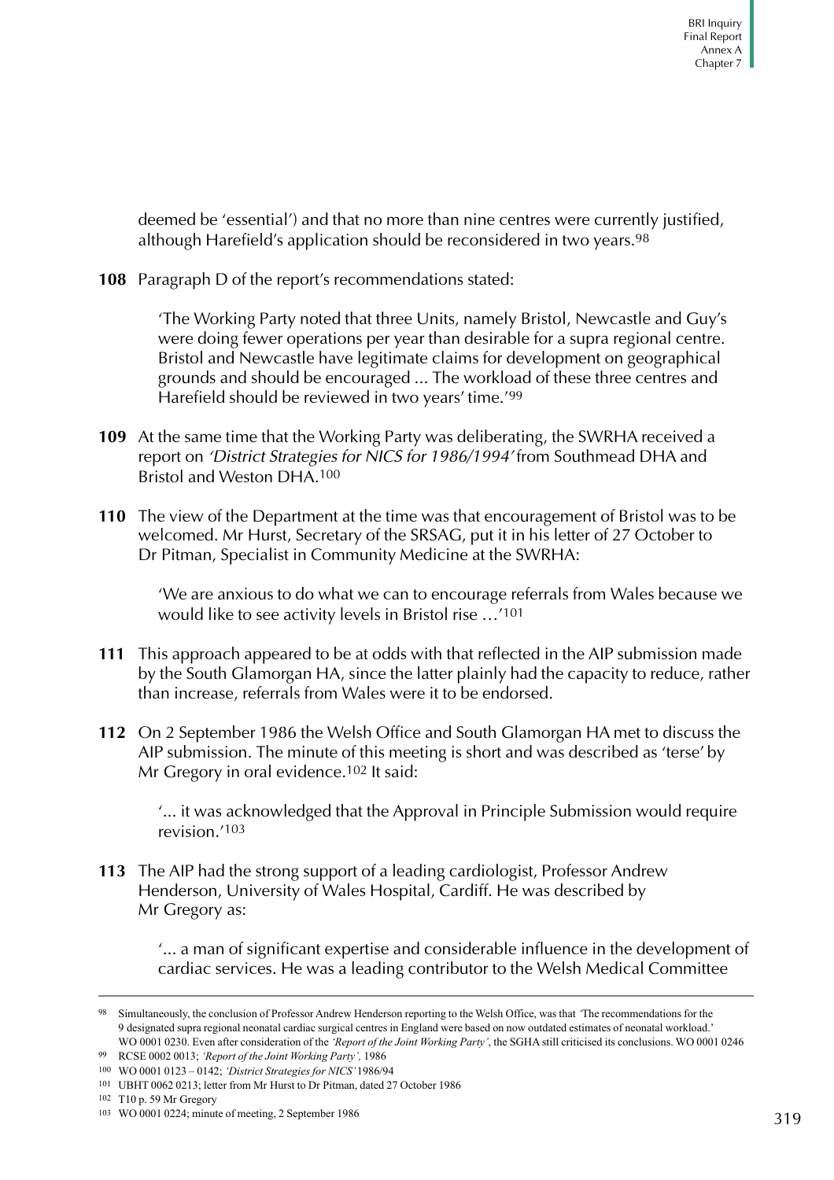deemed be 'essential') and that no more than nine centres were currently justified, although Harefield's application should be reconsidered in two years.[98]

**108** Paragraph D of the report's recommendations stated:

> 'The Working Party noted that three Units, namely Bristol, Newcastle and Guy's were doing fewer operations per year than desirable for a supra regional centre. Bristol and Newcastle have legitimate claims for development on geographical grounds and should be encouraged ... The workload of these three centres and Harefield should be reviewed in two years' time.'[99]

**109** At the same time that the Working Party was deliberating, the SWRHA received a report on *'District Strategies for NICS for 1986/1994'* from Southmead DHA and Bristol and Weston DHA.[100]

**110** The view of the Department at the time was that encouragement of Bristol was to be welcomed. Mr Hurst, Secretary of the SRSAG, put it in his letter of 27 October to Dr Pitman, Specialist in Community Medicine at the SWRHA:

> 'We are anxious to do what we can to encourage referrals from Wales because we would like to see activity levels in Bristol rise …'[101]

**111** This approach appeared to be at odds with that reflected in the AIP submission made by the South Glamorgan HA, since the latter plainly had the capacity to reduce, rather than increase, referrals from Wales were it to be endorsed.

**112** On 2 September 1986 the Welsh Office and South Glamorgan HA met to discuss the AIP submission. The minute of this meeting is short and was described as 'terse' by Mr Gregory in oral evidence.[102] It said:

> '... it was acknowledged that the Approval in Principle Submission would require revision.'[103]

**113** The AIP had the strong support of a leading cardiologist, Professor Andrew Henderson, University of Wales Hospital, Cardiff. He was described by Mr Gregory as:

> '... a man of significant expertise and considerable influence in the development of cardiac services. He was a leading contributor to the Welsh Medical Committee

---

98 Simultaneously, the conclusion of Professor Andrew Henderson reporting to the Welsh Office, was that 'The recommendations for the 9 designated supra regional neonatal cardiac surgical centres in England were based on now outdated estimates of neonatal workload.' WO 0001 0230. Even after consideration of the *'Report of the Joint Working Party'*, the SGHA still criticised its conclusions. WO 0001 0246

99 RCSE 0002 0013; *'Report of the Joint Working Party'*, 1986

100 WO 0001 0123 – 0142; *'District Strategies for NICS'* 1986/94

101 UBHT 0062 0213; letter from Mr Hurst to Dr Pitman, dated 27 October 1986

102 T10 p. 59 Mr Gregory

103 WO 0001 0224; minute of meeting, 2 September 1986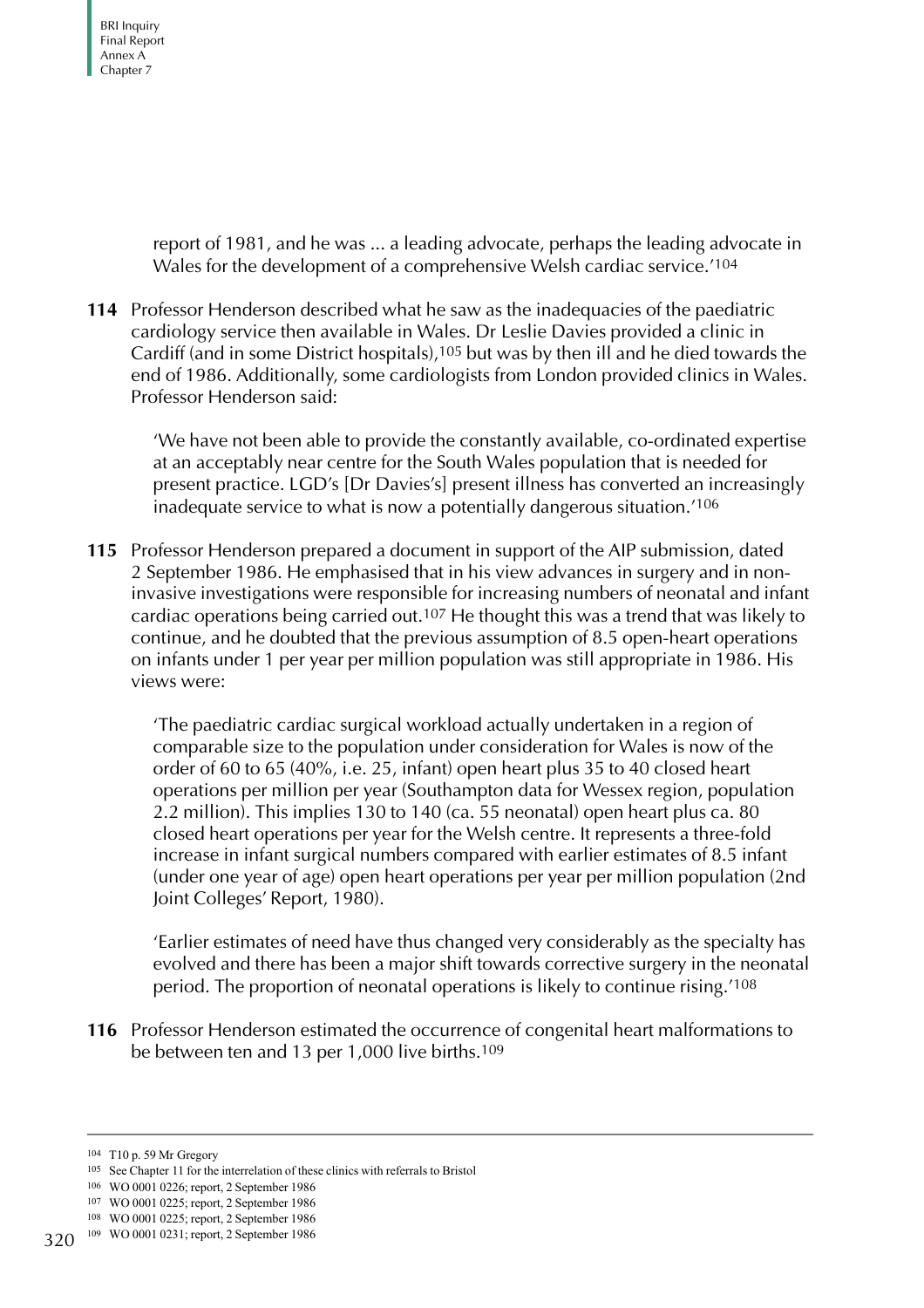report of 1981, and he was ... a leading advocate, perhaps the leading advocate in Wales for the development of a comprehensive Welsh cardiac service.'[104]

**114** Professor Henderson described what he saw as the inadequacies of the paediatric cardiology service then available in Wales. Dr Leslie Davies provided a clinic in Cardiff (and in some District hospitals),[105] but was by then ill and he died towards the end of 1986. Additionally, some cardiologists from London provided clinics in Wales. Professor Henderson said:

> 'We have not been able to provide the constantly available, co-ordinated expertise at an acceptably near centre for the South Wales population that is needed for present practice. LGD's [Dr Davies's] present illness has converted an increasingly inadequate service to what is now a potentially dangerous situation.'[106]

**115** Professor Henderson prepared a document in support of the AIP submission, dated 2 September 1986. He emphasised that in his view advances in surgery and in non-invasive investigations were responsible for increasing numbers of neonatal and infant cardiac operations being carried out.[107] He thought this was a trend that was likely to continue, and he doubted that the previous assumption of 8.5 open-heart operations on infants under 1 per year per million population was still appropriate in 1986. His views were:

> 'The paediatric cardiac surgical workload actually undertaken in a region of comparable size to the population under consideration for Wales is now of the order of 60 to 65 (40%, i.e. 25, infant) open heart plus 35 to 40 closed heart operations per million per year (Southampton data for Wessex region, population 2.2 million). This implies 130 to 140 (ca. 55 neonatal) open heart plus ca. 80 closed heart operations per year for the Welsh centre. It represents a three-fold increase in infant surgical numbers compared with earlier estimates of 8.5 infant (under one year of age) open heart operations per year per million population (2nd Joint Colleges' Report, 1980).
>
> 'Earlier estimates of need have thus changed very considerably as the specialty has evolved and there has been a major shift towards corrective surgery in the neonatal period. The proportion of neonatal operations is likely to continue rising.'[108]

**116** Professor Henderson estimated the occurrence of congenital heart malformations to be between ten and 13 per 1,000 live births.[109]

---

[104] T10 p. 59 Mr Gregory

[105] See Chapter 11 for the interrelation of these clinics with referrals to Bristol

[106] WO 0001 0226; report, 2 September 1986

[107] WO 0001 0225; report, 2 September 1986

[108] WO 0001 0225; report, 2 September 1986

[109] WO 0001 0231; report, 2 September 1986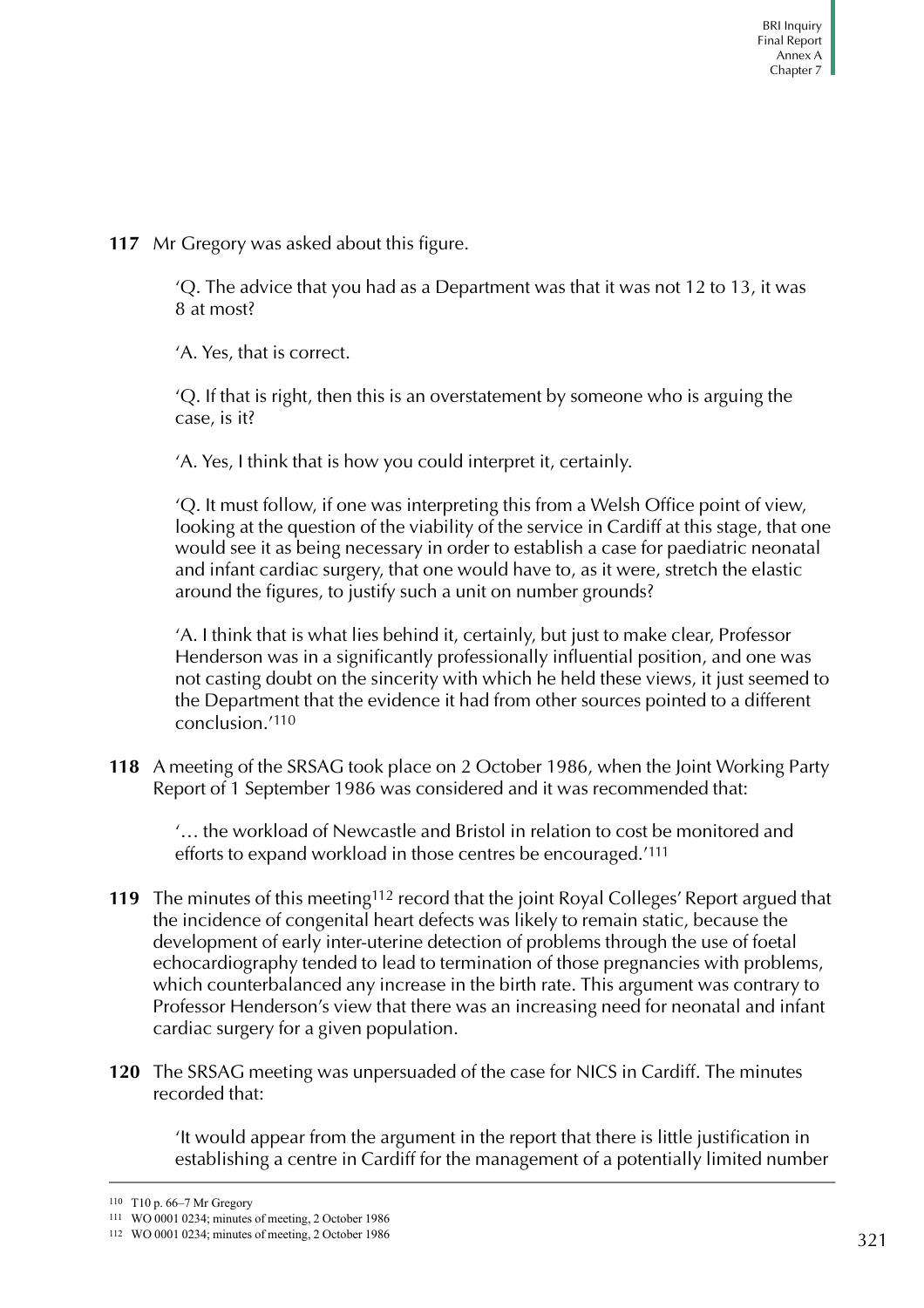**117** Mr Gregory was asked about this figure.

> 'Q. The advice that you had as a Department was that it was not 12 to 13, it was 8 at most?
>
> 'A. Yes, that is correct.
>
> 'Q. If that is right, then this is an overstatement by someone who is arguing the case, is it?
>
> 'A. Yes, I think that is how you could interpret it, certainly.
>
> 'Q. It must follow, if one was interpreting this from a Welsh Office point of view, looking at the question of the viability of the service in Cardiff at this stage, that one would see it as being necessary in order to establish a case for paediatric neonatal and infant cardiac surgery, that one would have to, as it were, stretch the elastic around the figures, to justify such a unit on number grounds?
>
> 'A. I think that is what lies behind it, certainly, but just to make clear, Professor Henderson was in a significantly professionally influential position, and one was not casting doubt on the sincerity with which he held these views, it just seemed to the Department that the evidence it had from other sources pointed to a different conclusion.'[110]

**118** A meeting of the SRSAG took place on 2 October 1986, when the Joint Working Party Report of 1 September 1986 was considered and it was recommended that:

> '… the workload of Newcastle and Bristol in relation to cost be monitored and efforts to expand workload in those centres be encouraged.'[111]

**119** The minutes of this meeting[112] record that the joint Royal Colleges' Report argued that the incidence of congenital heart defects was likely to remain static, because the development of early inter-uterine detection of problems through the use of foetal echocardiography tended to lead to termination of those pregnancies with problems, which counterbalanced any increase in the birth rate. This argument was contrary to Professor Henderson's view that there was an increasing need for neonatal and infant cardiac surgery for a given population.

**120** The SRSAG meeting was unpersuaded of the case for NICS in Cardiff. The minutes recorded that:

> 'It would appear from the argument in the report that there is little justification in establishing a centre in Cardiff for the management of a potentially limited number

---

[110] T10 p. 66–7 Mr Gregory

[111] WO 0001 0234; minutes of meeting, 2 October 1986

[112] WO 0001 0234; minutes of meeting, 2 October 1986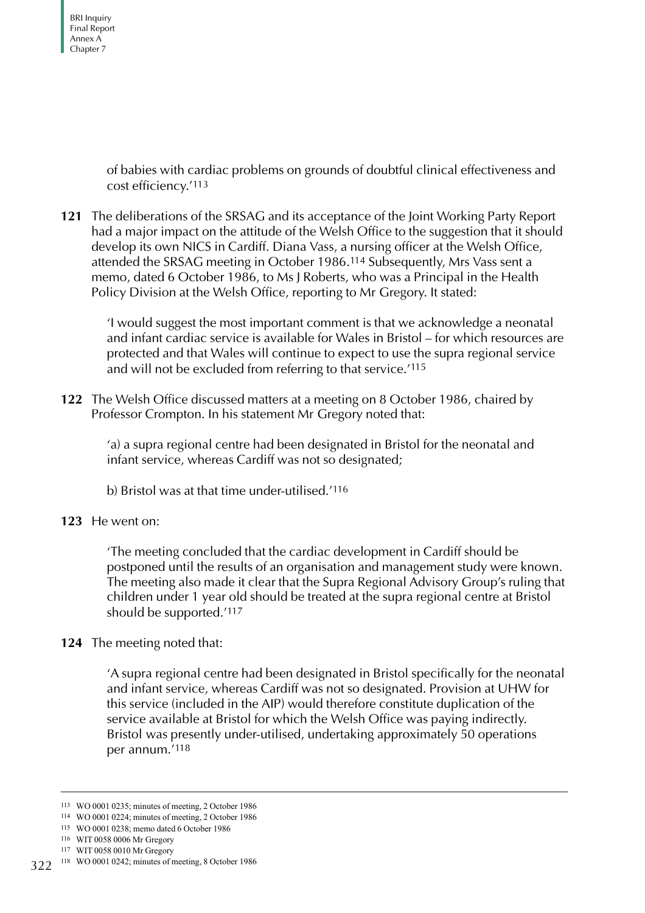of babies with cardiac problems on grounds of doubtful clinical effectiveness and cost efficiency.'[113]

**121** The deliberations of the SRSAG and its acceptance of the Joint Working Party Report had a major impact on the attitude of the Welsh Office to the suggestion that it should develop its own NICS in Cardiff. Diana Vass, a nursing officer at the Welsh Office, attended the SRSAG meeting in October 1986.[114] Subsequently, Mrs Vass sent a memo, dated 6 October 1986, to Ms J Roberts, who was a Principal in the Health Policy Division at the Welsh Office, reporting to Mr Gregory. It stated:

> 'I would suggest the most important comment is that we acknowledge a neonatal and infant cardiac service is available for Wales in Bristol – for which resources are protected and that Wales will continue to expect to use the supra regional service and will not be excluded from referring to that service.'[115]

**122** The Welsh Office discussed matters at a meeting on 8 October 1986, chaired by Professor Crompton. In his statement Mr Gregory noted that:

> 'a) a supra regional centre had been designated in Bristol for the neonatal and infant service, whereas Cardiff was not so designated;
>
> b) Bristol was at that time under-utilised.'[116]

**123** He went on:

> 'The meeting concluded that the cardiac development in Cardiff should be postponed until the results of an organisation and management study were known. The meeting also made it clear that the Supra Regional Advisory Group's ruling that children under 1 year old should be treated at the supra regional centre at Bristol should be supported.'[117]

**124** The meeting noted that:

> 'A supra regional centre had been designated in Bristol specifically for the neonatal and infant service, whereas Cardiff was not so designated. Provision at UHW for this service (included in the AIP) would therefore constitute duplication of the service available at Bristol for which the Welsh Office was paying indirectly. Bristol was presently under-utilised, undertaking approximately 50 operations per annum.'[118]

---

113 WO 0001 0235; minutes of meeting, 2 October 1986

114 WO 0001 0224; minutes of meeting, 2 October 1986

115 WO 0001 0238; memo dated 6 October 1986

116 WIT 0058 0006 Mr Gregory

117 WIT 0058 0010 Mr Gregory

118 WO 0001 0242; minutes of meeting, 8 October 1986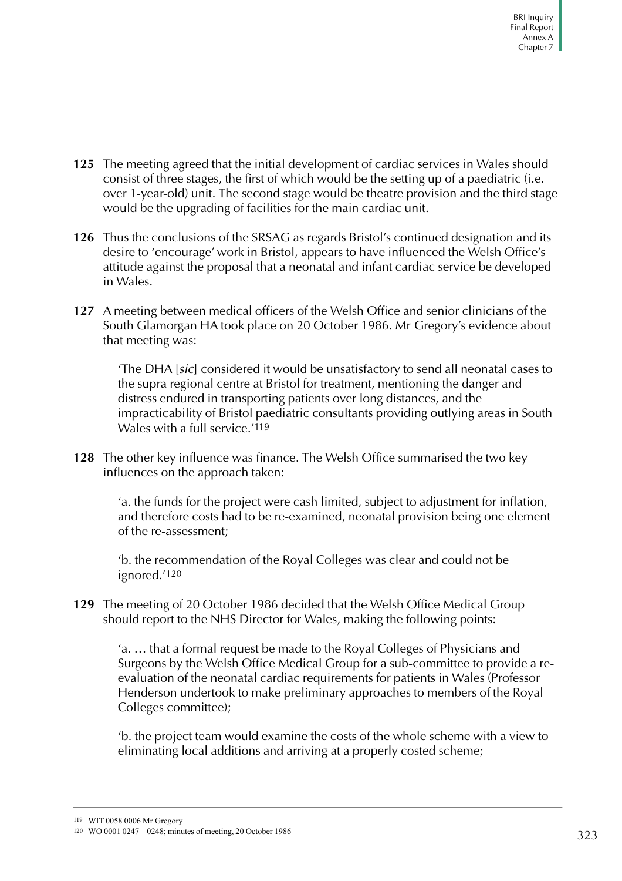**125** The meeting agreed that the initial development of cardiac services in Wales should consist of three stages, the first of which would be the setting up of a paediatric (i.e. over 1-year-old) unit. The second stage would be theatre provision and the third stage would be the upgrading of facilities for the main cardiac unit.

**126** Thus the conclusions of the SRSAG as regards Bristol's continued designation and its desire to 'encourage' work in Bristol, appears to have influenced the Welsh Office's attitude against the proposal that a neonatal and infant cardiac service be developed in Wales.

**127** A meeting between medical officers of the Welsh Office and senior clinicians of the South Glamorgan HA took place on 20 October 1986. Mr Gregory's evidence about that meeting was:

> 'The DHA [*sic*] considered it would be unsatisfactory to send all neonatal cases to the supra regional centre at Bristol for treatment, mentioning the danger and distress endured in transporting patients over long distances, and the impracticability of Bristol paediatric consultants providing outlying areas in South Wales with a full service.'[119]

**128** The other key influence was finance. The Welsh Office summarised the two key influences on the approach taken:

> 'a. the funds for the project were cash limited, subject to adjustment for inflation, and therefore costs had to be re-examined, neonatal provision being one element of the re-assessment;
>
> 'b. the recommendation of the Royal Colleges was clear and could not be ignored.'[120]

**129** The meeting of 20 October 1986 decided that the Welsh Office Medical Group should report to the NHS Director for Wales, making the following points:

> 'a. … that a formal request be made to the Royal Colleges of Physicians and Surgeons by the Welsh Office Medical Group for a sub-committee to provide a re-evaluation of the neonatal cardiac requirements for patients in Wales (Professor Henderson undertook to make preliminary approaches to members of the Royal Colleges committee);
>
> 'b. the project team would examine the costs of the whole scheme with a view to eliminating local additions and arriving at a properly costed scheme;

---

[119] WIT 0058 0006 Mr Gregory

[120] WO 0001 0247 – 0248; minutes of meeting, 20 October 1986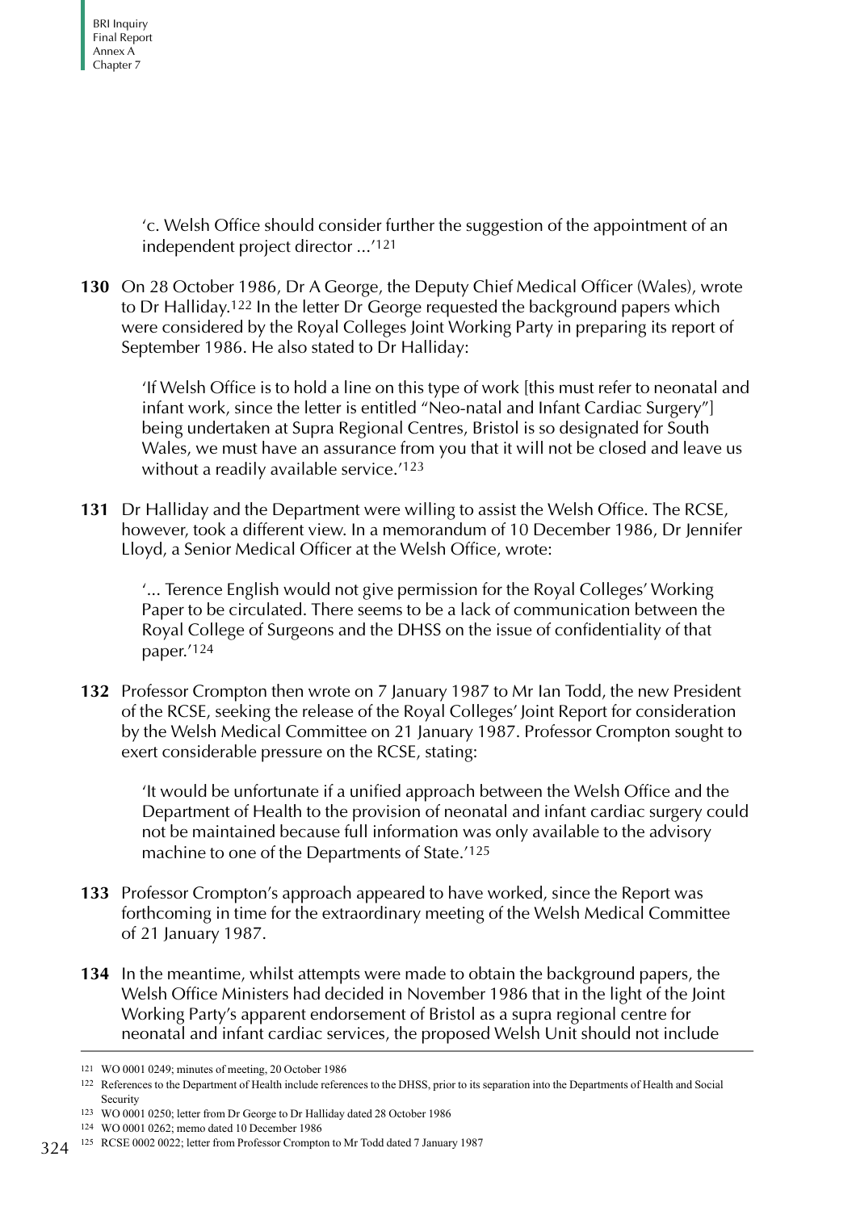'c. Welsh Office should consider further the suggestion of the appointment of an independent project director ...'[121]

**130** On 28 October 1986, Dr A George, the Deputy Chief Medical Officer (Wales), wrote to Dr Halliday.[122] In the letter Dr George requested the background papers which were considered by the Royal Colleges Joint Working Party in preparing its report of September 1986. He also stated to Dr Halliday:

> 'If Welsh Office is to hold a line on this type of work [this must refer to neonatal and infant work, since the letter is entitled "Neo-natal and Infant Cardiac Surgery"] being undertaken at Supra Regional Centres, Bristol is so designated for South Wales, we must have an assurance from you that it will not be closed and leave us without a readily available service.'[123]

**131** Dr Halliday and the Department were willing to assist the Welsh Office. The RCSE, however, took a different view. In a memorandum of 10 December 1986, Dr Jennifer Lloyd, a Senior Medical Officer at the Welsh Office, wrote:

> '... Terence English would not give permission for the Royal Colleges' Working Paper to be circulated. There seems to be a lack of communication between the Royal College of Surgeons and the DHSS on the issue of confidentiality of that paper.'[124]

**132** Professor Crompton then wrote on 7 January 1987 to Mr Ian Todd, the new President of the RCSE, seeking the release of the Royal Colleges' Joint Report for consideration by the Welsh Medical Committee on 21 January 1987. Professor Crompton sought to exert considerable pressure on the RCSE, stating:

> 'It would be unfortunate if a unified approach between the Welsh Office and the Department of Health to the provision of neonatal and infant cardiac surgery could not be maintained because full information was only available to the advisory machine to one of the Departments of State.'[125]

**133** Professor Crompton's approach appeared to have worked, since the Report was forthcoming in time for the extraordinary meeting of the Welsh Medical Committee of 21 January 1987.

**134** In the meantime, whilst attempts were made to obtain the background papers, the Welsh Office Ministers had decided in November 1986 that in the light of the Joint Working Party's apparent endorsement of Bristol as a supra regional centre for neonatal and infant cardiac services, the proposed Welsh Unit should not include

---

[121] WO 0001 0249; minutes of meeting, 20 October 1986

[122] References to the Department of Health include references to the DHSS, prior to its separation into the Departments of Health and Social Security

[123] WO 0001 0250; letter from Dr George to Dr Halliday dated 28 October 1986

[124] WO 0001 0262; memo dated 10 December 1986

[125] RCSE 0002 0022; letter from Professor Crompton to Mr Todd dated 7 January 1987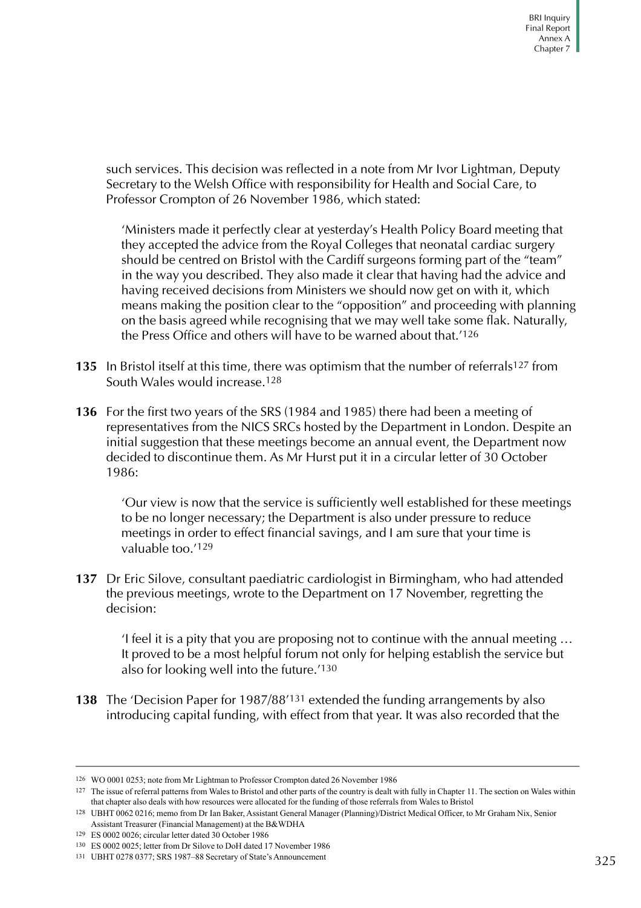such services. This decision was reflected in a note from Mr Ivor Lightman, Deputy Secretary to the Welsh Office with responsibility for Health and Social Care, to Professor Crompton of 26 November 1986, which stated:

> 'Ministers made it perfectly clear at yesterday's Health Policy Board meeting that they accepted the advice from the Royal Colleges that neonatal cardiac surgery should be centred on Bristol with the Cardiff surgeons forming part of the "team" in the way you described. They also made it clear that having had the advice and having received decisions from Ministers we should now get on with it, which means making the position clear to the "opposition" and proceeding with planning on the basis agreed while recognising that we may well take some flak. Naturally, the Press Office and others will have to be warned about that.'[126]

**135** In Bristol itself at this time, there was optimism that the number of referrals[127] from South Wales would increase.[128]

**136** For the first two years of the SRS (1984 and 1985) there had been a meeting of representatives from the NICS SRCs hosted by the Department in London. Despite an initial suggestion that these meetings become an annual event, the Department now decided to discontinue them. As Mr Hurst put it in a circular letter of 30 October 1986:

> 'Our view is now that the service is sufficiently well established for these meetings to be no longer necessary; the Department is also under pressure to reduce meetings in order to effect financial savings, and I am sure that your time is valuable too.'[129]

**137** Dr Eric Silove, consultant paediatric cardiologist in Birmingham, who had attended the previous meetings, wrote to the Department on 17 November, regretting the decision:

> 'I feel it is a pity that you are proposing not to continue with the annual meeting … It proved to be a most helpful forum not only for helping establish the service but also for looking well into the future.'[130]

**138** The 'Decision Paper for 1987/88'[131] extended the funding arrangements by also introducing capital funding, with effect from that year. It was also recorded that the

---

126 WO 0001 0253; note from Mr Lightman to Professor Crompton dated 26 November 1986

127 The issue of referral patterns from Wales to Bristol and other parts of the country is dealt with fully in Chapter 11. The section on Wales within that chapter also deals with how resources were allocated for the funding of those referrals from Wales to Bristol

128 UBHT 0062 0216; memo from Dr Ian Baker, Assistant General Manager (Planning)/District Medical Officer, to Mr Graham Nix, Senior Assistant Treasurer (Financial Management) at the B&WDHA

129 ES 0002 0026; circular letter dated 30 October 1986

130 ES 0002 0025; letter from Dr Silove to DoH dated 17 November 1986

131 UBHT 0278 0377; SRS 1987–88 Secretary of State's Announcement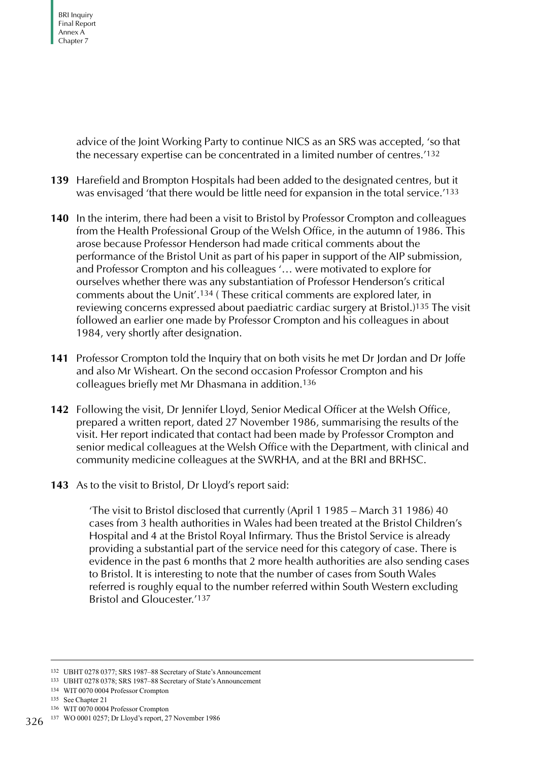advice of the Joint Working Party to continue NICS as an SRS was accepted, 'so that the necessary expertise can be concentrated in a limited number of centres.'[132]

**139** Harefield and Brompton Hospitals had been added to the designated centres, but it was envisaged 'that there would be little need for expansion in the total service.'[133]

**140** In the interim, there had been a visit to Bristol by Professor Crompton and colleagues from the Health Professional Group of the Welsh Office, in the autumn of 1986. This arose because Professor Henderson had made critical comments about the performance of the Bristol Unit as part of his paper in support of the AIP submission, and Professor Crompton and his colleagues '… were motivated to explore for ourselves whether there was any substantiation of Professor Henderson's critical comments about the Unit'.[134] ( These critical comments are explored later, in reviewing concerns expressed about paediatric cardiac surgery at Bristol.)[135] The visit followed an earlier one made by Professor Crompton and his colleagues in about 1984, very shortly after designation.

**141** Professor Crompton told the Inquiry that on both visits he met Dr Jordan and Dr Joffe and also Mr Wisheart. On the second occasion Professor Crompton and his colleagues briefly met Mr Dhasmana in addition.[136]

**142** Following the visit, Dr Jennifer Lloyd, Senior Medical Officer at the Welsh Office, prepared a written report, dated 27 November 1986, summarising the results of the visit. Her report indicated that contact had been made by Professor Crompton and senior medical colleagues at the Welsh Office with the Department, with clinical and community medicine colleagues at the SWRHA, and at the BRI and BRHSC.

**143** As to the visit to Bristol, Dr Lloyd's report said:

> 'The visit to Bristol disclosed that currently (April 1 1985 – March 31 1986) 40 cases from 3 health authorities in Wales had been treated at the Bristol Children's Hospital and 4 at the Bristol Royal Infirmary. Thus the Bristol Service is already providing a substantial part of the service need for this category of case. There is evidence in the past 6 months that 2 more health authorities are also sending cases to Bristol. It is interesting to note that the number of cases from South Wales referred is roughly equal to the number referred within South Western excluding Bristol and Gloucester.'[137]

---

132 UBHT 0278 0377; SRS 1987–88 Secretary of State's Announcement
133 UBHT 0278 0378; SRS 1987–88 Secretary of State's Announcement
134 WIT 0070 0004 Professor Crompton
135 See Chapter 21
136 WIT 0070 0004 Professor Crompton
137 WO 0001 0257; Dr Lloyd's report, 27 November 1986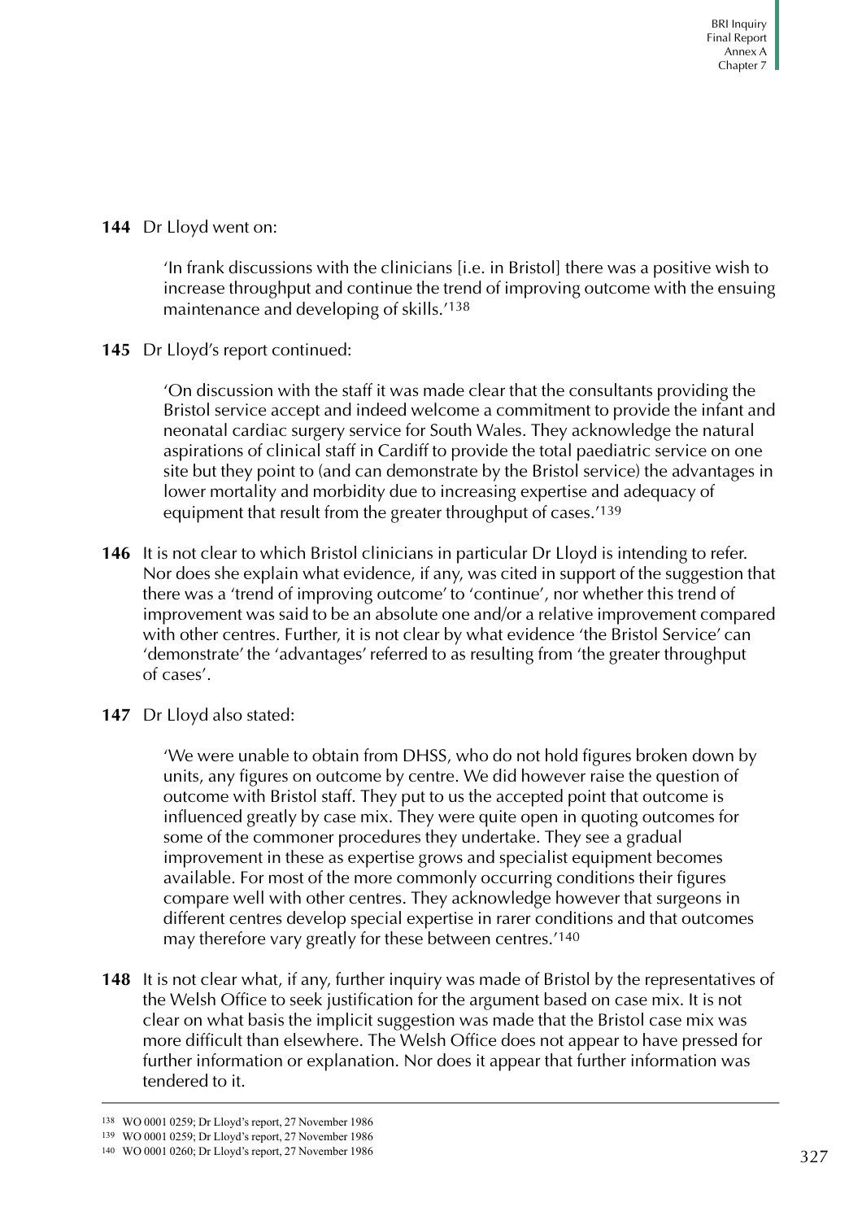**144** Dr Lloyd went on:

> 'In frank discussions with the clinicians [i.e. in Bristol] there was a positive wish to increase throughput and continue the trend of improving outcome with the ensuing maintenance and developing of skills.'[138]

**145** Dr Lloyd's report continued:

> 'On discussion with the staff it was made clear that the consultants providing the Bristol service accept and indeed welcome a commitment to provide the infant and neonatal cardiac surgery service for South Wales. They acknowledge the natural aspirations of clinical staff in Cardiff to provide the total paediatric service on one site but they point to (and can demonstrate by the Bristol service) the advantages in lower mortality and morbidity due to increasing expertise and adequacy of equipment that result from the greater throughput of cases.'[139]

**146** It is not clear to which Bristol clinicians in particular Dr Lloyd is intending to refer. Nor does she explain what evidence, if any, was cited in support of the suggestion that there was a 'trend of improving outcome' to 'continue', nor whether this trend of improvement was said to be an absolute one and/or a relative improvement compared with other centres. Further, it is not clear by what evidence 'the Bristol Service' can 'demonstrate' the 'advantages' referred to as resulting from 'the greater throughput of cases'.

**147** Dr Lloyd also stated:

> 'We were unable to obtain from DHSS, who do not hold figures broken down by units, any figures on outcome by centre. We did however raise the question of outcome with Bristol staff. They put to us the accepted point that outcome is influenced greatly by case mix. They were quite open in quoting outcomes for some of the commoner procedures they undertake. They see a gradual improvement in these as expertise grows and specialist equipment becomes available. For most of the more commonly occurring conditions their figures compare well with other centres. They acknowledge however that surgeons in different centres develop special expertise in rarer conditions and that outcomes may therefore vary greatly for these between centres.'[140]

**148** It is not clear what, if any, further inquiry was made of Bristol by the representatives of the Welsh Office to seek justification for the argument based on case mix. It is not clear on what basis the implicit suggestion was made that the Bristol case mix was more difficult than elsewhere. The Welsh Office does not appear to have pressed for further information or explanation. Nor does it appear that further information was tendered to it.

---

138 WO 0001 0259; Dr Lloyd's report, 27 November 1986

139 WO 0001 0259; Dr Lloyd's report, 27 November 1986

140 WO 0001 0260; Dr Lloyd's report, 27 November 1986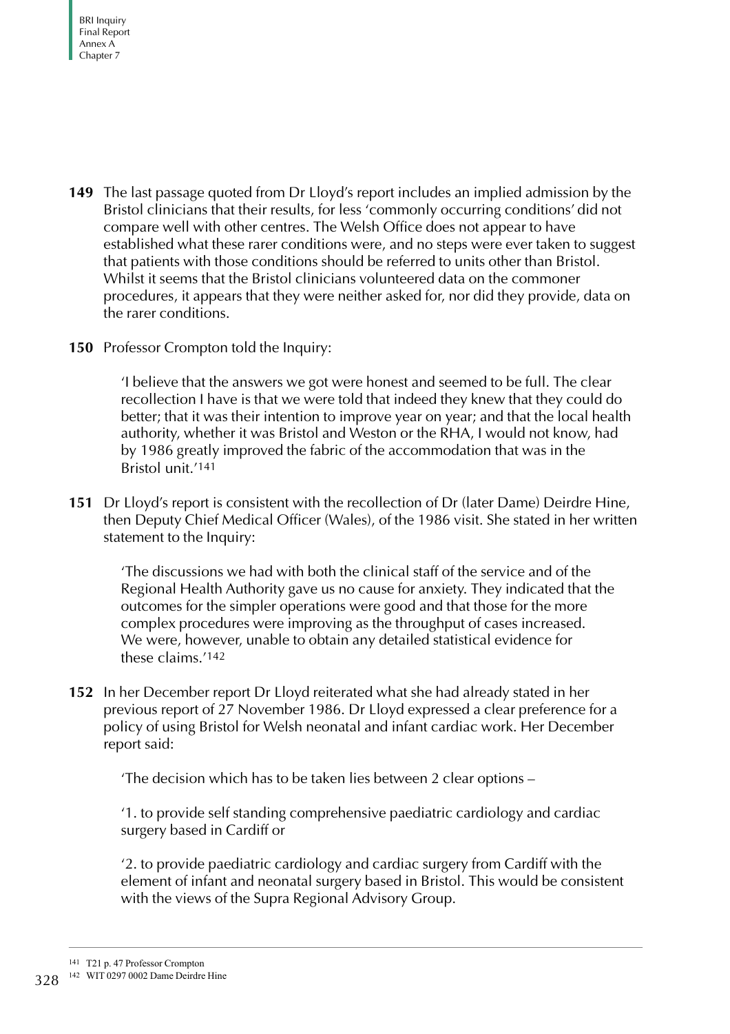**149** The last passage quoted from Dr Lloyd's report includes an implied admission by the Bristol clinicians that their results, for less 'commonly occurring conditions' did not compare well with other centres. The Welsh Office does not appear to have established what these rarer conditions were, and no steps were ever taken to suggest that patients with those conditions should be referred to units other than Bristol. Whilst it seems that the Bristol clinicians volunteered data on the commoner procedures, it appears that they were neither asked for, nor did they provide, data on the rarer conditions.

**150** Professor Crompton told the Inquiry:

> 'I believe that the answers we got were honest and seemed to be full. The clear recollection I have is that we were told that indeed they knew that they could do better; that it was their intention to improve year on year; and that the local health authority, whether it was Bristol and Weston or the RHA, I would not know, had by 1986 greatly improved the fabric of the accommodation that was in the Bristol unit.'[141]

**151** Dr Lloyd's report is consistent with the recollection of Dr (later Dame) Deirdre Hine, then Deputy Chief Medical Officer (Wales), of the 1986 visit. She stated in her written statement to the Inquiry:

> 'The discussions we had with both the clinical staff of the service and of the Regional Health Authority gave us no cause for anxiety. They indicated that the outcomes for the simpler operations were good and that those for the more complex procedures were improving as the throughput of cases increased. We were, however, unable to obtain any detailed statistical evidence for these claims.'[142]

**152** In her December report Dr Lloyd reiterated what she had already stated in her previous report of 27 November 1986. Dr Lloyd expressed a clear preference for a policy of using Bristol for Welsh neonatal and infant cardiac work. Her December report said:

> 'The decision which has to be taken lies between 2 clear options –
>
> '1. to provide self standing comprehensive paediatric cardiology and cardiac surgery based in Cardiff or
>
> '2. to provide paediatric cardiology and cardiac surgery from Cardiff with the element of infant and neonatal surgery based in Bristol. This would be consistent with the views of the Supra Regional Advisory Group.

---

141 T21 p. 47 Professor Crompton

142 WIT 0297 0002 Dame Deirdre Hine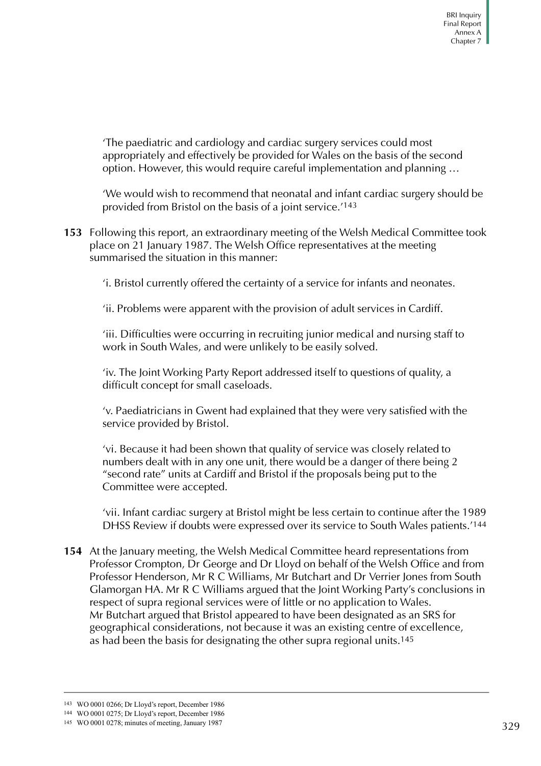'The paediatric and cardiology and cardiac surgery services could most appropriately and effectively be provided for Wales on the basis of the second option. However, this would require careful implementation and planning …

'We would wish to recommend that neonatal and infant cardiac surgery should be provided from Bristol on the basis of a joint service.'[143]

**153** Following this report, an extraordinary meeting of the Welsh Medical Committee took place on 21 January 1987. The Welsh Office representatives at the meeting summarised the situation in this manner:

'i. Bristol currently offered the certainty of a service for infants and neonates.

'ii. Problems were apparent with the provision of adult services in Cardiff.

'iii. Difficulties were occurring in recruiting junior medical and nursing staff to work in South Wales, and were unlikely to be easily solved.

'iv. The Joint Working Party Report addressed itself to questions of quality, a difficult concept for small caseloads.

'v. Paediatricians in Gwent had explained that they were very satisfied with the service provided by Bristol.

'vi. Because it had been shown that quality of service was closely related to numbers dealt with in any one unit, there would be a danger of there being 2 "second rate" units at Cardiff and Bristol if the proposals being put to the Committee were accepted.

'vii. Infant cardiac surgery at Bristol might be less certain to continue after the 1989 DHSS Review if doubts were expressed over its service to South Wales patients.'[144]

**154** At the January meeting, the Welsh Medical Committee heard representations from Professor Crompton, Dr George and Dr Lloyd on behalf of the Welsh Office and from Professor Henderson, Mr R C Williams, Mr Butchart and Dr Verrier Jones from South Glamorgan HA. Mr R C Williams argued that the Joint Working Party's conclusions in respect of supra regional services were of little or no application to Wales. Mr Butchart argued that Bristol appeared to have been designated as an SRS for geographical considerations, not because it was an existing centre of excellence, as had been the basis for designating the other supra regional units.[145]

---

143 WO 0001 0266; Dr Lloyd's report, December 1986

144 WO 0001 0275; Dr Lloyd's report, December 1986

145 WO 0001 0278; minutes of meeting, January 1987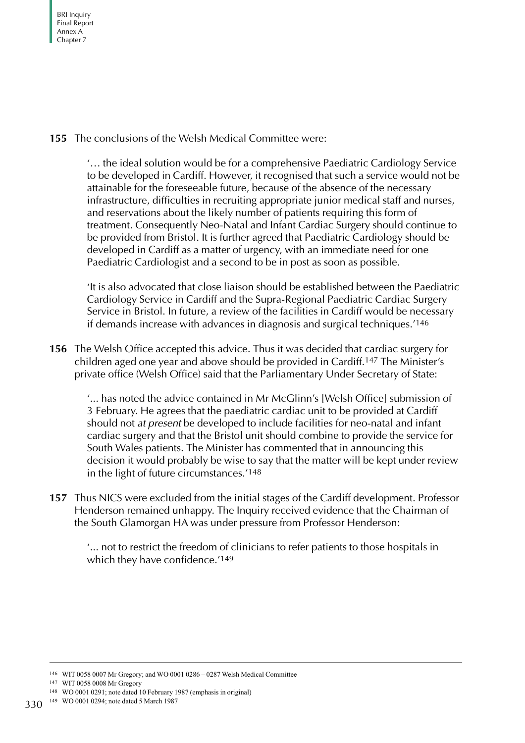**155** The conclusions of the Welsh Medical Committee were:

> '… the ideal solution would be for a comprehensive Paediatric Cardiology Service to be developed in Cardiff. However, it recognised that such a service would not be attainable for the foreseeable future, because of the absence of the necessary infrastructure, difficulties in recruiting appropriate junior medical staff and nurses, and reservations about the likely number of patients requiring this form of treatment. Consequently Neo-Natal and Infant Cardiac Surgery should continue to be provided from Bristol. It is further agreed that Paediatric Cardiology should be developed in Cardiff as a matter of urgency, with an immediate need for one Paediatric Cardiologist and a second to be in post as soon as possible.
>
> 'It is also advocated that close liaison should be established between the Paediatric Cardiology Service in Cardiff and the Supra-Regional Paediatric Cardiac Surgery Service in Bristol. In future, a review of the facilities in Cardiff would be necessary if demands increase with advances in diagnosis and surgical techniques.'[146]

**156** The Welsh Office accepted this advice. Thus it was decided that cardiac surgery for children aged one year and above should be provided in Cardiff.[147] The Minister's private office (Welsh Office) said that the Parliamentary Under Secretary of State:

> '... has noted the advice contained in Mr McGlinn's [Welsh Office] submission of 3 February. He agrees that the paediatric cardiac unit to be provided at Cardiff should not *at present* be developed to include facilities for neo-natal and infant cardiac surgery and that the Bristol unit should combine to provide the service for South Wales patients. The Minister has commented that in announcing this decision it would probably be wise to say that the matter will be kept under review in the light of future circumstances.'[148]

**157** Thus NICS were excluded from the initial stages of the Cardiff development. Professor Henderson remained unhappy. The Inquiry received evidence that the Chairman of the South Glamorgan HA was under pressure from Professor Henderson:

> '... not to restrict the freedom of clinicians to refer patients to those hospitals in which they have confidence.'[149]

---

146 WIT 0058 0007 Mr Gregory; and WO 0001 0286 – 0287 Welsh Medical Committee

147 WIT 0058 0008 Mr Gregory

148 WO 0001 0291; note dated 10 February 1987 (emphasis in original)

149 WO 0001 0294; note dated 5 March 1987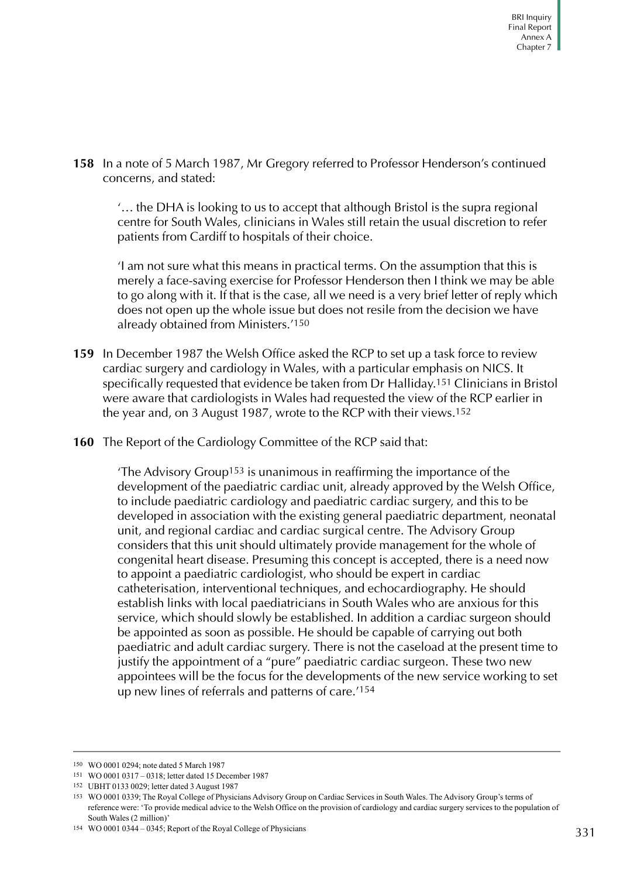**158** In a note of 5 March 1987, Mr Gregory referred to Professor Henderson's continued concerns, and stated:

> '… the DHA is looking to us to accept that although Bristol is the supra regional centre for South Wales, clinicians in Wales still retain the usual discretion to refer patients from Cardiff to hospitals of their choice.
>
> 'I am not sure what this means in practical terms. On the assumption that this is merely a face-saving exercise for Professor Henderson then I think we may be able to go along with it. If that is the case, all we need is a very brief letter of reply which does not open up the whole issue but does not resile from the decision we have already obtained from Ministers.'[150]

**159** In December 1987 the Welsh Office asked the RCP to set up a task force to review cardiac surgery and cardiology in Wales, with a particular emphasis on NICS. It specifically requested that evidence be taken from Dr Halliday.[151] Clinicians in Bristol were aware that cardiologists in Wales had requested the view of the RCP earlier in the year and, on 3 August 1987, wrote to the RCP with their views.[152]

**160** The Report of the Cardiology Committee of the RCP said that:

> 'The Advisory Group[153] is unanimous in reaffirming the importance of the development of the paediatric cardiac unit, already approved by the Welsh Office, to include paediatric cardiology and paediatric cardiac surgery, and this to be developed in association with the existing general paediatric department, neonatal unit, and regional cardiac and cardiac surgical centre. The Advisory Group considers that this unit should ultimately provide management for the whole of congenital heart disease. Presuming this concept is accepted, there is a need now to appoint a paediatric cardiologist, who should be expert in cardiac catheterisation, interventional techniques, and echocardiography. He should establish links with local paediatricians in South Wales who are anxious for this service, which should slowly be established. In addition a cardiac surgeon should be appointed as soon as possible. He should be capable of carrying out both paediatric and adult cardiac surgery. There is not the caseload at the present time to justify the appointment of a "pure" paediatric cardiac surgeon. These two new appointees will be the focus for the developments of the new service working to set up new lines of referrals and patterns of care.'[154]

---

150 WO 0001 0294; note dated 5 March 1987

151 WO 0001 0317 – 0318; letter dated 15 December 1987

152 UBHT 0133 0029; letter dated 3 August 1987

153 WO 0001 0339; The Royal College of Physicians Advisory Group on Cardiac Services in South Wales. The Advisory Group's terms of reference were: 'To provide medical advice to the Welsh Office on the provision of cardiology and cardiac surgery services to the population of South Wales (2 million)'

154 WO 0001 0344 – 0345; Report of the Royal College of Physicians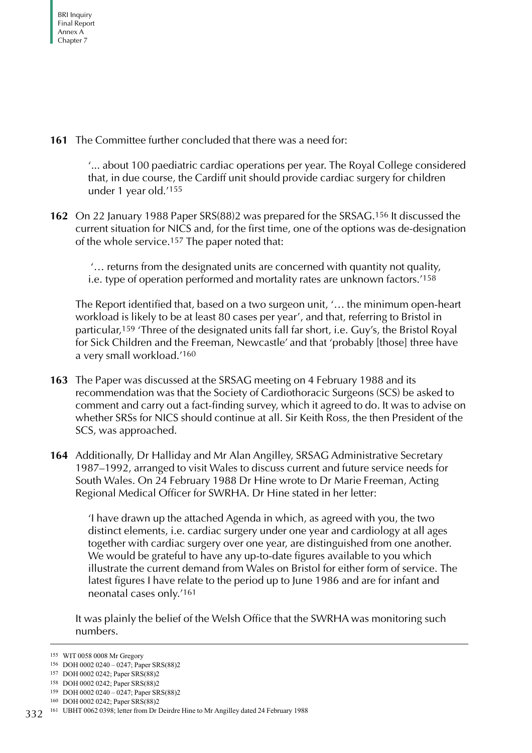**161** The Committee further concluded that there was a need for:

> '... about 100 paediatric cardiac operations per year. The Royal College considered that, in due course, the Cardiff unit should provide cardiac surgery for children under 1 year old.'[155]

**162** On 22 January 1988 Paper SRS(88)2 was prepared for the SRSAG.[156] It discussed the current situation for NICS and, for the first time, one of the options was de-designation of the whole service.[157] The paper noted that:

> '… returns from the designated units are concerned with quantity not quality, i.e. type of operation performed and mortality rates are unknown factors.'[158]

The Report identified that, based on a two surgeon unit, '… the minimum open-heart workload is likely to be at least 80 cases per year', and that, referring to Bristol in particular,[159] 'Three of the designated units fall far short, i.e. Guy's, the Bristol Royal for Sick Children and the Freeman, Newcastle' and that 'probably [those] three have a very small workload.'[160]

**163** The Paper was discussed at the SRSAG meeting on 4 February 1988 and its recommendation was that the Society of Cardiothoracic Surgeons (SCS) be asked to comment and carry out a fact-finding survey, which it agreed to do. It was to advise on whether SRSs for NICS should continue at all. Sir Keith Ross, the then President of the SCS, was approached.

**164** Additionally, Dr Halliday and Mr Alan Angilley, SRSAG Administrative Secretary 1987–1992, arranged to visit Wales to discuss current and future service needs for South Wales. On 24 February 1988 Dr Hine wrote to Dr Marie Freeman, Acting Regional Medical Officer for SWRHA. Dr Hine stated in her letter:

> 'I have drawn up the attached Agenda in which, as agreed with you, the two distinct elements, i.e. cardiac surgery under one year and cardiology at all ages together with cardiac surgery over one year, are distinguished from one another. We would be grateful to have any up-to-date figures available to you which illustrate the current demand from Wales on Bristol for either form of service. The latest figures I have relate to the period up to June 1986 and are for infant and neonatal cases only.'[161]

It was plainly the belief of the Welsh Office that the SWRHA was monitoring such numbers.

---

155 WIT 0058 0008 Mr Gregory

156 DOH 0002 0240 – 0247; Paper SRS(88)2

157 DOH 0002 0242; Paper SRS(88)2

158 DOH 0002 0242; Paper SRS(88)2

159 DOH 0002 0240 – 0247; Paper SRS(88)2

160 DOH 0002 0242; Paper SRS(88)2

161 UBHT 0062 0398; letter from Dr Deirdre Hine to Mr Angilley dated 24 February 1988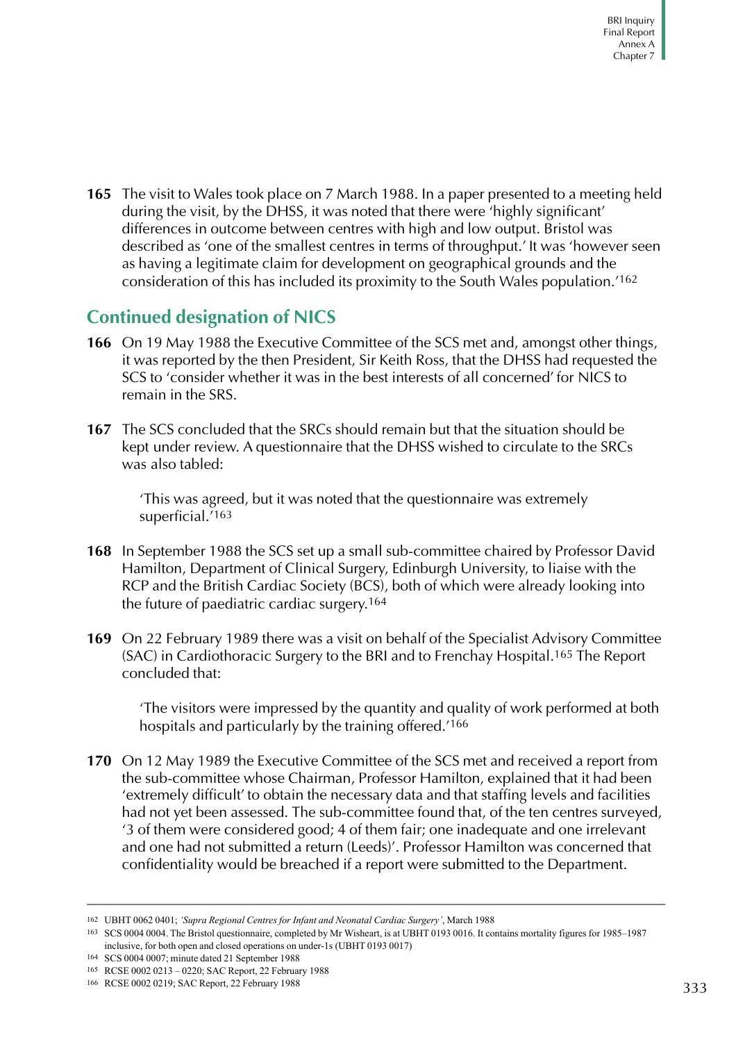**165** The visit to Wales took place on 7 March 1988. In a paper presented to a meeting held during the visit, by the DHSS, it was noted that there were 'highly significant' differences in outcome between centres with high and low output. Bristol was described as 'one of the smallest centres in terms of throughput.' It was 'however seen as having a legitimate claim for development on geographical grounds and the consideration of this has included its proximity to the South Wales population.'[162]

## Continued designation of NICS

**166** On 19 May 1988 the Executive Committee of the SCS met and, amongst other things, it was reported by the then President, Sir Keith Ross, that the DHSS had requested the SCS to 'consider whether it was in the best interests of all concerned' for NICS to remain in the SRS.

**167** The SCS concluded that the SRCs should remain but that the situation should be kept under review. A questionnaire that the DHSS wished to circulate to the SRCs was also tabled:

> 'This was agreed, but it was noted that the questionnaire was extremely superficial.'[163]

**168** In September 1988 the SCS set up a small sub-committee chaired by Professor David Hamilton, Department of Clinical Surgery, Edinburgh University, to liaise with the RCP and the British Cardiac Society (BCS), both of which were already looking into the future of paediatric cardiac surgery.[164]

**169** On 22 February 1989 there was a visit on behalf of the Specialist Advisory Committee (SAC) in Cardiothoracic Surgery to the BRI and to Frenchay Hospital.[165] The Report concluded that:

> 'The visitors were impressed by the quantity and quality of work performed at both hospitals and particularly by the training offered.'[166]

**170** On 12 May 1989 the Executive Committee of the SCS met and received a report from the sub-committee whose Chairman, Professor Hamilton, explained that it had been 'extremely difficult' to obtain the necessary data and that staffing levels and facilities had not yet been assessed. The sub-committee found that, of the ten centres surveyed, '3 of them were considered good; 4 of them fair; one inadequate and one irrelevant and one had not submitted a return (Leeds)'. Professor Hamilton was concerned that confidentiality would be breached if a report were submitted to the Department.

---

[162] UBHT 0062 0401; *'Supra Regional Centres for Infant and Neonatal Cardiac Surgery'*, March 1988

[163] SCS 0004 0004. The Bristol questionnaire, completed by Mr Wisheart, is at UBHT 0193 0016. It contains mortality figures for 1985–1987 inclusive, for both open and closed operations on under-1s (UBHT 0193 0017)

[164] SCS 0004 0007; minute dated 21 September 1988

[165] RCSE 0002 0213 – 0220; SAC Report, 22 February 1988

[166] RCSE 0002 0219; SAC Report, 22 February 1988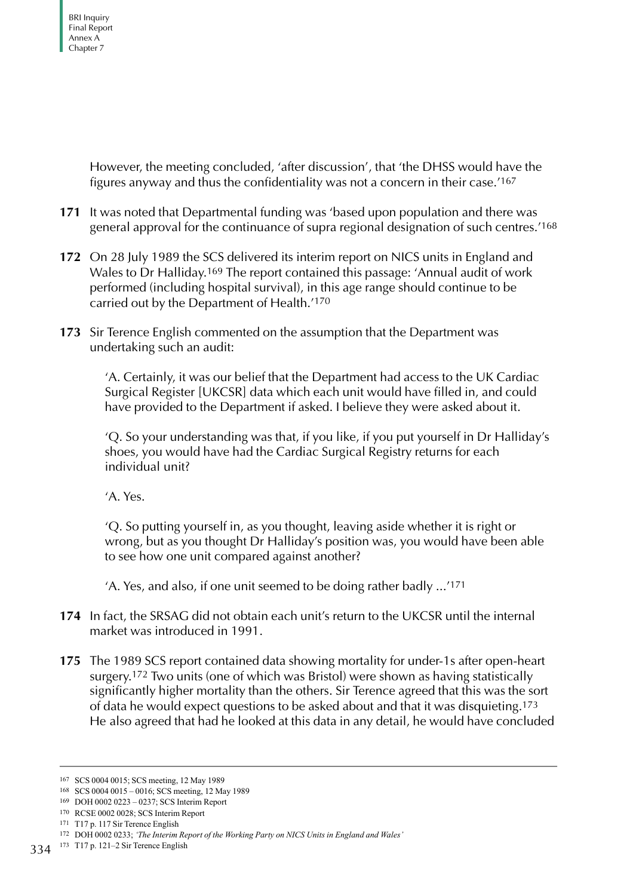However, the meeting concluded, 'after discussion', that 'the DHSS would have the figures anyway and thus the confidentiality was not a concern in their case.'[167]

**171** It was noted that Departmental funding was 'based upon population and there was general approval for the continuance of supra regional designation of such centres.'[168]

**172** On 28 July 1989 the SCS delivered its interim report on NICS units in England and Wales to Dr Halliday.[169] The report contained this passage: 'Annual audit of work performed (including hospital survival), in this age range should continue to be carried out by the Department of Health.'[170]

**173** Sir Terence English commented on the assumption that the Department was undertaking such an audit:

> 'A. Certainly, it was our belief that the Department had access to the UK Cardiac Surgical Register [UKCSR] data which each unit would have filled in, and could have provided to the Department if asked. I believe they were asked about it.
>
> 'Q. So your understanding was that, if you like, if you put yourself in Dr Halliday's shoes, you would have had the Cardiac Surgical Registry returns for each individual unit?
>
> 'A. Yes.
>
> 'Q. So putting yourself in, as you thought, leaving aside whether it is right or wrong, but as you thought Dr Halliday's position was, you would have been able to see how one unit compared against another?
>
> 'A. Yes, and also, if one unit seemed to be doing rather badly ...'[171]

**174** In fact, the SRSAG did not obtain each unit's return to the UKCSR until the internal market was introduced in 1991.

**175** The 1989 SCS report contained data showing mortality for under-1s after open-heart surgery.[172] Two units (one of which was Bristol) were shown as having statistically significantly higher mortality than the others. Sir Terence agreed that this was the sort of data he would expect questions to be asked about and that it was disquieting.[173] He also agreed that had he looked at this data in any detail, he would have concluded

---

167 SCS 0004 0015; SCS meeting, 12 May 1989

168 SCS 0004 0015 – 0016; SCS meeting, 12 May 1989

169 DOH 0002 0223 – 0237; SCS Interim Report

170 RCSE 0002 0028; SCS Interim Report

171 T17 p. 117 Sir Terence English

172 DOH 0002 0233; *'The Interim Report of the Working Party on NICS Units in England and Wales'*

173 T17 p. 121–2 Sir Terence English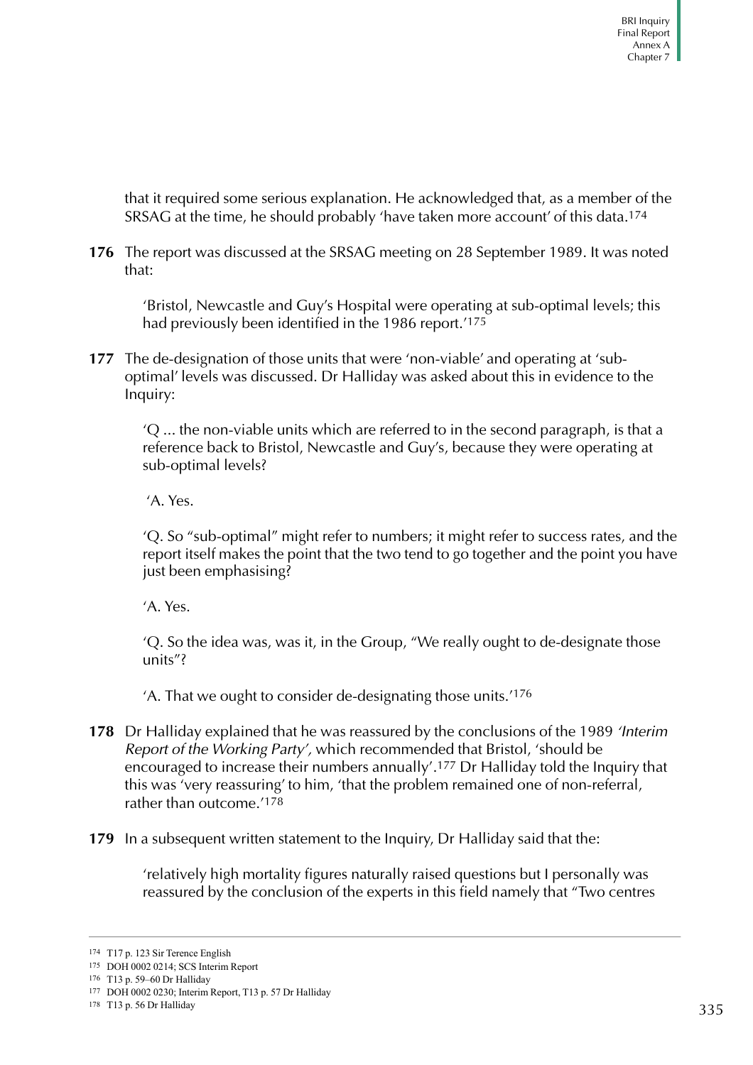that it required some serious explanation. He acknowledged that, as a member of the SRSAG at the time, he should probably 'have taken more account' of this data.[174]

**176** The report was discussed at the SRSAG meeting on 28 September 1989. It was noted that:

> 'Bristol, Newcastle and Guy's Hospital were operating at sub-optimal levels; this had previously been identified in the 1986 report.'[175]

**177** The de-designation of those units that were 'non-viable' and operating at 'sub-optimal' levels was discussed. Dr Halliday was asked about this in evidence to the Inquiry:

> 'Q ... the non-viable units which are referred to in the second paragraph, is that a reference back to Bristol, Newcastle and Guy's, because they were operating at sub-optimal levels?
>
> 'A. Yes.
>
> 'Q. So "sub-optimal" might refer to numbers; it might refer to success rates, and the report itself makes the point that the two tend to go together and the point you have just been emphasising?
>
> 'A. Yes.
>
> 'Q. So the idea was, was it, in the Group, "We really ought to de-designate those units"?
>
> 'A. That we ought to consider de-designating those units.'[176]

**178** Dr Halliday explained that he was reassured by the conclusions of the 1989 *'Interim Report of the Working Party',* which recommended that Bristol, 'should be encouraged to increase their numbers annually'.[177] Dr Halliday told the Inquiry that this was 'very reassuring' to him, 'that the problem remained one of non-referral, rather than outcome.'[178]

**179** In a subsequent written statement to the Inquiry, Dr Halliday said that the:

> 'relatively high mortality figures naturally raised questions but I personally was reassured by the conclusion of the experts in this field namely that "Two centres

---

174 T17 p. 123 Sir Terence English

175 DOH 0002 0214; SCS Interim Report

176 T13 p. 59–60 Dr Halliday

177 DOH 0002 0230; Interim Report, T13 p. 57 Dr Halliday

178 T13 p. 56 Dr Halliday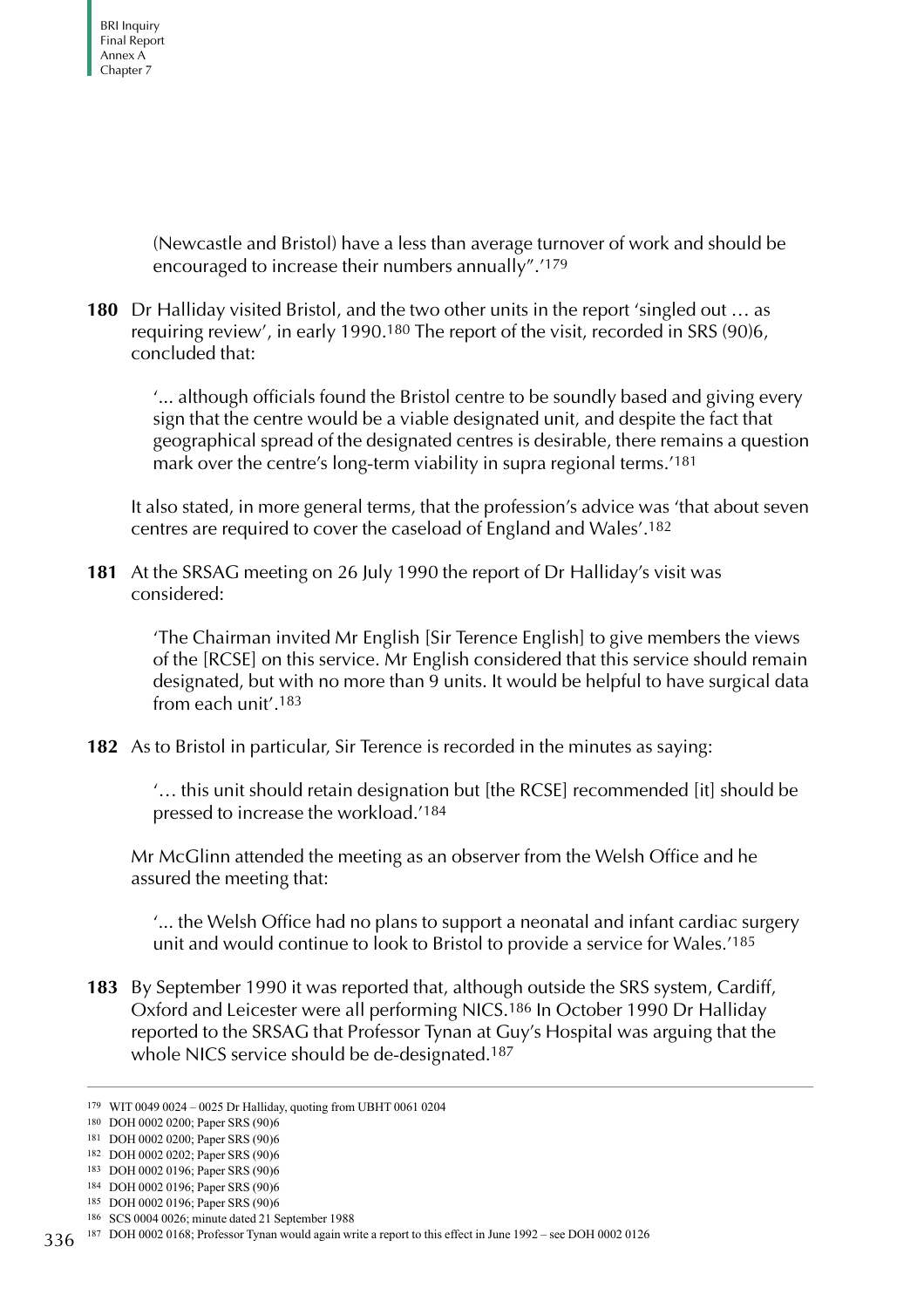(Newcastle and Bristol) have a less than average turnover of work and should be encouraged to increase their numbers annually".'[179]

**180** Dr Halliday visited Bristol, and the two other units in the report 'singled out … as requiring review', in early 1990.[180] The report of the visit, recorded in SRS (90)6, concluded that:

> '... although officials found the Bristol centre to be soundly based and giving every sign that the centre would be a viable designated unit, and despite the fact that geographical spread of the designated centres is desirable, there remains a question mark over the centre's long-term viability in supra regional terms.'[181]

It also stated, in more general terms, that the profession's advice was 'that about seven centres are required to cover the caseload of England and Wales'.[182]

**181** At the SRSAG meeting on 26 July 1990 the report of Dr Halliday's visit was considered:

> 'The Chairman invited Mr English [Sir Terence English] to give members the views of the [RCSE] on this service. Mr English considered that this service should remain designated, but with no more than 9 units. It would be helpful to have surgical data from each unit'.[183]

**182** As to Bristol in particular, Sir Terence is recorded in the minutes as saying:

> '… this unit should retain designation but [the RCSE] recommended [it] should be pressed to increase the workload.'[184]

Mr McGlinn attended the meeting as an observer from the Welsh Office and he assured the meeting that:

> '... the Welsh Office had no plans to support a neonatal and infant cardiac surgery unit and would continue to look to Bristol to provide a service for Wales.'[185]

**183** By September 1990 it was reported that, although outside the SRS system, Cardiff, Oxford and Leicester were all performing NICS.[186] In October 1990 Dr Halliday reported to the SRSAG that Professor Tynan at Guy's Hospital was arguing that the whole NICS service should be de-designated.[187]

---

179 WIT 0049 0024 – 0025 Dr Halliday, quoting from UBHT 0061 0204

180 DOH 0002 0200; Paper SRS (90)6

181 DOH 0002 0200; Paper SRS (90)6

182 DOH 0002 0202; Paper SRS (90)6

183 DOH 0002 0196; Paper SRS (90)6

184 DOH 0002 0196; Paper SRS (90)6

185 DOH 0002 0196; Paper SRS (90)6

186 SCS 0004 0026; minute dated 21 September 1988

187 DOH 0002 0168; Professor Tynan would again write a report to this effect in June 1992 – see DOH 0002 0126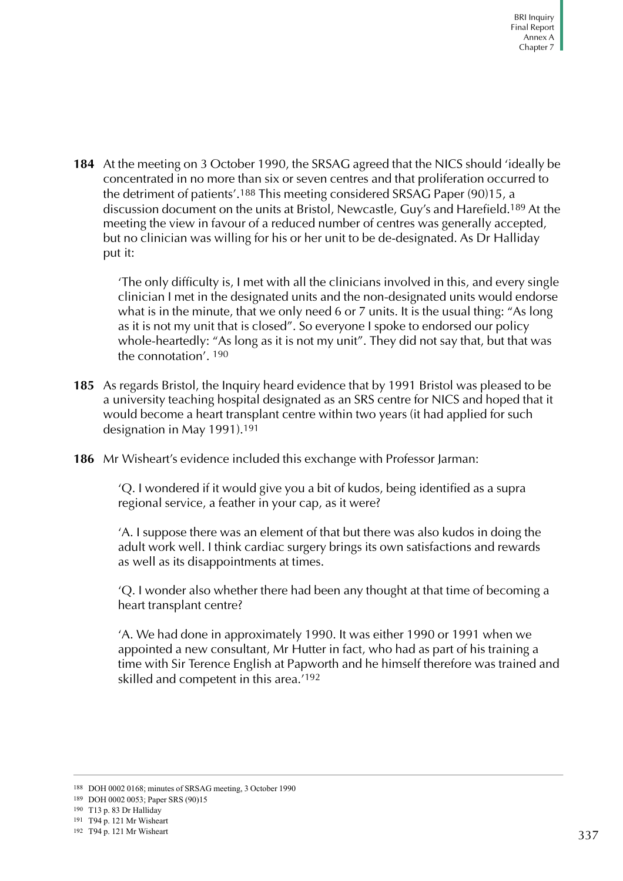**184** At the meeting on 3 October 1990, the SRSAG agreed that the NICS should 'ideally be concentrated in no more than six or seven centres and that proliferation occurred to the detriment of patients'.[188] This meeting considered SRSAG Paper (90)15, a discussion document on the units at Bristol, Newcastle, Guy's and Harefield.[189] At the meeting the view in favour of a reduced number of centres was generally accepted, but no clinician was willing for his or her unit to be de-designated. As Dr Halliday put it:

> 'The only difficulty is, I met with all the clinicians involved in this, and every single clinician I met in the designated units and the non-designated units would endorse what is in the minute, that we only need 6 or 7 units. It is the usual thing: "As long as it is not my unit that is closed". So everyone I spoke to endorsed our policy whole-heartedly: "As long as it is not my unit". They did not say that, but that was the connotation'. [190]

**185** As regards Bristol, the Inquiry heard evidence that by 1991 Bristol was pleased to be a university teaching hospital designated as an SRS centre for NICS and hoped that it would become a heart transplant centre within two years (it had applied for such designation in May 1991).[191]

**186** Mr Wisheart's evidence included this exchange with Professor Jarman:

> 'Q. I wondered if it would give you a bit of kudos, being identified as a supra regional service, a feather in your cap, as it were?
>
> 'A. I suppose there was an element of that but there was also kudos in doing the adult work well. I think cardiac surgery brings its own satisfactions and rewards as well as its disappointments at times.
>
> 'Q. I wonder also whether there had been any thought at that time of becoming a heart transplant centre?
>
> 'A. We had done in approximately 1990. It was either 1990 or 1991 when we appointed a new consultant, Mr Hutter in fact, who had as part of his training a time with Sir Terence English at Papworth and he himself therefore was trained and skilled and competent in this area.'[192]

---

188 DOH 0002 0168; minutes of SRSAG meeting, 3 October 1990

189 DOH 0002 0053; Paper SRS (90)15

190 T13 p. 83 Dr Halliday

191 T94 p. 121 Mr Wisheart

192 T94 p. 121 Mr Wisheart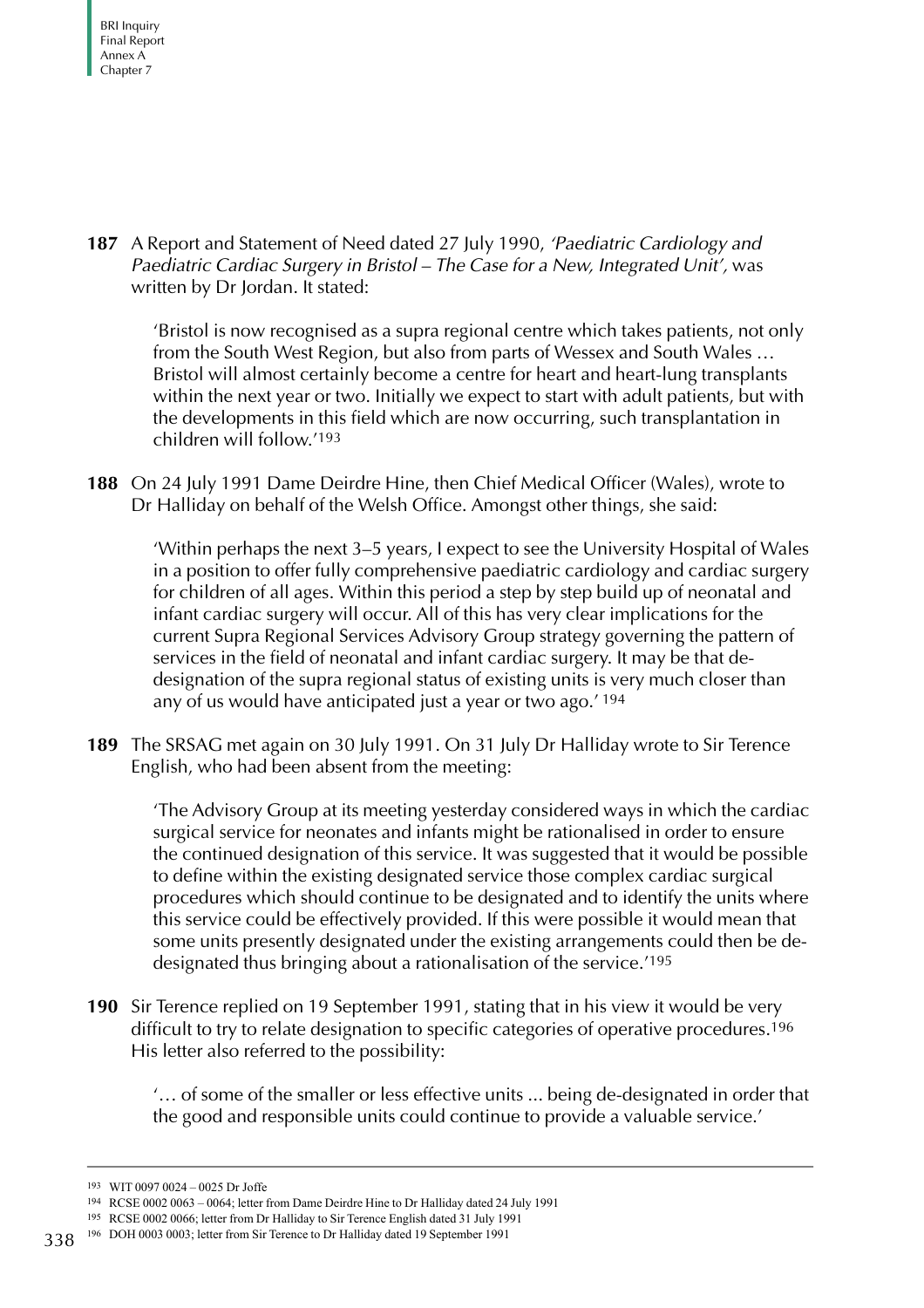**187** A Report and Statement of Need dated 27 July 1990, *'Paediatric Cardiology and Paediatric Cardiac Surgery in Bristol – The Case for a New, Integrated Unit',* was written by Dr Jordan. It stated:

> 'Bristol is now recognised as a supra regional centre which takes patients, not only from the South West Region, but also from parts of Wessex and South Wales … Bristol will almost certainly become a centre for heart and heart-lung transplants within the next year or two. Initially we expect to start with adult patients, but with the developments in this field which are now occurring, such transplantation in children will follow.'[193]

**188** On 24 July 1991 Dame Deirdre Hine, then Chief Medical Officer (Wales), wrote to Dr Halliday on behalf of the Welsh Office. Amongst other things, she said:

> 'Within perhaps the next 3–5 years, I expect to see the University Hospital of Wales in a position to offer fully comprehensive paediatric cardiology and cardiac surgery for children of all ages. Within this period a step by step build up of neonatal and infant cardiac surgery will occur. All of this has very clear implications for the current Supra Regional Services Advisory Group strategy governing the pattern of services in the field of neonatal and infant cardiac surgery. It may be that de-designation of the supra regional status of existing units is very much closer than any of us would have anticipated just a year or two ago.'[194]

**189** The SRSAG met again on 30 July 1991. On 31 July Dr Halliday wrote to Sir Terence English, who had been absent from the meeting:

> 'The Advisory Group at its meeting yesterday considered ways in which the cardiac surgical service for neonates and infants might be rationalised in order to ensure the continued designation of this service. It was suggested that it would be possible to define within the existing designated service those complex cardiac surgical procedures which should continue to be designated and to identify the units where this service could be effectively provided. If this were possible it would mean that some units presently designated under the existing arrangements could then be de-designated thus bringing about a rationalisation of the service.'[195]

**190** Sir Terence replied on 19 September 1991, stating that in his view it would be very difficult to try to relate designation to specific categories of operative procedures.[196] His letter also referred to the possibility:

> '… of some of the smaller or less effective units ... being de-designated in order that the good and responsible units could continue to provide a valuable service.'

---

193 WIT 0097 0024 – 0025 Dr Joffe

194 RCSE 0002 0063 – 0064; letter from Dame Deirdre Hine to Dr Halliday dated 24 July 1991

195 RCSE 0002 0066; letter from Dr Halliday to Sir Terence English dated 31 July 1991

196 DOH 0003 0003; letter from Sir Terence to Dr Halliday dated 19 September 1991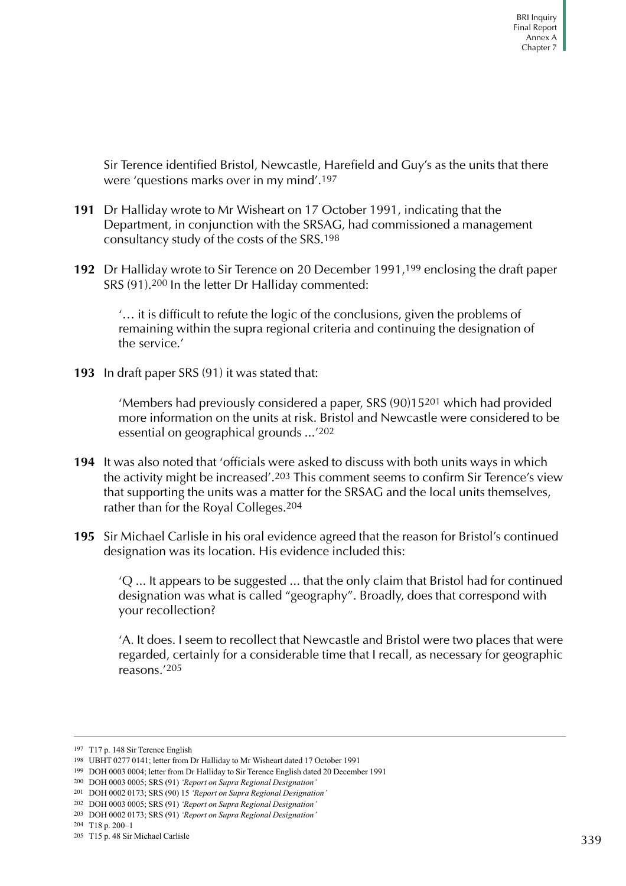Sir Terence identified Bristol, Newcastle, Harefield and Guy's as the units that there were 'questions marks over in my mind'.[197]

**191** Dr Halliday wrote to Mr Wisheart on 17 October 1991, indicating that the Department, in conjunction with the SRSAG, had commissioned a management consultancy study of the costs of the SRS.[198]

**192** Dr Halliday wrote to Sir Terence on 20 December 1991,[199] enclosing the draft paper SRS (91).[200] In the letter Dr Halliday commented:

> '… it is difficult to refute the logic of the conclusions, given the problems of remaining within the supra regional criteria and continuing the designation of the service.'

**193** In draft paper SRS (91) it was stated that:

> 'Members had previously considered a paper, SRS (90)15[201] which had provided more information on the units at risk. Bristol and Newcastle were considered to be essential on geographical grounds ...'[202]

**194** It was also noted that 'officials were asked to discuss with both units ways in which the activity might be increased'.[203] This comment seems to confirm Sir Terence's view that supporting the units was a matter for the SRSAG and the local units themselves, rather than for the Royal Colleges.[204]

**195** Sir Michael Carlisle in his oral evidence agreed that the reason for Bristol's continued designation was its location. His evidence included this:

> 'Q ... It appears to be suggested ... that the only claim that Bristol had for continued designation was what is called "geography". Broadly, does that correspond with your recollection?
>
> 'A. It does. I seem to recollect that Newcastle and Bristol were two places that were regarded, certainly for a considerable time that I recall, as necessary for geographic reasons.'[205]

---

[197] T17 p. 148 Sir Terence English

[198] UBHT 0277 0141; letter from Dr Halliday to Mr Wisheart dated 17 October 1991

[199] DOH 0003 0004; letter from Dr Halliday to Sir Terence English dated 20 December 1991

[200] DOH 0003 0005; SRS (91) *'Report on Supra Regional Designation'*

[201] DOH 0002 0173; SRS (90) 15 *'Report on Supra Regional Designation'*

[202] DOH 0003 0005; SRS (91) *'Report on Supra Regional Designation'*

[203] DOH 0002 0173; SRS (91) *'Report on Supra Regional Designation'*

[204] T18 p. 200–1

[205] T15 p. 48 Sir Michael Carlisle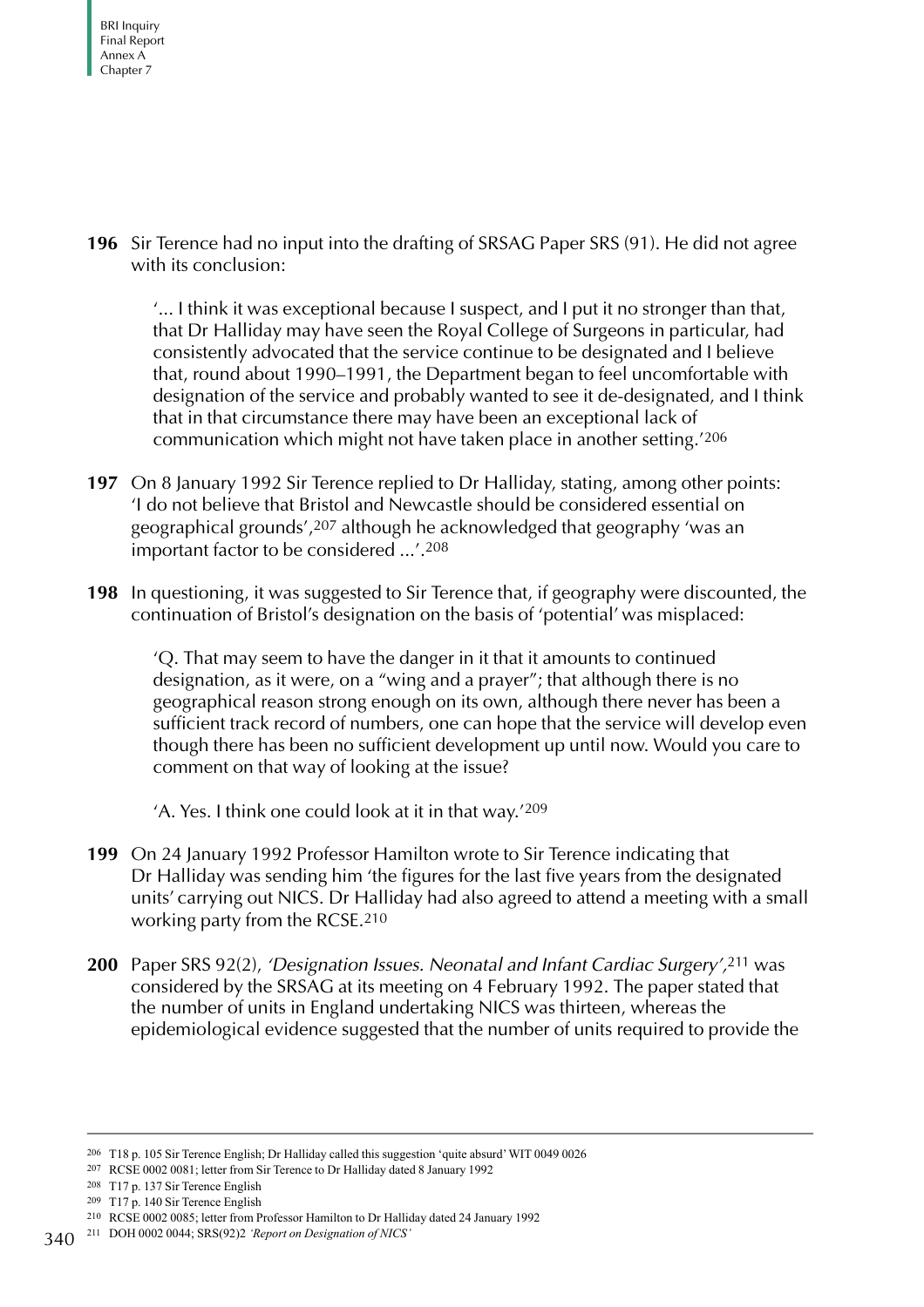**196** Sir Terence had no input into the drafting of SRSAG Paper SRS (91). He did not agree with its conclusion:

> '... I think it was exceptional because I suspect, and I put it no stronger than that, that Dr Halliday may have seen the Royal College of Surgeons in particular, had consistently advocated that the service continue to be designated and I believe that, round about 1990–1991, the Department began to feel uncomfortable with designation of the service and probably wanted to see it de-designated, and I think that in that circumstance there may have been an exceptional lack of communication which might not have taken place in another setting.'[206]

**197** On 8 January 1992 Sir Terence replied to Dr Halliday, stating, among other points: 'I do not believe that Bristol and Newcastle should be considered essential on geographical grounds',[207] although he acknowledged that geography 'was an important factor to be considered ...'.[208]

**198** In questioning, it was suggested to Sir Terence that, if geography were discounted, the continuation of Bristol's designation on the basis of 'potential' was misplaced:

> 'Q. That may seem to have the danger in it that it amounts to continued designation, as it were, on a "wing and a prayer"; that although there is no geographical reason strong enough on its own, although there never has been a sufficient track record of numbers, one can hope that the service will develop even though there has been no sufficient development up until now. Would you care to comment on that way of looking at the issue?
>
> 'A. Yes. I think one could look at it in that way.'[209]

**199** On 24 January 1992 Professor Hamilton wrote to Sir Terence indicating that Dr Halliday was sending him 'the figures for the last five years from the designated units' carrying out NICS. Dr Halliday had also agreed to attend a meeting with a small working party from the RCSE.[210]

**200** Paper SRS 92(2), *'Designation Issues. Neonatal and Infant Cardiac Surgery'*,[211] was considered by the SRSAG at its meeting on 4 February 1992. The paper stated that the number of units in England undertaking NICS was thirteen, whereas the epidemiological evidence suggested that the number of units required to provide the

---

206 T18 p. 105 Sir Terence English; Dr Halliday called this suggestion 'quite absurd' WIT 0049 0026

207 RCSE 0002 0081; letter from Sir Terence to Dr Halliday dated 8 January 1992

208 T17 p. 137 Sir Terence English

209 T17 p. 140 Sir Terence English

210 RCSE 0002 0085; letter from Professor Hamilton to Dr Halliday dated 24 January 1992

211 DOH 0002 0044; SRS(92)2 *'Report on Designation of NICS'*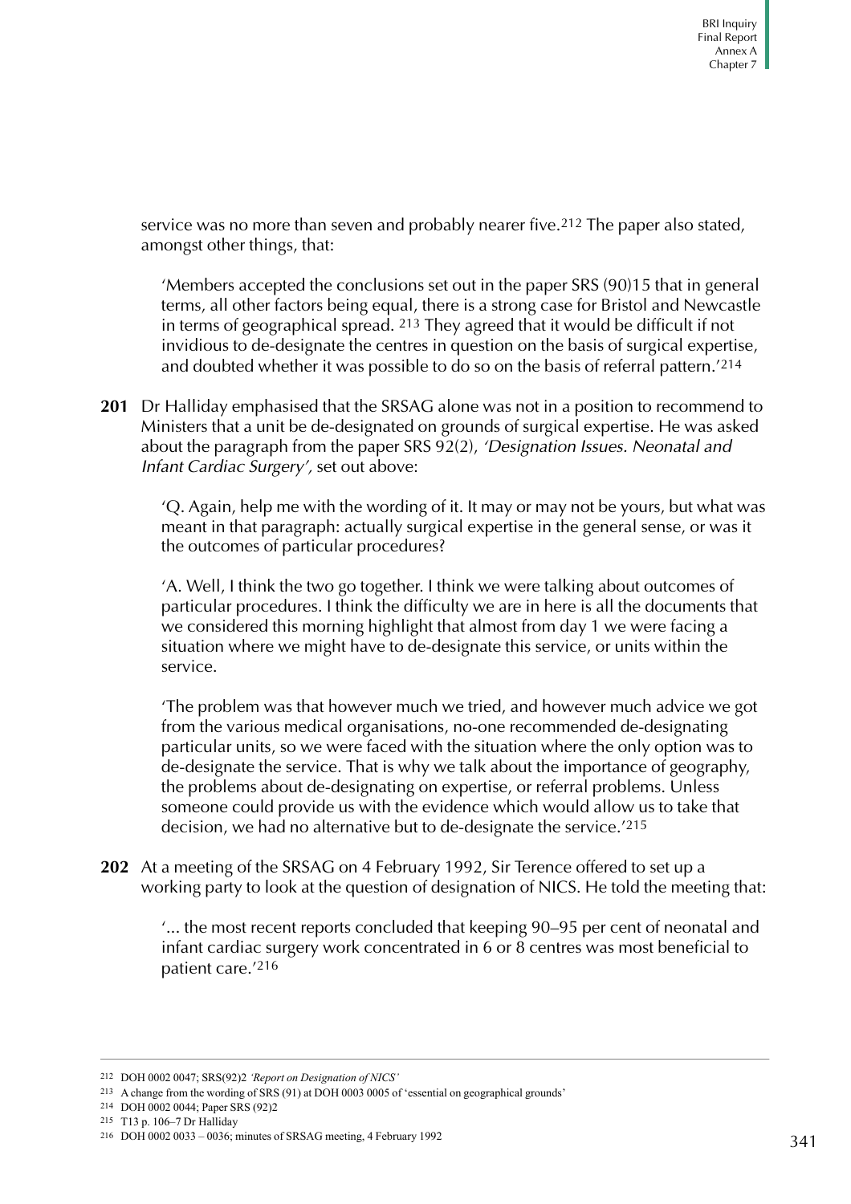service was no more than seven and probably nearer five.[212] The paper also stated, amongst other things, that:

> 'Members accepted the conclusions set out in the paper SRS (90)15 that in general terms, all other factors being equal, there is a strong case for Bristol and Newcastle in terms of geographical spread. [213] They agreed that it would be difficult if not invidious to de-designate the centres in question on the basis of surgical expertise, and doubted whether it was possible to do so on the basis of referral pattern.'[214]

**201** Dr Halliday emphasised that the SRSAG alone was not in a position to recommend to Ministers that a unit be de-designated on grounds of surgical expertise. He was asked about the paragraph from the paper SRS 92(2), *'Designation Issues. Neonatal and Infant Cardiac Surgery'*, set out above:

> 'Q. Again, help me with the wording of it. It may or may not be yours, but what was meant in that paragraph: actually surgical expertise in the general sense, or was it the outcomes of particular procedures?
>
> 'A. Well, I think the two go together. I think we were talking about outcomes of particular procedures. I think the difficulty we are in here is all the documents that we considered this morning highlight that almost from day 1 we were facing a situation where we might have to de-designate this service, or units within the service.
>
> 'The problem was that however much we tried, and however much advice we got from the various medical organisations, no-one recommended de-designating particular units, so we were faced with the situation where the only option was to de-designate the service. That is why we talk about the importance of geography, the problems about de-designating on expertise, or referral problems. Unless someone could provide us with the evidence which would allow us to take that decision, we had no alternative but to de-designate the service.'[215]

**202** At a meeting of the SRSAG on 4 February 1992, Sir Terence offered to set up a working party to look at the question of designation of NICS. He told the meeting that:

> '... the most recent reports concluded that keeping 90–95 per cent of neonatal and infant cardiac surgery work concentrated in 6 or 8 centres was most beneficial to patient care.'[216]

---

212 DOH 0002 0047; SRS(92)2 *'Report on Designation of NICS'*

213 A change from the wording of SRS (91) at DOH 0003 0005 of 'essential on geographical grounds'

214 DOH 0002 0044; Paper SRS (92)2

215 T13 p. 106–7 Dr Halliday

216 DOH 0002 0033 – 0036; minutes of SRSAG meeting, 4 February 1992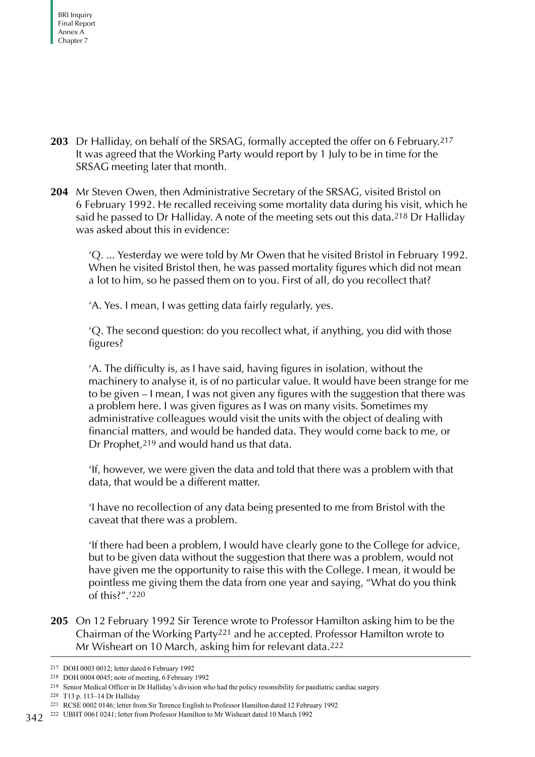**203** Dr Halliday, on behalf of the SRSAG, formally accepted the offer on 6 February.[217] It was agreed that the Working Party would report by 1 July to be in time for the SRSAG meeting later that month.

**204** Mr Steven Owen, then Administrative Secretary of the SRSAG, visited Bristol on 6 February 1992. He recalled receiving some mortality data during his visit, which he said he passed to Dr Halliday. A note of the meeting sets out this data.[218] Dr Halliday was asked about this in evidence:

> 'Q. ... Yesterday we were told by Mr Owen that he visited Bristol in February 1992. When he visited Bristol then, he was passed mortality figures which did not mean a lot to him, so he passed them on to you. First of all, do you recollect that?
>
> 'A. Yes. I mean, I was getting data fairly regularly, yes.
>
> 'Q. The second question: do you recollect what, if anything, you did with those figures?
>
> 'A. The difficulty is, as I have said, having figures in isolation, without the machinery to analyse it, is of no particular value. It would have been strange for me to be given – I mean, I was not given any figures with the suggestion that there was a problem here. I was given figures as I was on many visits. Sometimes my administrative colleagues would visit the units with the object of dealing with financial matters, and would be handed data. They would come back to me, or Dr Prophet,[219] and would hand us that data.
>
> 'If, however, we were given the data and told that there was a problem with that data, that would be a different matter.
>
> 'I have no recollection of any data being presented to me from Bristol with the caveat that there was a problem.
>
> 'If there had been a problem, I would have clearly gone to the College for advice, but to be given data without the suggestion that there was a problem, would not have given me the opportunity to raise this with the College. I mean, it would be pointless me giving them the data from one year and saying, "What do you think of this?".'[220]

**205** On 12 February 1992 Sir Terence wrote to Professor Hamilton asking him to be the Chairman of the Working Party[221] and he accepted. Professor Hamilton wrote to Mr Wisheart on 10 March, asking him for relevant data.[222]

---

217 DOH 0003 0012; letter dated 6 February 1992

218 DOH 0004 0045; note of meeting, 6 February 1992

219 Senior Medical Officer in Dr Halliday's division who had the policy resonsibility for paediatric cardiac surgery

220 T13 p. 113–14 Dr Halliday

221 RCSE 0002 0146; letter from Sir Terence English to Professor Hamilton dated 12 February 1992

222 UBHT 0061 0241; letter from Professor Hamilton to Mr Wisheart dated 10 March 1992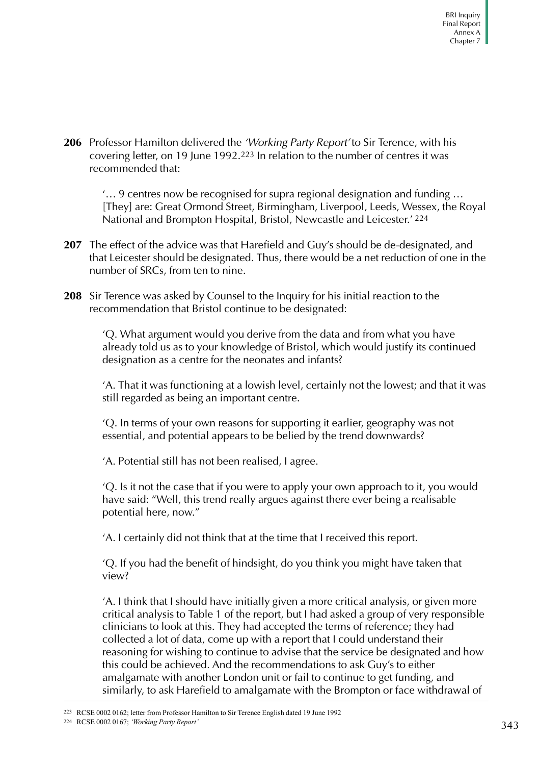**206** Professor Hamilton delivered the *'Working Party Report'* to Sir Terence, with his covering letter, on 19 June 1992.[223] In relation to the number of centres it was recommended that:

> '… 9 centres now be recognised for supra regional designation and funding … [They] are: Great Ormond Street, Birmingham, Liverpool, Leeds, Wessex, the Royal National and Brompton Hospital, Bristol, Newcastle and Leicester.' [224]

**207** The effect of the advice was that Harefield and Guy's should be de-designated, and that Leicester should be designated. Thus, there would be a net reduction of one in the number of SRCs, from ten to nine.

**208** Sir Terence was asked by Counsel to the Inquiry for his initial reaction to the recommendation that Bristol continue to be designated:

> 'Q. What argument would you derive from the data and from what you have already told us as to your knowledge of Bristol, which would justify its continued designation as a centre for the neonates and infants?
>
> 'A. That it was functioning at a lowish level, certainly not the lowest; and that it was still regarded as being an important centre.
>
> 'Q. In terms of your own reasons for supporting it earlier, geography was not essential, and potential appears to be belied by the trend downwards?
>
> 'A. Potential still has not been realised, I agree.
>
> 'Q. Is it not the case that if you were to apply your own approach to it, you would have said: "Well, this trend really argues against there ever being a realisable potential here, now."
>
> 'A. I certainly did not think that at the time that I received this report.
>
> 'Q. If you had the benefit of hindsight, do you think you might have taken that view?
>
> 'A. I think that I should have initially given a more critical analysis, or given more critical analysis to Table 1 of the report, but I had asked a group of very responsible clinicians to look at this. They had accepted the terms of reference; they had collected a lot of data, come up with a report that I could understand their reasoning for wishing to continue to advise that the service be designated and how this could be achieved. And the recommendations to ask Guy's to either amalgamate with another London unit or fail to continue to get funding, and similarly, to ask Harefield to amalgamate with the Brompton or face withdrawal of

---

223 RCSE 0002 0162; letter from Professor Hamilton to Sir Terence English dated 19 June 1992

224 RCSE 0002 0167; *'Working Party Report'*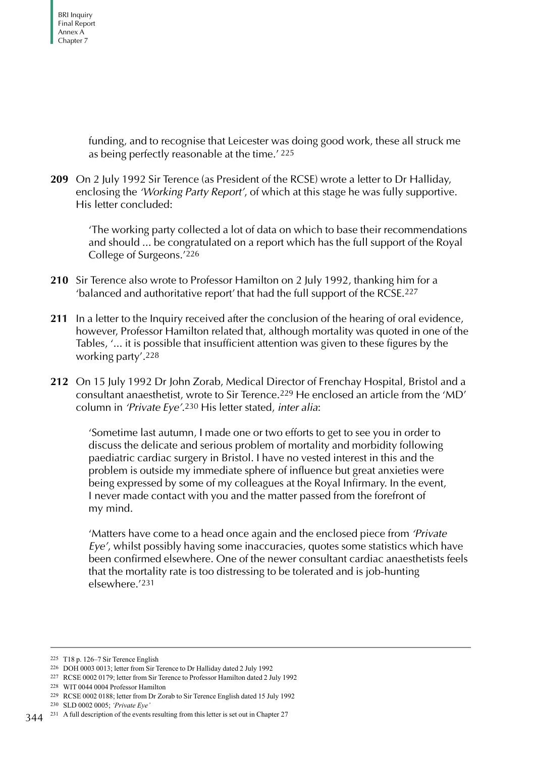funding, and to recognise that Leicester was doing good work, these all struck me as being perfectly reasonable at the time.' [225]

**209** On 2 July 1992 Sir Terence (as President of the RCSE) wrote a letter to Dr Halliday, enclosing the *'Working Party Report'*, of which at this stage he was fully supportive. His letter concluded:

> 'The working party collected a lot of data on which to base their recommendations and should ... be congratulated on a report which has the full support of the Royal College of Surgeons.'[226]

**210** Sir Terence also wrote to Professor Hamilton on 2 July 1992, thanking him for a 'balanced and authoritative report' that had the full support of the RCSE.[227]

**211** In a letter to the Inquiry received after the conclusion of the hearing of oral evidence, however, Professor Hamilton related that, although mortality was quoted in one of the Tables, '... it is possible that insufficient attention was given to these figures by the working party'.[228]

**212** On 15 July 1992 Dr John Zorab, Medical Director of Frenchay Hospital, Bristol and a consultant anaesthetist, wrote to Sir Terence.[229] He enclosed an article from the 'MD' column in *'Private Eye'*.[230] His letter stated, *inter alia*:

> 'Sometime last autumn, I made one or two efforts to get to see you in order to discuss the delicate and serious problem of mortality and morbidity following paediatric cardiac surgery in Bristol. I have no vested interest in this and the problem is outside my immediate sphere of influence but great anxieties were being expressed by some of my colleagues at the Royal Infirmary. In the event, I never made contact with you and the matter passed from the forefront of my mind.
>
> 'Matters have come to a head once again and the enclosed piece from *'Private Eye'*, whilst possibly having some inaccuracies, quotes some statistics which have been confirmed elsewhere. One of the newer consultant cardiac anaesthetists feels that the mortality rate is too distressing to be tolerated and is job-hunting elsewhere.'[231]

---

[225] T18 p. 126–7 Sir Terence English

[226] DOH 0003 0013; letter from Sir Terence to Dr Halliday dated 2 July 1992

[227] RCSE 0002 0179; letter from Sir Terence to Professor Hamilton dated 2 July 1992

[228] WIT 0044 0004 Professor Hamilton

[229] RCSE 0002 0188; letter from Dr Zorab to Sir Terence English dated 15 July 1992

[230] SLD 0002 0005; *'Private Eye'*

[231] A full description of the events resulting from this letter is set out in Chapter 27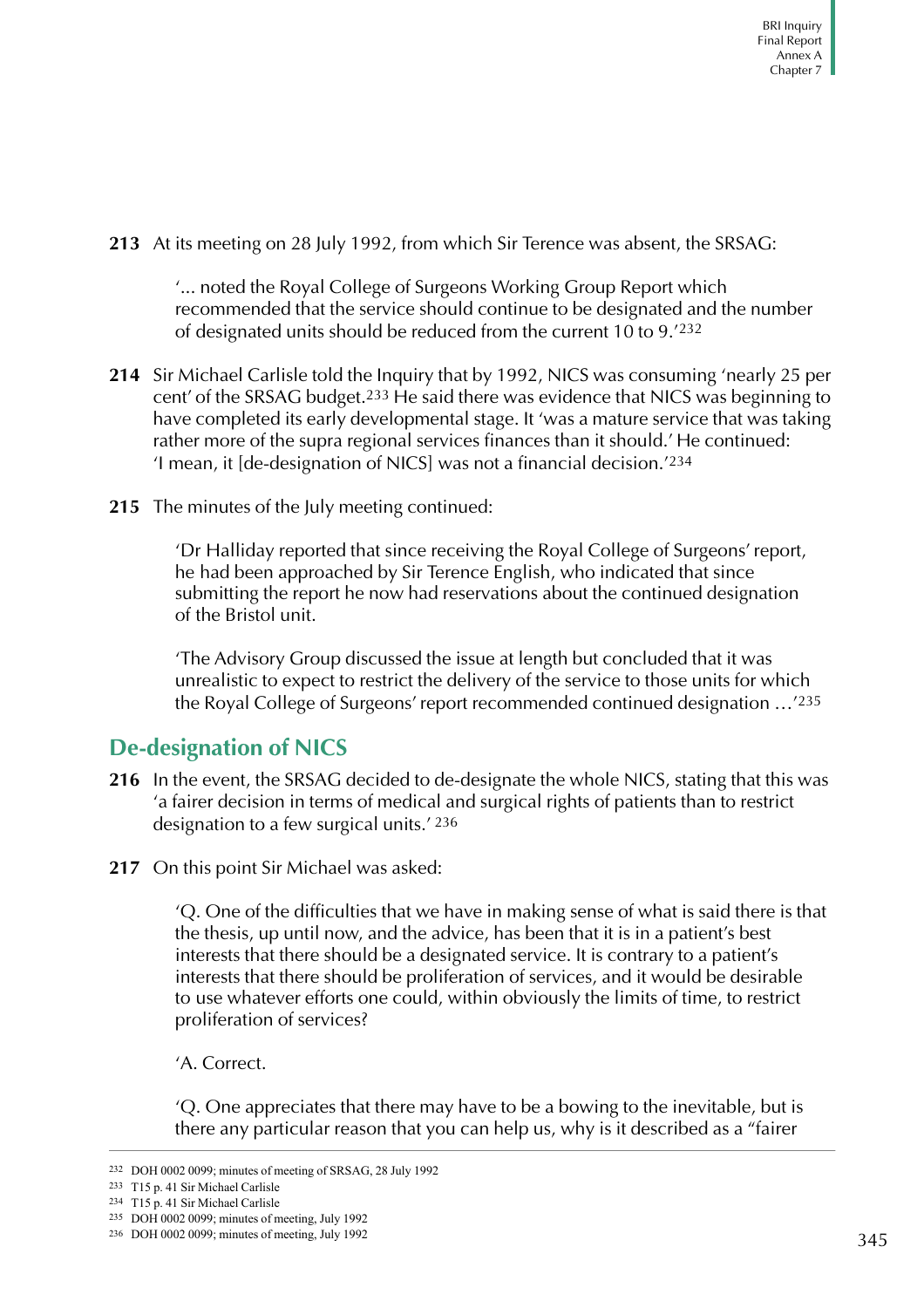**213** At its meeting on 28 July 1992, from which Sir Terence was absent, the SRSAG:

> '... noted the Royal College of Surgeons Working Group Report which recommended that the service should continue to be designated and the number of designated units should be reduced from the current 10 to 9.'[232]

**214** Sir Michael Carlisle told the Inquiry that by 1992, NICS was consuming 'nearly 25 per cent' of the SRSAG budget.[233] He said there was evidence that NICS was beginning to have completed its early developmental stage. It 'was a mature service that was taking rather more of the supra regional services finances than it should.' He continued: 'I mean, it [de-designation of NICS] was not a financial decision.'[234]

**215** The minutes of the July meeting continued:

> 'Dr Halliday reported that since receiving the Royal College of Surgeons' report, he had been approached by Sir Terence English, who indicated that since submitting the report he now had reservations about the continued designation of the Bristol unit.
>
> 'The Advisory Group discussed the issue at length but concluded that it was unrealistic to expect to restrict the delivery of the service to those units for which the Royal College of Surgeons' report recommended continued designation …'[235]

## De-designation of NICS

**216** In the event, the SRSAG decided to de-designate the whole NICS, stating that this was 'a fairer decision in terms of medical and surgical rights of patients than to restrict designation to a few surgical units.'[236]

**217** On this point Sir Michael was asked:

> 'Q. One of the difficulties that we have in making sense of what is said there is that the thesis, up until now, and the advice, has been that it is in a patient's best interests that there should be a designated service. It is contrary to a patient's interests that there should be proliferation of services, and it would be desirable to use whatever efforts one could, within obviously the limits of time, to restrict proliferation of services?
>
> 'A. Correct.
>
> 'Q. One appreciates that there may have to be a bowing to the inevitable, but is there any particular reason that you can help us, why is it described as a "fairer

---

232 DOH 0002 0099; minutes of meeting of SRSAG, 28 July 1992

233 T15 p. 41 Sir Michael Carlisle

234 T15 p. 41 Sir Michael Carlisle

235 DOH 0002 0099; minutes of meeting, July 1992

236 DOH 0002 0099; minutes of meeting, July 1992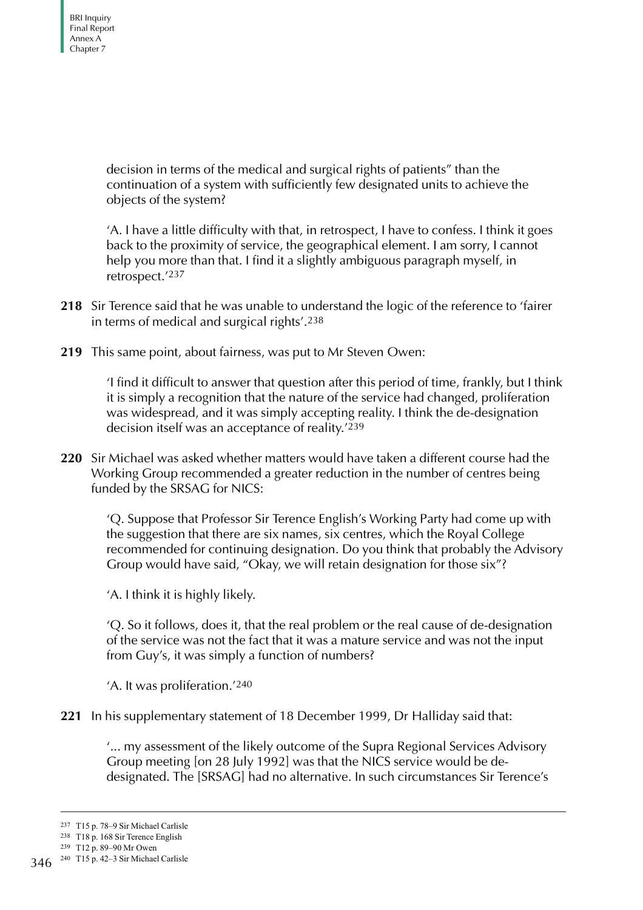decision in terms of the medical and surgical rights of patients" than the continuation of a system with sufficiently few designated units to achieve the objects of the system?

'A. I have a little difficulty with that, in retrospect, I have to confess. I think it goes back to the proximity of service, the geographical element. I am sorry, I cannot help you more than that. I find it a slightly ambiguous paragraph myself, in retrospect.'[237]

**218** Sir Terence said that he was unable to understand the logic of the reference to 'fairer in terms of medical and surgical rights'.[238]

**219** This same point, about fairness, was put to Mr Steven Owen:

'I find it difficult to answer that question after this period of time, frankly, but I think it is simply a recognition that the nature of the service had changed, proliferation was widespread, and it was simply accepting reality. I think the de-designation decision itself was an acceptance of reality.'[239]

**220** Sir Michael was asked whether matters would have taken a different course had the Working Group recommended a greater reduction in the number of centres being funded by the SRSAG for NICS:

'Q. Suppose that Professor Sir Terence English's Working Party had come up with the suggestion that there are six names, six centres, which the Royal College recommended for continuing designation. Do you think that probably the Advisory Group would have said, "Okay, we will retain designation for those six"?

'A. I think it is highly likely.

'Q. So it follows, does it, that the real problem or the real cause of de-designation of the service was not the fact that it was a mature service and was not the input from Guy's, it was simply a function of numbers?

'A. It was proliferation.'[240]

**221** In his supplementary statement of 18 December 1999, Dr Halliday said that:

'... my assessment of the likely outcome of the Supra Regional Services Advisory Group meeting [on 28 July 1992] was that the NICS service would be de-designated. The [SRSAG] had no alternative. In such circumstances Sir Terence's

---

237 T15 p. 78–9 Sir Michael Carlisle

238 T18 p. 168 Sir Terence English

239 T12 p. 89–90 Mr Owen

240 T15 p. 42–3 Sir Michael Carlisle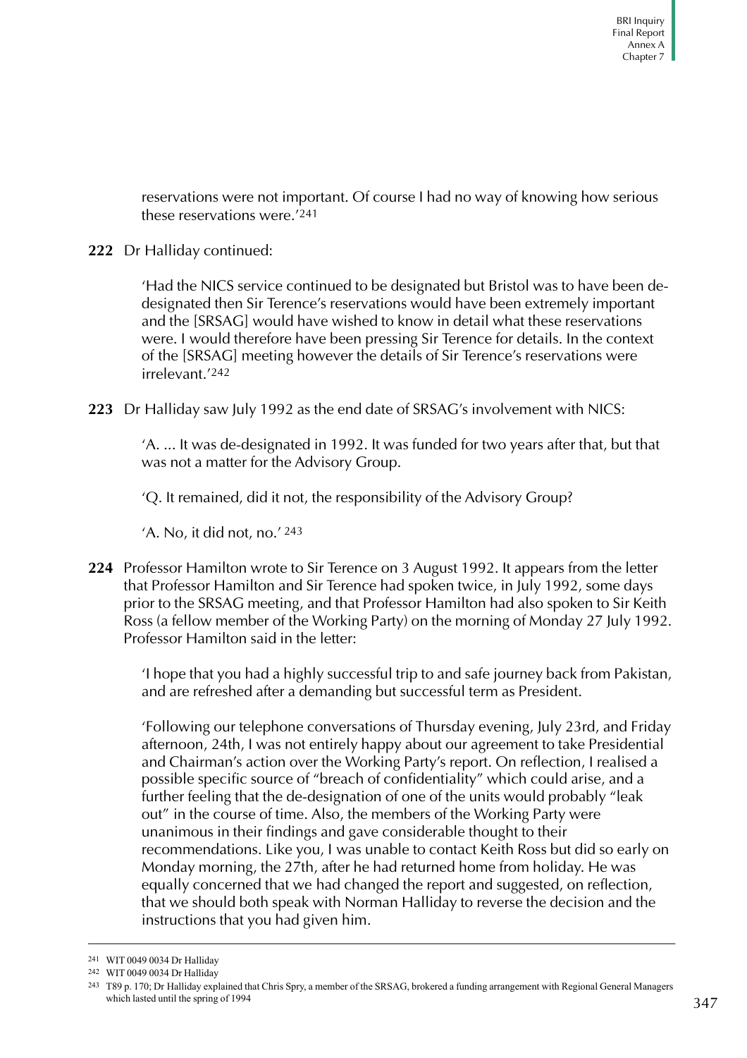reservations were not important. Of course I had no way of knowing how serious these reservations were.'[241]

**222** Dr Halliday continued:

> 'Had the NICS service continued to be designated but Bristol was to have been de-designated then Sir Terence's reservations would have been extremely important and the [SRSAG] would have wished to know in detail what these reservations were. I would therefore have been pressing Sir Terence for details. In the context of the [SRSAG] meeting however the details of Sir Terence's reservations were irrelevant.'[242]

**223** Dr Halliday saw July 1992 as the end date of SRSAG's involvement with NICS:

> 'A. ... It was de-designated in 1992. It was funded for two years after that, but that was not a matter for the Advisory Group.
>
> 'Q. It remained, did it not, the responsibility of the Advisory Group?
>
> 'A. No, it did not, no.' [243]

**224** Professor Hamilton wrote to Sir Terence on 3 August 1992. It appears from the letter that Professor Hamilton and Sir Terence had spoken twice, in July 1992, some days prior to the SRSAG meeting, and that Professor Hamilton had also spoken to Sir Keith Ross (a fellow member of the Working Party) on the morning of Monday 27 July 1992. Professor Hamilton said in the letter:

> 'I hope that you had a highly successful trip to and safe journey back from Pakistan, and are refreshed after a demanding but successful term as President.
>
> 'Following our telephone conversations of Thursday evening, July 23rd, and Friday afternoon, 24th, I was not entirely happy about our agreement to take Presidential and Chairman's action over the Working Party's report. On reflection, I realised a possible specific source of "breach of confidentiality" which could arise, and a further feeling that the de-designation of one of the units would probably "leak out" in the course of time. Also, the members of the Working Party were unanimous in their findings and gave considerable thought to their recommendations. Like you, I was unable to contact Keith Ross but did so early on Monday morning, the 27th, after he had returned home from holiday. He was equally concerned that we had changed the report and suggested, on reflection, that we should both speak with Norman Halliday to reverse the decision and the instructions that you had given him.

---

[241] WIT 0049 0034 Dr Halliday

[242] WIT 0049 0034 Dr Halliday

[243] T89 p. 170; Dr Halliday explained that Chris Spry, a member of the SRSAG, brokered a funding arrangement with Regional General Managers which lasted until the spring of 1994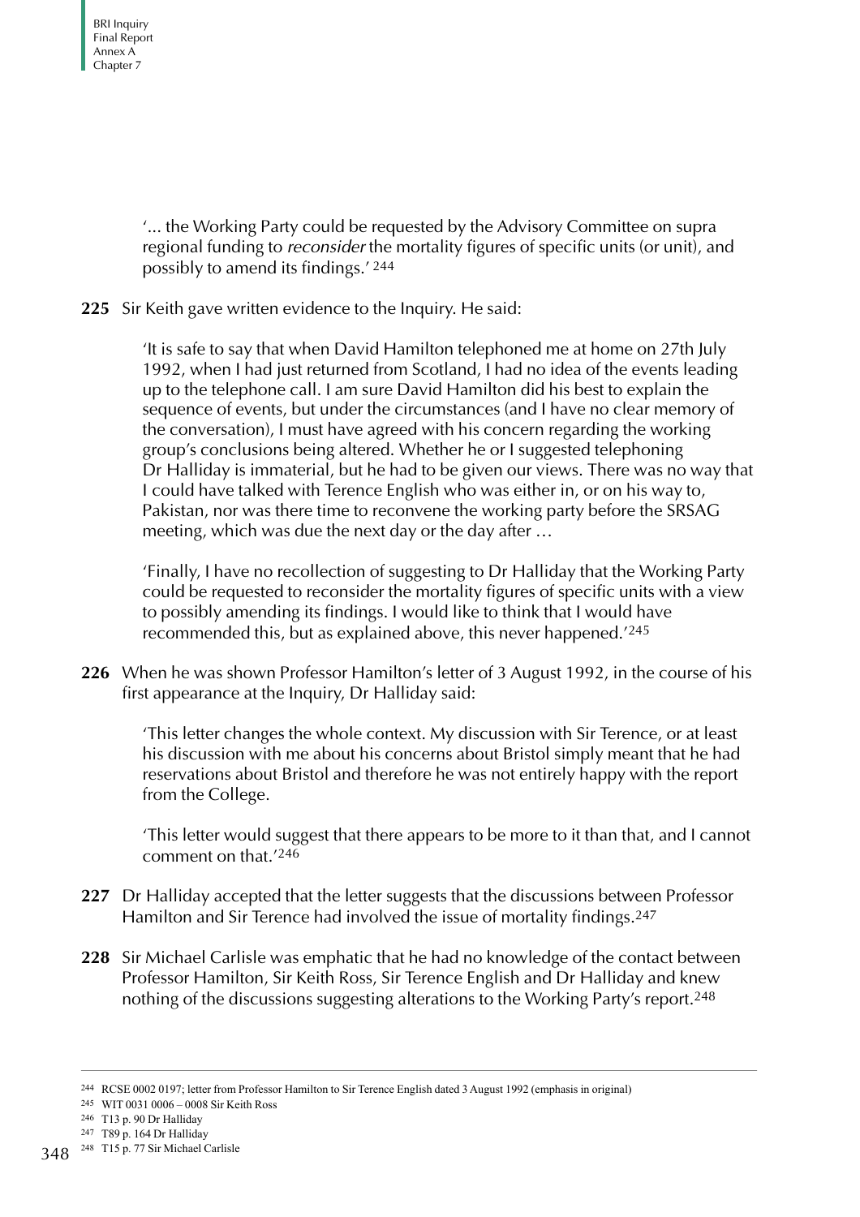'... the Working Party could be requested by the Advisory Committee on supra regional funding to *reconsider* the mortality figures of specific units (or unit), and possibly to amend its findings.' [244]

**225** Sir Keith gave written evidence to the Inquiry. He said:

'It is safe to say that when David Hamilton telephoned me at home on 27th July 1992, when I had just returned from Scotland, I had no idea of the events leading up to the telephone call. I am sure David Hamilton did his best to explain the sequence of events, but under the circumstances (and I have no clear memory of the conversation), I must have agreed with his concern regarding the working group's conclusions being altered. Whether he or I suggested telephoning Dr Halliday is immaterial, but he had to be given our views. There was no way that I could have talked with Terence English who was either in, or on his way to, Pakistan, nor was there time to reconvene the working party before the SRSAG meeting, which was due the next day or the day after …

'Finally, I have no recollection of suggesting to Dr Halliday that the Working Party could be requested to reconsider the mortality figures of specific units with a view to possibly amending its findings. I would like to think that I would have recommended this, but as explained above, this never happened.'[245]

**226** When he was shown Professor Hamilton's letter of 3 August 1992, in the course of his first appearance at the Inquiry, Dr Halliday said:

'This letter changes the whole context. My discussion with Sir Terence, or at least his discussion with me about his concerns about Bristol simply meant that he had reservations about Bristol and therefore he was not entirely happy with the report from the College.

'This letter would suggest that there appears to be more to it than that, and I cannot comment on that.'[246]

**227** Dr Halliday accepted that the letter suggests that the discussions between Professor Hamilton and Sir Terence had involved the issue of mortality findings.[247]

**228** Sir Michael Carlisle was emphatic that he had no knowledge of the contact between Professor Hamilton, Sir Keith Ross, Sir Terence English and Dr Halliday and knew nothing of the discussions suggesting alterations to the Working Party's report.[248]

---

[244] RCSE 0002 0197; letter from Professor Hamilton to Sir Terence English dated 3 August 1992 (emphasis in original)

[245] WIT 0031 0006 – 0008 Sir Keith Ross

[246] T13 p. 90 Dr Halliday

[247] T89 p. 164 Dr Halliday

[248] T15 p. 77 Sir Michael Carlisle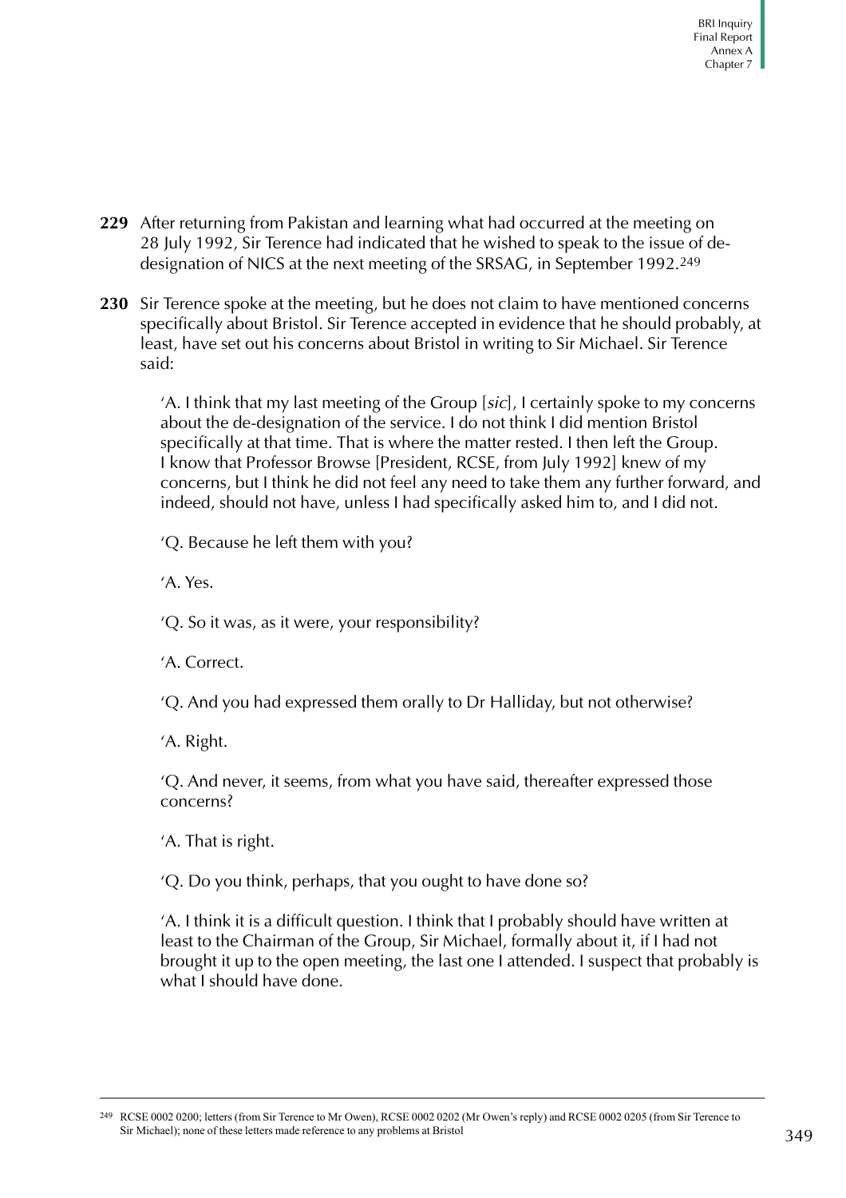**229** After returning from Pakistan and learning what had occurred at the meeting on 28 July 1992, Sir Terence had indicated that he wished to speak to the issue of de-designation of NICS at the next meeting of the SRSAG, in September 1992.[249]

**230** Sir Terence spoke at the meeting, but he does not claim to have mentioned concerns specifically about Bristol. Sir Terence accepted in evidence that he should probably, at least, have set out his concerns about Bristol in writing to Sir Michael. Sir Terence said:

> 'A. I think that my last meeting of the Group [*sic*], I certainly spoke to my concerns about the de-designation of the service. I do not think I did mention Bristol specifically at that time. That is where the matter rested. I then left the Group. I know that Professor Browse [President, RCSE, from July 1992] knew of my concerns, but I think he did not feel any need to take them any further forward, and indeed, should not have, unless I had specifically asked him to, and I did not.
>
> 'Q. Because he left them with you?
>
> 'A. Yes.
>
> 'Q. So it was, as it were, your responsibility?
>
> 'A. Correct.
>
> 'Q. And you had expressed them orally to Dr Halliday, but not otherwise?
>
> 'A. Right.
>
> 'Q. And never, it seems, from what you have said, thereafter expressed those concerns?
>
> 'A. That is right.
>
> 'Q. Do you think, perhaps, that you ought to have done so?
>
> 'A. I think it is a difficult question. I think that I probably should have written at least to the Chairman of the Group, Sir Michael, formally about it, if I had not brought it up to the open meeting, the last one I attended. I suspect that probably is what I should have done.

---

[249] RCSE 0002 0200; letters (from Sir Terence to Mr Owen), RCSE 0002 0202 (Mr Owen's reply) and RCSE 0002 0205 (from Sir Terence to Sir Michael); none of these letters made reference to any problems at Bristol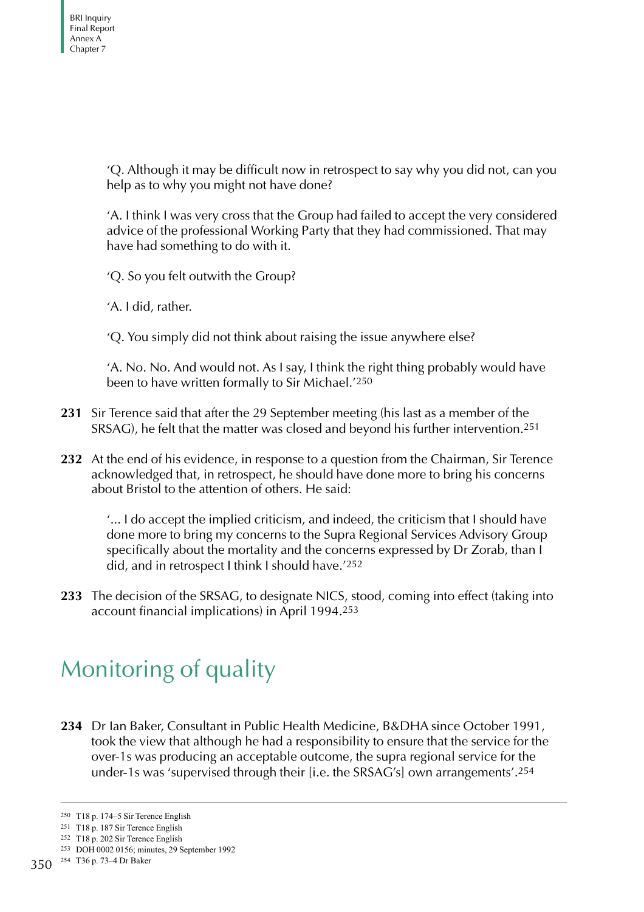'Q. Although it may be difficult now in retrospect to say why you did not, can you help as to why you might not have done?

'A. I think I was very cross that the Group had failed to accept the very considered advice of the professional Working Party that they had commissioned. That may have had something to do with it.

'Q. So you felt outwith the Group?

'A. I did, rather.

'Q. You simply did not think about raising the issue anywhere else?

'A. No. No. And would not. As I say, I think the right thing probably would have been to have written formally to Sir Michael.'[250]

**231** Sir Terence said that after the 29 September meeting (his last as a member of the SRSAG), he felt that the matter was closed and beyond his further intervention.[251]

**232** At the end of his evidence, in response to a question from the Chairman, Sir Terence acknowledged that, in retrospect, he should have done more to bring his concerns about Bristol to the attention of others. He said:

'... I do accept the implied criticism, and indeed, the criticism that I should have done more to bring my concerns to the Supra Regional Services Advisory Group specifically about the mortality and the concerns expressed by Dr Zorab, than I did, and in retrospect I think I should have.'[252]

**233** The decision of the SRSAG, to designate NICS, stood, coming into effect (taking into account financial implications) in April 1994.[253]

## Monitoring of quality

**234** Dr Ian Baker, Consultant in Public Health Medicine, B&DHA since October 1991, took the view that although he had a responsibility to ensure that the service for the over-1s was producing an acceptable outcome, the supra regional service for the under-1s was 'supervised through their [i.e. the SRSAG's] own arrangements'.[254]

---

[250] T18 p. 174–5 Sir Terence English

[251] T18 p. 187 Sir Terence English

[252] T18 p. 202 Sir Terence English

[253] DOH 0002 0156; minutes, 29 September 1992

[254] T36 p. 73–4 Dr Baker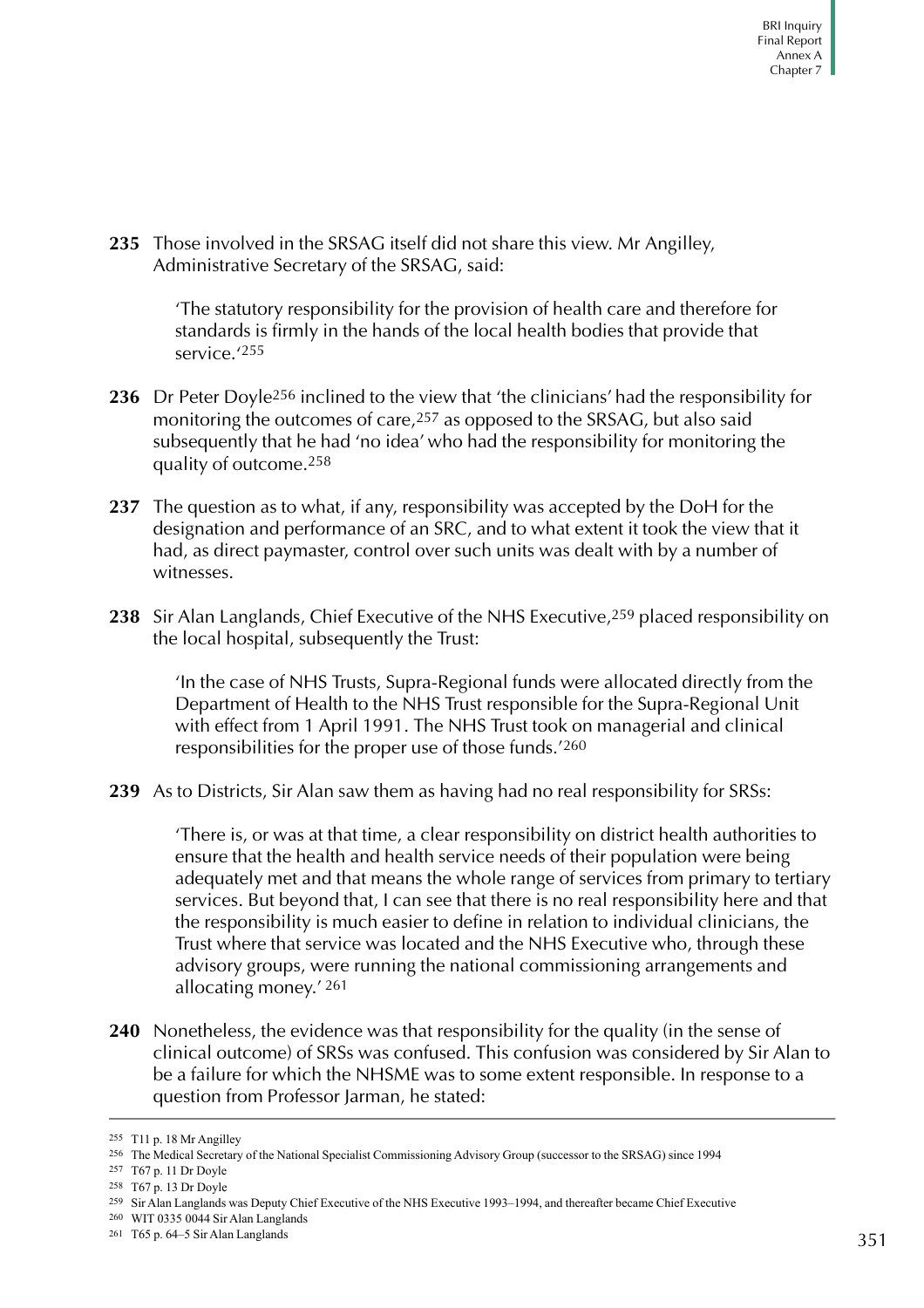**235** Those involved in the SRSAG itself did not share this view. Mr Angilley, Administrative Secretary of the SRSAG, said:

> 'The statutory responsibility for the provision of health care and therefore for standards is firmly in the hands of the local health bodies that provide that service.'[255]

**236** Dr Peter Doyle[256] inclined to the view that 'the clinicians' had the responsibility for monitoring the outcomes of care,[257] as opposed to the SRSAG, but also said subsequently that he had 'no idea' who had the responsibility for monitoring the quality of outcome.[258]

**237** The question as to what, if any, responsibility was accepted by the DoH for the designation and performance of an SRC, and to what extent it took the view that it had, as direct paymaster, control over such units was dealt with by a number of witnesses.

**238** Sir Alan Langlands, Chief Executive of the NHS Executive,[259] placed responsibility on the local hospital, subsequently the Trust:

> 'In the case of NHS Trusts, Supra-Regional funds were allocated directly from the Department of Health to the NHS Trust responsible for the Supra-Regional Unit with effect from 1 April 1991. The NHS Trust took on managerial and clinical responsibilities for the proper use of those funds.'[260]

**239** As to Districts, Sir Alan saw them as having had no real responsibility for SRSs:

> 'There is, or was at that time, a clear responsibility on district health authorities to ensure that the health and health service needs of their population were being adequately met and that means the whole range of services from primary to tertiary services. But beyond that, I can see that there is no real responsibility here and that the responsibility is much easier to define in relation to individual clinicians, the Trust where that service was located and the NHS Executive who, through these advisory groups, were running the national commissioning arrangements and allocating money.' [261]

**240** Nonetheless, the evidence was that responsibility for the quality (in the sense of clinical outcome) of SRSs was confused. This confusion was considered by Sir Alan to be a failure for which the NHSME was to some extent responsible. In response to a question from Professor Jarman, he stated:

---

[255] T11 p. 18 Mr Angilley

[256] The Medical Secretary of the National Specialist Commissioning Advisory Group (successor to the SRSAG) since 1994

[257] T67 p. 11 Dr Doyle

[258] T67 p. 13 Dr Doyle

[259] Sir Alan Langlands was Deputy Chief Executive of the NHS Executive 1993–1994, and thereafter became Chief Executive

[260] WIT 0335 0044 Sir Alan Langlands

[261] T65 p. 64–5 Sir Alan Langlands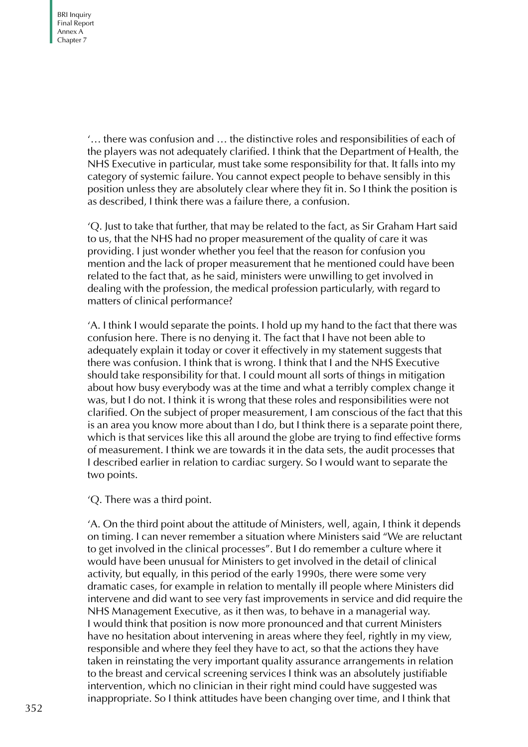'… there was confusion and … the distinctive roles and responsibilities of each of the players was not adequately clarified. I think that the Department of Health, the NHS Executive in particular, must take some responsibility for that. It falls into my category of systemic failure. You cannot expect people to behave sensibly in this position unless they are absolutely clear where they fit in. So I think the position is as described, I think there was a failure there, a confusion.

'Q. Just to take that further, that may be related to the fact, as Sir Graham Hart said to us, that the NHS had no proper measurement of the quality of care it was providing. I just wonder whether you feel that the reason for confusion you mention and the lack of proper measurement that he mentioned could have been related to the fact that, as he said, ministers were unwilling to get involved in dealing with the profession, the medical profession particularly, with regard to matters of clinical performance?

'A. I think I would separate the points. I hold up my hand to the fact that there was confusion here. There is no denying it. The fact that I have not been able to adequately explain it today or cover it effectively in my statement suggests that there was confusion. I think that is wrong. I think that I and the NHS Executive should take responsibility for that. I could mount all sorts of things in mitigation about how busy everybody was at the time and what a terribly complex change it was, but I do not. I think it is wrong that these roles and responsibilities were not clarified. On the subject of proper measurement, I am conscious of the fact that this is an area you know more about than I do, but I think there is a separate point there, which is that services like this all around the globe are trying to find effective forms of measurement. I think we are towards it in the data sets, the audit processes that I described earlier in relation to cardiac surgery. So I would want to separate the two points.

'Q. There was a third point.

'A. On the third point about the attitude of Ministers, well, again, I think it depends on timing. I can never remember a situation where Ministers said "We are reluctant to get involved in the clinical processes". But I do remember a culture where it would have been unusual for Ministers to get involved in the detail of clinical activity, but equally, in this period of the early 1990s, there were some very dramatic cases, for example in relation to mentally ill people where Ministers did intervene and did want to see very fast improvements in service and did require the NHS Management Executive, as it then was, to behave in a managerial way. I would think that position is now more pronounced and that current Ministers have no hesitation about intervening in areas where they feel, rightly in my view, responsible and where they feel they have to act, so that the actions they have taken in reinstating the very important quality assurance arrangements in relation to the breast and cervical screening services I think was an absolutely justifiable intervention, which no clinician in their right mind could have suggested was inappropriate. So I think attitudes have been changing over time, and I think that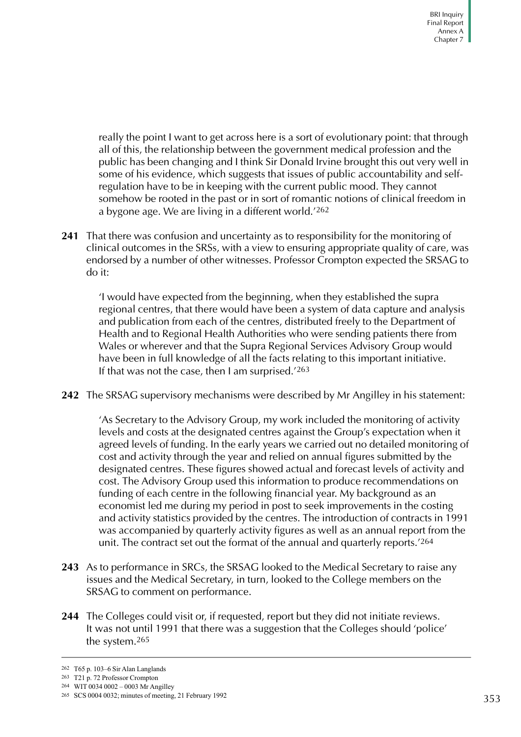really the point I want to get across here is a sort of evolutionary point: that through all of this, the relationship between the government medical profession and the public has been changing and I think Sir Donald Irvine brought this out very well in some of his evidence, which suggests that issues of public accountability and self-regulation have to be in keeping with the current public mood. They cannot somehow be rooted in the past or in sort of romantic notions of clinical freedom in a bygone age. We are living in a different world.'[262]

**241** That there was confusion and uncertainty as to responsibility for the monitoring of clinical outcomes in the SRSs, with a view to ensuring appropriate quality of care, was endorsed by a number of other witnesses. Professor Crompton expected the SRSAG to do it:

> 'I would have expected from the beginning, when they established the supra regional centres, that there would have been a system of data capture and analysis and publication from each of the centres, distributed freely to the Department of Health and to Regional Health Authorities who were sending patients there from Wales or wherever and that the Supra Regional Services Advisory Group would have been in full knowledge of all the facts relating to this important initiative. If that was not the case, then I am surprised.'[263]

**242** The SRSAG supervisory mechanisms were described by Mr Angilley in his statement:

> 'As Secretary to the Advisory Group, my work included the monitoring of activity levels and costs at the designated centres against the Group's expectation when it agreed levels of funding. In the early years we carried out no detailed monitoring of cost and activity through the year and relied on annual figures submitted by the designated centres. These figures showed actual and forecast levels of activity and cost. The Advisory Group used this information to produce recommendations on funding of each centre in the following financial year. My background as an economist led me during my period in post to seek improvements in the costing and activity statistics provided by the centres. The introduction of contracts in 1991 was accompanied by quarterly activity figures as well as an annual report from the unit. The contract set out the format of the annual and quarterly reports.'[264]

**243** As to performance in SRCs, the SRSAG looked to the Medical Secretary to raise any issues and the Medical Secretary, in turn, looked to the College members on the SRSAG to comment on performance.

**244** The Colleges could visit or, if requested, report but they did not initiate reviews. It was not until 1991 that there was a suggestion that the Colleges should 'police' the system.[265]

---

[262] T65 p. 103–6 Sir Alan Langlands

[263] T21 p. 72 Professor Crompton

[264] WIT 0034 0002 – 0003 Mr Angilley

[265] SCS 0004 0032; minutes of meeting, 21 February 1992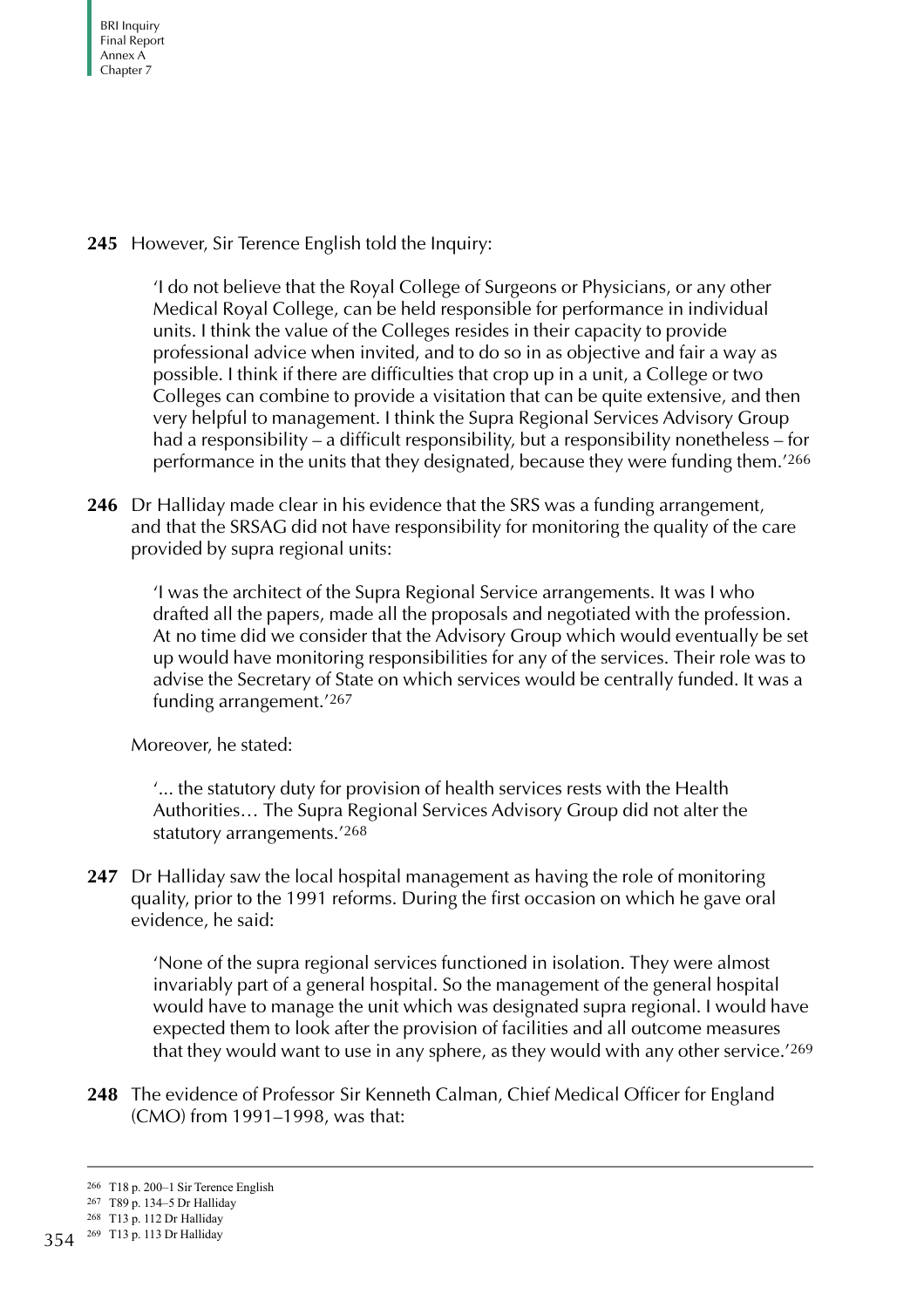**245** However, Sir Terence English told the Inquiry:

> 'I do not believe that the Royal College of Surgeons or Physicians, or any other Medical Royal College, can be held responsible for performance in individual units. I think the value of the Colleges resides in their capacity to provide professional advice when invited, and to do so in as objective and fair a way as possible. I think if there are difficulties that crop up in a unit, a College or two Colleges can combine to provide a visitation that can be quite extensive, and then very helpful to management. I think the Supra Regional Services Advisory Group had a responsibility – a difficult responsibility, but a responsibility nonetheless – for performance in the units that they designated, because they were funding them.'[266]

**246** Dr Halliday made clear in his evidence that the SRS was a funding arrangement, and that the SRSAG did not have responsibility for monitoring the quality of the care provided by supra regional units:

> 'I was the architect of the Supra Regional Service arrangements. It was I who drafted all the papers, made all the proposals and negotiated with the profession. At no time did we consider that the Advisory Group which would eventually be set up would have monitoring responsibilities for any of the services. Their role was to advise the Secretary of State on which services would be centrally funded. It was a funding arrangement.'[267]

Moreover, he stated:

> '... the statutory duty for provision of health services rests with the Health Authorities… The Supra Regional Services Advisory Group did not alter the statutory arrangements.'[268]

**247** Dr Halliday saw the local hospital management as having the role of monitoring quality, prior to the 1991 reforms. During the first occasion on which he gave oral evidence, he said:

> 'None of the supra regional services functioned in isolation. They were almost invariably part of a general hospital. So the management of the general hospital would have to manage the unit which was designated supra regional. I would have expected them to look after the provision of facilities and all outcome measures that they would want to use in any sphere, as they would with any other service.'[269]

**248** The evidence of Professor Sir Kenneth Calman, Chief Medical Officer for England (CMO) from 1991–1998, was that:

---

[266] T18 p. 200–1 Sir Terence English

[267] T89 p. 134–5 Dr Halliday

[268] T13 p. 112 Dr Halliday

[269] T13 p. 113 Dr Halliday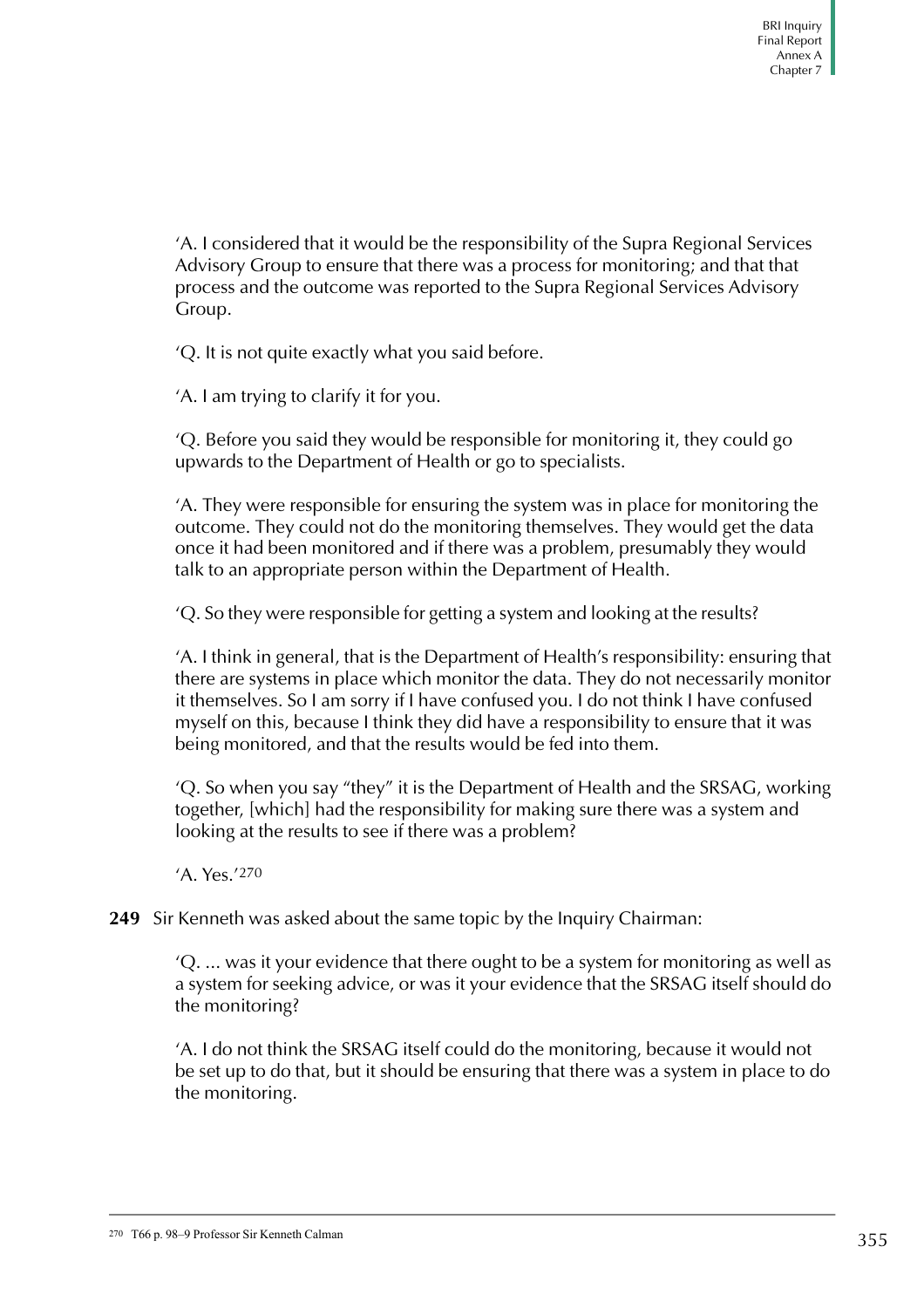'A. I considered that it would be the responsibility of the Supra Regional Services Advisory Group to ensure that there was a process for monitoring; and that that process and the outcome was reported to the Supra Regional Services Advisory Group.

'Q. It is not quite exactly what you said before.

'A. I am trying to clarify it for you.

'Q. Before you said they would be responsible for monitoring it, they could go upwards to the Department of Health or go to specialists.

'A. They were responsible for ensuring the system was in place for monitoring the outcome. They could not do the monitoring themselves. They would get the data once it had been monitored and if there was a problem, presumably they would talk to an appropriate person within the Department of Health.

'Q. So they were responsible for getting a system and looking at the results?

'A. I think in general, that is the Department of Health's responsibility: ensuring that there are systems in place which monitor the data. They do not necessarily monitor it themselves. So I am sorry if I have confused you. I do not think I have confused myself on this, because I think they did have a responsibility to ensure that it was being monitored, and that the results would be fed into them.

'Q. So when you say "they" it is the Department of Health and the SRSAG, working together, [which] had the responsibility for making sure there was a system and looking at the results to see if there was a problem?

'A. Yes.'[270]

**249** Sir Kenneth was asked about the same topic by the Inquiry Chairman:

'Q. ... was it your evidence that there ought to be a system for monitoring as well as a system for seeking advice, or was it your evidence that the SRSAG itself should do the monitoring?

'A. I do not think the SRSAG itself could do the monitoring, because it would not be set up to do that, but it should be ensuring that there was a system in place to do the monitoring.

[270] T66 p. 98–9 Professor Sir Kenneth Calman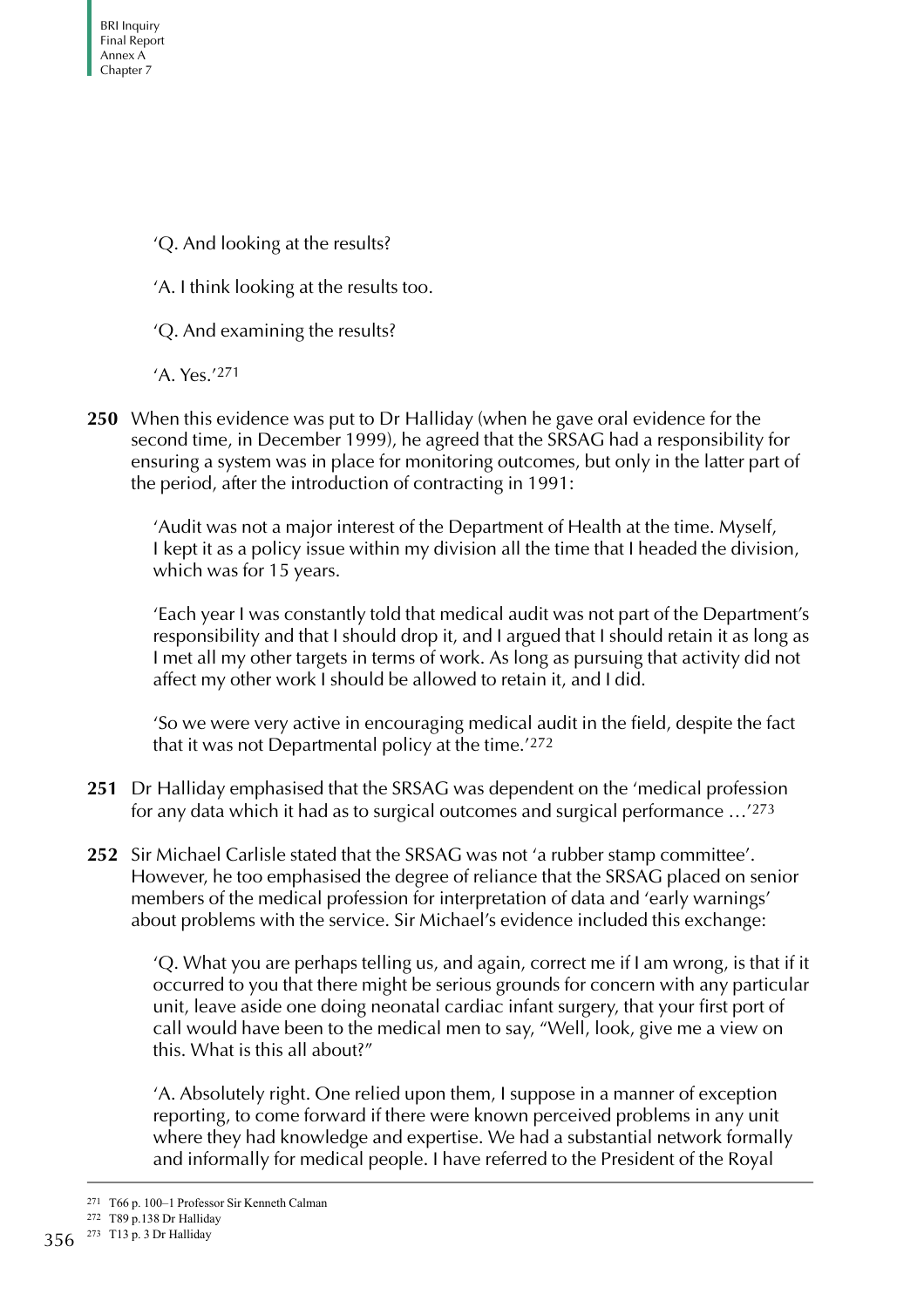'Q. And looking at the results?

'A. I think looking at the results too.

'Q. And examining the results?

'A. Yes.'[271]

**250** When this evidence was put to Dr Halliday (when he gave oral evidence for the second time, in December 1999), he agreed that the SRSAG had a responsibility for ensuring a system was in place for monitoring outcomes, but only in the latter part of the period, after the introduction of contracting in 1991:

> 'Audit was not a major interest of the Department of Health at the time. Myself, I kept it as a policy issue within my division all the time that I headed the division, which was for 15 years.
>
> 'Each year I was constantly told that medical audit was not part of the Department's responsibility and that I should drop it, and I argued that I should retain it as long as I met all my other targets in terms of work. As long as pursuing that activity did not affect my other work I should be allowed to retain it, and I did.
>
> 'So we were very active in encouraging medical audit in the field, despite the fact that it was not Departmental policy at the time.'[272]

**251** Dr Halliday emphasised that the SRSAG was dependent on the 'medical profession for any data which it had as to surgical outcomes and surgical performance …'[273]

**252** Sir Michael Carlisle stated that the SRSAG was not 'a rubber stamp committee'. However, he too emphasised the degree of reliance that the SRSAG placed on senior members of the medical profession for interpretation of data and 'early warnings' about problems with the service. Sir Michael's evidence included this exchange:

> 'Q. What you are perhaps telling us, and again, correct me if I am wrong, is that if it occurred to you that there might be serious grounds for concern with any particular unit, leave aside one doing neonatal cardiac infant surgery, that your first port of call would have been to the medical men to say, "Well, look, give me a view on this. What is this all about?"
>
> 'A. Absolutely right. One relied upon them, I suppose in a manner of exception reporting, to come forward if there were known perceived problems in any unit where they had knowledge and expertise. We had a substantial network formally and informally for medical people. I have referred to the President of the Royal

---

271 T66 p. 100–1 Professor Sir Kenneth Calman

272 T89 p.138 Dr Halliday

273 T13 p. 3 Dr Halliday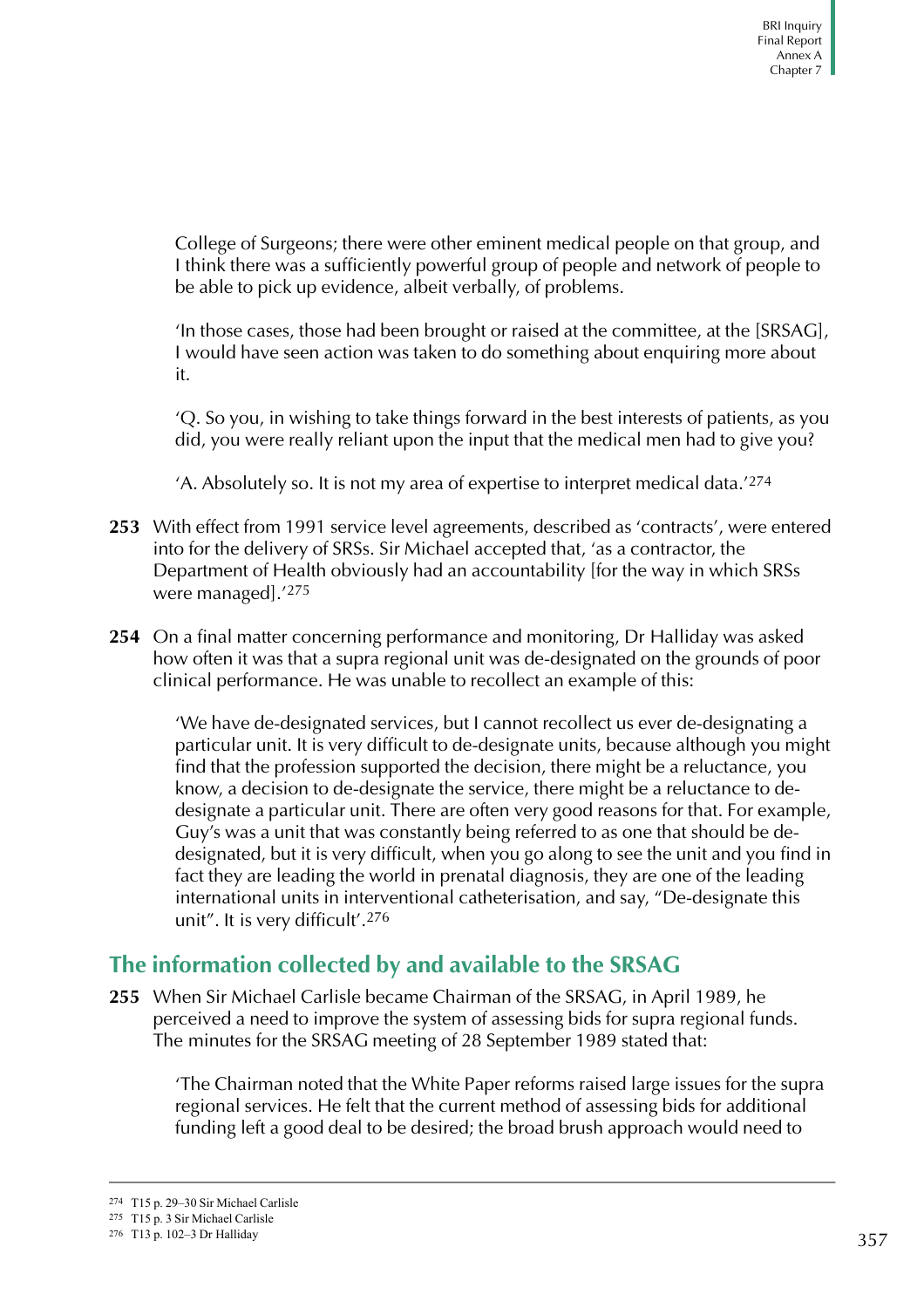College of Surgeons; there were other eminent medical people on that group, and I think there was a sufficiently powerful group of people and network of people to be able to pick up evidence, albeit verbally, of problems.

'In those cases, those had been brought or raised at the committee, at the [SRSAG], I would have seen action was taken to do something about enquiring more about it.

'Q. So you, in wishing to take things forward in the best interests of patients, as you did, you were really reliant upon the input that the medical men had to give you?

'A. Absolutely so. It is not my area of expertise to interpret medical data.'[274]

**253** With effect from 1991 service level agreements, described as 'contracts', were entered into for the delivery of SRSs. Sir Michael accepted that, 'as a contractor, the Department of Health obviously had an accountability [for the way in which SRSs were managed].'[275]

**254** On a final matter concerning performance and monitoring, Dr Halliday was asked how often it was that a supra regional unit was de-designated on the grounds of poor clinical performance. He was unable to recollect an example of this:

'We have de-designated services, but I cannot recollect us ever de-designating a particular unit. It is very difficult to de-designate units, because although you might find that the profession supported the decision, there might be a reluctance, you know, a decision to de-designate the service, there might be a reluctance to de-designate a particular unit. There are often very good reasons for that. For example, Guy's was a unit that was constantly being referred to as one that should be de-designated, but it is very difficult, when you go along to see the unit and you find in fact they are leading the world in prenatal diagnosis, they are one of the leading international units in interventional catheterisation, and say, "De-designate this unit". It is very difficult'.[276]

## The information collected by and available to the SRSAG

**255** When Sir Michael Carlisle became Chairman of the SRSAG, in April 1989, he perceived a need to improve the system of assessing bids for supra regional funds. The minutes for the SRSAG meeting of 28 September 1989 stated that:

'The Chairman noted that the White Paper reforms raised large issues for the supra regional services. He felt that the current method of assessing bids for additional funding left a good deal to be desired; the broad brush approach would need to

---

274 T15 p. 29–30 Sir Michael Carlisle

275 T15 p. 3 Sir Michael Carlisle

276 T13 p. 102–3 Dr Halliday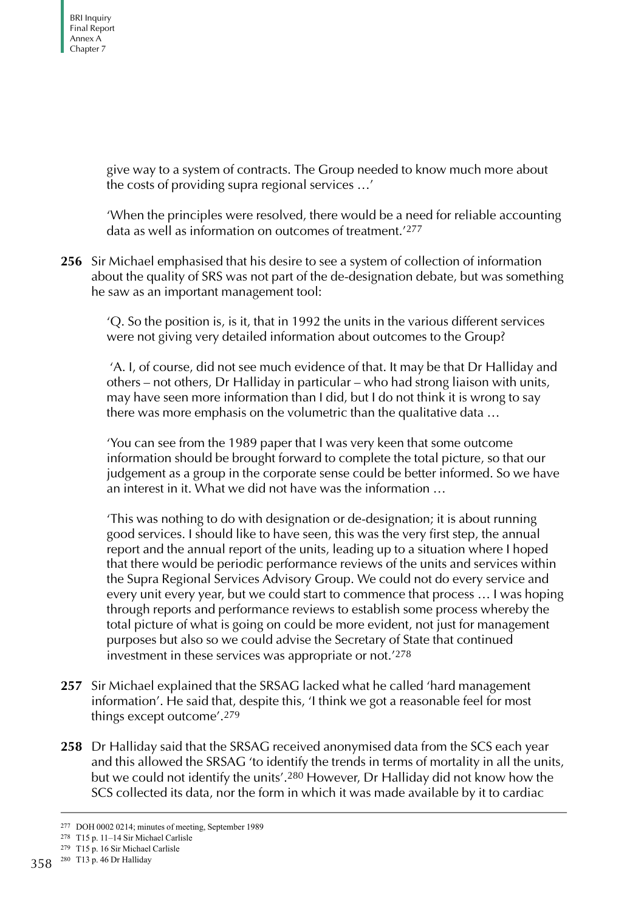give way to a system of contracts. The Group needed to know much more about the costs of providing supra regional services …'

'When the principles were resolved, there would be a need for reliable accounting data as well as information on outcomes of treatment.'[277]

**256** Sir Michael emphasised that his desire to see a system of collection of information about the quality of SRS was not part of the de-designation debate, but was something he saw as an important management tool:

'Q. So the position is, is it, that in 1992 the units in the various different services were not giving very detailed information about outcomes to the Group?

'A. I, of course, did not see much evidence of that. It may be that Dr Halliday and others – not others, Dr Halliday in particular – who had strong liaison with units, may have seen more information than I did, but I do not think it is wrong to say there was more emphasis on the volumetric than the qualitative data …

'You can see from the 1989 paper that I was very keen that some outcome information should be brought forward to complete the total picture, so that our judgement as a group in the corporate sense could be better informed. So we have an interest in it. What we did not have was the information …

'This was nothing to do with designation or de-designation; it is about running good services. I should like to have seen, this was the very first step, the annual report and the annual report of the units, leading up to a situation where I hoped that there would be periodic performance reviews of the units and services within the Supra Regional Services Advisory Group. We could not do every service and every unit every year, but we could start to commence that process … I was hoping through reports and performance reviews to establish some process whereby the total picture of what is going on could be more evident, not just for management purposes but also so we could advise the Secretary of State that continued investment in these services was appropriate or not.'[278]

**257** Sir Michael explained that the SRSAG lacked what he called 'hard management information'. He said that, despite this, 'I think we got a reasonable feel for most things except outcome'.[279]

**258** Dr Halliday said that the SRSAG received anonymised data from the SCS each year and this allowed the SRSAG 'to identify the trends in terms of mortality in all the units, but we could not identify the units'.[280] However, Dr Halliday did not know how the SCS collected its data, nor the form in which it was made available by it to cardiac

[277] DOH 0002 0214; minutes of meeting, September 1989

[278] T15 p. 11–14 Sir Michael Carlisle

[279] T15 p. 16 Sir Michael Carlisle

[280] T13 p. 46 Dr Halliday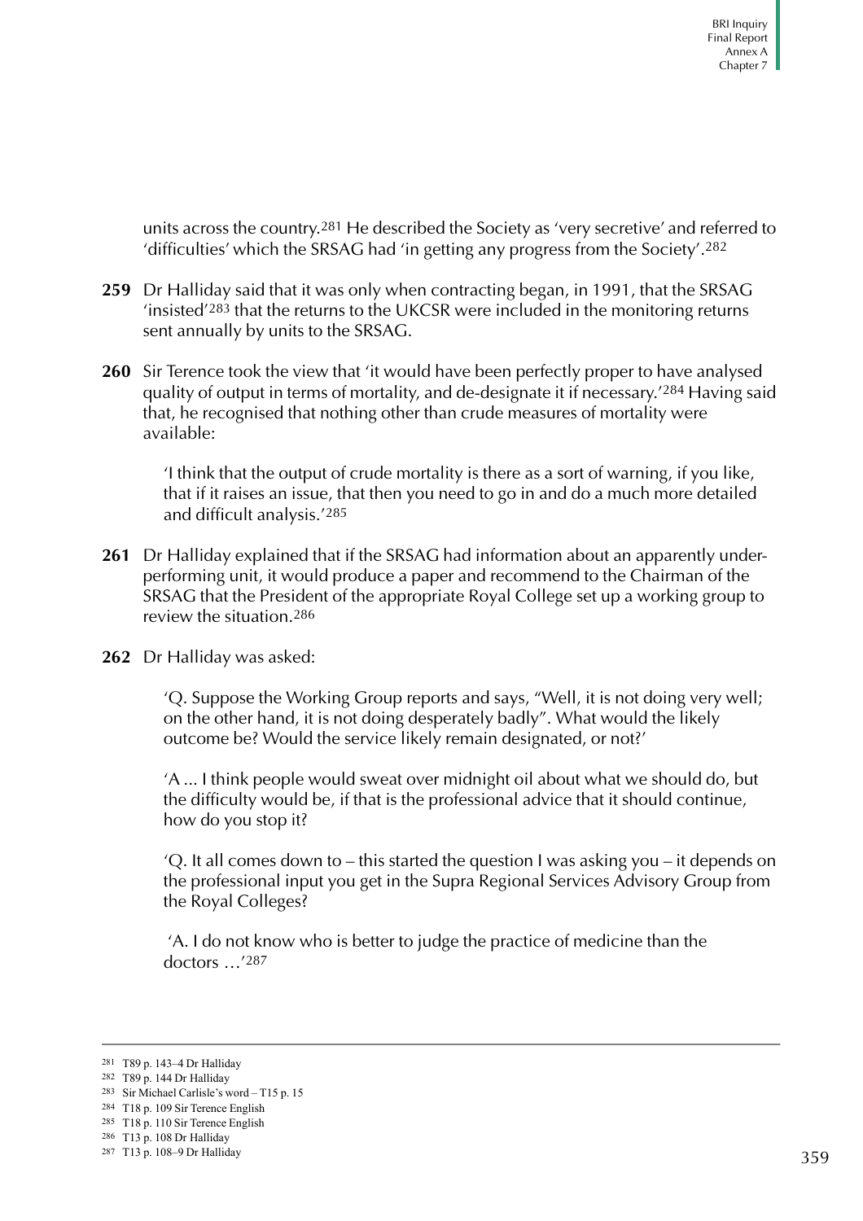units across the country.[281] He described the Society as 'very secretive' and referred to 'difficulties' which the SRSAG had 'in getting any progress from the Society'.[282]

**259** Dr Halliday said that it was only when contracting began, in 1991, that the SRSAG 'insisted'[283] that the returns to the UKCSR were included in the monitoring returns sent annually by units to the SRSAG.

**260** Sir Terence took the view that 'it would have been perfectly proper to have analysed quality of output in terms of mortality, and de-designate it if necessary.'[284] Having said that, he recognised that nothing other than crude measures of mortality were available:

> 'I think that the output of crude mortality is there as a sort of warning, if you like, that if it raises an issue, that then you need to go in and do a much more detailed and difficult analysis.'[285]

**261** Dr Halliday explained that if the SRSAG had information about an apparently under-performing unit, it would produce a paper and recommend to the Chairman of the SRSAG that the President of the appropriate Royal College set up a working group to review the situation.[286]

**262** Dr Halliday was asked:

> 'Q. Suppose the Working Group reports and says, "Well, it is not doing very well; on the other hand, it is not doing desperately badly". What would the likely outcome be? Would the service likely remain designated, or not?'
>
> 'A ... I think people would sweat over midnight oil about what we should do, but the difficulty would be, if that is the professional advice that it should continue, how do you stop it?
>
> 'Q. It all comes down to – this started the question I was asking you – it depends on the professional input you get in the Supra Regional Services Advisory Group from the Royal Colleges?
>
> 'A. I do not know who is better to judge the practice of medicine than the doctors …'[287]

---

[281] T89 p. 143–4 Dr Halliday
[282] T89 p. 144 Dr Halliday
[283] Sir Michael Carlisle's word – T15 p. 15
[284] T18 p. 109 Sir Terence English
[285] T18 p. 110 Sir Terence English
[286] T13 p. 108 Dr Halliday
[287] T13 p. 108–9 Dr Halliday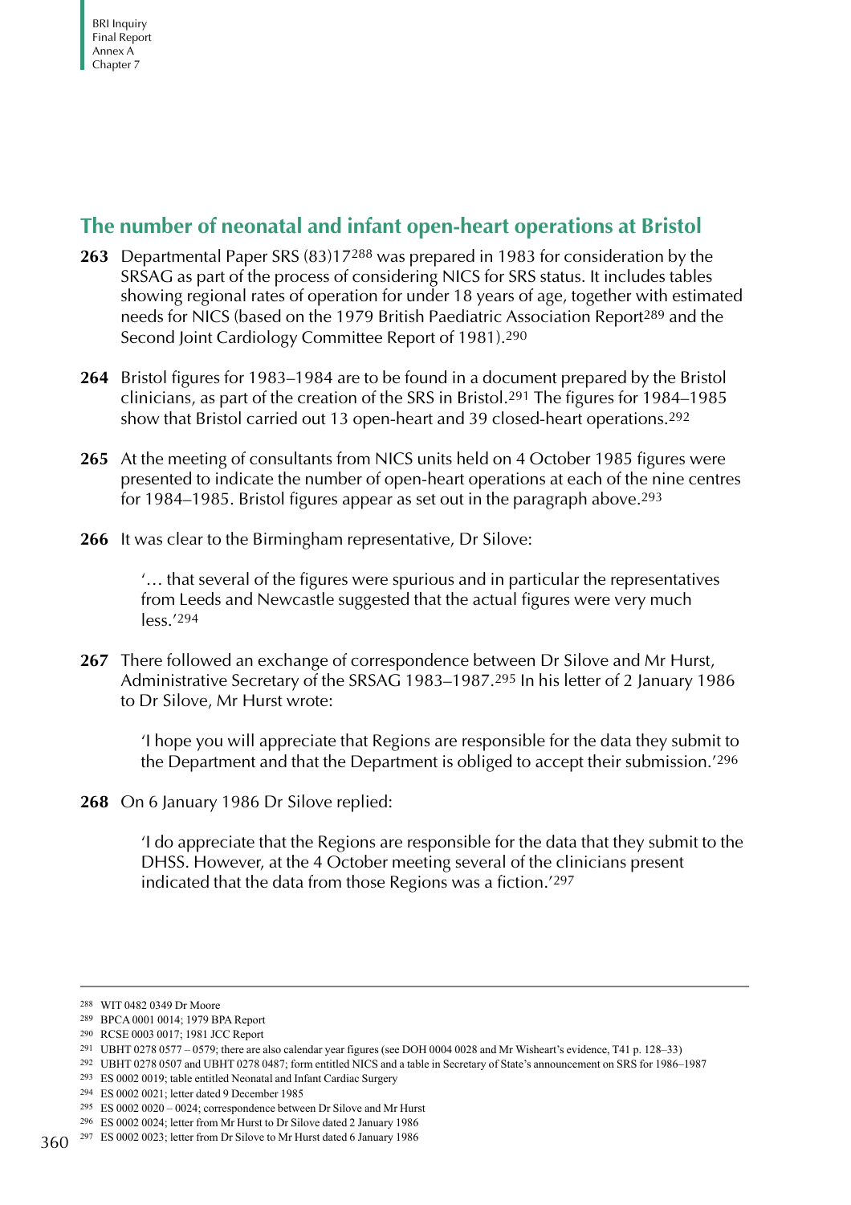## The number of neonatal and infant open-heart operations at Bristol

**263** Departmental Paper SRS (83)17[288] was prepared in 1983 for consideration by the SRSAG as part of the process of considering NICS for SRS status. It includes tables showing regional rates of operation for under 18 years of age, together with estimated needs for NICS (based on the 1979 British Paediatric Association Report[289] and the Second Joint Cardiology Committee Report of 1981).[290]

**264** Bristol figures for 1983–1984 are to be found in a document prepared by the Bristol clinicians, as part of the creation of the SRS in Bristol.[291] The figures for 1984–1985 show that Bristol carried out 13 open-heart and 39 closed-heart operations.[292]

**265** At the meeting of consultants from NICS units held on 4 October 1985 figures were presented to indicate the number of open-heart operations at each of the nine centres for 1984–1985. Bristol figures appear as set out in the paragraph above.[293]

**266** It was clear to the Birmingham representative, Dr Silove:

> '… that several of the figures were spurious and in particular the representatives from Leeds and Newcastle suggested that the actual figures were very much less.'[294]

**267** There followed an exchange of correspondence between Dr Silove and Mr Hurst, Administrative Secretary of the SRSAG 1983–1987.[295] In his letter of 2 January 1986 to Dr Silove, Mr Hurst wrote:

> 'I hope you will appreciate that Regions are responsible for the data they submit to the Department and that the Department is obliged to accept their submission.'[296]

**268** On 6 January 1986 Dr Silove replied:

> 'I do appreciate that the Regions are responsible for the data that they submit to the DHSS. However, at the 4 October meeting several of the clinicians present indicated that the data from those Regions was a fiction.'[297]

---

288 WIT 0482 0349 Dr Moore
289 BPCA 0001 0014; 1979 BPA Report
290 RCSE 0003 0017; 1981 JCC Report
291 UBHT 0278 0577 – 0579; there are also calendar year figures (see DOH 0004 0028 and Mr Wisheart's evidence, T41 p. 128–33)
292 UBHT 0278 0507 and UBHT 0278 0487; form entitled NICS and a table in Secretary of State's announcement on SRS for 1986–1987
293 ES 0002 0019; table entitled Neonatal and Infant Cardiac Surgery
294 ES 0002 0021; letter dated 9 December 1985
295 ES 0002 0020 – 0024; correspondence between Dr Silove and Mr Hurst
296 ES 0002 0024; letter from Mr Hurst to Dr Silove dated 2 January 1986
297 ES 0002 0023; letter from Dr Silove to Mr Hurst dated 6 January 1986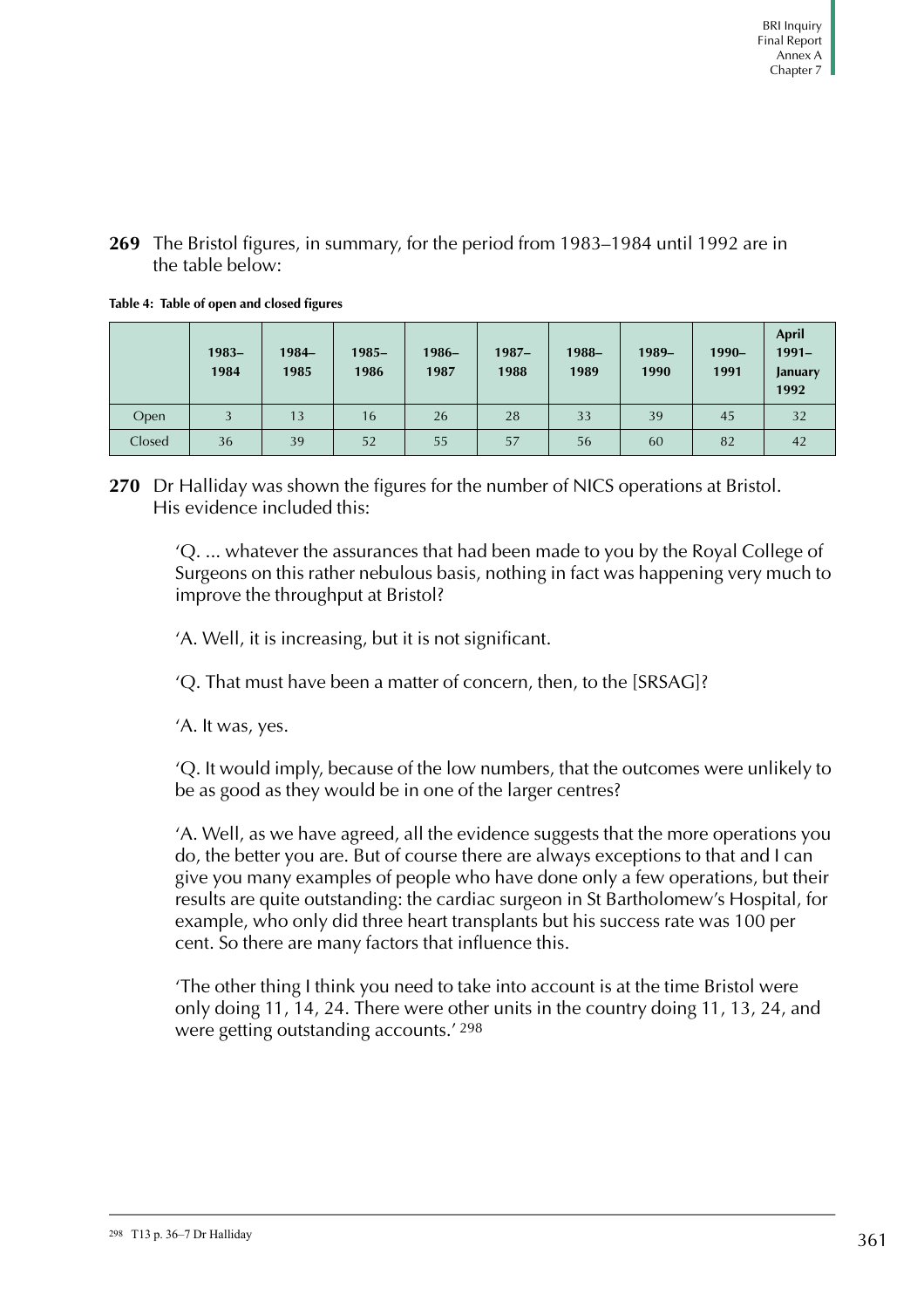**269** The Bristol figures, in summary, for the period from 1983–1984 until 1992 are in the table below:

**Table 4: Table of open and closed figures**

| | 1983–1984 | 1984–1985 | 1985–1986 | 1986–1987 | 1987–1988 | 1988–1989 | 1989–1990 | 1990–1991 | April 1991–January 1992 |
|---|---|---|---|---|---|---|---|---|---|
| Open | 3 | 13 | 16 | 26 | 28 | 33 | 39 | 45 | 32 |
| Closed | 36 | 39 | 52 | 55 | 57 | 56 | 60 | 82 | 42 |

**270** Dr Halliday was shown the figures for the number of NICS operations at Bristol. His evidence included this:

> 'Q. ... whatever the assurances that had been made to you by the Royal College of Surgeons on this rather nebulous basis, nothing in fact was happening very much to improve the throughput at Bristol?
>
> 'A. Well, it is increasing, but it is not significant.
>
> 'Q. That must have been a matter of concern, then, to the [SRSAG]?
>
> 'A. It was, yes.
>
> 'Q. It would imply, because of the low numbers, that the outcomes were unlikely to be as good as they would be in one of the larger centres?
>
> 'A. Well, as we have agreed, all the evidence suggests that the more operations you do, the better you are. But of course there are always exceptions to that and I can give you many examples of people who have done only a few operations, but their results are quite outstanding: the cardiac surgeon in St Bartholomew's Hospital, for example, who only did three heart transplants but his success rate was 100 per cent. So there are many factors that influence this.
>
> 'The other thing I think you need to take into account is at the time Bristol were only doing 11, 14, 24. There were other units in the country doing 11, 13, 24, and were getting outstanding accounts.' [298]

[298] T13 p. 36–7 Dr Halliday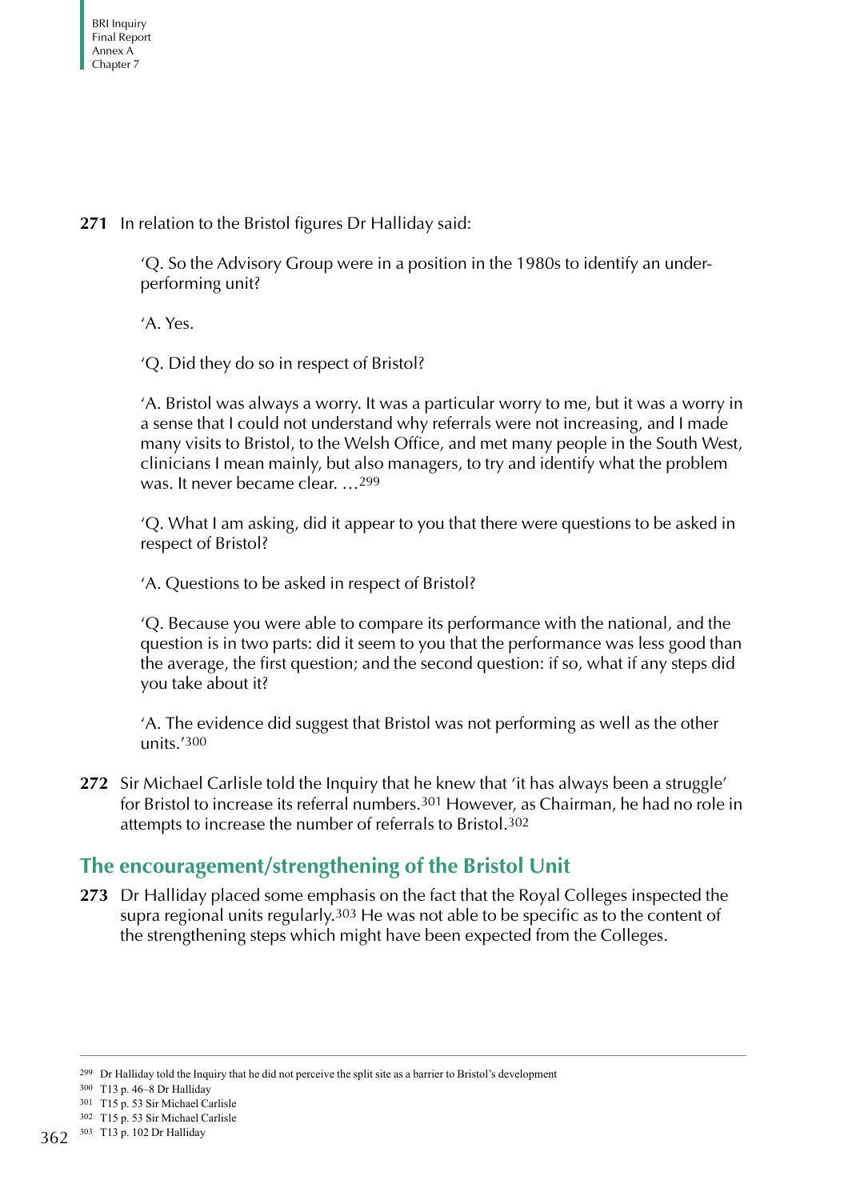**271** In relation to the Bristol figures Dr Halliday said:

> 'Q. So the Advisory Group were in a position in the 1980s to identify an under-performing unit?
>
> 'A. Yes.
>
> 'Q. Did they do so in respect of Bristol?
>
> 'A. Bristol was always a worry. It was a particular worry to me, but it was a worry in a sense that I could not understand why referrals were not increasing, and I made many visits to Bristol, to the Welsh Office, and met many people in the South West, clinicians I mean mainly, but also managers, to try and identify what the problem was. It never became clear. …[299]
>
> 'Q. What I am asking, did it appear to you that there were questions to be asked in respect of Bristol?
>
> 'A. Questions to be asked in respect of Bristol?
>
> 'Q. Because you were able to compare its performance with the national, and the question is in two parts: did it seem to you that the performance was less good than the average, the first question; and the second question: if so, what if any steps did you take about it?
>
> 'A. The evidence did suggest that Bristol was not performing as well as the other units.'[300]

**272** Sir Michael Carlisle told the Inquiry that he knew that 'it has always been a struggle' for Bristol to increase its referral numbers.[301] However, as Chairman, he had no role in attempts to increase the number of referrals to Bristol.[302]

## The encouragement/strengthening of the Bristol Unit

**273** Dr Halliday placed some emphasis on the fact that the Royal Colleges inspected the supra regional units regularly.[303] He was not able to be specific as to the content of the strengthening steps which might have been expected from the Colleges.

---

[299] Dr Halliday told the Inquiry that he did not perceive the split site as a barrier to Bristol's development

[300] T13 p. 46–8 Dr Halliday

[301] T15 p. 53 Sir Michael Carlisle

[302] T15 p. 53 Sir Michael Carlisle

[303] T13 p. 102 Dr Halliday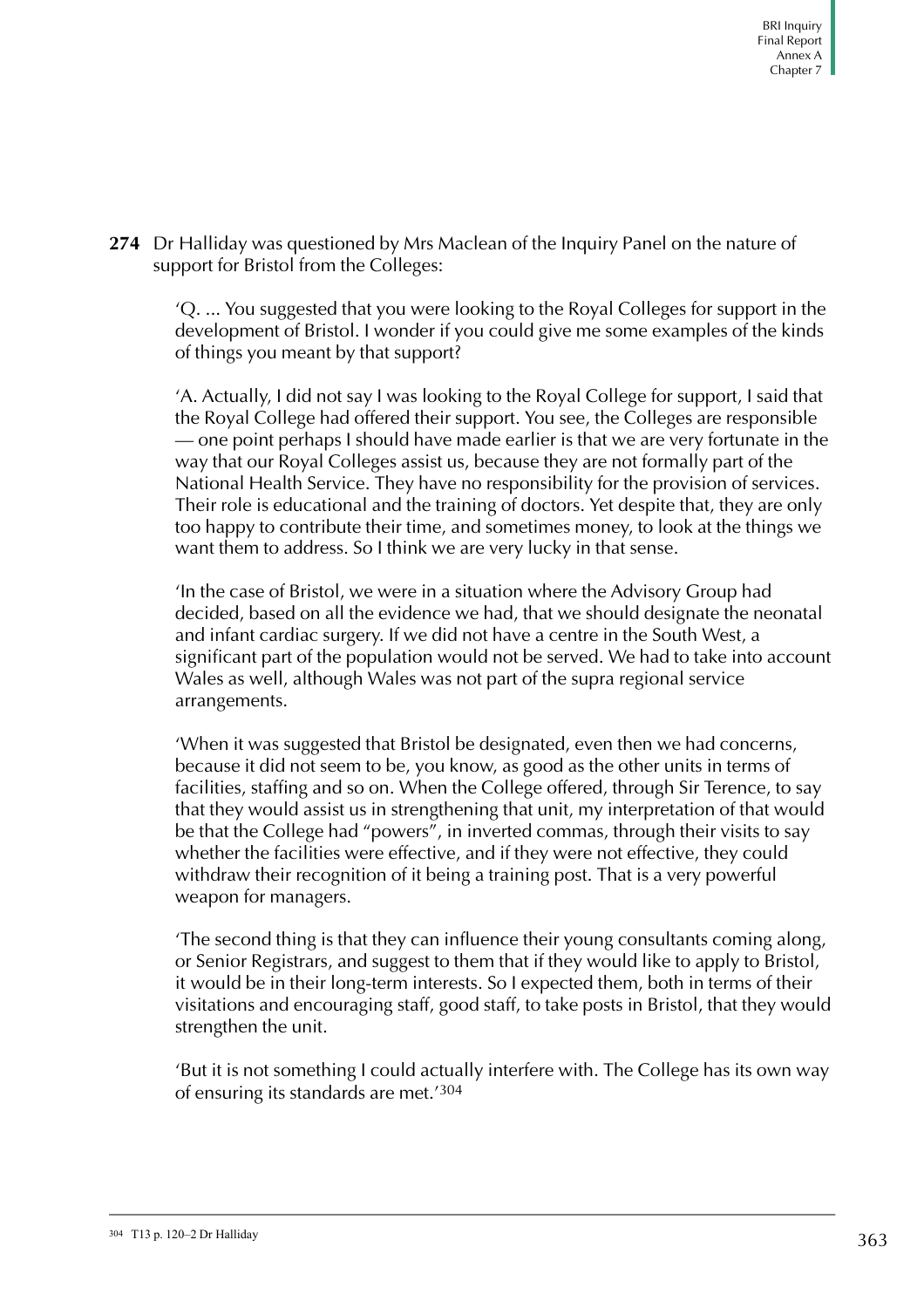**274** Dr Halliday was questioned by Mrs Maclean of the Inquiry Panel on the nature of support for Bristol from the Colleges:

> 'Q. ... You suggested that you were looking to the Royal Colleges for support in the development of Bristol. I wonder if you could give me some examples of the kinds of things you meant by that support?
>
> 'A. Actually, I did not say I was looking to the Royal College for support, I said that the Royal College had offered their support. You see, the Colleges are responsible — one point perhaps I should have made earlier is that we are very fortunate in the way that our Royal Colleges assist us, because they are not formally part of the National Health Service. They have no responsibility for the provision of services. Their role is educational and the training of doctors. Yet despite that, they are only too happy to contribute their time, and sometimes money, to look at the things we want them to address. So I think we are very lucky in that sense.
>
> 'In the case of Bristol, we were in a situation where the Advisory Group had decided, based on all the evidence we had, that we should designate the neonatal and infant cardiac surgery. If we did not have a centre in the South West, a significant part of the population would not be served. We had to take into account Wales as well, although Wales was not part of the supra regional service arrangements.
>
> 'When it was suggested that Bristol be designated, even then we had concerns, because it did not seem to be, you know, as good as the other units in terms of facilities, staffing and so on. When the College offered, through Sir Terence, to say that they would assist us in strengthening that unit, my interpretation of that would be that the College had "powers", in inverted commas, through their visits to say whether the facilities were effective, and if they were not effective, they could withdraw their recognition of it being a training post. That is a very powerful weapon for managers.
>
> 'The second thing is that they can influence their young consultants coming along, or Senior Registrars, and suggest to them that if they would like to apply to Bristol, it would be in their long-term interests. So I expected them, both in terms of their visitations and encouraging staff, good staff, to take posts in Bristol, that they would strengthen the unit.
>
> 'But it is not something I could actually interfere with. The College has its own way of ensuring its standards are met.'[304]

[304] T13 p. 120–2 Dr Halliday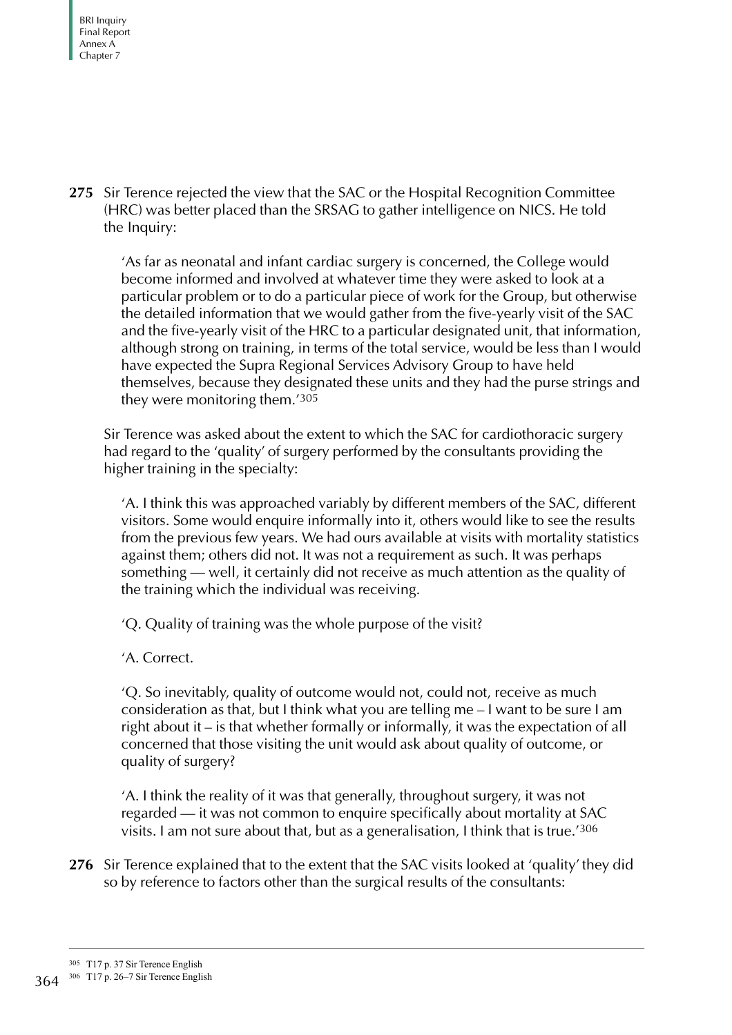**275** Sir Terence rejected the view that the SAC or the Hospital Recognition Committee (HRC) was better placed than the SRSAG to gather intelligence on NICS. He told the Inquiry:

> 'As far as neonatal and infant cardiac surgery is concerned, the College would become informed and involved at whatever time they were asked to look at a particular problem or to do a particular piece of work for the Group, but otherwise the detailed information that we would gather from the five-yearly visit of the SAC and the five-yearly visit of the HRC to a particular designated unit, that information, although strong on training, in terms of the total service, would be less than I would have expected the Supra Regional Services Advisory Group to have held themselves, because they designated these units and they had the purse strings and they were monitoring them.'[305]

Sir Terence was asked about the extent to which the SAC for cardiothoracic surgery had regard to the 'quality' of surgery performed by the consultants providing the higher training in the specialty:

> 'A. I think this was approached variably by different members of the SAC, different visitors. Some would enquire informally into it, others would like to see the results from the previous few years. We had ours available at visits with mortality statistics against them; others did not. It was not a requirement as such. It was perhaps something — well, it certainly did not receive as much attention as the quality of the training which the individual was receiving.
>
> 'Q. Quality of training was the whole purpose of the visit?
>
> 'A. Correct.
>
> 'Q. So inevitably, quality of outcome would not, could not, receive as much consideration as that, but I think what you are telling me – I want to be sure I am right about it – is that whether formally or informally, it was the expectation of all concerned that those visiting the unit would ask about quality of outcome, or quality of surgery?
>
> 'A. I think the reality of it was that generally, throughout surgery, it was not regarded — it was not common to enquire specifically about mortality at SAC visits. I am not sure about that, but as a generalisation, I think that is true.'[306]

**276** Sir Terence explained that to the extent that the SAC visits looked at 'quality' they did so by reference to factors other than the surgical results of the consultants:

---

[305] T17 p. 37 Sir Terence English

[306] T17 p. 26–7 Sir Terence English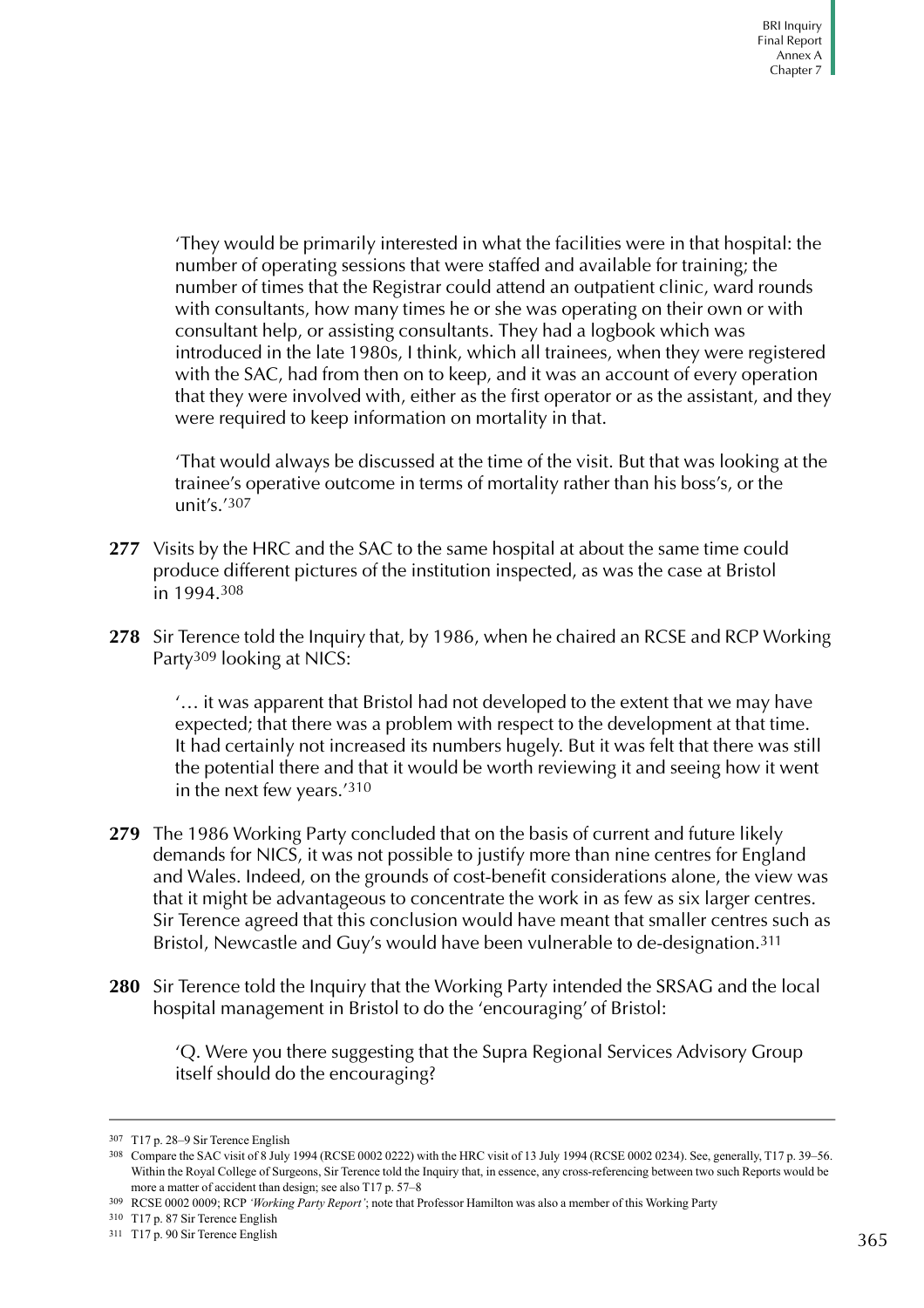'They would be primarily interested in what the facilities were in that hospital: the number of operating sessions that were staffed and available for training; the number of times that the Registrar could attend an outpatient clinic, ward rounds with consultants, how many times he or she was operating on their own or with consultant help, or assisting consultants. They had a logbook which was introduced in the late 1980s, I think, which all trainees, when they were registered with the SAC, had from then on to keep, and it was an account of every operation that they were involved with, either as the first operator or as the assistant, and they were required to keep information on mortality in that.

'That would always be discussed at the time of the visit. But that was looking at the trainee's operative outcome in terms of mortality rather than his boss's, or the unit's.'[307]

**277** Visits by the HRC and the SAC to the same hospital at about the same time could produce different pictures of the institution inspected, as was the case at Bristol in 1994.[308]

**278** Sir Terence told the Inquiry that, by 1986, when he chaired an RCSE and RCP Working Party[309] looking at NICS:

'… it was apparent that Bristol had not developed to the extent that we may have expected; that there was a problem with respect to the development at that time. It had certainly not increased its numbers hugely. But it was felt that there was still the potential there and that it would be worth reviewing it and seeing how it went in the next few years.'[310]

**279** The 1986 Working Party concluded that on the basis of current and future likely demands for NICS, it was not possible to justify more than nine centres for England and Wales. Indeed, on the grounds of cost-benefit considerations alone, the view was that it might be advantageous to concentrate the work in as few as six larger centres. Sir Terence agreed that this conclusion would have meant that smaller centres such as Bristol, Newcastle and Guy's would have been vulnerable to de-designation.[311]

**280** Sir Terence told the Inquiry that the Working Party intended the SRSAG and the local hospital management in Bristol to do the 'encouraging' of Bristol:

'Q. Were you there suggesting that the Supra Regional Services Advisory Group itself should do the encouraging?

---

307 T17 p. 28–9 Sir Terence English

308 Compare the SAC visit of 8 July 1994 (RCSE 0002 0222) with the HRC visit of 13 July 1994 (RCSE 0002 0234). See, generally, T17 p. 39–56. Within the Royal College of Surgeons, Sir Terence told the Inquiry that, in essence, any cross-referencing between two such Reports would be more a matter of accident than design; see also T17 p. 57–8

309 RCSE 0002 0009; RCP *'Working Party Report'*; note that Professor Hamilton was also a member of this Working Party

310 T17 p. 87 Sir Terence English

311 T17 p. 90 Sir Terence English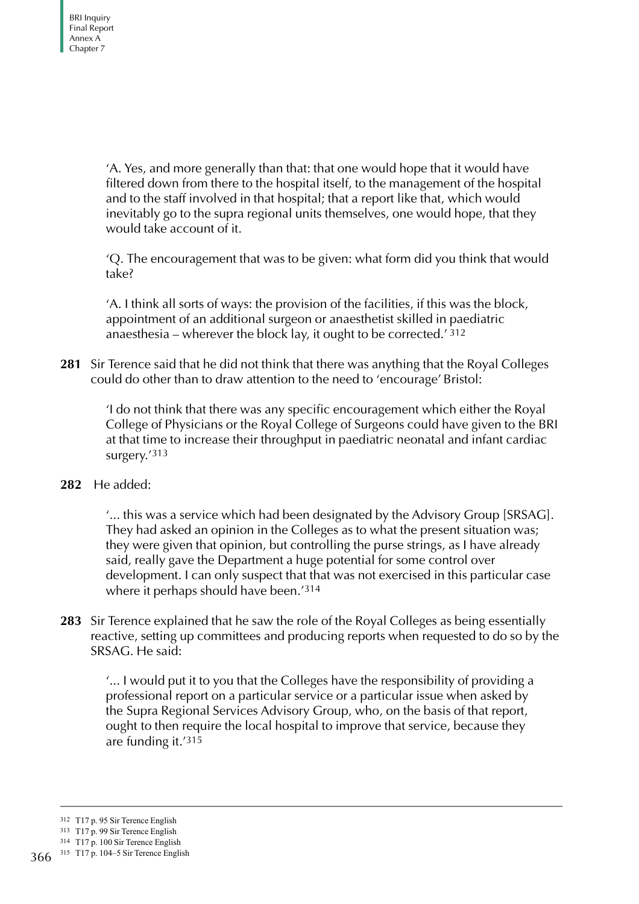'A. Yes, and more generally than that: that one would hope that it would have filtered down from there to the hospital itself, to the management of the hospital and to the staff involved in that hospital; that a report like that, which would inevitably go to the supra regional units themselves, one would hope, that they would take account of it.

'Q. The encouragement that was to be given: what form did you think that would take?

'A. I think all sorts of ways: the provision of the facilities, if this was the block, appointment of an additional surgeon or anaesthetist skilled in paediatric anaesthesia – wherever the block lay, it ought to be corrected.' [312]

**281** Sir Terence said that he did not think that there was anything that the Royal Colleges could do other than to draw attention to the need to 'encourage' Bristol:

> 'I do not think that there was any specific encouragement which either the Royal College of Physicians or the Royal College of Surgeons could have given to the BRI at that time to increase their throughput in paediatric neonatal and infant cardiac surgery.'[313]

**282** He added:

> '... this was a service which had been designated by the Advisory Group [SRSAG]. They had asked an opinion in the Colleges as to what the present situation was; they were given that opinion, but controlling the purse strings, as I have already said, really gave the Department a huge potential for some control over development. I can only suspect that that was not exercised in this particular case where it perhaps should have been.'[314]

**283** Sir Terence explained that he saw the role of the Royal Colleges as being essentially reactive, setting up committees and producing reports when requested to do so by the SRSAG. He said:

> '... I would put it to you that the Colleges have the responsibility of providing a professional report on a particular service or a particular issue when asked by the Supra Regional Services Advisory Group, who, on the basis of that report, ought to then require the local hospital to improve that service, because they are funding it.'[315]

---

312 T17 p. 95 Sir Terence English
313 T17 p. 99 Sir Terence English
314 T17 p. 100 Sir Terence English
315 T17 p. 104–5 Sir Terence English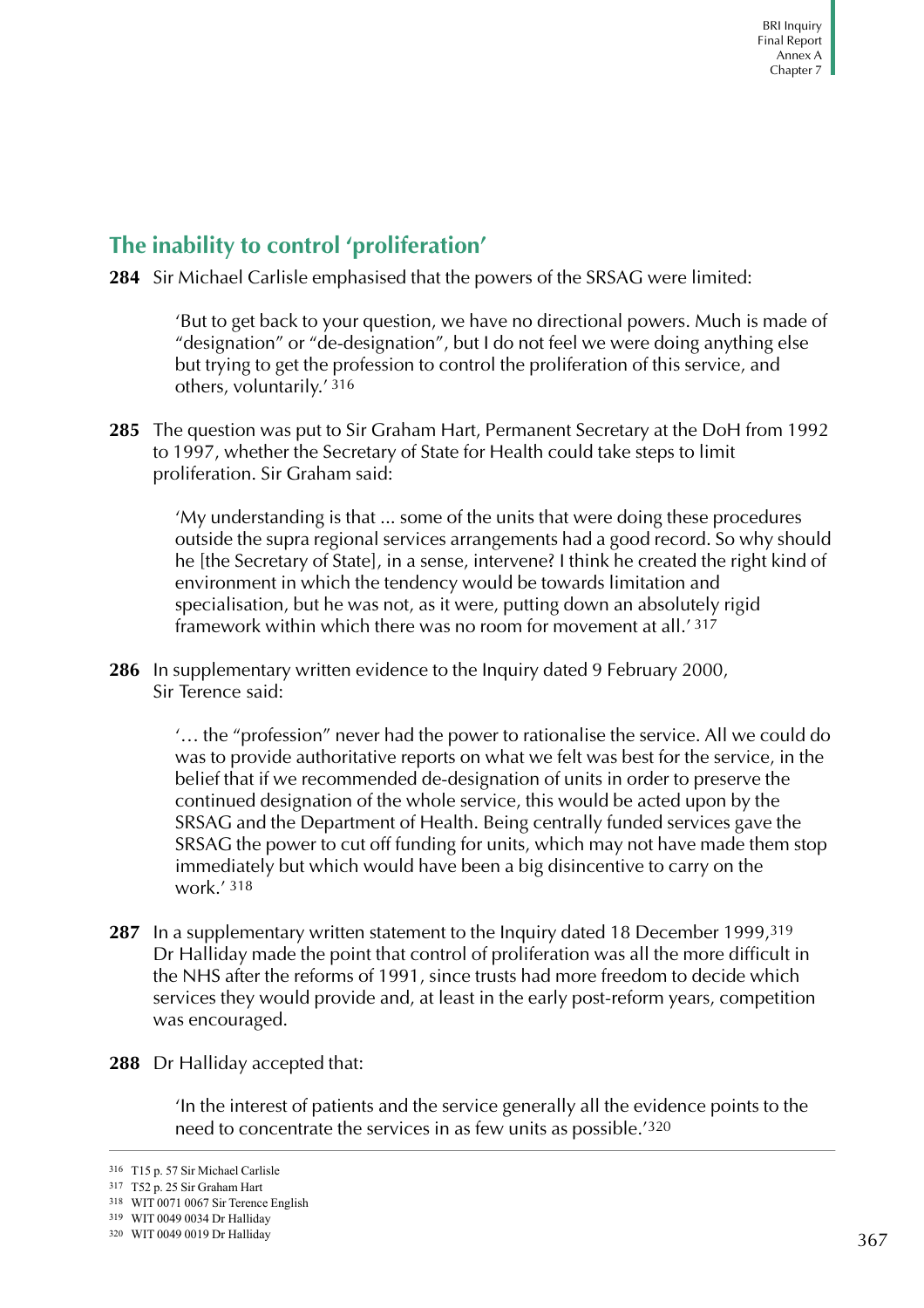## The inability to control 'proliferation'

**284** Sir Michael Carlisle emphasised that the powers of the SRSAG were limited:

> 'But to get back to your question, we have no directional powers. Much is made of "designation" or "de-designation", but I do not feel we were doing anything else but trying to get the profession to control the proliferation of this service, and others, voluntarily.'[316]

**285** The question was put to Sir Graham Hart, Permanent Secretary at the DoH from 1992 to 1997, whether the Secretary of State for Health could take steps to limit proliferation. Sir Graham said:

> 'My understanding is that ... some of the units that were doing these procedures outside the supra regional services arrangements had a good record. So why should he [the Secretary of State], in a sense, intervene? I think he created the right kind of environment in which the tendency would be towards limitation and specialisation, but he was not, as it were, putting down an absolutely rigid framework within which there was no room for movement at all.'[317]

**286** In supplementary written evidence to the Inquiry dated 9 February 2000, Sir Terence said:

> '… the "profession" never had the power to rationalise the service. All we could do was to provide authoritative reports on what we felt was best for the service, in the belief that if we recommended de-designation of units in order to preserve the continued designation of the whole service, this would be acted upon by the SRSAG and the Department of Health. Being centrally funded services gave the SRSAG the power to cut off funding for units, which may not have made them stop immediately but which would have been a big disincentive to carry on the work.'[318]

**287** In a supplementary written statement to the Inquiry dated 18 December 1999,[319] Dr Halliday made the point that control of proliferation was all the more difficult in the NHS after the reforms of 1991, since trusts had more freedom to decide which services they would provide and, at least in the early post-reform years, competition was encouraged.

**288** Dr Halliday accepted that:

> 'In the interest of patients and the service generally all the evidence points to the need to concentrate the services in as few units as possible.'[320]

---

[316] T15 p. 57 Sir Michael Carlisle
[317] T52 p. 25 Sir Graham Hart
[318] WIT 0071 0067 Sir Terence English
[319] WIT 0049 0034 Dr Halliday
[320] WIT 0049 0019 Dr Halliday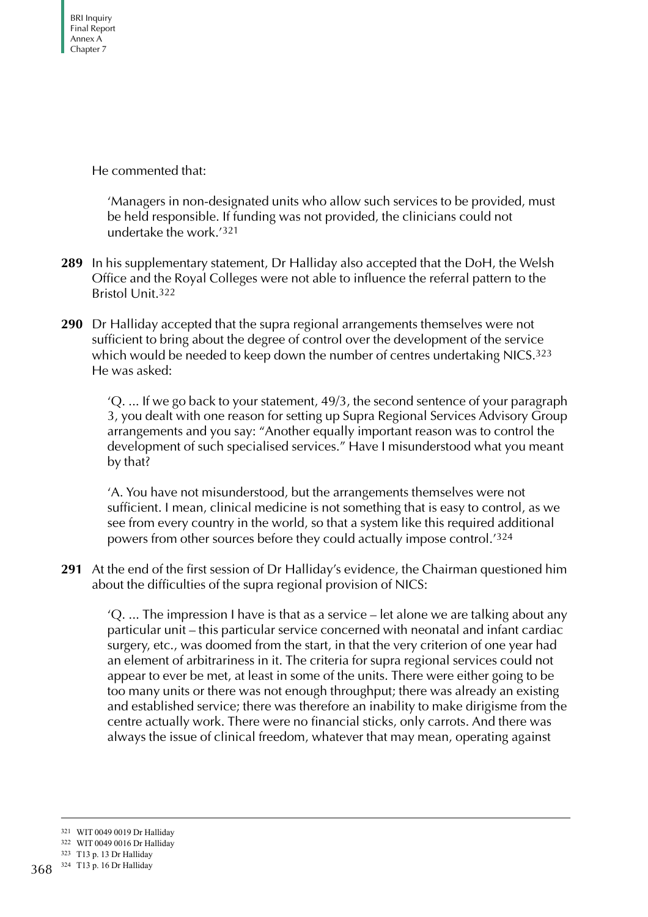He commented that:

> 'Managers in non-designated units who allow such services to be provided, must be held responsible. If funding was not provided, the clinicians could not undertake the work.'[321]

**289** In his supplementary statement, Dr Halliday also accepted that the DoH, the Welsh Office and the Royal Colleges were not able to influence the referral pattern to the Bristol Unit.[322]

**290** Dr Halliday accepted that the supra regional arrangements themselves were not sufficient to bring about the degree of control over the development of the service which would be needed to keep down the number of centres undertaking NICS.[323] He was asked:

> 'Q. ... If we go back to your statement, 49/3, the second sentence of your paragraph 3, you dealt with one reason for setting up Supra Regional Services Advisory Group arrangements and you say: "Another equally important reason was to control the development of such specialised services." Have I misunderstood what you meant by that?
>
> 'A. You have not misunderstood, but the arrangements themselves were not sufficient. I mean, clinical medicine is not something that is easy to control, as we see from every country in the world, so that a system like this required additional powers from other sources before they could actually impose control.'[324]

**291** At the end of the first session of Dr Halliday's evidence, the Chairman questioned him about the difficulties of the supra regional provision of NICS:

> 'Q. ... The impression I have is that as a service – let alone we are talking about any particular unit – this particular service concerned with neonatal and infant cardiac surgery, etc., was doomed from the start, in that the very criterion of one year had an element of arbitrariness in it. The criteria for supra regional services could not appear to ever be met, at least in some of the units. There were either going to be too many units or there was not enough throughput; there was already an existing and established service; there was therefore an inability to make dirigisme from the centre actually work. There were no financial sticks, only carrots. And there was always the issue of clinical freedom, whatever that may mean, operating against

---

321 WIT 0049 0019 Dr Halliday

322 WIT 0049 0016 Dr Halliday

323 T13 p. 13 Dr Halliday

324 T13 p. 16 Dr Halliday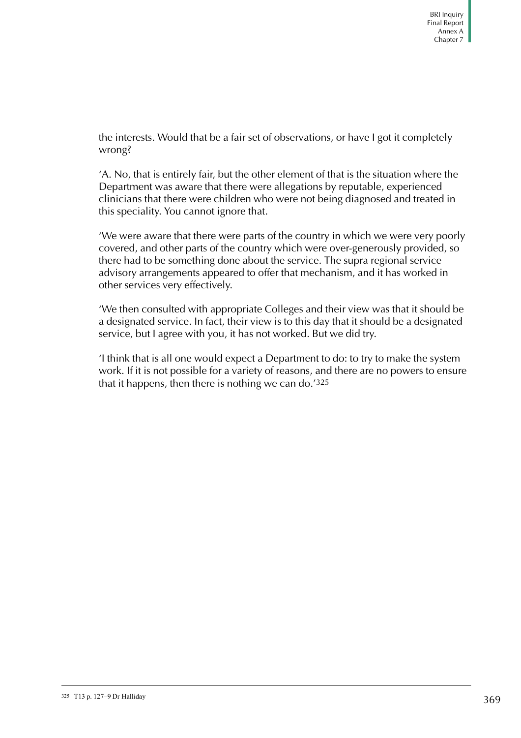the interests. Would that be a fair set of observations, or have I got it completely wrong?

'A. No, that is entirely fair, but the other element of that is the situation where the Department was aware that there were allegations by reputable, experienced clinicians that there were children who were not being diagnosed and treated in this speciality. You cannot ignore that.

'We were aware that there were parts of the country in which we were very poorly covered, and other parts of the country which were over-generously provided, so there had to be something done about the service. The supra regional service advisory arrangements appeared to offer that mechanism, and it has worked in other services very effectively.

'We then consulted with appropriate Colleges and their view was that it should be a designated service. In fact, their view is to this day that it should be a designated service, but I agree with you, it has not worked. But we did try.

'I think that is all one would expect a Department to do: to try to make the system work. If it is not possible for a variety of reasons, and there are no powers to ensure that it happens, then there is nothing we can do.'[325]

[325] T13 p. 127–9 Dr Halliday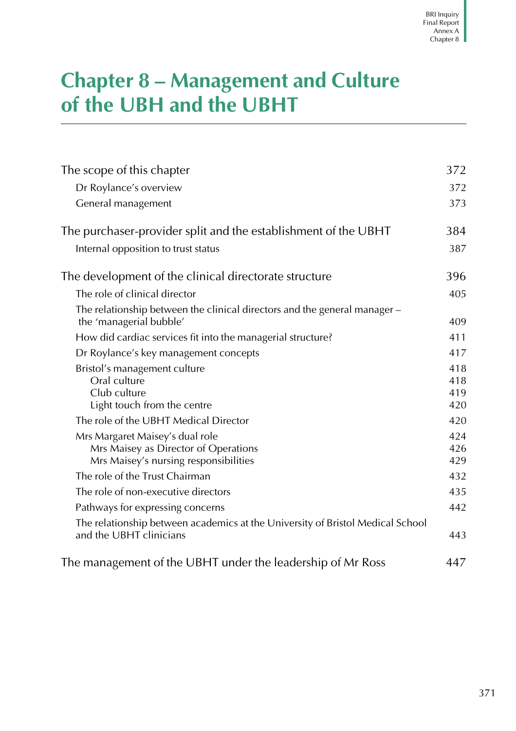# Chapter 8 – Management and Culture of the UBH and the UBHT

| | |
|---|---|
| The scope of this chapter | 372 |
| Dr Roylance's overview | 372 |
| General management | 373 |
| The purchaser-provider split and the establishment of the UBHT | 384 |
| Internal opposition to trust status | 387 |
| The development of the clinical directorate structure | 396 |
| The role of clinical director | 405 |
| The relationship between the clinical directors and the general manager – the 'managerial bubble' | 409 |
| How did cardiac services fit into the managerial structure? | 411 |
| Dr Roylance's key management concepts | 417 |
| Bristol's management culture | 418 |
| Oral culture | 418 |
| Club culture | 419 |
| Light touch from the centre | 420 |
| The role of the UBHT Medical Director | 420 |
| Mrs Margaret Maisey's dual role | 424 |
| Mrs Maisey as Director of Operations | 426 |
| Mrs Maisey's nursing responsibilities | 429 |
| The role of the Trust Chairman | 432 |
| The role of non-executive directors | 435 |
| Pathways for expressing concerns | 442 |
| The relationship between academics at the University of Bristol Medical School and the UBHT clinicians | 443 |
| The management of the UBHT under the leadership of Mr Ross | 447 |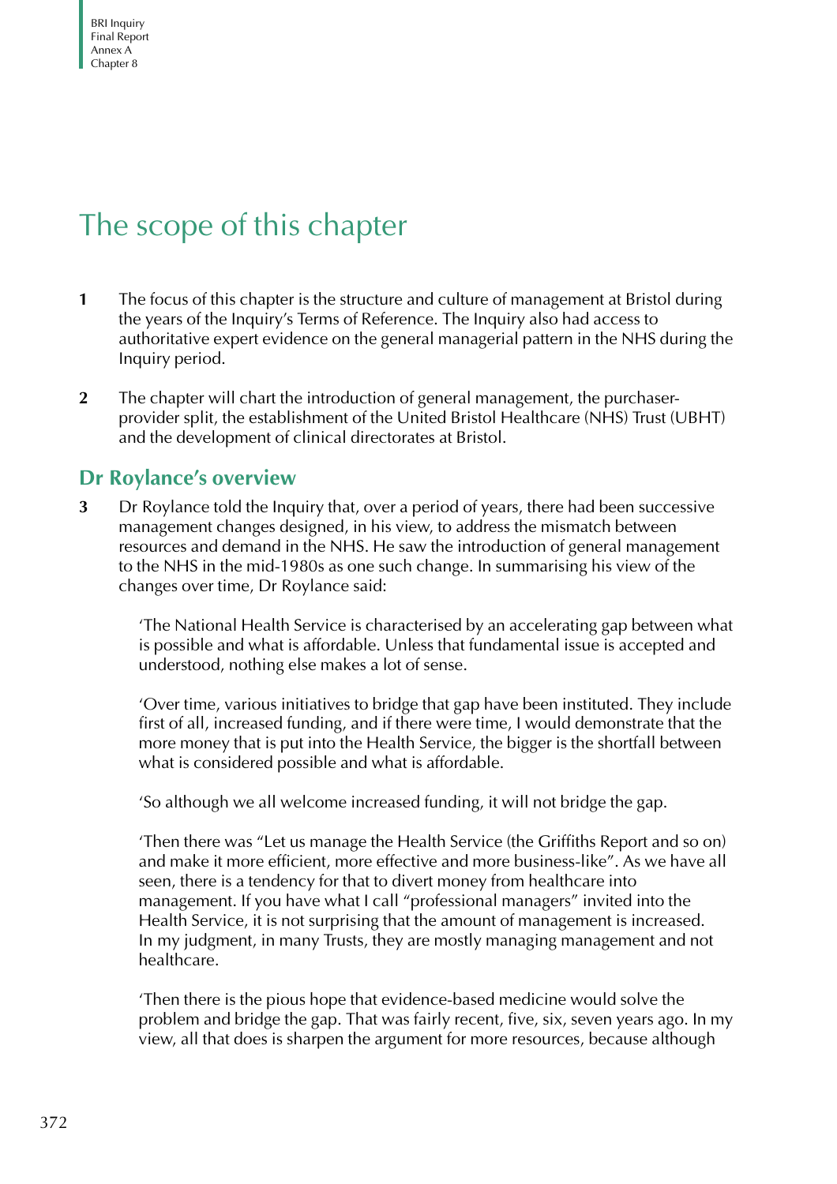# The scope of this chapter

**1** The focus of this chapter is the structure and culture of management at Bristol during the years of the Inquiry's Terms of Reference. The Inquiry also had access to authoritative expert evidence on the general managerial pattern in the NHS during the Inquiry period.

**2** The chapter will chart the introduction of general management, the purchaser-provider split, the establishment of the United Bristol Healthcare (NHS) Trust (UBHT) and the development of clinical directorates at Bristol.

## Dr Roylance's overview

**3** Dr Roylance told the Inquiry that, over a period of years, there had been successive management changes designed, in his view, to address the mismatch between resources and demand in the NHS. He saw the introduction of general management to the NHS in the mid-1980s as one such change. In summarising his view of the changes over time, Dr Roylance said:

> 'The National Health Service is characterised by an accelerating gap between what is possible and what is affordable. Unless that fundamental issue is accepted and understood, nothing else makes a lot of sense.
>
> 'Over time, various initiatives to bridge that gap have been instituted. They include first of all, increased funding, and if there were time, I would demonstrate that the more money that is put into the Health Service, the bigger is the shortfall between what is considered possible and what is affordable.
>
> 'So although we all welcome increased funding, it will not bridge the gap.
>
> 'Then there was "Let us manage the Health Service (the Griffiths Report and so on) and make it more efficient, more effective and more business-like". As we have all seen, there is a tendency for that to divert money from healthcare into management. If you have what I call "professional managers" invited into the Health Service, it is not surprising that the amount of management is increased. In my judgment, in many Trusts, they are mostly managing management and not healthcare.
>
> 'Then there is the pious hope that evidence-based medicine would solve the problem and bridge the gap. That was fairly recent, five, six, seven years ago. In my view, all that does is sharpen the argument for more resources, because although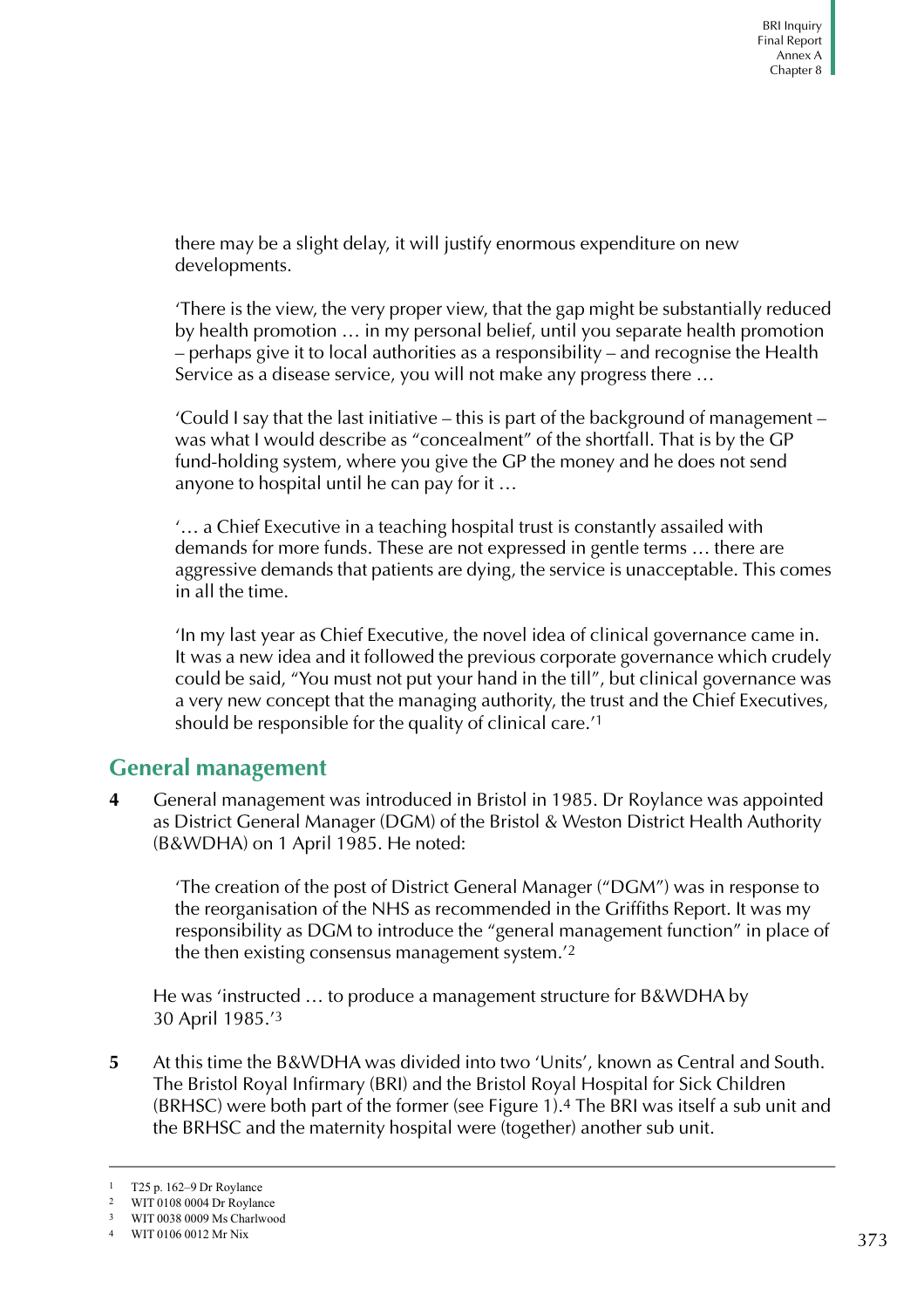there may be a slight delay, it will justify enormous expenditure on new developments.

'There is the view, the very proper view, that the gap might be substantially reduced by health promotion … in my personal belief, until you separate health promotion – perhaps give it to local authorities as a responsibility – and recognise the Health Service as a disease service, you will not make any progress there …

'Could I say that the last initiative – this is part of the background of management – was what I would describe as "concealment" of the shortfall. That is by the GP fund-holding system, where you give the GP the money and he does not send anyone to hospital until he can pay for it …

'… a Chief Executive in a teaching hospital trust is constantly assailed with demands for more funds. These are not expressed in gentle terms … there are aggressive demands that patients are dying, the service is unacceptable. This comes in all the time.

'In my last year as Chief Executive, the novel idea of clinical governance came in. It was a new idea and it followed the previous corporate governance which crudely could be said, "You must not put your hand in the till", but clinical governance was a very new concept that the managing authority, the trust and the Chief Executives, should be responsible for the quality of clinical care.'[1]

## General management

**4** General management was introduced in Bristol in 1985. Dr Roylance was appointed as District General Manager (DGM) of the Bristol & Weston District Health Authority (B&WDHA) on 1 April 1985. He noted:

> 'The creation of the post of District General Manager ("DGM") was in response to the reorganisation of the NHS as recommended in the Griffiths Report. It was my responsibility as DGM to introduce the "general management function" in place of the then existing consensus management system.'[2]

He was 'instructed … to produce a management structure for B&WDHA by 30 April 1985.'[3]

**5** At this time the B&WDHA was divided into two 'Units', known as Central and South. The Bristol Royal Infirmary (BRI) and the Bristol Royal Hospital for Sick Children (BRHSC) were both part of the former (see Figure 1).[4] The BRI was itself a sub unit and the BRHSC and the maternity hospital were (together) another sub unit.

---

1 T25 p. 162–9 Dr Roylance
2 WIT 0108 0004 Dr Roylance
3 WIT 0038 0009 Ms Charlwood
4 WIT 0106 0012 Mr Nix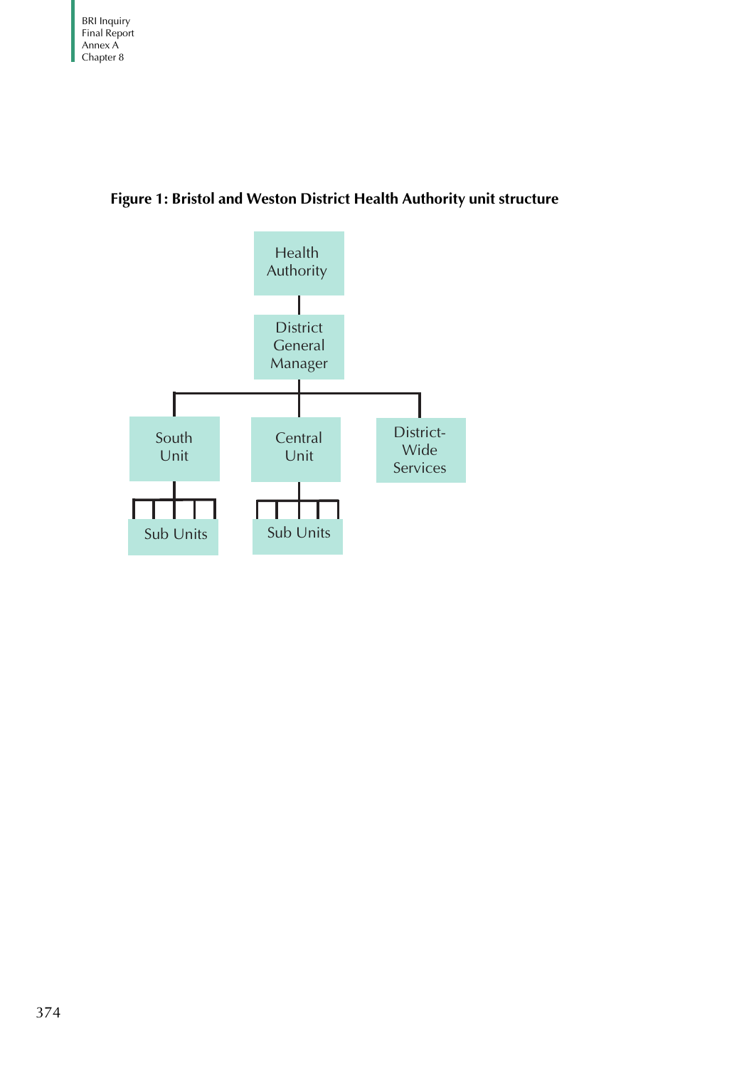**Figure 1: Bristol and Weston District Health Authority unit structure**

- Health Authority
  - District General Manager
    - South Unit
      - Sub Units
    - Central Unit
      - Sub Units
    - District-Wide Services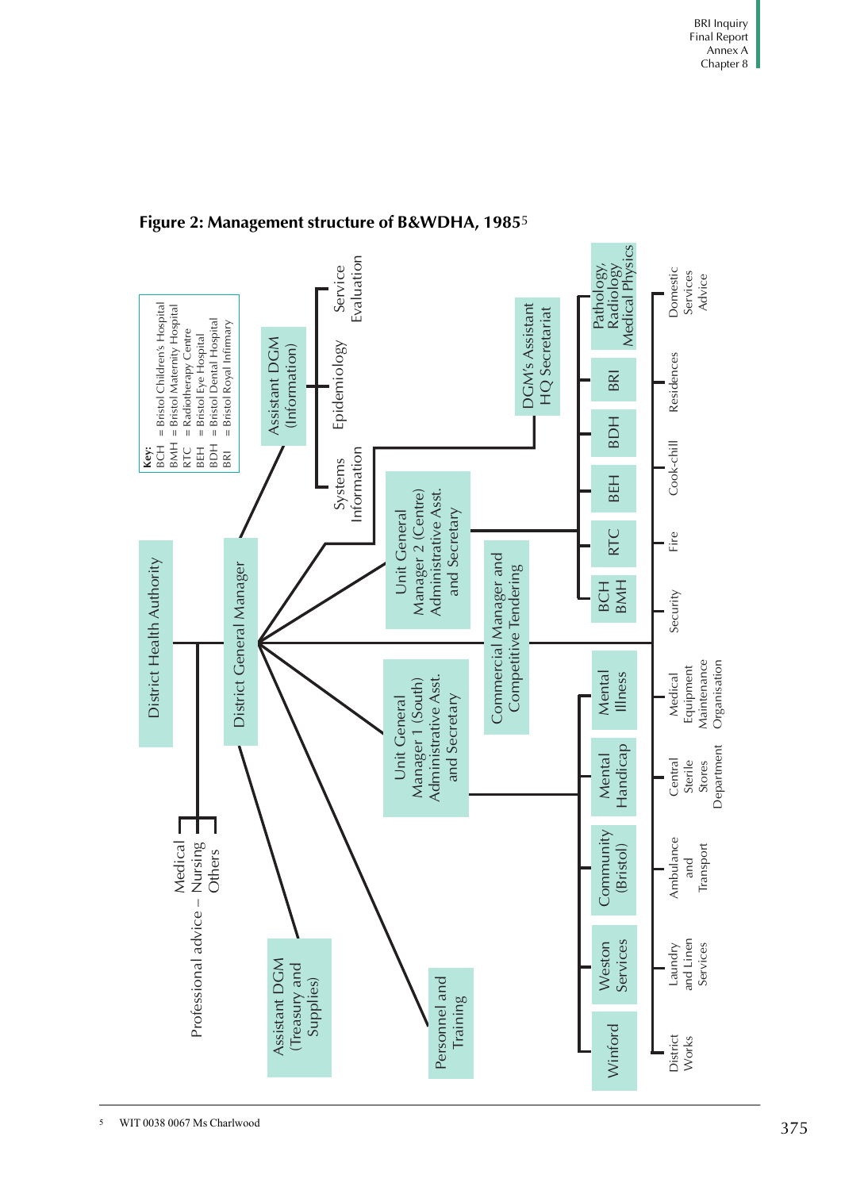**Figure 2: Management structure of B&WDHA, 1985**[5]

Key:
BCH = Bristol Children's Hospital
BMH = Bristol Maternity Hospital
RTC = Radiotherapy Centre
BEH = Bristol Eye Hospital
BDH = Bristol Dental Hospital
BRI = Bristol Royal Infirmary

- District Health Authority
  - Professional advice – Medical, Nursing, Others
  - District General Manager
    - Assistant DGM (Information)
      - Systems Information
      - Epidemiology
      - Service Evaluation
    - DGM's Assistant HQ Secretariat
    - Unit General Manager 2 (Centre) Administrative Asst. and Secretary
      - BCH BMH
      - RTC
      - BEH
      - BDH
      - BRI
      - Pathology, Radiology Medical Physics
    - Commercial Manager and Competitive Tendering
      - District Works
      - Laundry and Linen Services
      - Ambulance and Transport
      - Central Sterile Stores Department
      - Medical Equipment Maintenance Organisation
      - Security
      - Fire
      - Cook-chill
      - Residences
      - Domestic Services Advice
    - Unit General Manager 1 (South) Administrative Asst. and Secretary
      - Winford
      - Weston Services
      - Community (Bristol)
      - Mental Handicap
      - Mental Illness
    - Personnel and Training
    - Assistant DGM (Treasury and Supplies)

5 WIT 0038 0067 Ms Charlwood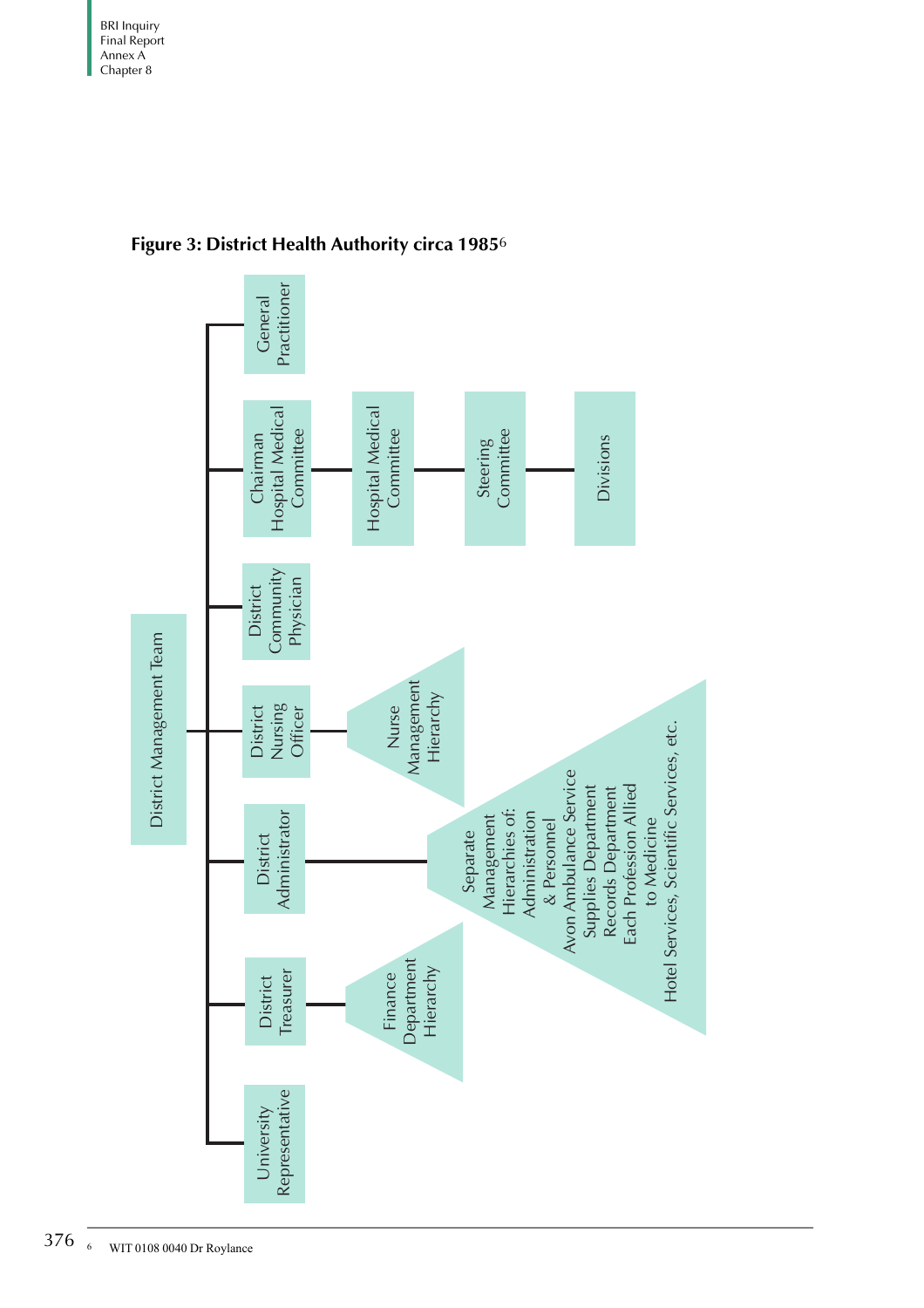**Figure 3: District Health Authority circa 1985**[6]

- District Management Team
  - University Representative
  - District Treasurer
    - Finance Department Hierarchy
  - District Administrator
    - Separate Management Hierarchies of:
      - Administration & Personnel
      - Avon Ambulance Service
      - Supplies Department
      - Records Department
      - Each Profession Allied to Medicine
      - Hotel Services, Scientific Services, etc.
  - District Nursing Officer
    - Nurse Management Hierarchy
  - District Community Physician
  - Chairman Hospital Medical Committee
    - Hospital Medical Committee
      - Steering Committee
        - Divisions
  - General Practitioner

[6] WIT 0108 0040 Dr Roylance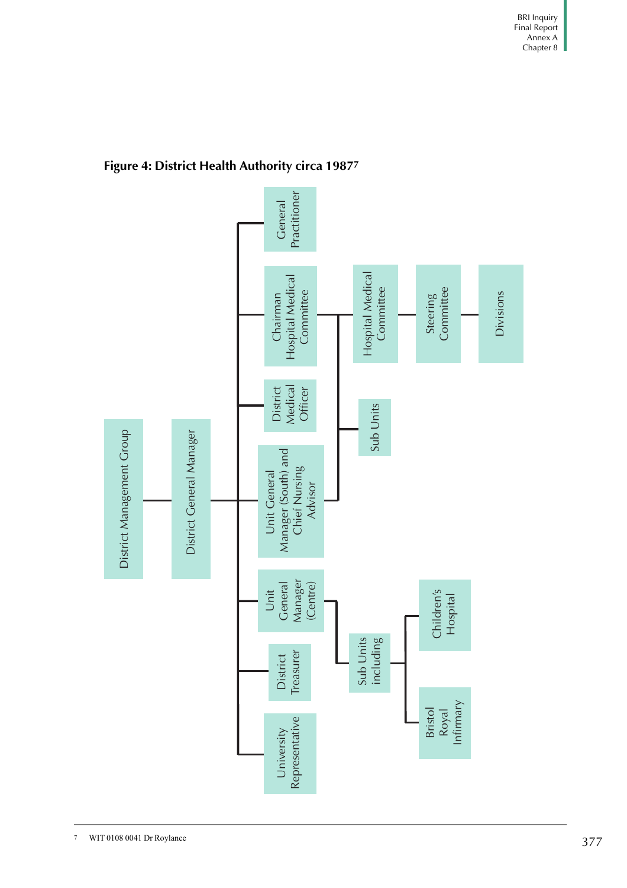**Figure 4: District Health Authority circa 1987**[7]

- District Management Group
  - District General Manager
    - General Practitioner
    - Chairman Hospital Medical Committee
      - Hospital Medical Committee
        - Steering Committee
          - Divisions
    - District Medical Officer
    - Unit General Manager (South) and Chief Nursing Advisor
      - Sub Units
    - Unit General Manager (Centre)
      - Sub Units including
        - Children's Hospital
        - Bristol Royal Infirmary
    - District Treasurer
    - University Representative

[7] WIT 0108 0041 Dr Roylance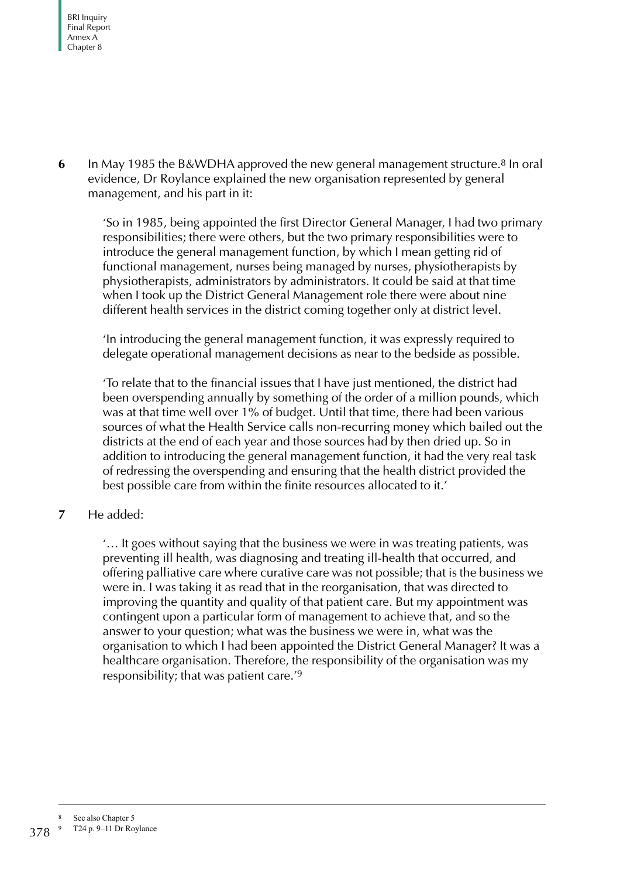**6** In May 1985 the B&WDHA approved the new general management structure.[8] In oral evidence, Dr Roylance explained the new organisation represented by general management, and his part in it:

> 'So in 1985, being appointed the first Director General Manager, I had two primary responsibilities; there were others, but the two primary responsibilities were to introduce the general management function, by which I mean getting rid of functional management, nurses being managed by nurses, physiotherapists by physiotherapists, administrators by administrators. It could be said at that time when I took up the District General Management role there were about nine different health services in the district coming together only at district level.
>
> 'In introducing the general management function, it was expressly required to delegate operational management decisions as near to the bedside as possible.
>
> 'To relate that to the financial issues that I have just mentioned, the district had been overspending annually by something of the order of a million pounds, which was at that time well over 1% of budget. Until that time, there had been various sources of what the Health Service calls non-recurring money which bailed out the districts at the end of each year and those sources had by then dried up. So in addition to introducing the general management function, it had the very real task of redressing the overspending and ensuring that the health district provided the best possible care from within the finite resources allocated to it.'

**7** He added:

> '… It goes without saying that the business we were in was treating patients, was preventing ill health, was diagnosing and treating ill-health that occurred, and offering palliative care where curative care was not possible; that is the business we were in. I was taking it as read that in the reorganisation, that was directed to improving the quantity and quality of that patient care. But my appointment was contingent upon a particular form of management to achieve that, and so the answer to your question; what was the business we were in, what was the organisation to which I had been appointed the District General Manager? It was a healthcare organisation. Therefore, the responsibility of the organisation was my responsibility; that was patient care.'[9]

[8] See also Chapter 5

[9] T24 p. 9–11 Dr Roylance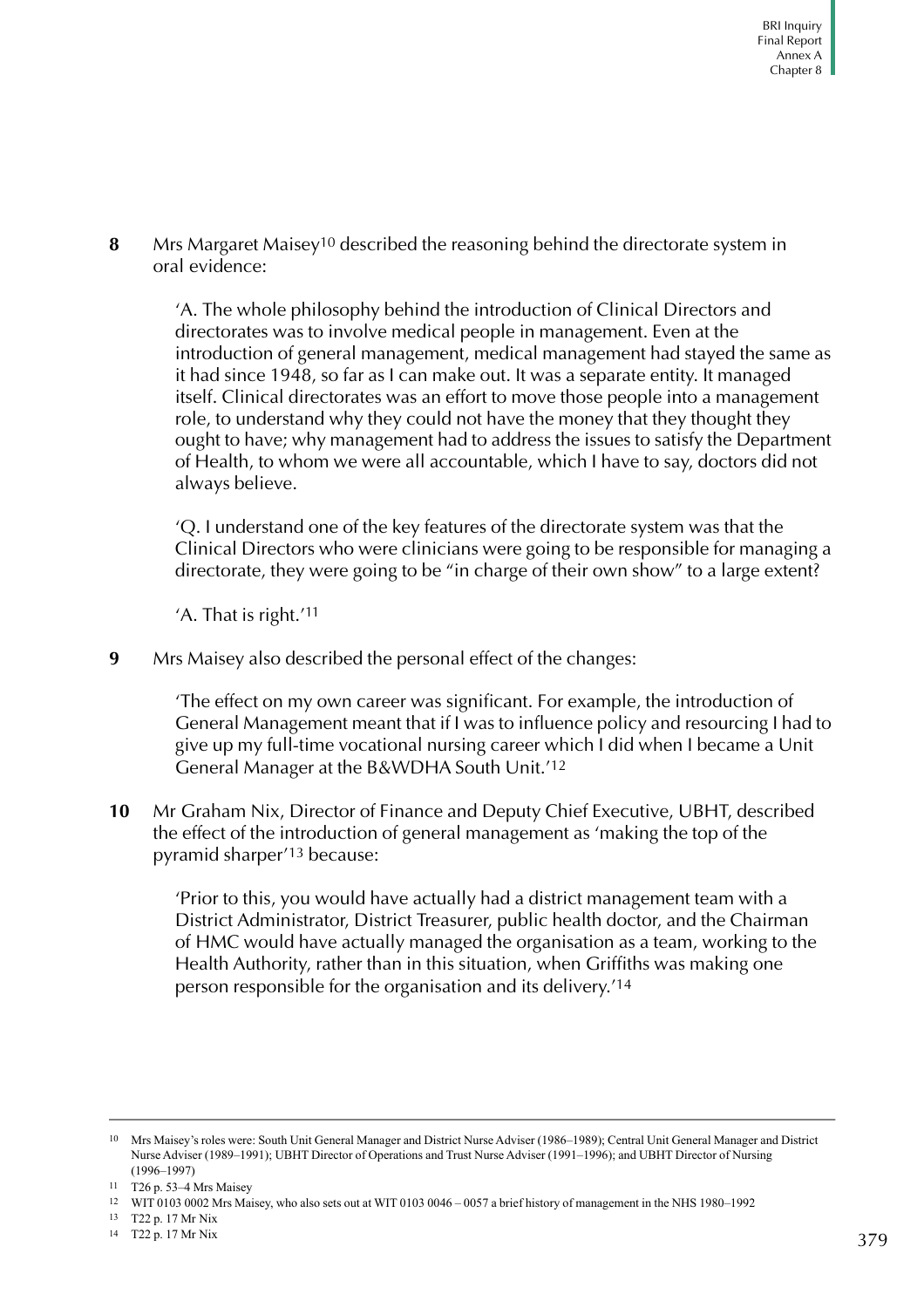**8** Mrs Margaret Maisey[10] described the reasoning behind the directorate system in oral evidence:

> 'A. The whole philosophy behind the introduction of Clinical Directors and directorates was to involve medical people in management. Even at the introduction of general management, medical management had stayed the same as it had since 1948, so far as I can make out. It was a separate entity. It managed itself. Clinical directorates was an effort to move those people into a management role, to understand why they could not have the money that they thought they ought to have; why management had to address the issues to satisfy the Department of Health, to whom we were all accountable, which I have to say, doctors did not always believe.
>
> 'Q. I understand one of the key features of the directorate system was that the Clinical Directors who were clinicians were going to be responsible for managing a directorate, they were going to be "in charge of their own show" to a large extent?
>
> 'A. That is right.'[11]

**9** Mrs Maisey also described the personal effect of the changes:

> 'The effect on my own career was significant. For example, the introduction of General Management meant that if I was to influence policy and resourcing I had to give up my full-time vocational nursing career which I did when I became a Unit General Manager at the B&WDHA South Unit.'[12]

**10** Mr Graham Nix, Director of Finance and Deputy Chief Executive, UBHT, described the effect of the introduction of general management as 'making the top of the pyramid sharper'[13] because:

> 'Prior to this, you would have actually had a district management team with a District Administrator, District Treasurer, public health doctor, and the Chairman of HMC would have actually managed the organisation as a team, working to the Health Authority, rather than in this situation, when Griffiths was making one person responsible for the organisation and its delivery.'[14]

---

[10] Mrs Maisey's roles were: South Unit General Manager and District Nurse Adviser (1986–1989); Central Unit General Manager and District Nurse Adviser (1989–1991); UBHT Director of Operations and Trust Nurse Adviser (1991–1996); and UBHT Director of Nursing (1996–1997)

[11] T26 p. 53–4 Mrs Maisey

[12] WIT 0103 0002 Mrs Maisey, who also sets out at WIT 0103 0046 – 0057 a brief history of management in the NHS 1980–1992

[13] T22 p. 17 Mr Nix

[14] T22 p. 17 Mr Nix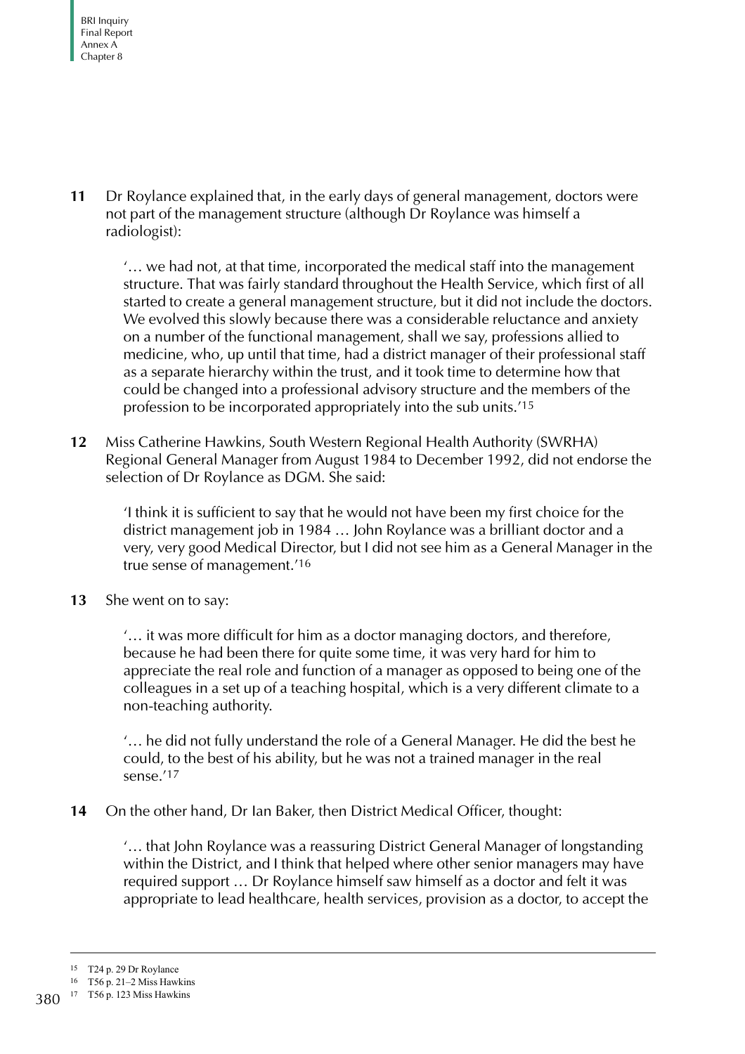**11** Dr Roylance explained that, in the early days of general management, doctors were not part of the management structure (although Dr Roylance was himself a radiologist):

> '… we had not, at that time, incorporated the medical staff into the management structure. That was fairly standard throughout the Health Service, which first of all started to create a general management structure, but it did not include the doctors. We evolved this slowly because there was a considerable reluctance and anxiety on a number of the functional management, shall we say, professions allied to medicine, who, up until that time, had a district manager of their professional staff as a separate hierarchy within the trust, and it took time to determine how that could be changed into a professional advisory structure and the members of the profession to be incorporated appropriately into the sub units.'[15]

**12** Miss Catherine Hawkins, South Western Regional Health Authority (SWRHA) Regional General Manager from August 1984 to December 1992, did not endorse the selection of Dr Roylance as DGM. She said:

> 'I think it is sufficient to say that he would not have been my first choice for the district management job in 1984 … John Roylance was a brilliant doctor and a very, very good Medical Director, but I did not see him as a General Manager in the true sense of management.'[16]

**13** She went on to say:

> '… it was more difficult for him as a doctor managing doctors, and therefore, because he had been there for quite some time, it was very hard for him to appreciate the real role and function of a manager as opposed to being one of the colleagues in a set up of a teaching hospital, which is a very different climate to a non-teaching authority.
>
> '… he did not fully understand the role of a General Manager. He did the best he could, to the best of his ability, but he was not a trained manager in the real sense.'[17]

**14** On the other hand, Dr Ian Baker, then District Medical Officer, thought:

> '… that John Roylance was a reassuring District General Manager of longstanding within the District, and I think that helped where other senior managers may have required support … Dr Roylance himself saw himself as a doctor and felt it was appropriate to lead healthcare, health services, provision as a doctor, to accept the

---

[15] T24 p. 29 Dr Roylance

[16] T56 p. 21–2 Miss Hawkins

[17] T56 p. 123 Miss Hawkins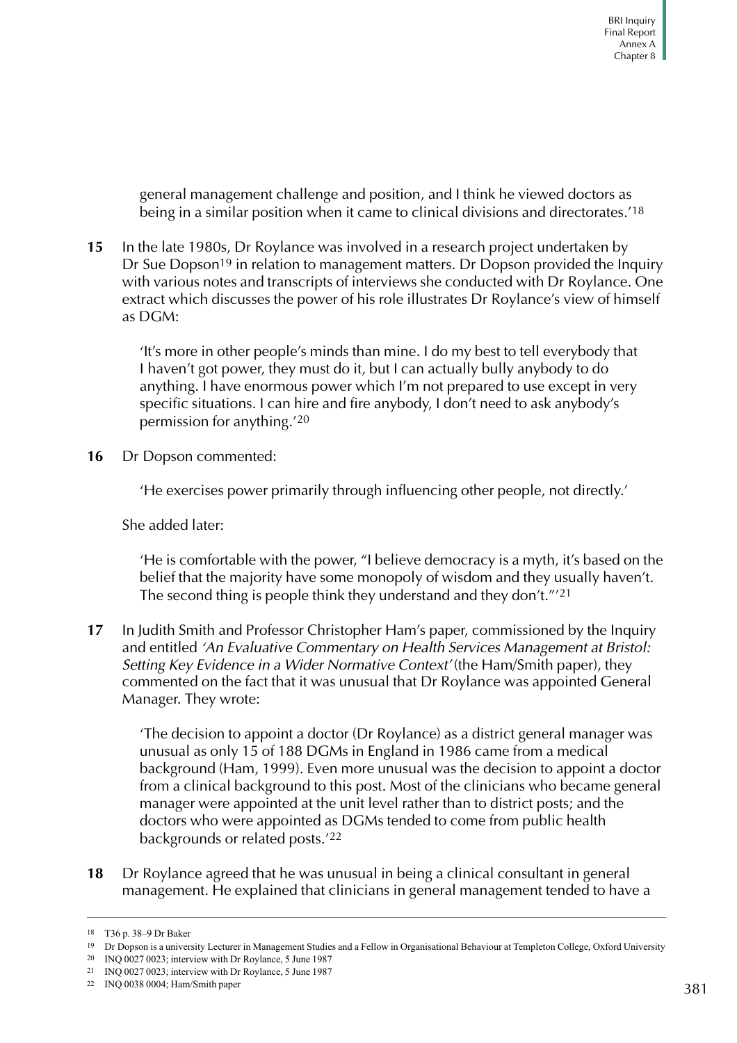general management challenge and position, and I think he viewed doctors as being in a similar position when it came to clinical divisions and directorates.'[18]

**15** In the late 1980s, Dr Roylance was involved in a research project undertaken by Dr Sue Dopson[19] in relation to management matters. Dr Dopson provided the Inquiry with various notes and transcripts of interviews she conducted with Dr Roylance. One extract which discusses the power of his role illustrates Dr Roylance's view of himself as DGM:

> 'It's more in other people's minds than mine. I do my best to tell everybody that I haven't got power, they must do it, but I can actually bully anybody to do anything. I have enormous power which I'm not prepared to use except in very specific situations. I can hire and fire anybody, I don't need to ask anybody's permission for anything.'[20]

**16** Dr Dopson commented:

> 'He exercises power primarily through influencing other people, not directly.'

She added later:

> 'He is comfortable with the power, "I believe democracy is a myth, it's based on the belief that the majority have some monopoly of wisdom and they usually haven't. The second thing is people think they understand and they don't."'[21]

**17** In Judith Smith and Professor Christopher Ham's paper, commissioned by the Inquiry and entitled *'An Evaluative Commentary on Health Services Management at Bristol: Setting Key Evidence in a Wider Normative Context'* (the Ham/Smith paper), they commented on the fact that it was unusual that Dr Roylance was appointed General Manager. They wrote:

> 'The decision to appoint a doctor (Dr Roylance) as a district general manager was unusual as only 15 of 188 DGMs in England in 1986 came from a medical background (Ham, 1999). Even more unusual was the decision to appoint a doctor from a clinical background to this post. Most of the clinicians who became general manager were appointed at the unit level rather than to district posts; and the doctors who were appointed as DGMs tended to come from public health backgrounds or related posts.'[22]

**18** Dr Roylance agreed that he was unusual in being a clinical consultant in general management. He explained that clinicians in general management tended to have a

---

[18] T36 p. 38–9 Dr Baker

[19] Dr Dopson is a university Lecturer in Management Studies and a Fellow in Organisational Behaviour at Templeton College, Oxford University

[20] INQ 0027 0023; interview with Dr Roylance, 5 June 1987

[21] INQ 0027 0023; interview with Dr Roylance, 5 June 1987

[22] INQ 0038 0004; Ham/Smith paper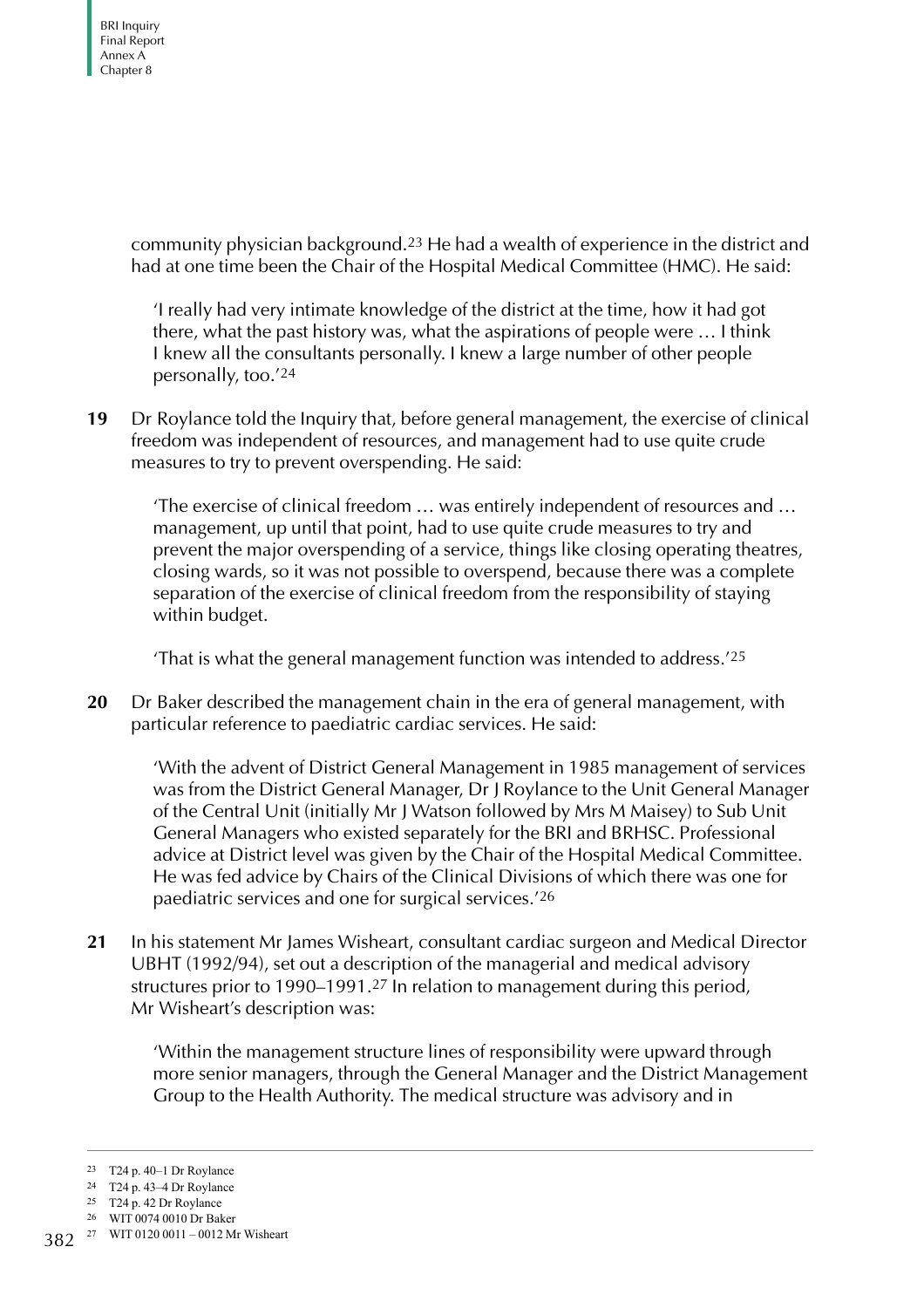community physician background.[23] He had a wealth of experience in the district and had at one time been the Chair of the Hospital Medical Committee (HMC). He said:

> 'I really had very intimate knowledge of the district at the time, how it had got there, what the past history was, what the aspirations of people were … I think I knew all the consultants personally. I knew a large number of other people personally, too.'[24]

**19** Dr Roylance told the Inquiry that, before general management, the exercise of clinical freedom was independent of resources, and management had to use quite crude measures to try to prevent overspending. He said:

> 'The exercise of clinical freedom … was entirely independent of resources and … management, up until that point, had to use quite crude measures to try and prevent the major overspending of a service, things like closing operating theatres, closing wards, so it was not possible to overspend, because there was a complete separation of the exercise of clinical freedom from the responsibility of staying within budget.
>
> 'That is what the general management function was intended to address.'[25]

**20** Dr Baker described the management chain in the era of general management, with particular reference to paediatric cardiac services. He said:

> 'With the advent of District General Management in 1985 management of services was from the District General Manager, Dr J Roylance to the Unit General Manager of the Central Unit (initially Mr J Watson followed by Mrs M Maisey) to Sub Unit General Managers who existed separately for the BRI and BRHSC. Professional advice at District level was given by the Chair of the Hospital Medical Committee. He was fed advice by Chairs of the Clinical Divisions of which there was one for paediatric services and one for surgical services.'[26]

**21** In his statement Mr James Wisheart, consultant cardiac surgeon and Medical Director UBHT (1992/94), set out a description of the managerial and medical advisory structures prior to 1990–1991.[27] In relation to management during this period, Mr Wisheart's description was:

> 'Within the management structure lines of responsibility were upward through more senior managers, through the General Manager and the District Management Group to the Health Authority. The medical structure was advisory and in

---

23 T24 p. 40–1 Dr Roylance
24 T24 p. 43–4 Dr Roylance
25 T24 p. 42 Dr Roylance
26 WIT 0074 0010 Dr Baker
27 WIT 0120 0011 – 0012 Mr Wisheart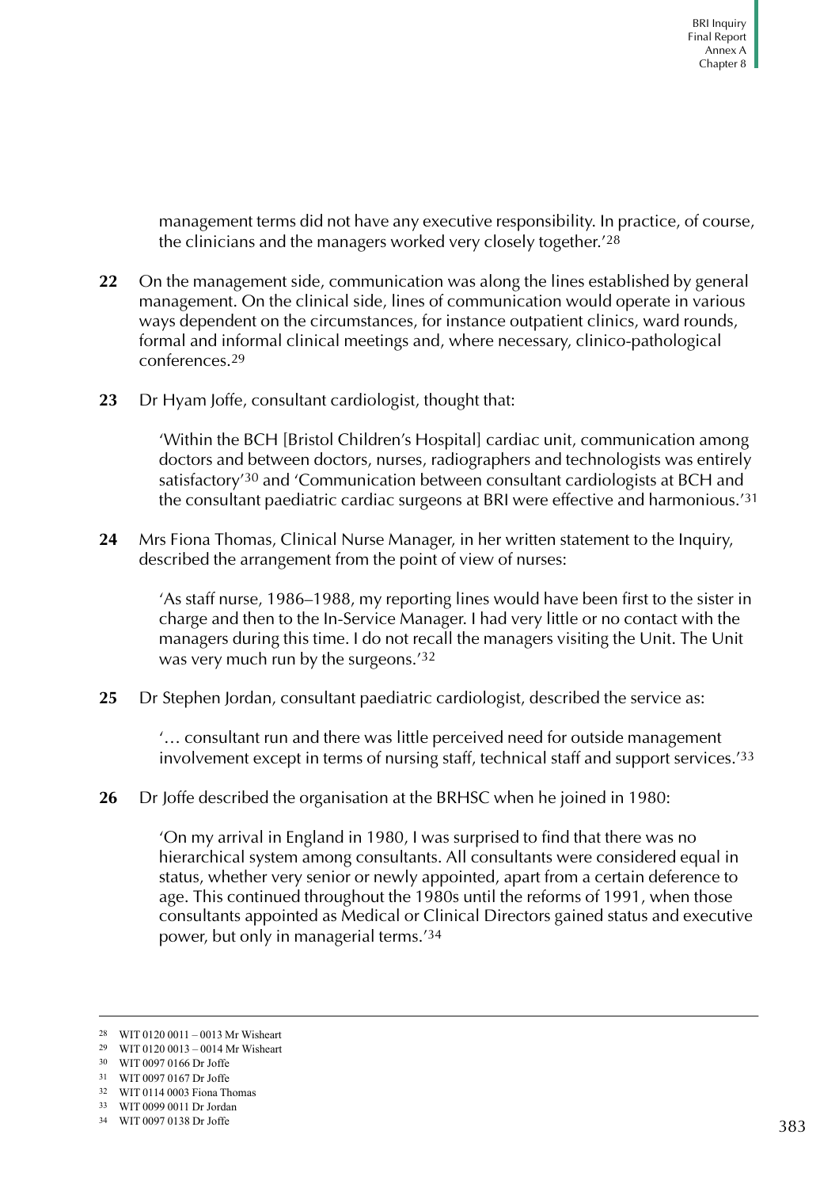management terms did not have any executive responsibility. In practice, of course, the clinicians and the managers worked very closely together.'[28]

**22** On the management side, communication was along the lines established by general management. On the clinical side, lines of communication would operate in various ways dependent on the circumstances, for instance outpatient clinics, ward rounds, formal and informal clinical meetings and, where necessary, clinico-pathological conferences.[29]

**23** Dr Hyam Joffe, consultant cardiologist, thought that:

> 'Within the BCH [Bristol Children's Hospital] cardiac unit, communication among doctors and between doctors, nurses, radiographers and technologists was entirely satisfactory'[30] and 'Communication between consultant cardiologists at BCH and the consultant paediatric cardiac surgeons at BRI were effective and harmonious.'[31]

**24** Mrs Fiona Thomas, Clinical Nurse Manager, in her written statement to the Inquiry, described the arrangement from the point of view of nurses:

> 'As staff nurse, 1986–1988, my reporting lines would have been first to the sister in charge and then to the In-Service Manager. I had very little or no contact with the managers during this time. I do not recall the managers visiting the Unit. The Unit was very much run by the surgeons.'[32]

**25** Dr Stephen Jordan, consultant paediatric cardiologist, described the service as:

> '… consultant run and there was little perceived need for outside management involvement except in terms of nursing staff, technical staff and support services.'[33]

**26** Dr Joffe described the organisation at the BRHSC when he joined in 1980:

> 'On my arrival in England in 1980, I was surprised to find that there was no hierarchical system among consultants. All consultants were considered equal in status, whether very senior or newly appointed, apart from a certain deference to age. This continued throughout the 1980s until the reforms of 1991, when those consultants appointed as Medical or Clinical Directors gained status and executive power, but only in managerial terms.'[34]

---

28 WIT 0120 0011 – 0013 Mr Wisheart
29 WIT 0120 0013 – 0014 Mr Wisheart
30 WIT 0097 0166 Dr Joffe
31 WIT 0097 0167 Dr Joffe
32 WIT 0114 0003 Fiona Thomas
33 WIT 0099 0011 Dr Jordan
34 WIT 0097 0138 Dr Joffe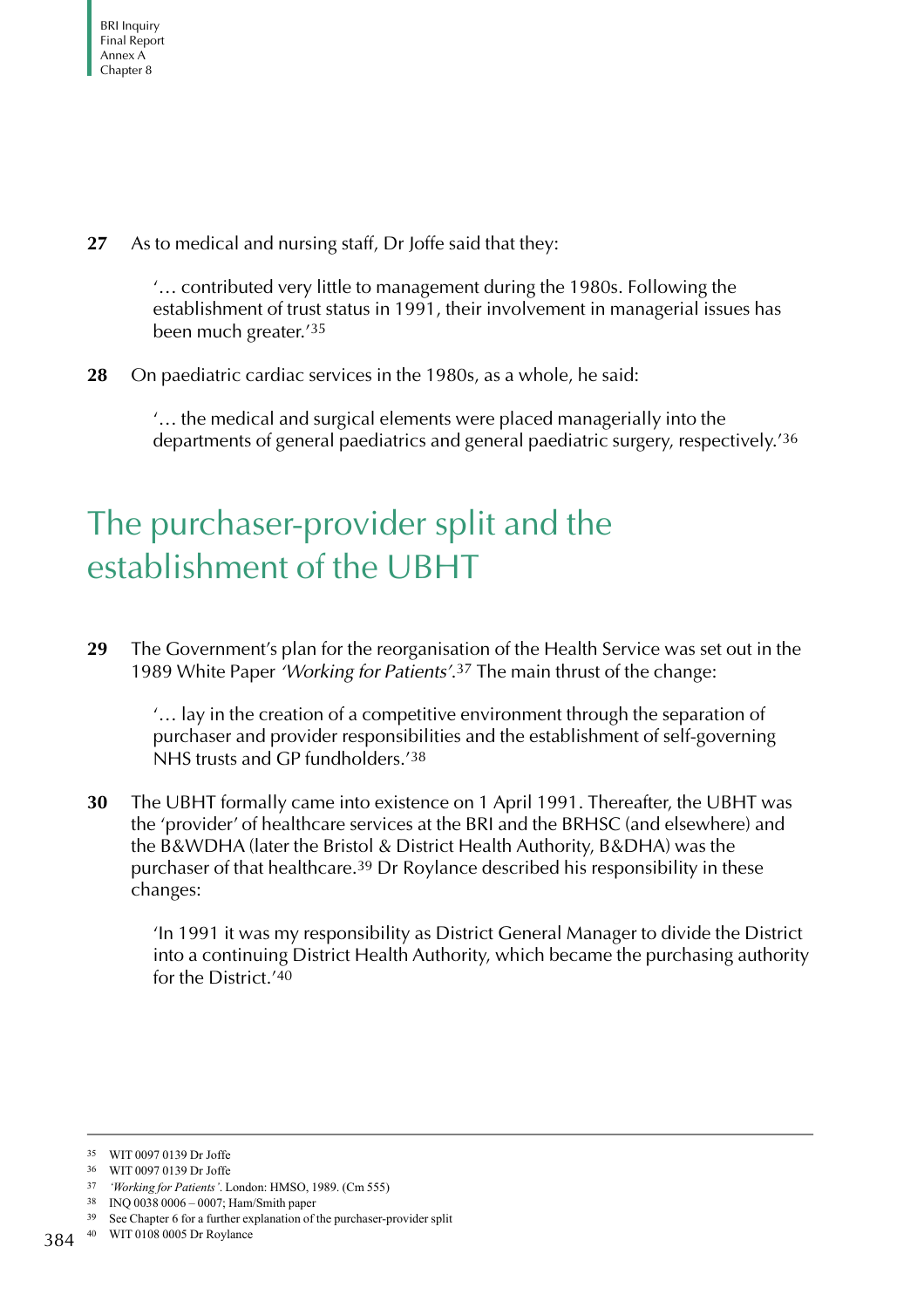**27** As to medical and nursing staff, Dr Joffe said that they:

> '… contributed very little to management during the 1980s. Following the establishment of trust status in 1991, their involvement in managerial issues has been much greater.'[35]

**28** On paediatric cardiac services in the 1980s, as a whole, he said:

> '… the medical and surgical elements were placed managerially into the departments of general paediatrics and general paediatric surgery, respectively.'[36]

## The purchaser-provider split and the establishment of the UBHT

**29** The Government's plan for the reorganisation of the Health Service was set out in the 1989 White Paper *'Working for Patients'*.[37] The main thrust of the change:

> '… lay in the creation of a competitive environment through the separation of purchaser and provider responsibilities and the establishment of self-governing NHS trusts and GP fundholders.'[38]

**30** The UBHT formally came into existence on 1 April 1991. Thereafter, the UBHT was the 'provider' of healthcare services at the BRI and the BRHSC (and elsewhere) and the B&WDHA (later the Bristol & District Health Authority, B&DHA) was the purchaser of that healthcare.[39] Dr Roylance described his responsibility in these changes:

> 'In 1991 it was my responsibility as District General Manager to divide the District into a continuing District Health Authority, which became the purchasing authority for the District.'[40]

---

[35] WIT 0097 0139 Dr Joffe

[36] WIT 0097 0139 Dr Joffe

[37] *'Working for Patients'*. London: HMSO, 1989. (Cm 555)

[38] INQ 0038 0006 – 0007; Ham/Smith paper

[39] See Chapter 6 for a further explanation of the purchaser-provider split

[40] WIT 0108 0005 Dr Roylance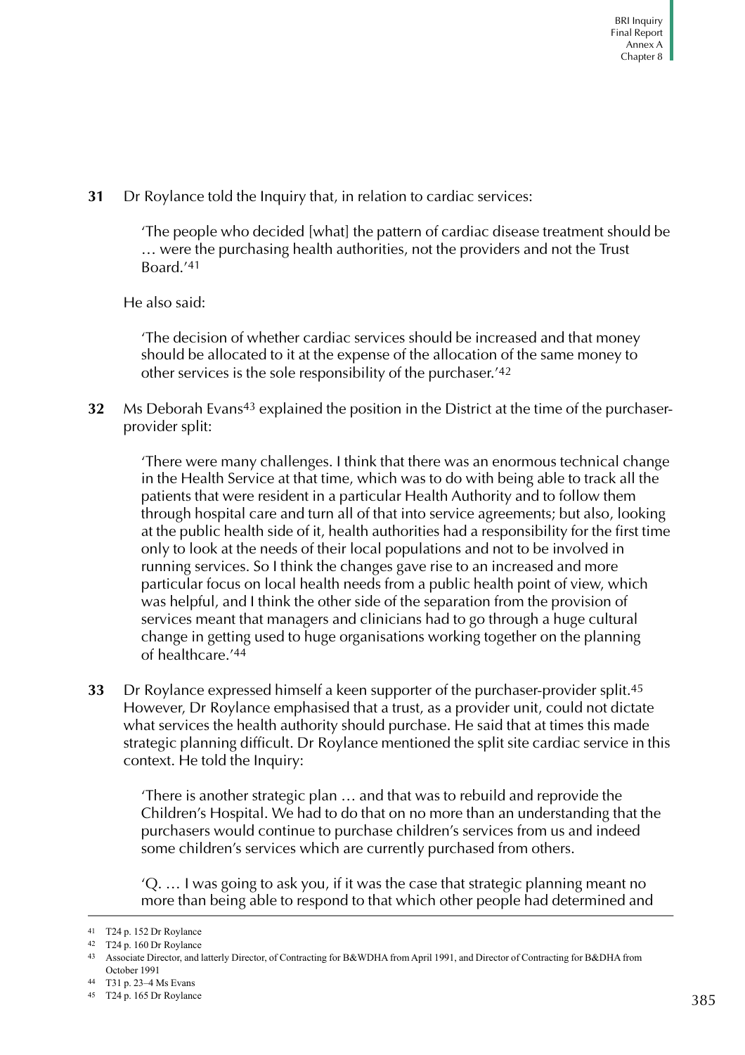**31** Dr Roylance told the Inquiry that, in relation to cardiac services:

> 'The people who decided [what] the pattern of cardiac disease treatment should be … were the purchasing health authorities, not the providers and not the Trust Board.'[41]

He also said:

> 'The decision of whether cardiac services should be increased and that money should be allocated to it at the expense of the allocation of the same money to other services is the sole responsibility of the purchaser.'[42]

**32** Ms Deborah Evans[43] explained the position in the District at the time of the purchaser-provider split:

> 'There were many challenges. I think that there was an enormous technical change in the Health Service at that time, which was to do with being able to track all the patients that were resident in a particular Health Authority and to follow them through hospital care and turn all of that into service agreements; but also, looking at the public health side of it, health authorities had a responsibility for the first time only to look at the needs of their local populations and not to be involved in running services. So I think the changes gave rise to an increased and more particular focus on local health needs from a public health point of view, which was helpful, and I think the other side of the separation from the provision of services meant that managers and clinicians had to go through a huge cultural change in getting used to huge organisations working together on the planning of healthcare.'[44]

**33** Dr Roylance expressed himself a keen supporter of the purchaser-provider split.[45] However, Dr Roylance emphasised that a trust, as a provider unit, could not dictate what services the health authority should purchase. He said that at times this made strategic planning difficult. Dr Roylance mentioned the split site cardiac service in this context. He told the Inquiry:

> 'There is another strategic plan … and that was to rebuild and reprovide the Children's Hospital. We had to do that on no more than an understanding that the purchasers would continue to purchase children's services from us and indeed some children's services which are currently purchased from others.
>
> 'Q. … I was going to ask you, if it was the case that strategic planning meant no more than being able to respond to that which other people had determined and

---

[41] T24 p. 152 Dr Roylance

[42] T24 p. 160 Dr Roylance

[43] Associate Director, and latterly Director, of Contracting for B&WDHA from April 1991, and Director of Contracting for B&DHA from October 1991

[44] T31 p. 23–4 Ms Evans

[45] T24 p. 165 Dr Roylance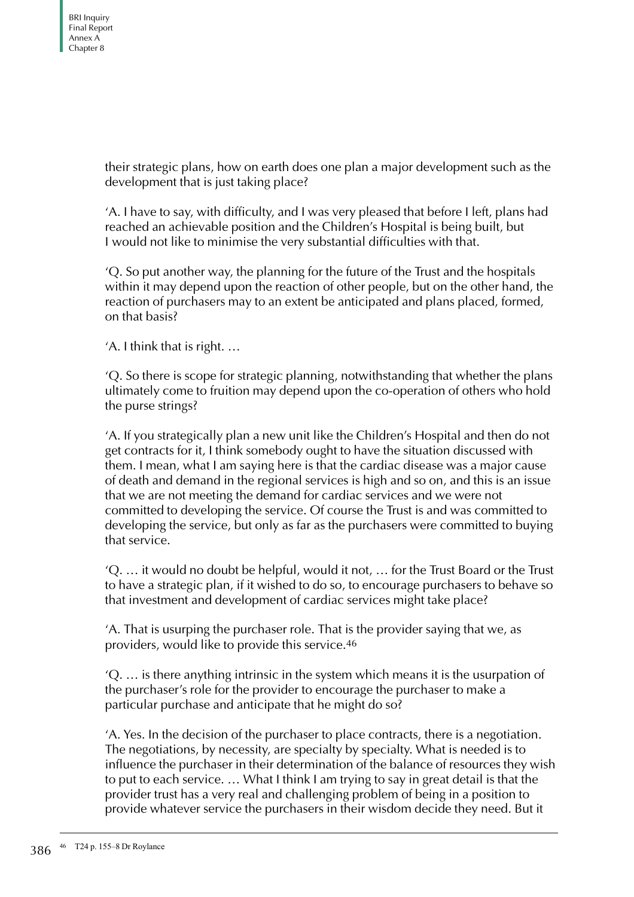their strategic plans, how on earth does one plan a major development such as the development that is just taking place?

'A. I have to say, with difficulty, and I was very pleased that before I left, plans had reached an achievable position and the Children's Hospital is being built, but I would not like to minimise the very substantial difficulties with that.

'Q. So put another way, the planning for the future of the Trust and the hospitals within it may depend upon the reaction of other people, but on the other hand, the reaction of purchasers may to an extent be anticipated and plans placed, formed, on that basis?

'A. I think that is right. …

'Q. So there is scope for strategic planning, notwithstanding that whether the plans ultimately come to fruition may depend upon the co-operation of others who hold the purse strings?

'A. If you strategically plan a new unit like the Children's Hospital and then do not get contracts for it, I think somebody ought to have the situation discussed with them. I mean, what I am saying here is that the cardiac disease was a major cause of death and demand in the regional services is high and so on, and this is an issue that we are not meeting the demand for cardiac services and we were not committed to developing the service. Of course the Trust is and was committed to developing the service, but only as far as the purchasers were committed to buying that service.

'Q. … it would no doubt be helpful, would it not, … for the Trust Board or the Trust to have a strategic plan, if it wished to do so, to encourage purchasers to behave so that investment and development of cardiac services might take place?

'A. That is usurping the purchaser role. That is the provider saying that we, as providers, would like to provide this service.[46]

'Q. … is there anything intrinsic in the system which means it is the usurpation of the purchaser's role for the provider to encourage the purchaser to make a particular purchase and anticipate that he might do so?

'A. Yes. In the decision of the purchaser to place contracts, there is a negotiation. The negotiations, by necessity, are specialty by specialty. What is needed is to influence the purchaser in their determination of the balance of resources they wish to put to each service. … What I think I am trying to say in great detail is that the provider trust has a very real and challenging problem of being in a position to provide whatever service the purchasers in their wisdom decide they need. But it

[46] T24 p. 155–8 Dr Roylance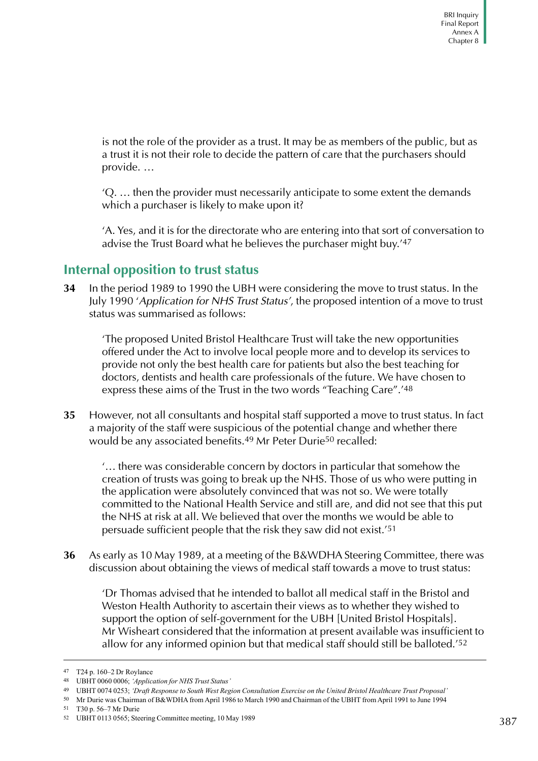is not the role of the provider as a trust. It may be as members of the public, but as a trust it is not their role to decide the pattern of care that the purchasers should provide. …

'Q. … then the provider must necessarily anticipate to some extent the demands which a purchaser is likely to make upon it?

'A. Yes, and it is for the directorate who are entering into that sort of conversation to advise the Trust Board what he believes the purchaser might buy.'[47]

## Internal opposition to trust status

**34** In the period 1989 to 1990 the UBH were considering the move to trust status. In the July 1990 '*Application for NHS Trust Status*', the proposed intention of a move to trust status was summarised as follows:

> 'The proposed United Bristol Healthcare Trust will take the new opportunities offered under the Act to involve local people more and to develop its services to provide not only the best health care for patients but also the best teaching for doctors, dentists and health care professionals of the future. We have chosen to express these aims of the Trust in the two words "Teaching Care".'[48]

**35** However, not all consultants and hospital staff supported a move to trust status. In fact a majority of the staff were suspicious of the potential change and whether there would be any associated benefits.[49] Mr Peter Durie[50] recalled:

> '… there was considerable concern by doctors in particular that somehow the creation of trusts was going to break up the NHS. Those of us who were putting in the application were absolutely convinced that was not so. We were totally committed to the National Health Service and still are, and did not see that this put the NHS at risk at all. We believed that over the months we would be able to persuade sufficient people that the risk they saw did not exist.'[51]

**36** As early as 10 May 1989, at a meeting of the B&WDHA Steering Committee, there was discussion about obtaining the views of medical staff towards a move to trust status:

> 'Dr Thomas advised that he intended to ballot all medical staff in the Bristol and Weston Health Authority to ascertain their views as to whether they wished to support the option of self-government for the UBH [United Bristol Hospitals]. Mr Wisheart considered that the information at present available was insufficient to allow for any informed opinion but that medical staff should still be balloted.'[52]

---

[47] T24 p. 160–2 Dr Roylance

[48] UBHT 0060 0006; *'Application for NHS Trust Status'*

[49] UBHT 0074 0253; *'Draft Response to South West Region Consultation Exercise on the United Bristol Healthcare Trust Proposal'*

[50] Mr Durie was Chairman of B&WDHA from April 1986 to March 1990 and Chairman of the UBHT from April 1991 to June 1994

[51] T30 p. 56–7 Mr Durie

[52] UBHT 0113 0565; Steering Committee meeting, 10 May 1989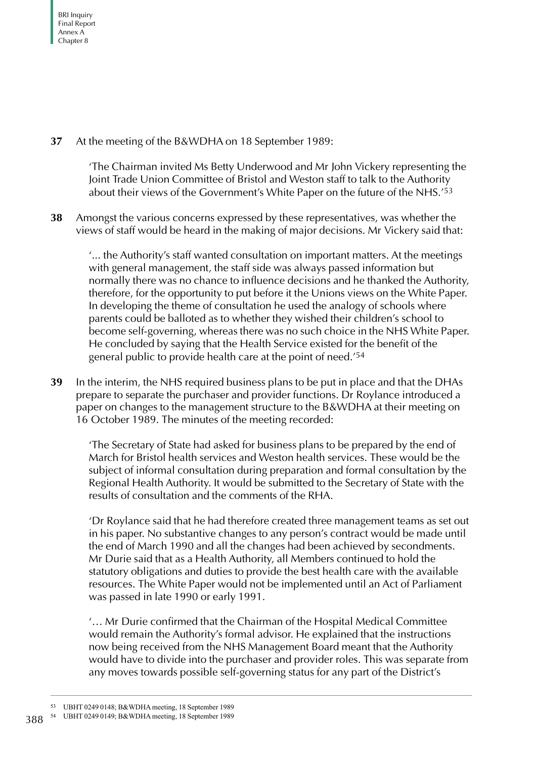**37** At the meeting of the B&WDHA on 18 September 1989:

> 'The Chairman invited Ms Betty Underwood and Mr John Vickery representing the Joint Trade Union Committee of Bristol and Weston staff to talk to the Authority about their views of the Government's White Paper on the future of the NHS.'[53]

**38** Amongst the various concerns expressed by these representatives, was whether the views of staff would be heard in the making of major decisions. Mr Vickery said that:

> '... the Authority's staff wanted consultation on important matters. At the meetings with general management, the staff side was always passed information but normally there was no chance to influence decisions and he thanked the Authority, therefore, for the opportunity to put before it the Unions views on the White Paper. In developing the theme of consultation he used the analogy of schools where parents could be balloted as to whether they wished their children's school to become self-governing, whereas there was no such choice in the NHS White Paper. He concluded by saying that the Health Service existed for the benefit of the general public to provide health care at the point of need.'[54]

**39** In the interim, the NHS required business plans to be put in place and that the DHAs prepare to separate the purchaser and provider functions. Dr Roylance introduced a paper on changes to the management structure to the B&WDHA at their meeting on 16 October 1989. The minutes of the meeting recorded:

> 'The Secretary of State had asked for business plans to be prepared by the end of March for Bristol health services and Weston health services. These would be the subject of informal consultation during preparation and formal consultation by the Regional Health Authority. It would be submitted to the Secretary of State with the results of consultation and the comments of the RHA.
>
> 'Dr Roylance said that he had therefore created three management teams as set out in his paper. No substantive changes to any person's contract would be made until the end of March 1990 and all the changes had been achieved by secondments. Mr Durie said that as a Health Authority, all Members continued to hold the statutory obligations and duties to provide the best health care with the available resources. The White Paper would not be implemented until an Act of Parliament was passed in late 1990 or early 1991.
>
> '… Mr Durie confirmed that the Chairman of the Hospital Medical Committee would remain the Authority's formal advisor. He explained that the instructions now being received from the NHS Management Board meant that the Authority would have to divide into the purchaser and provider roles. This was separate from any moves towards possible self-governing status for any part of the District's

---

[53] UBHT 0249 0148; B&WDHA meeting, 18 September 1989

[54] UBHT 0249 0149; B&WDHA meeting, 18 September 1989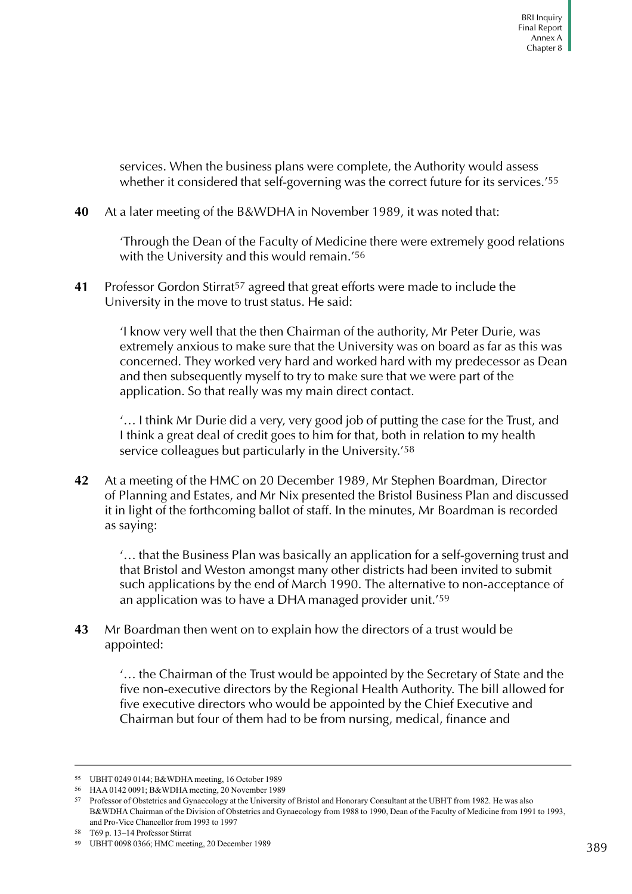services. When the business plans were complete, the Authority would assess whether it considered that self-governing was the correct future for its services.'[55]

**40** At a later meeting of the B&WDHA in November 1989, it was noted that:

> 'Through the Dean of the Faculty of Medicine there were extremely good relations with the University and this would remain.'[56]

**41** Professor Gordon Stirrat[57] agreed that great efforts were made to include the University in the move to trust status. He said:

> 'I know very well that the then Chairman of the authority, Mr Peter Durie, was extremely anxious to make sure that the University was on board as far as this was concerned. They worked very hard and worked hard with my predecessor as Dean and then subsequently myself to try to make sure that we were part of the application. So that really was my main direct contact.
>
> '… I think Mr Durie did a very, very good job of putting the case for the Trust, and I think a great deal of credit goes to him for that, both in relation to my health service colleagues but particularly in the University.'[58]

**42** At a meeting of the HMC on 20 December 1989, Mr Stephen Boardman, Director of Planning and Estates, and Mr Nix presented the Bristol Business Plan and discussed it in light of the forthcoming ballot of staff. In the minutes, Mr Boardman is recorded as saying:

> '… that the Business Plan was basically an application for a self-governing trust and that Bristol and Weston amongst many other districts had been invited to submit such applications by the end of March 1990. The alternative to non-acceptance of an application was to have a DHA managed provider unit.'[59]

**43** Mr Boardman then went on to explain how the directors of a trust would be appointed:

> '… the Chairman of the Trust would be appointed by the Secretary of State and the five non-executive directors by the Regional Health Authority. The bill allowed for five executive directors who would be appointed by the Chief Executive and Chairman but four of them had to be from nursing, medical, finance and

---

[55] UBHT 0249 0144; B&WDHA meeting, 16 October 1989

[56] HAA 0142 0091; B&WDHA meeting, 20 November 1989

[57] Professor of Obstetrics and Gynaecology at the University of Bristol and Honorary Consultant at the UBHT from 1982. He was also B&WDHA Chairman of the Division of Obstetrics and Gynaecology from 1988 to 1990, Dean of the Faculty of Medicine from 1991 to 1993, and Pro-Vice Chancellor from 1993 to 1997

[58] T69 p. 13–14 Professor Stirrat

[59] UBHT 0098 0366; HMC meeting, 20 December 1989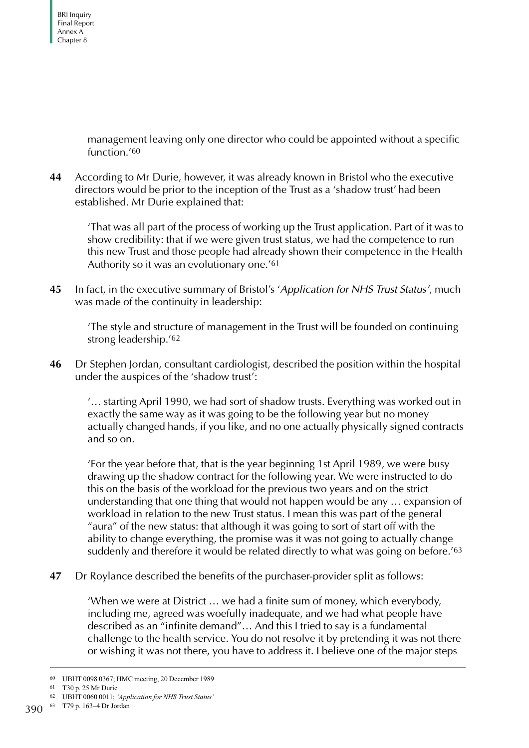> management leaving only one director who could be appointed without a specific function.'[60]

**44** According to Mr Durie, however, it was already known in Bristol who the executive directors would be prior to the inception of the Trust as a 'shadow trust' had been established. Mr Durie explained that:

> 'That was all part of the process of working up the Trust application. Part of it was to show credibility: that if we were given trust status, we had the competence to run this new Trust and those people had already shown their competence in the Health Authority so it was an evolutionary one.'[61]

**45** In fact, in the executive summary of Bristol's '*Application for NHS Trust Status*', much was made of the continuity in leadership:

> 'The style and structure of management in the Trust will be founded on continuing strong leadership.'[62]

**46** Dr Stephen Jordan, consultant cardiologist, described the position within the hospital under the auspices of the 'shadow trust':

> '… starting April 1990, we had sort of shadow trusts. Everything was worked out in exactly the same way as it was going to be the following year but no money actually changed hands, if you like, and no one actually physically signed contracts and so on.
>
> 'For the year before that, that is the year beginning 1st April 1989, we were busy drawing up the shadow contract for the following year. We were instructed to do this on the basis of the workload for the previous two years and on the strict understanding that one thing that would not happen would be any … expansion of workload in relation to the new Trust status. I mean this was part of the general "aura" of the new status: that although it was going to sort of start off with the ability to change everything, the promise was it was not going to actually change suddenly and therefore it would be related directly to what was going on before.'[63]

**47** Dr Roylance described the benefits of the purchaser-provider split as follows:

> 'When we were at District … we had a finite sum of money, which everybody, including me, agreed was woefully inadequate, and we had what people have described as an "infinite demand"… And this I tried to say is a fundamental challenge to the health service. You do not resolve it by pretending it was not there or wishing it was not there, you have to address it. I believe one of the major steps

---

60 UBHT 0098 0367; HMC meeting, 20 December 1989

61 T30 p. 25 Mr Durie

62 UBHT 0060 0011; *'Application for NHS Trust Status'*

63 T79 p. 163–4 Dr Jordan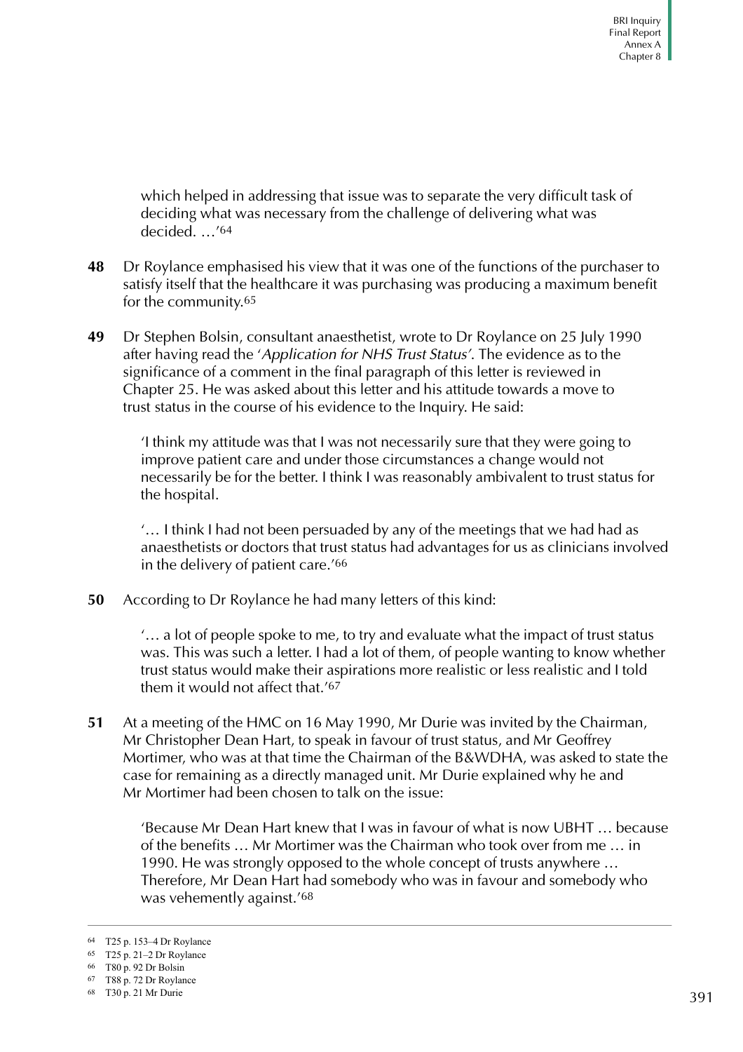which helped in addressing that issue was to separate the very difficult task of deciding what was necessary from the challenge of delivering what was decided. …'[64]

**48** Dr Roylance emphasised his view that it was one of the functions of the purchaser to satisfy itself that the healthcare it was purchasing was producing a maximum benefit for the community.[65]

**49** Dr Stephen Bolsin, consultant anaesthetist, wrote to Dr Roylance on 25 July 1990 after having read the '*Application for NHS Trust Status*'. The evidence as to the significance of a comment in the final paragraph of this letter is reviewed in Chapter 25. He was asked about this letter and his attitude towards a move to trust status in the course of his evidence to the Inquiry. He said:

> 'I think my attitude was that I was not necessarily sure that they were going to improve patient care and under those circumstances a change would not necessarily be for the better. I think I was reasonably ambivalent to trust status for the hospital.
>
> '… I think I had not been persuaded by any of the meetings that we had had as anaesthetists or doctors that trust status had advantages for us as clinicians involved in the delivery of patient care.'[66]

**50** According to Dr Roylance he had many letters of this kind:

> '… a lot of people spoke to me, to try and evaluate what the impact of trust status was. This was such a letter. I had a lot of them, of people wanting to know whether trust status would make their aspirations more realistic or less realistic and I told them it would not affect that.'[67]

**51** At a meeting of the HMC on 16 May 1990, Mr Durie was invited by the Chairman, Mr Christopher Dean Hart, to speak in favour of trust status, and Mr Geoffrey Mortimer, who was at that time the Chairman of the B&WDHA, was asked to state the case for remaining as a directly managed unit. Mr Durie explained why he and Mr Mortimer had been chosen to talk on the issue:

> 'Because Mr Dean Hart knew that I was in favour of what is now UBHT … because of the benefits … Mr Mortimer was the Chairman who took over from me … in 1990. He was strongly opposed to the whole concept of trusts anywhere … Therefore, Mr Dean Hart had somebody who was in favour and somebody who was vehemently against.'[68]

---

[64] T25 p. 153–4 Dr Roylance

[65] T25 p. 21–2 Dr Roylance

[66] T80 p. 92 Dr Bolsin

[67] T88 p. 72 Dr Roylance

[68] T30 p. 21 Mr Durie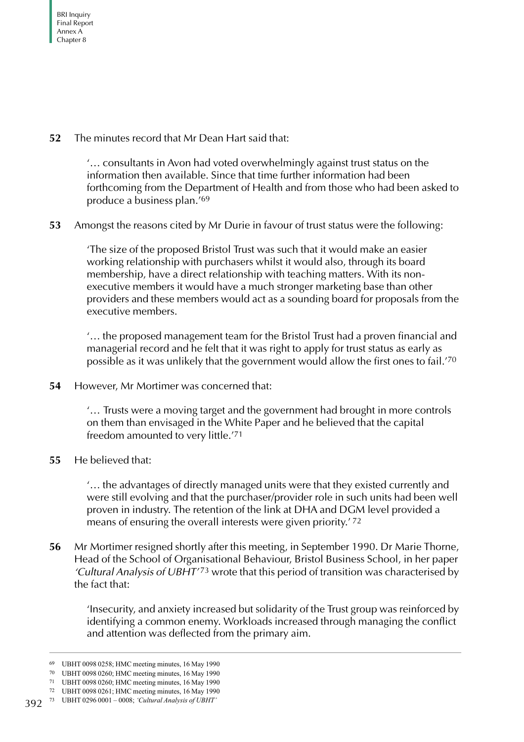**52** The minutes record that Mr Dean Hart said that:

> '… consultants in Avon had voted overwhelmingly against trust status on the information then available. Since that time further information had been forthcoming from the Department of Health and from those who had been asked to produce a business plan.'[69]

**53** Amongst the reasons cited by Mr Durie in favour of trust status were the following:

> 'The size of the proposed Bristol Trust was such that it would make an easier working relationship with purchasers whilst it would also, through its board membership, have a direct relationship with teaching matters. With its non-executive members it would have a much stronger marketing base than other providers and these members would act as a sounding board for proposals from the executive members.
>
> '… the proposed management team for the Bristol Trust had a proven financial and managerial record and he felt that it was right to apply for trust status as early as possible as it was unlikely that the government would allow the first ones to fail.'[70]

**54** However, Mr Mortimer was concerned that:

> '… Trusts were a moving target and the government had brought in more controls on them than envisaged in the White Paper and he believed that the capital freedom amounted to very little.'[71]

**55** He believed that:

> '… the advantages of directly managed units were that they existed currently and were still evolving and that the purchaser/provider role in such units had been well proven in industry. The retention of the link at DHA and DGM level provided a means of ensuring the overall interests were given priority.'[72]

**56** Mr Mortimer resigned shortly after this meeting, in September 1990. Dr Marie Thorne, Head of the School of Organisational Behaviour, Bristol Business School, in her paper *'Cultural Analysis of UBHT'*[73] wrote that this period of transition was characterised by the fact that:

> 'Insecurity, and anxiety increased but solidarity of the Trust group was reinforced by identifying a common enemy. Workloads increased through managing the conflict and attention was deflected from the primary aim.

---

69 UBHT 0098 0258; HMC meeting minutes, 16 May 1990

70 UBHT 0098 0260; HMC meeting minutes, 16 May 1990

71 UBHT 0098 0260; HMC meeting minutes, 16 May 1990

72 UBHT 0098 0261; HMC meeting minutes, 16 May 1990

73 UBHT 0296 0001 – 0008; *'Cultural Analysis of UBHT'*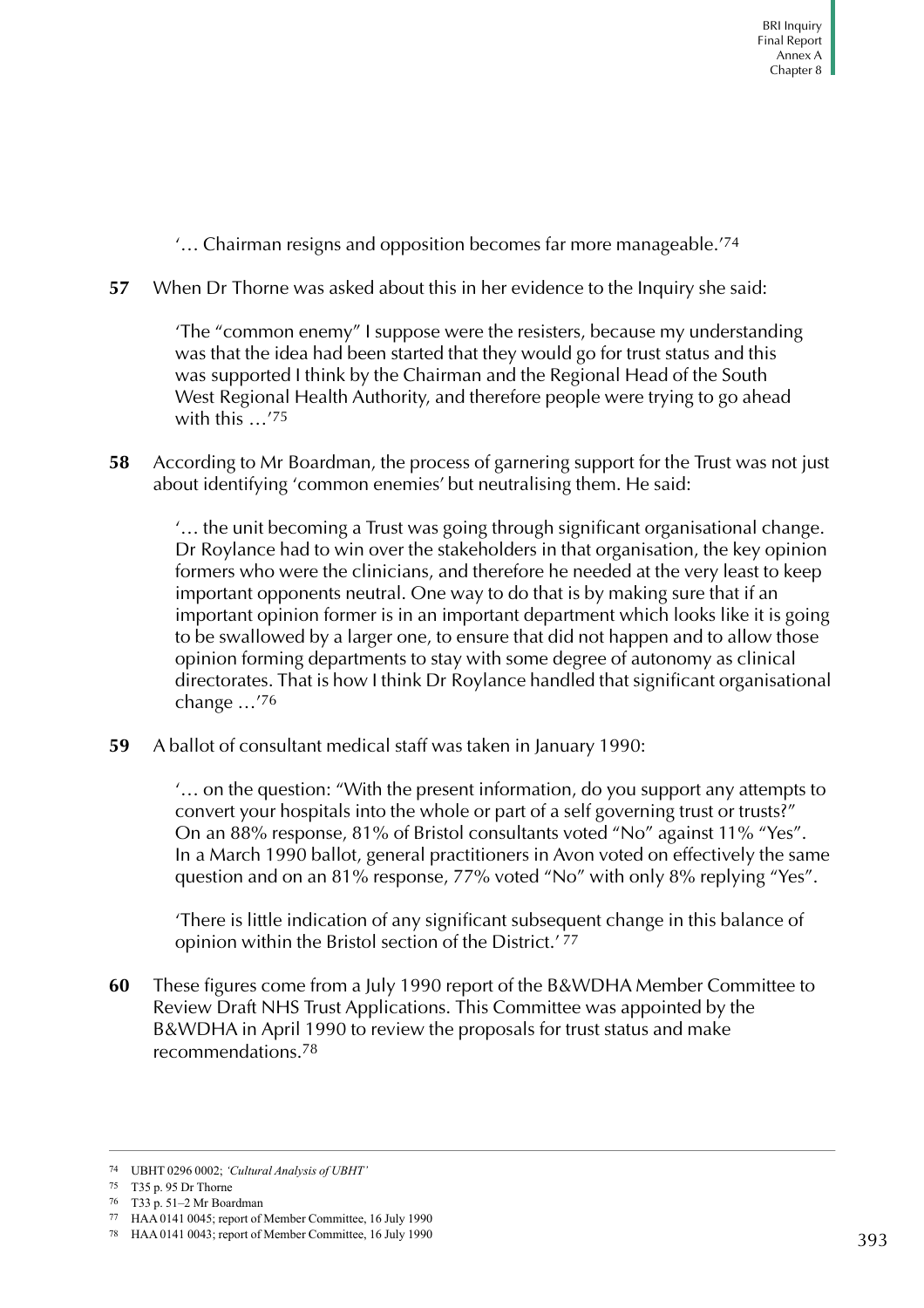'… Chairman resigns and opposition becomes far more manageable.'[74]

**57** When Dr Thorne was asked about this in her evidence to the Inquiry she said:

> 'The "common enemy" I suppose were the resisters, because my understanding was that the idea had been started that they would go for trust status and this was supported I think by the Chairman and the Regional Head of the South West Regional Health Authority, and therefore people were trying to go ahead with this …'[75]

**58** According to Mr Boardman, the process of garnering support for the Trust was not just about identifying 'common enemies' but neutralising them. He said:

> '… the unit becoming a Trust was going through significant organisational change. Dr Roylance had to win over the stakeholders in that organisation, the key opinion formers who were the clinicians, and therefore he needed at the very least to keep important opponents neutral. One way to do that is by making sure that if an important opinion former is in an important department which looks like it is going to be swallowed by a larger one, to ensure that did not happen and to allow those opinion forming departments to stay with some degree of autonomy as clinical directorates. That is how I think Dr Roylance handled that significant organisational change …'[76]

**59** A ballot of consultant medical staff was taken in January 1990:

> '… on the question: "With the present information, do you support any attempts to convert your hospitals into the whole or part of a self governing trust or trusts?" On an 88% response, 81% of Bristol consultants voted "No" against 11% "Yes". In a March 1990 ballot, general practitioners in Avon voted on effectively the same question and on an 81% response, 77% voted "No" with only 8% replying "Yes".
>
> 'There is little indication of any significant subsequent change in this balance of opinion within the Bristol section of the District.'[77]

**60** These figures come from a July 1990 report of the B&WDHA Member Committee to Review Draft NHS Trust Applications. This Committee was appointed by the B&WDHA in April 1990 to review the proposals for trust status and make recommendations.[78]

---

74 UBHT 0296 0002; *'Cultural Analysis of UBHT'*

75 T35 p. 95 Dr Thorne

76 T33 p. 51–2 Mr Boardman

77 HAA 0141 0045; report of Member Committee, 16 July 1990

78 HAA 0141 0043; report of Member Committee, 16 July 1990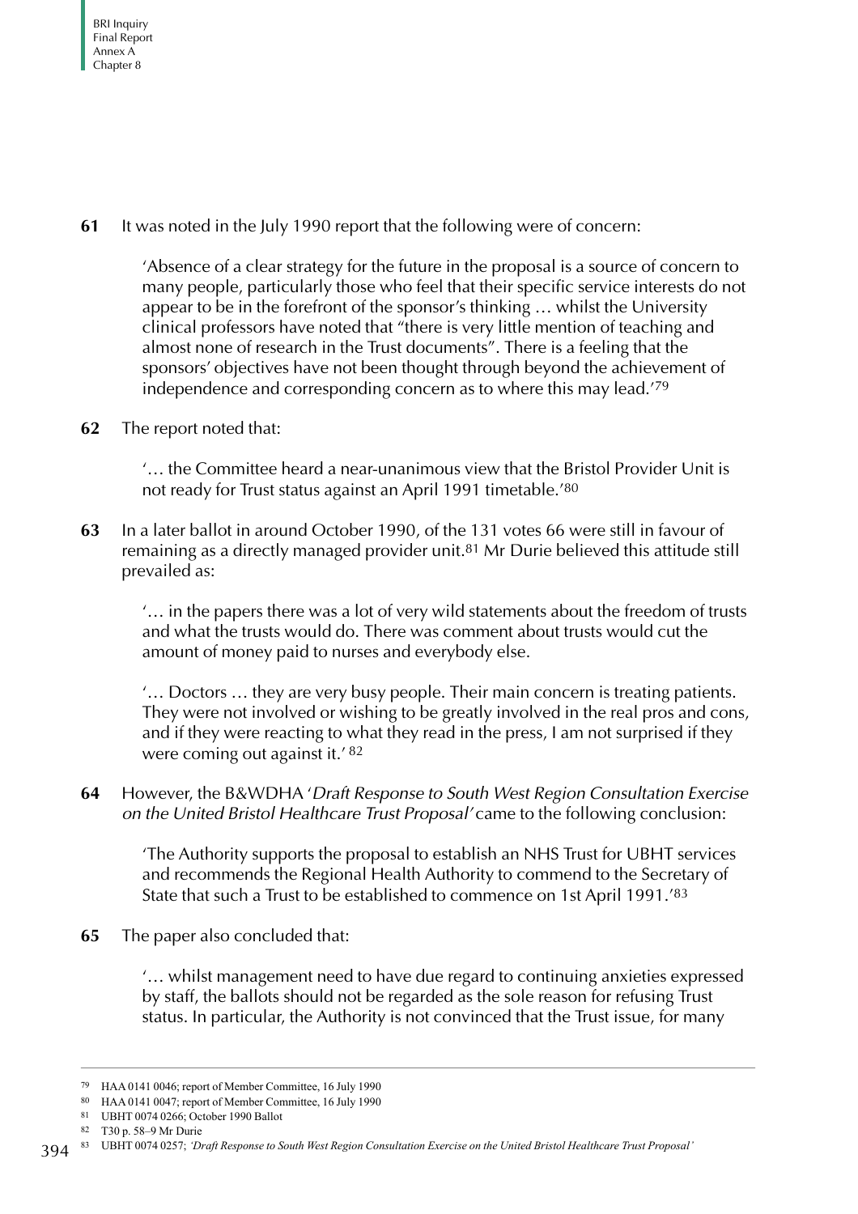**61** It was noted in the July 1990 report that the following were of concern:

> 'Absence of a clear strategy for the future in the proposal is a source of concern to many people, particularly those who feel that their specific service interests do not appear to be in the forefront of the sponsor's thinking … whilst the University clinical professors have noted that "there is very little mention of teaching and almost none of research in the Trust documents". There is a feeling that the sponsors' objectives have not been thought through beyond the achievement of independence and corresponding concern as to where this may lead.'[79]

**62** The report noted that:

> '… the Committee heard a near-unanimous view that the Bristol Provider Unit is not ready for Trust status against an April 1991 timetable.'[80]

**63** In a later ballot in around October 1990, of the 131 votes 66 were still in favour of remaining as a directly managed provider unit.[81] Mr Durie believed this attitude still prevailed as:

> '… in the papers there was a lot of very wild statements about the freedom of trusts and what the trusts would do. There was comment about trusts would cut the amount of money paid to nurses and everybody else.
>
> '… Doctors … they are very busy people. Their main concern is treating patients. They were not involved or wishing to be greatly involved in the real pros and cons, and if they were reacting to what they read in the press, I am not surprised if they were coming out against it.'[82]

**64** However, the B&WDHA '*Draft Response to South West Region Consultation Exercise on the United Bristol Healthcare Trust Proposal*' came to the following conclusion:

> 'The Authority supports the proposal to establish an NHS Trust for UBHT services and recommends the Regional Health Authority to commend to the Secretary of State that such a Trust to be established to commence on 1st April 1991.'[83]

**65** The paper also concluded that:

> '… whilst management need to have due regard to continuing anxieties expressed by staff, the ballots should not be regarded as the sole reason for refusing Trust status. In particular, the Authority is not convinced that the Trust issue, for many

---

[79] HAA 0141 0046; report of Member Committee, 16 July 1990

[80] HAA 0141 0047; report of Member Committee, 16 July 1990

[81] UBHT 0074 0266; October 1990 Ballot

[82] T30 p. 58–9 Mr Durie

[83] UBHT 0074 0257; *'Draft Response to South West Region Consultation Exercise on the United Bristol Healthcare Trust Proposal'*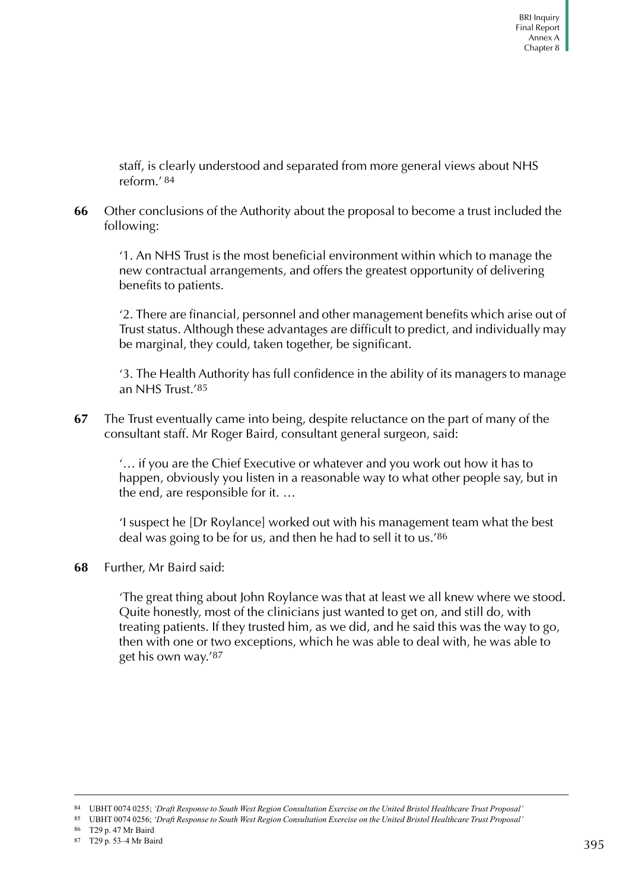staff, is clearly understood and separated from more general views about NHS reform.' [84]

**66** Other conclusions of the Authority about the proposal to become a trust included the following:

> '1. An NHS Trust is the most beneficial environment within which to manage the new contractual arrangements, and offers the greatest opportunity of delivering benefits to patients.
>
> '2. There are financial, personnel and other management benefits which arise out of Trust status. Although these advantages are difficult to predict, and individually may be marginal, they could, taken together, be significant.
>
> '3. The Health Authority has full confidence in the ability of its managers to manage an NHS Trust.'[85]

**67** The Trust eventually came into being, despite reluctance on the part of many of the consultant staff. Mr Roger Baird, consultant general surgeon, said:

> '… if you are the Chief Executive or whatever and you work out how it has to happen, obviously you listen in a reasonable way to what other people say, but in the end, are responsible for it. …
>
> 'I suspect he [Dr Roylance] worked out with his management team what the best deal was going to be for us, and then he had to sell it to us.'[86]

**68** Further, Mr Baird said:

> 'The great thing about John Roylance was that at least we all knew where we stood. Quite honestly, most of the clinicians just wanted to get on, and still do, with treating patients. If they trusted him, as we did, and he said this was the way to go, then with one or two exceptions, which he was able to deal with, he was able to get his own way.'[87]

---

[84] UBHT 0074 0255; *'Draft Response to South West Region Consultation Exercise on the United Bristol Healthcare Trust Proposal'*

[85] UBHT 0074 0256; *'Draft Response to South West Region Consultation Exercise on the United Bristol Healthcare Trust Proposal'*

[86] T29 p. 47 Mr Baird

[87] T29 p. 53–4 Mr Baird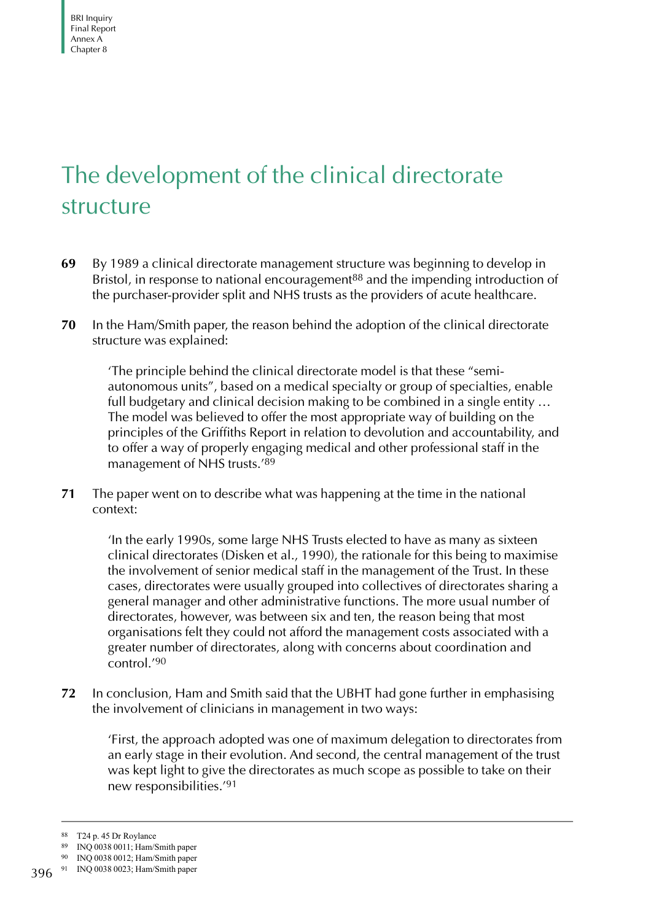# The development of the clinical directorate structure

**69** By 1989 a clinical directorate management structure was beginning to develop in Bristol, in response to national encouragement[88] and the impending introduction of the purchaser-provider split and NHS trusts as the providers of acute healthcare.

**70** In the Ham/Smith paper, the reason behind the adoption of the clinical directorate structure was explained:

> 'The principle behind the clinical directorate model is that these "semi-autonomous units", based on a medical specialty or group of specialties, enable full budgetary and clinical decision making to be combined in a single entity … The model was believed to offer the most appropriate way of building on the principles of the Griffiths Report in relation to devolution and accountability, and to offer a way of properly engaging medical and other professional staff in the management of NHS trusts.'[89]

**71** The paper went on to describe what was happening at the time in the national context:

> 'In the early 1990s, some large NHS Trusts elected to have as many as sixteen clinical directorates (Disken et al., 1990), the rationale for this being to maximise the involvement of senior medical staff in the management of the Trust. In these cases, directorates were usually grouped into collectives of directorates sharing a general manager and other administrative functions. The more usual number of directorates, however, was between six and ten, the reason being that most organisations felt they could not afford the management costs associated with a greater number of directorates, along with concerns about coordination and control.'[90]

**72** In conclusion, Ham and Smith said that the UBHT had gone further in emphasising the involvement of clinicians in management in two ways:

> 'First, the approach adopted was one of maximum delegation to directorates from an early stage in their evolution. And second, the central management of the trust was kept light to give the directorates as much scope as possible to take on their new responsibilities.'[91]

---

[88] T24 p. 45 Dr Roylance

[89] INQ 0038 0011; Ham/Smith paper

[90] INQ 0038 0012; Ham/Smith paper

[91] INQ 0038 0023; Ham/Smith paper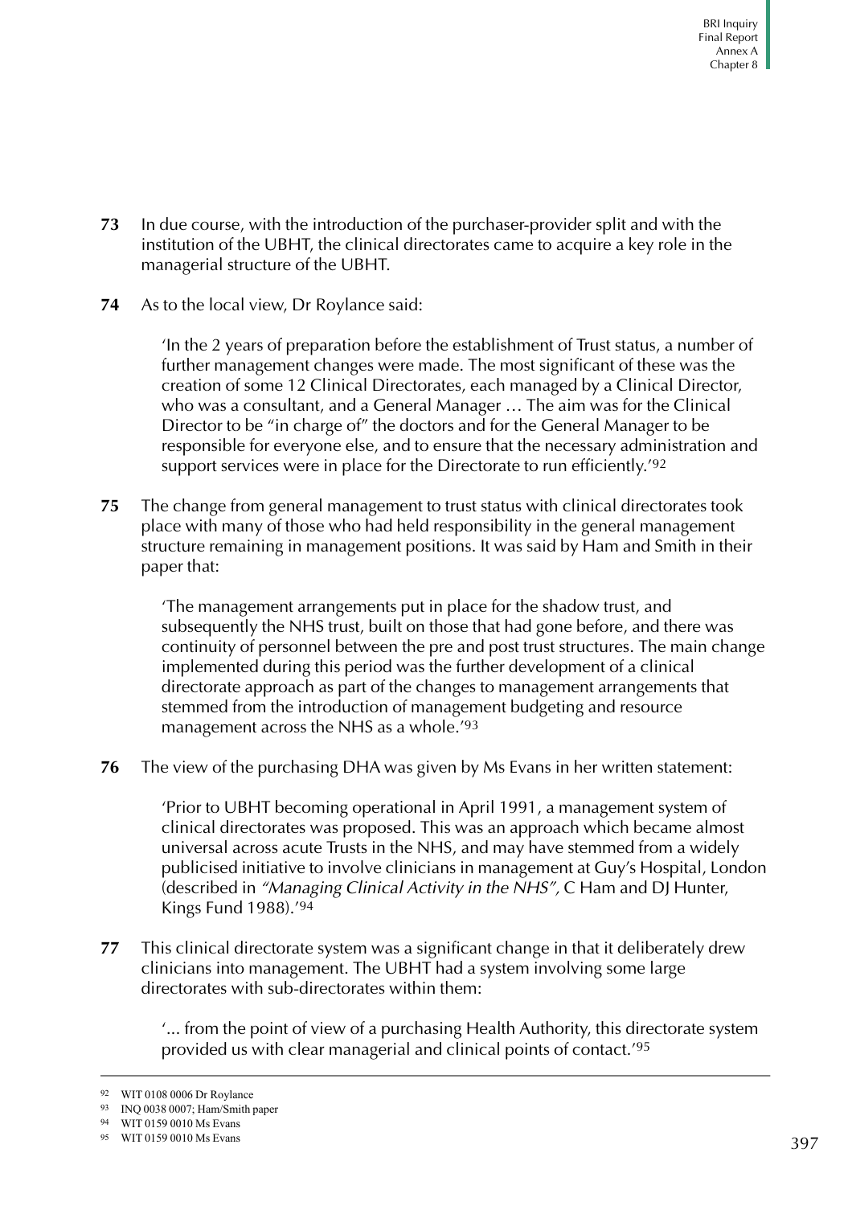**73** In due course, with the introduction of the purchaser-provider split and with the institution of the UBHT, the clinical directorates came to acquire a key role in the managerial structure of the UBHT.

**74** As to the local view, Dr Roylance said:

> 'In the 2 years of preparation before the establishment of Trust status, a number of further management changes were made. The most significant of these was the creation of some 12 Clinical Directorates, each managed by a Clinical Director, who was a consultant, and a General Manager … The aim was for the Clinical Director to be "in charge of" the doctors and for the General Manager to be responsible for everyone else, and to ensure that the necessary administration and support services were in place for the Directorate to run efficiently.'[92]

**75** The change from general management to trust status with clinical directorates took place with many of those who had held responsibility in the general management structure remaining in management positions. It was said by Ham and Smith in their paper that:

> 'The management arrangements put in place for the shadow trust, and subsequently the NHS trust, built on those that had gone before, and there was continuity of personnel between the pre and post trust structures. The main change implemented during this period was the further development of a clinical directorate approach as part of the changes to management arrangements that stemmed from the introduction of management budgeting and resource management across the NHS as a whole.'[93]

**76** The view of the purchasing DHA was given by Ms Evans in her written statement:

> 'Prior to UBHT becoming operational in April 1991, a management system of clinical directorates was proposed. This was an approach which became almost universal across acute Trusts in the NHS, and may have stemmed from a widely publicised initiative to involve clinicians in management at Guy's Hospital, London (described in *"Managing Clinical Activity in the NHS"*, C Ham and DJ Hunter, Kings Fund 1988).'[94]

**77** This clinical directorate system was a significant change in that it deliberately drew clinicians into management. The UBHT had a system involving some large directorates with sub-directorates within them:

> '... from the point of view of a purchasing Health Authority, this directorate system provided us with clear managerial and clinical points of contact.'[95]

---

[92] WIT 0108 0006 Dr Roylance

[93] INQ 0038 0007; Ham/Smith paper

[94] WIT 0159 0010 Ms Evans

[95] WIT 0159 0010 Ms Evans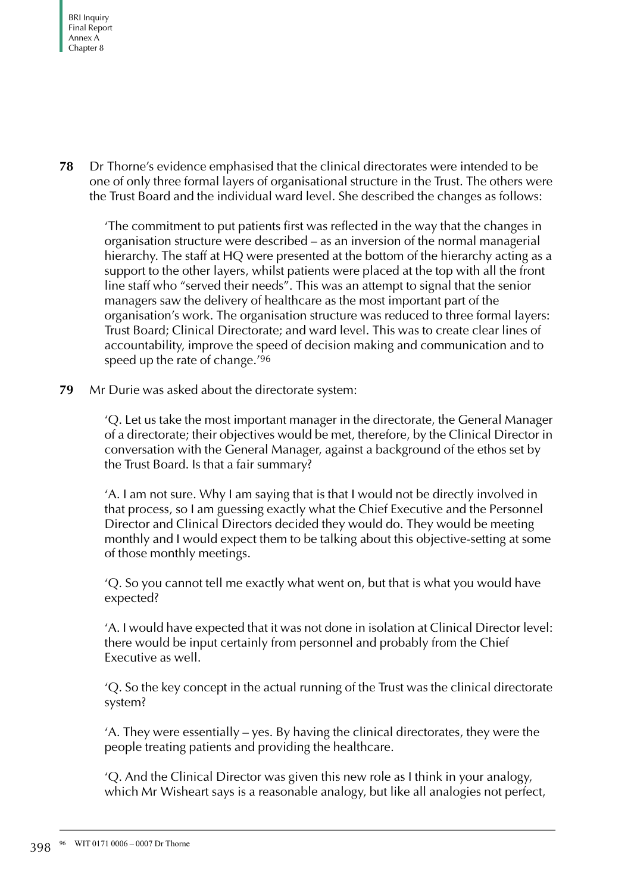**78** Dr Thorne's evidence emphasised that the clinical directorates were intended to be one of only three formal layers of organisational structure in the Trust. The others were the Trust Board and the individual ward level. She described the changes as follows:

> 'The commitment to put patients first was reflected in the way that the changes in organisation structure were described – as an inversion of the normal managerial hierarchy. The staff at HQ were presented at the bottom of the hierarchy acting as a support to the other layers, whilst patients were placed at the top with all the front line staff who "served their needs". This was an attempt to signal that the senior managers saw the delivery of healthcare as the most important part of the organisation's work. The organisation structure was reduced to three formal layers: Trust Board; Clinical Directorate; and ward level. This was to create clear lines of accountability, improve the speed of decision making and communication and to speed up the rate of change.'[96]

**79** Mr Durie was asked about the directorate system:

> 'Q. Let us take the most important manager in the directorate, the General Manager of a directorate; their objectives would be met, therefore, by the Clinical Director in conversation with the General Manager, against a background of the ethos set by the Trust Board. Is that a fair summary?
>
> 'A. I am not sure. Why I am saying that is that I would not be directly involved in that process, so I am guessing exactly what the Chief Executive and the Personnel Director and Clinical Directors decided they would do. They would be meeting monthly and I would expect them to be talking about this objective-setting at some of those monthly meetings.
>
> 'Q. So you cannot tell me exactly what went on, but that is what you would have expected?
>
> 'A. I would have expected that it was not done in isolation at Clinical Director level: there would be input certainly from personnel and probably from the Chief Executive as well.
>
> 'Q. So the key concept in the actual running of the Trust was the clinical directorate system?
>
> 'A. They were essentially – yes. By having the clinical directorates, they were the people treating patients and providing the healthcare.
>
> 'Q. And the Clinical Director was given this new role as I think in your analogy, which Mr Wisheart says is a reasonable analogy, but like all analogies not perfect,

[96] WIT 0171 0006 – 0007 Dr Thorne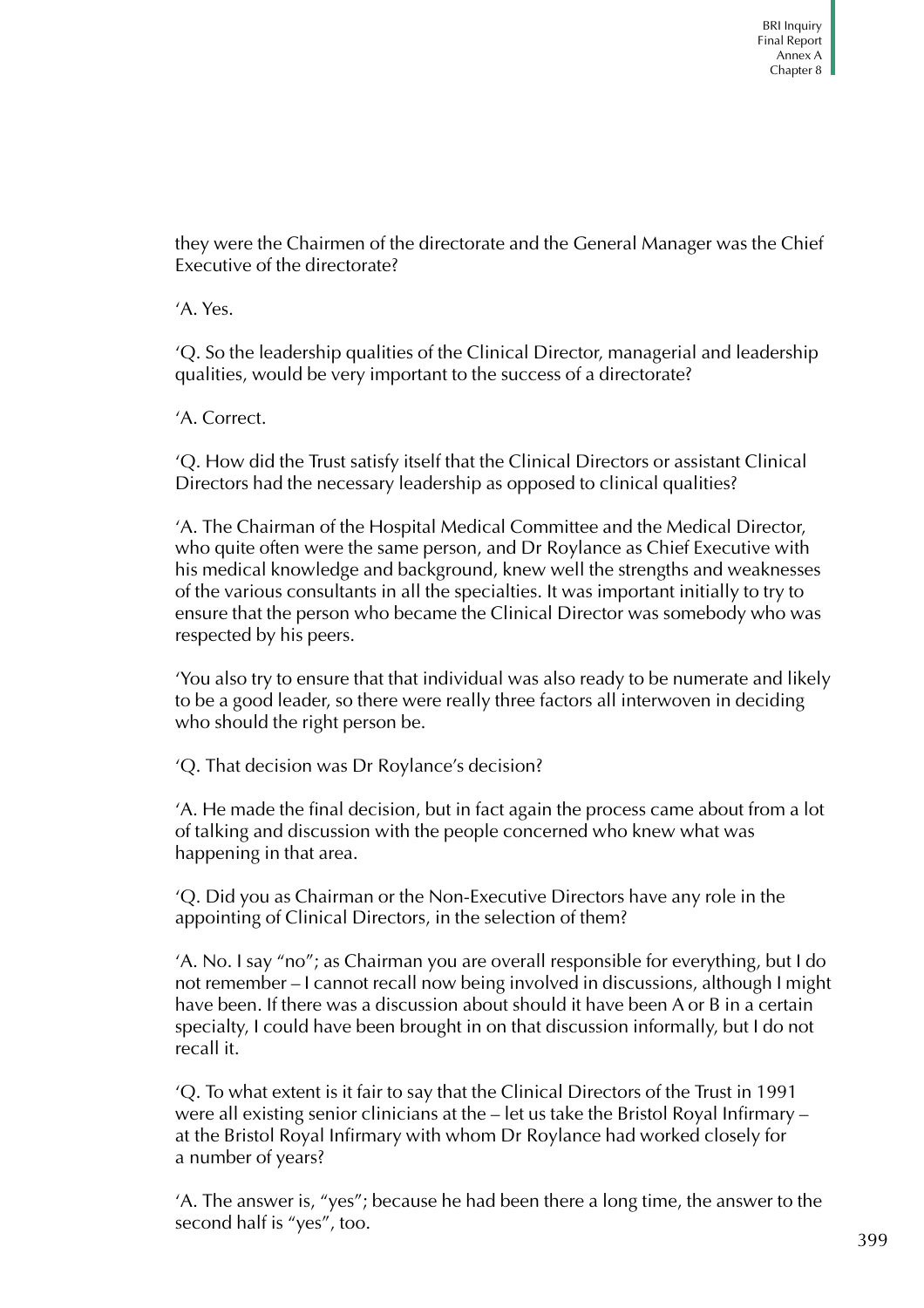they were the Chairmen of the directorate and the General Manager was the Chief Executive of the directorate?

'A. Yes.

'Q. So the leadership qualities of the Clinical Director, managerial and leadership qualities, would be very important to the success of a directorate?

'A. Correct.

'Q. How did the Trust satisfy itself that the Clinical Directors or assistant Clinical Directors had the necessary leadership as opposed to clinical qualities?

'A. The Chairman of the Hospital Medical Committee and the Medical Director, who quite often were the same person, and Dr Roylance as Chief Executive with his medical knowledge and background, knew well the strengths and weaknesses of the various consultants in all the specialties. It was important initially to try to ensure that the person who became the Clinical Director was somebody who was respected by his peers.

'You also try to ensure that that individual was also ready to be numerate and likely to be a good leader, so there were really three factors all interwoven in deciding who should the right person be.

'Q. That decision was Dr Roylance's decision?

'A. He made the final decision, but in fact again the process came about from a lot of talking and discussion with the people concerned who knew what was happening in that area.

'Q. Did you as Chairman or the Non-Executive Directors have any role in the appointing of Clinical Directors, in the selection of them?

'A. No. I say "no"; as Chairman you are overall responsible for everything, but I do not remember – I cannot recall now being involved in discussions, although I might have been. If there was a discussion about should it have been A or B in a certain specialty, I could have been brought in on that discussion informally, but I do not recall it.

'Q. To what extent is it fair to say that the Clinical Directors of the Trust in 1991 were all existing senior clinicians at the – let us take the Bristol Royal Infirmary – at the Bristol Royal Infirmary with whom Dr Roylance had worked closely for a number of years?

'A. The answer is, "yes"; because he had been there a long time, the answer to the second half is "yes", too.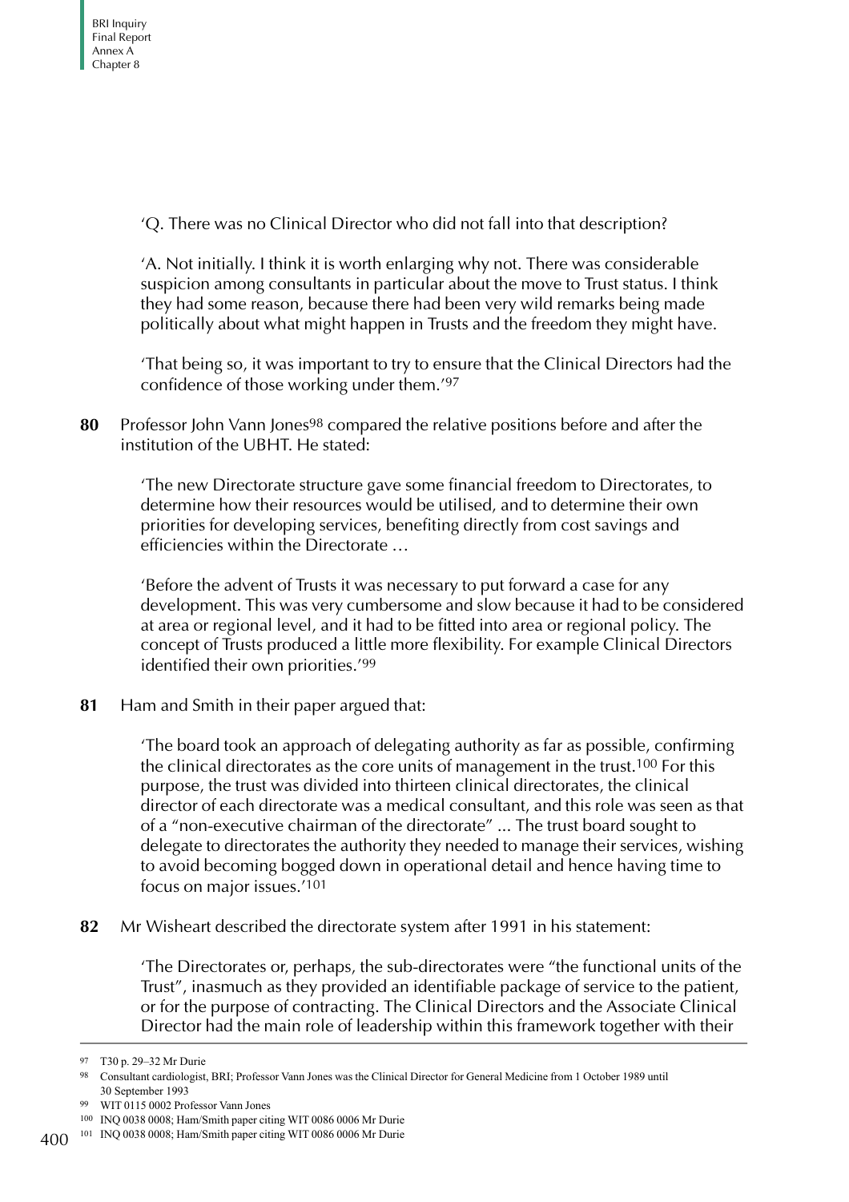'Q. There was no Clinical Director who did not fall into that description?

'A. Not initially. I think it is worth enlarging why not. There was considerable suspicion among consultants in particular about the move to Trust status. I think they had some reason, because there had been very wild remarks being made politically about what might happen in Trusts and the freedom they might have.

'That being so, it was important to try to ensure that the Clinical Directors had the confidence of those working under them.'[97]

**80** Professor John Vann Jones[98] compared the relative positions before and after the institution of the UBHT. He stated:

'The new Directorate structure gave some financial freedom to Directorates, to determine how their resources would be utilised, and to determine their own priorities for developing services, benefiting directly from cost savings and efficiencies within the Directorate …

'Before the advent of Trusts it was necessary to put forward a case for any development. This was very cumbersome and slow because it had to be considered at area or regional level, and it had to be fitted into area or regional policy. The concept of Trusts produced a little more flexibility. For example Clinical Directors identified their own priorities.'[99]

**81** Ham and Smith in their paper argued that:

'The board took an approach of delegating authority as far as possible, confirming the clinical directorates as the core units of management in the trust.[100] For this purpose, the trust was divided into thirteen clinical directorates, the clinical director of each directorate was a medical consultant, and this role was seen as that of a "non-executive chairman of the directorate" ... The trust board sought to delegate to directorates the authority they needed to manage their services, wishing to avoid becoming bogged down in operational detail and hence having time to focus on major issues.'[101]

**82** Mr Wisheart described the directorate system after 1991 in his statement:

'The Directorates or, perhaps, the sub-directorates were "the functional units of the Trust", inasmuch as they provided an identifiable package of service to the patient, or for the purpose of contracting. The Clinical Directors and the Associate Clinical Director had the main role of leadership within this framework together with their

---

97 T30 p. 29–32 Mr Durie

98 Consultant cardiologist, BRI; Professor Vann Jones was the Clinical Director for General Medicine from 1 October 1989 until 30 September 1993

99 WIT 0115 0002 Professor Vann Jones

100 INQ 0038 0008; Ham/Smith paper citing WIT 0086 0006 Mr Durie

101 INQ 0038 0008; Ham/Smith paper citing WIT 0086 0006 Mr Durie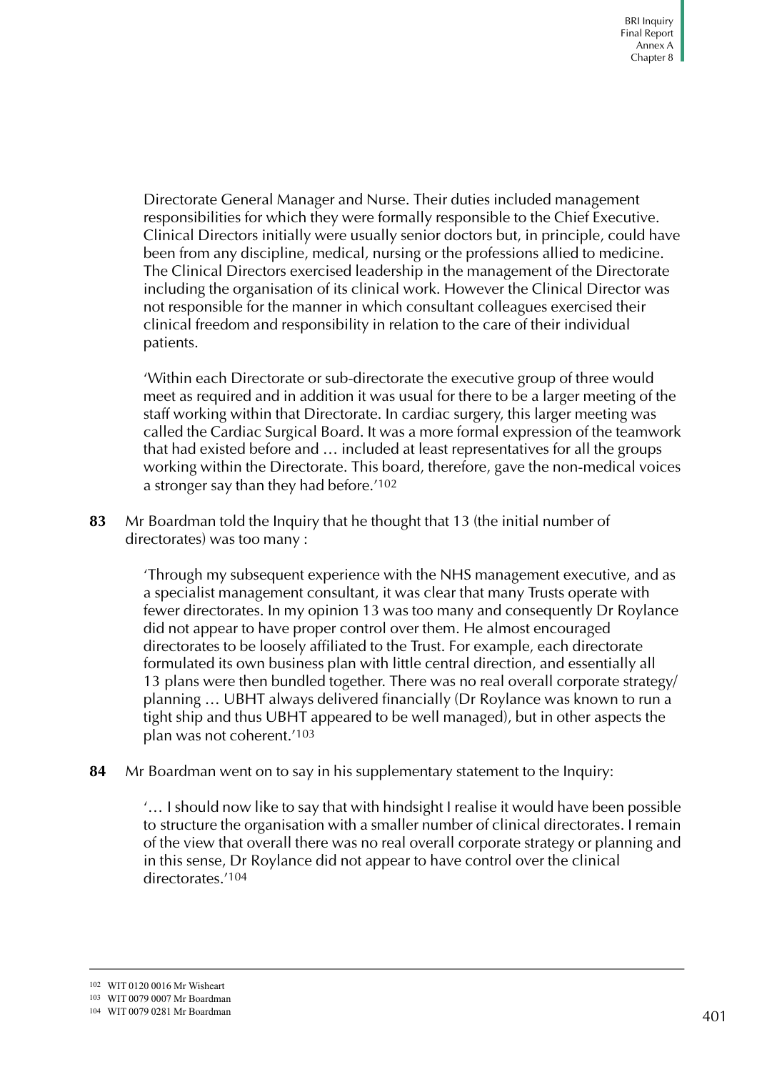Directorate General Manager and Nurse. Their duties included management responsibilities for which they were formally responsible to the Chief Executive. Clinical Directors initially were usually senior doctors but, in principle, could have been from any discipline, medical, nursing or the professions allied to medicine. The Clinical Directors exercised leadership in the management of the Directorate including the organisation of its clinical work. However the Clinical Director was not responsible for the manner in which consultant colleagues exercised their clinical freedom and responsibility in relation to the care of their individual patients.

'Within each Directorate or sub-directorate the executive group of three would meet as required and in addition it was usual for there to be a larger meeting of the staff working within that Directorate. In cardiac surgery, this larger meeting was called the Cardiac Surgical Board. It was a more formal expression of the teamwork that had existed before and … included at least representatives for all the groups working within the Directorate. This board, therefore, gave the non-medical voices a stronger say than they had before.'[102]

**83** Mr Boardman told the Inquiry that he thought that 13 (the initial number of directorates) was too many :

> 'Through my subsequent experience with the NHS management executive, and as a specialist management consultant, it was clear that many Trusts operate with fewer directorates. In my opinion 13 was too many and consequently Dr Roylance did not appear to have proper control over them. He almost encouraged directorates to be loosely affiliated to the Trust. For example, each directorate formulated its own business plan with little central direction, and essentially all 13 plans were then bundled together. There was no real overall corporate strategy/ planning … UBHT always delivered financially (Dr Roylance was known to run a tight ship and thus UBHT appeared to be well managed), but in other aspects the plan was not coherent.'[103]

**84** Mr Boardman went on to say in his supplementary statement to the Inquiry:

> '… I should now like to say that with hindsight I realise it would have been possible to structure the organisation with a smaller number of clinical directorates. I remain of the view that overall there was no real overall corporate strategy or planning and in this sense, Dr Roylance did not appear to have control over the clinical directorates.'[104]

---

[102] WIT 0120 0016 Mr Wisheart

[103] WIT 0079 0007 Mr Boardman

[104] WIT 0079 0281 Mr Boardman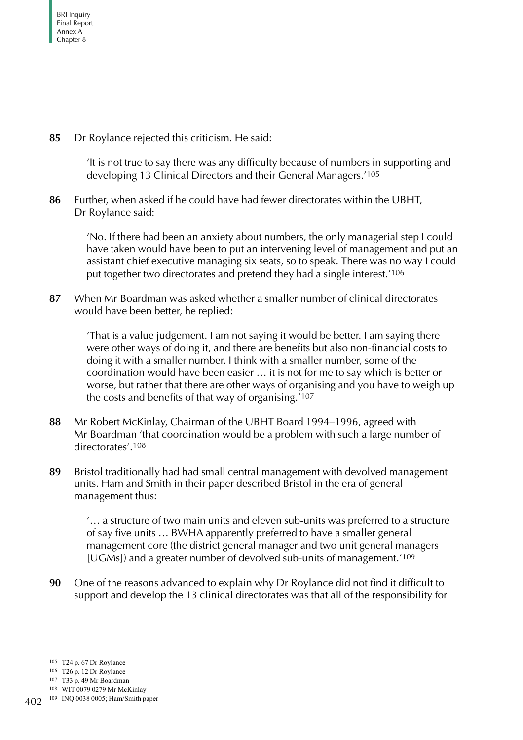**85** Dr Roylance rejected this criticism. He said:

> 'It is not true to say there was any difficulty because of numbers in supporting and developing 13 Clinical Directors and their General Managers.'[105]

**86** Further, when asked if he could have had fewer directorates within the UBHT, Dr Roylance said:

> 'No. If there had been an anxiety about numbers, the only managerial step I could have taken would have been to put an intervening level of management and put an assistant chief executive managing six seats, so to speak. There was no way I could put together two directorates and pretend they had a single interest.'[106]

**87** When Mr Boardman was asked whether a smaller number of clinical directorates would have been better, he replied:

> 'That is a value judgement. I am not saying it would be better. I am saying there were other ways of doing it, and there are benefits but also non-financial costs to doing it with a smaller number. I think with a smaller number, some of the coordination would have been easier … it is not for me to say which is better or worse, but rather that there are other ways of organising and you have to weigh up the costs and benefits of that way of organising.'[107]

**88** Mr Robert McKinlay, Chairman of the UBHT Board 1994–1996, agreed with Mr Boardman 'that coordination would be a problem with such a large number of directorates'.[108]

**89** Bristol traditionally had had small central management with devolved management units. Ham and Smith in their paper described Bristol in the era of general management thus:

> '… a structure of two main units and eleven sub-units was preferred to a structure of say five units … BWHA apparently preferred to have a smaller general management core (the district general manager and two unit general managers [UGMs]) and a greater number of devolved sub-units of management.'[109]

**90** One of the reasons advanced to explain why Dr Roylance did not find it difficult to support and develop the 13 clinical directorates was that all of the responsibility for

---

105 T24 p. 67 Dr Roylance
106 T26 p. 12 Dr Roylance
107 T33 p. 49 Mr Boardman
108 WIT 0079 0279 Mr McKinlay
109 INQ 0038 0005; Ham/Smith paper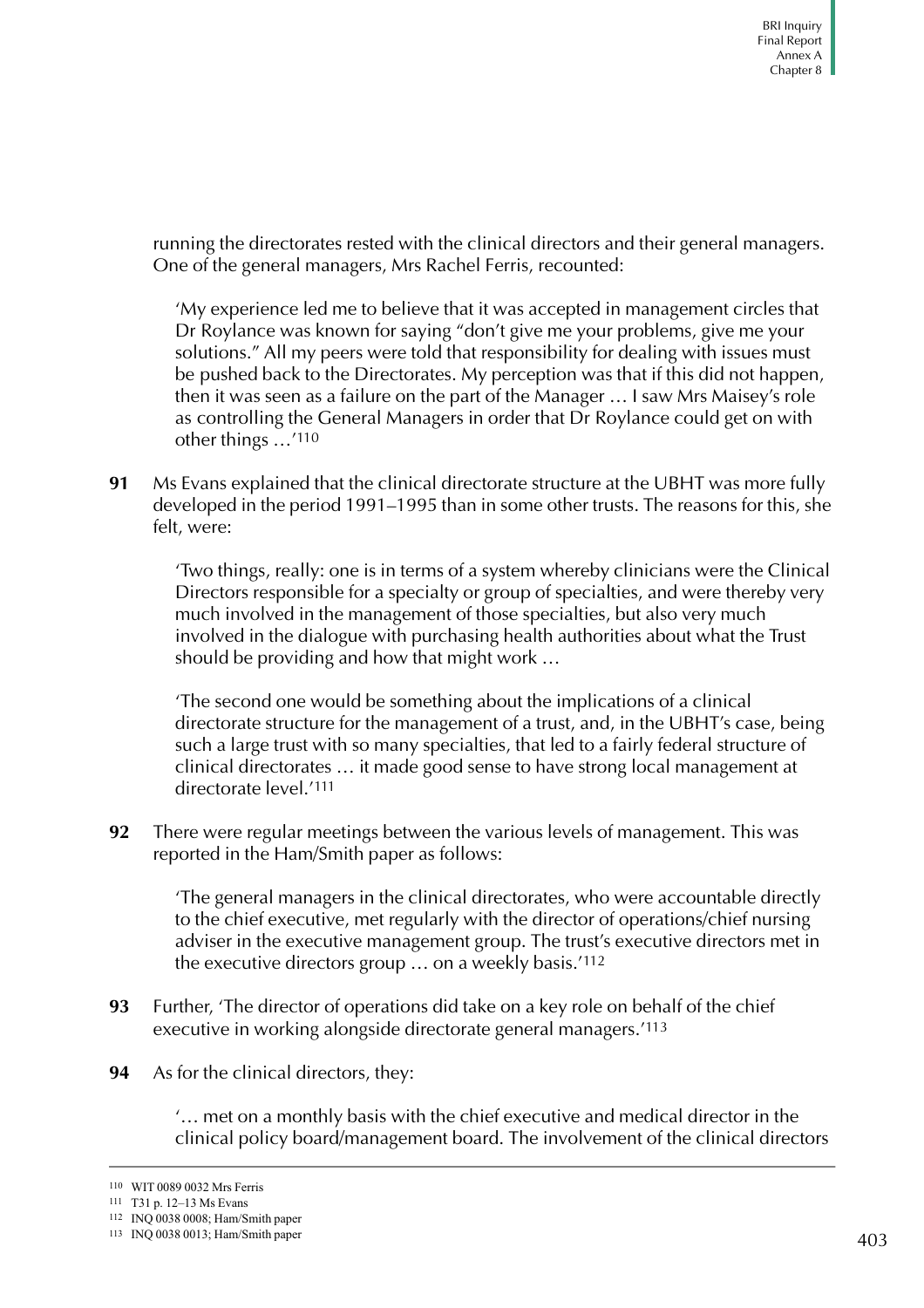running the directorates rested with the clinical directors and their general managers. One of the general managers, Mrs Rachel Ferris, recounted:

> 'My experience led me to believe that it was accepted in management circles that Dr Roylance was known for saying "don't give me your problems, give me your solutions." All my peers were told that responsibility for dealing with issues must be pushed back to the Directorates. My perception was that if this did not happen, then it was seen as a failure on the part of the Manager … I saw Mrs Maisey's role as controlling the General Managers in order that Dr Roylance could get on with other things …'[110]

**91** Ms Evans explained that the clinical directorate structure at the UBHT was more fully developed in the period 1991–1995 than in some other trusts. The reasons for this, she felt, were:

> 'Two things, really: one is in terms of a system whereby clinicians were the Clinical Directors responsible for a specialty or group of specialties, and were thereby very much involved in the management of those specialties, but also very much involved in the dialogue with purchasing health authorities about what the Trust should be providing and how that might work …
>
> 'The second one would be something about the implications of a clinical directorate structure for the management of a trust, and, in the UBHT's case, being such a large trust with so many specialties, that led to a fairly federal structure of clinical directorates … it made good sense to have strong local management at directorate level.'[111]

**92** There were regular meetings between the various levels of management. This was reported in the Ham/Smith paper as follows:

> 'The general managers in the clinical directorates, who were accountable directly to the chief executive, met regularly with the director of operations/chief nursing adviser in the executive management group. The trust's executive directors met in the executive directors group … on a weekly basis.'[112]

**93** Further, 'The director of operations did take on a key role on behalf of the chief executive in working alongside directorate general managers.'[113]

**94** As for the clinical directors, they:

> '… met on a monthly basis with the chief executive and medical director in the clinical policy board/management board. The involvement of the clinical directors

---

[110] WIT 0089 0032 Mrs Ferris

[111] T31 p. 12–13 Ms Evans

[112] INQ 0038 0008; Ham/Smith paper

[113] INQ 0038 0013; Ham/Smith paper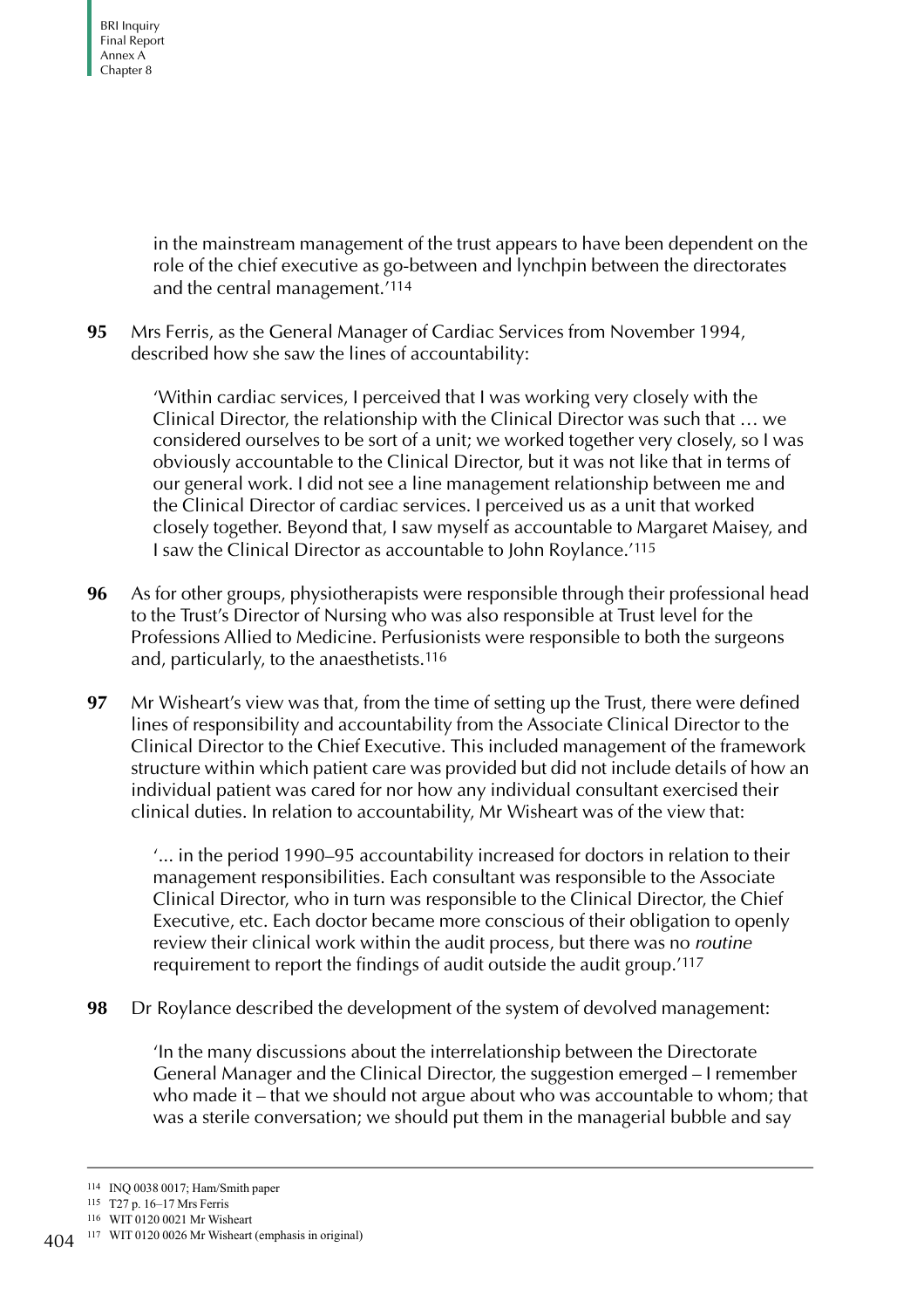in the mainstream management of the trust appears to have been dependent on the role of the chief executive as go-between and lynchpin between the directorates and the central management.'[114]

**95** Mrs Ferris, as the General Manager of Cardiac Services from November 1994, described how she saw the lines of accountability:

> 'Within cardiac services, I perceived that I was working very closely with the Clinical Director, the relationship with the Clinical Director was such that … we considered ourselves to be sort of a unit; we worked together very closely, so I was obviously accountable to the Clinical Director, but it was not like that in terms of our general work. I did not see a line management relationship between me and the Clinical Director of cardiac services. I perceived us as a unit that worked closely together. Beyond that, I saw myself as accountable to Margaret Maisey, and I saw the Clinical Director as accountable to John Roylance.'[115]

**96** As for other groups, physiotherapists were responsible through their professional head to the Trust's Director of Nursing who was also responsible at Trust level for the Professions Allied to Medicine. Perfusionists were responsible to both the surgeons and, particularly, to the anaesthetists.[116]

**97** Mr Wisheart's view was that, from the time of setting up the Trust, there were defined lines of responsibility and accountability from the Associate Clinical Director to the Clinical Director to the Chief Executive. This included management of the framework structure within which patient care was provided but did not include details of how an individual patient was cared for nor how any individual consultant exercised their clinical duties. In relation to accountability, Mr Wisheart was of the view that:

> '... in the period 1990–95 accountability increased for doctors in relation to their management responsibilities. Each consultant was responsible to the Associate Clinical Director, who in turn was responsible to the Clinical Director, the Chief Executive, etc. Each doctor became more conscious of their obligation to openly review their clinical work within the audit process, but there was no *routine* requirement to report the findings of audit outside the audit group.'[117]

**98** Dr Roylance described the development of the system of devolved management:

> 'In the many discussions about the interrelationship between the Directorate General Manager and the Clinical Director, the suggestion emerged – I remember who made it – that we should not argue about who was accountable to whom; that was a sterile conversation; we should put them in the managerial bubble and say

---

114 INQ 0038 0017; Ham/Smith paper
115 T27 p. 16–17 Mrs Ferris
116 WIT 0120 0021 Mr Wisheart
117 WIT 0120 0026 Mr Wisheart (emphasis in original)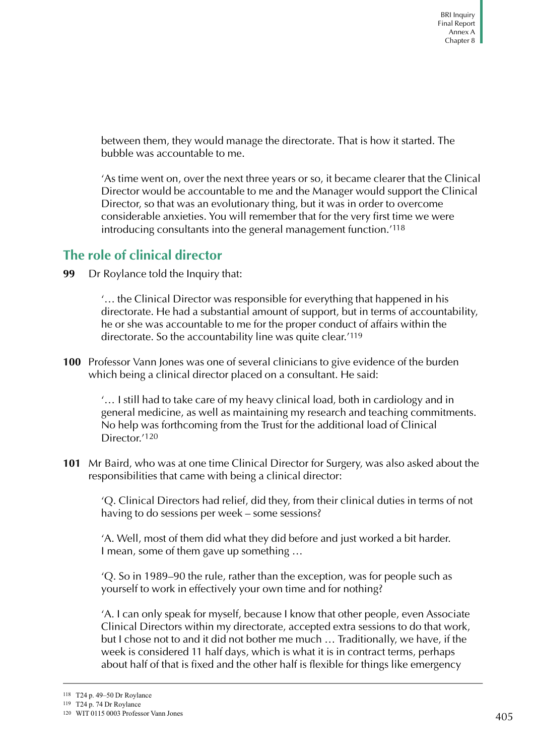between them, they would manage the directorate. That is how it started. The bubble was accountable to me.

'As time went on, over the next three years or so, it became clearer that the Clinical Director would be accountable to me and the Manager would support the Clinical Director, so that was an evolutionary thing, but it was in order to overcome considerable anxieties. You will remember that for the very first time we were introducing consultants into the general management function.'[118]

## The role of clinical director

**99** Dr Roylance told the Inquiry that:

> '… the Clinical Director was responsible for everything that happened in his directorate. He had a substantial amount of support, but in terms of accountability, he or she was accountable to me for the proper conduct of affairs within the directorate. So the accountability line was quite clear.'[119]

**100** Professor Vann Jones was one of several clinicians to give evidence of the burden which being a clinical director placed on a consultant. He said:

> '… I still had to take care of my heavy clinical load, both in cardiology and in general medicine, as well as maintaining my research and teaching commitments. No help was forthcoming from the Trust for the additional load of Clinical Director.'[120]

**101** Mr Baird, who was at one time Clinical Director for Surgery, was also asked about the responsibilities that came with being a clinical director:

> 'Q. Clinical Directors had relief, did they, from their clinical duties in terms of not having to do sessions per week – some sessions?
>
> 'A. Well, most of them did what they did before and just worked a bit harder. I mean, some of them gave up something …
>
> 'Q. So in 1989–90 the rule, rather than the exception, was for people such as yourself to work in effectively your own time and for nothing?
>
> 'A. I can only speak for myself, because I know that other people, even Associate Clinical Directors within my directorate, accepted extra sessions to do that work, but I chose not to and it did not bother me much … Traditionally, we have, if the week is considered 11 half days, which is what it is in contract terms, perhaps about half of that is fixed and the other half is flexible for things like emergency

---

118 T24 p. 49–50 Dr Roylance
119 T24 p. 74 Dr Roylance
120 WIT 0115 0003 Professor Vann Jones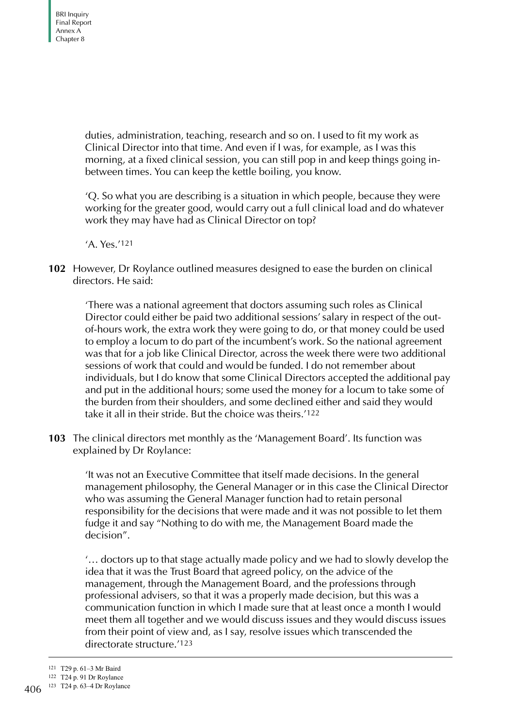duties, administration, teaching, research and so on. I used to fit my work as Clinical Director into that time. And even if I was, for example, as I was this morning, at a fixed clinical session, you can still pop in and keep things going in-between times. You can keep the kettle boiling, you know.

'Q. So what you are describing is a situation in which people, because they were working for the greater good, would carry out a full clinical load and do whatever work they may have had as Clinical Director on top?

'A. Yes.'[121]

**102** However, Dr Roylance outlined measures designed to ease the burden on clinical directors. He said:

> 'There was a national agreement that doctors assuming such roles as Clinical Director could either be paid two additional sessions' salary in respect of the out-of-hours work, the extra work they were going to do, or that money could be used to employ a locum to do part of the incumbent's work. So the national agreement was that for a job like Clinical Director, across the week there were two additional sessions of work that could and would be funded. I do not remember about individuals, but I do know that some Clinical Directors accepted the additional pay and put in the additional hours; some used the money for a locum to take some of the burden from their shoulders, and some declined either and said they would take it all in their stride. But the choice was theirs.'[122]

**103** The clinical directors met monthly as the 'Management Board'. Its function was explained by Dr Roylance:

> 'It was not an Executive Committee that itself made decisions. In the general management philosophy, the General Manager or in this case the Clinical Director who was assuming the General Manager function had to retain personal responsibility for the decisions that were made and it was not possible to let them fudge it and say "Nothing to do with me, the Management Board made the decision".
>
> '… doctors up to that stage actually made policy and we had to slowly develop the idea that it was the Trust Board that agreed policy, on the advice of the management, through the Management Board, and the professions through professional advisers, so that it was a properly made decision, but this was a communication function in which I made sure that at least once a month I would meet them all together and we would discuss issues and they would discuss issues from their point of view and, as I say, resolve issues which transcended the directorate structure.'[123]

---

[121] T29 p. 61–3 Mr Baird

[122] T24 p. 91 Dr Roylance

[123] T24 p. 63–4 Dr Roylance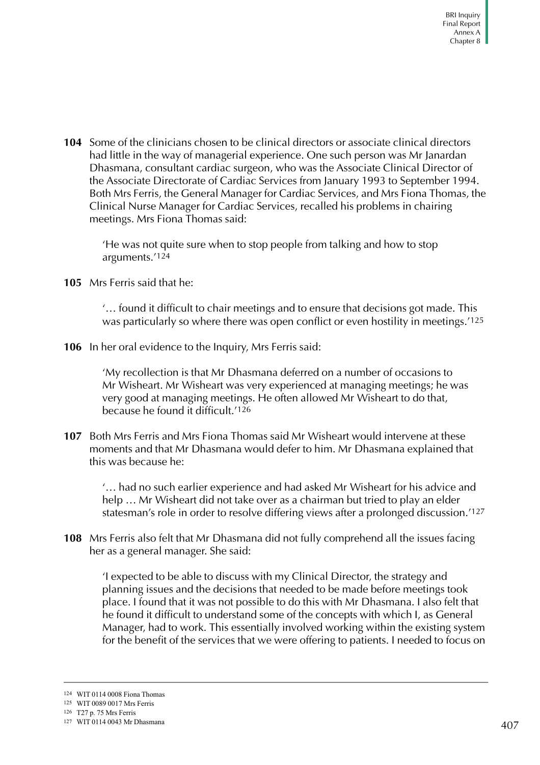**104** Some of the clinicians chosen to be clinical directors or associate clinical directors had little in the way of managerial experience. One such person was Mr Janardan Dhasmana, consultant cardiac surgeon, who was the Associate Clinical Director of the Associate Directorate of Cardiac Services from January 1993 to September 1994. Both Mrs Ferris, the General Manager for Cardiac Services, and Mrs Fiona Thomas, the Clinical Nurse Manager for Cardiac Services, recalled his problems in chairing meetings. Mrs Fiona Thomas said:

> 'He was not quite sure when to stop people from talking and how to stop arguments.'[124]

**105** Mrs Ferris said that he:

> '… found it difficult to chair meetings and to ensure that decisions got made. This was particularly so where there was open conflict or even hostility in meetings.'[125]

**106** In her oral evidence to the Inquiry, Mrs Ferris said:

> 'My recollection is that Mr Dhasmana deferred on a number of occasions to Mr Wisheart. Mr Wisheart was very experienced at managing meetings; he was very good at managing meetings. He often allowed Mr Wisheart to do that, because he found it difficult.'[126]

**107** Both Mrs Ferris and Mrs Fiona Thomas said Mr Wisheart would intervene at these moments and that Mr Dhasmana would defer to him. Mr Dhasmana explained that this was because he:

> '… had no such earlier experience and had asked Mr Wisheart for his advice and help … Mr Wisheart did not take over as a chairman but tried to play an elder statesman's role in order to resolve differing views after a prolonged discussion.'[127]

**108** Mrs Ferris also felt that Mr Dhasmana did not fully comprehend all the issues facing her as a general manager. She said:

> 'I expected to be able to discuss with my Clinical Director, the strategy and planning issues and the decisions that needed to be made before meetings took place. I found that it was not possible to do this with Mr Dhasmana. I also felt that he found it difficult to understand some of the concepts with which I, as General Manager, had to work. This essentially involved working within the existing system for the benefit of the services that we were offering to patients. I needed to focus on

---

[124] WIT 0114 0008 Fiona Thomas

[125] WIT 0089 0017 Mrs Ferris

[126] T27 p. 75 Mrs Ferris

[127] WIT 0114 0043 Mr Dhasmana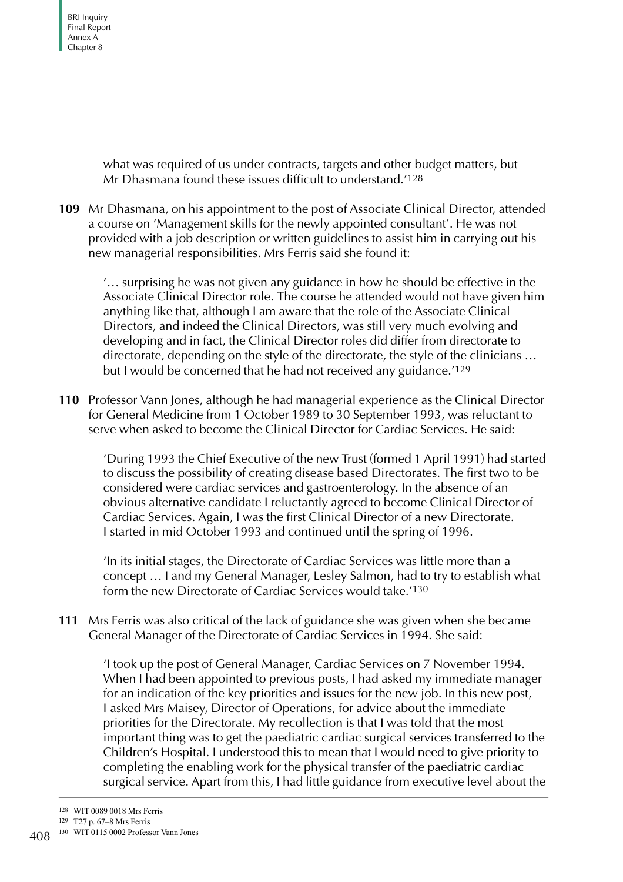what was required of us under contracts, targets and other budget matters, but Mr Dhasmana found these issues difficult to understand.'[128]

**109** Mr Dhasmana, on his appointment to the post of Associate Clinical Director, attended a course on 'Management skills for the newly appointed consultant'. He was not provided with a job description or written guidelines to assist him in carrying out his new managerial responsibilities. Mrs Ferris said she found it:

> '… surprising he was not given any guidance in how he should be effective in the Associate Clinical Director role. The course he attended would not have given him anything like that, although I am aware that the role of the Associate Clinical Directors, and indeed the Clinical Directors, was still very much evolving and developing and in fact, the Clinical Director roles did differ from directorate to directorate, depending on the style of the directorate, the style of the clinicians … but I would be concerned that he had not received any guidance.'[129]

**110** Professor Vann Jones, although he had managerial experience as the Clinical Director for General Medicine from 1 October 1989 to 30 September 1993, was reluctant to serve when asked to become the Clinical Director for Cardiac Services. He said:

> 'During 1993 the Chief Executive of the new Trust (formed 1 April 1991) had started to discuss the possibility of creating disease based Directorates. The first two to be considered were cardiac services and gastroenterology. In the absence of an obvious alternative candidate I reluctantly agreed to become Clinical Director of Cardiac Services. Again, I was the first Clinical Director of a new Directorate. I started in mid October 1993 and continued until the spring of 1996.
>
> 'In its initial stages, the Directorate of Cardiac Services was little more than a concept … I and my General Manager, Lesley Salmon, had to try to establish what form the new Directorate of Cardiac Services would take.'[130]

**111** Mrs Ferris was also critical of the lack of guidance she was given when she became General Manager of the Directorate of Cardiac Services in 1994. She said:

> 'I took up the post of General Manager, Cardiac Services on 7 November 1994. When I had been appointed to previous posts, I had asked my immediate manager for an indication of the key priorities and issues for the new job. In this new post, I asked Mrs Maisey, Director of Operations, for advice about the immediate priorities for the Directorate. My recollection is that I was told that the most important thing was to get the paediatric cardiac surgical services transferred to the Children's Hospital. I understood this to mean that I would need to give priority to completing the enabling work for the physical transfer of the paediatric cardiac surgical service. Apart from this, I had little guidance from executive level about the

---

[128] WIT 0089 0018 Mrs Ferris

[129] T27 p. 67–8 Mrs Ferris

[130] WIT 0115 0002 Professor Vann Jones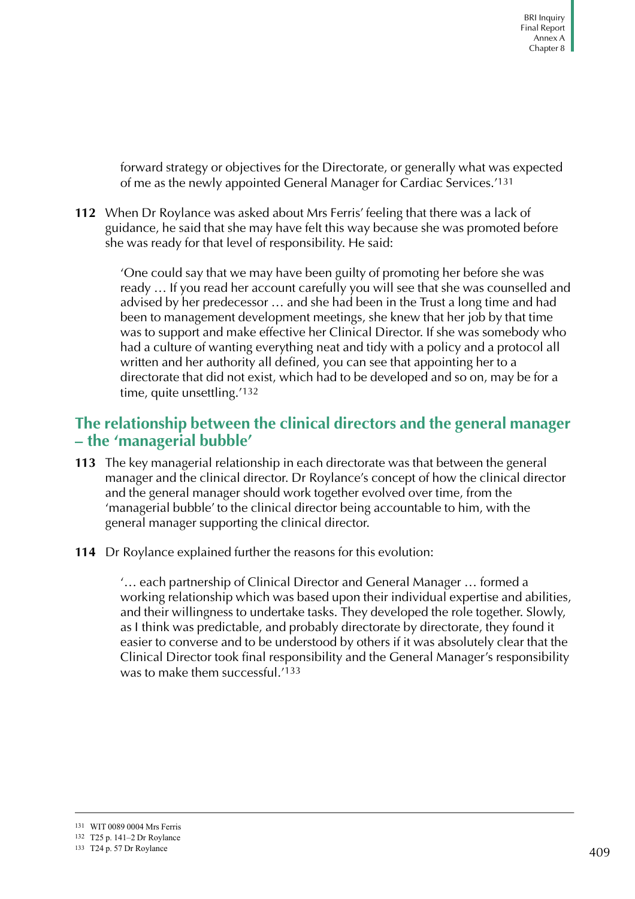forward strategy or objectives for the Directorate, or generally what was expected of me as the newly appointed General Manager for Cardiac Services.'[131]

**112** When Dr Roylance was asked about Mrs Ferris' feeling that there was a lack of guidance, he said that she may have felt this way because she was promoted before she was ready for that level of responsibility. He said:

> 'One could say that we may have been guilty of promoting her before she was ready … If you read her account carefully you will see that she was counselled and advised by her predecessor … and she had been in the Trust a long time and had been to management development meetings, she knew that her job by that time was to support and make effective her Clinical Director. If she was somebody who had a culture of wanting everything neat and tidy with a policy and a protocol all written and her authority all defined, you can see that appointing her to a directorate that did not exist, which had to be developed and so on, may be for a time, quite unsettling.'[132]

## The relationship between the clinical directors and the general manager – the 'managerial bubble'

**113** The key managerial relationship in each directorate was that between the general manager and the clinical director. Dr Roylance's concept of how the clinical director and the general manager should work together evolved over time, from the 'managerial bubble' to the clinical director being accountable to him, with the general manager supporting the clinical director.

**114** Dr Roylance explained further the reasons for this evolution:

> '… each partnership of Clinical Director and General Manager … formed a working relationship which was based upon their individual expertise and abilities, and their willingness to undertake tasks. They developed the role together. Slowly, as I think was predictable, and probably directorate by directorate, they found it easier to converse and to be understood by others if it was absolutely clear that the Clinical Director took final responsibility and the General Manager's responsibility was to make them successful.'[133]

---

[131] WIT 0089 0004 Mrs Ferris

[132] T25 p. 141–2 Dr Roylance

[133] T24 p. 57 Dr Roylance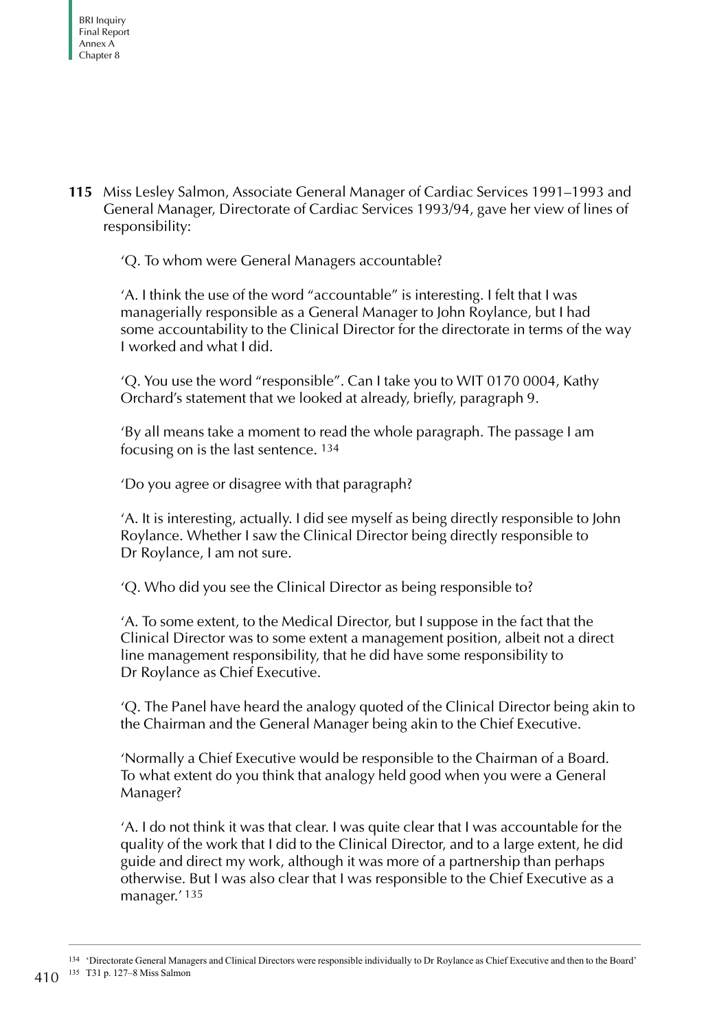**115** Miss Lesley Salmon, Associate General Manager of Cardiac Services 1991–1993 and General Manager, Directorate of Cardiac Services 1993/94, gave her view of lines of responsibility:

'Q. To whom were General Managers accountable?

'A. I think the use of the word "accountable" is interesting. I felt that I was managerially responsible as a General Manager to John Roylance, but I had some accountability to the Clinical Director for the directorate in terms of the way I worked and what I did.

'Q. You use the word "responsible". Can I take you to WIT 0170 0004, Kathy Orchard's statement that we looked at already, briefly, paragraph 9.

'By all means take a moment to read the whole paragraph. The passage I am focusing on is the last sentence. [134]

'Do you agree or disagree with that paragraph?

'A. It is interesting, actually. I did see myself as being directly responsible to John Roylance. Whether I saw the Clinical Director being directly responsible to Dr Roylance, I am not sure.

'Q. Who did you see the Clinical Director as being responsible to?

'A. To some extent, to the Medical Director, but I suppose in the fact that the Clinical Director was to some extent a management position, albeit not a direct line management responsibility, that he did have some responsibility to Dr Roylance as Chief Executive.

'Q. The Panel have heard the analogy quoted of the Clinical Director being akin to the Chairman and the General Manager being akin to the Chief Executive.

'Normally a Chief Executive would be responsible to the Chairman of a Board. To what extent do you think that analogy held good when you were a General Manager?

'A. I do not think it was that clear. I was quite clear that I was accountable for the quality of the work that I did to the Clinical Director, and to a large extent, he did guide and direct my work, although it was more of a partnership than perhaps otherwise. But I was also clear that I was responsible to the Chief Executive as a manager.' [135]

---

[134] 'Directorate General Managers and Clinical Directors were responsible individually to Dr Roylance as Chief Executive and then to the Board'

[135] T31 p. 127–8 Miss Salmon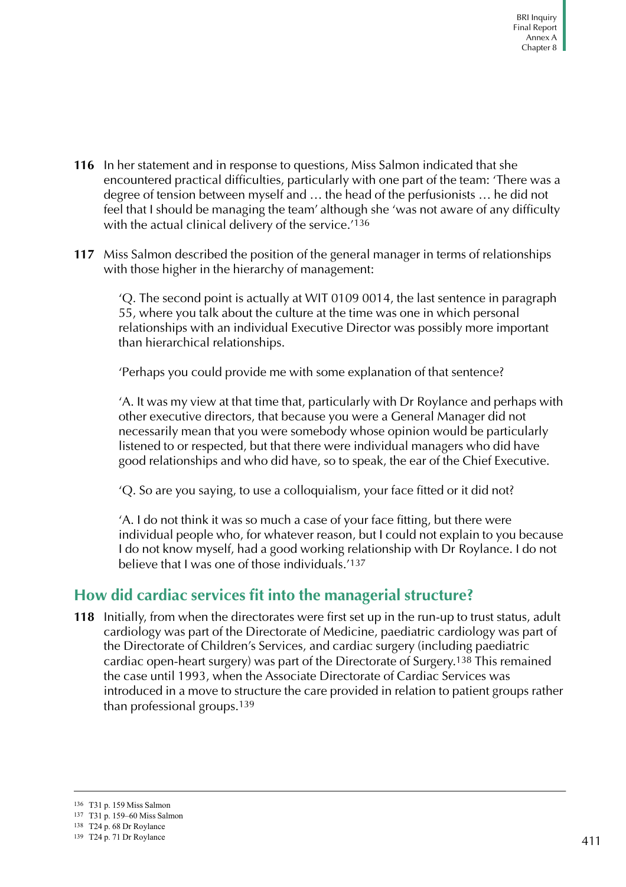**116** In her statement and in response to questions, Miss Salmon indicated that she encountered practical difficulties, particularly with one part of the team: 'There was a degree of tension between myself and … the head of the perfusionists … he did not feel that I should be managing the team' although she 'was not aware of any difficulty with the actual clinical delivery of the service.'[136]

**117** Miss Salmon described the position of the general manager in terms of relationships with those higher in the hierarchy of management:

> 'Q. The second point is actually at WIT 0109 0014, the last sentence in paragraph 55, where you talk about the culture at the time was one in which personal relationships with an individual Executive Director was possibly more important than hierarchical relationships.
>
> 'Perhaps you could provide me with some explanation of that sentence?
>
> 'A. It was my view at that time that, particularly with Dr Roylance and perhaps with other executive directors, that because you were a General Manager did not necessarily mean that you were somebody whose opinion would be particularly listened to or respected, but that there were individual managers who did have good relationships and who did have, so to speak, the ear of the Chief Executive.
>
> 'Q. So are you saying, to use a colloquialism, your face fitted or it did not?
>
> 'A. I do not think it was so much a case of your face fitting, but there were individual people who, for whatever reason, but I could not explain to you because I do not know myself, had a good working relationship with Dr Roylance. I do not believe that I was one of those individuals.'[137]

## How did cardiac services fit into the managerial structure?

**118** Initially, from when the directorates were first set up in the run-up to trust status, adult cardiology was part of the Directorate of Medicine, paediatric cardiology was part of the Directorate of Children's Services, and cardiac surgery (including paediatric cardiac open-heart surgery) was part of the Directorate of Surgery.[138] This remained the case until 1993, when the Associate Directorate of Cardiac Services was introduced in a move to structure the care provided in relation to patient groups rather than professional groups.[139]

---

136 T31 p. 159 Miss Salmon
137 T31 p. 159–60 Miss Salmon
138 T24 p. 68 Dr Roylance
139 T24 p. 71 Dr Roylance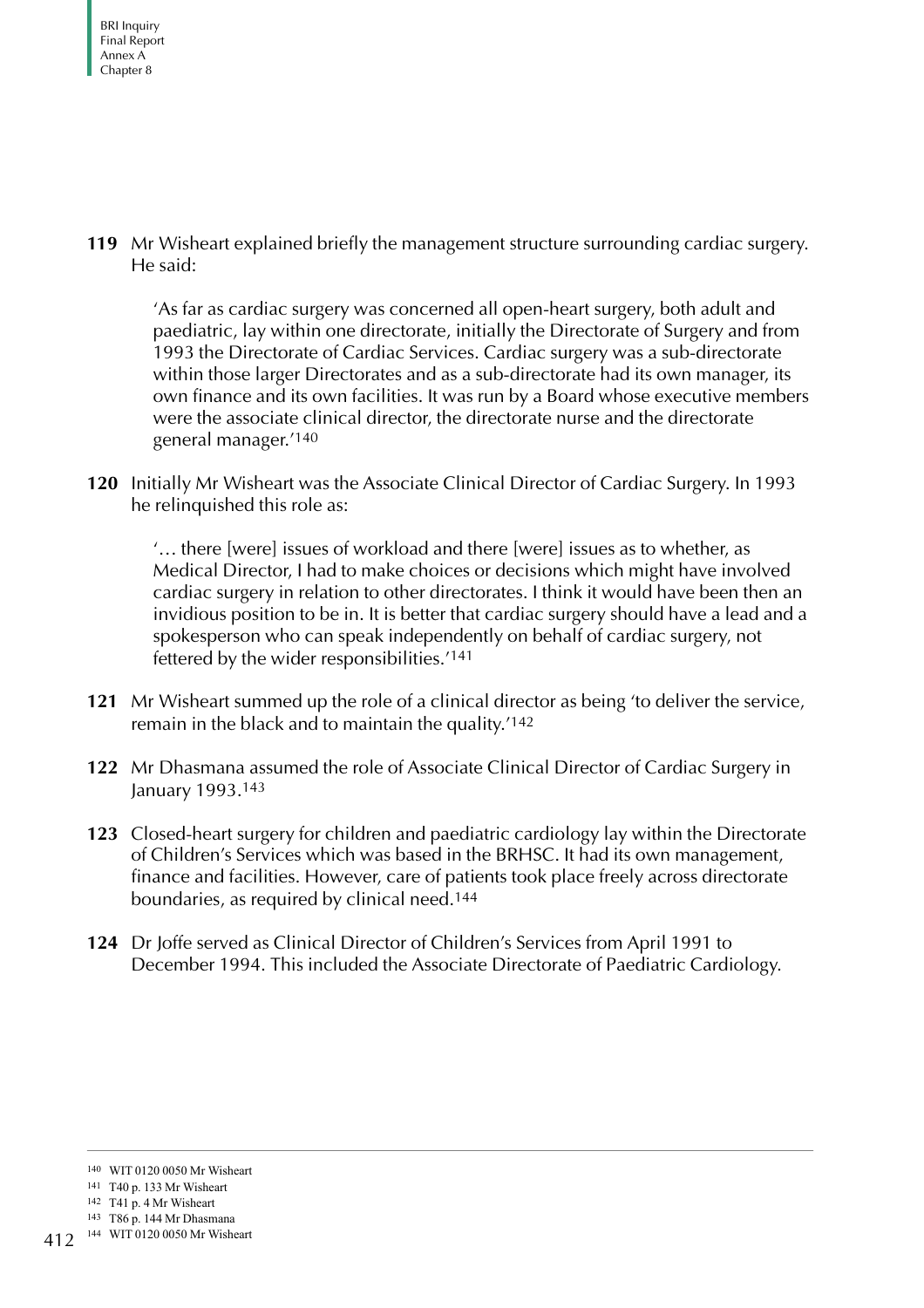**119** Mr Wisheart explained briefly the management structure surrounding cardiac surgery. He said:

> 'As far as cardiac surgery was concerned all open-heart surgery, both adult and paediatric, lay within one directorate, initially the Directorate of Surgery and from 1993 the Directorate of Cardiac Services. Cardiac surgery was a sub-directorate within those larger Directorates and as a sub-directorate had its own manager, its own finance and its own facilities. It was run by a Board whose executive members were the associate clinical director, the directorate nurse and the directorate general manager.'[140]

**120** Initially Mr Wisheart was the Associate Clinical Director of Cardiac Surgery. In 1993 he relinquished this role as:

> '… there [were] issues of workload and there [were] issues as to whether, as Medical Director, I had to make choices or decisions which might have involved cardiac surgery in relation to other directorates. I think it would have been then an invidious position to be in. It is better that cardiac surgery should have a lead and a spokesperson who can speak independently on behalf of cardiac surgery, not fettered by the wider responsibilities.'[141]

**121** Mr Wisheart summed up the role of a clinical director as being 'to deliver the service, remain in the black and to maintain the quality.'[142]

**122** Mr Dhasmana assumed the role of Associate Clinical Director of Cardiac Surgery in January 1993.[143]

**123** Closed-heart surgery for children and paediatric cardiology lay within the Directorate of Children's Services which was based in the BRHSC. It had its own management, finance and facilities. However, care of patients took place freely across directorate boundaries, as required by clinical need.[144]

**124** Dr Joffe served as Clinical Director of Children's Services from April 1991 to December 1994. This included the Associate Directorate of Paediatric Cardiology.

---

140 WIT 0120 0050 Mr Wisheart

141 T40 p. 133 Mr Wisheart

142 T41 p. 4 Mr Wisheart

143 T86 p. 144 Mr Dhasmana

144 WIT 0120 0050 Mr Wisheart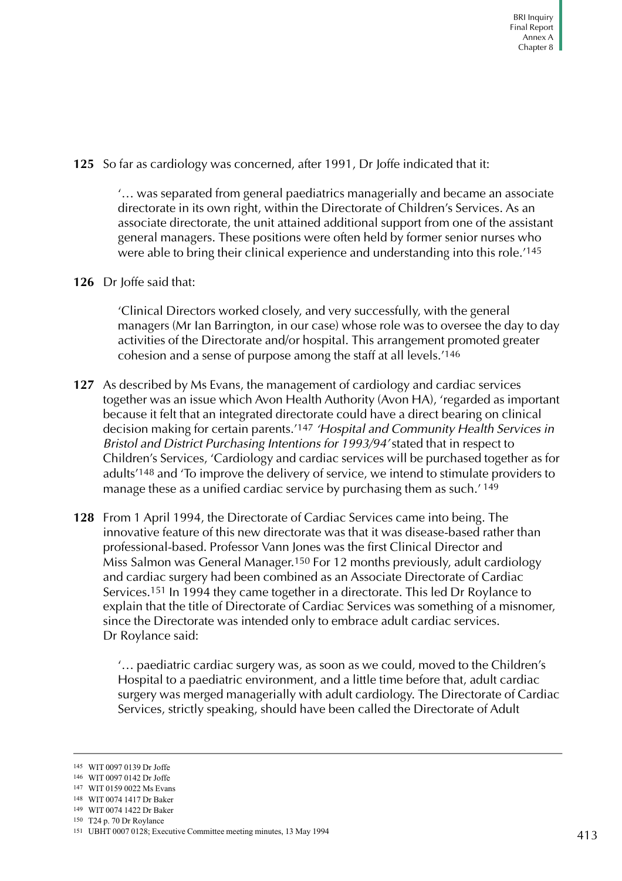**125** So far as cardiology was concerned, after 1991, Dr Joffe indicated that it:

> '… was separated from general paediatrics managerially and became an associate directorate in its own right, within the Directorate of Children's Services. As an associate directorate, the unit attained additional support from one of the assistant general managers. These positions were often held by former senior nurses who were able to bring their clinical experience and understanding into this role.'[145]

**126** Dr Joffe said that:

> 'Clinical Directors worked closely, and very successfully, with the general managers (Mr Ian Barrington, in our case) whose role was to oversee the day to day activities of the Directorate and/or hospital. This arrangement promoted greater cohesion and a sense of purpose among the staff at all levels.'[146]

**127** As described by Ms Evans, the management of cardiology and cardiac services together was an issue which Avon Health Authority (Avon HA), 'regarded as important because it felt that an integrated directorate could have a direct bearing on clinical decision making for certain parents.'[147] *'Hospital and Community Health Services in Bristol and District Purchasing Intentions for 1993/94'* stated that in respect to Children's Services, 'Cardiology and cardiac services will be purchased together as for adults'[148] and 'To improve the delivery of service, we intend to stimulate providers to manage these as a unified cardiac service by purchasing them as such.'[149]

**128** From 1 April 1994, the Directorate of Cardiac Services came into being. The innovative feature of this new directorate was that it was disease-based rather than professional-based. Professor Vann Jones was the first Clinical Director and Miss Salmon was General Manager.[150] For 12 months previously, adult cardiology and cardiac surgery had been combined as an Associate Directorate of Cardiac Services.[151] In 1994 they came together in a directorate. This led Dr Roylance to explain that the title of Directorate of Cardiac Services was something of a misnomer, since the Directorate was intended only to embrace adult cardiac services. Dr Roylance said:

> '… paediatric cardiac surgery was, as soon as we could, moved to the Children's Hospital to a paediatric environment, and a little time before that, adult cardiac surgery was merged managerially with adult cardiology. The Directorate of Cardiac Services, strictly speaking, should have been called the Directorate of Adult

---

145 WIT 0097 0139 Dr Joffe

146 WIT 0097 0142 Dr Joffe

147 WIT 0159 0022 Ms Evans

148 WIT 0074 1417 Dr Baker

149 WIT 0074 1422 Dr Baker

150 T24 p. 70 Dr Roylance

151 UBHT 0007 0128; Executive Committee meeting minutes, 13 May 1994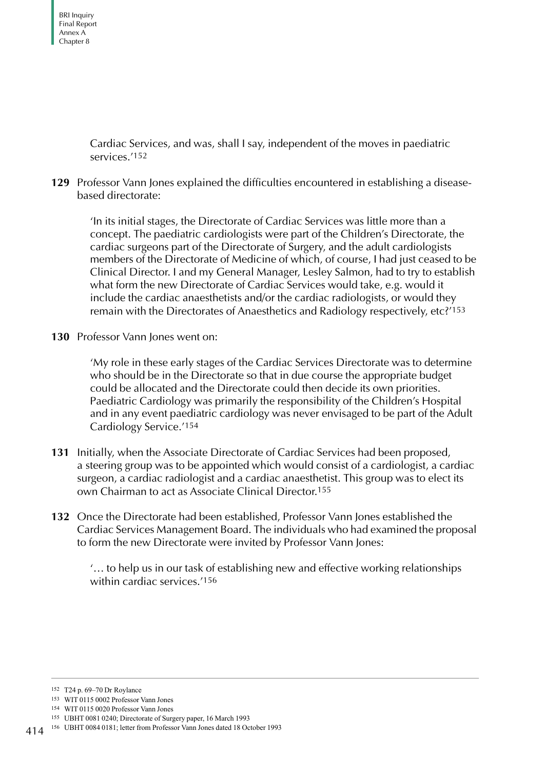Cardiac Services, and was, shall I say, independent of the moves in paediatric services.'[152]

**129** Professor Vann Jones explained the difficulties encountered in establishing a disease-based directorate:

> 'In its initial stages, the Directorate of Cardiac Services was little more than a concept. The paediatric cardiologists were part of the Children's Directorate, the cardiac surgeons part of the Directorate of Surgery, and the adult cardiologists members of the Directorate of Medicine of which, of course, I had just ceased to be Clinical Director. I and my General Manager, Lesley Salmon, had to try to establish what form the new Directorate of Cardiac Services would take, e.g. would it include the cardiac anaesthetists and/or the cardiac radiologists, or would they remain with the Directorates of Anaesthetics and Radiology respectively, etc?'[153]

**130** Professor Vann Jones went on:

> 'My role in these early stages of the Cardiac Services Directorate was to determine who should be in the Directorate so that in due course the appropriate budget could be allocated and the Directorate could then decide its own priorities. Paediatric Cardiology was primarily the responsibility of the Children's Hospital and in any event paediatric cardiology was never envisaged to be part of the Adult Cardiology Service.'[154]

**131** Initially, when the Associate Directorate of Cardiac Services had been proposed, a steering group was to be appointed which would consist of a cardiologist, a cardiac surgeon, a cardiac radiologist and a cardiac anaesthetist. This group was to elect its own Chairman to act as Associate Clinical Director.[155]

**132** Once the Directorate had been established, Professor Vann Jones established the Cardiac Services Management Board. The individuals who had examined the proposal to form the new Directorate were invited by Professor Vann Jones:

> '… to help us in our task of establishing new and effective working relationships within cardiac services.'[156]

---

[152] T24 p. 69–70 Dr Roylance

[153] WIT 0115 0002 Professor Vann Jones

[154] WIT 0115 0020 Professor Vann Jones

[155] UBHT 0081 0240; Directorate of Surgery paper, 16 March 1993

[156] UBHT 0084 0181; letter from Professor Vann Jones dated 18 October 1993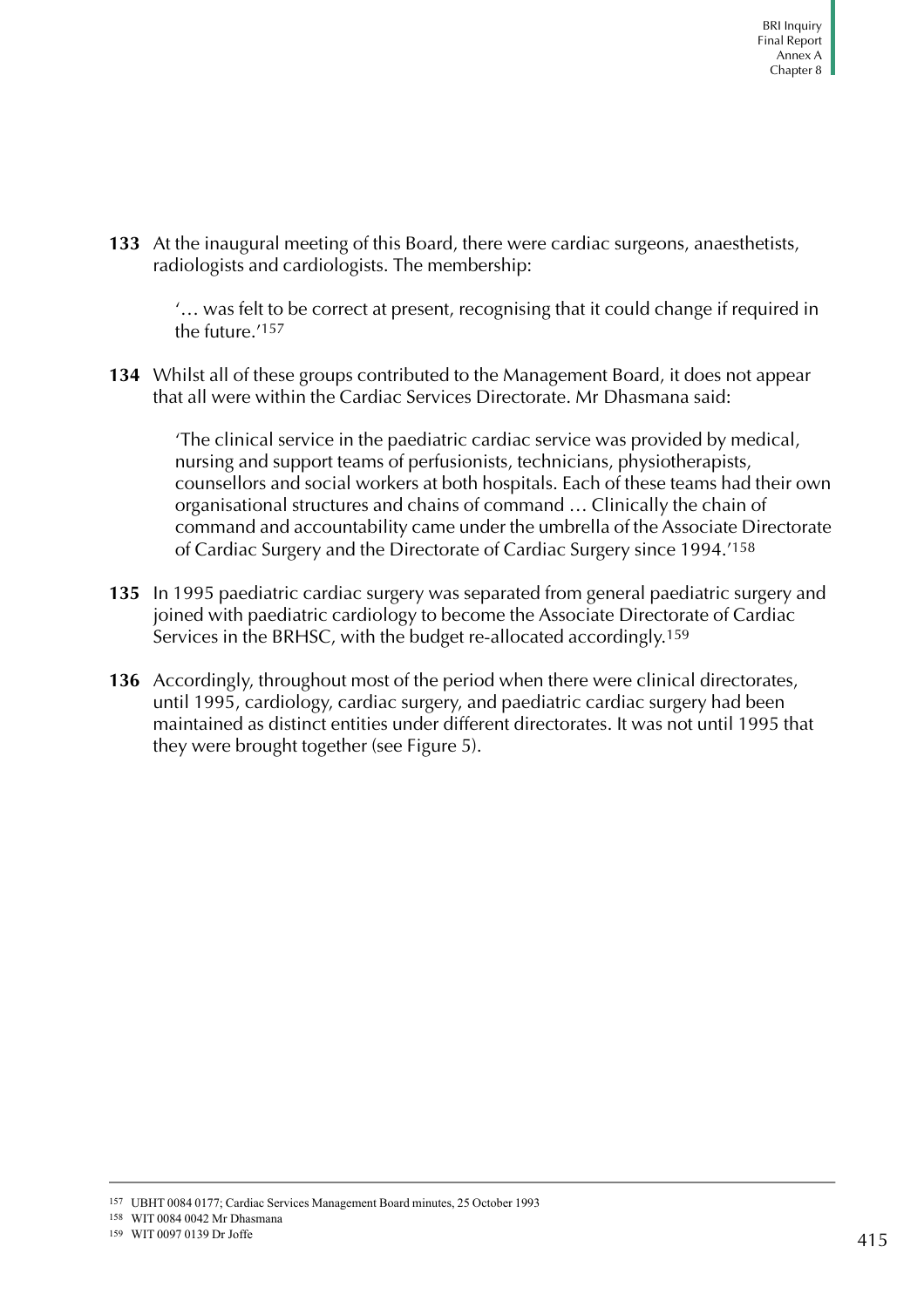**133** At the inaugural meeting of this Board, there were cardiac surgeons, anaesthetists, radiologists and cardiologists. The membership:

> '… was felt to be correct at present, recognising that it could change if required in the future.'[157]

**134** Whilst all of these groups contributed to the Management Board, it does not appear that all were within the Cardiac Services Directorate. Mr Dhasmana said:

> 'The clinical service in the paediatric cardiac service was provided by medical, nursing and support teams of perfusionists, technicians, physiotherapists, counsellors and social workers at both hospitals. Each of these teams had their own organisational structures and chains of command … Clinically the chain of command and accountability came under the umbrella of the Associate Directorate of Cardiac Surgery and the Directorate of Cardiac Surgery since 1994.'[158]

**135** In 1995 paediatric cardiac surgery was separated from general paediatric surgery and joined with paediatric cardiology to become the Associate Directorate of Cardiac Services in the BRHSC, with the budget re-allocated accordingly.[159]

**136** Accordingly, throughout most of the period when there were clinical directorates, until 1995, cardiology, cardiac surgery, and paediatric cardiac surgery had been maintained as distinct entities under different directorates. It was not until 1995 that they were brought together (see Figure 5).

---

[157] UBHT 0084 0177; Cardiac Services Management Board minutes, 25 October 1993

[158] WIT 0084 0042 Mr Dhasmana

[159] WIT 0097 0139 Dr Joffe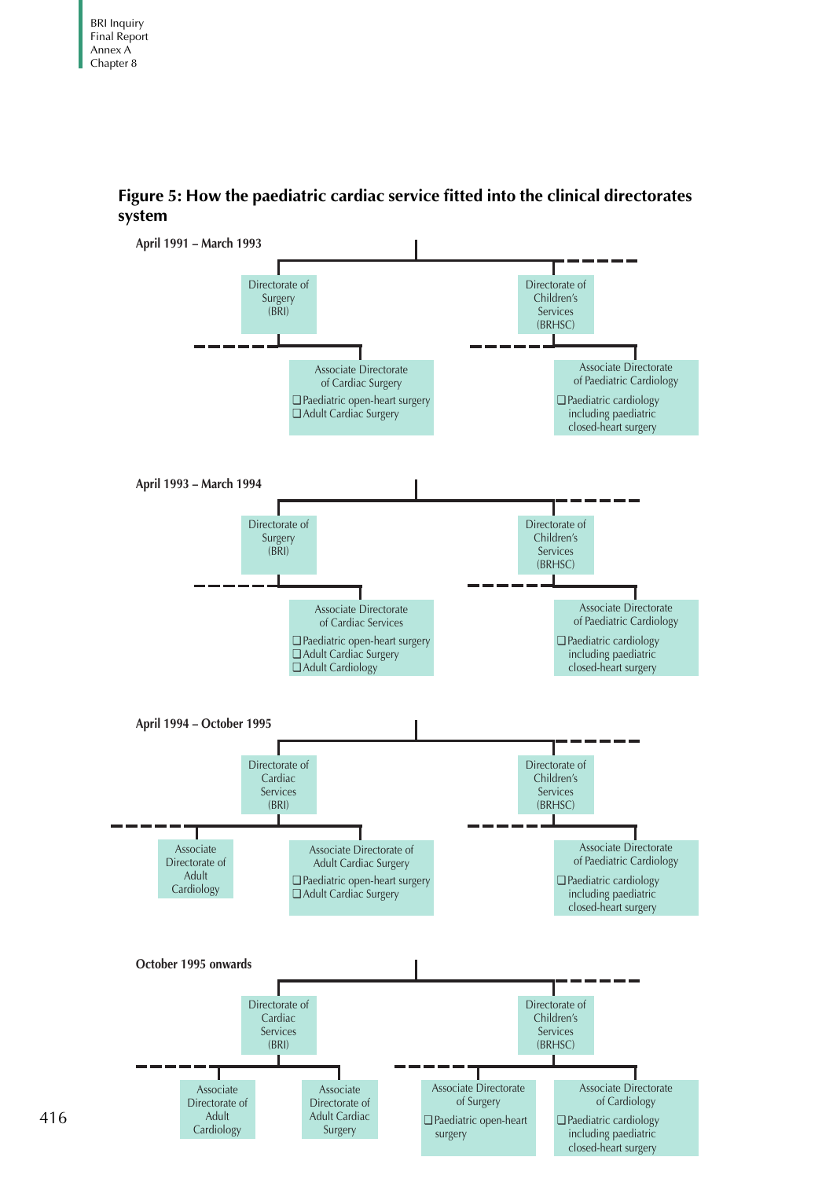## Figure 5: How the paediatric cardiac service fitted into the clinical directorates system

### April 1991 – March 1993

- Directorate of Surgery (BRI)
  - Associate Directorate of Cardiac Surgery
    - ❑ Paediatric open-heart surgery
    - ❑ Adult Cardiac Surgery
- Directorate of Children's Services (BRHSC)
  - Associate Directorate of Paediatric Cardiology
    - ❑ Paediatric cardiology including paediatric closed-heart surgery

### April 1993 – March 1994

- Directorate of Surgery (BRI)
  - Associate Directorate of Cardiac Services
    - ❑ Paediatric open-heart surgery
    - ❑ Adult Cardiac Surgery
    - ❑ Adult Cardiology
- Directorate of Children's Services (BRHSC)
  - Associate Directorate of Paediatric Cardiology
    - ❑ Paediatric cardiology including paediatric closed-heart surgery

### April 1994 – October 1995

- Directorate of Cardiac Services (BRI)
  - Associate Directorate of Adult Cardiology
  - Associate Directorate of Adult Cardiac Surgery
    - ❑ Paediatric open-heart surgery
    - ❑ Adult Cardiac Surgery
- Directorate of Children's Services (BRHSC)
  - Associate Directorate of Paediatric Cardiology
    - ❑ Paediatric cardiology including paediatric closed-heart surgery

### October 1995 onwards

- Directorate of Cardiac Services (BRI)
  - Associate Directorate of Adult Cardiology
  - Associate Directorate of Adult Cardiac Surgery
- Directorate of Children's Services (BRHSC)
  - Associate Directorate of Surgery
    - ❑ Paediatric open-heart surgery
  - Associate Directorate of Cardiology
    - ❑ Paediatric cardiology including paediatric closed-heart surgery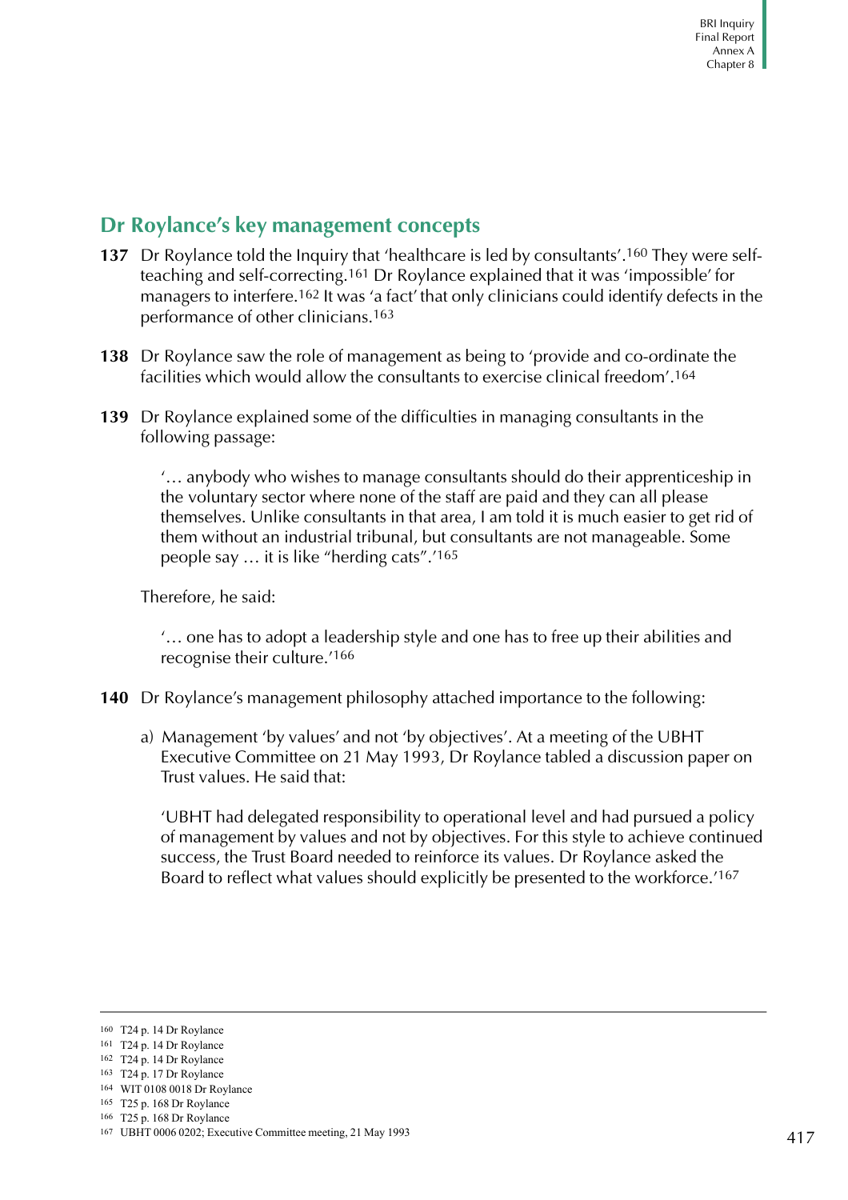## Dr Roylance's key management concepts

**137** Dr Roylance told the Inquiry that 'healthcare is led by consultants'.[160] They were self-teaching and self-correcting.[161] Dr Roylance explained that it was 'impossible' for managers to interfere.[162] It was 'a fact' that only clinicians could identify defects in the performance of other clinicians.[163]

**138** Dr Roylance saw the role of management as being to 'provide and co-ordinate the facilities which would allow the consultants to exercise clinical freedom'.[164]

**139** Dr Roylance explained some of the difficulties in managing consultants in the following passage:

> '… anybody who wishes to manage consultants should do their apprenticeship in the voluntary sector where none of the staff are paid and they can all please themselves. Unlike consultants in that area, I am told it is much easier to get rid of them without an industrial tribunal, but consultants are not manageable. Some people say … it is like "herding cats".'[165]

Therefore, he said:

> '… one has to adopt a leadership style and one has to free up their abilities and recognise their culture.'[166]

**140** Dr Roylance's management philosophy attached importance to the following:

a) Management 'by values' and not 'by objectives'. At a meeting of the UBHT Executive Committee on 21 May 1993, Dr Roylance tabled a discussion paper on Trust values. He said that:

> 'UBHT had delegated responsibility to operational level and had pursued a policy of management by values and not by objectives. For this style to achieve continued success, the Trust Board needed to reinforce its values. Dr Roylance asked the Board to reflect what values should explicitly be presented to the workforce.'[167]

---

160 T24 p. 14 Dr Roylance
161 T24 p. 14 Dr Roylance
162 T24 p. 14 Dr Roylance
163 T24 p. 17 Dr Roylance
164 WIT 0108 0018 Dr Roylance
165 T25 p. 168 Dr Roylance
166 T25 p. 168 Dr Roylance
167 UBHT 0006 0202; Executive Committee meeting, 21 May 1993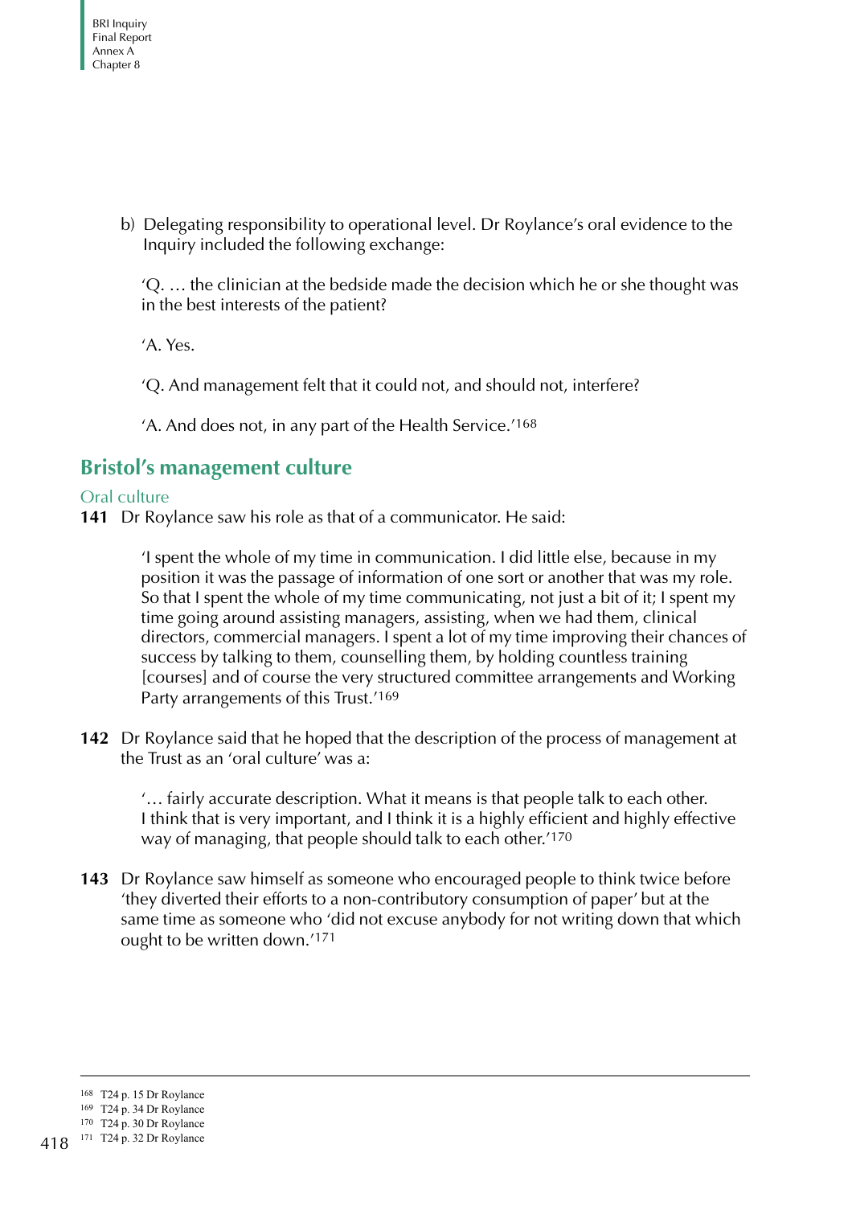b) Delegating responsibility to operational level. Dr Roylance's oral evidence to the Inquiry included the following exchange:

'Q. … the clinician at the bedside made the decision which he or she thought was in the best interests of the patient?

'A. Yes.

'Q. And management felt that it could not, and should not, interfere?

'A. And does not, in any part of the Health Service.'[168]

## Bristol's management culture

### Oral culture

**141** Dr Roylance saw his role as that of a communicator. He said:

> 'I spent the whole of my time in communication. I did little else, because in my position it was the passage of information of one sort or another that was my role. So that I spent the whole of my time communicating, not just a bit of it; I spent my time going around assisting managers, assisting, when we had them, clinical directors, commercial managers. I spent a lot of my time improving their chances of success by talking to them, counselling them, by holding countless training [courses] and of course the very structured committee arrangements and Working Party arrangements of this Trust.'[169]

**142** Dr Roylance said that he hoped that the description of the process of management at the Trust as an 'oral culture' was a:

> '… fairly accurate description. What it means is that people talk to each other. I think that is very important, and I think it is a highly efficient and highly effective way of managing, that people should talk to each other.'[170]

**143** Dr Roylance saw himself as someone who encouraged people to think twice before 'they diverted their efforts to a non-contributory consumption of paper' but at the same time as someone who 'did not excuse anybody for not writing down that which ought to be written down.'[171]

---

168 T24 p. 15 Dr Roylance
169 T24 p. 34 Dr Roylance
170 T24 p. 30 Dr Roylance
171 T24 p. 32 Dr Roylance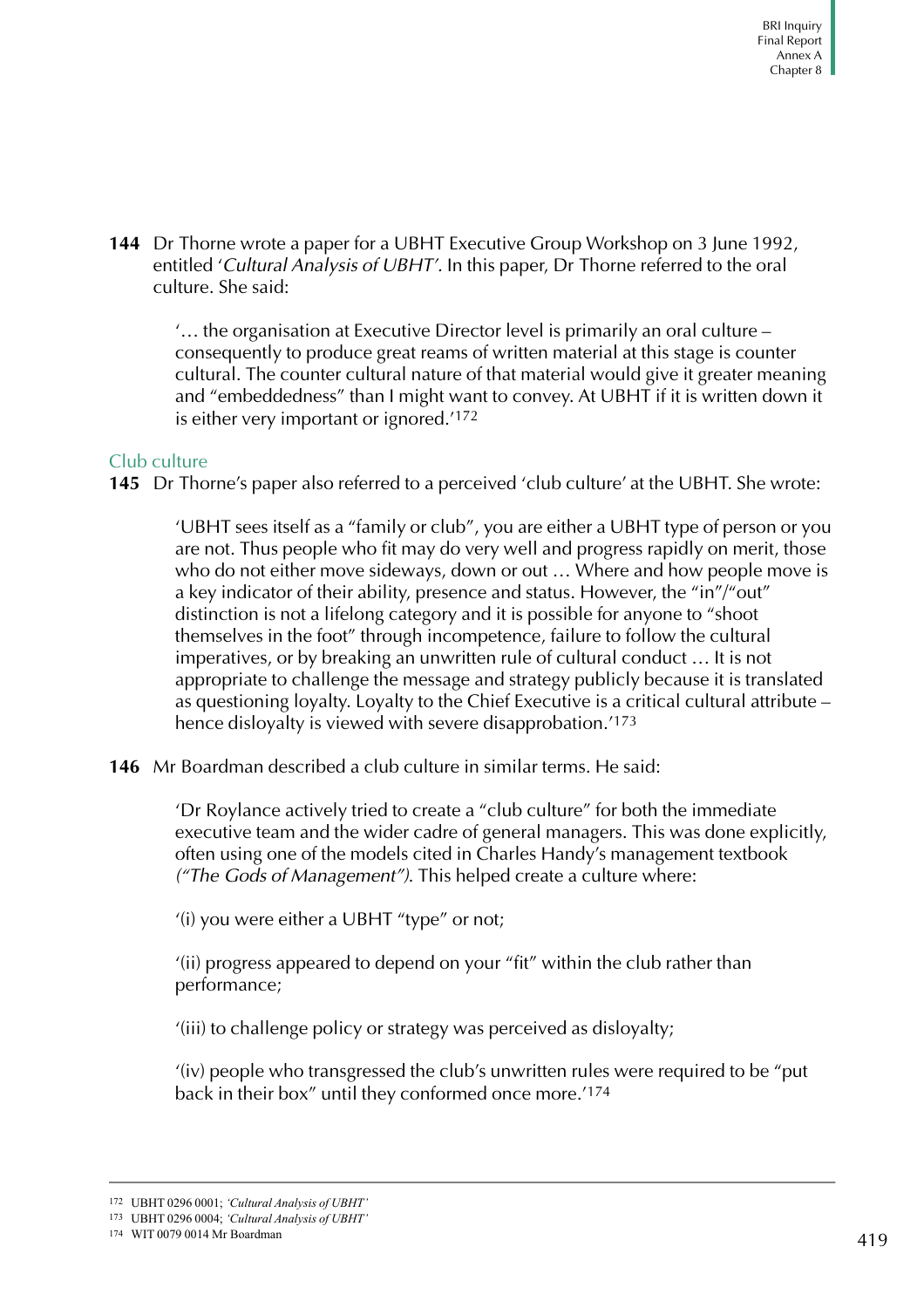**144** Dr Thorne wrote a paper for a UBHT Executive Group Workshop on 3 June 1992, entitled '*Cultural Analysis of UBHT'*. In this paper, Dr Thorne referred to the oral culture. She said:

> '… the organisation at Executive Director level is primarily an oral culture – consequently to produce great reams of written material at this stage is counter cultural. The counter cultural nature of that material would give it greater meaning and "embeddedness" than I might want to convey. At UBHT if it is written down it is either very important or ignored.'[172]

### Club culture

**145** Dr Thorne's paper also referred to a perceived 'club culture' at the UBHT. She wrote:

> 'UBHT sees itself as a "family or club", you are either a UBHT type of person or you are not. Thus people who fit may do very well and progress rapidly on merit, those who do not either move sideways, down or out … Where and how people move is a key indicator of their ability, presence and status. However, the "in"/"out" distinction is not a lifelong category and it is possible for anyone to "shoot themselves in the foot" through incompetence, failure to follow the cultural imperatives, or by breaking an unwritten rule of cultural conduct … It is not appropriate to challenge the message and strategy publicly because it is translated as questioning loyalty. Loyalty to the Chief Executive is a critical cultural attribute – hence disloyalty is viewed with severe disapprobation.'[173]

**146** Mr Boardman described a club culture in similar terms. He said:

> 'Dr Roylance actively tried to create a "club culture" for both the immediate executive team and the wider cadre of general managers. This was done explicitly, often using one of the models cited in Charles Handy's management textbook *("The Gods of Management")*. This helped create a culture where:
>
> '(i) you were either a UBHT "type" or not;
>
> '(ii) progress appeared to depend on your "fit" within the club rather than performance;
>
> '(iii) to challenge policy or strategy was perceived as disloyalty;
>
> '(iv) people who transgressed the club's unwritten rules were required to be "put back in their box" until they conformed once more.'[174]

---

172 UBHT 0296 0001; *'Cultural Analysis of UBHT'*

173 UBHT 0296 0004; *'Cultural Analysis of UBHT'*

174 WIT 0079 0014 Mr Boardman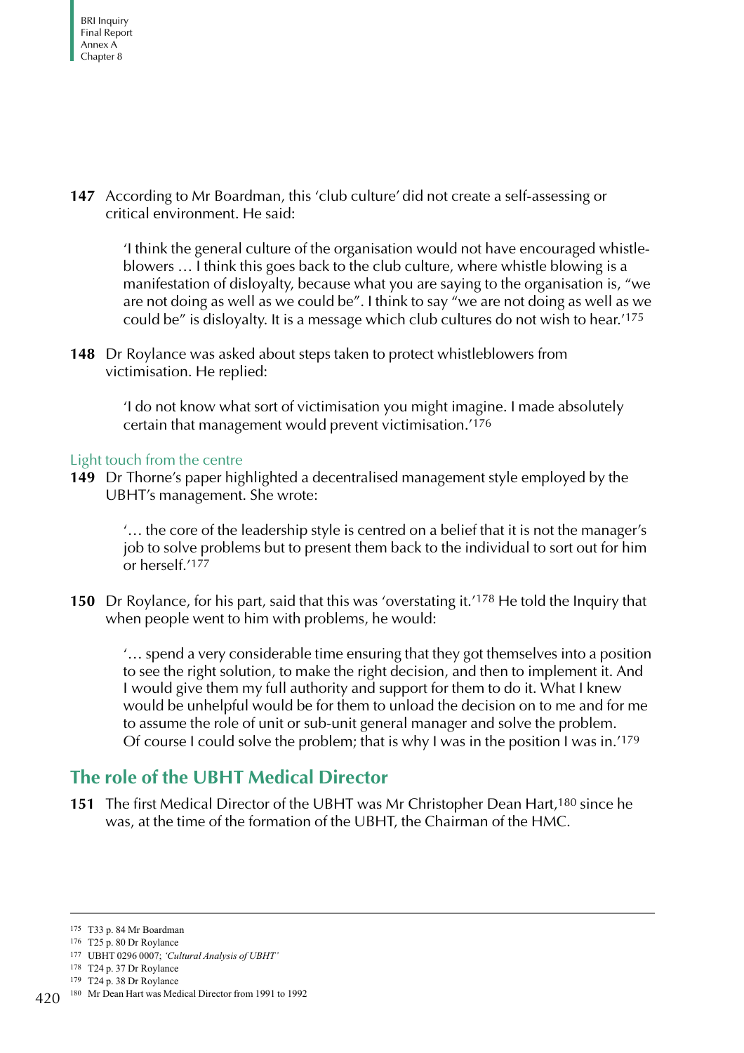**147** According to Mr Boardman, this 'club culture' did not create a self-assessing or critical environment. He said:

> 'I think the general culture of the organisation would not have encouraged whistle-blowers … I think this goes back to the club culture, where whistle blowing is a manifestation of disloyalty, because what you are saying to the organisation is, "we are not doing as well as we could be". I think to say "we are not doing as well as we could be" is disloyalty. It is a message which club cultures do not wish to hear.'[175]

**148** Dr Roylance was asked about steps taken to protect whistleblowers from victimisation. He replied:

> 'I do not know what sort of victimisation you might imagine. I made absolutely certain that management would prevent victimisation.'[176]

### Light touch from the centre

**149** Dr Thorne's paper highlighted a decentralised management style employed by the UBHT's management. She wrote:

> '… the core of the leadership style is centred on a belief that it is not the manager's job to solve problems but to present them back to the individual to sort out for him or herself.'[177]

**150** Dr Roylance, for his part, said that this was 'overstating it.'[178] He told the Inquiry that when people went to him with problems, he would:

> '… spend a very considerable time ensuring that they got themselves into a position to see the right solution, to make the right decision, and then to implement it. And I would give them my full authority and support for them to do it. What I knew would be unhelpful would be for them to unload the decision on to me and for me to assume the role of unit or sub-unit general manager and solve the problem. Of course I could solve the problem; that is why I was in the position I was in.'[179]

## The role of the UBHT Medical Director

**151** The first Medical Director of the UBHT was Mr Christopher Dean Hart,[180] since he was, at the time of the formation of the UBHT, the Chairman of the HMC.

---

175 T33 p. 84 Mr Boardman

176 T25 p. 80 Dr Roylance

177 UBHT 0296 0007; *'Cultural Analysis of UBHT'*

178 T24 p. 37 Dr Roylance

179 T24 p. 38 Dr Roylance

180 Mr Dean Hart was Medical Director from 1991 to 1992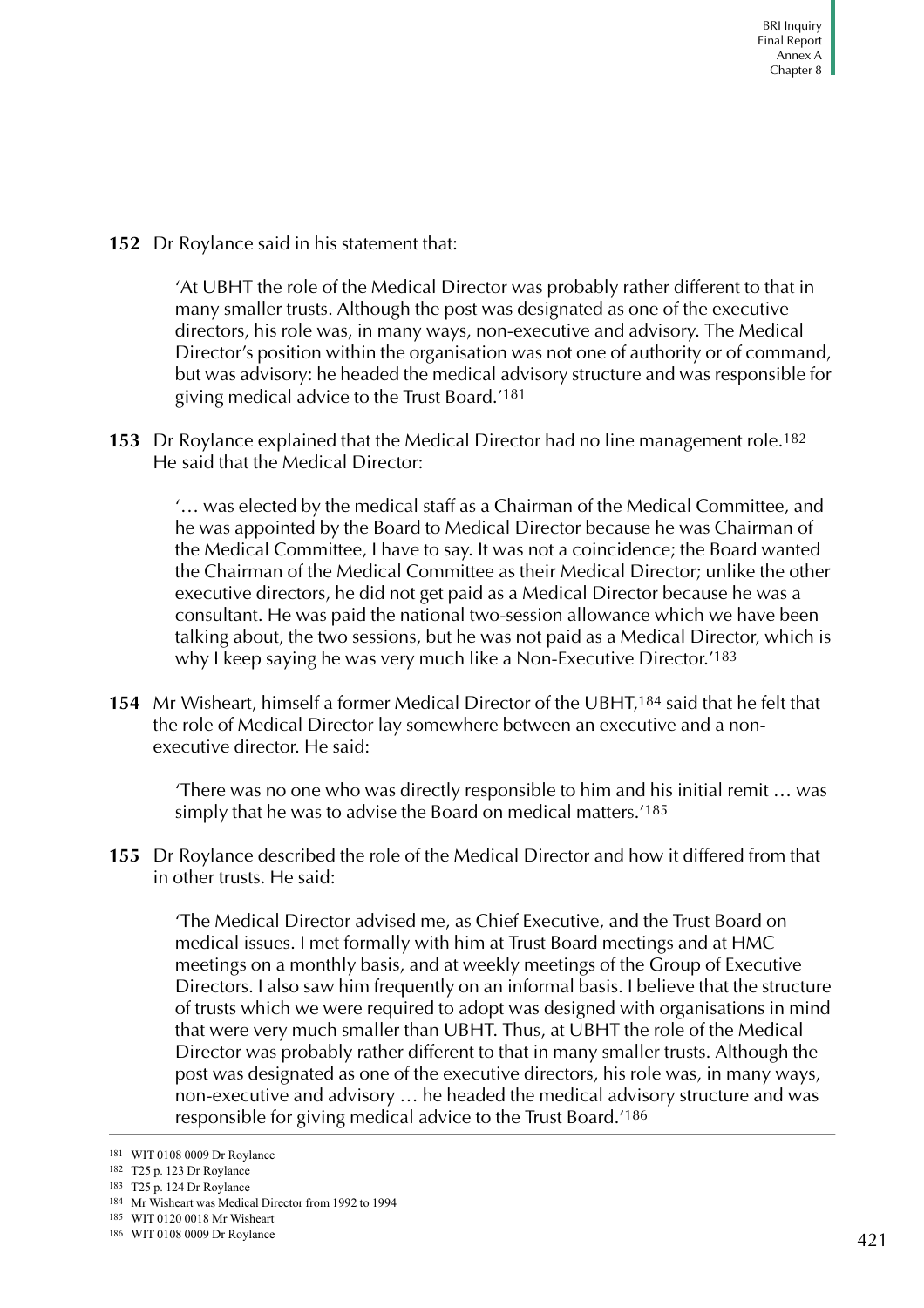**152** Dr Roylance said in his statement that:

> 'At UBHT the role of the Medical Director was probably rather different to that in many smaller trusts. Although the post was designated as one of the executive directors, his role was, in many ways, non-executive and advisory. The Medical Director's position within the organisation was not one of authority or of command, but was advisory: he headed the medical advisory structure and was responsible for giving medical advice to the Trust Board.'[181]

**153** Dr Roylance explained that the Medical Director had no line management role.[182] He said that the Medical Director:

> '… was elected by the medical staff as a Chairman of the Medical Committee, and he was appointed by the Board to Medical Director because he was Chairman of the Medical Committee, I have to say. It was not a coincidence; the Board wanted the Chairman of the Medical Committee as their Medical Director; unlike the other executive directors, he did not get paid as a Medical Director because he was a consultant. He was paid the national two-session allowance which we have been talking about, the two sessions, but he was not paid as a Medical Director, which is why I keep saying he was very much like a Non-Executive Director.'[183]

**154** Mr Wisheart, himself a former Medical Director of the UBHT,[184] said that he felt that the role of Medical Director lay somewhere between an executive and a non-executive director. He said:

> 'There was no one who was directly responsible to him and his initial remit … was simply that he was to advise the Board on medical matters.'[185]

**155** Dr Roylance described the role of the Medical Director and how it differed from that in other trusts. He said:

> 'The Medical Director advised me, as Chief Executive, and the Trust Board on medical issues. I met formally with him at Trust Board meetings and at HMC meetings on a monthly basis, and at weekly meetings of the Group of Executive Directors. I also saw him frequently on an informal basis. I believe that the structure of trusts which we were required to adopt was designed with organisations in mind that were very much smaller than UBHT. Thus, at UBHT the role of the Medical Director was probably rather different to that in many smaller trusts. Although the post was designated as one of the executive directors, his role was, in many ways, non-executive and advisory … he headed the medical advisory structure and was responsible for giving medical advice to the Trust Board.'[186]

---

181 WIT 0108 0009 Dr Roylance

182 T25 p. 123 Dr Roylance

183 T25 p. 124 Dr Roylance

184 Mr Wisheart was Medical Director from 1992 to 1994

185 WIT 0120 0018 Mr Wisheart

186 WIT 0108 0009 Dr Roylance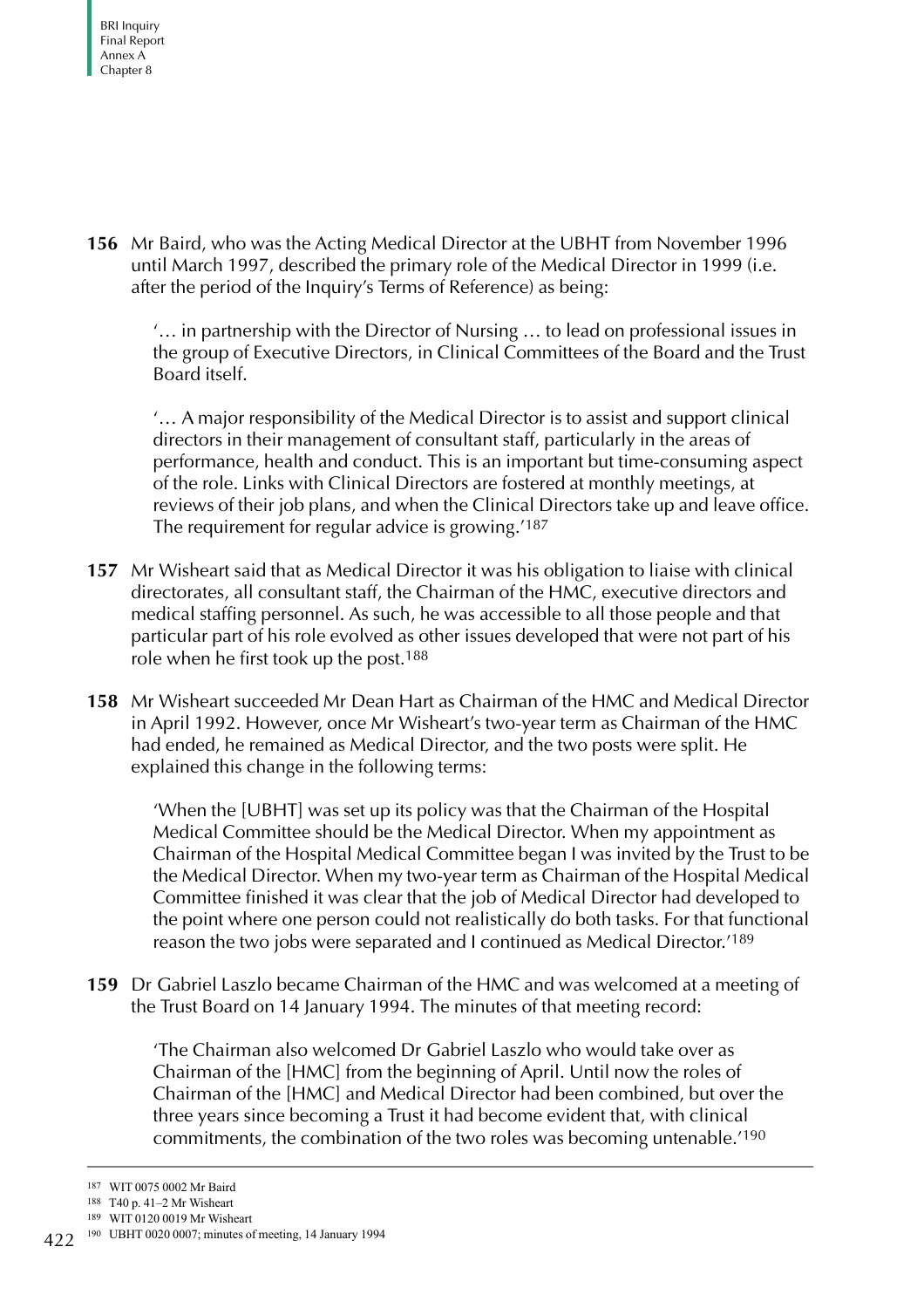**156** Mr Baird, who was the Acting Medical Director at the UBHT from November 1996 until March 1997, described the primary role of the Medical Director in 1999 (i.e. after the period of the Inquiry's Terms of Reference) as being:

> '… in partnership with the Director of Nursing … to lead on professional issues in the group of Executive Directors, in Clinical Committees of the Board and the Trust Board itself.
>
> '… A major responsibility of the Medical Director is to assist and support clinical directors in their management of consultant staff, particularly in the areas of performance, health and conduct. This is an important but time-consuming aspect of the role. Links with Clinical Directors are fostered at monthly meetings, at reviews of their job plans, and when the Clinical Directors take up and leave office. The requirement for regular advice is growing.'[187]

**157** Mr Wisheart said that as Medical Director it was his obligation to liaise with clinical directorates, all consultant staff, the Chairman of the HMC, executive directors and medical staffing personnel. As such, he was accessible to all those people and that particular part of his role evolved as other issues developed that were not part of his role when he first took up the post.[188]

**158** Mr Wisheart succeeded Mr Dean Hart as Chairman of the HMC and Medical Director in April 1992. However, once Mr Wisheart's two-year term as Chairman of the HMC had ended, he remained as Medical Director, and the two posts were split. He explained this change in the following terms:

> 'When the [UBHT] was set up its policy was that the Chairman of the Hospital Medical Committee should be the Medical Director. When my appointment as Chairman of the Hospital Medical Committee began I was invited by the Trust to be the Medical Director. When my two-year term as Chairman of the Hospital Medical Committee finished it was clear that the job of Medical Director had developed to the point where one person could not realistically do both tasks. For that functional reason the two jobs were separated and I continued as Medical Director.'[189]

**159** Dr Gabriel Laszlo became Chairman of the HMC and was welcomed at a meeting of the Trust Board on 14 January 1994. The minutes of that meeting record:

> 'The Chairman also welcomed Dr Gabriel Laszlo who would take over as Chairman of the [HMC] from the beginning of April. Until now the roles of Chairman of the [HMC] and Medical Director had been combined, but over the three years since becoming a Trust it had become evident that, with clinical commitments, the combination of the two roles was becoming untenable.'[190]

---

187 WIT 0075 0002 Mr Baird

188 T40 p. 41–2 Mr Wisheart

189 WIT 0120 0019 Mr Wisheart

190 UBHT 0020 0007; minutes of meeting, 14 January 1994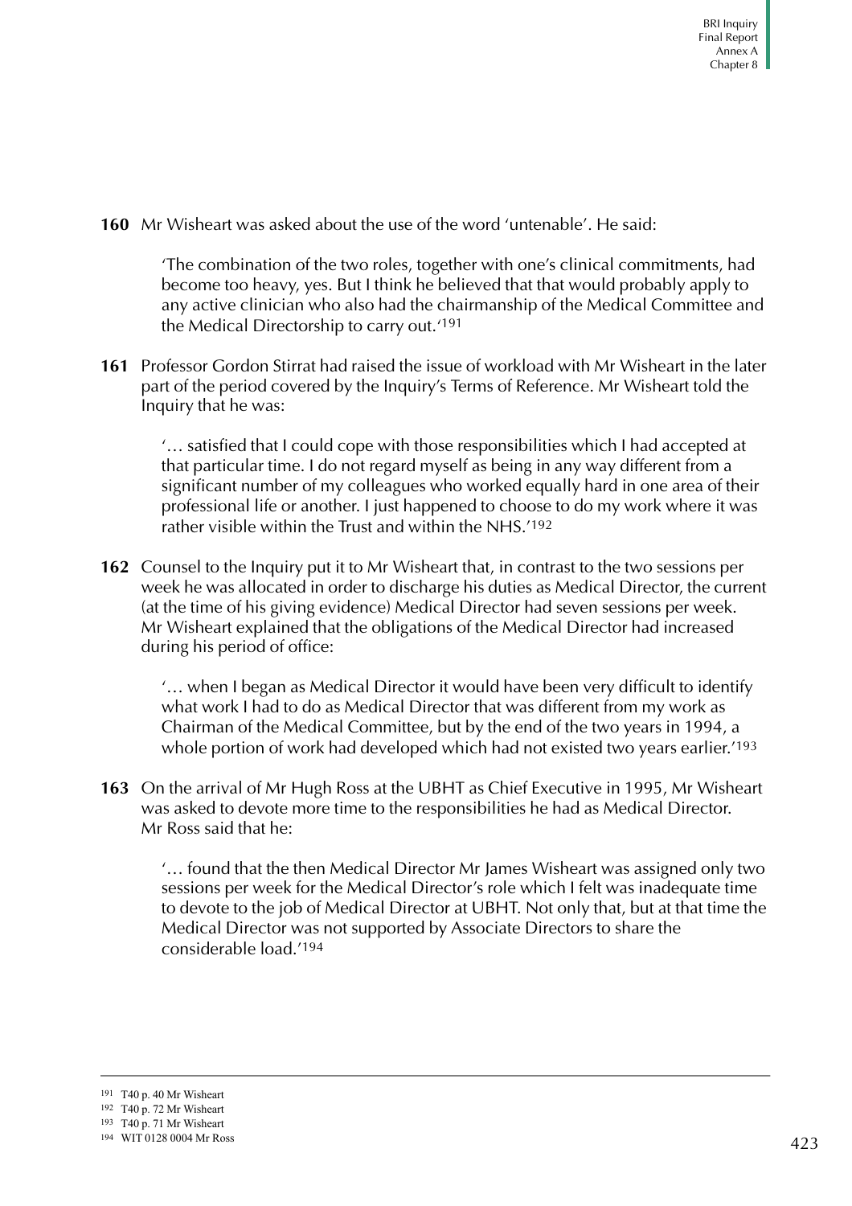**160** Mr Wisheart was asked about the use of the word 'untenable'. He said:

> 'The combination of the two roles, together with one's clinical commitments, had become too heavy, yes. But I think he believed that that would probably apply to any active clinician who also had the chairmanship of the Medical Committee and the Medical Directorship to carry out.'[191]

**161** Professor Gordon Stirrat had raised the issue of workload with Mr Wisheart in the later part of the period covered by the Inquiry's Terms of Reference. Mr Wisheart told the Inquiry that he was:

> '… satisfied that I could cope with those responsibilities which I had accepted at that particular time. I do not regard myself as being in any way different from a significant number of my colleagues who worked equally hard in one area of their professional life or another. I just happened to choose to do my work where it was rather visible within the Trust and within the NHS.'[192]

**162** Counsel to the Inquiry put it to Mr Wisheart that, in contrast to the two sessions per week he was allocated in order to discharge his duties as Medical Director, the current (at the time of his giving evidence) Medical Director had seven sessions per week. Mr Wisheart explained that the obligations of the Medical Director had increased during his period of office:

> '… when I began as Medical Director it would have been very difficult to identify what work I had to do as Medical Director that was different from my work as Chairman of the Medical Committee, but by the end of the two years in 1994, a whole portion of work had developed which had not existed two years earlier.'[193]

**163** On the arrival of Mr Hugh Ross at the UBHT as Chief Executive in 1995, Mr Wisheart was asked to devote more time to the responsibilities he had as Medical Director. Mr Ross said that he:

> '… found that the then Medical Director Mr James Wisheart was assigned only two sessions per week for the Medical Director's role which I felt was inadequate time to devote to the job of Medical Director at UBHT. Not only that, but at that time the Medical Director was not supported by Associate Directors to share the considerable load.'[194]

---

[191] T40 p. 40 Mr Wisheart
[192] T40 p. 72 Mr Wisheart
[193] T40 p. 71 Mr Wisheart
[194] WIT 0128 0004 Mr Ross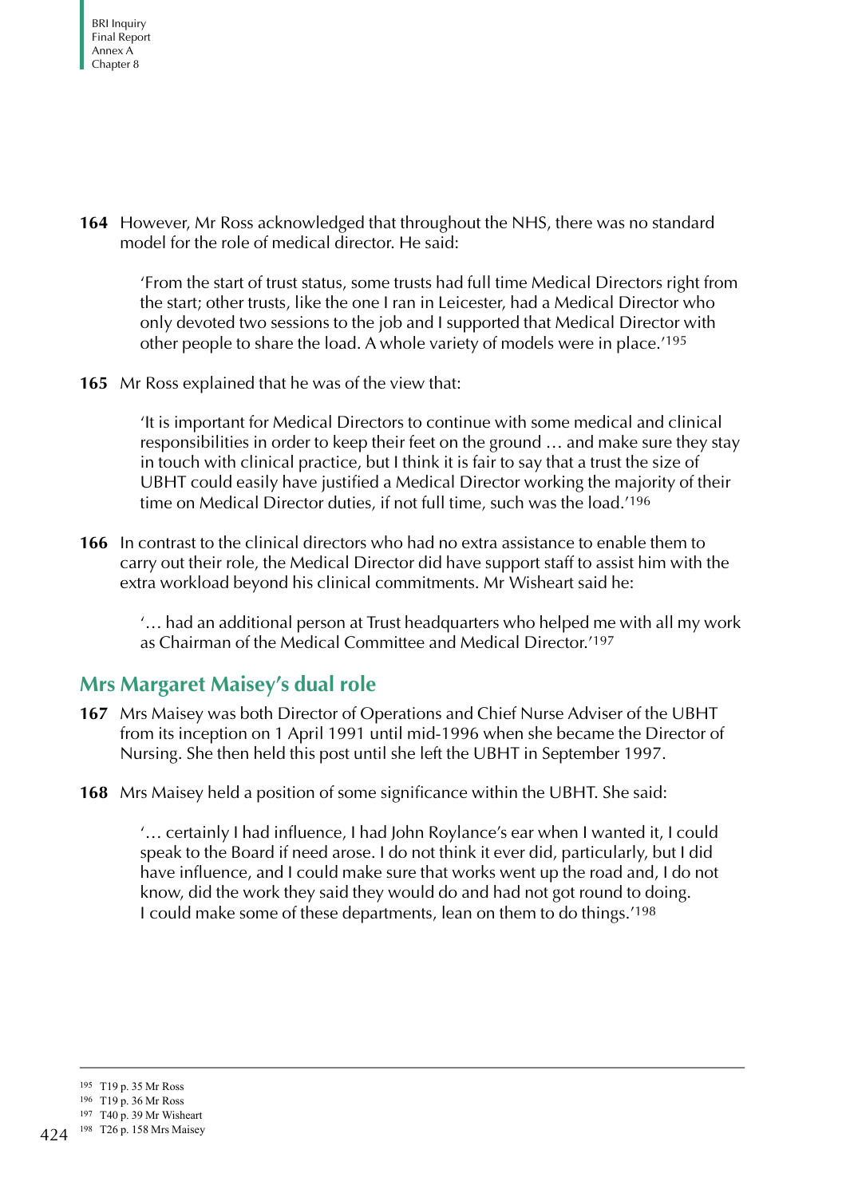**164** However, Mr Ross acknowledged that throughout the NHS, there was no standard model for the role of medical director. He said:

> 'From the start of trust status, some trusts had full time Medical Directors right from the start; other trusts, like the one I ran in Leicester, had a Medical Director who only devoted two sessions to the job and I supported that Medical Director with other people to share the load. A whole variety of models were in place.'[195]

**165** Mr Ross explained that he was of the view that:

> 'It is important for Medical Directors to continue with some medical and clinical responsibilities in order to keep their feet on the ground … and make sure they stay in touch with clinical practice, but I think it is fair to say that a trust the size of UBHT could easily have justified a Medical Director working the majority of their time on Medical Director duties, if not full time, such was the load.'[196]

**166** In contrast to the clinical directors who had no extra assistance to enable them to carry out their role, the Medical Director did have support staff to assist him with the extra workload beyond his clinical commitments. Mr Wisheart said he:

> '… had an additional person at Trust headquarters who helped me with all my work as Chairman of the Medical Committee and Medical Director.'[197]

## Mrs Margaret Maisey's dual role

**167** Mrs Maisey was both Director of Operations and Chief Nurse Adviser of the UBHT from its inception on 1 April 1991 until mid-1996 when she became the Director of Nursing. She then held this post until she left the UBHT in September 1997.

**168** Mrs Maisey held a position of some significance within the UBHT. She said:

> '… certainly I had influence, I had John Roylance's ear when I wanted it, I could speak to the Board if need arose. I do not think it ever did, particularly, but I did have influence, and I could make sure that works went up the road and, I do not know, did the work they said they would do and had not got round to doing. I could make some of these departments, lean on them to do things.'[198]

---

[195] T19 p. 35 Mr Ross

[196] T19 p. 36 Mr Ross

[197] T40 p. 39 Mr Wisheart

[198] T26 p. 158 Mrs Maisey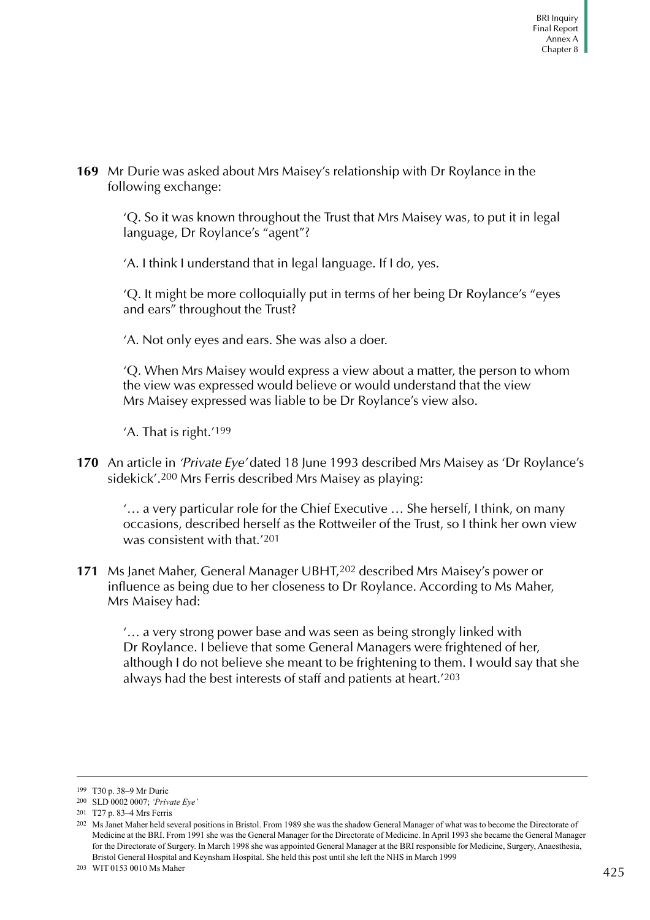**169** Mr Durie was asked about Mrs Maisey's relationship with Dr Roylance in the following exchange:

> 'Q. So it was known throughout the Trust that Mrs Maisey was, to put it in legal language, Dr Roylance's "agent"?
>
> 'A. I think I understand that in legal language. If I do, yes.
>
> 'Q. It might be more colloquially put in terms of her being Dr Roylance's "eyes and ears" throughout the Trust?
>
> 'A. Not only eyes and ears. She was also a doer.
>
> 'Q. When Mrs Maisey would express a view about a matter, the person to whom the view was expressed would believe or would understand that the view Mrs Maisey expressed was liable to be Dr Roylance's view also.
>
> 'A. That is right.'[199]

**170** An article in *'Private Eye'* dated 18 June 1993 described Mrs Maisey as 'Dr Roylance's sidekick'.[200] Mrs Ferris described Mrs Maisey as playing:

> '… a very particular role for the Chief Executive … She herself, I think, on many occasions, described herself as the Rottweiler of the Trust, so I think her own view was consistent with that.'[201]

**171** Ms Janet Maher, General Manager UBHT,[202] described Mrs Maisey's power or influence as being due to her closeness to Dr Roylance. According to Ms Maher, Mrs Maisey had:

> '… a very strong power base and was seen as being strongly linked with Dr Roylance. I believe that some General Managers were frightened of her, although I do not believe she meant to be frightening to them. I would say that she always had the best interests of staff and patients at heart.'[203]

---

[199] T30 p. 38–9 Mr Durie

[200] SLD 0002 0007; *'Private Eye'*

[201] T27 p. 83–4 Mrs Ferris

[202] Ms Janet Maher held several positions in Bristol. From 1989 she was the shadow General Manager of what was to become the Directorate of Medicine at the BRI. From 1991 she was the General Manager for the Directorate of Medicine. In April 1993 she became the General Manager for the Directorate of Surgery. In March 1998 she was appointed General Manager at the BRI responsible for Medicine, Surgery, Anaesthesia, Bristol General Hospital and Keynsham Hospital. She held this post until she left the NHS in March 1999

[203] WIT 0153 0010 Ms Maher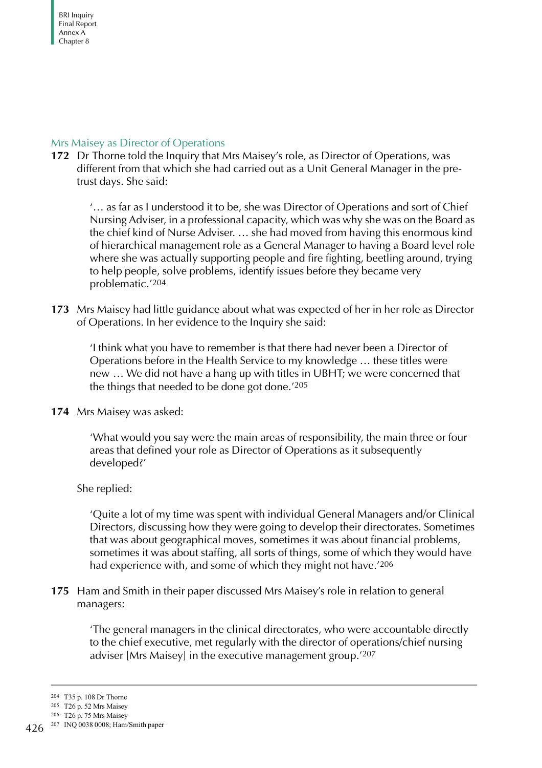## Mrs Maisey as Director of Operations

**172** Dr Thorne told the Inquiry that Mrs Maisey's role, as Director of Operations, was different from that which she had carried out as a Unit General Manager in the pre-trust days. She said:

> '… as far as I understood it to be, she was Director of Operations and sort of Chief Nursing Adviser, in a professional capacity, which was why she was on the Board as the chief kind of Nurse Adviser. … she had moved from having this enormous kind of hierarchical management role as a General Manager to having a Board level role where she was actually supporting people and fire fighting, beetling around, trying to help people, solve problems, identify issues before they became very problematic.'[204]

**173** Mrs Maisey had little guidance about what was expected of her in her role as Director of Operations. In her evidence to the Inquiry she said:

> 'I think what you have to remember is that there had never been a Director of Operations before in the Health Service to my knowledge … these titles were new … We did not have a hang up with titles in UBHT; we were concerned that the things that needed to be done got done.'[205]

**174** Mrs Maisey was asked:

> 'What would you say were the main areas of responsibility, the main three or four areas that defined your role as Director of Operations as it subsequently developed?'

She replied:

> 'Quite a lot of my time was spent with individual General Managers and/or Clinical Directors, discussing how they were going to develop their directorates. Sometimes that was about geographical moves, sometimes it was about financial problems, sometimes it was about staffing, all sorts of things, some of which they would have had experience with, and some of which they might not have.'[206]

**175** Ham and Smith in their paper discussed Mrs Maisey's role in relation to general managers:

> 'The general managers in the clinical directorates, who were accountable directly to the chief executive, met regularly with the director of operations/chief nursing adviser [Mrs Maisey] in the executive management group.'[207]

---

[204] T35 p. 108 Dr Thorne

[205] T26 p. 52 Mrs Maisey

[206] T26 p. 75 Mrs Maisey

[207] INQ 0038 0008; Ham/Smith paper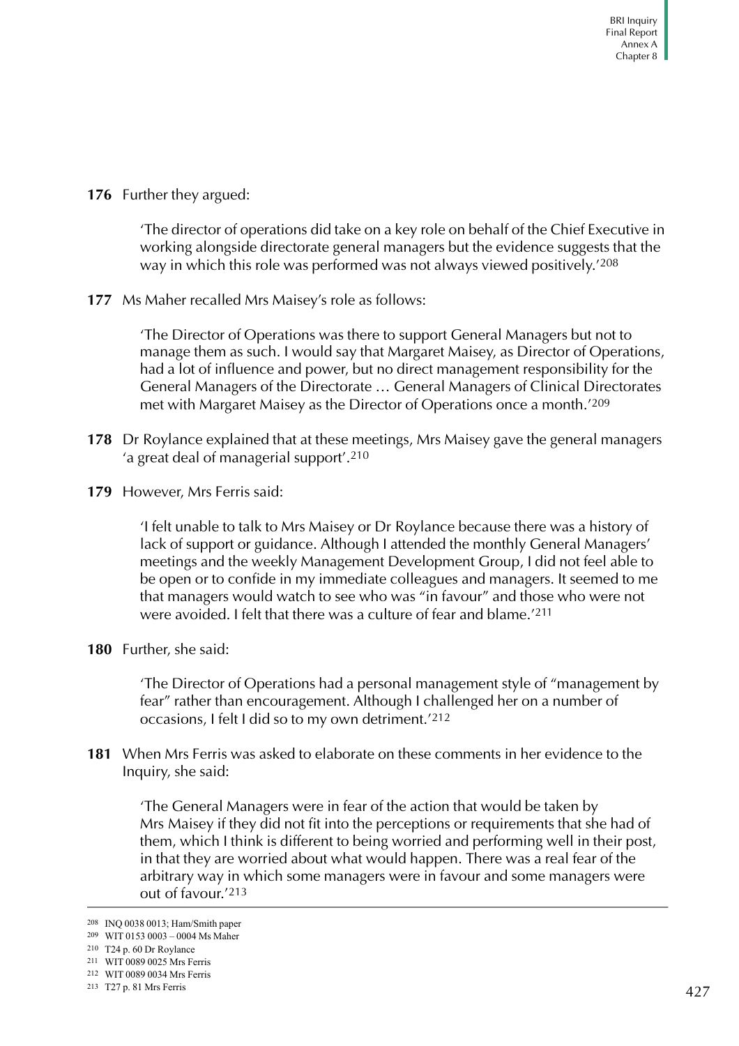**176** Further they argued:

> 'The director of operations did take on a key role on behalf of the Chief Executive in working alongside directorate general managers but the evidence suggests that the way in which this role was performed was not always viewed positively.'[208]

**177** Ms Maher recalled Mrs Maisey's role as follows:

> 'The Director of Operations was there to support General Managers but not to manage them as such. I would say that Margaret Maisey, as Director of Operations, had a lot of influence and power, but no direct management responsibility for the General Managers of the Directorate … General Managers of Clinical Directorates met with Margaret Maisey as the Director of Operations once a month.'[209]

**178** Dr Roylance explained that at these meetings, Mrs Maisey gave the general managers 'a great deal of managerial support'.[210]

**179** However, Mrs Ferris said:

> 'I felt unable to talk to Mrs Maisey or Dr Roylance because there was a history of lack of support or guidance. Although I attended the monthly General Managers' meetings and the weekly Management Development Group, I did not feel able to be open or to confide in my immediate colleagues and managers. It seemed to me that managers would watch to see who was "in favour" and those who were not were avoided. I felt that there was a culture of fear and blame.'[211]

**180** Further, she said:

> 'The Director of Operations had a personal management style of "management by fear" rather than encouragement. Although I challenged her on a number of occasions, I felt I did so to my own detriment.'[212]

**181** When Mrs Ferris was asked to elaborate on these comments in her evidence to the Inquiry, she said:

> 'The General Managers were in fear of the action that would be taken by Mrs Maisey if they did not fit into the perceptions or requirements that she had of them, which I think is different to being worried and performing well in their post, in that they are worried about what would happen. There was a real fear of the arbitrary way in which some managers were in favour and some managers were out of favour.'[213]

---

208 INQ 0038 0013; Ham/Smith paper

209 WIT 0153 0003 – 0004 Ms Maher

210 T24 p. 60 Dr Roylance

211 WIT 0089 0025 Mrs Ferris

212 WIT 0089 0034 Mrs Ferris

213 T27 p. 81 Mrs Ferris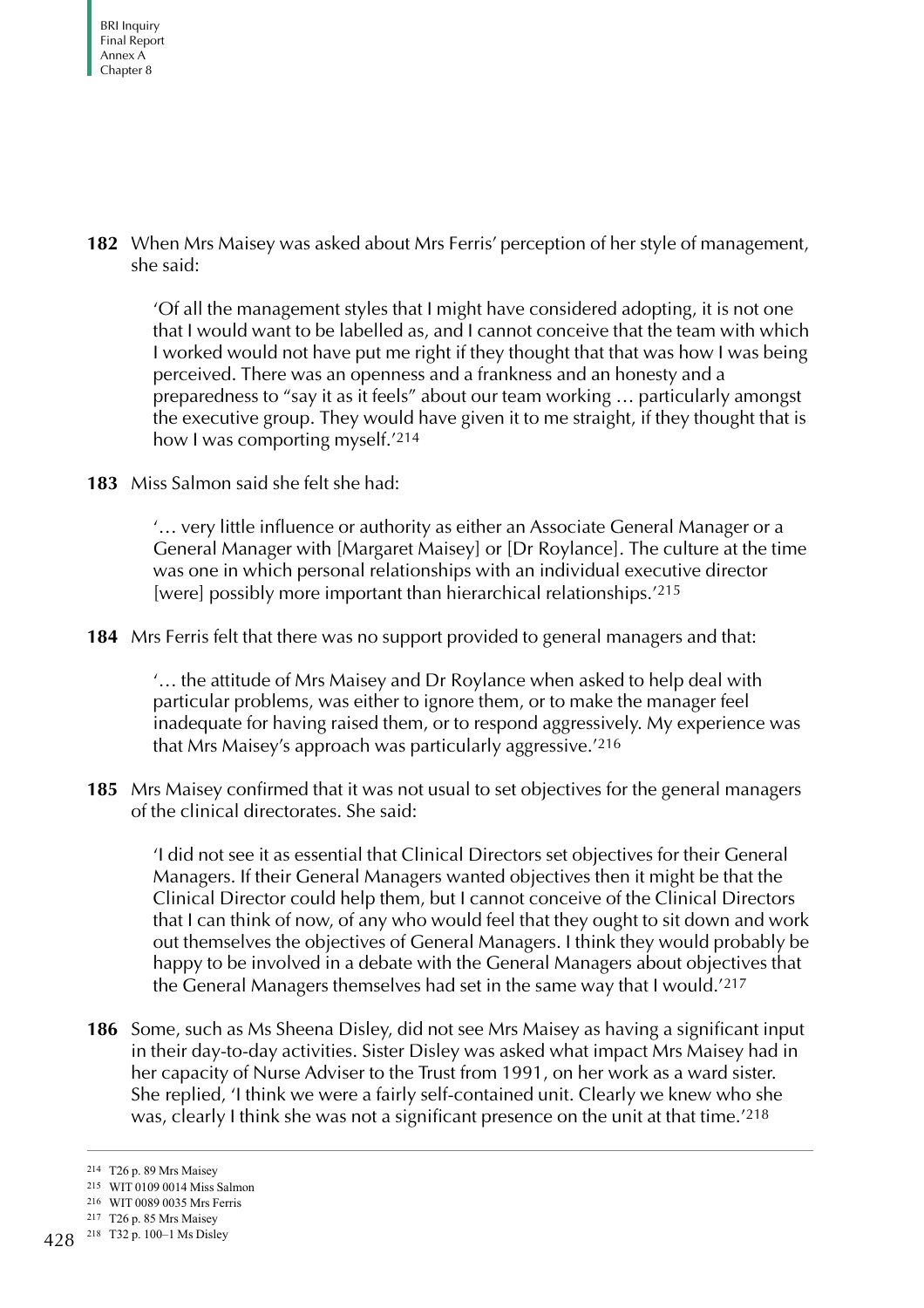**182** When Mrs Maisey was asked about Mrs Ferris' perception of her style of management, she said:

> 'Of all the management styles that I might have considered adopting, it is not one that I would want to be labelled as, and I cannot conceive that the team with which I worked would not have put me right if they thought that that was how I was being perceived. There was an openness and a frankness and an honesty and a preparedness to "say it as it feels" about our team working … particularly amongst the executive group. They would have given it to me straight, if they thought that is how I was comporting myself.'[214]

**183** Miss Salmon said she felt she had:

> '… very little influence or authority as either an Associate General Manager or a General Manager with [Margaret Maisey] or [Dr Roylance]. The culture at the time was one in which personal relationships with an individual executive director [were] possibly more important than hierarchical relationships.'[215]

**184** Mrs Ferris felt that there was no support provided to general managers and that:

> '… the attitude of Mrs Maisey and Dr Roylance when asked to help deal with particular problems, was either to ignore them, or to make the manager feel inadequate for having raised them, or to respond aggressively. My experience was that Mrs Maisey's approach was particularly aggressive.'[216]

**185** Mrs Maisey confirmed that it was not usual to set objectives for the general managers of the clinical directorates. She said:

> 'I did not see it as essential that Clinical Directors set objectives for their General Managers. If their General Managers wanted objectives then it might be that the Clinical Director could help them, but I cannot conceive of the Clinical Directors that I can think of now, of any who would feel that they ought to sit down and work out themselves the objectives of General Managers. I think they would probably be happy to be involved in a debate with the General Managers about objectives that the General Managers themselves had set in the same way that I would.'[217]

**186** Some, such as Ms Sheena Disley, did not see Mrs Maisey as having a significant input in their day-to-day activities. Sister Disley was asked what impact Mrs Maisey had in her capacity of Nurse Adviser to the Trust from 1991, on her work as a ward sister. She replied, 'I think we were a fairly self-contained unit. Clearly we knew who she was, clearly I think she was not a significant presence on the unit at that time.'[218]

---

[214] T26 p. 89 Mrs Maisey

[215] WIT 0109 0014 Miss Salmon

[216] WIT 0089 0035 Mrs Ferris

[217] T26 p. 85 Mrs Maisey

[218] T32 p. 100–1 Ms Disley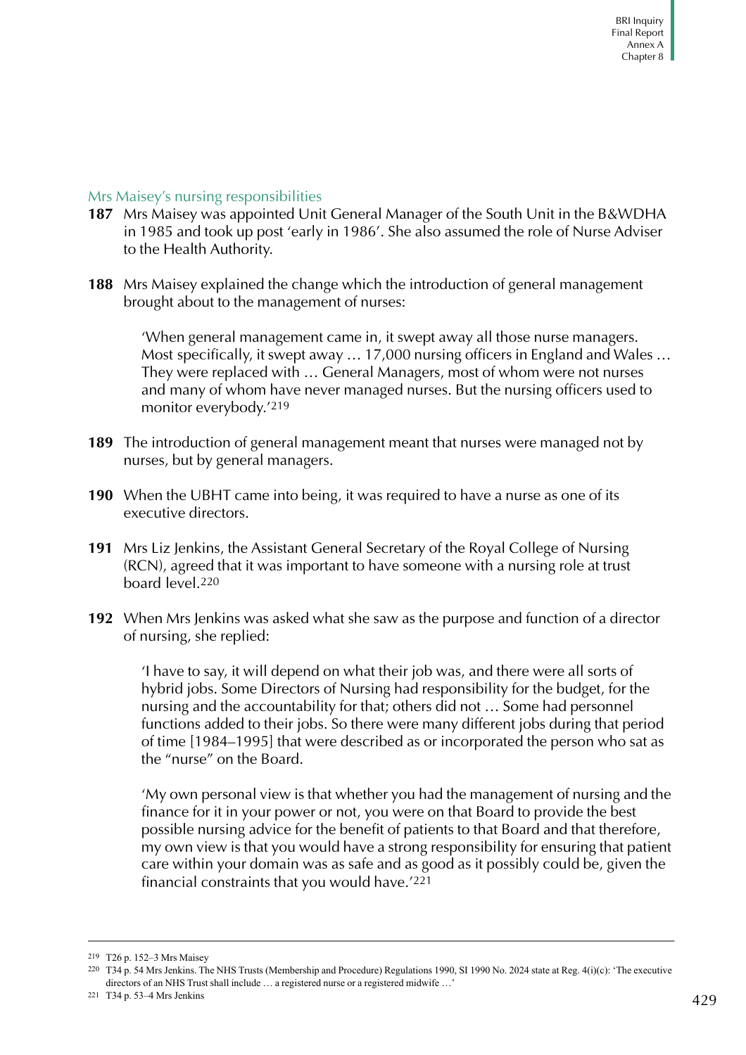## Mrs Maisey's nursing responsibilities

**187** Mrs Maisey was appointed Unit General Manager of the South Unit in the B&WDHA in 1985 and took up post 'early in 1986'. She also assumed the role of Nurse Adviser to the Health Authority.

**188** Mrs Maisey explained the change which the introduction of general management brought about to the management of nurses:

> 'When general management came in, it swept away all those nurse managers. Most specifically, it swept away … 17,000 nursing officers in England and Wales … They were replaced with … General Managers, most of whom were not nurses and many of whom have never managed nurses. But the nursing officers used to monitor everybody.'[219]

**189** The introduction of general management meant that nurses were managed not by nurses, but by general managers.

**190** When the UBHT came into being, it was required to have a nurse as one of its executive directors.

**191** Mrs Liz Jenkins, the Assistant General Secretary of the Royal College of Nursing (RCN), agreed that it was important to have someone with a nursing role at trust board level.[220]

**192** When Mrs Jenkins was asked what she saw as the purpose and function of a director of nursing, she replied:

> 'I have to say, it will depend on what their job was, and there were all sorts of hybrid jobs. Some Directors of Nursing had responsibility for the budget, for the nursing and the accountability for that; others did not … Some had personnel functions added to their jobs. So there were many different jobs during that period of time [1984–1995] that were described as or incorporated the person who sat as the "nurse" on the Board.
>
> 'My own personal view is that whether you had the management of nursing and the finance for it in your power or not, you were on that Board to provide the best possible nursing advice for the benefit of patients to that Board and that therefore, my own view is that you would have a strong responsibility for ensuring that patient care within your domain was as safe and as good as it possibly could be, given the financial constraints that you would have.'[221]

---

[219] T26 p. 152–3 Mrs Maisey

[220] T34 p. 54 Mrs Jenkins. The NHS Trusts (Membership and Procedure) Regulations 1990, SI 1990 No. 2024 state at Reg. 4(i)(c): 'The executive directors of an NHS Trust shall include … a registered nurse or a registered midwife …'

[221] T34 p. 53–4 Mrs Jenkins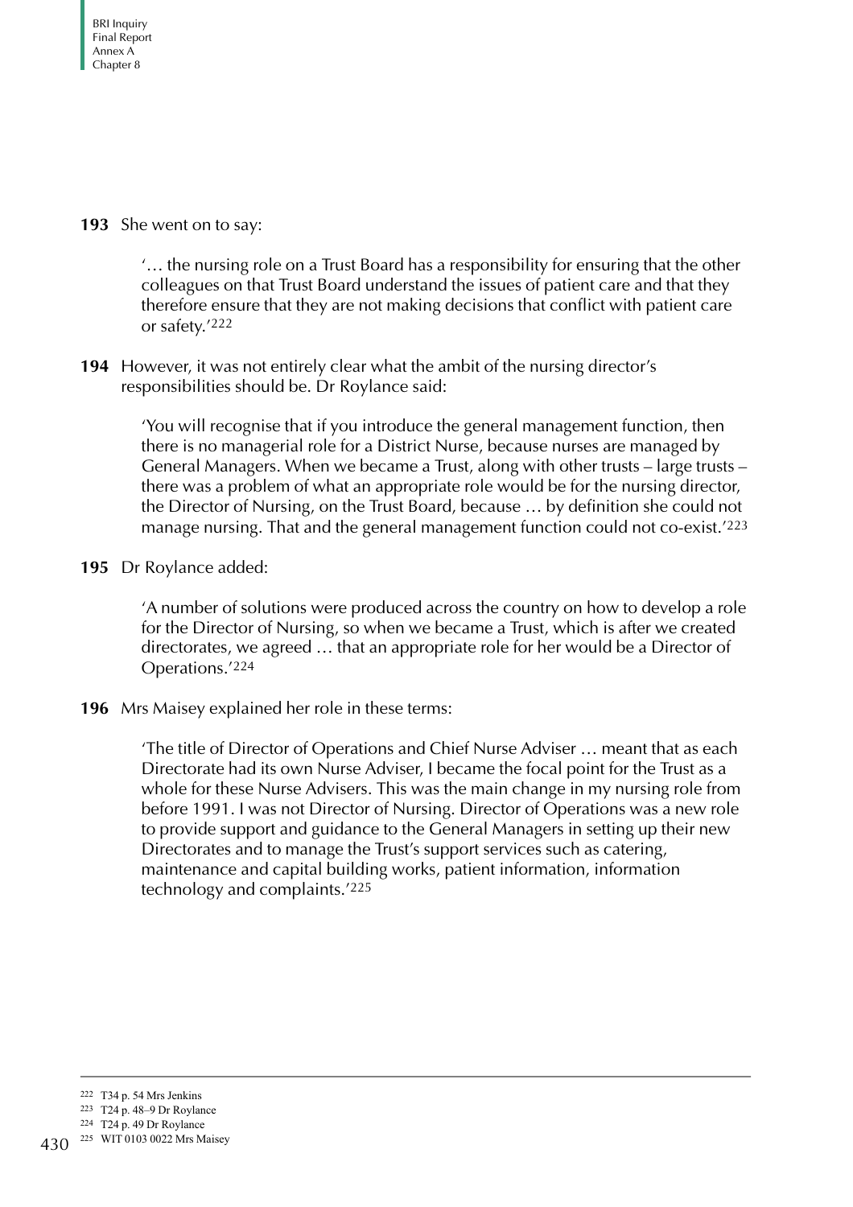**193** She went on to say:

> '… the nursing role on a Trust Board has a responsibility for ensuring that the other colleagues on that Trust Board understand the issues of patient care and that they therefore ensure that they are not making decisions that conflict with patient care or safety.'[222]

**194** However, it was not entirely clear what the ambit of the nursing director's responsibilities should be. Dr Roylance said:

> 'You will recognise that if you introduce the general management function, then there is no managerial role for a District Nurse, because nurses are managed by General Managers. When we became a Trust, along with other trusts – large trusts – there was a problem of what an appropriate role would be for the nursing director, the Director of Nursing, on the Trust Board, because … by definition she could not manage nursing. That and the general management function could not co-exist.'[223]

**195** Dr Roylance added:

> 'A number of solutions were produced across the country on how to develop a role for the Director of Nursing, so when we became a Trust, which is after we created directorates, we agreed … that an appropriate role for her would be a Director of Operations.'[224]

**196** Mrs Maisey explained her role in these terms:

> 'The title of Director of Operations and Chief Nurse Adviser … meant that as each Directorate had its own Nurse Adviser, I became the focal point for the Trust as a whole for these Nurse Advisers. This was the main change in my nursing role from before 1991. I was not Director of Nursing. Director of Operations was a new role to provide support and guidance to the General Managers in setting up their new Directorates and to manage the Trust's support services such as catering, maintenance and capital building works, patient information, information technology and complaints.'[225]

---

[222] T34 p. 54 Mrs Jenkins
[223] T24 p. 48–9 Dr Roylance
[224] T24 p. 49 Dr Roylance
[225] WIT 0103 0022 Mrs Maisey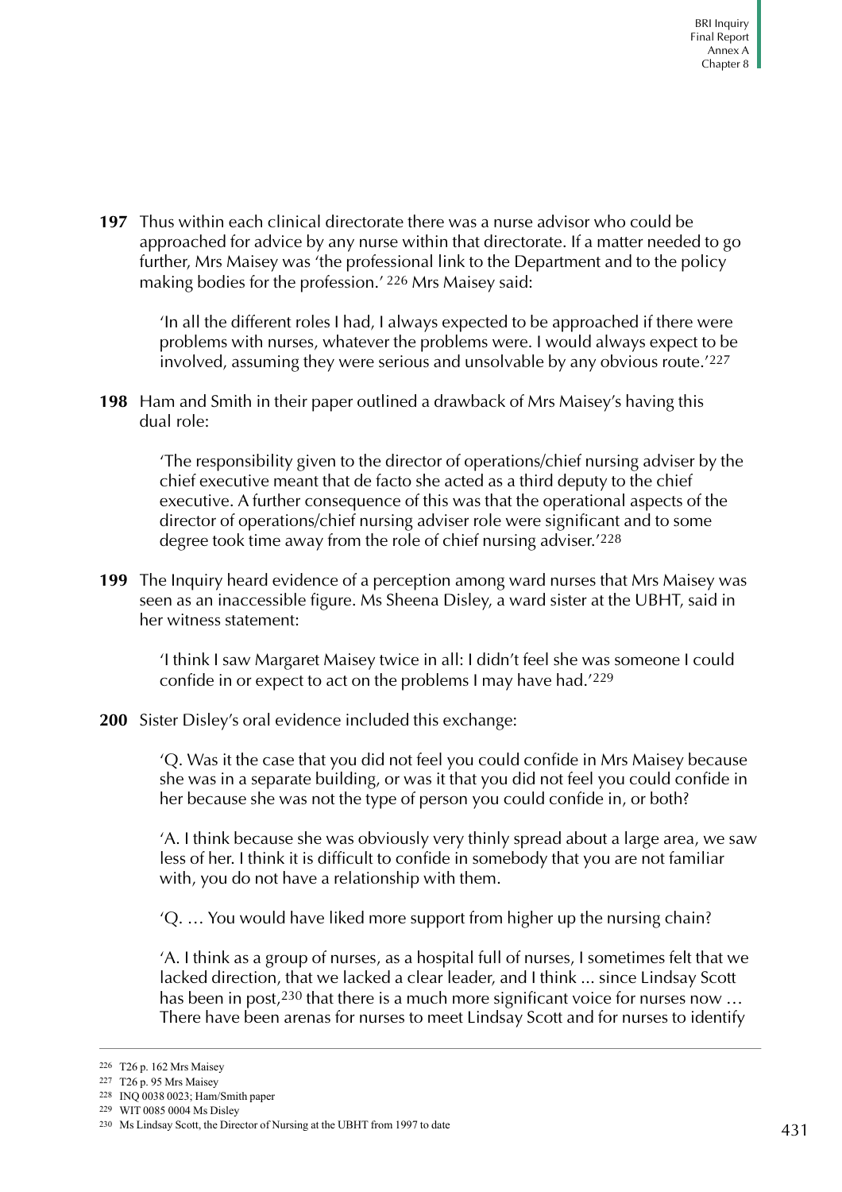**197** Thus within each clinical directorate there was a nurse advisor who could be approached for advice by any nurse within that directorate. If a matter needed to go further, Mrs Maisey was 'the professional link to the Department and to the policy making bodies for the profession.' [226] Mrs Maisey said:

> 'In all the different roles I had, I always expected to be approached if there were problems with nurses, whatever the problems were. I would always expect to be involved, assuming they were serious and unsolvable by any obvious route.'[227]

**198** Ham and Smith in their paper outlined a drawback of Mrs Maisey's having this dual role:

> 'The responsibility given to the director of operations/chief nursing adviser by the chief executive meant that de facto she acted as a third deputy to the chief executive. A further consequence of this was that the operational aspects of the director of operations/chief nursing adviser role were significant and to some degree took time away from the role of chief nursing adviser.'[228]

**199** The Inquiry heard evidence of a perception among ward nurses that Mrs Maisey was seen as an inaccessible figure. Ms Sheena Disley, a ward sister at the UBHT, said in her witness statement:

> 'I think I saw Margaret Maisey twice in all: I didn't feel she was someone I could confide in or expect to act on the problems I may have had.'[229]

**200** Sister Disley's oral evidence included this exchange:

> 'Q. Was it the case that you did not feel you could confide in Mrs Maisey because she was in a separate building, or was it that you did not feel you could confide in her because she was not the type of person you could confide in, or both?
>
> 'A. I think because she was obviously very thinly spread about a large area, we saw less of her. I think it is difficult to confide in somebody that you are not familiar with, you do not have a relationship with them.
>
> 'Q. … You would have liked more support from higher up the nursing chain?
>
> 'A. I think as a group of nurses, as a hospital full of nurses, I sometimes felt that we lacked direction, that we lacked a clear leader, and I think ... since Lindsay Scott has been in post,[230] that there is a much more significant voice for nurses now … There have been arenas for nurses to meet Lindsay Scott and for nurses to identify

---

[226] T26 p. 162 Mrs Maisey

[227] T26 p. 95 Mrs Maisey

[228] INQ 0038 0023; Ham/Smith paper

[229] WIT 0085 0004 Ms Disley

[230] Ms Lindsay Scott, the Director of Nursing at the UBHT from 1997 to date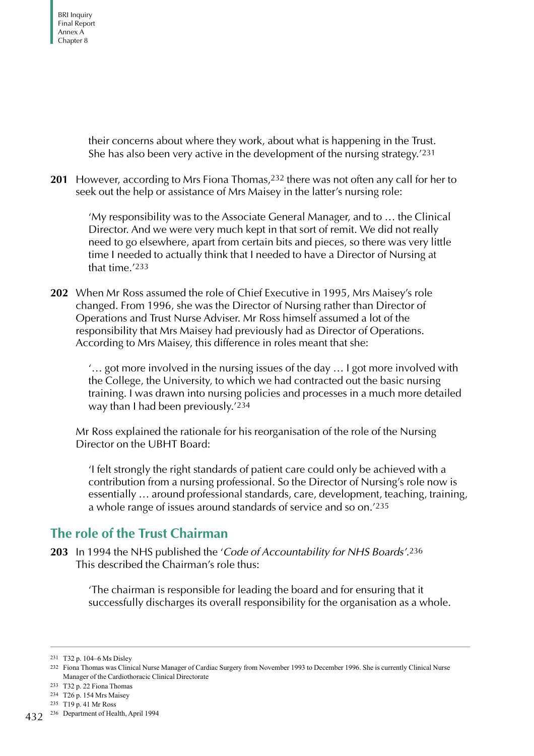their concerns about where they work, about what is happening in the Trust. She has also been very active in the development of the nursing strategy.'[231]

**201** However, according to Mrs Fiona Thomas,[232] there was not often any call for her to seek out the help or assistance of Mrs Maisey in the latter's nursing role:

> 'My responsibility was to the Associate General Manager, and to … the Clinical Director. And we were very much kept in that sort of remit. We did not really need to go elsewhere, apart from certain bits and pieces, so there was very little time I needed to actually think that I needed to have a Director of Nursing at that time.'[233]

**202** When Mr Ross assumed the role of Chief Executive in 1995, Mrs Maisey's role changed. From 1996, she was the Director of Nursing rather than Director of Operations and Trust Nurse Adviser. Mr Ross himself assumed a lot of the responsibility that Mrs Maisey had previously had as Director of Operations. According to Mrs Maisey, this difference in roles meant that she:

> '… got more involved in the nursing issues of the day … I got more involved with the College, the University, to which we had contracted out the basic nursing training. I was drawn into nursing policies and processes in a much more detailed way than I had been previously.'[234]

Mr Ross explained the rationale for his reorganisation of the role of the Nursing Director on the UBHT Board:

> 'I felt strongly the right standards of patient care could only be achieved with a contribution from a nursing professional. So the Director of Nursing's role now is essentially … around professional standards, care, development, teaching, training, a whole range of issues around standards of service and so on.'[235]

## The role of the Trust Chairman

**203** In 1994 the NHS published the '*Code of Accountability for NHS Boards*'.[236] This described the Chairman's role thus:

> 'The chairman is responsible for leading the board and for ensuring that it successfully discharges its overall responsibility for the organisation as a whole.

---

[231] T32 p. 104–6 Ms Disley

[232] Fiona Thomas was Clinical Nurse Manager of Cardiac Surgery from November 1993 to December 1996. She is currently Clinical Nurse Manager of the Cardiothoracic Clinical Directorate

[233] T32 p. 22 Fiona Thomas

[234] T26 p. 154 Mrs Maisey

[235] T19 p. 41 Mr Ross

[236] Department of Health, April 1994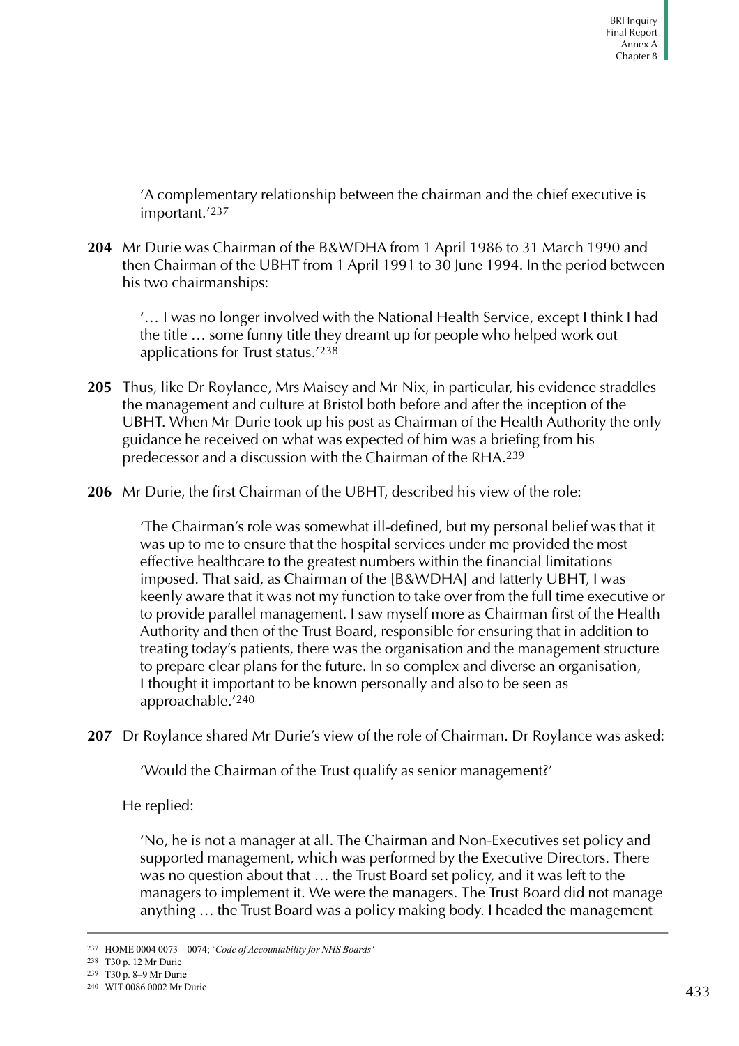'A complementary relationship between the chairman and the chief executive is important.'[237]

**204** Mr Durie was Chairman of the B&WDHA from 1 April 1986 to 31 March 1990 and then Chairman of the UBHT from 1 April 1991 to 30 June 1994. In the period between his two chairmanships:

> '… I was no longer involved with the National Health Service, except I think I had the title … some funny title they dreamt up for people who helped work out applications for Trust status.'[238]

**205** Thus, like Dr Roylance, Mrs Maisey and Mr Nix, in particular, his evidence straddles the management and culture at Bristol both before and after the inception of the UBHT. When Mr Durie took up his post as Chairman of the Health Authority the only guidance he received on what was expected of him was a briefing from his predecessor and a discussion with the Chairman of the RHA.[239]

**206** Mr Durie, the first Chairman of the UBHT, described his view of the role:

> 'The Chairman's role was somewhat ill-defined, but my personal belief was that it was up to me to ensure that the hospital services under me provided the most effective healthcare to the greatest numbers within the financial limitations imposed. That said, as Chairman of the [B&WDHA] and latterly UBHT, I was keenly aware that it was not my function to take over from the full time executive or to provide parallel management. I saw myself more as Chairman first of the Health Authority and then of the Trust Board, responsible for ensuring that in addition to treating today's patients, there was the organisation and the management structure to prepare clear plans for the future. In so complex and diverse an organisation, I thought it important to be known personally and also to be seen as approachable.'[240]

**207** Dr Roylance shared Mr Durie's view of the role of Chairman. Dr Roylance was asked:

> 'Would the Chairman of the Trust qualify as senior management?'

He replied:

> 'No, he is not a manager at all. The Chairman and Non-Executives set policy and supported management, which was performed by the Executive Directors. There was no question about that … the Trust Board set policy, and it was left to the managers to implement it. We were the managers. The Trust Board did not manage anything … the Trust Board was a policy making body. I headed the management

---

[237] HOME 0004 0073 – 0074; '*Code of Accountability for NHS Boards*'

[238] T30 p. 12 Mr Durie

[239] T30 p. 8–9 Mr Durie

[240] WIT 0086 0002 Mr Durie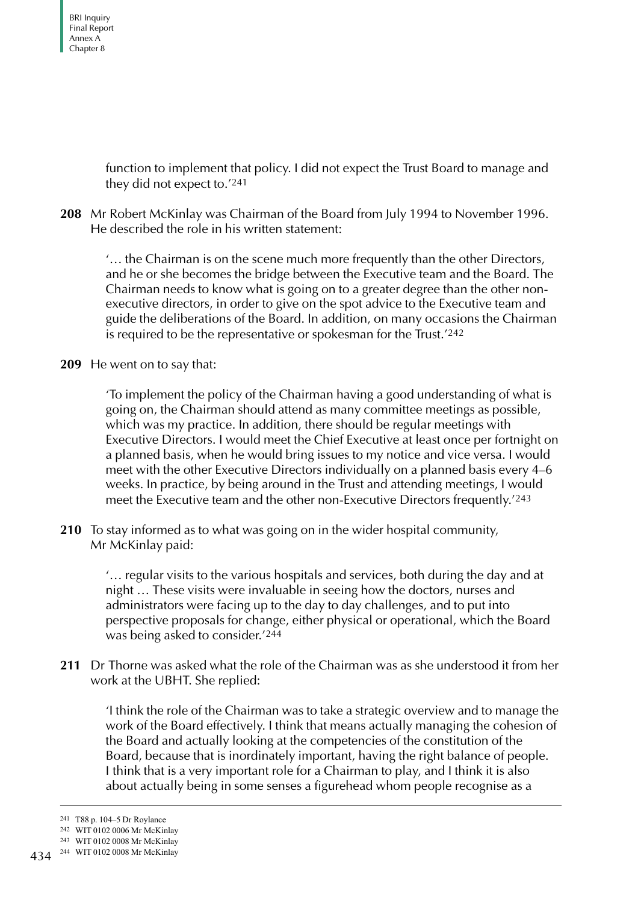function to implement that policy. I did not expect the Trust Board to manage and they did not expect to.'[241]

**208** Mr Robert McKinlay was Chairman of the Board from July 1994 to November 1996. He described the role in his written statement:

> '… the Chairman is on the scene much more frequently than the other Directors, and he or she becomes the bridge between the Executive team and the Board. The Chairman needs to know what is going on to a greater degree than the other non-executive directors, in order to give on the spot advice to the Executive team and guide the deliberations of the Board. In addition, on many occasions the Chairman is required to be the representative or spokesman for the Trust.'[242]

**209** He went on to say that:

> 'To implement the policy of the Chairman having a good understanding of what is going on, the Chairman should attend as many committee meetings as possible, which was my practice. In addition, there should be regular meetings with Executive Directors. I would meet the Chief Executive at least once per fortnight on a planned basis, when he would bring issues to my notice and vice versa. I would meet with the other Executive Directors individually on a planned basis every 4–6 weeks. In practice, by being around in the Trust and attending meetings, I would meet the Executive team and the other non-Executive Directors frequently.'[243]

**210** To stay informed as to what was going on in the wider hospital community, Mr McKinlay paid:

> '… regular visits to the various hospitals and services, both during the day and at night … These visits were invaluable in seeing how the doctors, nurses and administrators were facing up to the day to day challenges, and to put into perspective proposals for change, either physical or operational, which the Board was being asked to consider.'[244]

**211** Dr Thorne was asked what the role of the Chairman was as she understood it from her work at the UBHT. She replied:

> 'I think the role of the Chairman was to take a strategic overview and to manage the work of the Board effectively. I think that means actually managing the cohesion of the Board and actually looking at the competencies of the constitution of the Board, because that is inordinately important, having the right balance of people. I think that is a very important role for a Chairman to play, and I think it is also about actually being in some senses a figurehead whom people recognise as a

---

241 T88 p. 104–5 Dr Roylance

242 WIT 0102 0006 Mr McKinlay

243 WIT 0102 0008 Mr McKinlay

244 WIT 0102 0008 Mr McKinlay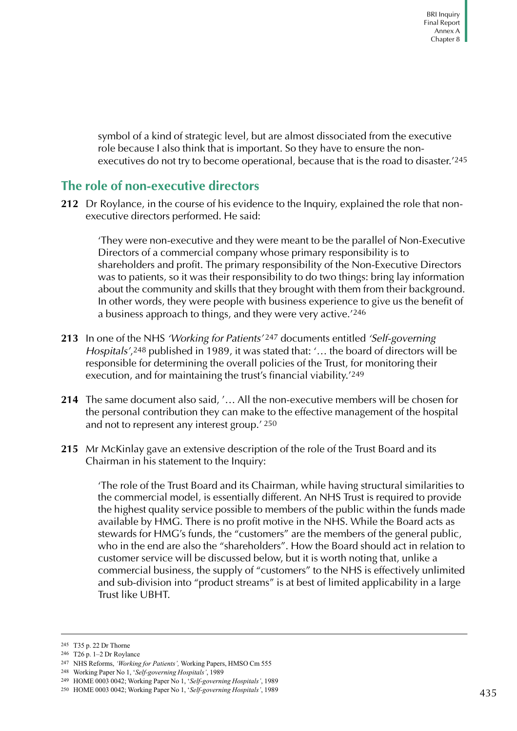symbol of a kind of strategic level, but are almost dissociated from the executive role because I also think that is important. So they have to ensure the non-executives do not try to become operational, because that is the road to disaster.'[245]

## The role of non-executive directors

**212** Dr Roylance, in the course of his evidence to the Inquiry, explained the role that non-executive directors performed. He said:

> 'They were non-executive and they were meant to be the parallel of Non-Executive Directors of a commercial company whose primary responsibility is to shareholders and profit. The primary responsibility of the Non-Executive Directors was to patients, so it was their responsibility to do two things: bring lay information about the community and skills that they brought with them from their background. In other words, they were people with business experience to give us the benefit of a business approach to things, and they were very active.'[246]

**213** In one of the NHS *'Working for Patients'*[247] documents entitled *'Self-governing Hospitals'*,[248] published in 1989, it was stated that: '… the board of directors will be responsible for determining the overall policies of the Trust, for monitoring their execution, and for maintaining the trust's financial viability.'[249]

**214** The same document also said, '… All the non-executive members will be chosen for the personal contribution they can make to the effective management of the hospital and not to represent any interest group.'[250]

**215** Mr McKinlay gave an extensive description of the role of the Trust Board and its Chairman in his statement to the Inquiry:

> 'The role of the Trust Board and its Chairman, while having structural similarities to the commercial model, is essentially different. An NHS Trust is required to provide the highest quality service possible to members of the public within the funds made available by HMG. There is no profit motive in the NHS. While the Board acts as stewards for HMG's funds, the "customers" are the members of the general public, who in the end are also the "shareholders". How the Board should act in relation to customer service will be discussed below, but it is worth noting that, unlike a commercial business, the supply of "customers" to the NHS is effectively unlimited and sub-division into "product streams" is at best of limited applicability in a large Trust like UBHT.

---

245 T35 p. 22 Dr Thorne
246 T26 p. 1–2 Dr Roylance
247 NHS Reforms, *'Working for Patients',* Working Papers, HMSO Cm 555
248 Working Paper No 1, '*Self-governing Hospitals*', 1989
249 HOME 0003 0042; Working Paper No 1, '*Self-governing Hospitals*', 1989
250 HOME 0003 0042; Working Paper No 1, '*Self-governing Hospitals*', 1989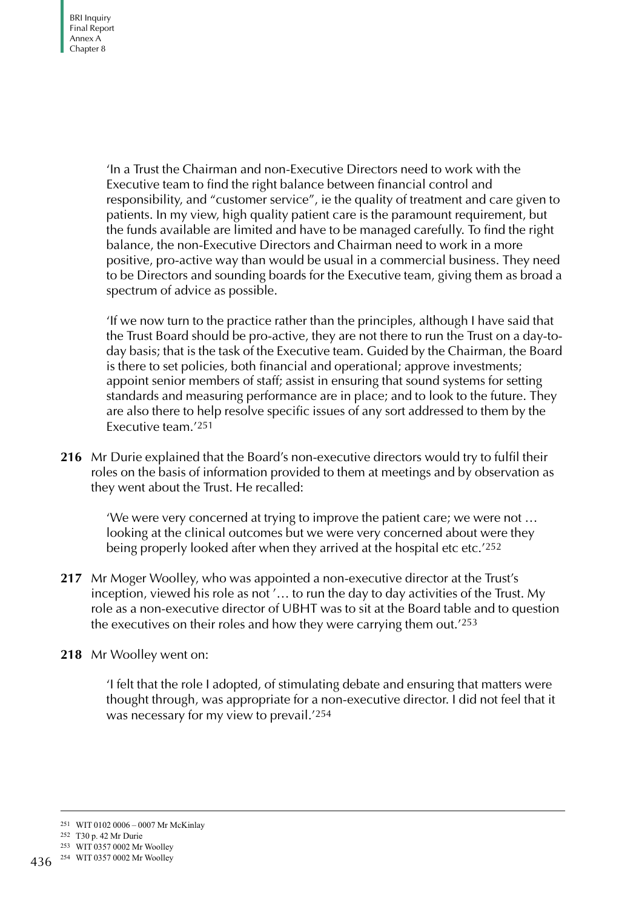'In a Trust the Chairman and non-Executive Directors need to work with the Executive team to find the right balance between financial control and responsibility, and "customer service", ie the quality of treatment and care given to patients. In my view, high quality patient care is the paramount requirement, but the funds available are limited and have to be managed carefully. To find the right balance, the non-Executive Directors and Chairman need to work in a more positive, pro-active way than would be usual in a commercial business. They need to be Directors and sounding boards for the Executive team, giving them as broad a spectrum of advice as possible.

'If we now turn to the practice rather than the principles, although I have said that the Trust Board should be pro-active, they are not there to run the Trust on a day-to-day basis; that is the task of the Executive team. Guided by the Chairman, the Board is there to set policies, both financial and operational; approve investments; appoint senior members of staff; assist in ensuring that sound systems for setting standards and measuring performance are in place; and to look to the future. They are also there to help resolve specific issues of any sort addressed to them by the Executive team.'[251]

**216** Mr Durie explained that the Board's non-executive directors would try to fulfil their roles on the basis of information provided to them at meetings and by observation as they went about the Trust. He recalled:

'We were very concerned at trying to improve the patient care; we were not … looking at the clinical outcomes but we were very concerned about were they being properly looked after when they arrived at the hospital etc etc.'[252]

**217** Mr Moger Woolley, who was appointed a non-executive director at the Trust's inception, viewed his role as not '… to run the day to day activities of the Trust. My role as a non-executive director of UBHT was to sit at the Board table and to question the executives on their roles and how they were carrying them out.'[253]

**218** Mr Woolley went on:

'I felt that the role I adopted, of stimulating debate and ensuring that matters were thought through, was appropriate for a non-executive director. I did not feel that it was necessary for my view to prevail.'[254]

---

[251] WIT 0102 0006 – 0007 Mr McKinlay

[252] T30 p. 42 Mr Durie

[253] WIT 0357 0002 Mr Woolley

[254] WIT 0357 0002 Mr Woolley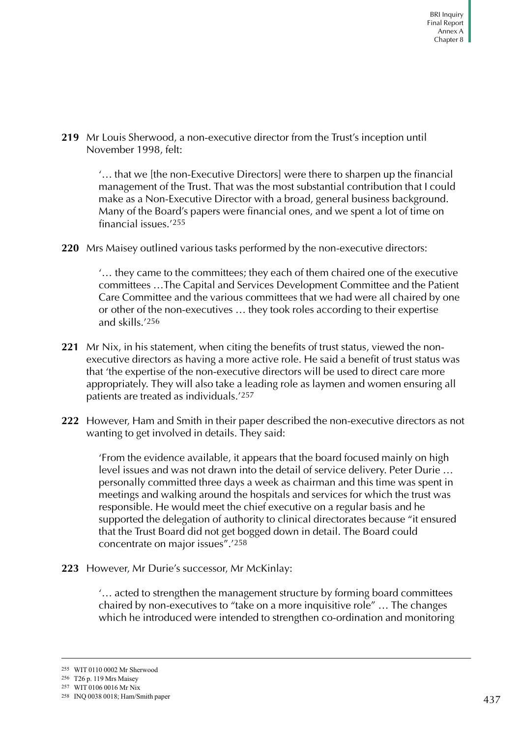**219** Mr Louis Sherwood, a non-executive director from the Trust's inception until November 1998, felt:

> '… that we [the non-Executive Directors] were there to sharpen up the financial management of the Trust. That was the most substantial contribution that I could make as a Non-Executive Director with a broad, general business background. Many of the Board's papers were financial ones, and we spent a lot of time on financial issues.'[255]

**220** Mrs Maisey outlined various tasks performed by the non-executive directors:

> '… they came to the committees; they each of them chaired one of the executive committees …The Capital and Services Development Committee and the Patient Care Committee and the various committees that we had were all chaired by one or other of the non-executives … they took roles according to their expertise and skills.'[256]

**221** Mr Nix, in his statement, when citing the benefits of trust status, viewed the non-executive directors as having a more active role. He said a benefit of trust status was that 'the expertise of the non-executive directors will be used to direct care more appropriately. They will also take a leading role as laymen and women ensuring all patients are treated as individuals.'[257]

**222** However, Ham and Smith in their paper described the non-executive directors as not wanting to get involved in details. They said:

> 'From the evidence available, it appears that the board focused mainly on high level issues and was not drawn into the detail of service delivery. Peter Durie … personally committed three days a week as chairman and this time was spent in meetings and walking around the hospitals and services for which the trust was responsible. He would meet the chief executive on a regular basis and he supported the delegation of authority to clinical directorates because "it ensured that the Trust Board did not get bogged down in detail. The Board could concentrate on major issues".'[258]

**223** However, Mr Durie's successor, Mr McKinlay:

> '… acted to strengthen the management structure by forming board committees chaired by non-executives to "take on a more inquisitive role" … The changes which he introduced were intended to strengthen co-ordination and monitoring

---

255 WIT 0110 0002 Mr Sherwood

256 T26 p. 119 Mrs Maisey

257 WIT 0106 0016 Mr Nix

258 INQ 0038 0018; Ham/Smith paper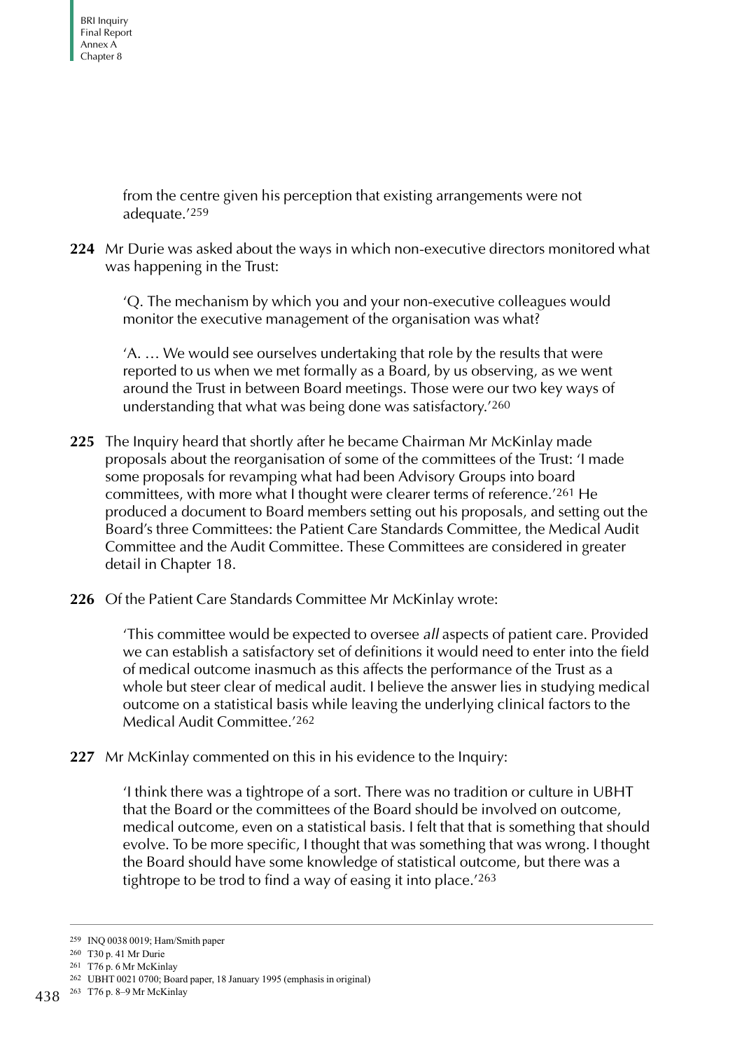from the centre given his perception that existing arrangements were not adequate.'[259]

**224** Mr Durie was asked about the ways in which non-executive directors monitored what was happening in the Trust:

> 'Q. The mechanism by which you and your non-executive colleagues would monitor the executive management of the organisation was what?
>
> 'A. … We would see ourselves undertaking that role by the results that were reported to us when we met formally as a Board, by us observing, as we went around the Trust in between Board meetings. Those were our two key ways of understanding that what was being done was satisfactory.'[260]

**225** The Inquiry heard that shortly after he became Chairman Mr McKinlay made proposals about the reorganisation of some of the committees of the Trust: 'I made some proposals for revamping what had been Advisory Groups into board committees, with more what I thought were clearer terms of reference.'[261] He produced a document to Board members setting out his proposals, and setting out the Board's three Committees: the Patient Care Standards Committee, the Medical Audit Committee and the Audit Committee. These Committees are considered in greater detail in Chapter 18.

**226** Of the Patient Care Standards Committee Mr McKinlay wrote:

> 'This committee would be expected to oversee *all* aspects of patient care. Provided we can establish a satisfactory set of definitions it would need to enter into the field of medical outcome inasmuch as this affects the performance of the Trust as a whole but steer clear of medical audit. I believe the answer lies in studying medical outcome on a statistical basis while leaving the underlying clinical factors to the Medical Audit Committee.'[262]

**227** Mr McKinlay commented on this in his evidence to the Inquiry:

> 'I think there was a tightrope of a sort. There was no tradition or culture in UBHT that the Board or the committees of the Board should be involved on outcome, medical outcome, even on a statistical basis. I felt that that is something that should evolve. To be more specific, I thought that was something that was wrong. I thought the Board should have some knowledge of statistical outcome, but there was a tightrope to be trod to find a way of easing it into place.'[263]

---

[259] INQ 0038 0019; Ham/Smith paper

[260] T30 p. 41 Mr Durie

[261] T76 p. 6 Mr McKinlay

[262] UBHT 0021 0700; Board paper, 18 January 1995 (emphasis in original)

[263] T76 p. 8–9 Mr McKinlay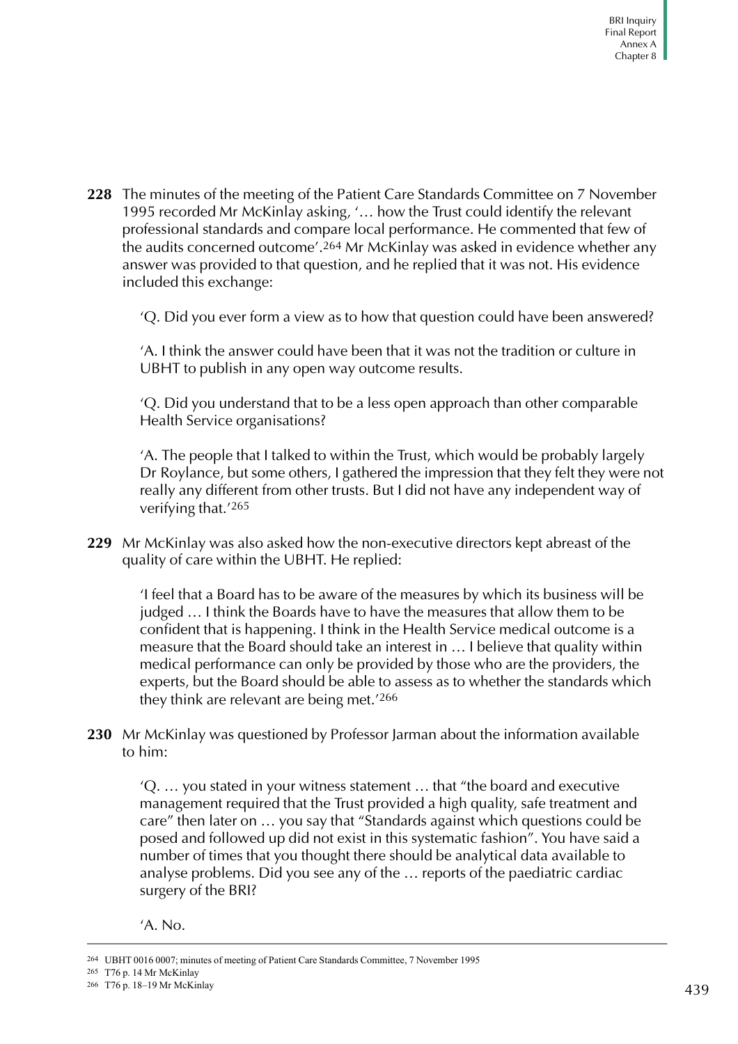**228** The minutes of the meeting of the Patient Care Standards Committee on 7 November 1995 recorded Mr McKinlay asking, '… how the Trust could identify the relevant professional standards and compare local performance. He commented that few of the audits concerned outcome'.[264] Mr McKinlay was asked in evidence whether any answer was provided to that question, and he replied that it was not. His evidence included this exchange:

> 'Q. Did you ever form a view as to how that question could have been answered?
>
> 'A. I think the answer could have been that it was not the tradition or culture in UBHT to publish in any open way outcome results.
>
> 'Q. Did you understand that to be a less open approach than other comparable Health Service organisations?
>
> 'A. The people that I talked to within the Trust, which would be probably largely Dr Roylance, but some others, I gathered the impression that they felt they were not really any different from other trusts. But I did not have any independent way of verifying that.'[265]

**229** Mr McKinlay was also asked how the non-executive directors kept abreast of the quality of care within the UBHT. He replied:

> 'I feel that a Board has to be aware of the measures by which its business will be judged … I think the Boards have to have the measures that allow them to be confident that is happening. I think in the Health Service medical outcome is a measure that the Board should take an interest in … I believe that quality within medical performance can only be provided by those who are the providers, the experts, but the Board should be able to assess as to whether the standards which they think are relevant are being met.'[266]

**230** Mr McKinlay was questioned by Professor Jarman about the information available to him:

> 'Q. … you stated in your witness statement … that "the board and executive management required that the Trust provided a high quality, safe treatment and care" then later on … you say that "Standards against which questions could be posed and followed up did not exist in this systematic fashion". You have said a number of times that you thought there should be analytical data available to analyse problems. Did you see any of the … reports of the paediatric cardiac surgery of the BRI?
>
> 'A. No.

---

264 UBHT 0016 0007; minutes of meeting of Patient Care Standards Committee, 7 November 1995

265 T76 p. 14 Mr McKinlay

266 T76 p. 18–19 Mr McKinlay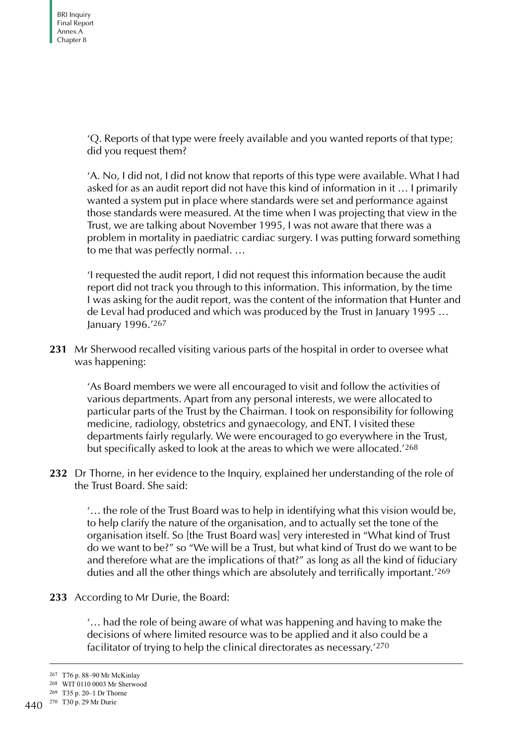> 'Q. Reports of that type were freely available and you wanted reports of that type; did you request them?
>
> 'A. No, I did not, I did not know that reports of this type were available. What I had asked for as an audit report did not have this kind of information in it … I primarily wanted a system put in place where standards were set and performance against those standards were measured. At the time when I was projecting that view in the Trust, we are talking about November 1995, I was not aware that there was a problem in mortality in paediatric cardiac surgery. I was putting forward something to me that was perfectly normal. …
>
> 'I requested the audit report, I did not request this information because the audit report did not track you through to this information. This information, by the time I was asking for the audit report, was the content of the information that Hunter and de Leval had produced and which was produced by the Trust in January 1995 … January 1996.'[267]

**231** Mr Sherwood recalled visiting various parts of the hospital in order to oversee what was happening:

> 'As Board members we were all encouraged to visit and follow the activities of various departments. Apart from any personal interests, we were allocated to particular parts of the Trust by the Chairman. I took on responsibility for following medicine, radiology, obstetrics and gynaecology, and ENT. I visited these departments fairly regularly. We were encouraged to go everywhere in the Trust, but specifically asked to look at the areas to which we were allocated.'[268]

**232** Dr Thorne, in her evidence to the Inquiry, explained her understanding of the role of the Trust Board. She said:

> '… the role of the Trust Board was to help in identifying what this vision would be, to help clarify the nature of the organisation, and to actually set the tone of the organisation itself. So [the Trust Board was] very interested in "What kind of Trust do we want to be?" so "We will be a Trust, but what kind of Trust do we want to be and therefore what are the implications of that?" as long as all the kind of fiduciary duties and all the other things which are absolutely and terrifically important.'[269]

**233** According to Mr Durie, the Board:

> '… had the role of being aware of what was happening and having to make the decisions of where limited resource was to be applied and it also could be a facilitator of trying to help the clinical directorates as necessary.'[270]

---

[267] T76 p. 88–90 Mr McKinlay

[268] WIT 0110 0003 Mr Sherwood

[269] T35 p. 20–1 Dr Thorne

[270] T30 p. 29 Mr Durie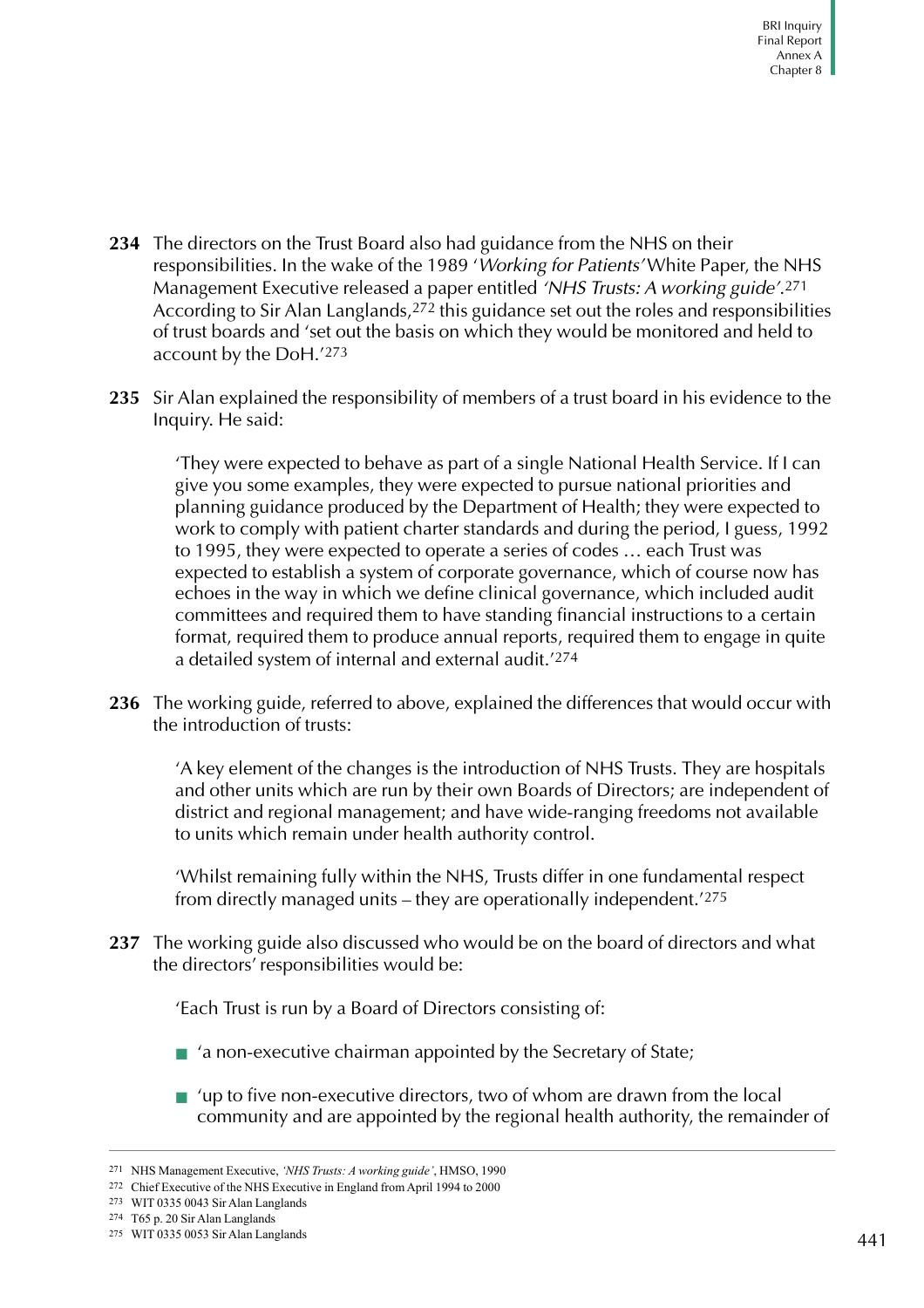**234** The directors on the Trust Board also had guidance from the NHS on their responsibilities. In the wake of the 1989 '*Working for Patients*' White Paper, the NHS Management Executive released a paper entitled *'NHS Trusts: A working guide'*.[271] According to Sir Alan Langlands,[272] this guidance set out the roles and responsibilities of trust boards and 'set out the basis on which they would be monitored and held to account by the DoH.'[273]

**235** Sir Alan explained the responsibility of members of a trust board in his evidence to the Inquiry. He said:

> 'They were expected to behave as part of a single National Health Service. If I can give you some examples, they were expected to pursue national priorities and planning guidance produced by the Department of Health; they were expected to work to comply with patient charter standards and during the period, I guess, 1992 to 1995, they were expected to operate a series of codes … each Trust was expected to establish a system of corporate governance, which of course now has echoes in the way in which we define clinical governance, which included audit committees and required them to have standing financial instructions to a certain format, required them to produce annual reports, required them to engage in quite a detailed system of internal and external audit.'[274]

**236** The working guide, referred to above, explained the differences that would occur with the introduction of trusts:

> 'A key element of the changes is the introduction of NHS Trusts. They are hospitals and other units which are run by their own Boards of Directors; are independent of district and regional management; and have wide-ranging freedoms not available to units which remain under health authority control.
>
> 'Whilst remaining fully within the NHS, Trusts differ in one fundamental respect from directly managed units – they are operationally independent.'[275]

**237** The working guide also discussed who would be on the board of directors and what the directors' responsibilities would be:

> 'Each Trust is run by a Board of Directors consisting of:
>
> - 'a non-executive chairman appointed by the Secretary of State;
> - 'up to five non-executive directors, two of whom are drawn from the local community and are appointed by the regional health authority, the remainder of

---

271 NHS Management Executive, *'NHS Trusts: A working guide'*, HMSO, 1990

272 Chief Executive of the NHS Executive in England from April 1994 to 2000

273 WIT 0335 0043 Sir Alan Langlands

274 T65 p. 20 Sir Alan Langlands

275 WIT 0335 0053 Sir Alan Langlands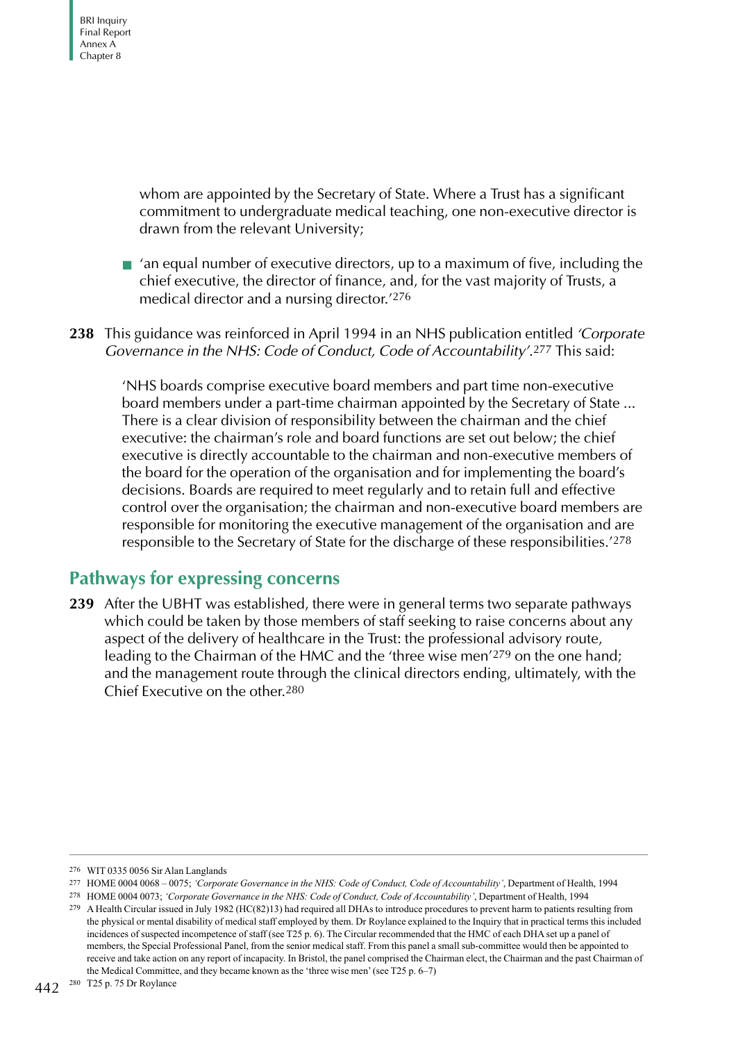whom are appointed by the Secretary of State. Where a Trust has a significant commitment to undergraduate medical teaching, one non-executive director is drawn from the relevant University;

- 'an equal number of executive directors, up to a maximum of five, including the chief executive, the director of finance, and, for the vast majority of Trusts, a medical director and a nursing director.'[276]

**238** This guidance was reinforced in April 1994 in an NHS publication entitled *'Corporate Governance in the NHS: Code of Conduct, Code of Accountability'*.[277] This said:

> 'NHS boards comprise executive board members and part time non-executive board members under a part-time chairman appointed by the Secretary of State ... There is a clear division of responsibility between the chairman and the chief executive: the chairman's role and board functions are set out below; the chief executive is directly accountable to the chairman and non-executive members of the board for the operation of the organisation and for implementing the board's decisions. Boards are required to meet regularly and to retain full and effective control over the organisation; the chairman and non-executive board members are responsible for monitoring the executive management of the organisation and are responsible to the Secretary of State for the discharge of these responsibilities.'[278]

## Pathways for expressing concerns

**239** After the UBHT was established, there were in general terms two separate pathways which could be taken by those members of staff seeking to raise concerns about any aspect of the delivery of healthcare in the Trust: the professional advisory route, leading to the Chairman of the HMC and the 'three wise men'[279] on the one hand; and the management route through the clinical directors ending, ultimately, with the Chief Executive on the other.[280]

---

[276] WIT 0335 0056 Sir Alan Langlands

[277] HOME 0004 0068 – 0075; *'Corporate Governance in the NHS: Code of Conduct, Code of Accountability'*, Department of Health, 1994

[278] HOME 0004 0073; *'Corporate Governance in the NHS: Code of Conduct, Code of Accountability'*, Department of Health, 1994

[279] A Health Circular issued in July 1982 (HC(82)13) had required all DHAs to introduce procedures to prevent harm to patients resulting from the physical or mental disability of medical staff employed by them. Dr Roylance explained to the Inquiry that in practical terms this included incidences of suspected incompetence of staff (see T25 p. 6). The Circular recommended that the HMC of each DHA set up a panel of members, the Special Professional Panel, from the senior medical staff. From this panel a small sub-committee would then be appointed to receive and take action on any report of incapacity. In Bristol, the panel comprised the Chairman elect, the Chairman and the past Chairman of the Medical Committee, and they became known as the 'three wise men' (see T25 p. 6–7)

[280] T25 p. 75 Dr Roylance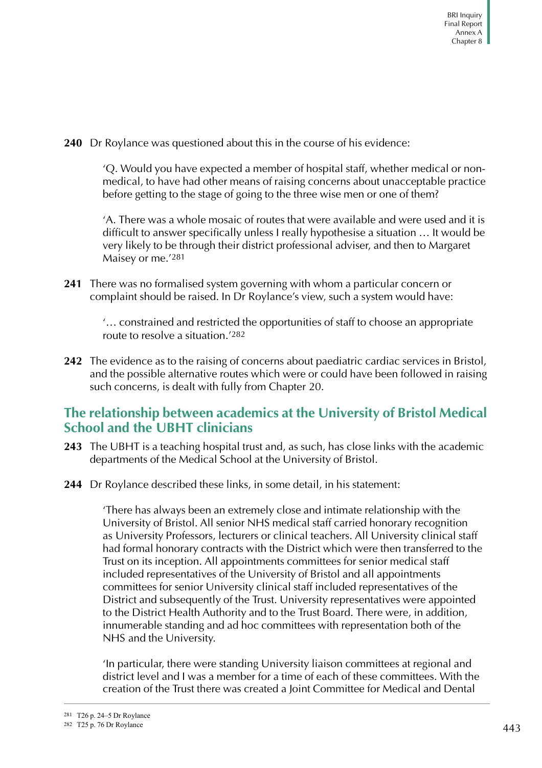**240** Dr Roylance was questioned about this in the course of his evidence:

> 'Q. Would you have expected a member of hospital staff, whether medical or non-medical, to have had other means of raising concerns about unacceptable practice before getting to the stage of going to the three wise men or one of them?
>
> 'A. There was a whole mosaic of routes that were available and were used and it is difficult to answer specifically unless I really hypothesise a situation … It would be very likely to be through their district professional adviser, and then to Margaret Maisey or me.'[281]

**241** There was no formalised system governing with whom a particular concern or complaint should be raised. In Dr Roylance's view, such a system would have:

> '… constrained and restricted the opportunities of staff to choose an appropriate route to resolve a situation.'[282]

**242** The evidence as to the raising of concerns about paediatric cardiac services in Bristol, and the possible alternative routes which were or could have been followed in raising such concerns, is dealt with fully from Chapter 20.

## The relationship between academics at the University of Bristol Medical School and the UBHT clinicians

**243** The UBHT is a teaching hospital trust and, as such, has close links with the academic departments of the Medical School at the University of Bristol.

**244** Dr Roylance described these links, in some detail, in his statement:

> 'There has always been an extremely close and intimate relationship with the University of Bristol. All senior NHS medical staff carried honorary recognition as University Professors, lecturers or clinical teachers. All University clinical staff had formal honorary contracts with the District which were then transferred to the Trust on its inception. All appointments committees for senior medical staff included representatives of the University of Bristol and all appointments committees for senior University clinical staff included representatives of the District and subsequently of the Trust. University representatives were appointed to the District Health Authority and to the Trust Board. There were, in addition, innumerable standing and ad hoc committees with representation both of the NHS and the University.
>
> 'In particular, there were standing University liaison committees at regional and district level and I was a member for a time of each of these committees. With the creation of the Trust there was created a Joint Committee for Medical and Dental

---

[281] T26 p. 24–5 Dr Roylance

[282] T25 p. 76 Dr Roylance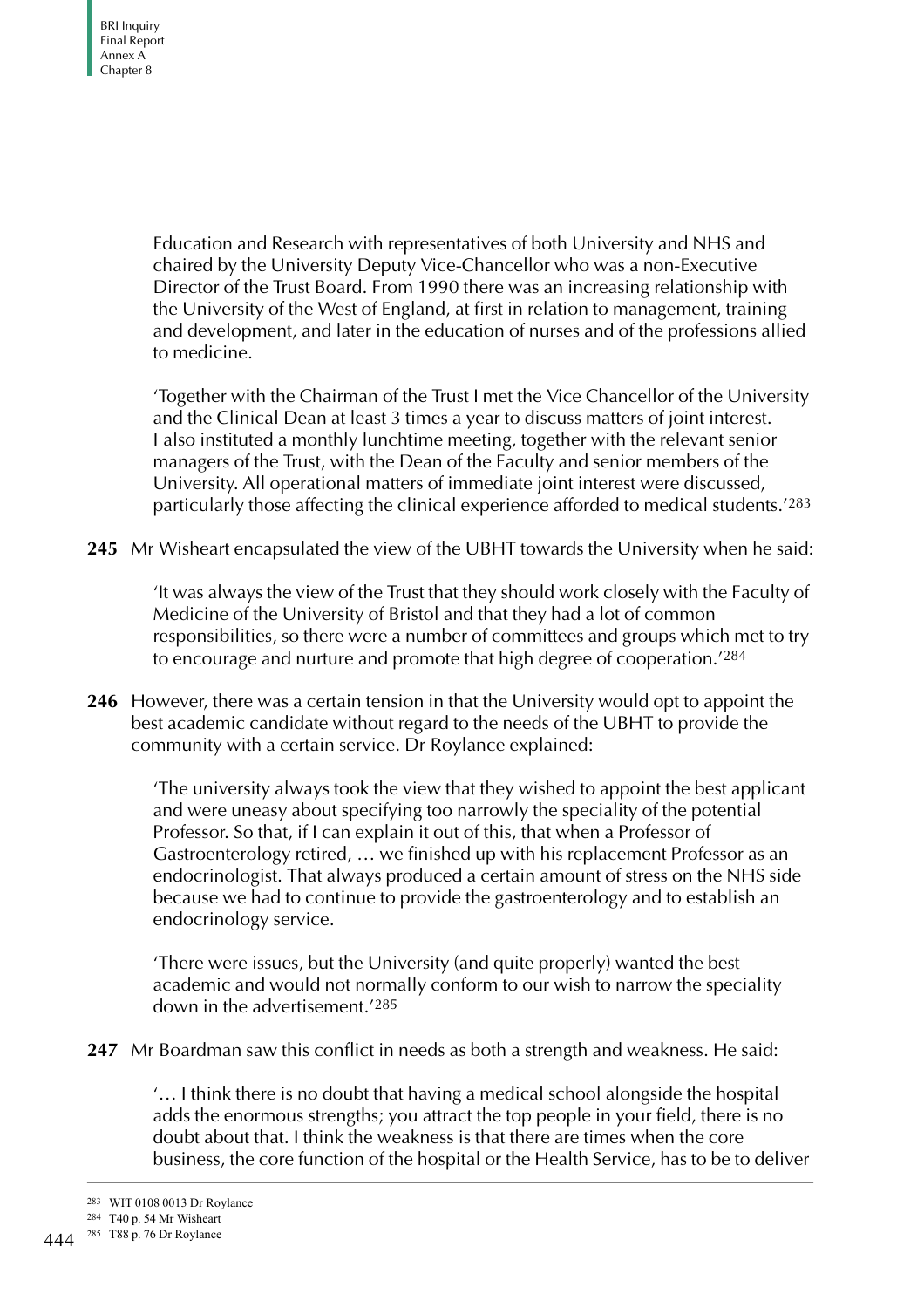Education and Research with representatives of both University and NHS and chaired by the University Deputy Vice-Chancellor who was a non-Executive Director of the Trust Board. From 1990 there was an increasing relationship with the University of the West of England, at first in relation to management, training and development, and later in the education of nurses and of the professions allied to medicine.

'Together with the Chairman of the Trust I met the Vice Chancellor of the University and the Clinical Dean at least 3 times a year to discuss matters of joint interest. I also instituted a monthly lunchtime meeting, together with the relevant senior managers of the Trust, with the Dean of the Faculty and senior members of the University. All operational matters of immediate joint interest were discussed, particularly those affecting the clinical experience afforded to medical students.'[283]

**245** Mr Wisheart encapsulated the view of the UBHT towards the University when he said:

'It was always the view of the Trust that they should work closely with the Faculty of Medicine of the University of Bristol and that they had a lot of common responsibilities, so there were a number of committees and groups which met to try to encourage and nurture and promote that high degree of cooperation.'[284]

**246** However, there was a certain tension in that the University would opt to appoint the best academic candidate without regard to the needs of the UBHT to provide the community with a certain service. Dr Roylance explained:

'The university always took the view that they wished to appoint the best applicant and were uneasy about specifying too narrowly the speciality of the potential Professor. So that, if I can explain it out of this, that when a Professor of Gastroenterology retired, … we finished up with his replacement Professor as an endocrinologist. That always produced a certain amount of stress on the NHS side because we had to continue to provide the gastroenterology and to establish an endocrinology service.

'There were issues, but the University (and quite properly) wanted the best academic and would not normally conform to our wish to narrow the speciality down in the advertisement.'[285]

**247** Mr Boardman saw this conflict in needs as both a strength and weakness. He said:

'… I think there is no doubt that having a medical school alongside the hospital adds the enormous strengths; you attract the top people in your field, there is no doubt about that. I think the weakness is that there are times when the core business, the core function of the hospital or the Health Service, has to be to deliver

---

283 WIT 0108 0013 Dr Roylance

284 T40 p. 54 Mr Wisheart

285 T88 p. 76 Dr Roylance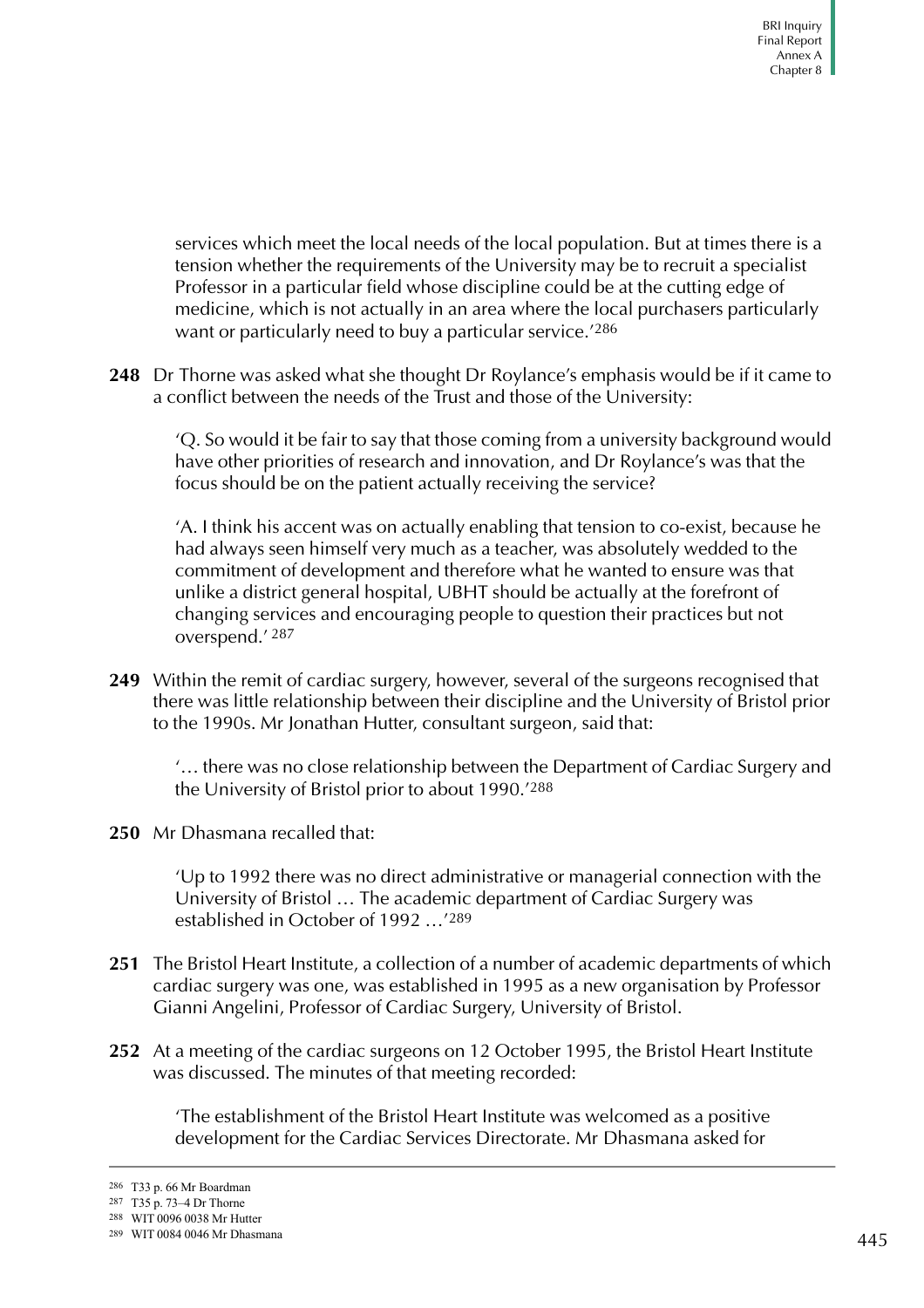services which meet the local needs of the local population. But at times there is a tension whether the requirements of the University may be to recruit a specialist Professor in a particular field whose discipline could be at the cutting edge of medicine, which is not actually in an area where the local purchasers particularly want or particularly need to buy a particular service.'[286]

**248** Dr Thorne was asked what she thought Dr Roylance's emphasis would be if it came to a conflict between the needs of the Trust and those of the University:

> 'Q. So would it be fair to say that those coming from a university background would have other priorities of research and innovation, and Dr Roylance's was that the focus should be on the patient actually receiving the service?
>
> 'A. I think his accent was on actually enabling that tension to co-exist, because he had always seen himself very much as a teacher, was absolutely wedded to the commitment of development and therefore what he wanted to ensure was that unlike a district general hospital, UBHT should be actually at the forefront of changing services and encouraging people to question their practices but not overspend.' [287]

**249** Within the remit of cardiac surgery, however, several of the surgeons recognised that there was little relationship between their discipline and the University of Bristol prior to the 1990s. Mr Jonathan Hutter, consultant surgeon, said that:

> '… there was no close relationship between the Department of Cardiac Surgery and the University of Bristol prior to about 1990.'[288]

**250** Mr Dhasmana recalled that:

> 'Up to 1992 there was no direct administrative or managerial connection with the University of Bristol … The academic department of Cardiac Surgery was established in October of 1992 …'[289]

**251** The Bristol Heart Institute, a collection of a number of academic departments of which cardiac surgery was one, was established in 1995 as a new organisation by Professor Gianni Angelini, Professor of Cardiac Surgery, University of Bristol.

**252** At a meeting of the cardiac surgeons on 12 October 1995, the Bristol Heart Institute was discussed. The minutes of that meeting recorded:

> 'The establishment of the Bristol Heart Institute was welcomed as a positive development for the Cardiac Services Directorate. Mr Dhasmana asked for

---

[286] T33 p. 66 Mr Boardman

[287] T35 p. 73–4 Dr Thorne

[288] WIT 0096 0038 Mr Hutter

[289] WIT 0084 0046 Mr Dhasmana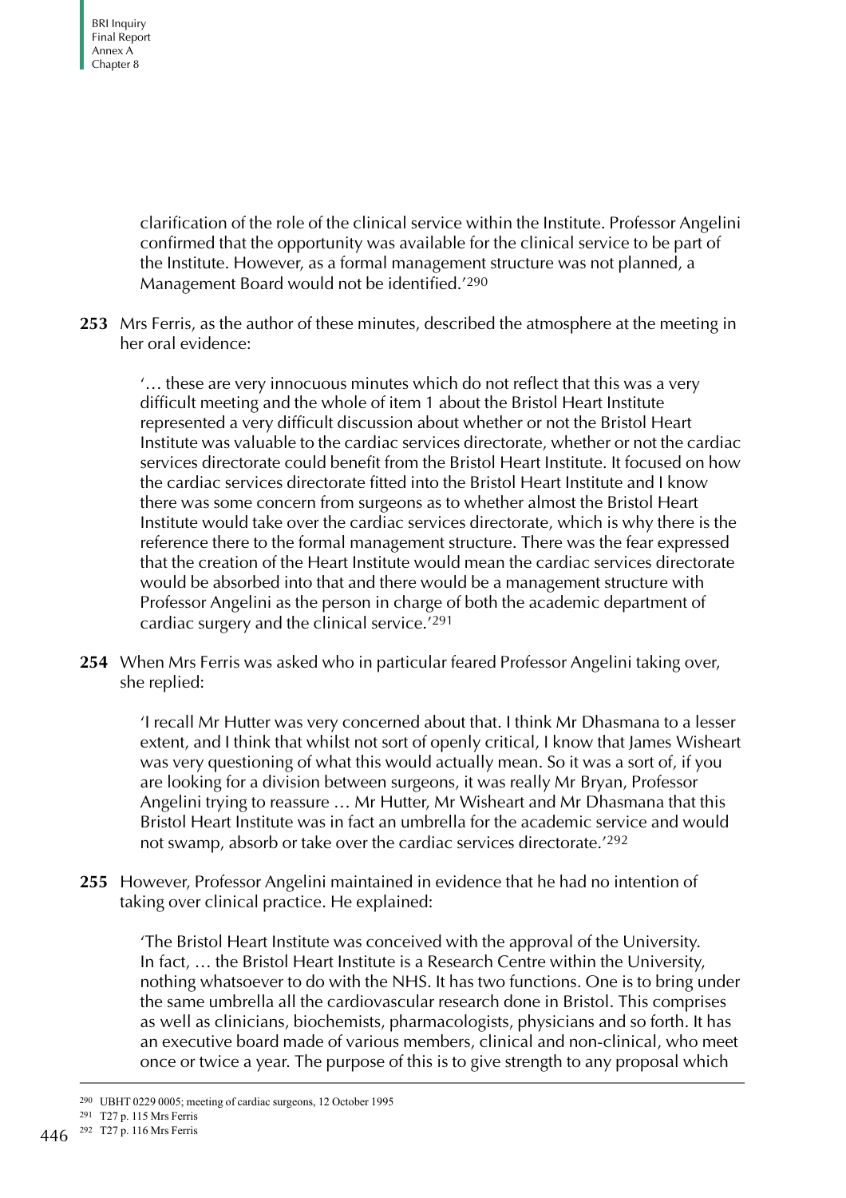clarification of the role of the clinical service within the Institute. Professor Angelini confirmed that the opportunity was available for the clinical service to be part of the Institute. However, as a formal management structure was not planned, a Management Board would not be identified.'[290]

**253** Mrs Ferris, as the author of these minutes, described the atmosphere at the meeting in her oral evidence:

> '… these are very innocuous minutes which do not reflect that this was a very difficult meeting and the whole of item 1 about the Bristol Heart Institute represented a very difficult discussion about whether or not the Bristol Heart Institute was valuable to the cardiac services directorate, whether or not the cardiac services directorate could benefit from the Bristol Heart Institute. It focused on how the cardiac services directorate fitted into the Bristol Heart Institute and I know there was some concern from surgeons as to whether almost the Bristol Heart Institute would take over the cardiac services directorate, which is why there is the reference there to the formal management structure. There was the fear expressed that the creation of the Heart Institute would mean the cardiac services directorate would be absorbed into that and there would be a management structure with Professor Angelini as the person in charge of both the academic department of cardiac surgery and the clinical service.'[291]

**254** When Mrs Ferris was asked who in particular feared Professor Angelini taking over, she replied:

> 'I recall Mr Hutter was very concerned about that. I think Mr Dhasmana to a lesser extent, and I think that whilst not sort of openly critical, I know that James Wisheart was very questioning of what this would actually mean. So it was a sort of, if you are looking for a division between surgeons, it was really Mr Bryan, Professor Angelini trying to reassure … Mr Hutter, Mr Wisheart and Mr Dhasmana that this Bristol Heart Institute was in fact an umbrella for the academic service and would not swamp, absorb or take over the cardiac services directorate.'[292]

**255** However, Professor Angelini maintained in evidence that he had no intention of taking over clinical practice. He explained:

> 'The Bristol Heart Institute was conceived with the approval of the University. In fact, … the Bristol Heart Institute is a Research Centre within the University, nothing whatsoever to do with the NHS. It has two functions. One is to bring under the same umbrella all the cardiovascular research done in Bristol. This comprises as well as clinicians, biochemists, pharmacologists, physicians and so forth. It has an executive board made of various members, clinical and non-clinical, who meet once or twice a year. The purpose of this is to give strength to any proposal which

---

[290] UBHT 0229 0005; meeting of cardiac surgeons, 12 October 1995

[291] T27 p. 115 Mrs Ferris

[292] T27 p. 116 Mrs Ferris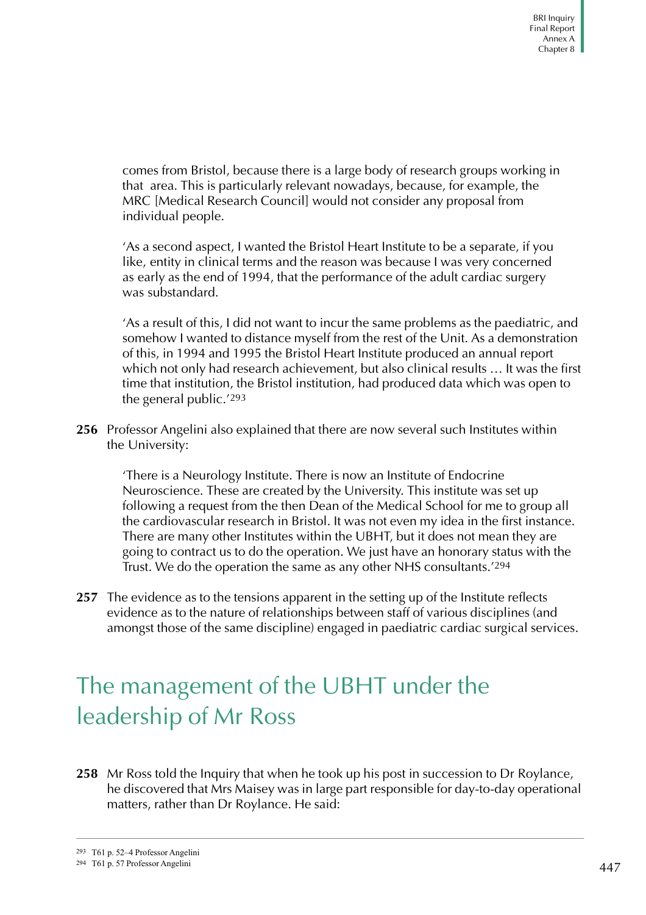> comes from Bristol, because there is a large body of research groups working in that area. This is particularly relevant nowadays, because, for example, the MRC [Medical Research Council] would not consider any proposal from individual people.
>
> 'As a second aspect, I wanted the Bristol Heart Institute to be a separate, if you like, entity in clinical terms and the reason was because I was very concerned as early as the end of 1994, that the performance of the adult cardiac surgery was substandard.
>
> 'As a result of this, I did not want to incur the same problems as the paediatric, and somehow I wanted to distance myself from the rest of the Unit. As a demonstration of this, in 1994 and 1995 the Bristol Heart Institute produced an annual report which not only had research achievement, but also clinical results … It was the first time that institution, the Bristol institution, had produced data which was open to the general public.'[293]

**256** Professor Angelini also explained that there are now several such Institutes within the University:

> 'There is a Neurology Institute. There is now an Institute of Endocrine Neuroscience. These are created by the University. This institute was set up following a request from the then Dean of the Medical School for me to group all the cardiovascular research in Bristol. It was not even my idea in the first instance. There are many other Institutes within the UBHT, but it does not mean they are going to contract us to do the operation. We just have an honorary status with the Trust. We do the operation the same as any other NHS consultants.'[294]

**257** The evidence as to the tensions apparent in the setting up of the Institute reflects evidence as to the nature of relationships between staff of various disciplines (and amongst those of the same discipline) engaged in paediatric cardiac surgical services.

## The management of the UBHT under the leadership of Mr Ross

**258** Mr Ross told the Inquiry that when he took up his post in succession to Dr Roylance, he discovered that Mrs Maisey was in large part responsible for day-to-day operational matters, rather than Dr Roylance. He said:

---

[293] T61 p. 52–4 Professor Angelini

[294] T61 p. 57 Professor Angelini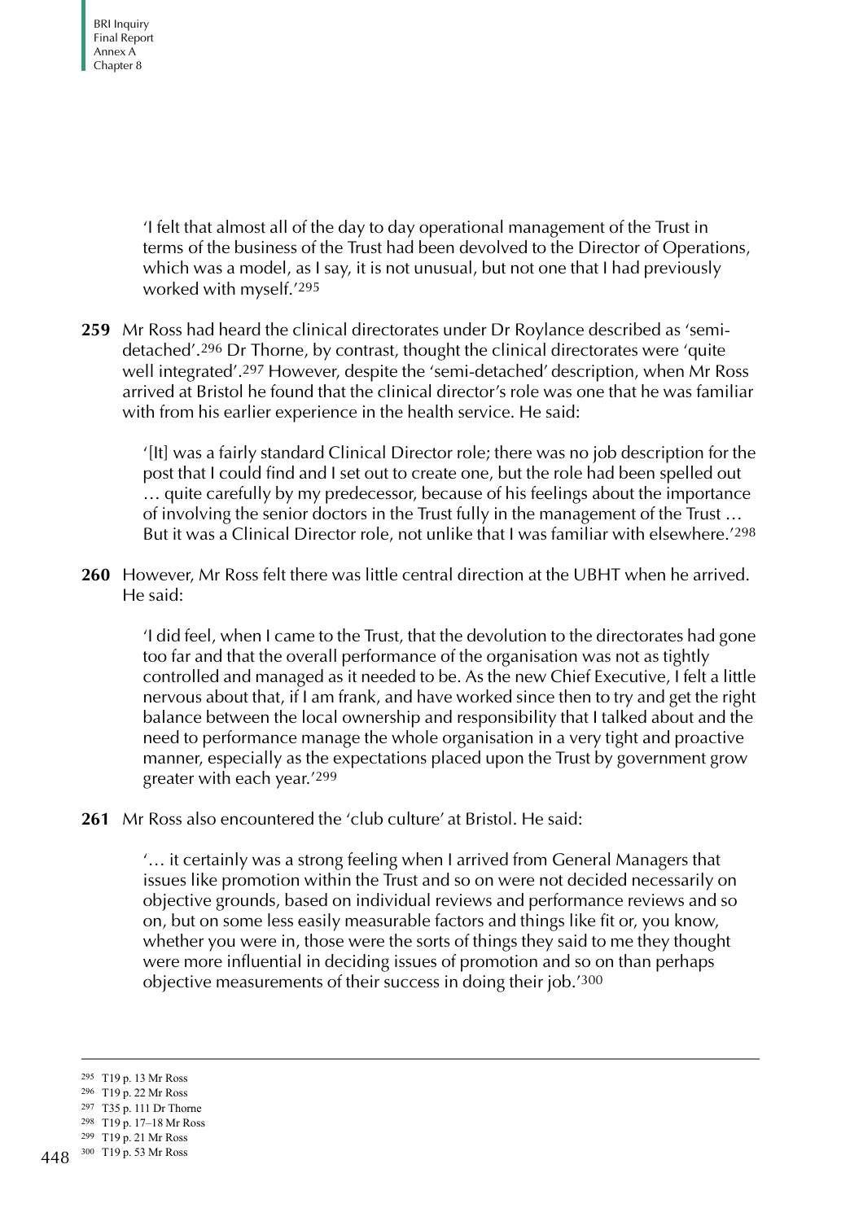> 'I felt that almost all of the day to day operational management of the Trust in terms of the business of the Trust had been devolved to the Director of Operations, which was a model, as I say, it is not unusual, but not one that I had previously worked with myself.'[295]

**259** Mr Ross had heard the clinical directorates under Dr Roylance described as 'semi-detached'.[296] Dr Thorne, by contrast, thought the clinical directorates were 'quite well integrated'.[297] However, despite the 'semi-detached' description, when Mr Ross arrived at Bristol he found that the clinical director's role was one that he was familiar with from his earlier experience in the health service. He said:

> '[It] was a fairly standard Clinical Director role; there was no job description for the post that I could find and I set out to create one, but the role had been spelled out … quite carefully by my predecessor, because of his feelings about the importance of involving the senior doctors in the Trust fully in the management of the Trust … But it was a Clinical Director role, not unlike that I was familiar with elsewhere.'[298]

**260** However, Mr Ross felt there was little central direction at the UBHT when he arrived. He said:

> 'I did feel, when I came to the Trust, that the devolution to the directorates had gone too far and that the overall performance of the organisation was not as tightly controlled and managed as it needed to be. As the new Chief Executive, I felt a little nervous about that, if I am frank, and have worked since then to try and get the right balance between the local ownership and responsibility that I talked about and the need to performance manage the whole organisation in a very tight and proactive manner, especially as the expectations placed upon the Trust by government grow greater with each year.'[299]

**261** Mr Ross also encountered the 'club culture' at Bristol. He said:

> '… it certainly was a strong feeling when I arrived from General Managers that issues like promotion within the Trust and so on were not decided necessarily on objective grounds, based on individual reviews and performance reviews and so on, but on some less easily measurable factors and things like fit or, you know, whether you were in, those were the sorts of things they said to me they thought were more influential in deciding issues of promotion and so on than perhaps objective measurements of their success in doing their job.'[300]

---

[295] T19 p. 13 Mr Ross
[296] T19 p. 22 Mr Ross
[297] T35 p. 111 Dr Thorne
[298] T19 p. 17–18 Mr Ross
[299] T19 p. 21 Mr Ross
[300] T19 p. 53 Mr Ross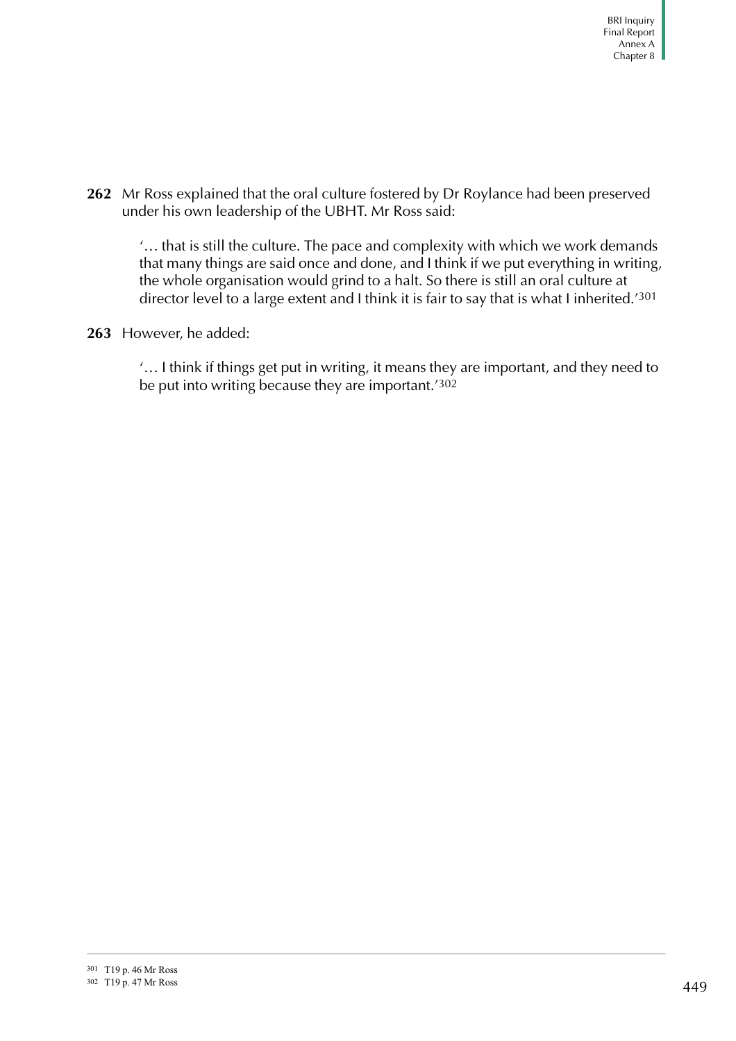**262** Mr Ross explained that the oral culture fostered by Dr Roylance had been preserved under his own leadership of the UBHT. Mr Ross said:

> '… that is still the culture. The pace and complexity with which we work demands that many things are said once and done, and I think if we put everything in writing, the whole organisation would grind to a halt. So there is still an oral culture at director level to a large extent and I think it is fair to say that is what I inherited.'[301]

**263** However, he added:

> '… I think if things get put in writing, it means they are important, and they need to be put into writing because they are important.'[302]

---

[301] T19 p. 46 Mr Ross

[302] T19 p. 47 Mr Ross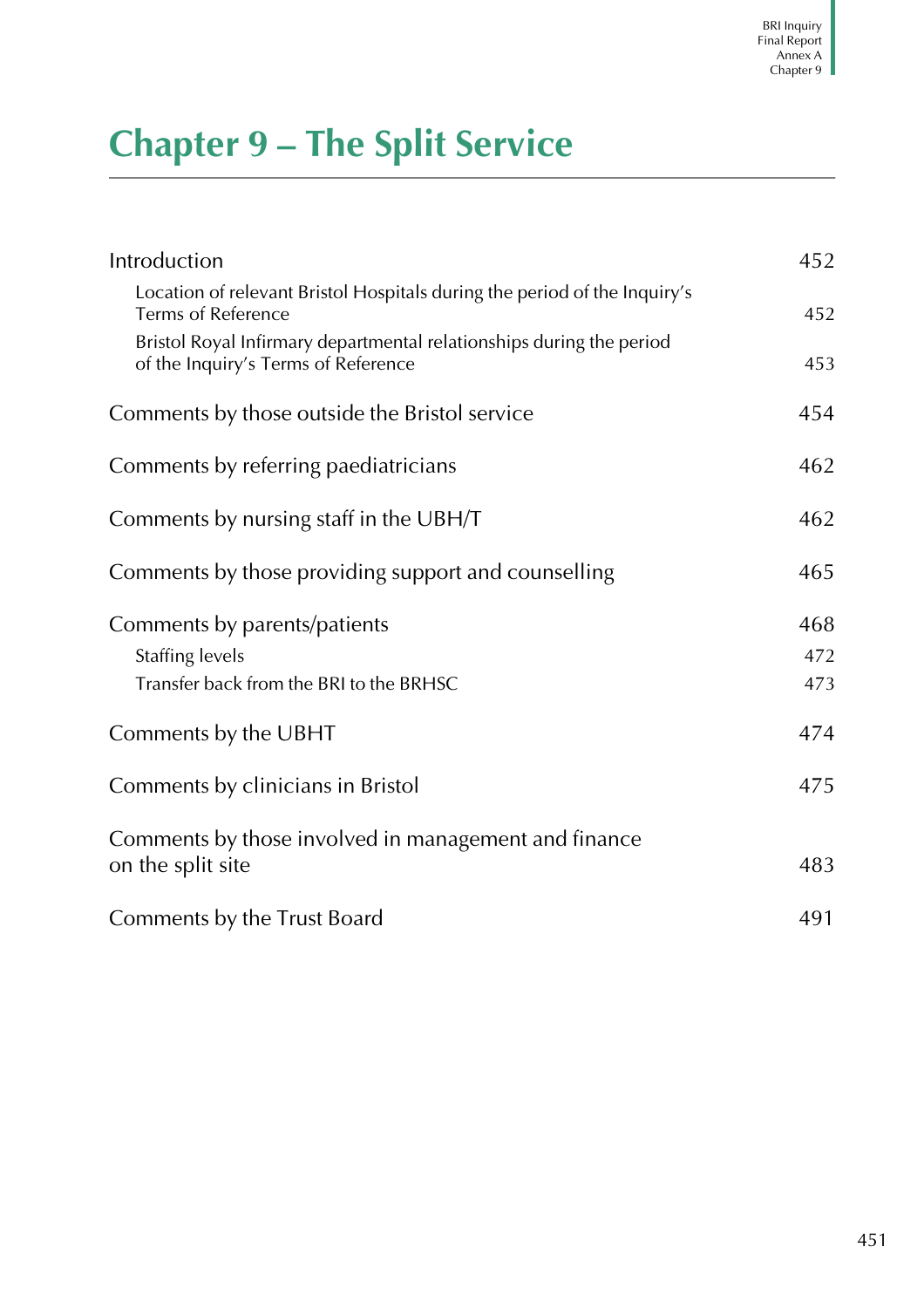# Chapter 9 – The Split Service

| | |
|---|---|
| Introduction | 452 |
| Location of relevant Bristol Hospitals during the period of the Inquiry's Terms of Reference | 452 |
| Bristol Royal Infirmary departmental relationships during the period of the Inquiry's Terms of Reference | 453 |
| Comments by those outside the Bristol service | 454 |
| Comments by referring paediatricians | 462 |
| Comments by nursing staff in the UBH/T | 462 |
| Comments by those providing support and counselling | 465 |
| Comments by parents/patients | 468 |
| Staffing levels | 472 |
| Transfer back from the BRI to the BRHSC | 473 |
| Comments by the UBHT | 474 |
| Comments by clinicians in Bristol | 475 |
| Comments by those involved in management and finance on the split site | 483 |
| Comments by the Trust Board | 491 |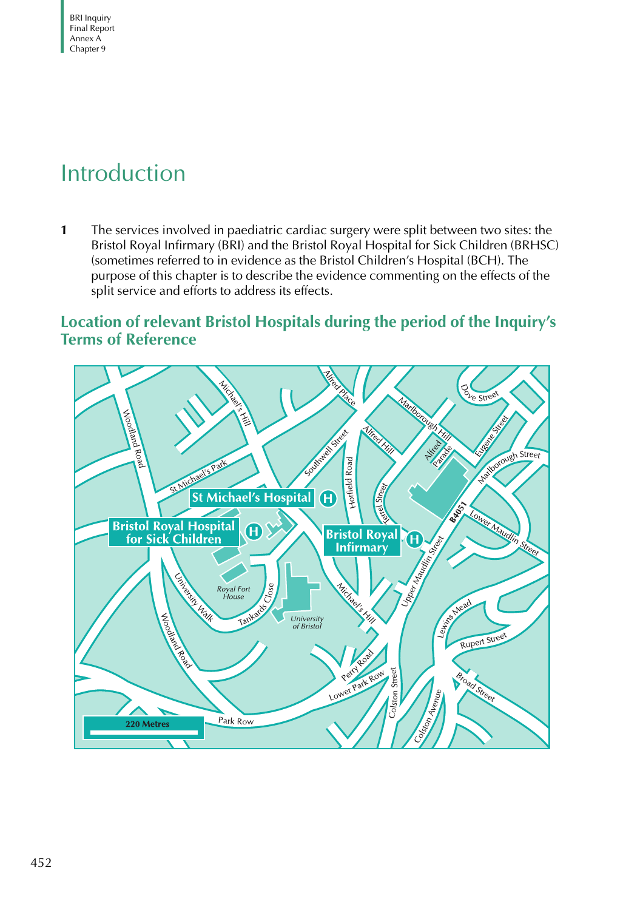# Introduction

**1** The services involved in paediatric cardiac surgery were split between two sites: the Bristol Royal Infirmary (BRI) and the Bristol Royal Hospital for Sick Children (BRHSC) (sometimes referred to in evidence as the Bristol Children's Hospital (BCH). The purpose of this chapter is to describe the evidence commenting on the effects of the split service and efforts to address its effects.

## Location of relevant Bristol Hospitals during the period of the Inquiry's Terms of Reference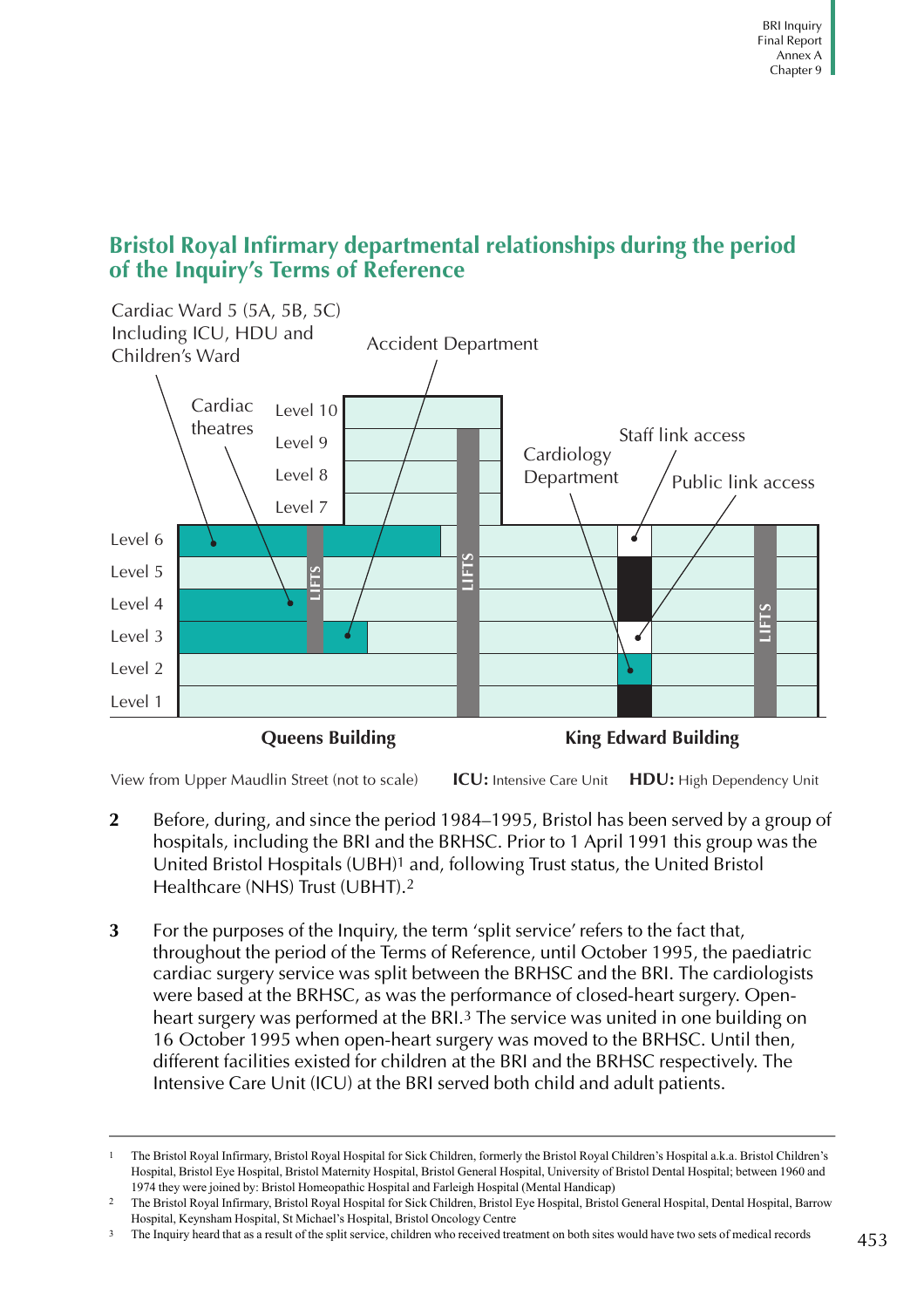## Bristol Royal Infirmary departmental relationships during the period of the Inquiry's Terms of Reference

Cardiac Ward 5 (5A, 5B, 5C) Including ICU, HDU and Children's Ward

Accident Department

Cardiac theatres

Cardiology Department

Staff link access

Public link access

Level 10, Level 9, Level 8, Level 7, Level 6, Level 5, Level 4, Level 3, Level 2, Level 1

LIFTS

**Queens Building** **King Edward Building**

View from Upper Maudlin Street (not to scale) **ICU:** Intensive Care Unit **HDU:** High Dependency Unit

**2** Before, during, and since the period 1984–1995, Bristol has been served by a group of hospitals, including the BRI and the BRHSC. Prior to 1 April 1991 this group was the United Bristol Hospitals (UBH)[1] and, following Trust status, the United Bristol Healthcare (NHS) Trust (UBHT).[2]

**3** For the purposes of the Inquiry, the term 'split service' refers to the fact that, throughout the period of the Terms of Reference, until October 1995, the paediatric cardiac surgery service was split between the BRHSC and the BRI. The cardiologists were based at the BRHSC, as was the performance of closed-heart surgery. Open-heart surgery was performed at the BRI.[3] The service was united in one building on 16 October 1995 when open-heart surgery was moved to the BRHSC. Until then, different facilities existed for children at the BRI and the BRHSC respectively. The Intensive Care Unit (ICU) at the BRI served both child and adult patients.

---

1 The Bristol Royal Infirmary, Bristol Royal Hospital for Sick Children, formerly the Bristol Royal Children's Hospital a.k.a. Bristol Children's Hospital, Bristol Eye Hospital, Bristol Maternity Hospital, Bristol General Hospital, University of Bristol Dental Hospital; between 1960 and 1974 they were joined by: Bristol Homeopathic Hospital and Farleigh Hospital (Mental Handicap)

2 The Bristol Royal Infirmary, Bristol Royal Hospital for Sick Children, Bristol Eye Hospital, Bristol General Hospital, Dental Hospital, Barrow Hospital, Keynsham Hospital, St Michael's Hospital, Bristol Oncology Centre

3 The Inquiry heard that as a result of the split service, children who received treatment on both sites would have two sets of medical records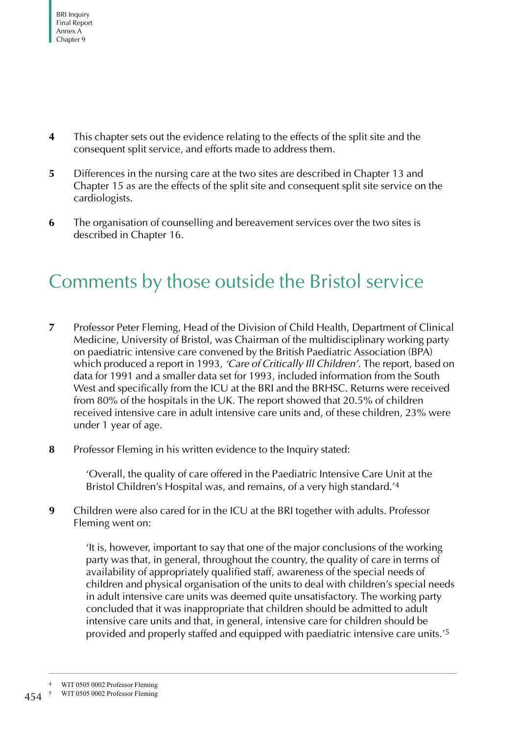4 This chapter sets out the evidence relating to the effects of the split site and the consequent split service, and efforts made to address them.

5 Differences in the nursing care at the two sites are described in Chapter 13 and Chapter 15 as are the effects of the split site and consequent split site service on the cardiologists.

6 The organisation of counselling and bereavement services over the two sites is described in Chapter 16.

## Comments by those outside the Bristol service

7 Professor Peter Fleming, Head of the Division of Child Health, Department of Clinical Medicine, University of Bristol, was Chairman of the multidisciplinary working party on paediatric intensive care convened by the British Paediatric Association (BPA) which produced a report in 1993, *'Care of Critically Ill Children'*. The report, based on data for 1991 and a smaller data set for 1993, included information from the South West and specifically from the BRI and the BRHSC. Returns were received from 80% of the hospitals in the UK. The report showed that 20.5% of children received intensive care in adult intensive care units and, of these children, 23% were under 1 year of age.

8 Professor Fleming in his written evidence to the Inquiry stated:

> 'Overall, the quality of care offered in the Paediatric Intensive Care Unit at the Bristol Children's Hospital was, and remains, of a very high standard.'[4]

9 Children were also cared for in the ICU at the BRI together with adults. Professor Fleming went on:

> 'It is, however, important to say that one of the major conclusions of the working party was that, in general, throughout the country, the quality of care in terms of availability of appropriately qualified staff, awareness of the special needs of children and physical organisation of the units to deal with children's special needs in adult intensive care units was deemed quite unsatisfactory. The working party concluded that it was inappropriate that children should be admitted to adult intensive care units and that, in general, intensive care for children should be provided and properly staffed and equipped with paediatric intensive care units.'[5]

---

[4] WIT 0505 0002 Professor Fleming

[5] WIT 0505 0002 Professor Fleming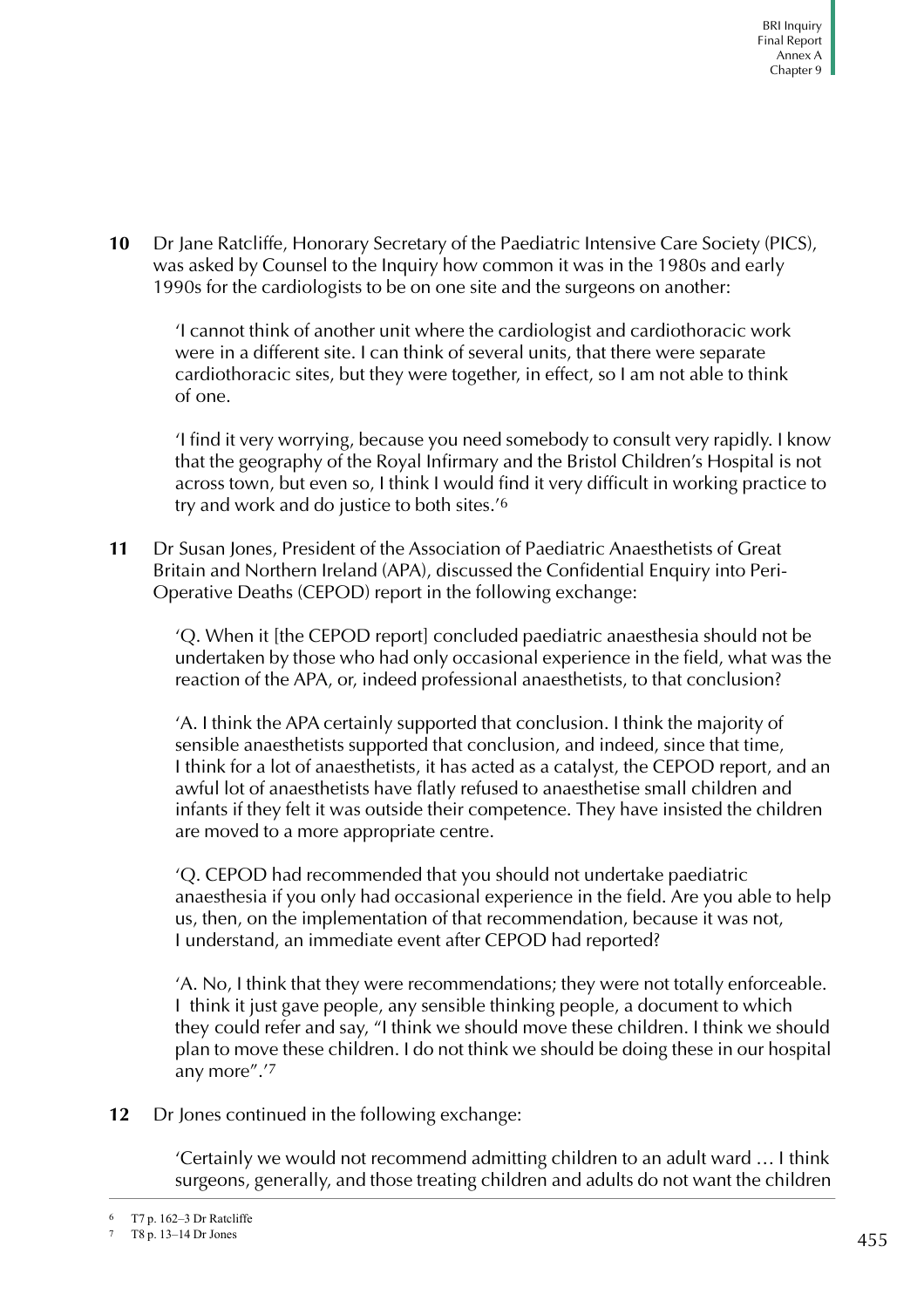**10** Dr Jane Ratcliffe, Honorary Secretary of the Paediatric Intensive Care Society (PICS), was asked by Counsel to the Inquiry how common it was in the 1980s and early 1990s for the cardiologists to be on one site and the surgeons on another:

> 'I cannot think of another unit where the cardiologist and cardiothoracic work were in a different site. I can think of several units, that there were separate cardiothoracic sites, but they were together, in effect, so I am not able to think of one.
>
> 'I find it very worrying, because you need somebody to consult very rapidly. I know that the geography of the Royal Infirmary and the Bristol Children's Hospital is not across town, but even so, I think I would find it very difficult in working practice to try and work and do justice to both sites.'[6]

**11** Dr Susan Jones, President of the Association of Paediatric Anaesthetists of Great Britain and Northern Ireland (APA), discussed the Confidential Enquiry into Peri-Operative Deaths (CEPOD) report in the following exchange:

> 'Q. When it [the CEPOD report] concluded paediatric anaesthesia should not be undertaken by those who had only occasional experience in the field, what was the reaction of the APA, or, indeed professional anaesthetists, to that conclusion?
>
> 'A. I think the APA certainly supported that conclusion. I think the majority of sensible anaesthetists supported that conclusion, and indeed, since that time, I think for a lot of anaesthetists, it has acted as a catalyst, the CEPOD report, and an awful lot of anaesthetists have flatly refused to anaesthetise small children and infants if they felt it was outside their competence. They have insisted the children are moved to a more appropriate centre.
>
> 'Q. CEPOD had recommended that you should not undertake paediatric anaesthesia if you only had occasional experience in the field. Are you able to help us, then, on the implementation of that recommendation, because it was not, I understand, an immediate event after CEPOD had reported?
>
> 'A. No, I think that they were recommendations; they were not totally enforceable. I think it just gave people, any sensible thinking people, a document to which they could refer and say, "I think we should move these children. I think we should plan to move these children. I do not think we should be doing these in our hospital any more".'[7]

**12** Dr Jones continued in the following exchange:

> 'Certainly we would not recommend admitting children to an adult ward … I think surgeons, generally, and those treating children and adults do not want the children

---

6 T7 p. 162–3 Dr Ratcliffe

7 T8 p. 13–14 Dr Jones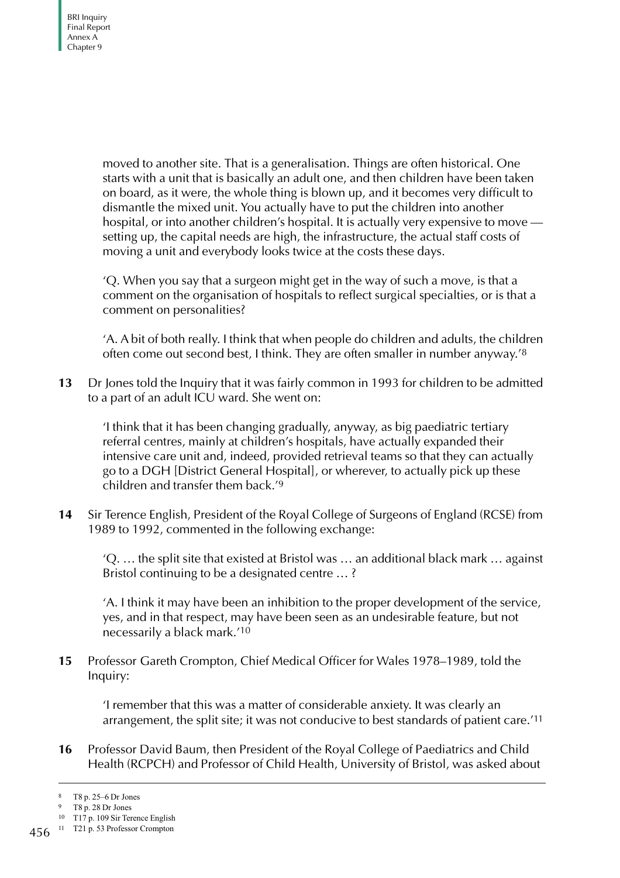moved to another site. That is a generalisation. Things are often historical. One starts with a unit that is basically an adult one, and then children have been taken on board, as it were, the whole thing is blown up, and it becomes very difficult to dismantle the mixed unit. You actually have to put the children into another hospital, or into another children's hospital. It is actually very expensive to move — setting up, the capital needs are high, the infrastructure, the actual staff costs of moving a unit and everybody looks twice at the costs these days.

> 'Q. When you say that a surgeon might get in the way of such a move, is that a comment on the organisation of hospitals to reflect surgical specialties, or is that a comment on personalities?
>
> 'A. A bit of both really. I think that when people do children and adults, the children often come out second best, I think. They are often smaller in number anyway.'[8]

**13** Dr Jones told the Inquiry that it was fairly common in 1993 for children to be admitted to a part of an adult ICU ward. She went on:

> 'I think that it has been changing gradually, anyway, as big paediatric tertiary referral centres, mainly at children's hospitals, have actually expanded their intensive care unit and, indeed, provided retrieval teams so that they can actually go to a DGH [District General Hospital], or wherever, to actually pick up these children and transfer them back.'[9]

**14** Sir Terence English, President of the Royal College of Surgeons of England (RCSE) from 1989 to 1992, commented in the following exchange:

> 'Q. … the split site that existed at Bristol was … an additional black mark … against Bristol continuing to be a designated centre … ?
>
> 'A. I think it may have been an inhibition to the proper development of the service, yes, and in that respect, may have been seen as an undesirable feature, but not necessarily a black mark.'[10]

**15** Professor Gareth Crompton, Chief Medical Officer for Wales 1978–1989, told the Inquiry:

> 'I remember that this was a matter of considerable anxiety. It was clearly an arrangement, the split site; it was not conducive to best standards of patient care.'[11]

**16** Professor David Baum, then President of the Royal College of Paediatrics and Child Health (RCPCH) and Professor of Child Health, University of Bristol, was asked about

---

[8] T8 p. 25–6 Dr Jones

[9] T8 p. 28 Dr Jones

[10] T17 p. 109 Sir Terence English

[11] T21 p. 53 Professor Crompton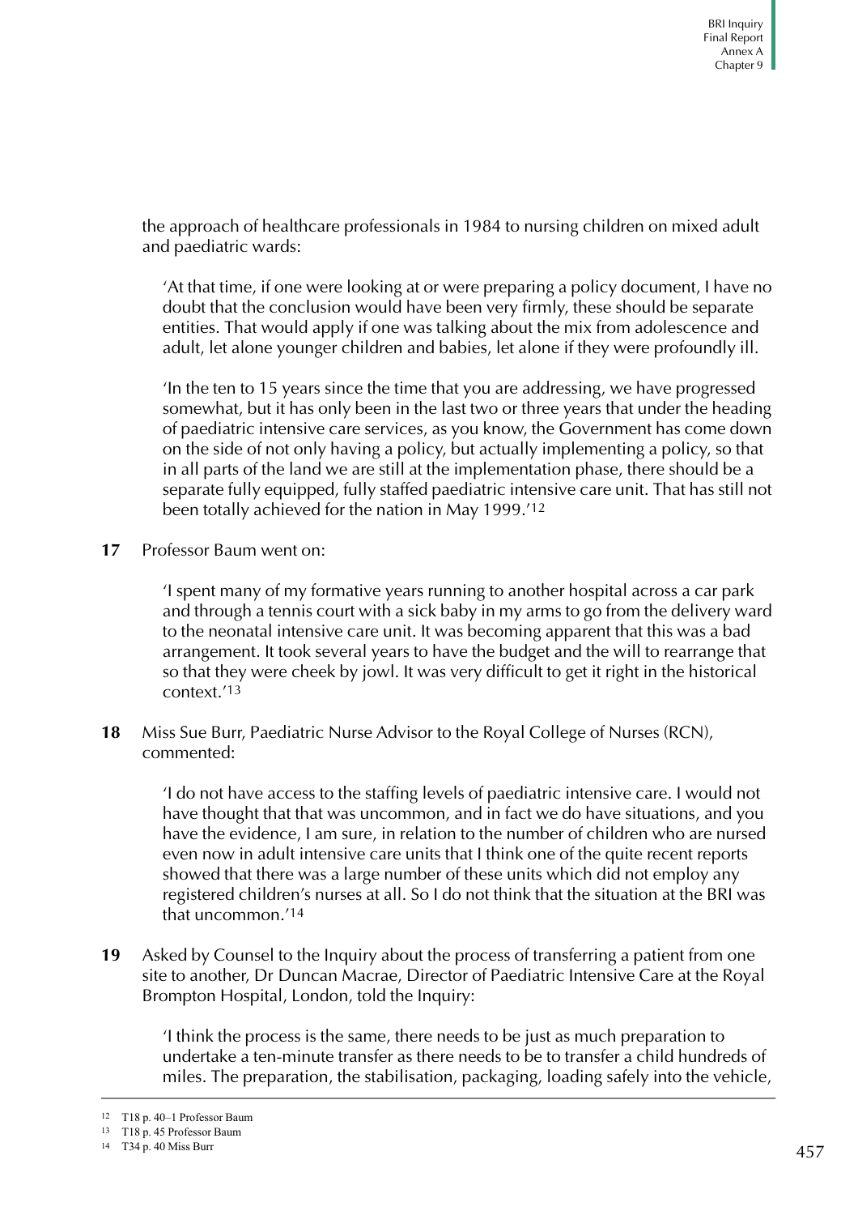the approach of healthcare professionals in 1984 to nursing children on mixed adult and paediatric wards:

> 'At that time, if one were looking at or were preparing a policy document, I have no doubt that the conclusion would have been very firmly, these should be separate entities. That would apply if one was talking about the mix from adolescence and adult, let alone younger children and babies, let alone if they were profoundly ill.
>
> 'In the ten to 15 years since the time that you are addressing, we have progressed somewhat, but it has only been in the last two or three years that under the heading of paediatric intensive care services, as you know, the Government has come down on the side of not only having a policy, but actually implementing a policy, so that in all parts of the land we are still at the implementation phase, there should be a separate fully equipped, fully staffed paediatric intensive care unit. That has still not been totally achieved for the nation in May 1999.'[12]

**17** Professor Baum went on:

> 'I spent many of my formative years running to another hospital across a car park and through a tennis court with a sick baby in my arms to go from the delivery ward to the neonatal intensive care unit. It was becoming apparent that this was a bad arrangement. It took several years to have the budget and the will to rearrange that so that they were cheek by jowl. It was very difficult to get it right in the historical context.'[13]

**18** Miss Sue Burr, Paediatric Nurse Advisor to the Royal College of Nurses (RCN), commented:

> 'I do not have access to the staffing levels of paediatric intensive care. I would not have thought that that was uncommon, and in fact we do have situations, and you have the evidence, I am sure, in relation to the number of children who are nursed even now in adult intensive care units that I think one of the quite recent reports showed that there was a large number of these units which did not employ any registered children's nurses at all. So I do not think that the situation at the BRI was that uncommon.'[14]

**19** Asked by Counsel to the Inquiry about the process of transferring a patient from one site to another, Dr Duncan Macrae, Director of Paediatric Intensive Care at the Royal Brompton Hospital, London, told the Inquiry:

> 'I think the process is the same, there needs to be just as much preparation to undertake a ten-minute transfer as there needs to be to transfer a child hundreds of miles. The preparation, the stabilisation, packaging, loading safely into the vehicle,

---

[12] T18 p. 40–1 Professor Baum

[13] T18 p. 45 Professor Baum

[14] T34 p. 40 Miss Burr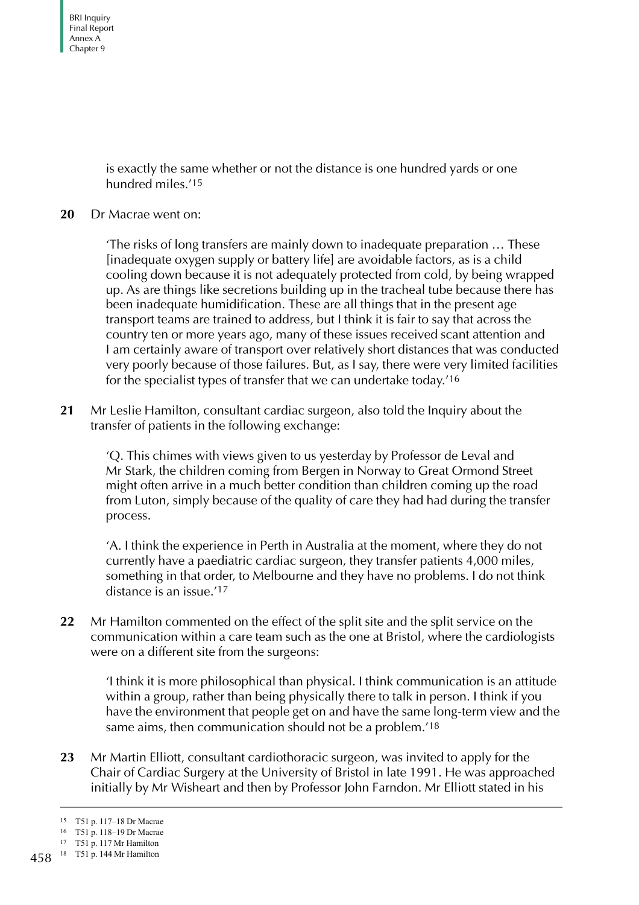is exactly the same whether or not the distance is one hundred yards or one hundred miles.'[15]

**20** Dr Macrae went on:

> 'The risks of long transfers are mainly down to inadequate preparation … These [inadequate oxygen supply or battery life] are avoidable factors, as is a child cooling down because it is not adequately protected from cold, by being wrapped up. As are things like secretions building up in the tracheal tube because there has been inadequate humidification. These are all things that in the present age transport teams are trained to address, but I think it is fair to say that across the country ten or more years ago, many of these issues received scant attention and I am certainly aware of transport over relatively short distances that was conducted very poorly because of those failures. But, as I say, there were very limited facilities for the specialist types of transfer that we can undertake today.'[16]

**21** Mr Leslie Hamilton, consultant cardiac surgeon, also told the Inquiry about the transfer of patients in the following exchange:

> 'Q. This chimes with views given to us yesterday by Professor de Leval and Mr Stark, the children coming from Bergen in Norway to Great Ormond Street might often arrive in a much better condition than children coming up the road from Luton, simply because of the quality of care they had had during the transfer process.
>
> 'A. I think the experience in Perth in Australia at the moment, where they do not currently have a paediatric cardiac surgeon, they transfer patients 4,000 miles, something in that order, to Melbourne and they have no problems. I do not think distance is an issue.'[17]

**22** Mr Hamilton commented on the effect of the split site and the split service on the communication within a care team such as the one at Bristol, where the cardiologists were on a different site from the surgeons:

> 'I think it is more philosophical than physical. I think communication is an attitude within a group, rather than being physically there to talk in person. I think if you have the environment that people get on and have the same long-term view and the same aims, then communication should not be a problem.'[18]

**23** Mr Martin Elliott, consultant cardiothoracic surgeon, was invited to apply for the Chair of Cardiac Surgery at the University of Bristol in late 1991. He was approached initially by Mr Wisheart and then by Professor John Farndon. Mr Elliott stated in his

---

15 T51 p. 117–18 Dr Macrae

16 T51 p. 118–19 Dr Macrae

17 T51 p. 117 Mr Hamilton

18 T51 p. 144 Mr Hamilton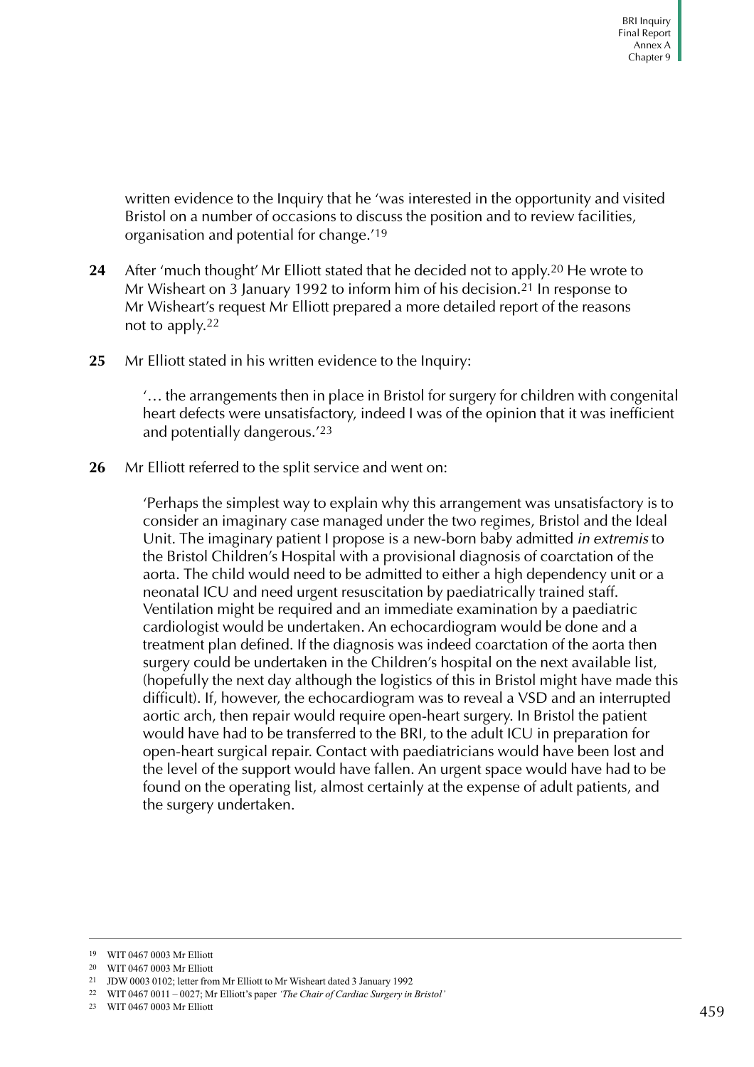written evidence to the Inquiry that he 'was interested in the opportunity and visited Bristol on a number of occasions to discuss the position and to review facilities, organisation and potential for change.'[19]

**24** After 'much thought' Mr Elliott stated that he decided not to apply.[20] He wrote to Mr Wisheart on 3 January 1992 to inform him of his decision.[21] In response to Mr Wisheart's request Mr Elliott prepared a more detailed report of the reasons not to apply.[22]

**25** Mr Elliott stated in his written evidence to the Inquiry:

> '… the arrangements then in place in Bristol for surgery for children with congenital heart defects were unsatisfactory, indeed I was of the opinion that it was inefficient and potentially dangerous.'[23]

**26** Mr Elliott referred to the split service and went on:

> 'Perhaps the simplest way to explain why this arrangement was unsatisfactory is to consider an imaginary case managed under the two regimes, Bristol and the Ideal Unit. The imaginary patient I propose is a new-born baby admitted *in extremis* to the Bristol Children's Hospital with a provisional diagnosis of coarctation of the aorta. The child would need to be admitted to either a high dependency unit or a neonatal ICU and need urgent resuscitation by paediatrically trained staff. Ventilation might be required and an immediate examination by a paediatric cardiologist would be undertaken. An echocardiogram would be done and a treatment plan defined. If the diagnosis was indeed coarctation of the aorta then surgery could be undertaken in the Children's hospital on the next available list, (hopefully the next day although the logistics of this in Bristol might have made this difficult). If, however, the echocardiogram was to reveal a VSD and an interrupted aortic arch, then repair would require open-heart surgery. In Bristol the patient would have had to be transferred to the BRI, to the adult ICU in preparation for open-heart surgical repair. Contact with paediatricians would have been lost and the level of the support would have fallen. An urgent space would have had to be found on the operating list, almost certainly at the expense of adult patients, and the surgery undertaken.

---

19 WIT 0467 0003 Mr Elliott

20 WIT 0467 0003 Mr Elliott

21 JDW 0003 0102; letter from Mr Elliott to Mr Wisheart dated 3 January 1992

22 WIT 0467 0011 – 0027; Mr Elliott's paper *'The Chair of Cardiac Surgery in Bristol'*

23 WIT 0467 0003 Mr Elliott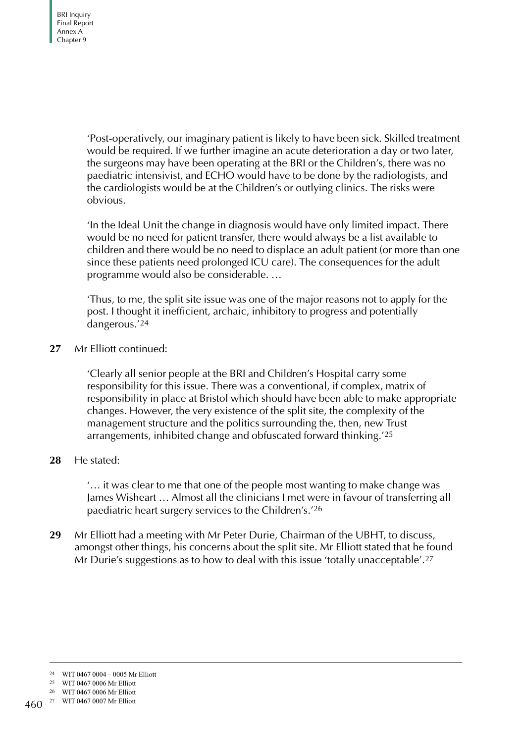'Post-operatively, our imaginary patient is likely to have been sick. Skilled treatment would be required. If we further imagine an acute deterioration a day or two later, the surgeons may have been operating at the BRI or the Children's, there was no paediatric intensivist, and ECHO would have to be done by the radiologists, and the cardiologists would be at the Children's or outlying clinics. The risks were obvious.

'In the Ideal Unit the change in diagnosis would have only limited impact. There would be no need for patient transfer, there would always be a list available to children and there would be no need to displace an adult patient (or more than one since these patients need prolonged ICU care). The consequences for the adult programme would also be considerable. …

'Thus, to me, the split site issue was one of the major reasons not to apply for the post. I thought it inefficient, archaic, inhibitory to progress and potentially dangerous.'[24]

**27** Mr Elliott continued:

'Clearly all senior people at the BRI and Children's Hospital carry some responsibility for this issue. There was a conventional, if complex, matrix of responsibility in place at Bristol which should have been able to make appropriate changes. However, the very existence of the split site, the complexity of the management structure and the politics surrounding the, then, new Trust arrangements, inhibited change and obfuscated forward thinking.'[25]

**28** He stated:

'… it was clear to me that one of the people most wanting to make change was James Wisheart … Almost all the clinicians I met were in favour of transferring all paediatric heart surgery services to the Children's.'[26]

**29** Mr Elliott had a meeting with Mr Peter Durie, Chairman of the UBHT, to discuss, amongst other things, his concerns about the split site. Mr Elliott stated that he found Mr Durie's suggestions as to how to deal with this issue 'totally unacceptable'.[27]

---

[24] WIT 0467 0004 – 0005 Mr Elliott

[25] WIT 0467 0006 Mr Elliott

[26] WIT 0467 0006 Mr Elliott

[27] WIT 0467 0007 Mr Elliott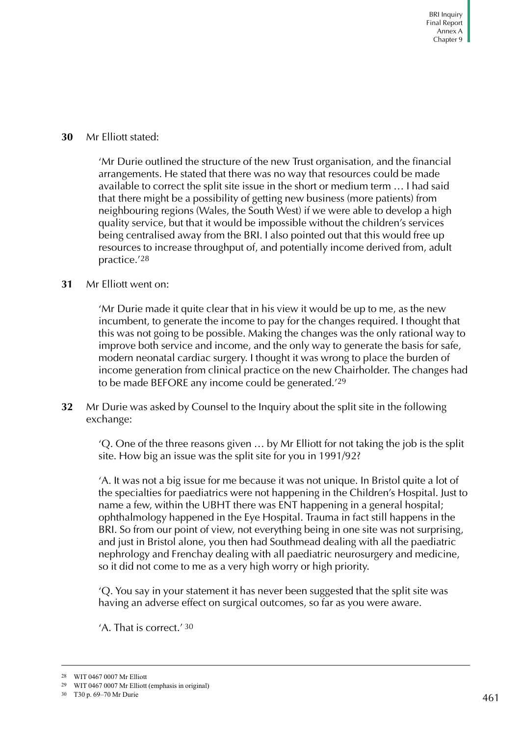**30** Mr Elliott stated:

> 'Mr Durie outlined the structure of the new Trust organisation, and the financial arrangements. He stated that there was no way that resources could be made available to correct the split site issue in the short or medium term … I had said that there might be a possibility of getting new business (more patients) from neighbouring regions (Wales, the South West) if we were able to develop a high quality service, but that it would be impossible without the children's services being centralised away from the BRI. I also pointed out that this would free up resources to increase throughput of, and potentially income derived from, adult practice.'[28]

**31** Mr Elliott went on:

> 'Mr Durie made it quite clear that in his view it would be up to me, as the new incumbent, to generate the income to pay for the changes required. I thought that this was not going to be possible. Making the changes was the only rational way to improve both service and income, and the only way to generate the basis for safe, modern neonatal cardiac surgery. I thought it was wrong to place the burden of income generation from clinical practice on the new Chairholder. The changes had to be made BEFORE any income could be generated.'[29]

**32** Mr Durie was asked by Counsel to the Inquiry about the split site in the following exchange:

> 'Q. One of the three reasons given … by Mr Elliott for not taking the job is the split site. How big an issue was the split site for you in 1991/92?
>
> 'A. It was not a big issue for me because it was not unique. In Bristol quite a lot of the specialties for paediatrics were not happening in the Children's Hospital. Just to name a few, within the UBHT there was ENT happening in a general hospital; ophthalmology happened in the Eye Hospital. Trauma in fact still happens in the BRI. So from our point of view, not everything being in one site was not surprising, and just in Bristol alone, you then had Southmead dealing with all the paediatric nephrology and Frenchay dealing with all paediatric neurosurgery and medicine, so it did not come to me as a very high worry or high priority.
>
> 'Q. You say in your statement it has never been suggested that the split site was having an adverse effect on surgical outcomes, so far as you were aware.
>
> 'A. That is correct.'[30]

---

[28] WIT 0467 0007 Mr Elliott

[29] WIT 0467 0007 Mr Elliott (emphasis in original)

[30] T30 p. 69–70 Mr Durie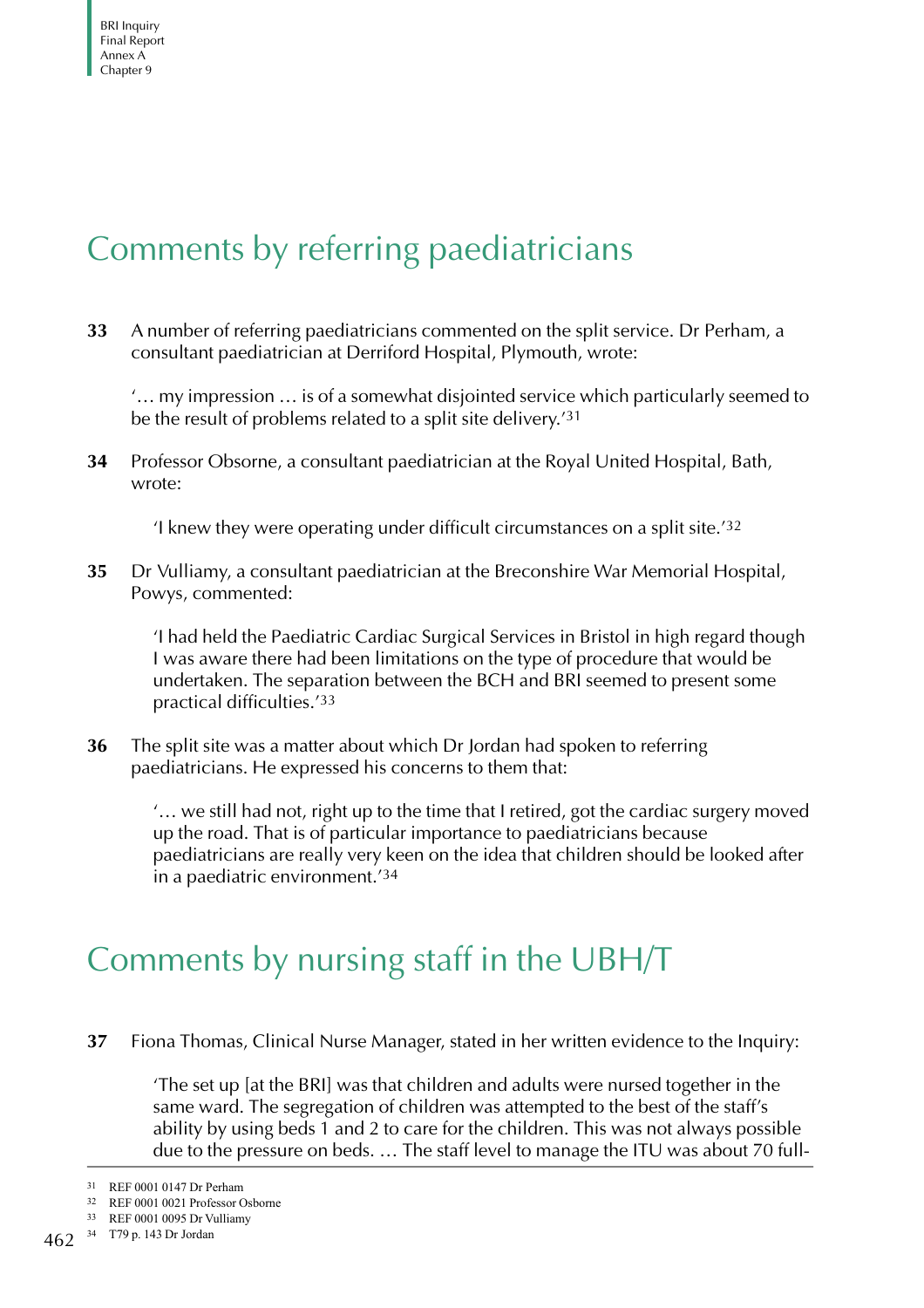## Comments by referring paediatricians

**33** A number of referring paediatricians commented on the split service. Dr Perham, a consultant paediatrician at Derriford Hospital, Plymouth, wrote:

> '… my impression … is of a somewhat disjointed service which particularly seemed to be the result of problems related to a split site delivery.'[31]

**34** Professor Obsorne, a consultant paediatrician at the Royal United Hospital, Bath, wrote:

> 'I knew they were operating under difficult circumstances on a split site.'[32]

**35** Dr Vulliamy, a consultant paediatrician at the Breconshire War Memorial Hospital, Powys, commented:

> 'I had held the Paediatric Cardiac Surgical Services in Bristol in high regard though I was aware there had been limitations on the type of procedure that would be undertaken. The separation between the BCH and BRI seemed to present some practical difficulties.'[33]

**36** The split site was a matter about which Dr Jordan had spoken to referring paediatricians. He expressed his concerns to them that:

> '… we still had not, right up to the time that I retired, got the cardiac surgery moved up the road. That is of particular importance to paediatricians because paediatricians are really very keen on the idea that children should be looked after in a paediatric environment.'[34]

## Comments by nursing staff in the UBH/T

**37** Fiona Thomas, Clinical Nurse Manager, stated in her written evidence to the Inquiry:

> 'The set up [at the BRI] was that children and adults were nursed together in the same ward. The segregation of children was attempted to the best of the staff's ability by using beds 1 and 2 to care for the children. This was not always possible due to the pressure on beds. … The staff level to manage the ITU was about 70 full-

---

[31] REF 0001 0147 Dr Perham

[32] REF 0001 0021 Professor Osborne

[33] REF 0001 0095 Dr Vulliamy

[34] T79 p. 143 Dr Jordan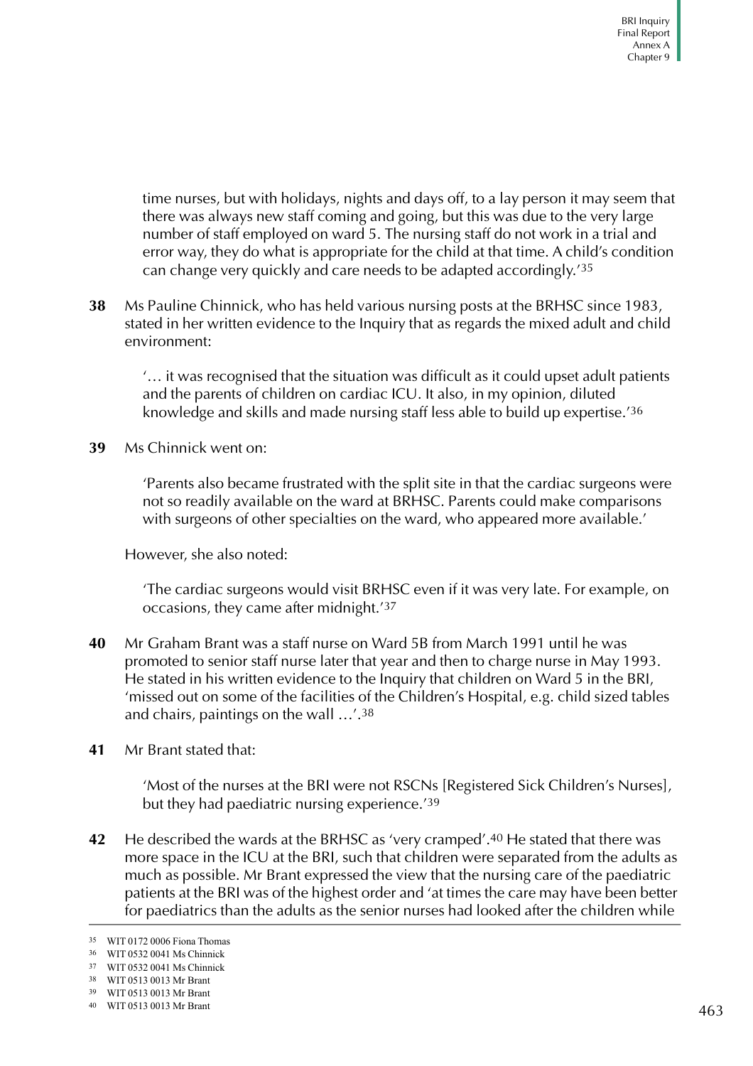time nurses, but with holidays, nights and days off, to a lay person it may seem that there was always new staff coming and going, but this was due to the very large number of staff employed on ward 5. The nursing staff do not work in a trial and error way, they do what is appropriate for the child at that time. A child's condition can change very quickly and care needs to be adapted accordingly.'[35]

**38** Ms Pauline Chinnick, who has held various nursing posts at the BRHSC since 1983, stated in her written evidence to the Inquiry that as regards the mixed adult and child environment:

> '… it was recognised that the situation was difficult as it could upset adult patients and the parents of children on cardiac ICU. It also, in my opinion, diluted knowledge and skills and made nursing staff less able to build up expertise.'[36]

**39** Ms Chinnick went on:

> 'Parents also became frustrated with the split site in that the cardiac surgeons were not so readily available on the ward at BRHSC. Parents could make comparisons with surgeons of other specialties on the ward, who appeared more available.'

However, she also noted:

> 'The cardiac surgeons would visit BRHSC even if it was very late. For example, on occasions, they came after midnight.'[37]

**40** Mr Graham Brant was a staff nurse on Ward 5B from March 1991 until he was promoted to senior staff nurse later that year and then to charge nurse in May 1993. He stated in his written evidence to the Inquiry that children on Ward 5 in the BRI, 'missed out on some of the facilities of the Children's Hospital, e.g. child sized tables and chairs, paintings on the wall …'.[38]

**41** Mr Brant stated that:

> 'Most of the nurses at the BRI were not RSCNs [Registered Sick Children's Nurses], but they had paediatric nursing experience.'[39]

**42** He described the wards at the BRHSC as 'very cramped'.[40] He stated that there was more space in the ICU at the BRI, such that children were separated from the adults as much as possible. Mr Brant expressed the view that the nursing care of the paediatric patients at the BRI was of the highest order and 'at times the care may have been better for paediatrics than the adults as the senior nurses had looked after the children while

---

35 WIT 0172 0006 Fiona Thomas
36 WIT 0532 0041 Ms Chinnick
37 WIT 0532 0041 Ms Chinnick
38 WIT 0513 0013 Mr Brant
39 WIT 0513 0013 Mr Brant
40 WIT 0513 0013 Mr Brant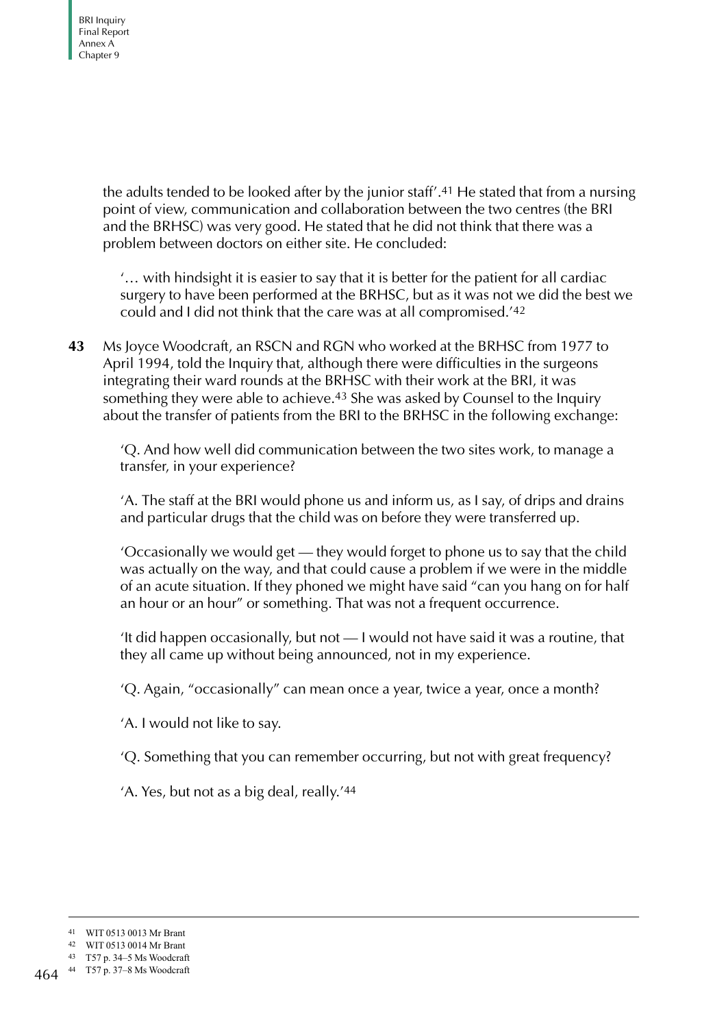the adults tended to be looked after by the junior staff'.[41] He stated that from a nursing point of view, communication and collaboration between the two centres (the BRI and the BRHSC) was very good. He stated that he did not think that there was a problem between doctors on either site. He concluded:

> '… with hindsight it is easier to say that it is better for the patient for all cardiac surgery to have been performed at the BRHSC, but as it was not we did the best we could and I did not think that the care was at all compromised.'[42]

**43** Ms Joyce Woodcraft, an RSCN and RGN who worked at the BRHSC from 1977 to April 1994, told the Inquiry that, although there were difficulties in the surgeons integrating their ward rounds at the BRHSC with their work at the BRI, it was something they were able to achieve.[43] She was asked by Counsel to the Inquiry about the transfer of patients from the BRI to the BRHSC in the following exchange:

> 'Q. And how well did communication between the two sites work, to manage a transfer, in your experience?
>
> 'A. The staff at the BRI would phone us and inform us, as I say, of drips and drains and particular drugs that the child was on before they were transferred up.
>
> 'Occasionally we would get — they would forget to phone us to say that the child was actually on the way, and that could cause a problem if we were in the middle of an acute situation. If they phoned we might have said "can you hang on for half an hour or an hour" or something. That was not a frequent occurrence.
>
> 'It did happen occasionally, but not — I would not have said it was a routine, that they all came up without being announced, not in my experience.
>
> 'Q. Again, "occasionally" can mean once a year, twice a year, once a month?
>
> 'A. I would not like to say.
>
> 'Q. Something that you can remember occurring, but not with great frequency?
>
> 'A. Yes, but not as a big deal, really.'[44]

---

41 WIT 0513 0013 Mr Brant

42 WIT 0513 0014 Mr Brant

43 T57 p. 34–5 Ms Woodcraft

44 T57 p. 37–8 Ms Woodcraft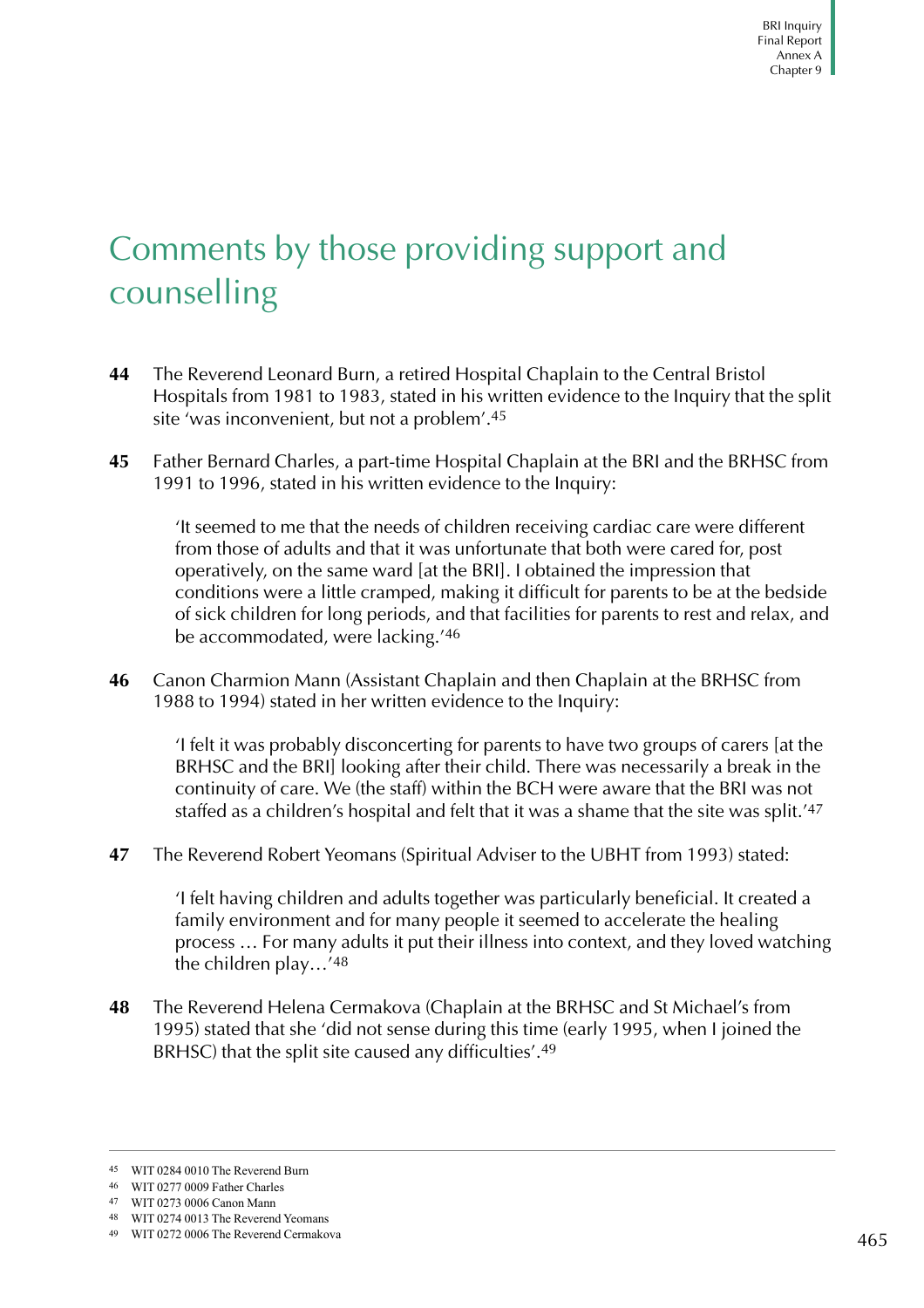# Comments by those providing support and counselling

**44** The Reverend Leonard Burn, a retired Hospital Chaplain to the Central Bristol Hospitals from 1981 to 1983, stated in his written evidence to the Inquiry that the split site 'was inconvenient, but not a problem'.[45]

**45** Father Bernard Charles, a part-time Hospital Chaplain at the BRI and the BRHSC from 1991 to 1996, stated in his written evidence to the Inquiry:

> 'It seemed to me that the needs of children receiving cardiac care were different from those of adults and that it was unfortunate that both were cared for, post operatively, on the same ward [at the BRI]. I obtained the impression that conditions were a little cramped, making it difficult for parents to be at the bedside of sick children for long periods, and that facilities for parents to rest and relax, and be accommodated, were lacking.'[46]

**46** Canon Charmion Mann (Assistant Chaplain and then Chaplain at the BRHSC from 1988 to 1994) stated in her written evidence to the Inquiry:

> 'I felt it was probably disconcerting for parents to have two groups of carers [at the BRHSC and the BRI] looking after their child. There was necessarily a break in the continuity of care. We (the staff) within the BCH were aware that the BRI was not staffed as a children's hospital and felt that it was a shame that the site was split.'[47]

**47** The Reverend Robert Yeomans (Spiritual Adviser to the UBHT from 1993) stated:

> 'I felt having children and adults together was particularly beneficial. It created a family environment and for many people it seemed to accelerate the healing process … For many adults it put their illness into context, and they loved watching the children play…'[48]

**48** The Reverend Helena Cermakova (Chaplain at the BRHSC and St Michael's from 1995) stated that she 'did not sense during this time (early 1995, when I joined the BRHSC) that the split site caused any difficulties'.[49]

---

[45] WIT 0284 0010 The Reverend Burn

[46] WIT 0277 0009 Father Charles

[47] WIT 0273 0006 Canon Mann

[48] WIT 0274 0013 The Reverend Yeomans

[49] WIT 0272 0006 The Reverend Cermakova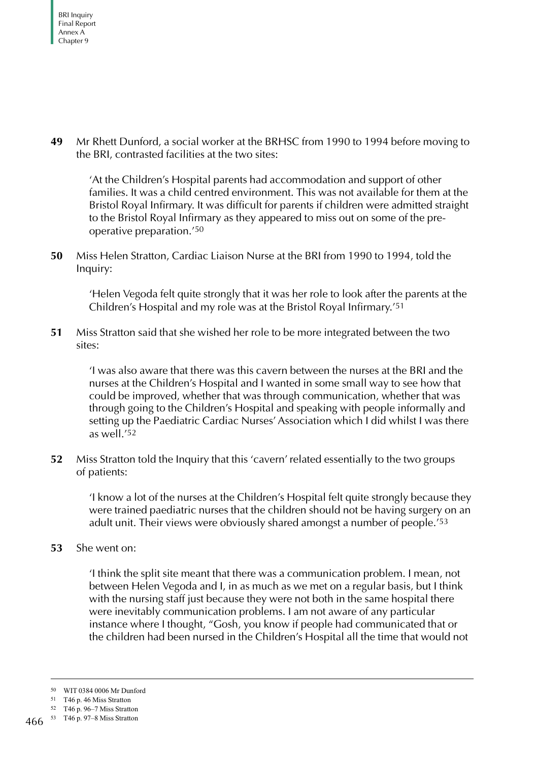**49** Mr Rhett Dunford, a social worker at the BRHSC from 1990 to 1994 before moving to the BRI, contrasted facilities at the two sites:

> 'At the Children's Hospital parents had accommodation and support of other families. It was a child centred environment. This was not available for them at the Bristol Royal Infirmary. It was difficult for parents if children were admitted straight to the Bristol Royal Infirmary as they appeared to miss out on some of the pre-operative preparation.'[50]

**50** Miss Helen Stratton, Cardiac Liaison Nurse at the BRI from 1990 to 1994, told the Inquiry:

> 'Helen Vegoda felt quite strongly that it was her role to look after the parents at the Children's Hospital and my role was at the Bristol Royal Infirmary.'[51]

**51** Miss Stratton said that she wished her role to be more integrated between the two sites:

> 'I was also aware that there was this cavern between the nurses at the BRI and the nurses at the Children's Hospital and I wanted in some small way to see how that could be improved, whether that was through communication, whether that was through going to the Children's Hospital and speaking with people informally and setting up the Paediatric Cardiac Nurses' Association which I did whilst I was there as well.'[52]

**52** Miss Stratton told the Inquiry that this 'cavern' related essentially to the two groups of patients:

> 'I know a lot of the nurses at the Children's Hospital felt quite strongly because they were trained paediatric nurses that the children should not be having surgery on an adult unit. Their views were obviously shared amongst a number of people.'[53]

**53** She went on:

> 'I think the split site meant that there was a communication problem. I mean, not between Helen Vegoda and I, in as much as we met on a regular basis, but I think with the nursing staff just because they were not both in the same hospital there were inevitably communication problems. I am not aware of any particular instance where I thought, "Gosh, you know if people had communicated that or the children had been nursed in the Children's Hospital all the time that would not

---

[50] WIT 0384 0006 Mr Dunford

[51] T46 p. 46 Miss Stratton

[52] T46 p. 96–7 Miss Stratton

[53] T46 p. 97–8 Miss Stratton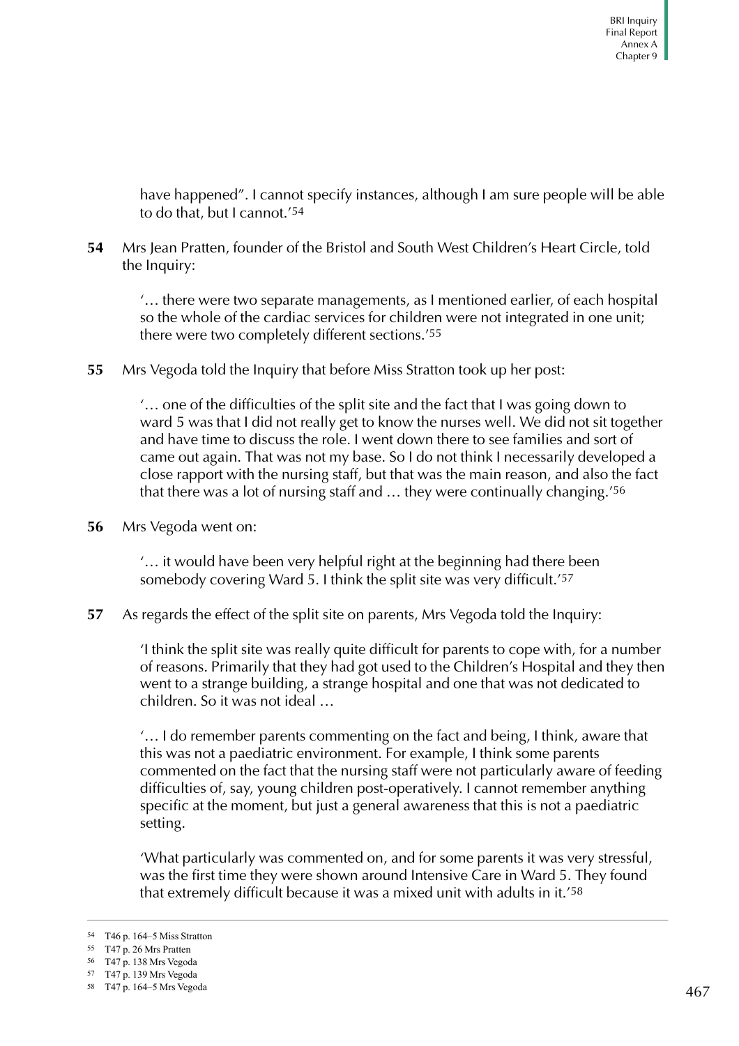have happened". I cannot specify instances, although I am sure people will be able to do that, but I cannot.'[54]

**54** Mrs Jean Pratten, founder of the Bristol and South West Children's Heart Circle, told the Inquiry:

> '… there were two separate managements, as I mentioned earlier, of each hospital so the whole of the cardiac services for children were not integrated in one unit; there were two completely different sections.'[55]

**55** Mrs Vegoda told the Inquiry that before Miss Stratton took up her post:

> '… one of the difficulties of the split site and the fact that I was going down to ward 5 was that I did not really get to know the nurses well. We did not sit together and have time to discuss the role. I went down there to see families and sort of came out again. That was not my base. So I do not think I necessarily developed a close rapport with the nursing staff, but that was the main reason, and also the fact that there was a lot of nursing staff and … they were continually changing.'[56]

**56** Mrs Vegoda went on:

> '… it would have been very helpful right at the beginning had there been somebody covering Ward 5. I think the split site was very difficult.'[57]

**57** As regards the effect of the split site on parents, Mrs Vegoda told the Inquiry:

> 'I think the split site was really quite difficult for parents to cope with, for a number of reasons. Primarily that they had got used to the Children's Hospital and they then went to a strange building, a strange hospital and one that was not dedicated to children. So it was not ideal …
>
> '… I do remember parents commenting on the fact and being, I think, aware that this was not a paediatric environment. For example, I think some parents commented on the fact that the nursing staff were not particularly aware of feeding difficulties of, say, young children post-operatively. I cannot remember anything specific at the moment, but just a general awareness that this is not a paediatric setting.
>
> 'What particularly was commented on, and for some parents it was very stressful, was the first time they were shown around Intensive Care in Ward 5. They found that extremely difficult because it was a mixed unit with adults in it.'[58]

---

[54] T46 p. 164–5 Miss Stratton

[55] T47 p. 26 Mrs Pratten

[56] T47 p. 138 Mrs Vegoda

[57] T47 p. 139 Mrs Vegoda

[58] T47 p. 164–5 Mrs Vegoda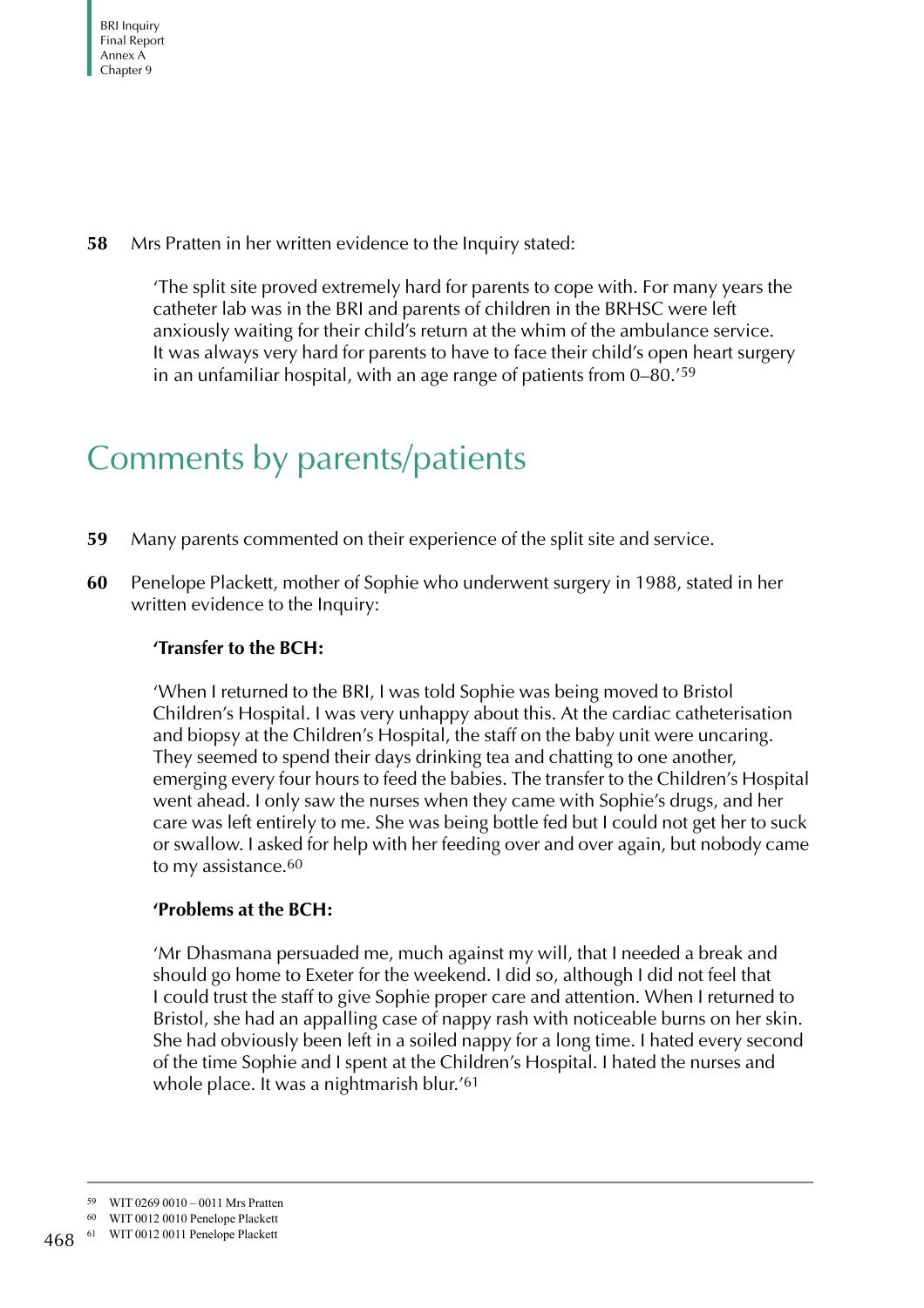**58** Mrs Pratten in her written evidence to the Inquiry stated:

> 'The split site proved extremely hard for parents to cope with. For many years the catheter lab was in the BRI and parents of children in the BRHSC were left anxiously waiting for their child's return at the whim of the ambulance service. It was always very hard for parents to have to face their child's open heart surgery in an unfamiliar hospital, with an age range of patients from 0–80.'[59]

## Comments by parents/patients

**59** Many parents commented on their experience of the split site and service.

**60** Penelope Plackett, mother of Sophie who underwent surgery in 1988, stated in her written evidence to the Inquiry:

> **'Transfer to the BCH:**
>
> 'When I returned to the BRI, I was told Sophie was being moved to Bristol Children's Hospital. I was very unhappy about this. At the cardiac catheterisation and biopsy at the Children's Hospital, the staff on the baby unit were uncaring. They seemed to spend their days drinking tea and chatting to one another, emerging every four hours to feed the babies. The transfer to the Children's Hospital went ahead. I only saw the nurses when they came with Sophie's drugs, and her care was left entirely to me. She was being bottle fed but I could not get her to suck or swallow. I asked for help with her feeding over and over again, but nobody came to my assistance.[60]
>
> **'Problems at the BCH:**
>
> 'Mr Dhasmana persuaded me, much against my will, that I needed a break and should go home to Exeter for the weekend. I did so, although I did not feel that I could trust the staff to give Sophie proper care and attention. When I returned to Bristol, she had an appalling case of nappy rash with noticeable burns on her skin. She had obviously been left in a soiled nappy for a long time. I hated every second of the time Sophie and I spent at the Children's Hospital. I hated the nurses and whole place. It was a nightmarish blur.'[61]

---

[59] WIT 0269 0010 – 0011 Mrs Pratten

[60] WIT 0012 0010 Penelope Plackett

[61] WIT 0012 0011 Penelope Plackett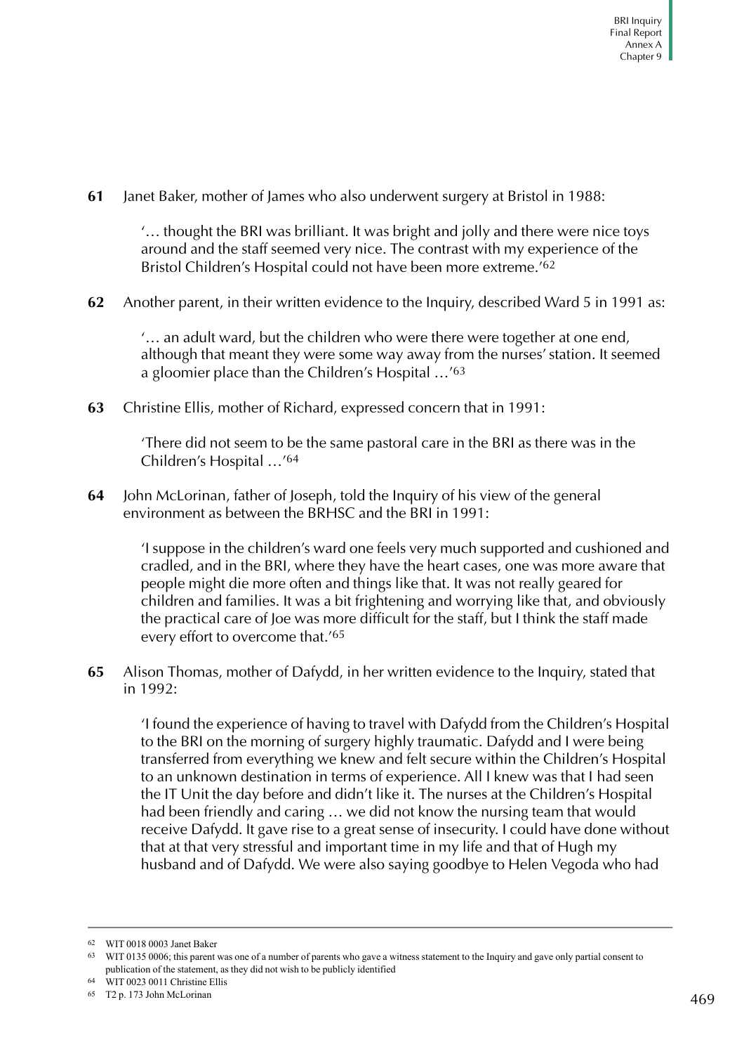**61** Janet Baker, mother of James who also underwent surgery at Bristol in 1988:

> '… thought the BRI was brilliant. It was bright and jolly and there were nice toys around and the staff seemed very nice. The contrast with my experience of the Bristol Children's Hospital could not have been more extreme.'[62]

**62** Another parent, in their written evidence to the Inquiry, described Ward 5 in 1991 as:

> '… an adult ward, but the children who were there were together at one end, although that meant they were some way away from the nurses' station. It seemed a gloomier place than the Children's Hospital …'[63]

**63** Christine Ellis, mother of Richard, expressed concern that in 1991:

> 'There did not seem to be the same pastoral care in the BRI as there was in the Children's Hospital …'[64]

**64** John McLorinan, father of Joseph, told the Inquiry of his view of the general environment as between the BRHSC and the BRI in 1991:

> 'I suppose in the children's ward one feels very much supported and cushioned and cradled, and in the BRI, where they have the heart cases, one was more aware that people might die more often and things like that. It was not really geared for children and families. It was a bit frightening and worrying like that, and obviously the practical care of Joe was more difficult for the staff, but I think the staff made every effort to overcome that.'[65]

**65** Alison Thomas, mother of Dafydd, in her written evidence to the Inquiry, stated that in 1992:

> 'I found the experience of having to travel with Dafydd from the Children's Hospital to the BRI on the morning of surgery highly traumatic. Dafydd and I were being transferred from everything we knew and felt secure within the Children's Hospital to an unknown destination in terms of experience. All I knew was that I had seen the IT Unit the day before and didn't like it. The nurses at the Children's Hospital had been friendly and caring … we did not know the nursing team that would receive Dafydd. It gave rise to a great sense of insecurity. I could have done without that at that very stressful and important time in my life and that of Hugh my husband and of Dafydd. We were also saying goodbye to Helen Vegoda who had

---

[62] WIT 0018 0003 Janet Baker

[63] WIT 0135 0006; this parent was one of a number of parents who gave a witness statement to the Inquiry and gave only partial consent to publication of the statement, as they did not wish to be publicly identified

[64] WIT 0023 0011 Christine Ellis

[65] T2 p. 173 John McLorinan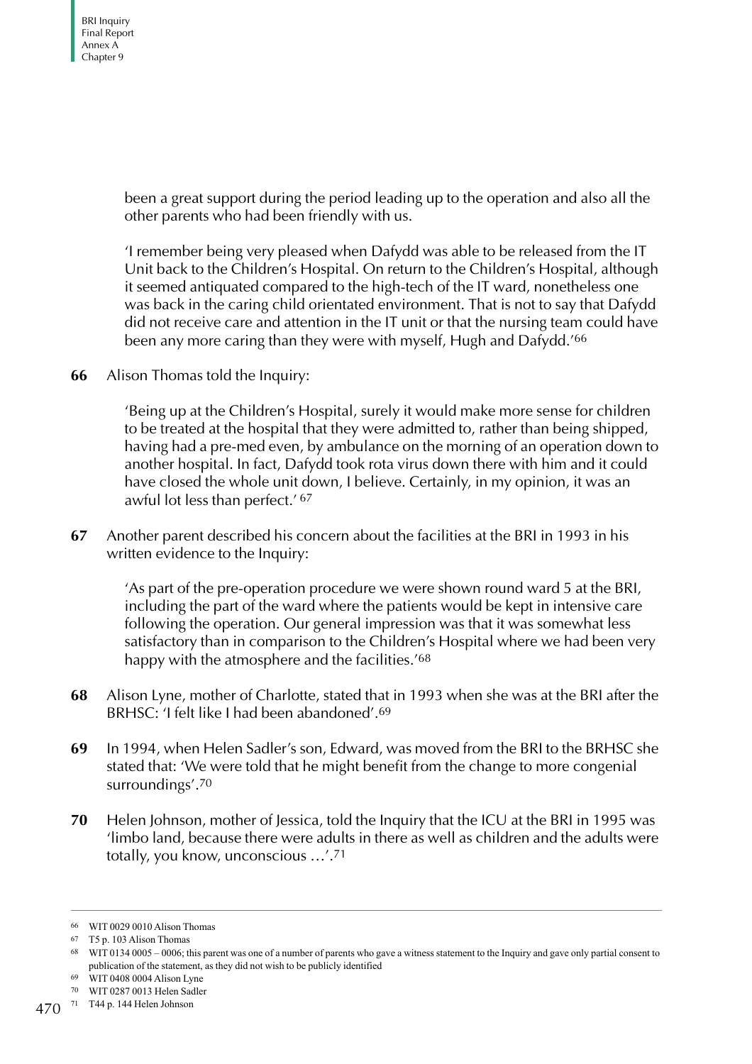been a great support during the period leading up to the operation and also all the other parents who had been friendly with us.

'I remember being very pleased when Dafydd was able to be released from the IT Unit back to the Children's Hospital. On return to the Children's Hospital, although it seemed antiquated compared to the high-tech of the IT ward, nonetheless one was back in the caring child orientated environment. That is not to say that Dafydd did not receive care and attention in the IT unit or that the nursing team could have been any more caring than they were with myself, Hugh and Dafydd.'[66]

**66** Alison Thomas told the Inquiry:

> 'Being up at the Children's Hospital, surely it would make more sense for children to be treated at the hospital that they were admitted to, rather than being shipped, having had a pre-med even, by ambulance on the morning of an operation down to another hospital. In fact, Dafydd took rota virus down there with him and it could have closed the whole unit down, I believe. Certainly, in my opinion, it was an awful lot less than perfect.' [67]

**67** Another parent described his concern about the facilities at the BRI in 1993 in his written evidence to the Inquiry:

> 'As part of the pre-operation procedure we were shown round ward 5 at the BRI, including the part of the ward where the patients would be kept in intensive care following the operation. Our general impression was that it was somewhat less satisfactory than in comparison to the Children's Hospital where we had been very happy with the atmosphere and the facilities.'[68]

**68** Alison Lyne, mother of Charlotte, stated that in 1993 when she was at the BRI after the BRHSC: 'I felt like I had been abandoned'.[69]

**69** In 1994, when Helen Sadler's son, Edward, was moved from the BRI to the BRHSC she stated that: 'We were told that he might benefit from the change to more congenial surroundings'.[70]

**70** Helen Johnson, mother of Jessica, told the Inquiry that the ICU at the BRI in 1995 was 'limbo land, because there were adults in there as well as children and the adults were totally, you know, unconscious …'.[71]

---

[66] WIT 0029 0010 Alison Thomas

[67] T5 p. 103 Alison Thomas

[68] WIT 0134 0005 – 0006; this parent was one of a number of parents who gave a witness statement to the Inquiry and gave only partial consent to publication of the statement, as they did not wish to be publicly identified

[69] WIT 0408 0004 Alison Lyne

[70] WIT 0287 0013 Helen Sadler

[71] T44 p. 144 Helen Johnson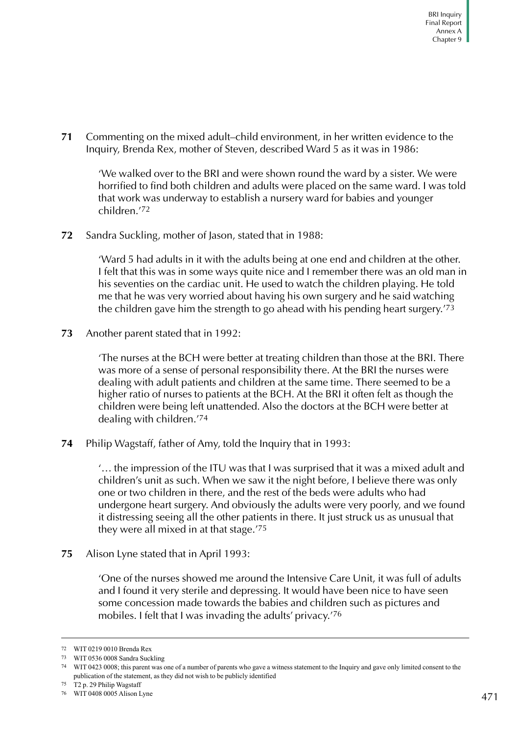**71** Commenting on the mixed adult–child environment, in her written evidence to the Inquiry, Brenda Rex, mother of Steven, described Ward 5 as it was in 1986:

> 'We walked over to the BRI and were shown round the ward by a sister. We were horrified to find both children and adults were placed on the same ward. I was told that work was underway to establish a nursery ward for babies and younger children.'[72]

**72** Sandra Suckling, mother of Jason, stated that in 1988:

> 'Ward 5 had adults in it with the adults being at one end and children at the other. I felt that this was in some ways quite nice and I remember there was an old man in his seventies on the cardiac unit. He used to watch the children playing. He told me that he was very worried about having his own surgery and he said watching the children gave him the strength to go ahead with his pending heart surgery.'[73]

**73** Another parent stated that in 1992:

> 'The nurses at the BCH were better at treating children than those at the BRI. There was more of a sense of personal responsibility there. At the BRI the nurses were dealing with adult patients and children at the same time. There seemed to be a higher ratio of nurses to patients at the BCH. At the BRI it often felt as though the children were being left unattended. Also the doctors at the BCH were better at dealing with children.'[74]

**74** Philip Wagstaff, father of Amy, told the Inquiry that in 1993:

> '… the impression of the ITU was that I was surprised that it was a mixed adult and children's unit as such. When we saw it the night before, I believe there was only one or two children in there, and the rest of the beds were adults who had undergone heart surgery. And obviously the adults were very poorly, and we found it distressing seeing all the other patients in there. It just struck us as unusual that they were all mixed in at that stage.'[75]

**75** Alison Lyne stated that in April 1993:

> 'One of the nurses showed me around the Intensive Care Unit, it was full of adults and I found it very sterile and depressing. It would have been nice to have seen some concession made towards the babies and children such as pictures and mobiles. I felt that I was invading the adults' privacy.'[76]

---

72 WIT 0219 0010 Brenda Rex

73 WIT 0536 0008 Sandra Suckling

74 WIT 0423 0008; this parent was one of a number of parents who gave a witness statement to the Inquiry and gave only limited consent to the publication of the statement, as they did not wish to be publicly identified

75 T2 p. 29 Philip Wagstaff

76 WIT 0408 0005 Alison Lyne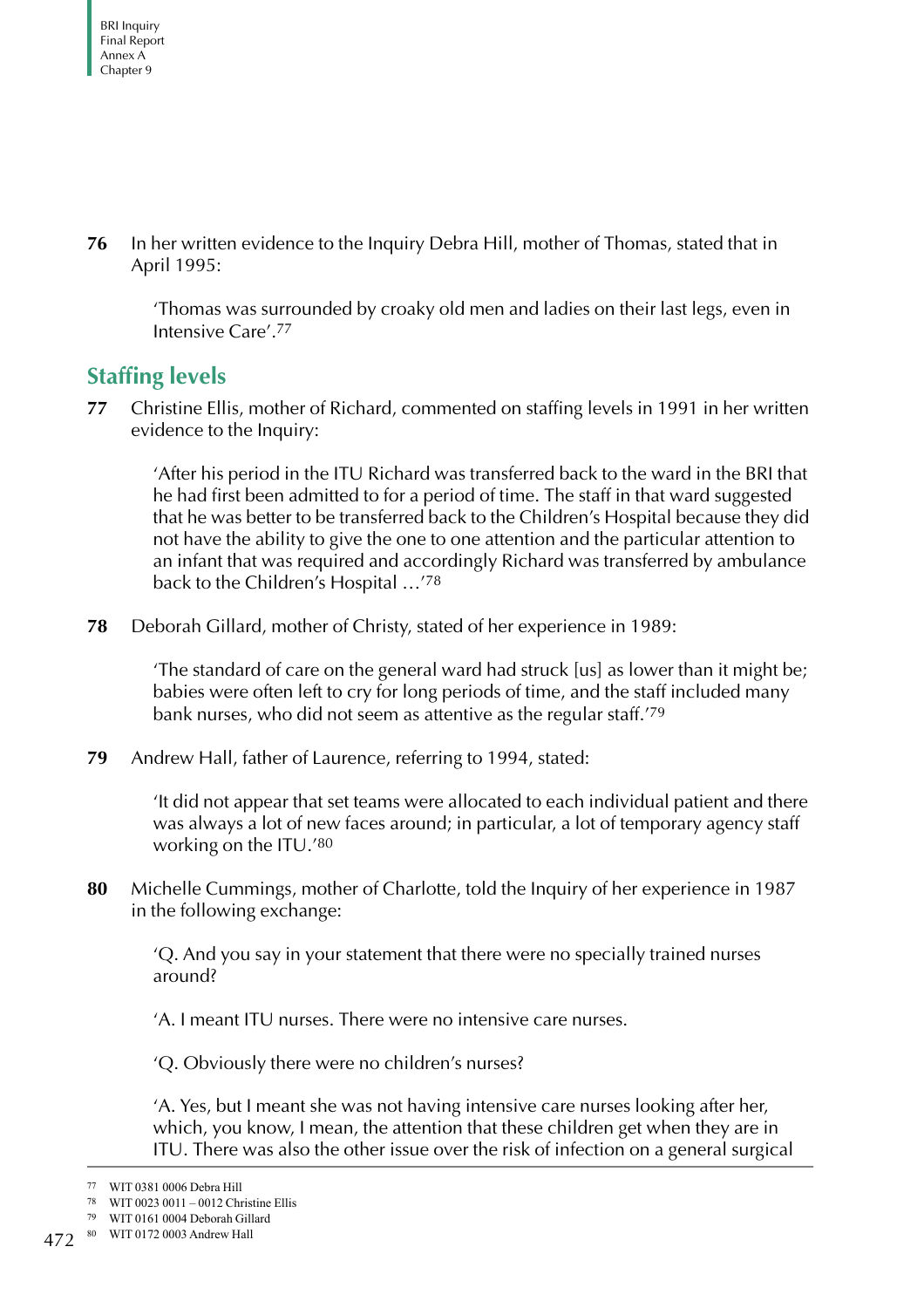**76** In her written evidence to the Inquiry Debra Hill, mother of Thomas, stated that in April 1995:

> 'Thomas was surrounded by croaky old men and ladies on their last legs, even in Intensive Care'.[77]

## Staffing levels

**77** Christine Ellis, mother of Richard, commented on staffing levels in 1991 in her written evidence to the Inquiry:

> 'After his period in the ITU Richard was transferred back to the ward in the BRI that he had first been admitted to for a period of time. The staff in that ward suggested that he was better to be transferred back to the Children's Hospital because they did not have the ability to give the one to one attention and the particular attention to an infant that was required and accordingly Richard was transferred by ambulance back to the Children's Hospital …'[78]

**78** Deborah Gillard, mother of Christy, stated of her experience in 1989:

> 'The standard of care on the general ward had struck [us] as lower than it might be; babies were often left to cry for long periods of time, and the staff included many bank nurses, who did not seem as attentive as the regular staff.'[79]

**79** Andrew Hall, father of Laurence, referring to 1994, stated:

> 'It did not appear that set teams were allocated to each individual patient and there was always a lot of new faces around; in particular, a lot of temporary agency staff working on the ITU.'[80]

**80** Michelle Cummings, mother of Charlotte, told the Inquiry of her experience in 1987 in the following exchange:

> 'Q. And you say in your statement that there were no specially trained nurses around?
>
> 'A. I meant ITU nurses. There were no intensive care nurses.
>
> 'Q. Obviously there were no children's nurses?
>
> 'A. Yes, but I meant she was not having intensive care nurses looking after her, which, you know, I mean, the attention that these children get when they are in ITU. There was also the other issue over the risk of infection on a general surgical

---

[77] WIT 0381 0006 Debra Hill

[78] WIT 0023 0011 – 0012 Christine Ellis

[79] WIT 0161 0004 Deborah Gillard

[80] WIT 0172 0003 Andrew Hall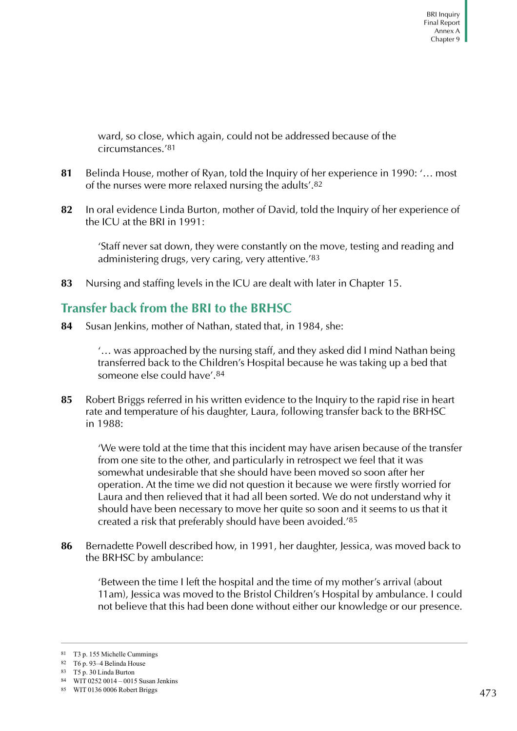ward, so close, which again, could not be addressed because of the circumstances.'[81]

**81** Belinda House, mother of Ryan, told the Inquiry of her experience in 1990: '… most of the nurses were more relaxed nursing the adults'.[82]

**82** In oral evidence Linda Burton, mother of David, told the Inquiry of her experience of the ICU at the BRI in 1991:

> 'Staff never sat down, they were constantly on the move, testing and reading and administering drugs, very caring, very attentive.'[83]

**83** Nursing and staffing levels in the ICU are dealt with later in Chapter 15.

## Transfer back from the BRI to the BRHSC

**84** Susan Jenkins, mother of Nathan, stated that, in 1984, she:

> '… was approached by the nursing staff, and they asked did I mind Nathan being transferred back to the Children's Hospital because he was taking up a bed that someone else could have'.[84]

**85** Robert Briggs referred in his written evidence to the Inquiry to the rapid rise in heart rate and temperature of his daughter, Laura, following transfer back to the BRHSC in 1988:

> 'We were told at the time that this incident may have arisen because of the transfer from one site to the other, and particularly in retrospect we feel that it was somewhat undesirable that she should have been moved so soon after her operation. At the time we did not question it because we were firstly worried for Laura and then relieved that it had all been sorted. We do not understand why it should have been necessary to move her quite so soon and it seems to us that it created a risk that preferably should have been avoided.'[85]

**86** Bernadette Powell described how, in 1991, her daughter, Jessica, was moved back to the BRHSC by ambulance:

> 'Between the time I left the hospital and the time of my mother's arrival (about 11am), Jessica was moved to the Bristol Children's Hospital by ambulance. I could not believe that this had been done without either our knowledge or our presence.

---

[81] T3 p. 155 Michelle Cummings
[82] T6 p. 93–4 Belinda House
[83] T5 p. 30 Linda Burton
[84] WIT 0252 0014 – 0015 Susan Jenkins
[85] WIT 0136 0006 Robert Briggs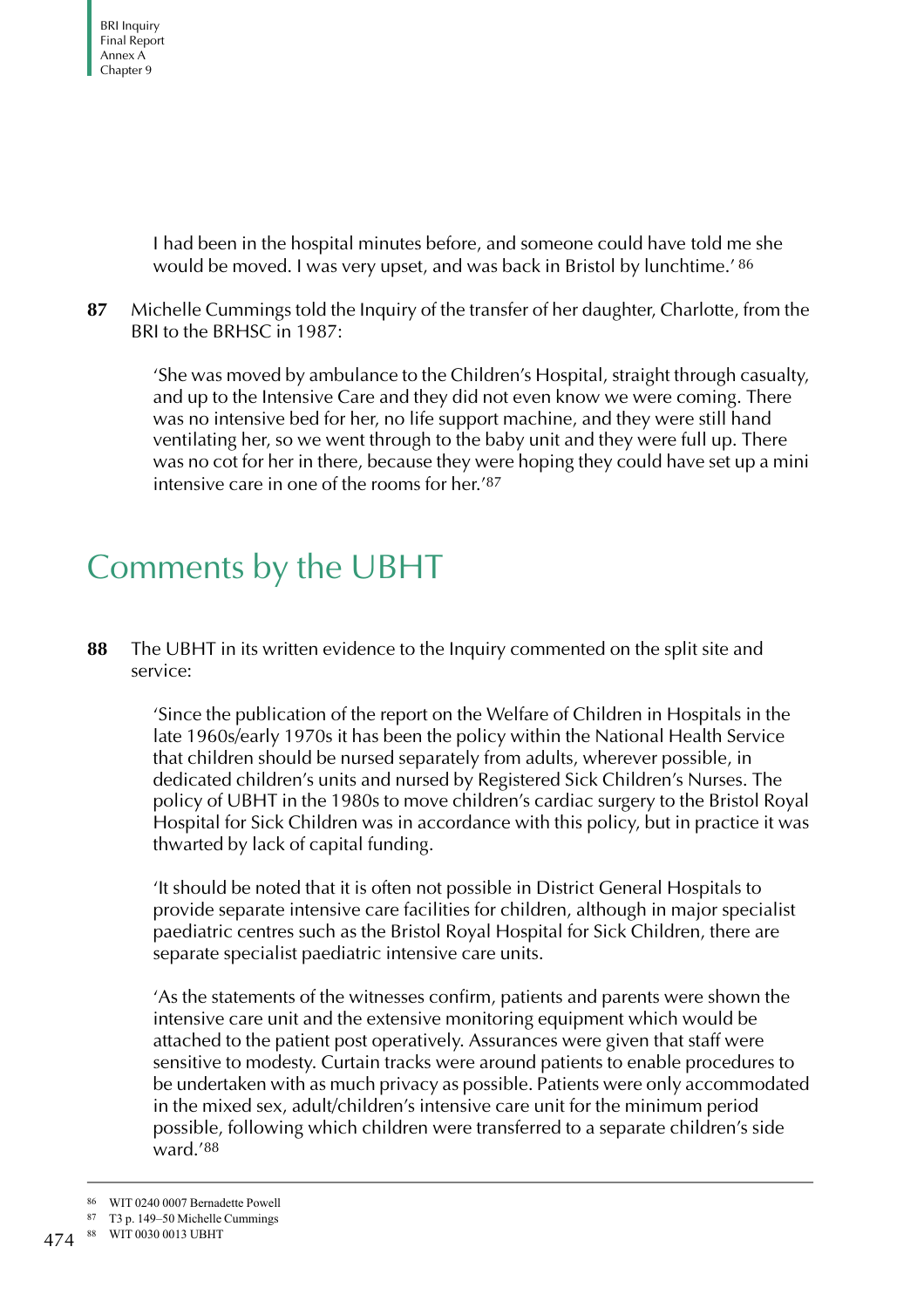I had been in the hospital minutes before, and someone could have told me she would be moved. I was very upset, and was back in Bristol by lunchtime.' [86]

**87** Michelle Cummings told the Inquiry of the transfer of her daughter, Charlotte, from the BRI to the BRHSC in 1987:

> 'She was moved by ambulance to the Children's Hospital, straight through casualty, and up to the Intensive Care and they did not even know we were coming. There was no intensive bed for her, no life support machine, and they were still hand ventilating her, so we went through to the baby unit and they were full up. There was no cot for her in there, because they were hoping they could have set up a mini intensive care in one of the rooms for her.'[87]

## Comments by the UBHT

**88** The UBHT in its written evidence to the Inquiry commented on the split site and service:

> 'Since the publication of the report on the Welfare of Children in Hospitals in the late 1960s/early 1970s it has been the policy within the National Health Service that children should be nursed separately from adults, wherever possible, in dedicated children's units and nursed by Registered Sick Children's Nurses. The policy of UBHT in the 1980s to move children's cardiac surgery to the Bristol Royal Hospital for Sick Children was in accordance with this policy, but in practice it was thwarted by lack of capital funding.
>
> 'It should be noted that it is often not possible in District General Hospitals to provide separate intensive care facilities for children, although in major specialist paediatric centres such as the Bristol Royal Hospital for Sick Children, there are separate specialist paediatric intensive care units.
>
> 'As the statements of the witnesses confirm, patients and parents were shown the intensive care unit and the extensive monitoring equipment which would be attached to the patient post operatively. Assurances were given that staff were sensitive to modesty. Curtain tracks were around patients to enable procedures to be undertaken with as much privacy as possible. Patients were only accommodated in the mixed sex, adult/children's intensive care unit for the minimum period possible, following which children were transferred to a separate children's side ward.'[88]

---

[86] WIT 0240 0007 Bernadette Powell

[87] T3 p. 149–50 Michelle Cummings

[88] WIT 0030 0013 UBHT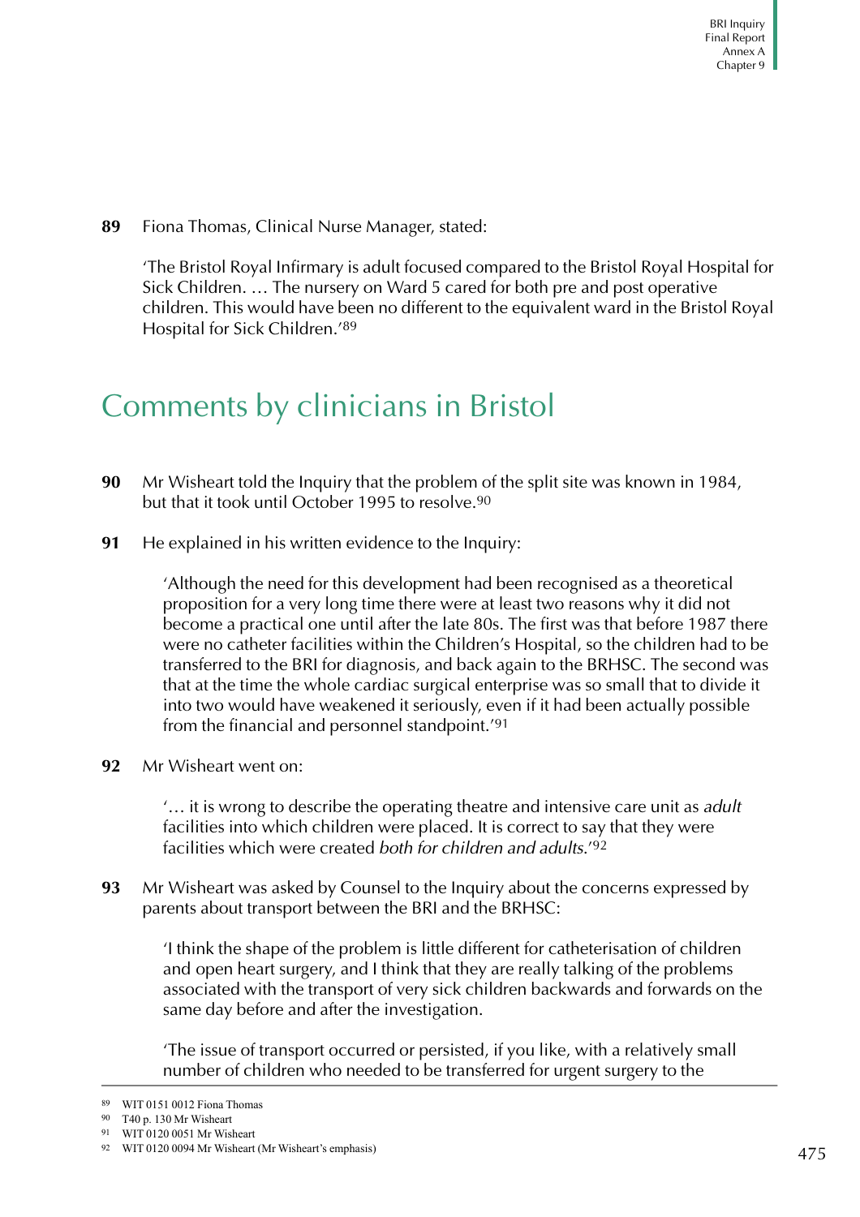**89** Fiona Thomas, Clinical Nurse Manager, stated:

> 'The Bristol Royal Infirmary is adult focused compared to the Bristol Royal Hospital for Sick Children. … The nursery on Ward 5 cared for both pre and post operative children. This would have been no different to the equivalent ward in the Bristol Royal Hospital for Sick Children.'[89]

## Comments by clinicians in Bristol

**90** Mr Wisheart told the Inquiry that the problem of the split site was known in 1984, but that it took until October 1995 to resolve.[90]

**91** He explained in his written evidence to the Inquiry:

> 'Although the need for this development had been recognised as a theoretical proposition for a very long time there were at least two reasons why it did not become a practical one until after the late 80s. The first was that before 1987 there were no catheter facilities within the Children's Hospital, so the children had to be transferred to the BRI for diagnosis, and back again to the BRHSC. The second was that at the time the whole cardiac surgical enterprise was so small that to divide it into two would have weakened it seriously, even if it had been actually possible from the financial and personnel standpoint.'[91]

**92** Mr Wisheart went on:

> '… it is wrong to describe the operating theatre and intensive care unit as *adult* facilities into which children were placed. It is correct to say that they were facilities which were created *both for children and adults*.'[92]

**93** Mr Wisheart was asked by Counsel to the Inquiry about the concerns expressed by parents about transport between the BRI and the BRHSC:

> 'I think the shape of the problem is little different for catheterisation of children and open heart surgery, and I think that they are really talking of the problems associated with the transport of very sick children backwards and forwards on the same day before and after the investigation.
>
> 'The issue of transport occurred or persisted, if you like, with a relatively small number of children who needed to be transferred for urgent surgery to the

---

89 WIT 0151 0012 Fiona Thomas

90 T40 p. 130 Mr Wisheart

91 WIT 0120 0051 Mr Wisheart

92 WIT 0120 0094 Mr Wisheart (Mr Wisheart's emphasis)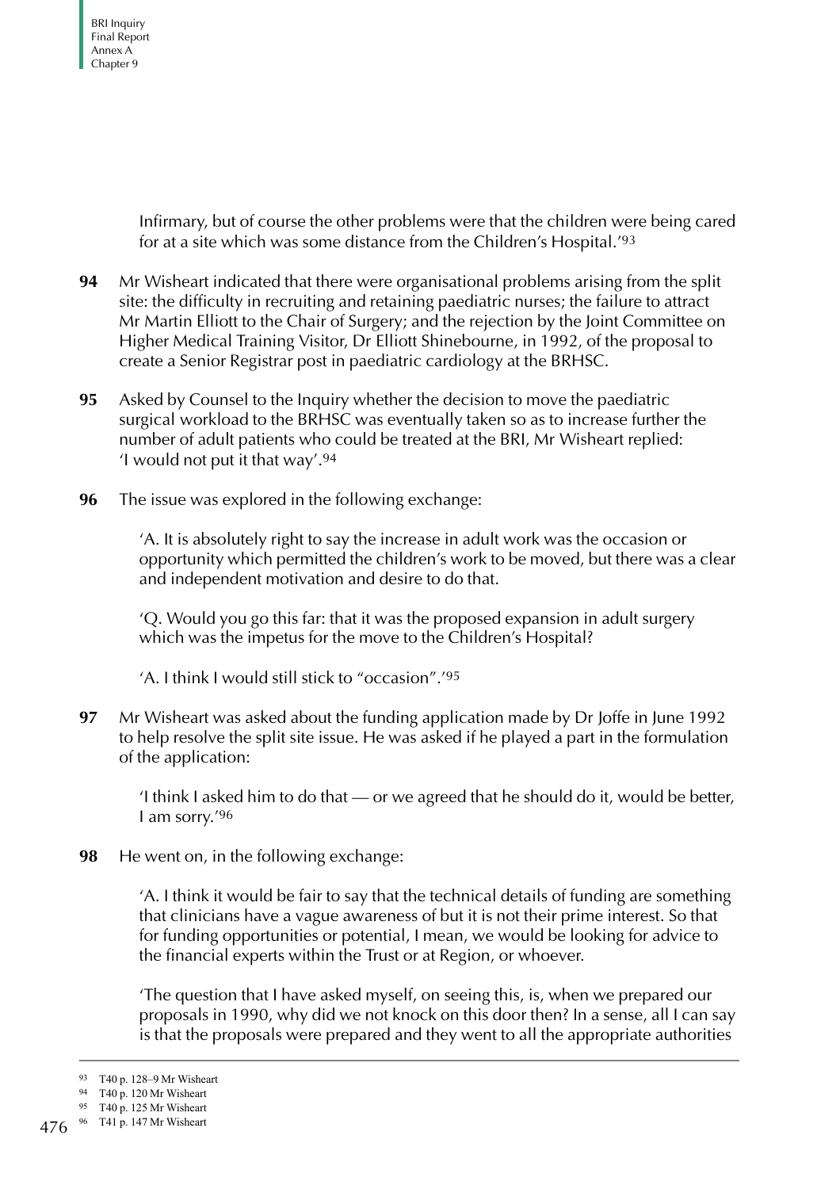Infirmary, but of course the other problems were that the children were being cared for at a site which was some distance from the Children's Hospital.'[93]

**94** Mr Wisheart indicated that there were organisational problems arising from the split site: the difficulty in recruiting and retaining paediatric nurses; the failure to attract Mr Martin Elliott to the Chair of Surgery; and the rejection by the Joint Committee on Higher Medical Training Visitor, Dr Elliott Shinebourne, in 1992, of the proposal to create a Senior Registrar post in paediatric cardiology at the BRHSC.

**95** Asked by Counsel to the Inquiry whether the decision to move the paediatric surgical workload to the BRHSC was eventually taken so as to increase further the number of adult patients who could be treated at the BRI, Mr Wisheart replied: 'I would not put it that way'.[94]

**96** The issue was explored in the following exchange:

> 'A. It is absolutely right to say the increase in adult work was the occasion or opportunity which permitted the children's work to be moved, but there was a clear and independent motivation and desire to do that.
>
> 'Q. Would you go this far: that it was the proposed expansion in adult surgery which was the impetus for the move to the Children's Hospital?
>
> 'A. I think I would still stick to "occasion".'[95]

**97** Mr Wisheart was asked about the funding application made by Dr Joffe in June 1992 to help resolve the split site issue. He was asked if he played a part in the formulation of the application:

> 'I think I asked him to do that — or we agreed that he should do it, would be better, I am sorry.'[96]

**98** He went on, in the following exchange:

> 'A. I think it would be fair to say that the technical details of funding are something that clinicians have a vague awareness of but it is not their prime interest. So that for funding opportunities or potential, I mean, we would be looking for advice to the financial experts within the Trust or at Region, or whoever.
>
> 'The question that I have asked myself, on seeing this, is, when we prepared our proposals in 1990, why did we not knock on this door then? In a sense, all I can say is that the proposals were prepared and they went to all the appropriate authorities

---

93 T40 p. 128–9 Mr Wisheart

94 T40 p. 120 Mr Wisheart

95 T40 p. 125 Mr Wisheart

96 T41 p. 147 Mr Wisheart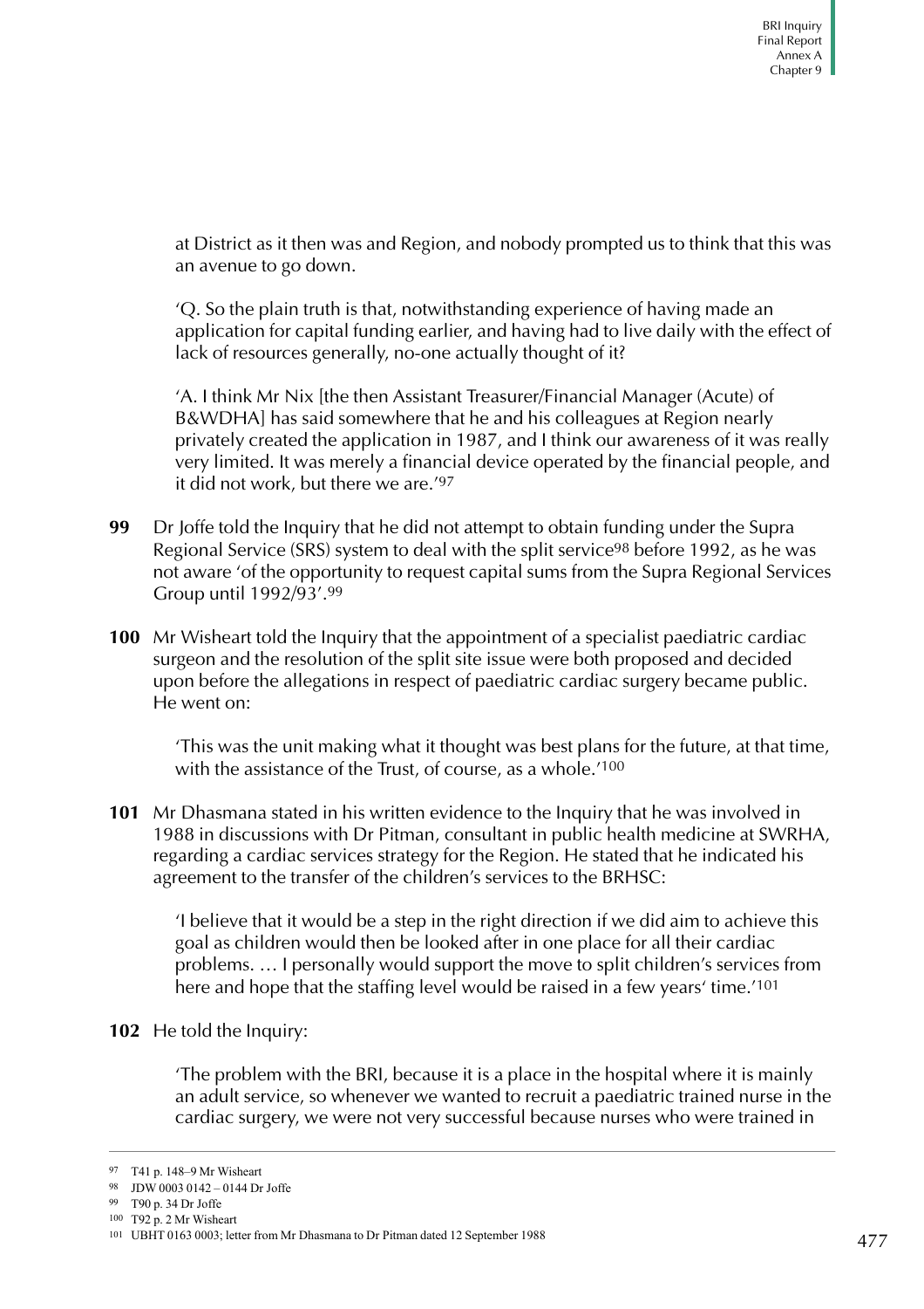at District as it then was and Region, and nobody prompted us to think that this was an avenue to go down.

'Q. So the plain truth is that, notwithstanding experience of having made an application for capital funding earlier, and having had to live daily with the effect of lack of resources generally, no-one actually thought of it?

'A. I think Mr Nix [the then Assistant Treasurer/Financial Manager (Acute) of B&WDHA] has said somewhere that he and his colleagues at Region nearly privately created the application in 1987, and I think our awareness of it was really very limited. It was merely a financial device operated by the financial people, and it did not work, but there we are.'[97]

**99** Dr Joffe told the Inquiry that he did not attempt to obtain funding under the Supra Regional Service (SRS) system to deal with the split service[98] before 1992, as he was not aware 'of the opportunity to request capital sums from the Supra Regional Services Group until 1992/93'.[99]

**100** Mr Wisheart told the Inquiry that the appointment of a specialist paediatric cardiac surgeon and the resolution of the split site issue were both proposed and decided upon before the allegations in respect of paediatric cardiac surgery became public. He went on:

> 'This was the unit making what it thought was best plans for the future, at that time, with the assistance of the Trust, of course, as a whole.'[100]

**101** Mr Dhasmana stated in his written evidence to the Inquiry that he was involved in 1988 in discussions with Dr Pitman, consultant in public health medicine at SWRHA, regarding a cardiac services strategy for the Region. He stated that he indicated his agreement to the transfer of the children's services to the BRHSC:

> 'I believe that it would be a step in the right direction if we did aim to achieve this goal as children would then be looked after in one place for all their cardiac problems. … I personally would support the move to split children's services from here and hope that the staffing level would be raised in a few years' time.'[101]

**102** He told the Inquiry:

> 'The problem with the BRI, because it is a place in the hospital where it is mainly an adult service, so whenever we wanted to recruit a paediatric trained nurse in the cardiac surgery, we were not very successful because nurses who were trained in

---

97 T41 p. 148–9 Mr Wisheart

98 JDW 0003 0142 – 0144 Dr Joffe

99 T90 p. 34 Dr Joffe

100 T92 p. 2 Mr Wisheart

101 UBHT 0163 0003; letter from Mr Dhasmana to Dr Pitman dated 12 September 1988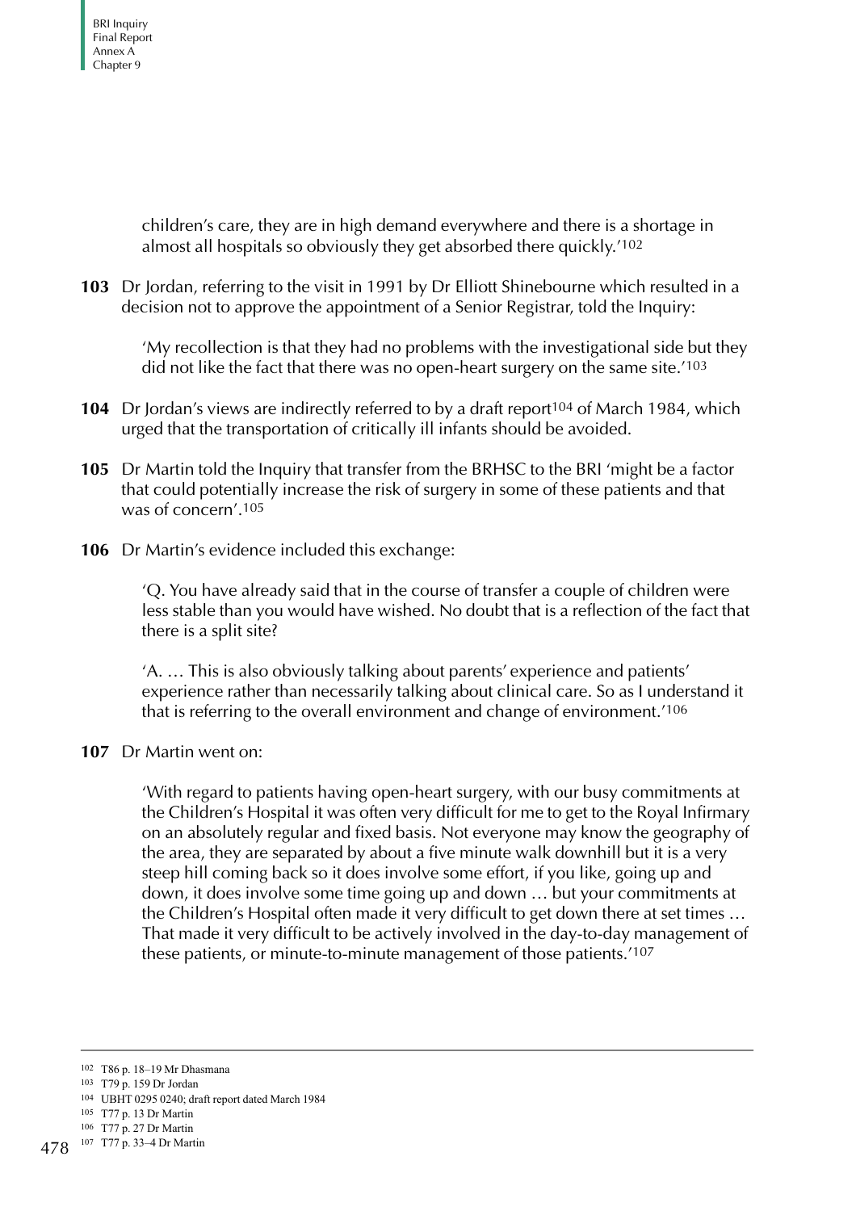children's care, they are in high demand everywhere and there is a shortage in almost all hospitals so obviously they get absorbed there quickly.'[102]

**103** Dr Jordan, referring to the visit in 1991 by Dr Elliott Shinebourne which resulted in a decision not to approve the appointment of a Senior Registrar, told the Inquiry:

> 'My recollection is that they had no problems with the investigational side but they did not like the fact that there was no open-heart surgery on the same site.'[103]

**104** Dr Jordan's views are indirectly referred to by a draft report[104] of March 1984, which urged that the transportation of critically ill infants should be avoided.

**105** Dr Martin told the Inquiry that transfer from the BRHSC to the BRI 'might be a factor that could potentially increase the risk of surgery in some of these patients and that was of concern'.[105]

**106** Dr Martin's evidence included this exchange:

> 'Q. You have already said that in the course of transfer a couple of children were less stable than you would have wished. No doubt that is a reflection of the fact that there is a split site?
>
> 'A. … This is also obviously talking about parents' experience and patients' experience rather than necessarily talking about clinical care. So as I understand it that is referring to the overall environment and change of environment.'[106]

**107** Dr Martin went on:

> 'With regard to patients having open-heart surgery, with our busy commitments at the Children's Hospital it was often very difficult for me to get to the Royal Infirmary on an absolutely regular and fixed basis. Not everyone may know the geography of the area, they are separated by about a five minute walk downhill but it is a very steep hill coming back so it does involve some effort, if you like, going up and down, it does involve some time going up and down … but your commitments at the Children's Hospital often made it very difficult to get down there at set times … That made it very difficult to be actively involved in the day-to-day management of these patients, or minute-to-minute management of those patients.'[107]

---

[102] T86 p. 18–19 Mr Dhasmana
[103] T79 p. 159 Dr Jordan
[104] UBHT 0295 0240; draft report dated March 1984
[105] T77 p. 13 Dr Martin
[106] T77 p. 27 Dr Martin
[107] T77 p. 33–4 Dr Martin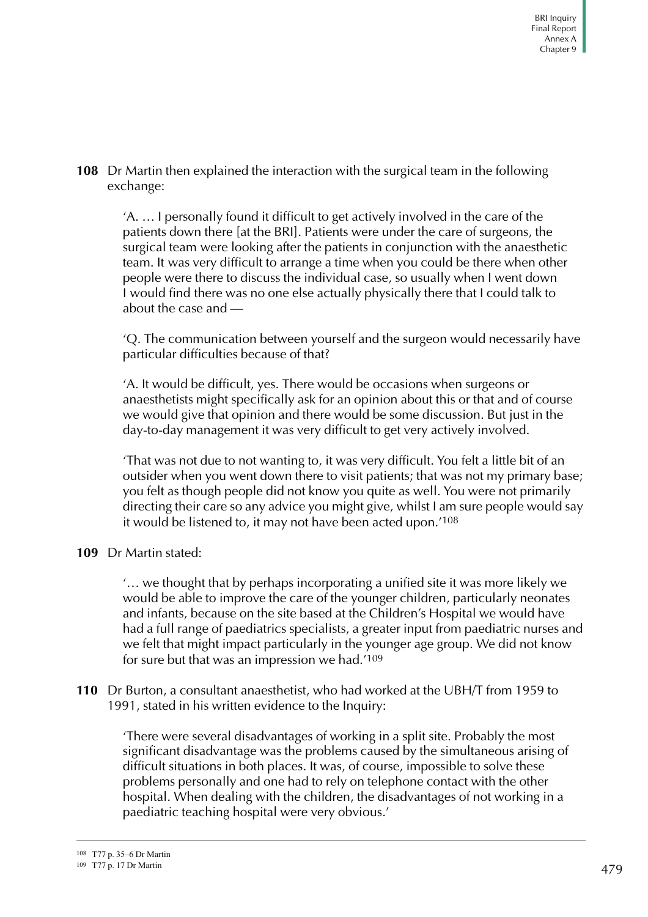**108** Dr Martin then explained the interaction with the surgical team in the following exchange:

> 'A. … I personally found it difficult to get actively involved in the care of the patients down there [at the BRI]. Patients were under the care of surgeons, the surgical team were looking after the patients in conjunction with the anaesthetic team. It was very difficult to arrange a time when you could be there when other people were there to discuss the individual case, so usually when I went down I would find there was no one else actually physically there that I could talk to about the case and —
>
> 'Q. The communication between yourself and the surgeon would necessarily have particular difficulties because of that?
>
> 'A. It would be difficult, yes. There would be occasions when surgeons or anaesthetists might specifically ask for an opinion about this or that and of course we would give that opinion and there would be some discussion. But just in the day-to-day management it was very difficult to get very actively involved.
>
> 'That was not due to not wanting to, it was very difficult. You felt a little bit of an outsider when you went down there to visit patients; that was not my primary base; you felt as though people did not know you quite as well. You were not primarily directing their care so any advice you might give, whilst I am sure people would say it would be listened to, it may not have been acted upon.'[108]

**109** Dr Martin stated:

> '… we thought that by perhaps incorporating a unified site it was more likely we would be able to improve the care of the younger children, particularly neonates and infants, because on the site based at the Children's Hospital we would have had a full range of paediatrics specialists, a greater input from paediatric nurses and we felt that might impact particularly in the younger age group. We did not know for sure but that was an impression we had.'[109]

**110** Dr Burton, a consultant anaesthetist, who had worked at the UBH/T from 1959 to 1991, stated in his written evidence to the Inquiry:

> 'There were several disadvantages of working in a split site. Probably the most significant disadvantage was the problems caused by the simultaneous arising of difficult situations in both places. It was, of course, impossible to solve these problems personally and one had to rely on telephone contact with the other hospital. When dealing with the children, the disadvantages of not working in a paediatric teaching hospital were very obvious.'

---

[108] T77 p. 35–6 Dr Martin

[109] T77 p. 17 Dr Martin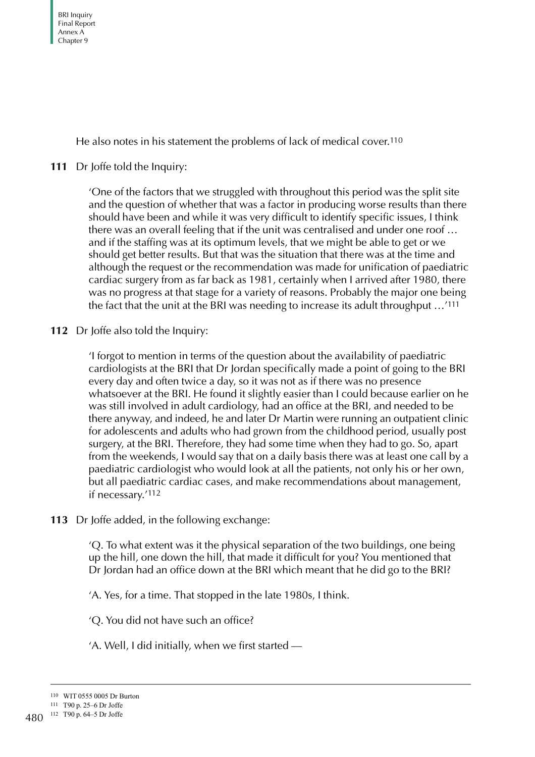He also notes in his statement the problems of lack of medical cover.[110]

**111** Dr Joffe told the Inquiry:

> 'One of the factors that we struggled with throughout this period was the split site and the question of whether that was a factor in producing worse results than there should have been and while it was very difficult to identify specific issues, I think there was an overall feeling that if the unit was centralised and under one roof … and if the staffing was at its optimum levels, that we might be able to get or we should get better results. But that was the situation that there was at the time and although the request or the recommendation was made for unification of paediatric cardiac surgery from as far back as 1981, certainly when I arrived after 1980, there was no progress at that stage for a variety of reasons. Probably the major one being the fact that the unit at the BRI was needing to increase its adult throughput …'[111]

**112** Dr Joffe also told the Inquiry:

> 'I forgot to mention in terms of the question about the availability of paediatric cardiologists at the BRI that Dr Jordan specifically made a point of going to the BRI every day and often twice a day, so it was not as if there was no presence whatsoever at the BRI. He found it slightly easier than I could because earlier on he was still involved in adult cardiology, had an office at the BRI, and needed to be there anyway, and indeed, he and later Dr Martin were running an outpatient clinic for adolescents and adults who had grown from the childhood period, usually post surgery, at the BRI. Therefore, they had some time when they had to go. So, apart from the weekends, I would say that on a daily basis there was at least one call by a paediatric cardiologist who would look at all the patients, not only his or her own, but all paediatric cardiac cases, and make recommendations about management, if necessary.'[112]

**113** Dr Joffe added, in the following exchange:

> 'Q. To what extent was it the physical separation of the two buildings, one being up the hill, one down the hill, that made it difficult for you? You mentioned that Dr Jordan had an office down at the BRI which meant that he did go to the BRI?
>
> 'A. Yes, for a time. That stopped in the late 1980s, I think.
>
> 'Q. You did not have such an office?
>
> 'A. Well, I did initially, when we first started —

---

110 WIT 0555 0005 Dr Burton

111 T90 p. 25–6 Dr Joffe

112 T90 p. 64–5 Dr Joffe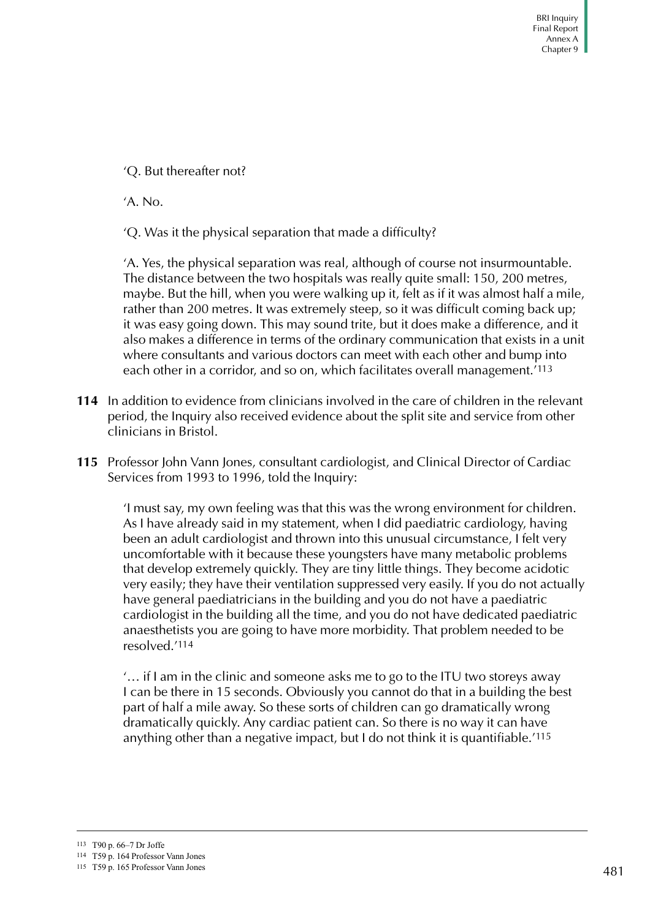'Q. But thereafter not?

'A. No.

'Q. Was it the physical separation that made a difficulty?

'A. Yes, the physical separation was real, although of course not insurmountable. The distance between the two hospitals was really quite small: 150, 200 metres, maybe. But the hill, when you were walking up it, felt as if it was almost half a mile, rather than 200 metres. It was extremely steep, so it was difficult coming back up; it was easy going down. This may sound trite, but it does make a difference, and it also makes a difference in terms of the ordinary communication that exists in a unit where consultants and various doctors can meet with each other and bump into each other in a corridor, and so on, which facilitates overall management.'[113]

**114** In addition to evidence from clinicians involved in the care of children in the relevant period, the Inquiry also received evidence about the split site and service from other clinicians in Bristol.

**115** Professor John Vann Jones, consultant cardiologist, and Clinical Director of Cardiac Services from 1993 to 1996, told the Inquiry:

'I must say, my own feeling was that this was the wrong environment for children. As I have already said in my statement, when I did paediatric cardiology, having been an adult cardiologist and thrown into this unusual circumstance, I felt very uncomfortable with it because these youngsters have many metabolic problems that develop extremely quickly. They are tiny little things. They become acidotic very easily; they have their ventilation suppressed very easily. If you do not actually have general paediatricians in the building and you do not have a paediatric cardiologist in the building all the time, and you do not have dedicated paediatric anaesthetists you are going to have more morbidity. That problem needed to be resolved.'[114]

'… if I am in the clinic and someone asks me to go to the ITU two storeys away I can be there in 15 seconds. Obviously you cannot do that in a building the best part of half a mile away. So these sorts of children can go dramatically wrong dramatically quickly. Any cardiac patient can. So there is no way it can have anything other than a negative impact, but I do not think it is quantifiable.'[115]

---

113 T90 p. 66–7 Dr Joffe

114 T59 p. 164 Professor Vann Jones

115 T59 p. 165 Professor Vann Jones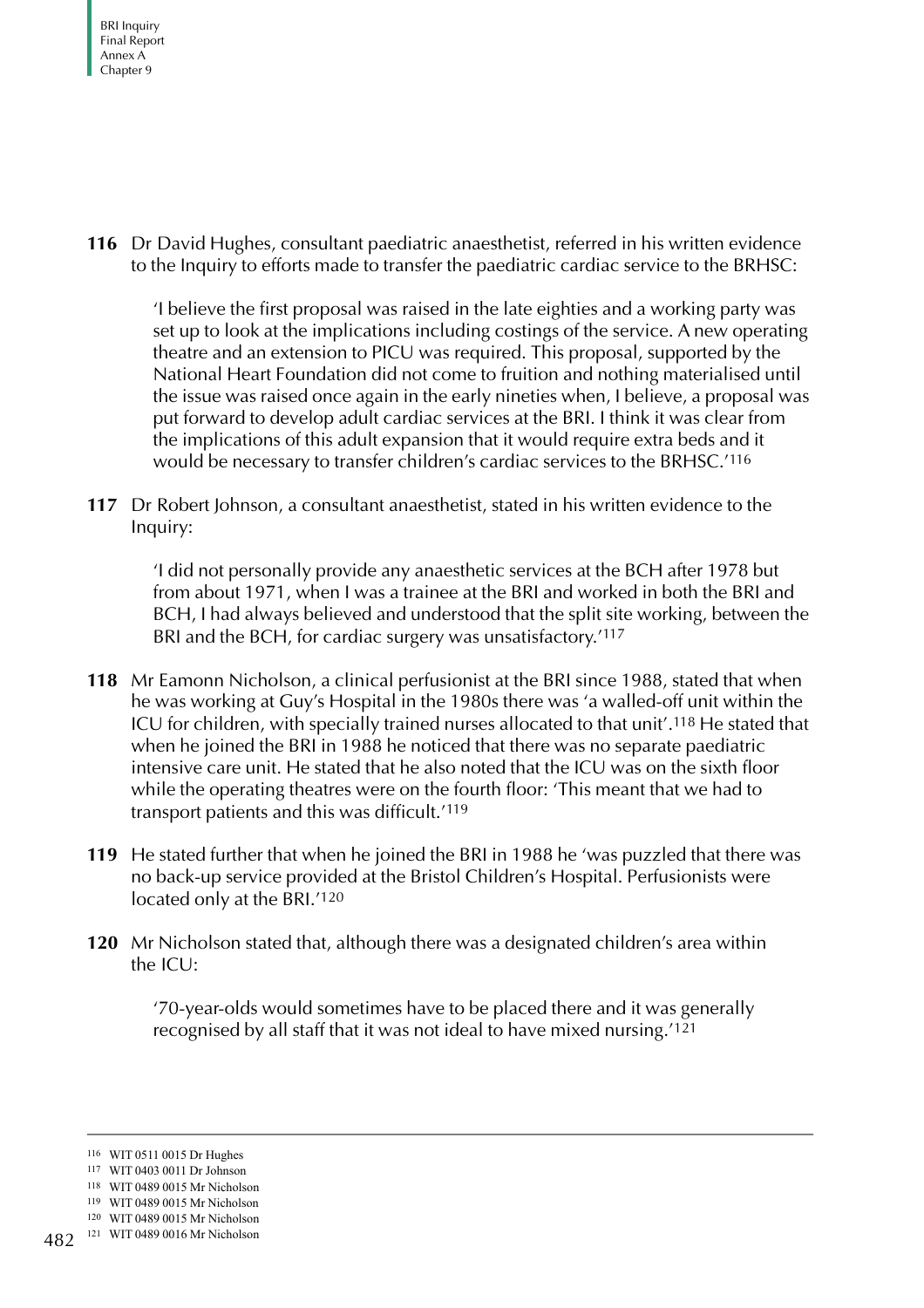**116** Dr David Hughes, consultant paediatric anaesthetist, referred in his written evidence to the Inquiry to efforts made to transfer the paediatric cardiac service to the BRHSC:

> 'I believe the first proposal was raised in the late eighties and a working party was set up to look at the implications including costings of the service. A new operating theatre and an extension to PICU was required. This proposal, supported by the National Heart Foundation did not come to fruition and nothing materialised until the issue was raised once again in the early nineties when, I believe, a proposal was put forward to develop adult cardiac services at the BRI. I think it was clear from the implications of this adult expansion that it would require extra beds and it would be necessary to transfer children's cardiac services to the BRHSC.'[116]

**117** Dr Robert Johnson, a consultant anaesthetist, stated in his written evidence to the Inquiry:

> 'I did not personally provide any anaesthetic services at the BCH after 1978 but from about 1971, when I was a trainee at the BRI and worked in both the BRI and BCH, I had always believed and understood that the split site working, between the BRI and the BCH, for cardiac surgery was unsatisfactory.'[117]

**118** Mr Eamonn Nicholson, a clinical perfusionist at the BRI since 1988, stated that when he was working at Guy's Hospital in the 1980s there was 'a walled-off unit within the ICU for children, with specially trained nurses allocated to that unit'.[118] He stated that when he joined the BRI in 1988 he noticed that there was no separate paediatric intensive care unit. He stated that he also noted that the ICU was on the sixth floor while the operating theatres were on the fourth floor: 'This meant that we had to transport patients and this was difficult.'[119]

**119** He stated further that when he joined the BRI in 1988 he 'was puzzled that there was no back-up service provided at the Bristol Children's Hospital. Perfusionists were located only at the BRI.'[120]

**120** Mr Nicholson stated that, although there was a designated children's area within the ICU:

> '70-year-olds would sometimes have to be placed there and it was generally recognised by all staff that it was not ideal to have mixed nursing.'[121]

---

116 WIT 0511 0015 Dr Hughes
117 WIT 0403 0011 Dr Johnson
118 WIT 0489 0015 Mr Nicholson
119 WIT 0489 0015 Mr Nicholson
120 WIT 0489 0015 Mr Nicholson
121 WIT 0489 0016 Mr Nicholson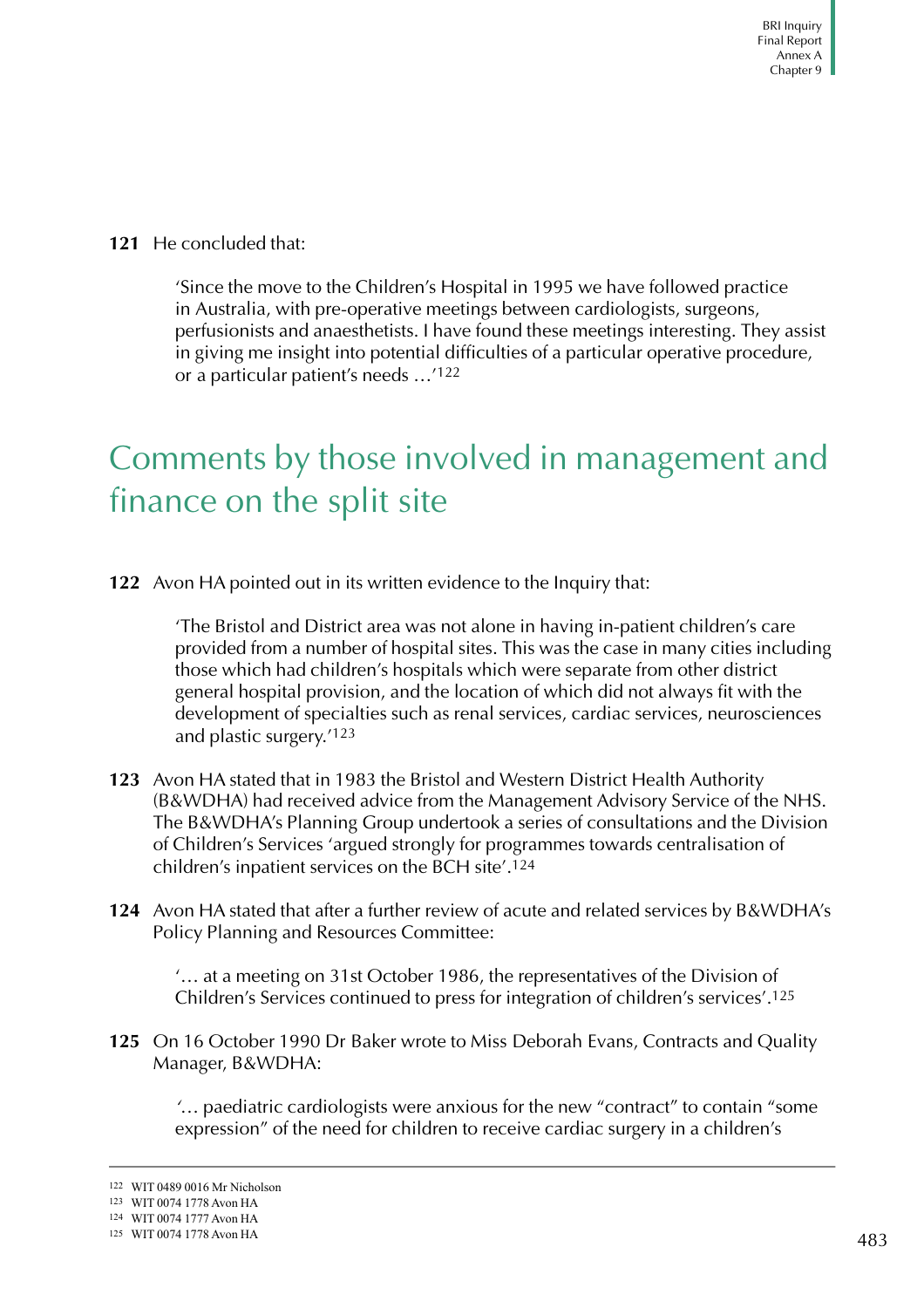**121** He concluded that:

> 'Since the move to the Children's Hospital in 1995 we have followed practice in Australia, with pre-operative meetings between cardiologists, surgeons, perfusionists and anaesthetists. I have found these meetings interesting. They assist in giving me insight into potential difficulties of a particular operative procedure, or a particular patient's needs …'[122]

## Comments by those involved in management and finance on the split site

**122** Avon HA pointed out in its written evidence to the Inquiry that:

> 'The Bristol and District area was not alone in having in-patient children's care provided from a number of hospital sites. This was the case in many cities including those which had children's hospitals which were separate from other district general hospital provision, and the location of which did not always fit with the development of specialties such as renal services, cardiac services, neurosciences and plastic surgery.'[123]

**123** Avon HA stated that in 1983 the Bristol and Western District Health Authority (B&WDHA) had received advice from the Management Advisory Service of the NHS. The B&WDHA's Planning Group undertook a series of consultations and the Division of Children's Services 'argued strongly for programmes towards centralisation of children's inpatient services on the BCH site'.[124]

**124** Avon HA stated that after a further review of acute and related services by B&WDHA's Policy Planning and Resources Committee:

> '… at a meeting on 31st October 1986, the representatives of the Division of Children's Services continued to press for integration of children's services'.[125]

**125** On 16 October 1990 Dr Baker wrote to Miss Deborah Evans, Contracts and Quality Manager, B&WDHA:

> '… paediatric cardiologists were anxious for the new "contract" to contain "some expression" of the need for children to receive cardiac surgery in a children's

---

122 WIT 0489 0016 Mr Nicholson
123 WIT 0074 1778 Avon HA
124 WIT 0074 1777 Avon HA
125 WIT 0074 1778 Avon HA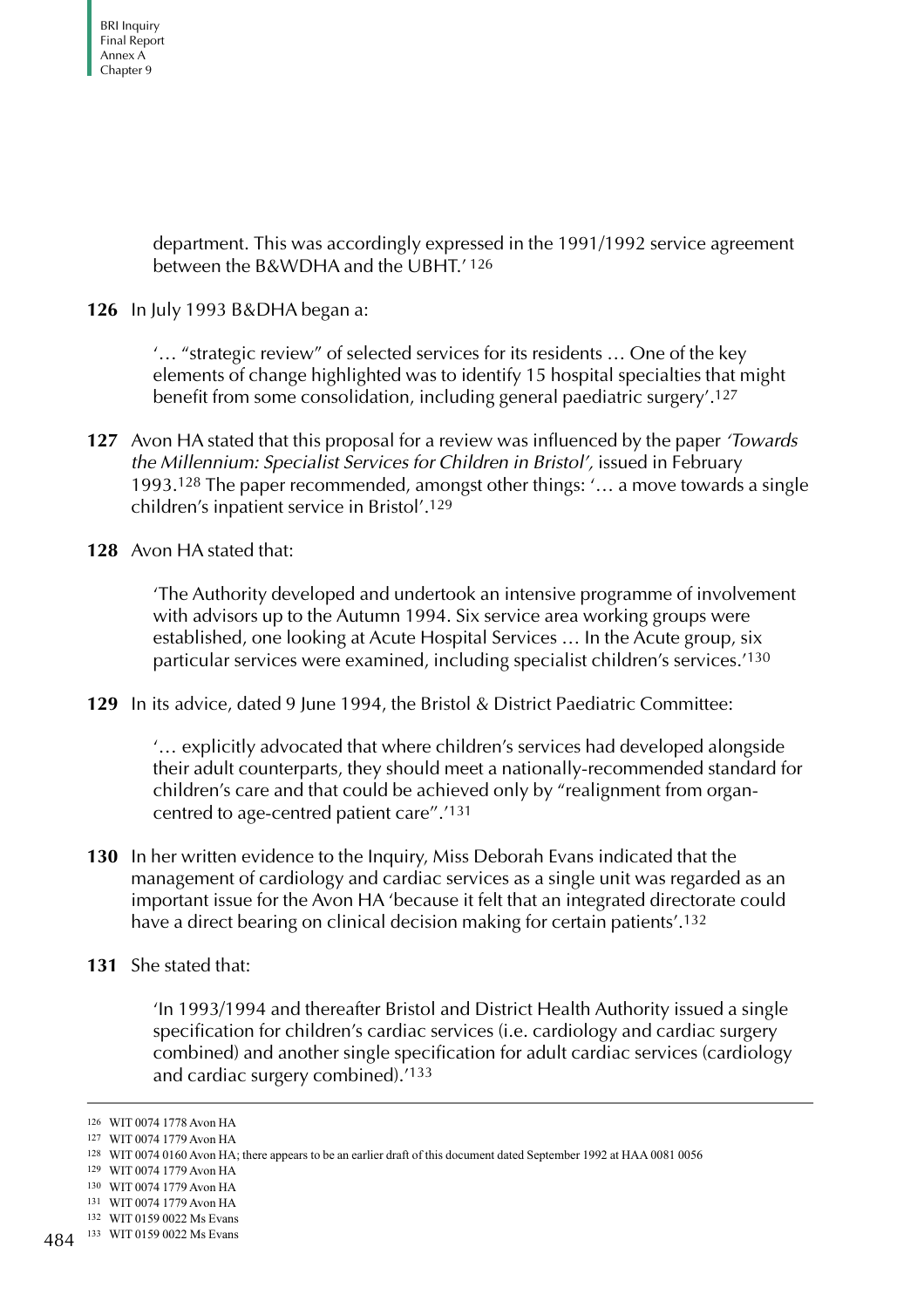department. This was accordingly expressed in the 1991/1992 service agreement between the B&WDHA and the UBHT.' [126]

**126** In July 1993 B&DHA began a:

> '… "strategic review" of selected services for its residents … One of the key elements of change highlighted was to identify 15 hospital specialties that might benefit from some consolidation, including general paediatric surgery'.[127]

**127** Avon HA stated that this proposal for a review was influenced by the paper *'Towards the Millennium: Specialist Services for Children in Bristol',* issued in February 1993.[128] The paper recommended, amongst other things: '… a move towards a single children's inpatient service in Bristol'.[129]

**128** Avon HA stated that:

> 'The Authority developed and undertook an intensive programme of involvement with advisors up to the Autumn 1994. Six service area working groups were established, one looking at Acute Hospital Services … In the Acute group, six particular services were examined, including specialist children's services.'[130]

**129** In its advice, dated 9 June 1994, the Bristol & District Paediatric Committee:

> '… explicitly advocated that where children's services had developed alongside their adult counterparts, they should meet a nationally-recommended standard for children's care and that could be achieved only by "realignment from organ-centred to age-centred patient care".'[131]

**130** In her written evidence to the Inquiry, Miss Deborah Evans indicated that the management of cardiology and cardiac services as a single unit was regarded as an important issue for the Avon HA 'because it felt that an integrated directorate could have a direct bearing on clinical decision making for certain patients'.[132]

**131** She stated that:

> 'In 1993/1994 and thereafter Bristol and District Health Authority issued a single specification for children's cardiac services (i.e. cardiology and cardiac surgery combined) and another single specification for adult cardiac services (cardiology and cardiac surgery combined).'[133]

---

126 WIT 0074 1778 Avon HA
127 WIT 0074 1779 Avon HA
128 WIT 0074 0160 Avon HA; there appears to be an earlier draft of this document dated September 1992 at HAA 0081 0056
129 WIT 0074 1779 Avon HA
130 WIT 0074 1779 Avon HA
131 WIT 0074 1779 Avon HA
132 WIT 0159 0022 Ms Evans
133 WIT 0159 0022 Ms Evans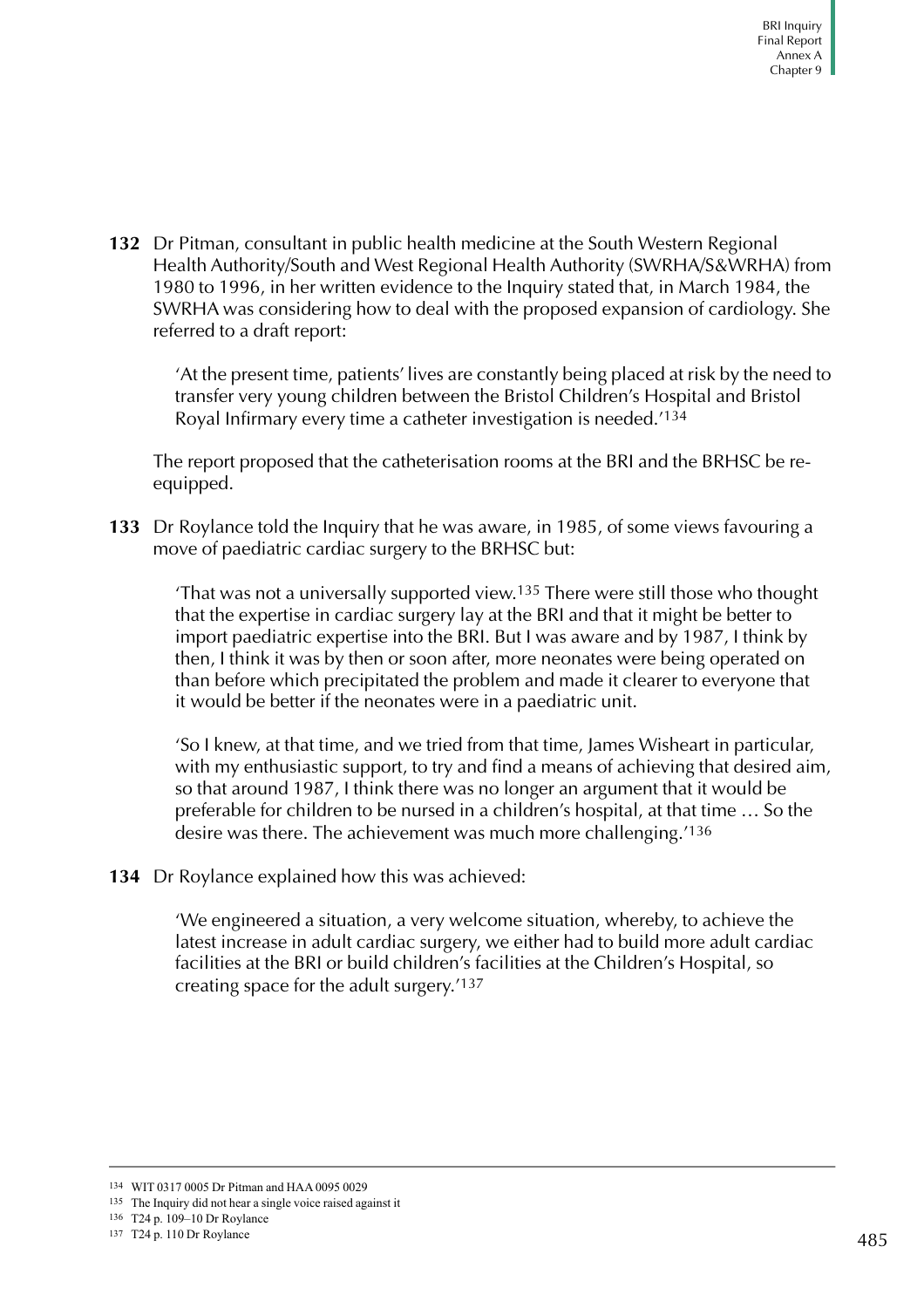**132** Dr Pitman, consultant in public health medicine at the South Western Regional Health Authority/South and West Regional Health Authority (SWRHA/S&WRHA) from 1980 to 1996, in her written evidence to the Inquiry stated that, in March 1984, the SWRHA was considering how to deal with the proposed expansion of cardiology. She referred to a draft report:

> 'At the present time, patients' lives are constantly being placed at risk by the need to transfer very young children between the Bristol Children's Hospital and Bristol Royal Infirmary every time a catheter investigation is needed.'[134]

The report proposed that the catheterisation rooms at the BRI and the BRHSC be re-equipped.

**133** Dr Roylance told the Inquiry that he was aware, in 1985, of some views favouring a move of paediatric cardiac surgery to the BRHSC but:

> 'That was not a universally supported view.[135] There were still those who thought that the expertise in cardiac surgery lay at the BRI and that it might be better to import paediatric expertise into the BRI. But I was aware and by 1987, I think by then, I think it was by then or soon after, more neonates were being operated on than before which precipitated the problem and made it clearer to everyone that it would be better if the neonates were in a paediatric unit.
>
> 'So I knew, at that time, and we tried from that time, James Wisheart in particular, with my enthusiastic support, to try and find a means of achieving that desired aim, so that around 1987, I think there was no longer an argument that it would be preferable for children to be nursed in a children's hospital, at that time … So the desire was there. The achievement was much more challenging.'[136]

**134** Dr Roylance explained how this was achieved:

> 'We engineered a situation, a very welcome situation, whereby, to achieve the latest increase in adult cardiac surgery, we either had to build more adult cardiac facilities at the BRI or build children's facilities at the Children's Hospital, so creating space for the adult surgery.'[137]

---

[134] WIT 0317 0005 Dr Pitman and HAA 0095 0029

[135] The Inquiry did not hear a single voice raised against it

[136] T24 p. 109–10 Dr Roylance

[137] T24 p. 110 Dr Roylance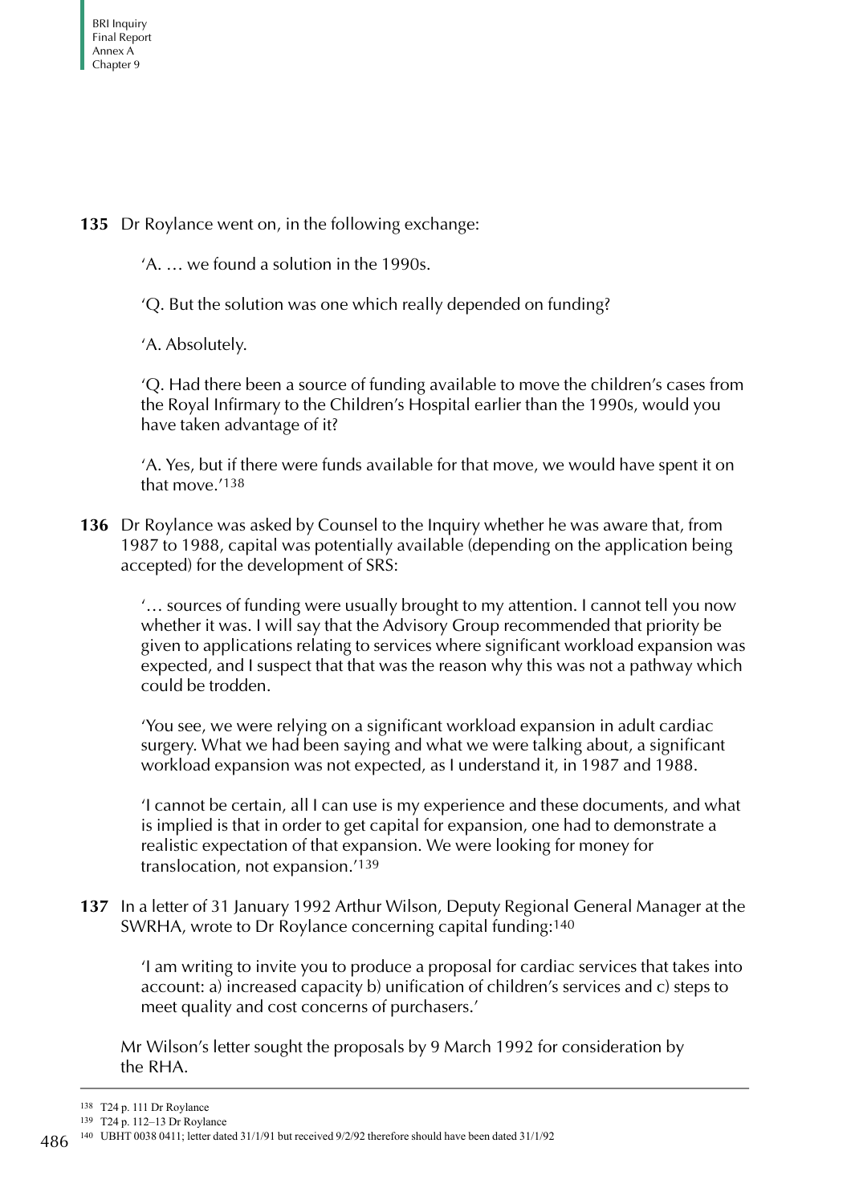**135** Dr Roylance went on, in the following exchange:

> 'A. … we found a solution in the 1990s.
>
> 'Q. But the solution was one which really depended on funding?
>
> 'A. Absolutely.
>
> 'Q. Had there been a source of funding available to move the children's cases from the Royal Infirmary to the Children's Hospital earlier than the 1990s, would you have taken advantage of it?
>
> 'A. Yes, but if there were funds available for that move, we would have spent it on that move.'[138]

**136** Dr Roylance was asked by Counsel to the Inquiry whether he was aware that, from 1987 to 1988, capital was potentially available (depending on the application being accepted) for the development of SRS:

> '… sources of funding were usually brought to my attention. I cannot tell you now whether it was. I will say that the Advisory Group recommended that priority be given to applications relating to services where significant workload expansion was expected, and I suspect that that was the reason why this was not a pathway which could be trodden.
>
> 'You see, we were relying on a significant workload expansion in adult cardiac surgery. What we had been saying and what we were talking about, a significant workload expansion was not expected, as I understand it, in 1987 and 1988.
>
> 'I cannot be certain, all I can use is my experience and these documents, and what is implied is that in order to get capital for expansion, one had to demonstrate a realistic expectation of that expansion. We were looking for money for translocation, not expansion.'[139]

**137** In a letter of 31 January 1992 Arthur Wilson, Deputy Regional General Manager at the SWRHA, wrote to Dr Roylance concerning capital funding:[140]

> 'I am writing to invite you to produce a proposal for cardiac services that takes into account: a) increased capacity b) unification of children's services and c) steps to meet quality and cost concerns of purchasers.'

Mr Wilson's letter sought the proposals by 9 March 1992 for consideration by the RHA.

---

[138] T24 p. 111 Dr Roylance

[139] T24 p. 112–13 Dr Roylance

[140] UBHT 0038 0411; letter dated 31/1/91 but received 9/2/92 therefore should have been dated 31/1/92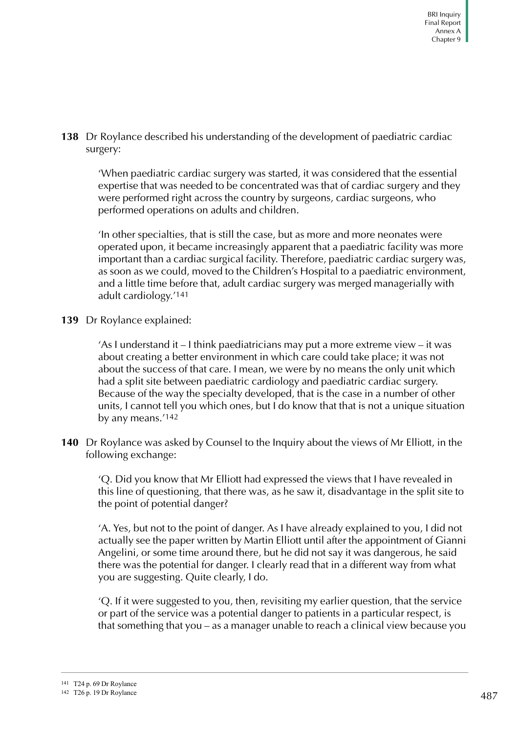**138** Dr Roylance described his understanding of the development of paediatric cardiac surgery:

> 'When paediatric cardiac surgery was started, it was considered that the essential expertise that was needed to be concentrated was that of cardiac surgery and they were performed right across the country by surgeons, cardiac surgeons, who performed operations on adults and children.
>
> 'In other specialties, that is still the case, but as more and more neonates were operated upon, it became increasingly apparent that a paediatric facility was more important than a cardiac surgical facility. Therefore, paediatric cardiac surgery was, as soon as we could, moved to the Children's Hospital to a paediatric environment, and a little time before that, adult cardiac surgery was merged managerially with adult cardiology.'[141]

**139** Dr Roylance explained:

> 'As I understand it – I think paediatricians may put a more extreme view – it was about creating a better environment in which care could take place; it was not about the success of that care. I mean, we were by no means the only unit which had a split site between paediatric cardiology and paediatric cardiac surgery. Because of the way the specialty developed, that is the case in a number of other units, I cannot tell you which ones, but I do know that that is not a unique situation by any means.'[142]

**140** Dr Roylance was asked by Counsel to the Inquiry about the views of Mr Elliott, in the following exchange:

> 'Q. Did you know that Mr Elliott had expressed the views that I have revealed in this line of questioning, that there was, as he saw it, disadvantage in the split site to the point of potential danger?
>
> 'A. Yes, but not to the point of danger. As I have already explained to you, I did not actually see the paper written by Martin Elliott until after the appointment of Gianni Angelini, or some time around there, but he did not say it was dangerous, he said there was the potential for danger. I clearly read that in a different way from what you are suggesting. Quite clearly, I do.
>
> 'Q. If it were suggested to you, then, revisiting my earlier question, that the service or part of the service was a potential danger to patients in a particular respect, is that something that you – as a manager unable to reach a clinical view because you

---

[141] T24 p. 69 Dr Roylance

[142] T26 p. 19 Dr Roylance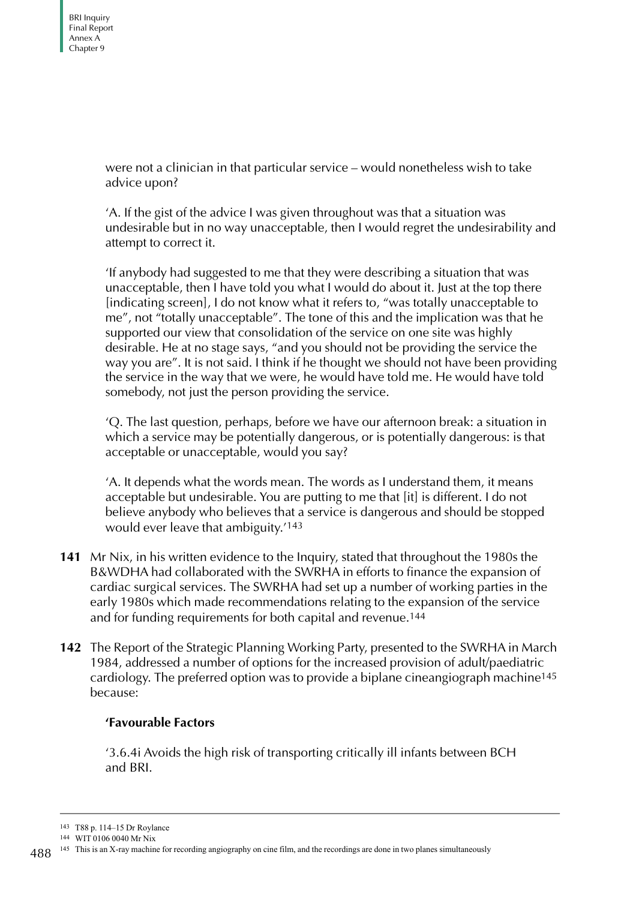were not a clinician in that particular service – would nonetheless wish to take advice upon?

'A. If the gist of the advice I was given throughout was that a situation was undesirable but in no way unacceptable, then I would regret the undesirability and attempt to correct it.

'If anybody had suggested to me that they were describing a situation that was unacceptable, then I have told you what I would do about it. Just at the top there [indicating screen], I do not know what it refers to, "was totally unacceptable to me", not "totally unacceptable". The tone of this and the implication was that he supported our view that consolidation of the service on one site was highly desirable. He at no stage says, "and you should not be providing the service the way you are". It is not said. I think if he thought we should not have been providing the service in the way that we were, he would have told me. He would have told somebody, not just the person providing the service.

'Q. The last question, perhaps, before we have our afternoon break: a situation in which a service may be potentially dangerous, or is potentially dangerous: is that acceptable or unacceptable, would you say?

'A. It depends what the words mean. The words as I understand them, it means acceptable but undesirable. You are putting to me that [it] is different. I do not believe anybody who believes that a service is dangerous and should be stopped would ever leave that ambiguity.'[143]

**141** Mr Nix, in his written evidence to the Inquiry, stated that throughout the 1980s the B&WDHA had collaborated with the SWRHA in efforts to finance the expansion of cardiac surgical services. The SWRHA had set up a number of working parties in the early 1980s which made recommendations relating to the expansion of the service and for funding requirements for both capital and revenue.[144]

**142** The Report of the Strategic Planning Working Party, presented to the SWRHA in March 1984, addressed a number of options for the increased provision of adult/paediatric cardiology. The preferred option was to provide a biplane cineangiograph machine[145] because:

**'Favourable Factors**

'3.6.4i Avoids the high risk of transporting critically ill infants between BCH and BRI.

---

143 T88 p. 114–15 Dr Roylance

144 WIT 0106 0040 Mr Nix

145 This is an X-ray machine for recording angiography on cine film, and the recordings are done in two planes simultaneously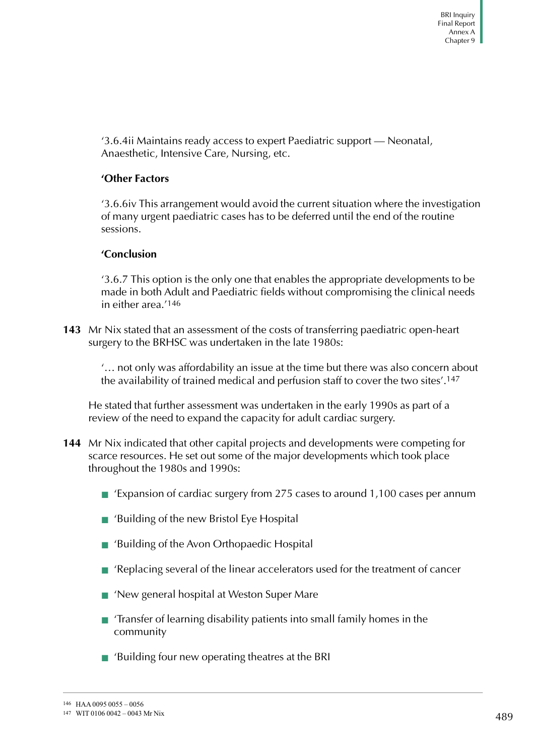'3.6.4ii Maintains ready access to expert Paediatric support — Neonatal, Anaesthetic, Intensive Care, Nursing, etc.

**'Other Factors**

'3.6.6iv This arrangement would avoid the current situation where the investigation of many urgent paediatric cases has to be deferred until the end of the routine sessions.

**'Conclusion**

'3.6.7 This option is the only one that enables the appropriate developments to be made in both Adult and Paediatric fields without compromising the clinical needs in either area.'[146]

**143** Mr Nix stated that an assessment of the costs of transferring paediatric open-heart surgery to the BRHSC was undertaken in the late 1980s:

'… not only was affordability an issue at the time but there was also concern about the availability of trained medical and perfusion staff to cover the two sites'.[147]

He stated that further assessment was undertaken in the early 1990s as part of a review of the need to expand the capacity for adult cardiac surgery.

**144** Mr Nix indicated that other capital projects and developments were competing for scarce resources. He set out some of the major developments which took place throughout the 1980s and 1990s:

- 'Expansion of cardiac surgery from 275 cases to around 1,100 cases per annum
- 'Building of the new Bristol Eye Hospital
- 'Building of the Avon Orthopaedic Hospital
- 'Replacing several of the linear accelerators used for the treatment of cancer
- 'New general hospital at Weston Super Mare
- 'Transfer of learning disability patients into small family homes in the community
- 'Building four new operating theatres at the BRI

[146] HAA 0095 0055 – 0056

[147] WIT 0106 0042 – 0043 Mr Nix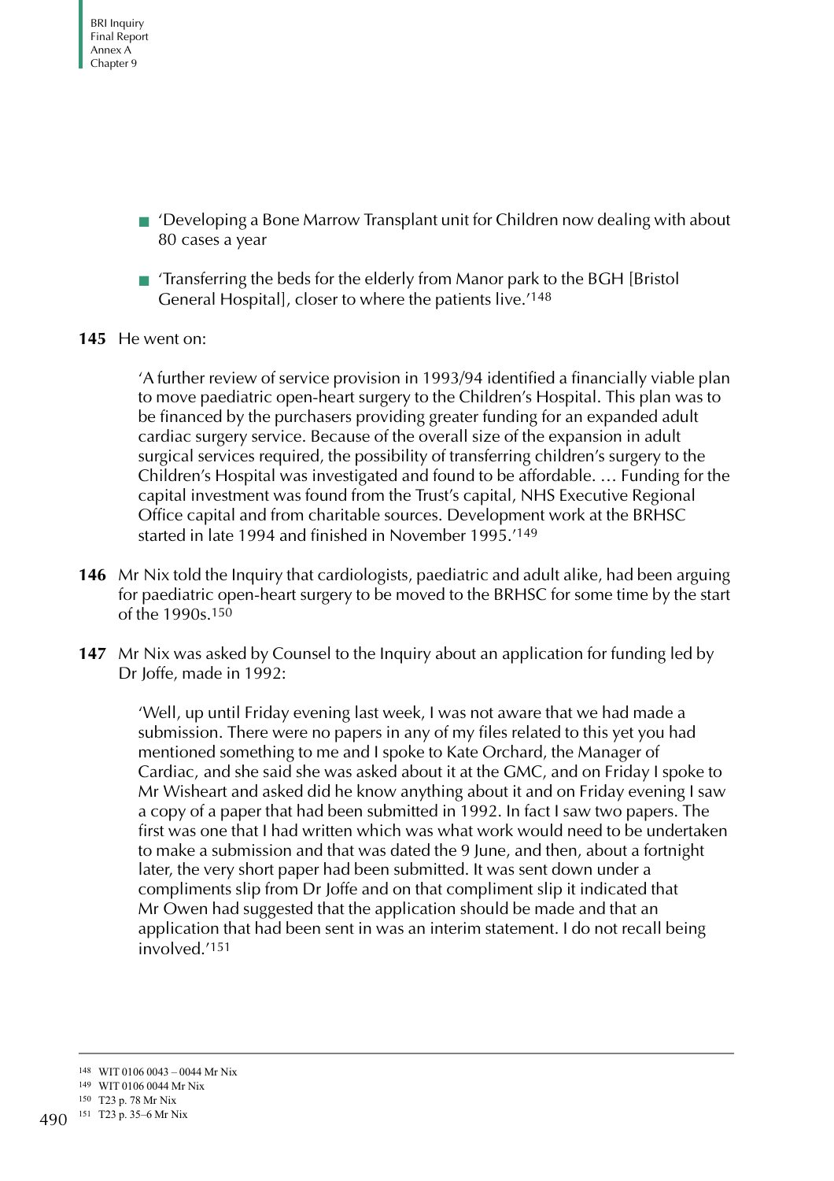- 'Developing a Bone Marrow Transplant unit for Children now dealing with about 80 cases a year
- 'Transferring the beds for the elderly from Manor park to the BGH [Bristol General Hospital], closer to where the patients live.'[148]

**145** He went on:

> 'A further review of service provision in 1993/94 identified a financially viable plan to move paediatric open-heart surgery to the Children's Hospital. This plan was to be financed by the purchasers providing greater funding for an expanded adult cardiac surgery service. Because of the overall size of the expansion in adult surgical services required, the possibility of transferring children's surgery to the Children's Hospital was investigated and found to be affordable. … Funding for the capital investment was found from the Trust's capital, NHS Executive Regional Office capital and from charitable sources. Development work at the BRHSC started in late 1994 and finished in November 1995.'[149]

**146** Mr Nix told the Inquiry that cardiologists, paediatric and adult alike, had been arguing for paediatric open-heart surgery to be moved to the BRHSC for some time by the start of the 1990s.[150]

**147** Mr Nix was asked by Counsel to the Inquiry about an application for funding led by Dr Joffe, made in 1992:

> 'Well, up until Friday evening last week, I was not aware that we had made a submission. There were no papers in any of my files related to this yet you had mentioned something to me and I spoke to Kate Orchard, the Manager of Cardiac, and she said she was asked about it at the GMC, and on Friday I spoke to Mr Wisheart and asked did he know anything about it and on Friday evening I saw a copy of a paper that had been submitted in 1992. In fact I saw two papers. The first was one that I had written which was what work would need to be undertaken to make a submission and that was dated the 9 June, and then, about a fortnight later, the very short paper had been submitted. It was sent down under a compliments slip from Dr Joffe and on that compliment slip it indicated that Mr Owen had suggested that the application should be made and that an application that had been sent in was an interim statement. I do not recall being involved.'[151]

---

[148] WIT 0106 0043 – 0044 Mr Nix

[149] WIT 0106 0044 Mr Nix

[150] T23 p. 78 Mr Nix

[151] T23 p. 35–6 Mr Nix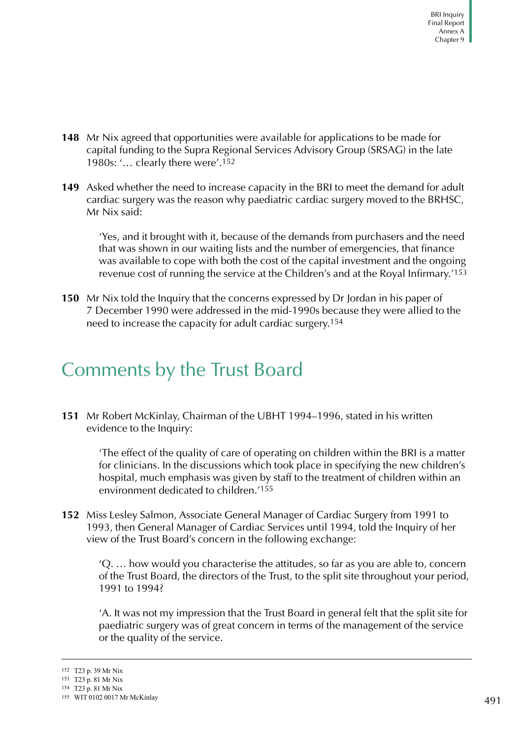**148** Mr Nix agreed that opportunities were available for applications to be made for capital funding to the Supra Regional Services Advisory Group (SRSAG) in the late 1980s: '… clearly there were'.[152]

**149** Asked whether the need to increase capacity in the BRI to meet the demand for adult cardiac surgery was the reason why paediatric cardiac surgery moved to the BRHSC, Mr Nix said:

> 'Yes, and it brought with it, because of the demands from purchasers and the need that was shown in our waiting lists and the number of emergencies, that finance was available to cope with both the cost of the capital investment and the ongoing revenue cost of running the service at the Children's and at the Royal Infirmary.'[153]

**150** Mr Nix told the Inquiry that the concerns expressed by Dr Jordan in his paper of 7 December 1990 were addressed in the mid-1990s because they were allied to the need to increase the capacity for adult cardiac surgery.[154]

## Comments by the Trust Board

**151** Mr Robert McKinlay, Chairman of the UBHT 1994–1996, stated in his written evidence to the Inquiry:

> 'The effect of the quality of care of operating on children within the BRI is a matter for clinicians. In the discussions which took place in specifying the new children's hospital, much emphasis was given by staff to the treatment of children within an environment dedicated to children.'[155]

**152** Miss Lesley Salmon, Associate General Manager of Cardiac Surgery from 1991 to 1993, then General Manager of Cardiac Services until 1994, told the Inquiry of her view of the Trust Board's concern in the following exchange:

> 'Q. … how would you characterise the attitudes, so far as you are able to, concern of the Trust Board, the directors of the Trust, to the split site throughout your period, 1991 to 1994?
>
> 'A. It was not my impression that the Trust Board in general felt that the split site for paediatric surgery was of great concern in terms of the management of the service or the quality of the service.

---

152 T23 p. 39 Mr Nix
153 T23 p. 81 Mr Nix
154 T23 p. 81 Mr Nix
155 WIT 0102 0017 Mr McKinlay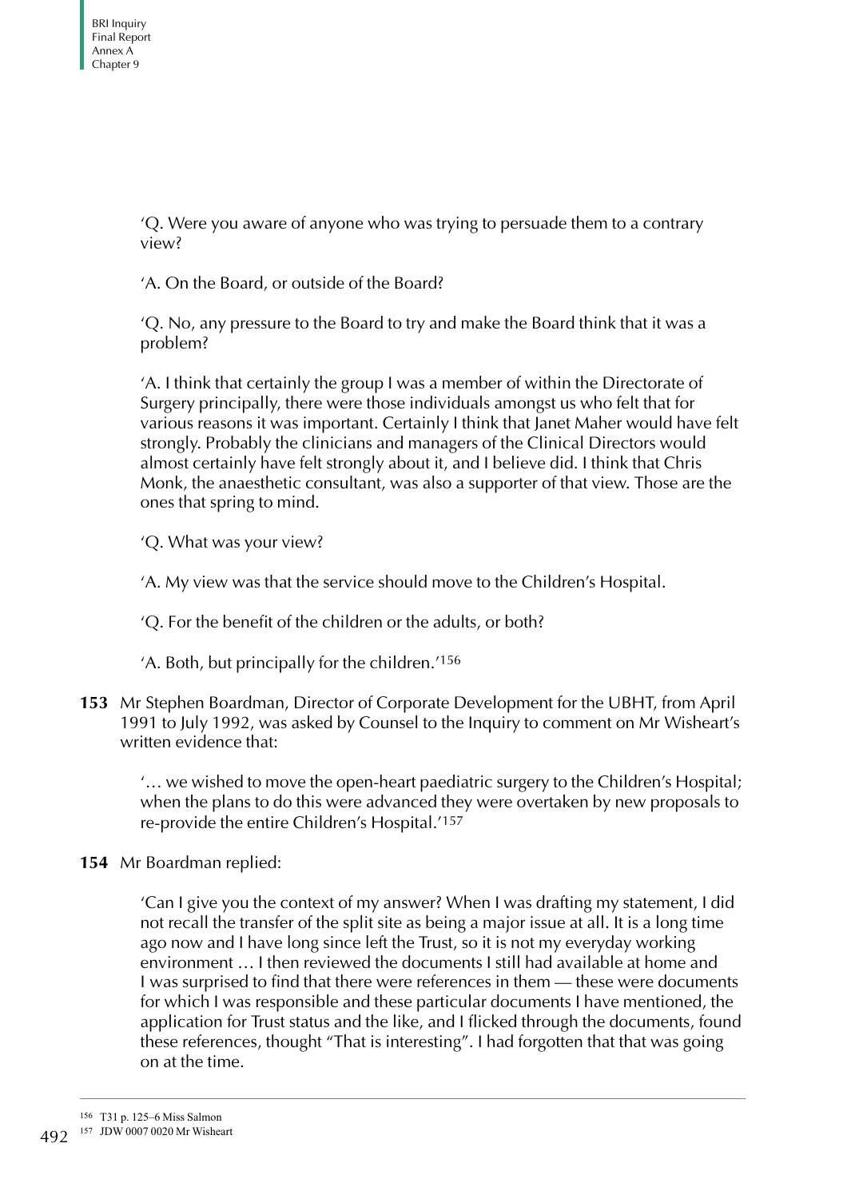'Q. Were you aware of anyone who was trying to persuade them to a contrary view?

'A. On the Board, or outside of the Board?

'Q. No, any pressure to the Board to try and make the Board think that it was a problem?

'A. I think that certainly the group I was a member of within the Directorate of Surgery principally, there were those individuals amongst us who felt that for various reasons it was important. Certainly I think that Janet Maher would have felt strongly. Probably the clinicians and managers of the Clinical Directors would almost certainly have felt strongly about it, and I believe did. I think that Chris Monk, the anaesthetic consultant, was also a supporter of that view. Those are the ones that spring to mind.

'Q. What was your view?

'A. My view was that the service should move to the Children's Hospital.

'Q. For the benefit of the children or the adults, or both?

'A. Both, but principally for the children.'[156]

**153** Mr Stephen Boardman, Director of Corporate Development for the UBHT, from April 1991 to July 1992, was asked by Counsel to the Inquiry to comment on Mr Wisheart's written evidence that:

'… we wished to move the open-heart paediatric surgery to the Children's Hospital; when the plans to do this were advanced they were overtaken by new proposals to re-provide the entire Children's Hospital.'[157]

**154** Mr Boardman replied:

'Can I give you the context of my answer? When I was drafting my statement, I did not recall the transfer of the split site as being a major issue at all. It is a long time ago now and I have long since left the Trust, so it is not my everyday working environment … I then reviewed the documents I still had available at home and I was surprised to find that there were references in them — these were documents for which I was responsible and these particular documents I have mentioned, the application for Trust status and the like, and I flicked through the documents, found these references, thought "That is interesting". I had forgotten that that was going on at the time.

---

156 T31 p. 125–6 Miss Salmon

157 JDW 0007 0020 Mr Wisheart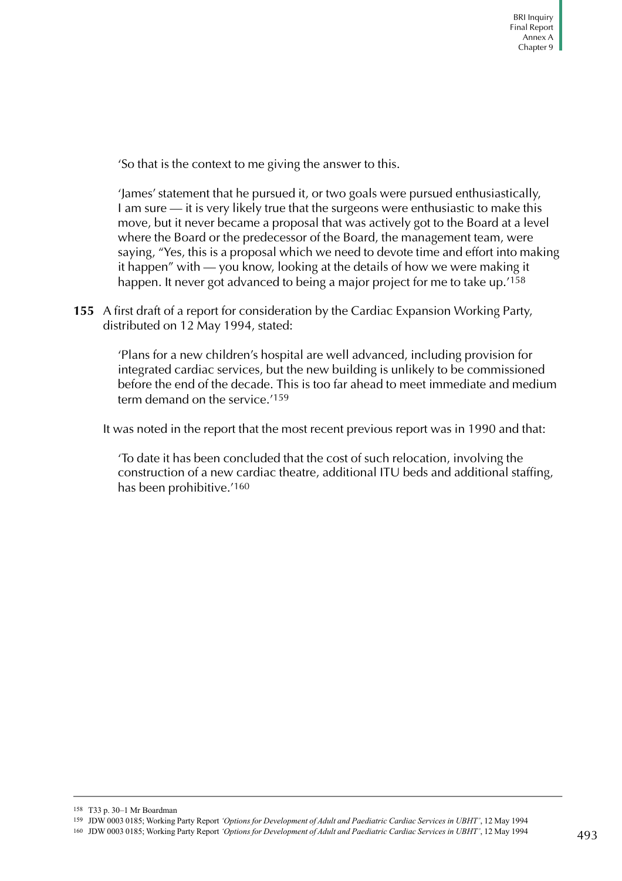'So that is the context to me giving the answer to this.

'James' statement that he pursued it, or two goals were pursued enthusiastically, I am sure — it is very likely true that the surgeons were enthusiastic to make this move, but it never became a proposal that was actively got to the Board at a level where the Board or the predecessor of the Board, the management team, were saying, "Yes, this is a proposal which we need to devote time and effort into making it happen" with — you know, looking at the details of how we were making it happen. It never got advanced to being a major project for me to take up.'[158]

**155** A first draft of a report for consideration by the Cardiac Expansion Working Party, distributed on 12 May 1994, stated:

'Plans for a new children's hospital are well advanced, including provision for integrated cardiac services, but the new building is unlikely to be commissioned before the end of the decade. This is too far ahead to meet immediate and medium term demand on the service.'[159]

It was noted in the report that the most recent previous report was in 1990 and that:

'To date it has been concluded that the cost of such relocation, involving the construction of a new cardiac theatre, additional ITU beds and additional staffing, has been prohibitive.'[160]

---

[158] T33 p. 30–1 Mr Boardman

[159] JDW 0003 0185; Working Party Report *'Options for Development of Adult and Paediatric Cardiac Services in UBHT'*, 12 May 1994

[160] JDW 0003 0185; Working Party Report *'Options for Development of Adult and Paediatric Cardiac Services in UBHT'*, 12 May 1994